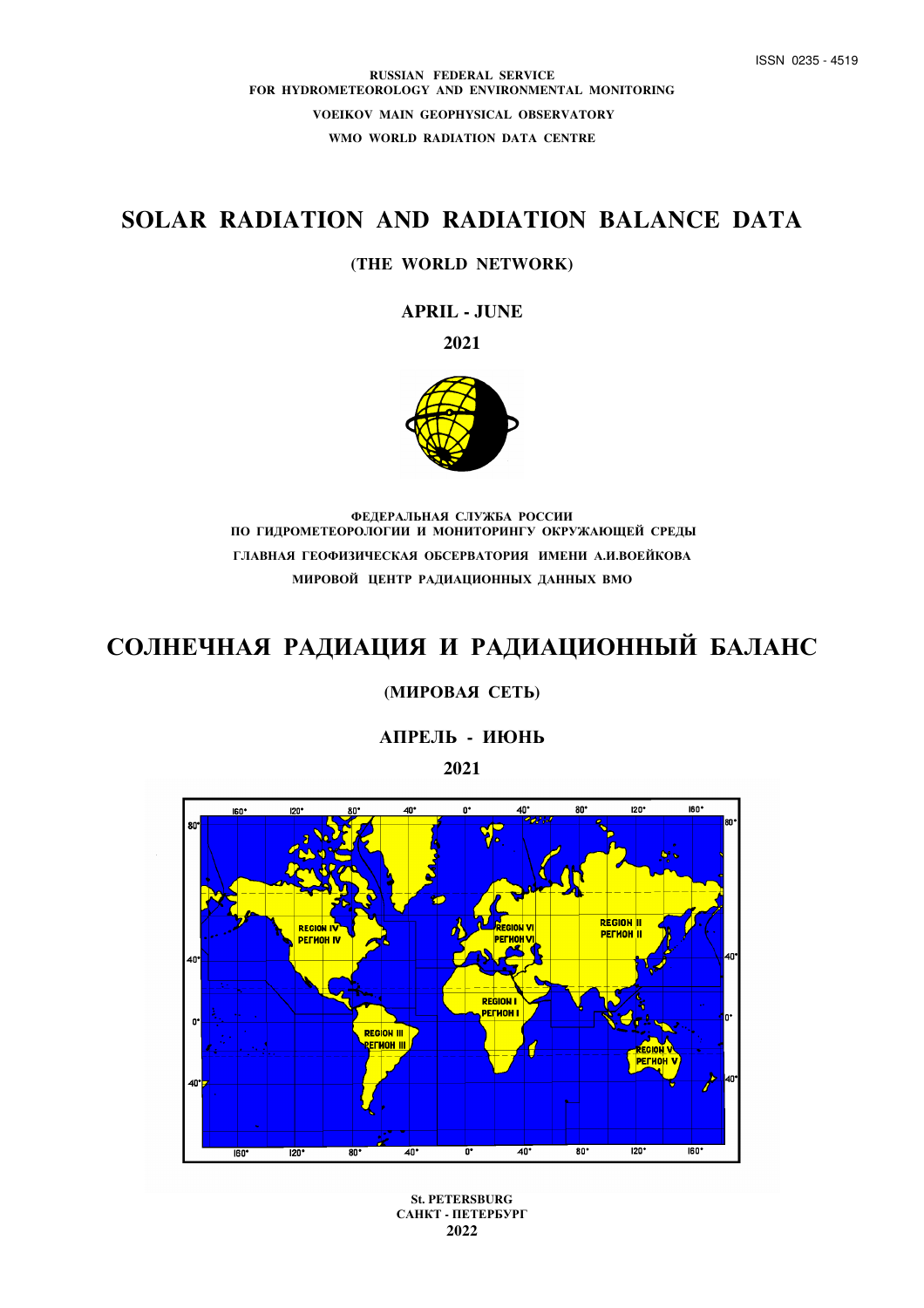ISSN 0235 - 4519

**RUSSIAN FEDERAL SERVICE**
**FOR HYDROMETEOROLOGY AND ENVIRONMENTAL MONITORING**

**VOEIKOV MAIN GEOPHYSICAL OBSERVATORY**

**WMO WORLD RADIATION DATA CENTRE**

# SOLAR RADIATION AND RADIATION BALANCE DATA

**(THE WORLD NETWORK)**

**APRIL - JUNE**

**2021**

**ФЕДЕРАЛЬНАЯ СЛУЖБА РОССИИ**
**ПО ГИДРОМЕТЕОРОЛОГИИ И МОНИТОРИНГУ ОКРУЖАЮЩЕЙ СРЕДЫ**

**ГЛАВНАЯ ГЕОФИЗИЧЕСКАЯ ОБСЕРВАТОРИЯ ИМЕНИ А.И.ВОЕЙКОВА**

**МИРОВОЙ ЦЕНТР РАДИАЦИОННЫХ ДАННЫХ ВМО**

# СОЛНЕЧНАЯ РАДИАЦИЯ И РАДИАЦИОННЫЙ БАЛАНС

**(МИРОВАЯ СЕТЬ)**

**АПРЕЛЬ - ИЮНЬ**

**2021**

REGION I / РЕГИОН I
REGION II / РЕГИОН II
REGION III / РЕГИОН III
REGION IV / РЕГИОН IV
REGION V / РЕГИОН V
REGION VI / РЕГИОН VI

**St. PETERSBURG**
**САНКТ - ПЕТЕРБУРГ**
**2022**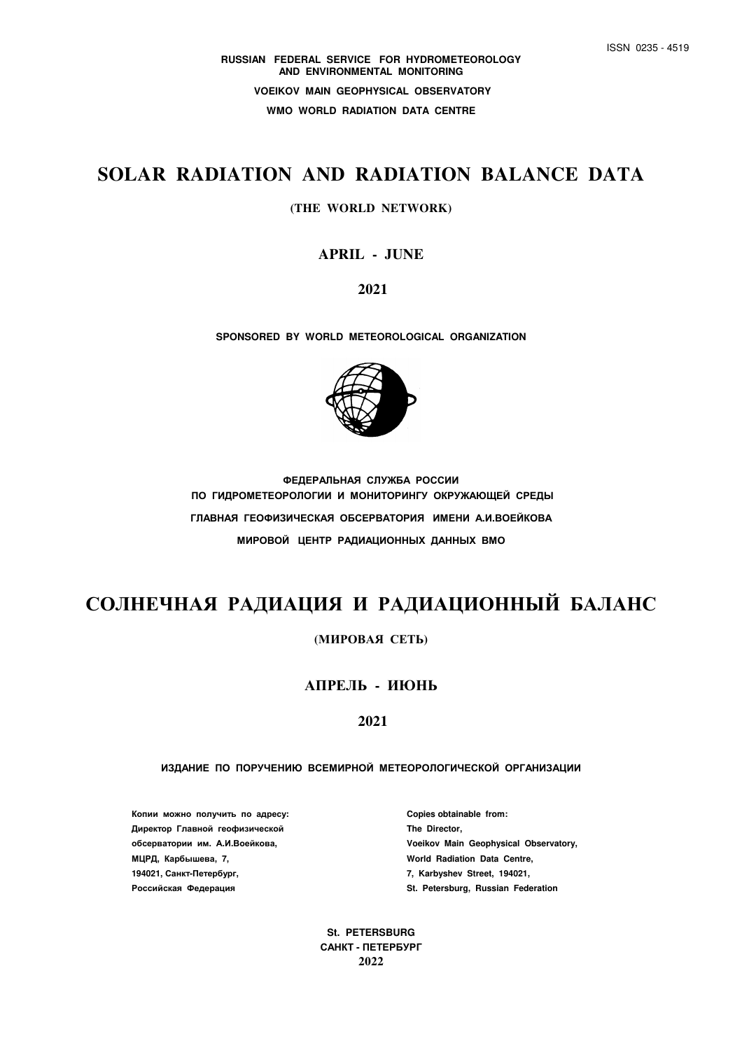ISSN 0235 - 4519

**RUSSIAN FEDERAL SERVICE FOR HYDROMETEOROLOGY AND ENVIRONMENTAL MONITORING**

**VOEIKOV MAIN GEOPHYSICAL OBSERVATORY**

**WMO WORLD RADIATION DATA CENTRE**

# SOLAR RADIATION AND RADIATION BALANCE DATA

**(THE WORLD NETWORK)**

## APRIL - JUNE

## 2021

**SPONSORED BY WORLD METEOROLOGICAL ORGANIZATION**

**ФЕДЕРАЛЬНАЯ СЛУЖБА РОССИИ ПО ГИДРОМЕТЕОРОЛОГИИ И МОНИТОРИНГУ ОКРУЖАЮЩЕЙ СРЕДЫ**

**ГЛАВНАЯ ГЕОФИЗИЧЕСКАЯ ОБСЕРВАТОРИЯ ИМЕНИ А.И.ВОЕЙКОВА**

**МИРОВОЙ ЦЕНТР РАДИАЦИОННЫХ ДАННЫХ ВМО**

# СОЛНЕЧНАЯ РАДИАЦИЯ И РАДИАЦИОННЫЙ БАЛАНС

**(МИРОВАЯ СЕТЬ)**

## АПРЕЛЬ - ИЮНЬ

## 2021

**ИЗДАНИЕ ПО ПОРУЧЕНИЮ ВСЕМИРНОЙ МЕТЕОРОЛОГИЧЕСКОЙ ОРГАНИЗАЦИИ**

**Копии можно получить по адресу:**
**Директор Главной геофизической обсерватории им. А.И.Воейкова,**
**МЦРД, Карбышева, 7,**
**194021, Санкт-Петербург,**
**Российская Федерация**

**Copies obtainable from:**
**The Director,**
**Voeikov Main Geophysical Observatory,**
**World Radiation Data Centre,**
**7, Karbyshev Street, 194021,**
**St. Petersburg, Russian Federation**

**St. PETERSBURG**
**САНКТ - ПЕТЕРБУРГ**
**2022**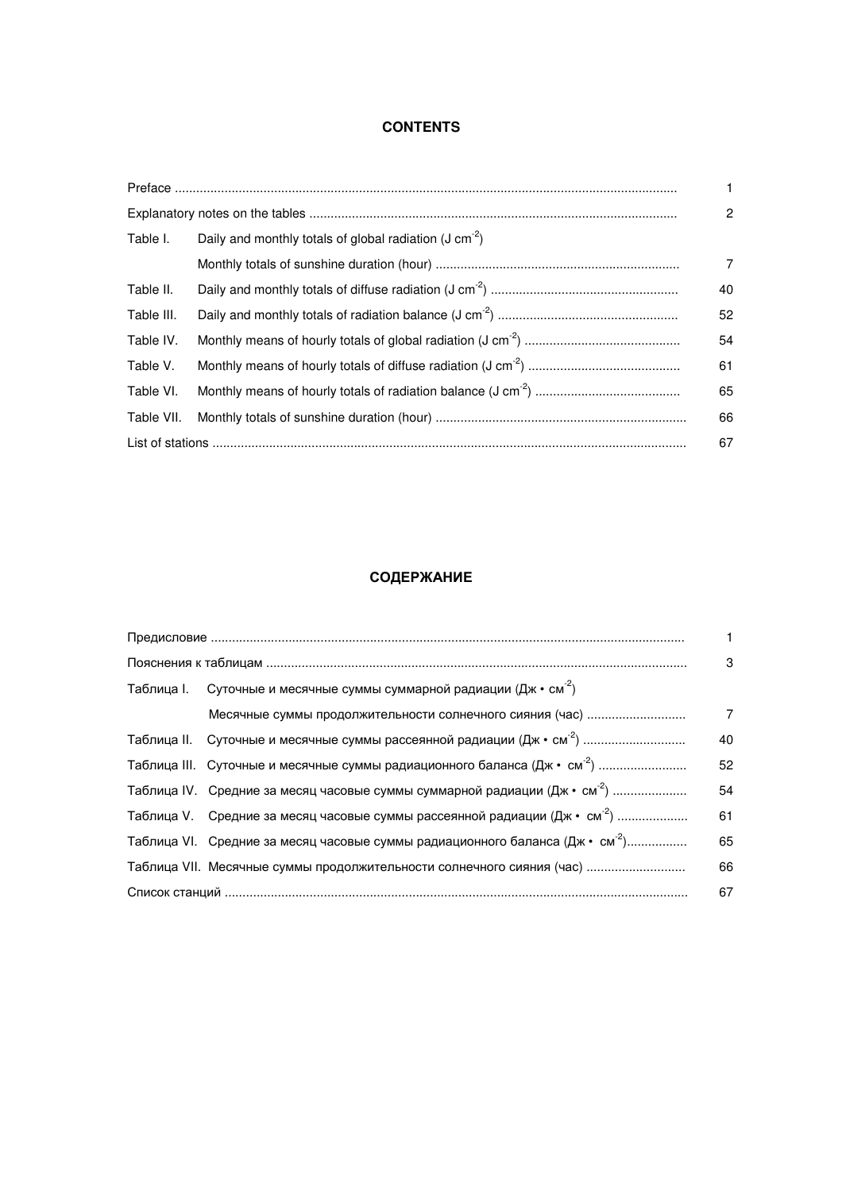## CONTENTS

| | | |
|---|---|---|
| Preface | | 1 |
| Explanatory notes on the tables | | 2 |
| Table I. | Daily and monthly totals of global radiation (J cm$^{-2}$) Monthly totals of sunshine duration (hour) | 7 |
| Table II. | Daily and monthly totals of diffuse radiation (J cm$^{-2}$) | 40 |
| Table III. | Daily and monthly totals of radiation balance (J cm$^{-2}$) | 52 |
| Table IV. | Monthly means of hourly totals of global radiation (J cm$^{-2}$) | 54 |
| Table V. | Monthly means of hourly totals of diffuse radiation (J cm$^{-2}$) | 61 |
| Table VI. | Monthly means of hourly totals of radiation balance (J cm$^{-2}$) | 65 |
| Table VII. | Monthly totals of sunshine duration (hour) | 66 |
| List of stations | | 67 |

## СОДЕРЖАНИЕ

| | | |
|---|---|---|
| Предисловие | | 1 |
| Пояснения к таблицам | | 3 |
| Таблица I. | Суточные и месячные суммы суммарной радиации (Дж • см$^{-2}$) Месячные суммы продолжительности солнечного сияния (час) | 7 |
| Таблица II. | Суточные и месячные суммы рассеянной радиации (Дж • см$^{-2}$) | 40 |
| Таблица III. | Суточные и месячные суммы радиационного баланса (Дж • см$^{-2}$) | 52 |
| Таблица IV. | Средние за месяц часовые суммы суммарной радиации (Дж • см$^{-2}$) | 54 |
| Таблица V. | Средние за месяц часовые суммы рассеянной радиации (Дж • см$^{-2}$) | 61 |
| Таблица VI. | Средние за месяц часовые суммы радиационного баланса (Дж • см$^{-2}$) | 65 |
| Таблица VII. | Месячные суммы продолжительности солнечного сияния (час) | 66 |
| Список станций | | 67 |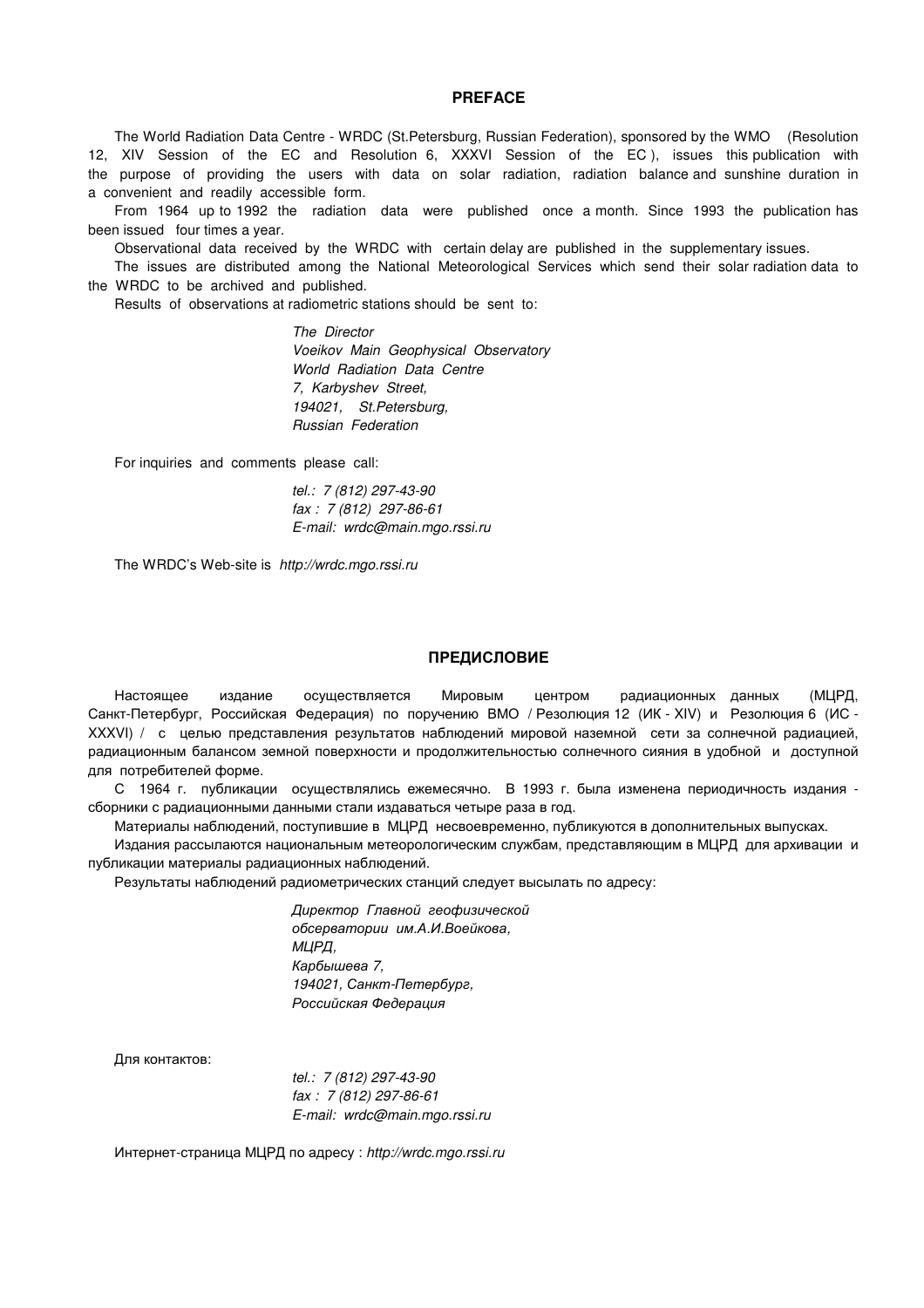## PREFACE

The World Radiation Data Centre - WRDC (St.Petersburg, Russian Federation), sponsored by the WMO (Resolution 12, XIV Session of the EC and Resolution 6, XXXVI Session of the EC ), issues this publication with the purpose of providing the users with data on solar radiation, radiation balance and sunshine duration in a convenient and readily accessible form.

From 1964 up to 1992 the radiation data were published once a month. Since 1993 the publication has been issued four times a year.

Observational data received by the WRDC with certain delay are published in the supplementary issues.

The issues are distributed among the National Meteorological Services which send their solar radiation data to the WRDC to be archived and published.

Results of observations at radiometric stations should be sent to:

*The Director*  
*Voeikov Main Geophysical Observatory*  
*World Radiation Data Centre*  
*7, Karbyshev Street,*  
*194021, St.Petersburg,*  
*Russian Federation*

For inquiries and comments please call:

*tel.: 7 (812) 297-43-90*  
*fax : 7 (812) 297-86-61*  
*E-mail: wrdc@main.mgo.rssi.ru*

The WRDC's Web-site is *http://wrdc.mgo.rssi.ru*

## ПРЕДИСЛОВИЕ

Настоящее издание осуществляется Мировым центром радиационных данных (МЦРД, Санкт-Петербург, Российская Федерация) по поручению ВМО / Резолюция 12 (ИК - XIV) и Резолюция 6 (ИС - XXXVI) / с целью представления результатов наблюдений мировой наземной сети за солнечной радиацией, радиационным балансом земной поверхности и продолжительностью солнечного сияния в удобной и доступной для потребителей форме.

С 1964 г. публикации осуществлялись ежемесячно. В 1993 г. была изменена периодичность издания - сборники с радиационными данными стали издаваться четыре раза в год.

Материалы наблюдений, поступившие в МЦРД несвоевременно, публикуются в дополнительных выпусках.

Издания рассылаются национальным метеорологическим службам, представляющим в МЦРД для архивации и публикации материалы радиационных наблюдений.

Результаты наблюдений радиометрических станций следует высылать по адресу:

*Директор Главной геофизической*  
*обсерватории им.А.И.Воейкова,*  
*МЦРД,*  
*Карбышева 7,*  
*194021, Санкт-Петербург,*  
*Российская Федерация*

Для контактов:

*tel.: 7 (812) 297-43-90*  
*fax : 7 (812) 297-86-61*  
*E-mail: wrdc@main.mgo.rssi.ru*

Интернет-страница МЦРД по адресу : *http://wrdc.mgo.rssi.ru*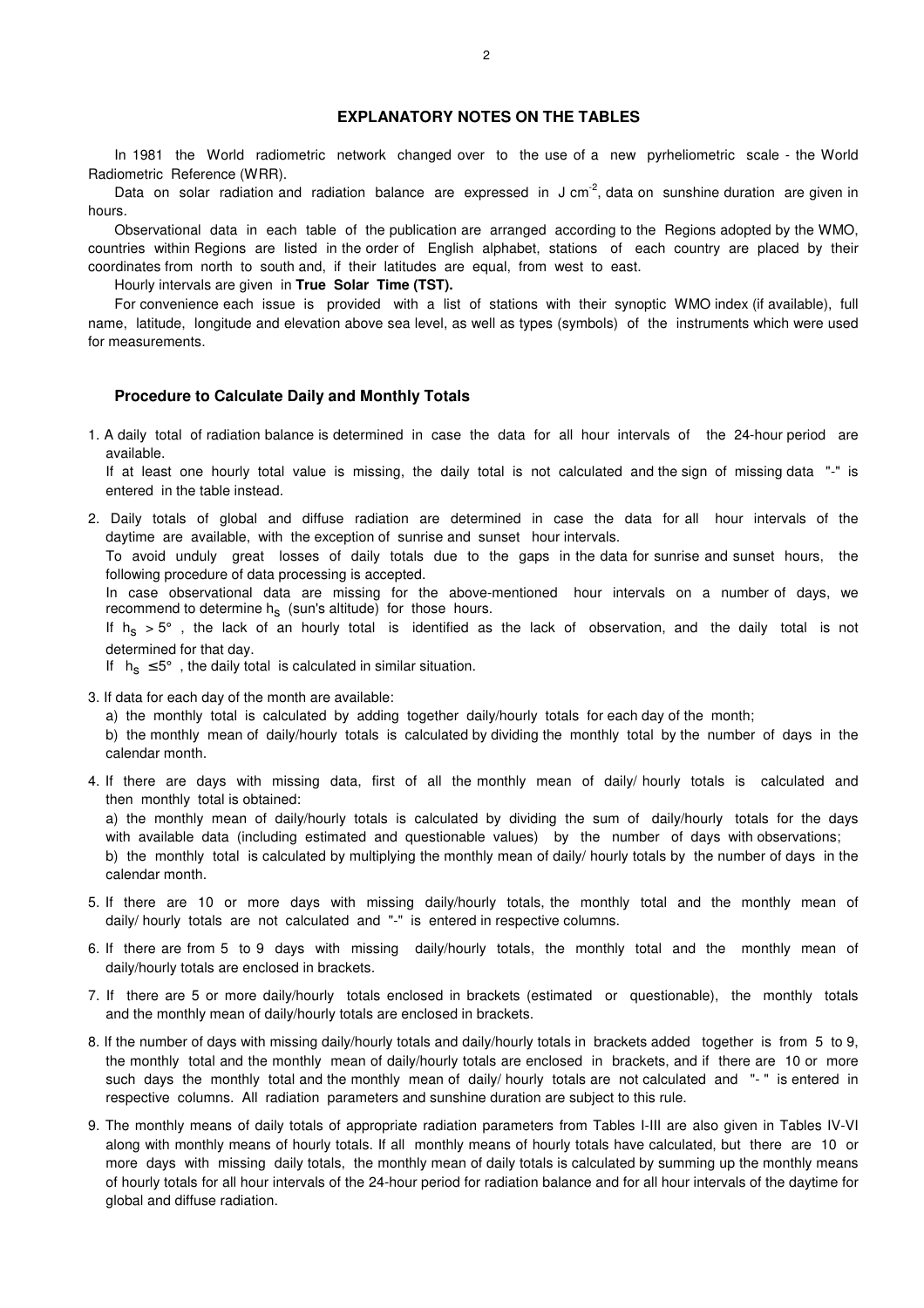## EXPLANATORY NOTES ON THE TABLES

In 1981 the World radiometric network changed over to the use of a new pyrheliometric scale - the World Radiometric Reference (WRR).

Data on solar radiation and radiation balance are expressed in J $cm^{-2}$, data on sunshine duration are given in hours.

Observational data in each table of the publication are arranged according to the Regions adopted by the WMO, countries within Regions are listed in the order of English alphabet, stations of each country are placed by their coordinates from north to south and, if their latitudes are equal, from west to east.

Hourly intervals are given in **True Solar Time (TST).**

For convenience each issue is provided with a list of stations with their synoptic WMO index (if available), full name, latitude, longitude and elevation above sea level, as well as types (symbols) of the instruments which were used for measurements.

### Procedure to Calculate Daily and Monthly Totals

1. A daily total of radiation balance is determined in case the data for all hour intervals of the 24-hour period are available.

   If at least one hourly total value is missing, the daily total is not calculated and the sign of missing data "-" is entered in the table instead.

2. Daily totals of global and diffuse radiation are determined in case the data for all hour intervals of the daytime are available, with the exception of sunrise and sunset hour intervals.

   To avoid unduly great losses of daily totals due to the gaps in the data for sunrise and sunset hours, the following procedure of data processing is accepted.

   In case observational data are missing for the above-mentioned hour intervals on a number of days, we recommend to determine $h_s$ (sun's altitude) for those hours.

   If $h_s > 5°$, the lack of an hourly total is identified as the lack of observation, and the daily total is not determined for that day.

   If $h_s \leq 5°$, the daily total is calculated in similar situation.

3. If data for each day of the month are available:

   a) the monthly total is calculated by adding together daily/hourly totals for each day of the month;

   b) the monthly mean of daily/hourly totals is calculated by dividing the monthly total by the number of days in the calendar month.

4. If there are days with missing data, first of all the monthly mean of daily/ hourly totals is calculated and then monthly total is obtained:

   a) the monthly mean of daily/hourly totals is calculated by dividing the sum of daily/hourly totals for the days with available data (including estimated and questionable values) by the number of days with observations;

   b) the monthly total is calculated by multiplying the monthly mean of daily/ hourly totals by the number of days in the calendar month.

5. If there are 10 or more days with missing daily/hourly totals, the monthly total and the monthly mean of daily/ hourly totals are not calculated and "-" is entered in respective columns.

6. If there are from 5 to 9 days with missing daily/hourly totals, the monthly total and the monthly mean of daily/hourly totals are enclosed in brackets.

7. If there are 5 or more daily/hourly totals enclosed in brackets (estimated or questionable), the monthly totals and the monthly mean of daily/hourly totals are enclosed in brackets.

8. If the number of days with missing daily/hourly totals and daily/hourly totals in brackets added together is from 5 to 9, the monthly total and the monthly mean of daily/hourly totals are enclosed in brackets, and if there are 10 or more such days the monthly total and the monthly mean of daily/ hourly totals are not calculated and "- " is entered in respective columns. All radiation parameters and sunshine duration are subject to this rule.

9. The monthly means of daily totals of appropriate radiation parameters from Tables I-III are also given in Tables IV-VI along with monthly means of hourly totals. If all monthly means of hourly totals have calculated, but there are 10 or more days with missing daily totals, the monthly mean of daily totals is calculated by summing up the monthly means of hourly totals for all hour intervals of the 24-hour period for radiation balance and for all hour intervals of the daytime for global and diffuse radiation.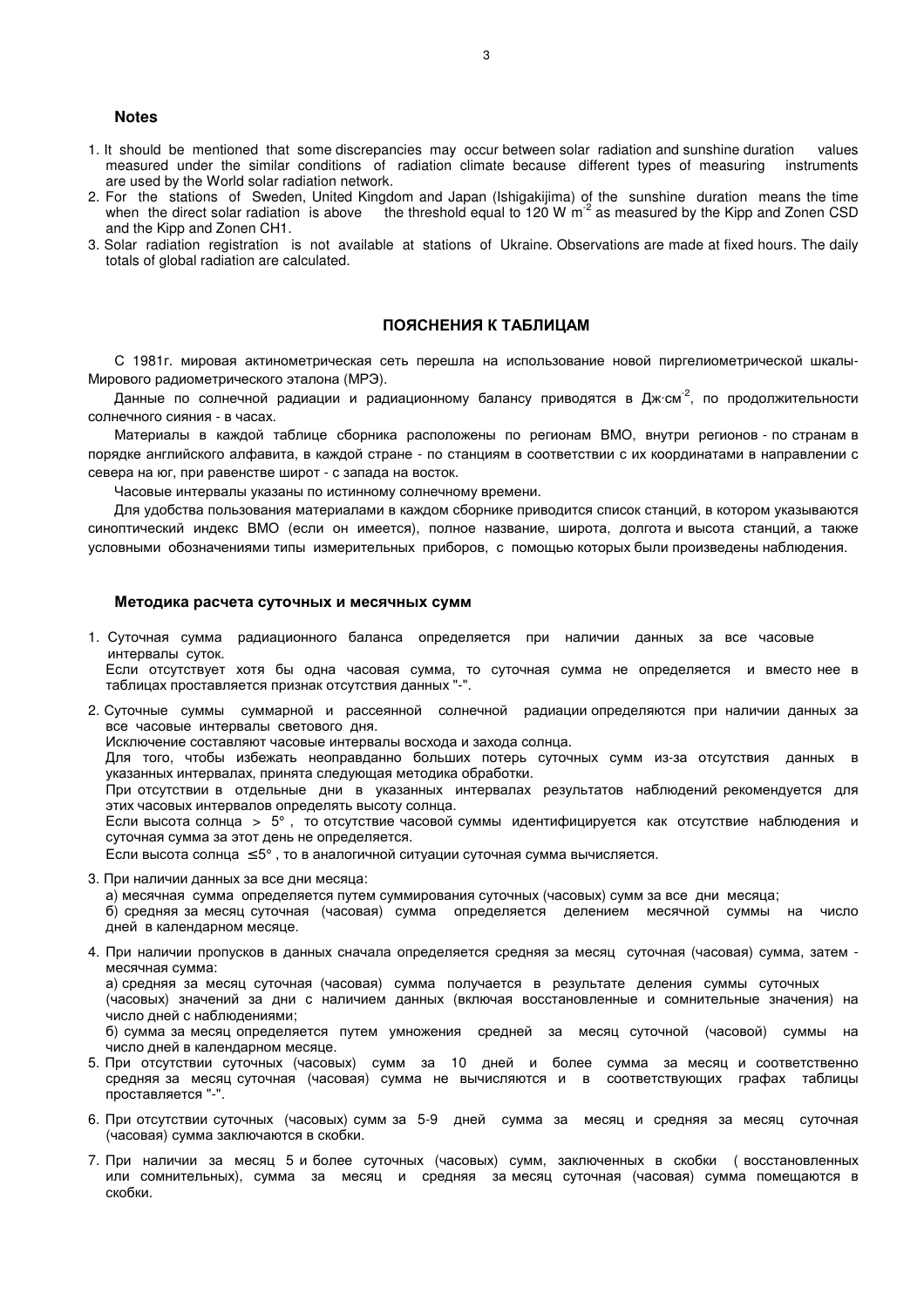### Notes

1. It should be mentioned that some discrepancies may occur between solar radiation and sunshine duration values measured under the similar conditions of radiation climate because different types of measuring instruments are used by the World solar radiation network.
2. For the stations of Sweden, United Kingdom and Japan (Ishigakijima) of the sunshine duration means the time when the direct solar radiation is above the threshold equal to 120 W $m^{-2}$ as measured by the Kipp and Zonen CSD and the Kipp and Zonen CH1.
3. Solar radiation registration is not available at stations of Ukraine. Observations are made at fixed hours. The daily totals of global radiation are calculated.

## ПОЯСНЕНИЯ К ТАБЛИЦАМ

С 1981г. мировая актинометрическая сеть перешла на использование новой пиргелиометрической шкалы-Мирового радиометрического эталона (МРЭ).

Данные по солнечной радиации и радиационному балансу приводятся в Дж·$см^{-2}$, по продолжительности солнечного сияния - в часах.

Материалы в каждой таблице сборника расположены по регионам ВМО, внутри регионов - по странам в порядке английского алфавита, в каждой стране - по станциям в соответствии с их координатами в направлении с севера на юг, при равенстве широт - с запада на восток.

Часовые интервалы указаны по истинному солнечному времени.

Для удобства пользования материалами в каждом сборнике приводится список станций, в котором указываются синоптический индекс ВМО (если он имеется), полное название, широта, долгота и высота станций, а также условными обозначениями типы измерительных приборов, с помощью которых были произведены наблюдения.

### Методика расчета суточных и месячных сумм

1. Суточная сумма радиационного баланса определяется при наличии данных за все часовые интервалы суток.
   Если отсутствует хотя бы одна часовая сумма, то суточная сумма не определяется и вместо нее в таблицах проставляется признак отсутствия данных "-".
2. Суточные суммы суммарной и рассеянной солнечной радиации определяются при наличии данных за все часовые интервалы светового дня.
   Исключение составляют часовые интервалы восхода и захода солнца.
   Для того, чтобы избежать неоправданно больших потерь суточных сумм из-за отсутствия данных в указанных интервалах, принята следующая методика обработки.
   При отсутствии в отдельные дни в указанных интервалах результатов наблюдений рекомендуется для этих часовых интервалов определять высоту солнца.
   Если высота солнца $> 5°$, то отсутствие часовой суммы идентифицируется как отсутствие наблюдения и суточная сумма за этот день не определяется.
   Если высота солнца $\leq 5°$, то в аналогичной ситуации суточная сумма вычисляется.
3. При наличии данных за все дни месяца:
   а) месячная сумма определяется путем суммирования суточных (часовых) сумм за все дни месяца;
   б) средняя за месяц суточная (часовая) сумма определяется делением месячной суммы на число дней в календарном месяце.
4. При наличии пропусков в данных сначала определяется средняя за месяц суточная (часовая) сумма, затем - месячная сумма:
   а) средняя за месяц суточная (часовая) сумма получается в результате деления суммы суточных (часовых) значений за дни с наличием данных (включая восстановленные и сомнительные значения) на число дней с наблюдениями;
   б) сумма за месяц определяется путем умножения средней за месяц суточной (часовой) суммы на число дней в календарном месяце.
5. При отсутствии суточных (часовых) сумм за 10 дней и более сумма за месяц и соответственно средняя за месяц суточная (часовая) сумма не вычисляются и в соответствующих графах таблицы проставляется "-".
6. При отсутствии суточных (часовых) сумм за 5-9 дней сумма за месяц и средняя за месяц суточная (часовая) сумма заключаются в скобки.
7. При наличии за месяц 5 и более суточных (часовых) сумм, заключенных в скобки ( восстановленных или сомнительных), сумма за месяц и средняя за месяц суточная (часовая) сумма помещаются в скобки.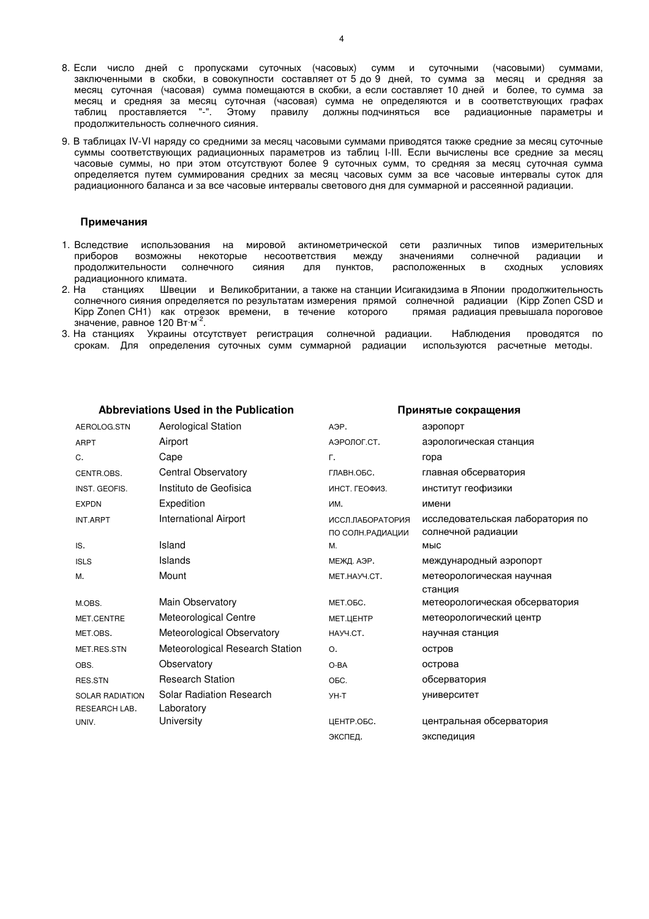8. Если число дней с пропусками суточных (часовых) сумм и суточными (часовыми) суммами, заключенными в скобки, в совокупности составляет от 5 до 9 дней, то сумма за месяц и средняя за месяц суточная (часовая) сумма помещаются в скобки, а если составляет 10 дней и более, то сумма за месяц и средняя за месяц суточная (часовая) сумма не определяются и в соответствующих графах таблиц проставляется "-". Этому правилу должны подчиняться все радиационные параметры и продолжительность солнечного сияния.

9. В таблицах IV-VI наряду со средними за месяц часовыми суммами приводятся также средние за месяц суточные суммы соответствующих радиационных параметров из таблиц I-III. Если вычислены все средние за месяц часовые суммы, но при этом отсутствуют более 9 суточных сумм, то средняя за месяц суточная сумма определяется путем суммирования средних за месяц часовых сумм за все часовые интервалы суток для радиационного баланса и за все часовые интервалы светового дня для суммарной и рассеянной радиации.

### Примечания

1. Вследствие использования на мировой актинометрической сети различных типов измерительных приборов возможны некоторые несоответствия между значениями солнечной радиации и продолжительности солнечного сияния для пунктов, расположенных в сходных условиях радиационного климата.
2. На станциях Швеции и Великобритании, а также на станции Исигакидзима в Японии продолжительность солнечного сияния определяется по результатам измерения прямой солнечной радиации (Kipp Zonen CSD и Kipp Zonen CH1) как отрезок времени, в течение которого прямая радиация превышала пороговое значение, равное 120 $Вт·м^{-2}$.
3. На станциях Украины отсутствует регистрация солнечной радиации. Наблюдения проводятся по срокам. Для определения суточных сумм суммарной радиации используются расчетные методы.

### Abbreviations Used in the Publication

| | |
|---|---|
| AEROLOG.STN | Aerological Station |
| ARPT | Airport |
| C. | Cape |
| CENTR.OBS. | Central Observatory |
| INST. GEOFIS. | Instituto de Geofisica |
| EXPDN | Expedition |
| INT.ARPT | International Airport |
| IS. | Island |
| ISLS | Islands |
| M. | Mount |
| M.OBS. | Main Observatory |
| MET.CENTRE | Meteorological Centre |
| MET.OBS. | Meteorological Observatory |
| MET.RES.STN | Meteorological Research Station |
| OBS. | Observatory |
| RES.STN | Research Station |
| SOLAR RADIATION RESEARCH LAB. | Solar Radiation Research Laboratory |
| UNIV. | University |

### Принятые сокращения

| | |
|---|---|
| АЭР. | аэропорт |
| АЭРОЛОГ.СТ. | аэрологическая станция |
| Г. | гора |
| ГЛАВН.ОБС. | главная обсерватория |
| ИНСТ. ГЕОФИЗ. | институт геофизики |
| ИМ. | имени |
| ИССЛ.ЛАБОРАТОРИЯ ПО СОЛН.РАДИАЦИИ | исследовательская лаборатория по солнечной радиации |
| М. | мыс |
| МЕЖД. АЭР. | международный аэропорт |
| МЕТ.НАУЧ.СТ. | метеорологическая научная станция |
| МЕТ.ОБС. | метеорологическая обсерватория |
| МЕТ.ЦЕНТР | метеорологический центр |
| НАУЧ.СТ. | научная станция |
| О. | остров |
| О-ВА | острова |
| ОБС. | обсерватория |
| УН-Т | университет |
| ЦЕНТР.ОБС. | центральная обсерватория |
| ЭКСПЕД. | экспедиция |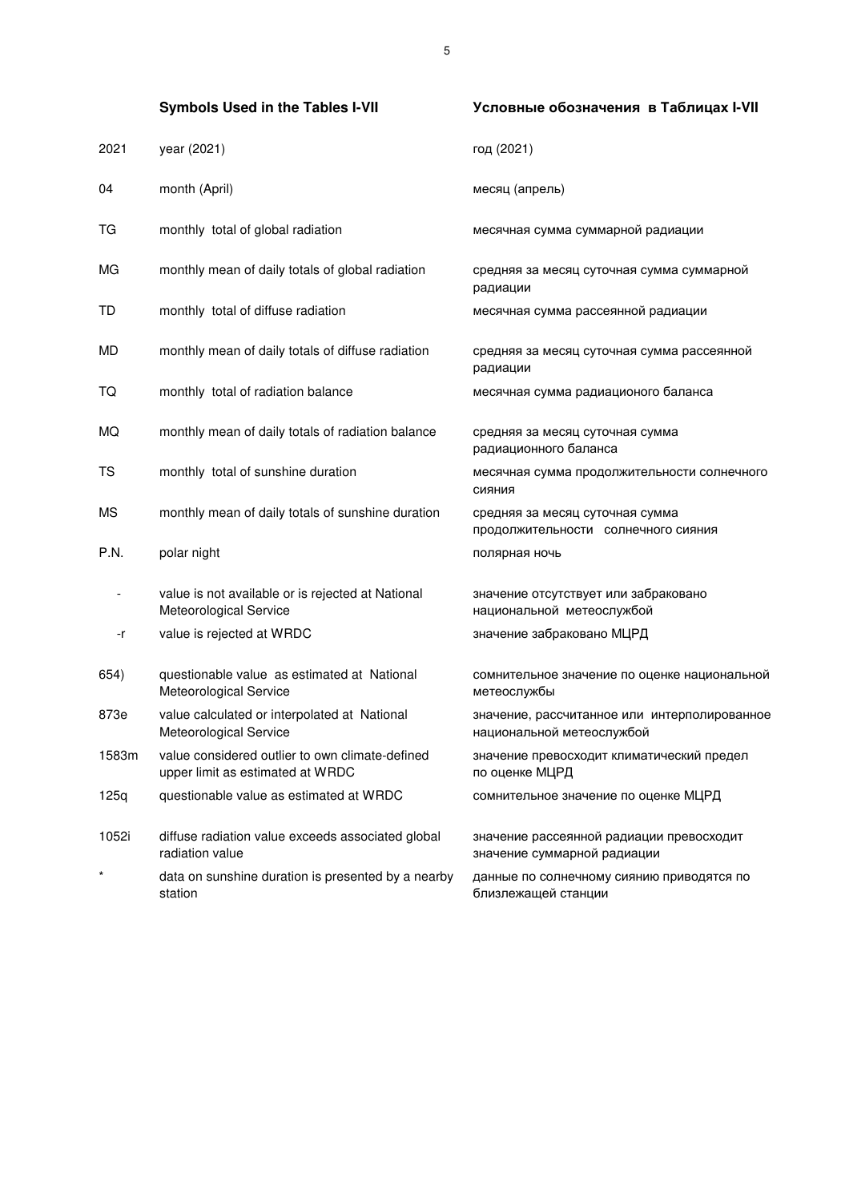| | Symbols Used in the Tables I-VII | Условные обозначения в Таблицах I-VII |
|---|---|---|
| 2021 | year (2021) | год (2021) |
| 04 | month (April) | месяц (апрель) |
| TG | monthly total of global radiation | месячная сумма суммарной радиации |
| MG | monthly mean of daily totals of global radiation | средняя за месяц суточная сумма суммарной радиации |
| TD | monthly total of diffuse radiation | месячная сумма рассеянной радиации |
| MD | monthly mean of daily totals of diffuse radiation | средняя за месяц суточная сумма рассеянной радиации |
| TQ | monthly total of radiation balance | месячная сумма радиационого баланса |
| MQ | monthly mean of daily totals of radiation balance | средняя за месяц суточная сумма радиационного баланса |
| TS | monthly total of sunshine duration | месячная сумма продолжительности солнечного сияния |
| MS | monthly mean of daily totals of sunshine duration | средняя за месяц суточная сумма продолжительности солнечного сияния |
| P.N. | polar night | полярная ночь |
| - | value is not available or is rejected at National Meteorological Service | значение отсутствует или забраковано национальной метеослужбой |
| -r | value is rejected at WRDC | значение забраковано МЦРД |
| 654) | questionable value as estimated at National Meteorological Service | сомнительное значение по оценке национальной метеослужбы |
| 873e | value calculated or interpolated at National Meteorological Service | значение, рассчитанное или интерполированное национальной метеослужбой |
| 1583m | value considered outlier to own climate-defined upper limit as estimated at WRDC | значение превосходит климатический предел по оценке МЦРД |
| 125q | questionable value as estimated at WRDC | сомнительное значение по оценке МЦРД |
| 1052i | diffuse radiation value exceeds associated global radiation value | значение рассеянной радиации превосходит значение суммарной радиации |
| * | data on sunshine duration is presented by a nearby station | данные по солнечному сиянию приводятся по близлежащей станции |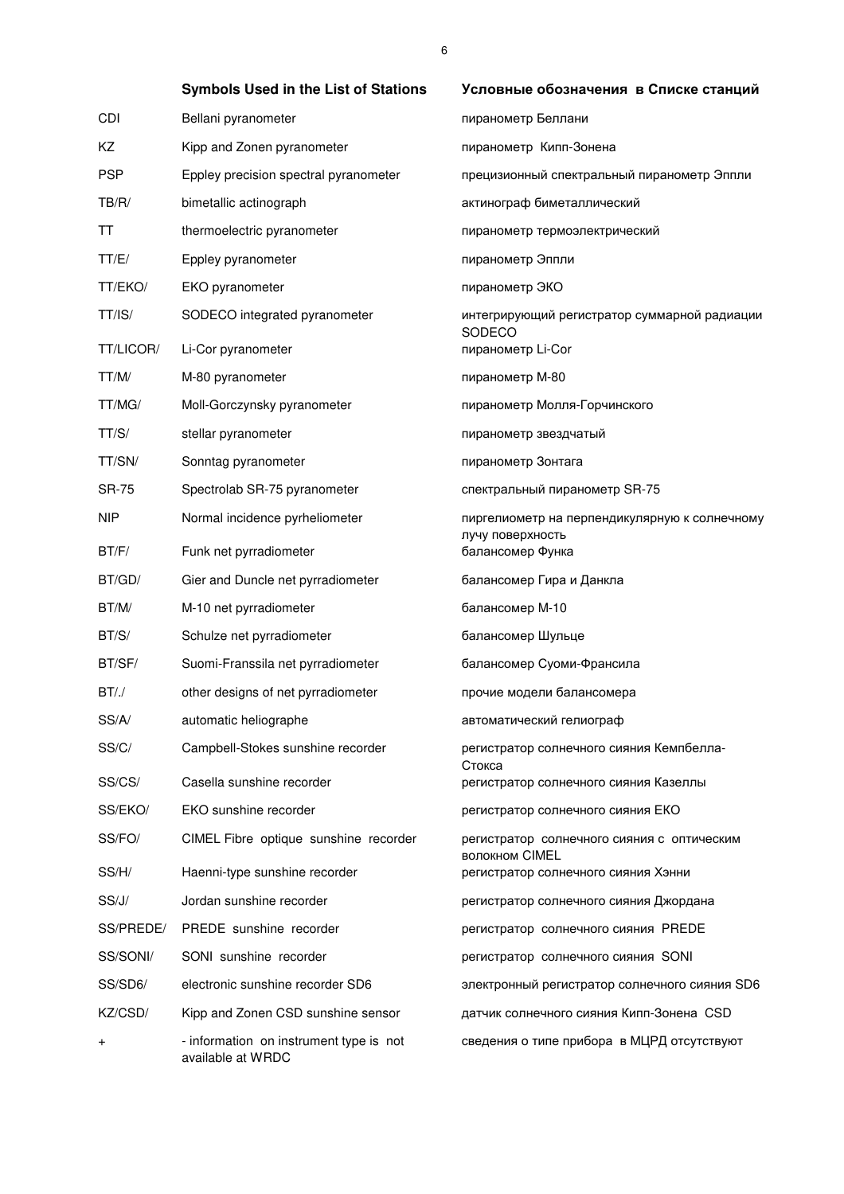| | Symbols Used in the List of Stations | Условные обозначения в Списке станций |
|---|---|---|
| CDI | Bellani pyranometer | пиранометр Беллани |
| KZ | Kipp and Zonen pyranometer | пиранометр Кипп-Зонена |
| PSP | Eppley precision spectral pyranometer | прецизионный спектральный пиранометр Эппли |
| TB/R/ | bimetallic actinograph | актинограф биметаллический |
| TT | thermoelectric pyranometer | пиранометр термоэлектрический |
| TT/E/ | Eppley pyranometer | пиранометр Эппли |
| TT/EKO/ | EKO pyranometer | пиранометр ЭКО |
| TT/IS/ | SODECO integrated pyranometer | интегрирующий регистратор суммарной радиации SODECO |
| TT/LICOR/ | Li-Cor pyranometer | пиранометр Li-Cor |
| TT/M/ | M-80 pyranometer | пиранометр М-80 |
| TT/MG/ | Moll-Gorczynsky pyranometer | пиранометр Молля-Горчинского |
| TT/S/ | stellar pyranometer | пиранометр звездчатый |
| TT/SN/ | Sonntag pyranometer | пиранометр Зонтага |
| SR-75 | Spectrolab SR-75 pyranometer | спектральный пиранометр SR-75 |
| NIP | Normal incidence pyrheliometer | пиргелиометр на перпендикулярную к солнечному лучу поверхность |
| BT/F/ | Funk net pyrradiometer | балансомер Функа |
| BT/GD/ | Gier and Duncle net pyrradiometer | балансомер Гира и Данкла |
| BT/M/ | M-10 net pyrradiometer | балансомер М-10 |
| BT/S/ | Schulze net pyrradiometer | балансомер Шульце |
| BT/SF/ | Suomi-Franssila net pyrradiometer | балансомер Суоми-Франсила |
| BT/./ | other designs of net pyrradiometer | прочие модели балансомера |
| SS/A/ | automatic heliographe | автоматический гелиограф |
| SS/C/ | Campbell-Stokes sunshine recorder | регистратор солнечного сияния Кемпбелла-Стокса |
| SS/CS/ | Casella sunshine recorder | регистратор солнечного сияния Казеллы |
| SS/EKO/ | EKO sunshine recorder | регистратор солнечного сияния ЕКО |
| SS/FO/ | CIMEL Fibre optique sunshine recorder | регистратор солнечного сияния с оптическим волокном CIMEL |
| SS/H/ | Haenni-type sunshine recorder | регистратор солнечного сияния Хэнни |
| SS/J/ | Jordan sunshine recorder | регистратор солнечного сияния Джордана |
| SS/PREDE/ | PREDE sunshine recorder | регистратор солнечного сияния PREDE |
| SS/SONI/ | SONI sunshine recorder | регистратор солнечного сияния SONI |
| SS/SD6/ | electronic sunshine recorder SD6 | электронный регистратор солнечного сияния SD6 |
| KZ/CSD/ | Kipp and Zonen CSD sunshine sensor | датчик солнечного сияния Кипп-Зонена CSD |
| + | - information on instrument type is not available at WRDC | сведения о типе прибора в МЦРД отсутствуют |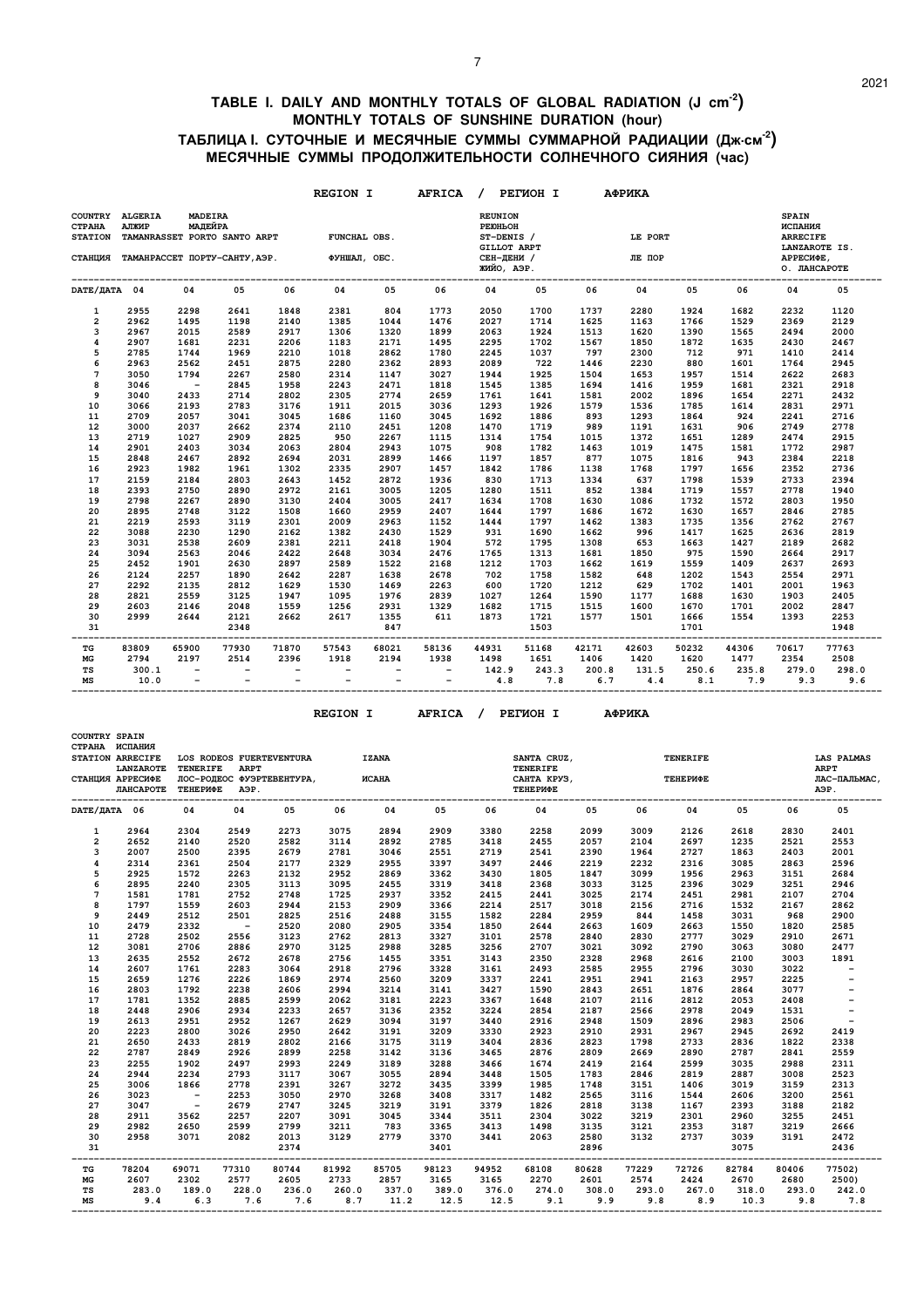# TABLE I. DAILY AND MONTHLY TOTALS OF GLOBAL RADIATION (J cm$^{-2}$)
## MONTHLY TOTALS OF SUNSHINE DURATION (hour)
# ТАБЛИЦА I. СУТОЧНЫЕ И МЕСЯЧНЫЕ СУММЫ СУММАРНОЙ РАДИАЦИИ (Дж·см$^{-2}$)
## МЕСЯЧНЫЕ СУММЫ ПРОДОЛЖИТЕЛЬНОСТИ СОЛНЕЧНОГО СИЯНИЯ (час)

REGION I AFRICA / РЕГИОН I АФРИКА

| COUNTRY / СТРАНА | ALGERIA / АЛЖИР | MADEIRA / МАДЕЙРА | | | | | | REUNION / РЕЮНЬОН | | | | | | SPAIN / ИСПАНИЯ | |
|---|---|---|---|---|---|---|---|---|---|---|---|---|---|---|---|
| STATION / СТАНЦИЯ | TAMANRASSET / ТАМАНРАССЕТ | PORTO SANTO ARPT / ПОРТУ-САНТУ,АЭР. | | | FUNCHAL OBS. / ФУНШАЛ, ОБС. | | | ST-DENIS / GILLOT ARPT / СЕН-ДЕНИ / ЖИЙО, АЭР. | | | LE PORT / ЛЕ ПОР | | | ARRECIFE LANZAROTE IS. / АРРЕСИФЕ, О. ЛАНСАРОТЕ | |
| DATE/ДАТА | 04 | 04 | 05 | 06 | 04 | 05 | 06 | 04 | 05 | 06 | 04 | 05 | 06 | 04 | 05 |
| 1 | 2955 | 2298 | 2641 | 1848 | 2381 | 804 | 1773 | 2050 | 1700 | 1737 | 2280 | 1924 | 1682 | 2232 | 1120 |
| 2 | 2962 | 1495 | 1198 | 2140 | 1385 | 1044 | 1476 | 2027 | 1714 | 1625 | 1163 | 1766 | 1529 | 2369 | 2129 |
| 3 | 2967 | 2015 | 2589 | 2917 | 1306 | 1320 | 1899 | 2063 | 1924 | 1513 | 1620 | 1390 | 1565 | 2494 | 2000 |
| 4 | 2907 | 1681 | 2231 | 2206 | 1183 | 2171 | 1495 | 2295 | 1702 | 1567 | 1850 | 1872 | 1635 | 2430 | 2467 |
| 5 | 2785 | 1744 | 1969 | 2210 | 1018 | 2862 | 1780 | 2245 | 1037 | 797 | 2300 | 712 | 971 | 1410 | 2414 |
| 6 | 2963 | 2562 | 2451 | 2875 | 2280 | 2362 | 2893 | 2089 | 722 | 1446 | 2230 | 880 | 1601 | 1764 | 2945 |
| 7 | 3050 | 1794 | 2267 | 2580 | 2314 | 1147 | 3027 | 1944 | 1925 | 1504 | 1653 | 1957 | 1514 | 2622 | 2683 |
| 8 | 3046 | - | 2845 | 1958 | 2243 | 2471 | 1818 | 1545 | 1385 | 1694 | 1416 | 1959 | 1681 | 2321 | 2918 |
| 9 | 3040 | 2433 | 2714 | 2802 | 2305 | 2774 | 2659 | 1761 | 1641 | 1581 | 2002 | 1896 | 1654 | 2271 | 2432 |
| 10 | 3066 | 2193 | 2783 | 3176 | 1911 | 2015 | 3036 | 1293 | 1926 | 1579 | 1536 | 1785 | 1614 | 2831 | 2971 |
| 11 | 2709 | 2057 | 3041 | 3045 | 1686 | 1160 | 3045 | 1692 | 1886 | 893 | 1293 | 1864 | 924 | 2241 | 2716 |
| 12 | 3000 | 2037 | 2662 | 2374 | 2110 | 2451 | 1208 | 1470 | 1719 | 989 | 1191 | 1631 | 906 | 2749 | 2778 |
| 13 | 2719 | 1027 | 2909 | 2825 | 950 | 2267 | 1115 | 1314 | 1754 | 1015 | 1372 | 1651 | 1289 | 2474 | 2915 |
| 14 | 2901 | 2403 | 3034 | 2063 | 2804 | 2943 | 1075 | 908 | 1782 | 1463 | 1019 | 1475 | 1581 | 1772 | 2987 |
| 15 | 2848 | 2467 | 2892 | 2694 | 2031 | 2899 | 1466 | 1197 | 1857 | 877 | 1075 | 1816 | 943 | 2384 | 2218 |
| 16 | 2923 | 1982 | 1961 | 1302 | 2335 | 2907 | 1457 | 1842 | 1786 | 1138 | 1768 | 1797 | 1656 | 2352 | 2736 |
| 17 | 2159 | 2184 | 2803 | 2643 | 1452 | 2872 | 1936 | 830 | 1713 | 1334 | 637 | 1798 | 1539 | 2733 | 2394 |
| 18 | 2393 | 2750 | 2890 | 2972 | 2161 | 3005 | 1205 | 1280 | 1511 | 852 | 1384 | 1719 | 1557 | 2778 | 1940 |
| 19 | 2798 | 2267 | 2890 | 3130 | 2404 | 3005 | 2417 | 1634 | 1708 | 1630 | 1086 | 1732 | 1572 | 2803 | 1950 |
| 20 | 2895 | 2748 | 3122 | 1508 | 1660 | 2959 | 2407 | 1644 | 1797 | 1686 | 1672 | 1630 | 1657 | 2846 | 2785 |
| 21 | 2219 | 2593 | 3119 | 2301 | 2009 | 2963 | 1152 | 1444 | 1797 | 1462 | 1383 | 1735 | 1356 | 2762 | 2767 |
| 22 | 3088 | 2230 | 1290 | 2162 | 1382 | 2430 | 1529 | 931 | 1690 | 1662 | 996 | 1417 | 1625 | 2636 | 2819 |
| 23 | 3031 | 2538 | 2609 | 2381 | 2211 | 2418 | 1904 | 572 | 1795 | 1308 | 653 | 1663 | 1427 | 2189 | 2682 |
| 24 | 3094 | 2563 | 2046 | 2422 | 2648 | 3034 | 2476 | 1765 | 1313 | 1681 | 1850 | 975 | 1590 | 2664 | 2917 |
| 25 | 2452 | 1901 | 2630 | 2897 | 2589 | 1522 | 2168 | 1212 | 1703 | 1662 | 1619 | 1559 | 1409 | 2637 | 2693 |
| 26 | 2124 | 2257 | 1890 | 2642 | 2287 | 1638 | 2678 | 702 | 1758 | 1582 | 648 | 1202 | 1543 | 2554 | 2971 |
| 27 | 2292 | 2135 | 2812 | 1629 | 1530 | 1469 | 2263 | 600 | 1720 | 1212 | 629 | 1702 | 1401 | 2001 | 1963 |
| 28 | 2821 | 2559 | 3125 | 1947 | 1095 | 1976 | 2839 | 1027 | 1264 | 1590 | 1177 | 1688 | 1630 | 1903 | 2405 |
| 29 | 2603 | 2146 | 2048 | 1559 | 1256 | 2931 | 1329 | 1682 | 1715 | 1515 | 1600 | 1670 | 1701 | 2002 | 2847 |
| 30 | 2999 | 2644 | 2121 | 2662 | 2617 | 1355 | 611 | 1873 | 1721 | 1577 | 1501 | 1666 | 1554 | 1393 | 2253 |
| 31 | | | 2348 | | | 847 | | | 1503 | | | 1701 | | | 1948 |
| TG | 83809 | 65900 | 77930 | 71870 | 57543 | 68021 | 58136 | 44931 | 51168 | 42171 | 42603 | 50232 | 44306 | 70617 | 77763 |
| MG | 2794 | 2197 | 2514 | 2396 | 1918 | 2194 | 1938 | 1498 | 1651 | 1406 | 1420 | 1620 | 1477 | 2354 | 2508 |
| TS | 300.1 | - | - | - | - | - | - | 142.9 | 243.3 | 200.8 | 131.5 | 250.6 | 235.8 | 279.0 | 298.0 |
| MS | 10.0 | - | - | - | - | - | - | 4.8 | 7.8 | 6.7 | 4.4 | 8.1 | 7.9 | 9.3 | 9.6 |

REGION I AFRICA / РЕГИОН I АФРИКА

| COUNTRY / СТРАНА | SPAIN / ИСПАНИЯ | | | | | | | | | | | | | | |
|---|---|---|---|---|---|---|---|---|---|---|---|---|---|---|---|
| STATION / СТАНЦИЯ | ARRECIFE LANZAROTE / АРРЕСИФЕ ЛАНСАРОТЕ | LOS RODEOS TENERIFE / ЛОС-РОДЕОС ТЕНЕРИФЕ | FUERTEVENTURA ARPT / ФУЭРТЕВЕНТУРА, АЭР. | | | IZANA / ИСАНА | | | SANTA CRUZ, TENERIFE / САНТА КРУЗ, ТЕНЕРИФЕ | | | TENERIFE / ТЕНЕРИФЕ | | | LAS PALMAS ARPT / ЛАС-ПАЛЬМАС, АЭР. |
| DATE/ДАТА | 06 | 04 | 04 | 05 | 06 | 04 | 05 | 06 | 04 | 05 | 06 | 04 | 05 | 06 | 05 |
| 1 | 2964 | 2304 | 2549 | 2273 | 3075 | 2894 | 2909 | 3380 | 2258 | 2099 | 3009 | 2126 | 2618 | 2830 | 2401 |
| 2 | 2652 | 2140 | 2520 | 2582 | 3114 | 2892 | 2785 | 3418 | 2455 | 2057 | 2104 | 2697 | 1235 | 2521 | 2553 |
| 3 | 2007 | 2500 | 2395 | 2679 | 2781 | 3046 | 2551 | 2719 | 2541 | 2390 | 1964 | 2727 | 1863 | 2403 | 2001 |
| 4 | 2314 | 2361 | 2504 | 2177 | 2329 | 2955 | 3397 | 3497 | 2446 | 2219 | 2232 | 2316 | 3085 | 2863 | 2596 |
| 5 | 2925 | 1572 | 2263 | 2132 | 2952 | 2869 | 3362 | 3430 | 1805 | 1847 | 3099 | 1956 | 2963 | 3151 | 2684 |
| 6 | 2895 | 2240 | 2305 | 3113 | 3095 | 2455 | 3319 | 3418 | 2368 | 3033 | 3125 | 2396 | 3029 | 3251 | 2946 |
| 7 | 1581 | 1781 | 2752 | 2748 | 1725 | 2937 | 3352 | 2415 | 2441 | 3025 | 2174 | 2451 | 2981 | 2107 | 2704 |
| 8 | 1797 | 1559 | 2603 | 2944 | 2153 | 2909 | 3366 | 2214 | 2517 | 3018 | 2156 | 2716 | 1532 | 2167 | 2862 |
| 9 | 2449 | 2512 | 2501 | 2825 | 2516 | 2488 | 3155 | 1582 | 2284 | 2959 | 844 | 1458 | 3031 | 968 | 2900 |
| 10 | 2479 | 2332 | - | 2520 | 2080 | 2905 | 3354 | 1850 | 2644 | 2663 | 1609 | 2663 | 1550 | 1820 | 2585 |
| 11 | 2728 | 2502 | 2556 | 3123 | 2762 | 2813 | 3327 | 3101 | 2578 | 2840 | 2830 | 2777 | 3029 | 2910 | 2671 |
| 12 | 3081 | 2706 | 2886 | 2970 | 3125 | 2988 | 3285 | 3256 | 2707 | 3021 | 3092 | 2790 | 3063 | 3080 | 2477 |
| 13 | 2635 | 2552 | 2672 | 2678 | 2756 | 1455 | 3351 | 3143 | 2350 | 2328 | 2968 | 2616 | 2100 | 3003 | 1891 |
| 14 | 2607 | 1761 | 2283 | 3064 | 2918 | 2796 | 3328 | 3161 | 2493 | 2585 | 2955 | 2796 | 3030 | 3022 | - |
| 15 | 2659 | 1276 | 2226 | 1869 | 2974 | 2560 | 3209 | 3337 | 2241 | 2951 | 2941 | 2163 | 2957 | 2225 | - |
| 16 | 2803 | 1792 | 2238 | 2606 | 2994 | 3214 | 3141 | 3427 | 1590 | 2843 | 2651 | 1876 | 2864 | 3077 | - |
| 17 | 1781 | 1352 | 2885 | 2599 | 2062 | 3181 | 2223 | 3367 | 1648 | 2107 | 2116 | 2812 | 2053 | 2408 | - |
| 18 | 2448 | 2906 | 2934 | 2233 | 2657 | 3136 | 2352 | 3224 | 2854 | 2187 | 2566 | 2978 | 2049 | 1531 | - |
| 19 | 2613 | 2951 | 2952 | 1267 | 2629 | 3094 | 3197 | 3440 | 2916 | 2948 | 1509 | 2896 | 2983 | 2506 | - |
| 20 | 2223 | 2800 | 3026 | 2950 | 2642 | 3191 | 3209 | 3330 | 2923 | 2910 | 2931 | 2967 | 2945 | 2692 | 2419 |
| 21 | 2650 | 2433 | 2819 | 2802 | 2166 | 3175 | 3119 | 3404 | 2836 | 2823 | 1798 | 2733 | 2836 | 1822 | 2338 |
| 22 | 2787 | 2849 | 2926 | 2899 | 2258 | 3142 | 3136 | 3465 | 2876 | 2809 | 2669 | 2890 | 2787 | 2841 | 2559 |
| 23 | 2255 | 1902 | 2497 | 2993 | 2249 | 3189 | 3288 | 3466 | 1674 | 2419 | 2164 | 2599 | 3035 | 2988 | 2311 |
| 24 | 2944 | 2234 | 2793 | 3117 | 3067 | 3055 | 2894 | 3448 | 1505 | 1783 | 2846 | 2819 | 2887 | 3008 | 2523 |
| 25 | 3006 | 1866 | 2778 | 2391 | 3267 | 3272 | 3435 | 3399 | 1985 | 1748 | 3151 | 1406 | 3019 | 3159 | 2313 |
| 26 | 3023 | - | 2253 | 3050 | 2970 | 3268 | 3408 | 3317 | 1482 | 2565 | 3116 | 1544 | 2606 | 3200 | 2561 |
| 27 | 3047 | - | 2679 | 2747 | 3245 | 3219 | 3191 | 3379 | 1826 | 2818 | 3138 | 1167 | 2393 | 3188 | 2182 |
| 28 | 2911 | 3562 | 2257 | 2207 | 3091 | 3045 | 3344 | 3511 | 2304 | 3022 | 3219 | 2301 | 2960 | 3255 | 2451 |
| 29 | 2982 | 2650 | 2599 | 2799 | 3211 | 783 | 3365 | 3413 | 1498 | 3135 | 3121 | 2353 | 3187 | 3219 | 2666 |
| 30 | 2958 | 3071 | 2082 | 2013 | 3129 | 2779 | 3370 | 3441 | 2063 | 2580 | 3132 | 2737 | 3039 | 3191 | 2472 |
| 31 | | | | 2374 | | | 3401 | | | 2896 | | | 3075 | | 2436 |
| TG | 78204 | 69071 | 77310 | 80744 | 81992 | 85705 | 98123 | 94952 | 68108 | 80628 | 77229 | 72726 | 82784 | 80406 | 77502) |
| MG | 2607 | 2302 | 2577 | 2605 | 2733 | 2857 | 3165 | 3165 | 2270 | 2601 | 2574 | 2424 | 2670 | 2680 | 2500) |
| TS | 283.0 | 189.0 | 228.0 | 236.0 | 260.0 | 337.0 | 389.0 | 376.0 | 274.0 | 308.0 | 293.0 | 267.0 | 318.0 | 293.0 | 242.0 |
| MS | 9.4 | 6.3 | 7.6 | 7.6 | 8.7 | 11.2 | 12.5 | 12.5 | 9.1 | 9.9 | 9.8 | 8.9 | 10.3 | 9.8 | 7.8 |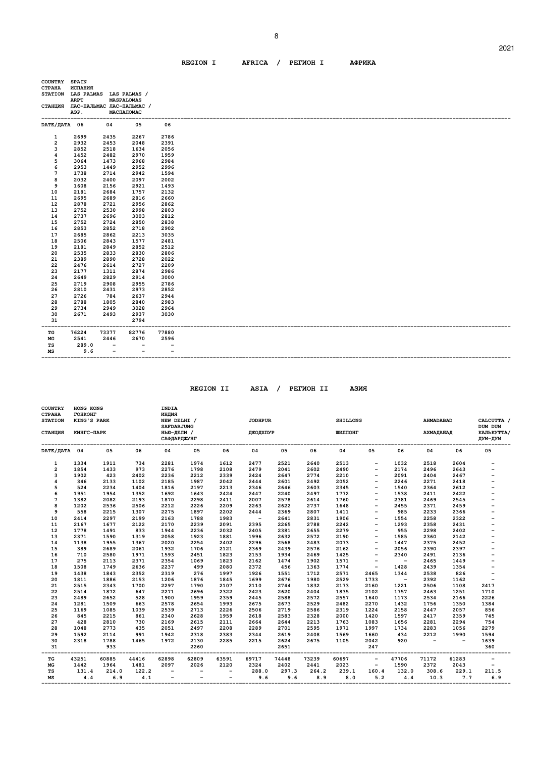## REGION I AFRICA / РЕГИОН I АФРИКА

| COUNTRY / СТРАНА | SPAIN / ИСПАНИЯ | | | |
|---|---|---|---|---|
| STATION / СТАНЦИЯ | LAS PALMAS ARPT / ЛАС-ПАЛЬМАС АЭР. | LAS PALMAS / MASPALOMAS / ЛАС-ПАЛЬМАС / МАСПАЛОМАС | | |
| DATE/ДАТА | 06 | 04 | 05 | 06 |
| 1 | 2699 | 2435 | 2267 | 2786 |
| 2 | 2932 | 2453 | 2048 | 2391 |
| 3 | 2852 | 2518 | 1634 | 2056 |
| 4 | 1452 | 2482 | 2970 | 1959 |
| 5 | 3064 | 1473 | 2968 | 2984 |
| 6 | 2953 | 1449 | 2952 | 2996 |
| 7 | 1738 | 2714 | 2942 | 1594 |
| 8 | 2032 | 2400 | 2097 | 2002 |
| 9 | 1608 | 2156 | 2921 | 1493 |
| 10 | 2181 | 2684 | 1757 | 2132 |
| 11 | 2695 | 2689 | 2816 | 2660 |
| 12 | 2878 | 2721 | 2956 | 2862 |
| 13 | 2752 | 2530 | 2998 | 2803 |
| 14 | 2737 | 2696 | 3003 | 2812 |
| 15 | 2752 | 2724 | 2850 | 2838 |
| 16 | 2853 | 2852 | 2718 | 2902 |
| 17 | 2685 | 2862 | 2213 | 3035 |
| 18 | 2506 | 2843 | 1577 | 2481 |
| 19 | 2181 | 2849 | 2852 | 2512 |
| 20 | 2535 | 2833 | 2830 | 2806 |
| 21 | 2389 | 2890 | 2728 | 2022 |
| 22 | 2476 | 2614 | 2727 | 2209 |
| 23 | 2177 | 1311 | 2874 | 2986 |
| 24 | 2649 | 2829 | 2914 | 3000 |
| 25 | 2719 | 2908 | 2955 | 2786 |
| 26 | 2810 | 2431 | 2973 | 2852 |
| 27 | 2726 | 784 | 2637 | 2944 |
| 28 | 2788 | 1805 | 2840 | 2983 |
| 29 | 2734 | 2949 | 3028 | 2964 |
| 30 | 2671 | 2493 | 2937 | 3030 |
| 31 | | | 2794 | |
| TG | 76224 | 73377 | 82776 | 77880 |
| MG | 2541 | 2446 | 2670 | 2596 |
| TS | 289.0 | - | - | - |
| MS | 9.6 | - | - | - |

## REGION II ASIA / РЕГИОН II АЗИЯ

| COUNTRY / СТРАНА | HONG KONG / ГОНКОНГ | | | INDIA / ИНДИЯ | | | | | | | | | | | |
|---|---|---|---|---|---|---|---|---|---|---|---|---|---|---|---|
| STATION / СТАНЦИЯ | KING'S PARK / КИНГС-ПАРК | | | NEW DELHI / SAFDARJUNG / НЬЮ-ДЕЛИ / САФДАРДЖУНГ | | | JODHPUR / ДЖОДХПУР | | | SHILLONG / ШИЛЛОНГ | | | AHMADABAD / АХМАДАБАД | | CALCUTTA / DUM DUM / КАЛЬКУТТА/ ДУМ-ДУМ |
| DATE/ДАТА | 04 | 05 | 06 | 04 | 05 | 06 | 04 | 05 | 06 | 04 | 05 | 06 | 04 | 06 | 05 |
| 1 | 1334 | 1911 | 734 | 2281 | 1974 | 1612 | 2477 | 2521 | 2640 | 2513 | - | 1032 | 2518 | 2604 | - |
| 2 | 1854 | 1433 | 973 | 2276 | 1798 | 2108 | 2479 | 2041 | 2602 | 2490 | - | 2174 | 2496 | 2643 | - |
| 3 | 1902 | 423 | 2402 | 2236 | 2212 | 2339 | 2424 | 2647 | 2774 | 2210 | - | 2091 | 2404 | 2467 | - |
| 4 | 346 | 2133 | 1102 | 2185 | 1987 | 2042 | 2444 | 2601 | 2492 | 2052 | - | 2246 | 2271 | 2418 | - |
| 5 | 524 | 2234 | 1404 | 1816 | 2197 | 2213 | 2346 | 2646 | 2603 | 2345 | - | 1540 | 2364 | 2612 | - |
| 6 | 1951 | 1954 | 1352 | 1692 | 1643 | 2424 | 2447 | 2240 | 2497 | 1772 | - | 1538 | 2411 | 2422 | - |
| 7 | 1382 | 2082 | 2193 | 1870 | 2298 | 2411 | 2007 | 2578 | 2614 | 1760 | - | 2381 | 2469 | 2545 | - |
| 8 | 1202 | 2536 | 2506 | 2212 | 2226 | 2209 | 2263 | 2622 | 2737 | 1648 | - | 2455 | 2371 | 2459 | - |
| 9 | 558 | 2215 | 1307 | 2275 | 1897 | 2202 | 2444 | 2369 | 2807 | 1411 | - | 985 | 2233 | 2366 | - |
| 10 | 2414 | 2297 | 2199 | 2163 | 1788 | 1983 | - | 2641 | 2831 | 1906 | - | 1554 | 2258 | 2322 | - |
| 11 | 2167 | 1677 | 2122 | 2170 | 2239 | 2091 | 2395 | 2265 | 2788 | 2242 | - | 1293 | 2358 | 2431 | - |
| 12 | 1778 | 1491 | 833 | 1944 | 2236 | 2032 | 2405 | 2381 | 2655 | 2279 | - | 955 | 2298 | 2402 | - |
| 13 | 2371 | 1590 | 1319 | 2058 | 1923 | 1881 | 1996 | 2632 | 2572 | 2190 | - | 1585 | 2360 | 2142 | - |
| 14 | 1138 | 1955 | 1367 | 2020 | 2254 | 2402 | 2296 | 2568 | 2483 | 2073 | - | 1447 | 2375 | 2452 | - |
| 15 | 389 | 2689 | 2061 | 1932 | 1706 | 2121 | 2369 | 2439 | 2576 | 2162 | - | 2056 | 2390 | 2397 | - |
| 16 | 710 | 2580 | 1971 | 1593 | 2451 | 1823 | 2153 | 1934 | 2469 | 1425 | - | 2340 | 2491 | 2136 | - |
| 17 | 275 | 2113 | 2371 | 2354 | 1069 | 1823 | 2162 | 1474 | 1902 | 1571 | - | - | 2465 | 1449 | - |
| 18 | 1508 | 1749 | 2636 | 2237 | 499 | 2080 | 2372 | 456 | 1363 | 1774 | - | 1428 | 2439 | 1354 | - |
| 19 | 1438 | 1843 | 2352 | 2319 | 276 | 1997 | 1926 | 1551 | 1712 | 2571 | 2465 | 1344 | 2538 | 826 | - |
| 20 | 1811 | 1886 | 2153 | 1206 | 1876 | 1845 | 1699 | 2676 | 1980 | 2529 | 1733 | - | 2392 | 1162 | - |
| 21 | 2515 | 2343 | 1700 | 2297 | 1790 | 2107 | 2110 | 2744 | 1832 | 2173 | 2160 | 1221 | 2506 | 1108 | 2417 |
| 22 | 2514 | 1872 | 647 | 2271 | 2696 | 2322 | 2423 | 2620 | 2404 | 1835 | 2102 | 1757 | 2463 | 1251 | 1710 |
| 23 | 2489 | 2652 | 528 | 1900 | 1959 | 2359 | 2445 | 2588 | 2572 | 2557 | 1640 | 1173 | 2534 | 2166 | 2226 |
| 24 | 1281 | 1509 | 663 | 2578 | 2654 | 1993 | 2675 | 2673 | 2529 | 2482 | 2270 | 1432 | 1756 | 1350 | 1384 |
| 25 | 1169 | 1085 | 1039 | 2539 | 2713 | 2226 | 2506 | 2719 | 2586 | 2319 | 1224 | 2158 | 2447 | 2057 | 856 |
| 26 | 845 | 2215 | 861 | 2340 | 2628 | 1959 | 2618 | 2583 | 2328 | 2000 | 1420 | 1597 | 2417 | 2359 | 745 |
| 27 | 428 | 2810 | 730 | 2169 | 2615 | 2111 | 2664 | 2644 | 2213 | 1763 | 1083 | 1656 | 2281 | 2294 | 754 |
| 28 | 1048 | 2773 | 435 | 2051 | 2497 | 2208 | 2289 | 2701 | 2595 | 1971 | 1997 | 1734 | 2283 | 1056 | 2279 |
| 29 | 1592 | 2114 | 991 | 1942 | 2318 | 2383 | 2344 | 2619 | 2408 | 1569 | 1660 | 434 | 2212 | 1990 | 1594 |
| 30 | 2318 | 1788 | 1465 | 1972 | 2130 | 2285 | 2215 | 2624 | 2675 | 1105 | 2042 | 920 | - | - | 1639 |
| 31 | | 933 | | | 2260 | | | 2651 | | | 247 | | | | 360 |
| TG | 43251 | 60885 | 44416 | 62898 | 62809 | 63591 | 69717 | 74448 | 73239 | 60697 | - | 47706 | 71172 | 61283 | - |
| MG | 1442 | 1964 | 1481 | 2097 | 2026 | 2120 | 2324 | 2402 | 2441 | 2023 | - | 1590 | 2372 | 2043 | - |
| TS | 131.4 | 214.0 | 122.2 | - | - | - | 288.0 | 297.3 | 264.2 | 239.1 | 160.4 | 132.0 | 308.6 | 229.1 | 211.5 |
| MS | 4.4 | 6.9 | 4.1 | - | - | - | 9.6 | 9.6 | 8.9 | 8.0 | 5.2 | 4.4 | 10.3 | 7.7 | 6.9 |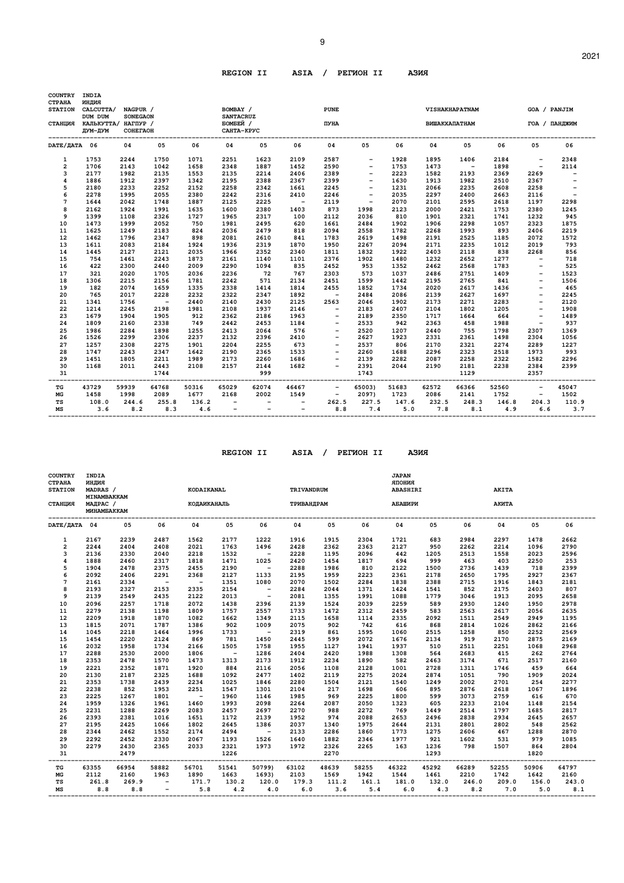## REGION II ASIA / РЕГИОН II АЗИЯ

| COUNTRY СТРАНА | INDIA ИНДИЯ | | | | | | | | | | | | | | |
|---|---|---|---|---|---|---|---|---|---|---|---|---|---|---|---|
| STATION СТАНЦИЯ | CALCUTTA/ DUM DUM КАЛЬКУТТА/ ДУМ-ДУМ | NAGPUR / SONEGAON НАГПУР / СОНЕГАОН | | | BOMBAY / SANTACRUZ БОМБЕЙ / САНТА-КРУС | | | PUNE ПУНА | | | VISHAKHAPATNAM ВИШАКХАПАТНАМ | | | GOA / PANJIM ГОА / ПАНДЖИМ | |
| DATE/ДАТА | 06 | 04 | 05 | 06 | 04 | 05 | 06 | 04 | 05 | 06 | 04 | 05 | 06 | 05 | 06 |
| 1 | 1753 | 2244 | 1750 | 1071 | 2251 | 1623 | 2109 | 2587 | - | 1928 | 1895 | 1406 | 2184 | - | 2348 |
| 2 | 1706 | 2143 | 1042 | 1658 | 2348 | 1887 | 1452 | 2590 | - | 1753 | 1473 | - | 1898 | - | 2114 |
| 3 | 2177 | 1982 | 2135 | 1553 | 2135 | 2214 | 2406 | 2389 | - | 2223 | 1582 | 2193 | 2369 | 2269 | - |
| 4 | 1886 | 1912 | 2397 | 1342 | 2195 | 2388 | 2367 | 2399 | - | 1630 | 1913 | 1982 | 2510 | 2367 | - |
| 5 | 2180 | 2233 | 2252 | 2152 | 2258 | 2342 | 1661 | 2245 | - | 1231 | 2066 | 2235 | 2608 | 2258 | - |
| 6 | 2278 | 1995 | 2055 | 2380 | 2242 | 2316 | 2410 | 2246 | - | 2035 | 2297 | 2400 | 2663 | 2116 | - |
| 7 | 1644 | 2042 | 1748 | 1887 | 2125 | 2225 | - | 2119 | - | 2070 | 2101 | 2595 | 2618 | 1197 | 2298 |
| 8 | 2162 | 1924 | 1991 | 1635 | 1600 | 2380 | 1403 | 873 | 1998 | 2123 | 2000 | 2421 | 1753 | 2380 | 1245 |
| 9 | 1399 | 1108 | 2326 | 1727 | 1965 | 2317 | 100 | 2112 | 2036 | 810 | 1901 | 2321 | 1741 | 1232 | 945 |
| 10 | 1473 | 1999 | 2052 | 750 | 1981 | 2495 | 620 | 1661 | 2484 | 1902 | 1906 | 2298 | 1057 | 2323 | 1875 |
| 11 | 1625 | 1249 | 2183 | 824 | 2036 | 2479 | 818 | 2094 | 2558 | 1782 | 2268 | 1993 | 893 | 2406 | 2219 |
| 12 | 1462 | 1796 | 2347 | 898 | 2081 | 2610 | 841 | 1783 | 2619 | 1498 | 2191 | 2525 | 1185 | 2072 | 1572 |
| 13 | 1611 | 2083 | 2184 | 1924 | 1936 | 2319 | 1870 | 1950 | 2267 | 2094 | 2171 | 2235 | 1012 | 2019 | 793 |
| 14 | 1445 | 2127 | 2121 | 2035 | 1966 | 2352 | 2340 | 1811 | 1832 | 1922 | 2403 | 2118 | 838 | 2268 | 856 |
| 15 | 754 | 1461 | 2243 | 1873 | 2161 | 1140 | 1101 | 2376 | 1902 | 1480 | 1232 | 2652 | 1277 | - | 718 |
| 16 | 422 | 2300 | 2440 | 2009 | 2290 | 1094 | 835 | 2452 | 953 | 1352 | 2462 | 2568 | 1783 | - | 525 |
| 17 | 321 | 2020 | 1705 | 2036 | 2236 | 72 | 767 | 2303 | 573 | 1037 | 2486 | 2751 | 1409 | - | 1523 |
| 18 | 1306 | 2215 | 2156 | 1781 | 2242 | 571 | 2134 | 2451 | 1599 | 1442 | 2195 | 2765 | 841 | - | 1506 |
| 19 | 182 | 2074 | 1659 | 1335 | 2338 | 1414 | 1814 | 2455 | 1852 | 1734 | 2020 | 2617 | 1436 | - | 465 |
| 20 | 765 | 2017 | 2228 | 2232 | 2322 | 2347 | 1892 | - | 2484 | 2086 | 2139 | 2627 | 1697 | - | 2245 |
| 21 | 1341 | 1756 | - | 2440 | 2140 | 2430 | 2125 | 2563 | 2046 | 1902 | 2173 | 2271 | 2283 | - | 2120 |
| 22 | 1214 | 2245 | 2198 | 1981 | 2108 | 1937 | 2146 | - | 2183 | 2407 | 2104 | 1802 | 1205 | - | 1908 |
| 23 | 1679 | 1904 | 1905 | 912 | 2362 | 2186 | 1963 | - | 2189 | 2350 | 1717 | 1664 | 664 | - | 1489 |
| 24 | 1809 | 2160 | 2338 | 749 | 2442 | 2453 | 1184 | - | 2533 | 942 | 2363 | 458 | 1988 | - | 937 |
| 25 | 1986 | 2284 | 1898 | 1255 | 2413 | 2064 | 576 | - | 2520 | 1207 | 2440 | 755 | 1798 | 2307 | 1369 |
| 26 | 1526 | 2299 | 2306 | 2237 | 2132 | 2396 | 2410 | - | 2627 | 1923 | 2331 | 2361 | 1498 | 2304 | 1056 |
| 27 | 1257 | 2308 | 2275 | 1901 | 2204 | 2255 | 673 | - | 2537 | 806 | 2170 | 2321 | 2274 | 2289 | 1227 |
| 28 | 1747 | 2243 | 2347 | 1642 | 2190 | 2365 | 1533 | - | 2260 | 1688 | 2296 | 2323 | 2518 | 1973 | 993 |
| 29 | 1451 | 1805 | 2211 | 1989 | 2173 | 2260 | 1686 | - | 2139 | 2282 | 2087 | 2258 | 2322 | 1582 | 2296 |
| 30 | 1168 | 2011 | 2443 | 2108 | 2157 | 2144 | 1682 | - | 2391 | 2044 | 2190 | 2181 | 2238 | 2384 | 2399 |
| 31 | | | 1744 | | | 999 | | | 1743 | | | 1129 | | 2357 | |
| TG | 43729 | 59939 | 64768 | 50316 | 65029 | 62074 | 46467 | - | 65003) | 51683 | 62572 | 66366 | 52560 | - | 45047 |
| MG | 1458 | 1998 | 2089 | 1677 | 2168 | 2002 | 1549 | - | 2097) | 1723 | 2086 | 2141 | 1752 | - | 1502 |
| TS | 108.0 | 244.6 | 255.8 | 136.2 | - | - | - | 262.5 | 227.5 | 147.6 | 232.5 | 248.3 | 146.8 | 204.3 | 110.9 |
| MS | 3.6 | 8.2 | 8.3 | 4.6 | - | - | - | 8.8 | 7.4 | 5.0 | 7.8 | 8.1 | 4.9 | 6.6 | 3.7 |

## REGION II ASIA / РЕГИОН II АЗИЯ

| COUNTRY СТРАНА | INDIA ИНДИЯ | | | | | | | | | JAPAN ЯПОНИЯ | | | | | |
|---|---|---|---|---|---|---|---|---|---|---|---|---|---|---|---|
| STATION СТАНЦИЯ | MADRAS / MINAMBAKKAM МАДРАС / МИНАМБАККАМ | | | KODAIKANAL КОДАИКАНАЛЬ | | | TRIVANDRUM ТРИВАНДРАМ | | | ABASHIRI АБАШИРИ | | | AKITA АКИТА | | |
| DATE/ДАТА | 04 | 05 | 06 | 04 | 05 | 06 | 04 | 05 | 06 | 04 | 05 | 06 | 04 | 05 | 06 |
| 1 | 2167 | 2239 | 2487 | 1562 | 2177 | 1222 | 1916 | 1915 | 2304 | 1721 | 683 | 2984 | 2297 | 1478 | 2662 |
| 2 | 2244 | 2404 | 2408 | 2021 | 1763 | 1496 | 2428 | 2362 | 2363 | 2127 | 950 | 2262 | 2214 | 1096 | 2790 |
| 3 | 2136 | 2330 | 2040 | 2218 | 1532 | - | 2228 | 1195 | 2096 | 442 | 1205 | 2513 | 1558 | 2023 | 2596 |
| 4 | 1888 | 2460 | 2317 | 1818 | 1471 | 1025 | 2420 | 1454 | 1817 | 694 | 999 | 463 | 403 | 2250 | 253 |
| 5 | 1904 | 2478 | 2375 | 2455 | 2190 | - | 2288 | 1986 | 810 | 2122 | 1500 | 2736 | 1439 | 718 | 2399 |
| 6 | 2092 | 2406 | 2291 | 2368 | 2127 | 1133 | 2195 | 1959 | 2223 | 2361 | 2178 | 2650 | 1795 | 2927 | 2367 |
| 7 | 2161 | 2334 | - | - | 1351 | 1080 | 2070 | 1502 | 2284 | 1838 | 2388 | 2715 | 1916 | 1843 | 2181 |
| 8 | 2193 | 2327 | 2153 | 2335 | 2154 | - | 2284 | 2044 | 1371 | 1424 | 1541 | 852 | 2175 | 2403 | 807 |
| 9 | 2139 | 2549 | 2435 | 2122 | 2013 | - | 2081 | 1355 | 1991 | 1088 | 1779 | 3046 | 1913 | 2095 | 2658 |
| 10 | 2096 | 2257 | 1718 | 2072 | 1438 | 2396 | 2139 | 1524 | 2039 | 2259 | 589 | 2930 | 1240 | 1950 | 2978 |
| 11 | 2279 | 2138 | 1198 | 1809 | 1757 | 2557 | 1733 | 1472 | 2312 | 2459 | 583 | 2563 | 2617 | 2056 | 2635 |
| 12 | 2209 | 1918 | 1870 | 1082 | 1662 | 1349 | 2115 | 1658 | 1114 | 2335 | 2092 | 1511 | 2549 | 2949 | 1195 |
| 13 | 1815 | 2071 | 1787 | 1386 | 902 | 1009 | 2075 | 902 | 742 | 616 | 868 | 2814 | 1026 | 2862 | 2166 |
| 14 | 1045 | 2218 | 1464 | 1996 | 1733 | - | 2319 | 861 | 1595 | 1060 | 2515 | 1258 | 850 | 2252 | 2569 |
| 15 | 1454 | 2220 | 2124 | 869 | 781 | 1450 | 2445 | 599 | 2072 | 1676 | 2134 | 919 | 2170 | 2875 | 2169 |
| 16 | 2032 | 1958 | 1734 | 2166 | 1505 | 1758 | 1955 | 1127 | 1941 | 1937 | 510 | 2511 | 2251 | 1068 | 2968 |
| 17 | 2288 | 2530 | 2000 | 1806 | - | 1286 | 2404 | 2420 | 1988 | 1308 | 564 | 2683 | 415 | 262 | 2764 |
| 18 | 2353 | 2478 | 1570 | 1473 | 1313 | 2173 | 1912 | 2234 | 1890 | 582 | 2463 | 3174 | 671 | 2517 | 2160 |
| 19 | 2221 | 2352 | 1871 | 1920 | 884 | 2116 | 2056 | 1108 | 2128 | 1001 | 2728 | 1311 | 1746 | 459 | 664 |
| 20 | 2130 | 2187 | 2325 | 1688 | 1092 | 2477 | 1402 | 2119 | 2275 | 2024 | 2874 | 1051 | 790 | 1909 | 2024 |
| 21 | 2353 | 1738 | 2439 | 2234 | 1025 | 1846 | 2280 | 1504 | 2121 | 1540 | 1249 | 2002 | 2701 | 254 | 2277 |
| 22 | 2238 | 852 | 1953 | 2251 | 1547 | 1301 | 2104 | 217 | 1698 | 606 | 895 | 2876 | 2618 | 1067 | 1896 |
| 23 | 2225 | 1267 | 1801 | - | 1960 | 1146 | 1985 | 969 | 2225 | 1800 | 599 | 3073 | 2759 | 616 | 670 |
| 24 | 1959 | 1326 | 1961 | 1460 | 1993 | 2098 | 2264 | 2087 | 2050 | 1323 | 605 | 2233 | 2104 | 1148 | 2154 |
| 25 | 2231 | 1288 | 2269 | 2083 | 2457 | 2697 | 2270 | 988 | 2272 | 769 | 1449 | 2514 | 1797 | 1685 | 2817 |
| 26 | 2393 | 2381 | 1016 | 1651 | 1172 | 2139 | 1952 | 974 | 2088 | 2653 | 2496 | 2838 | 2934 | 2645 | 2657 |
| 27 | 2195 | 2425 | 1066 | 1802 | 2645 | 1386 | 2037 | 1340 | 1975 | 2644 | 2131 | 2801 | 2802 | 548 | 2562 |
| 28 | 2344 | 2462 | 1552 | 2174 | 2494 | - | 2133 | 2286 | 1860 | 1773 | 1275 | 2606 | 467 | 1288 | 2870 |
| 29 | 2292 | 2452 | 2330 | 2067 | 1193 | 1526 | 1640 | 1882 | 2346 | 1977 | 921 | 1602 | 531 | 979 | 1085 |
| 30 | 2279 | 2430 | 2365 | 2033 | 2321 | 1973 | 1972 | 2326 | 2265 | 163 | 1236 | 798 | 1507 | 864 | 2804 |
| 31 | | 2479 | | | 1226 | | | 2270 | | | 1293 | | | 1820 | |
| TG | 63355 | 66954 | 58882 | 56701 | 51541 | 50799) | 63102 | 48639 | 58255 | 46322 | 45292 | 66289 | 52255 | 50906 | 64797 |
| MG | 2112 | 2160 | 1963 | 1890 | 1663 | 1693) | 2103 | 1569 | 1942 | 1544 | 1461 | 2210 | 1742 | 1642 | 2160 |
| TS | 261.8 | 269.9 | - | 171.7 | 130.2 | 120.0 | 179.3 | 111.2 | 161.1 | 181.0 | 132.0 | 246.0 | 209.0 | 156.0 | 243.0 |
| MS | 8.8 | 8.8 | - | 5.8 | 4.2 | 4.0 | 6.0 | 3.6 | 5.4 | 6.0 | 4.3 | 8.2 | 7.0 | 5.0 | 8.1 |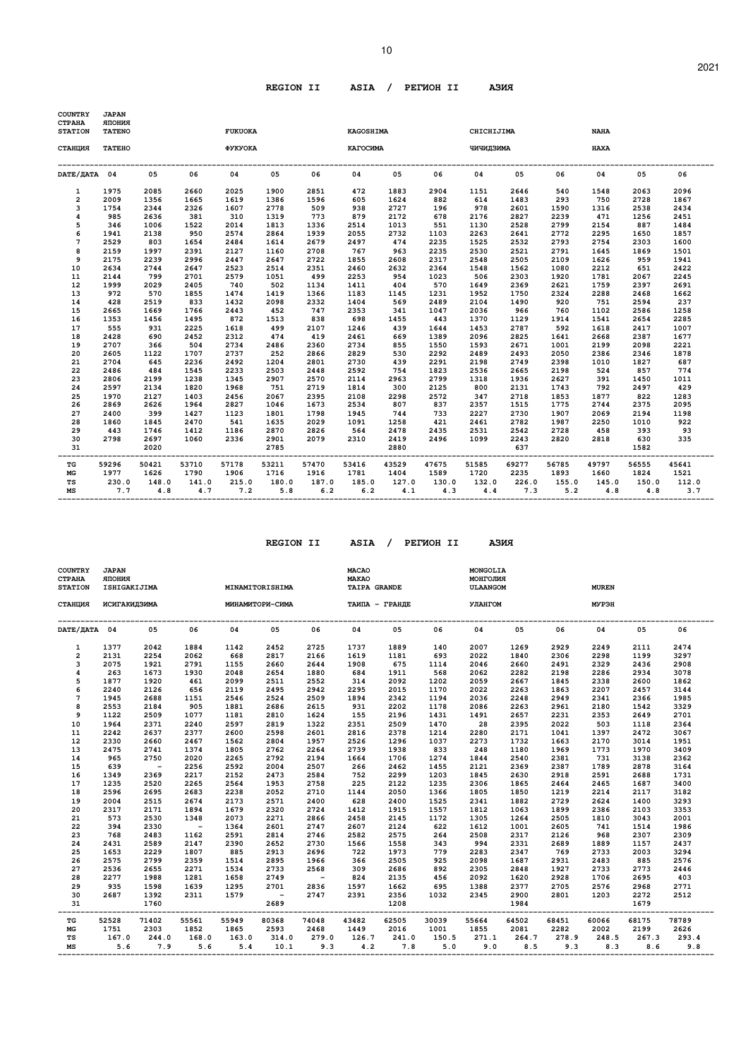## REGION II ASIA / РЕГИОН II АЗИЯ

| COUNTRY СТРАНА | JAPAN ЯПОНИЯ | | | | | | | | | | | | | | |
|---|---|---|---|---|---|---|---|---|---|---|---|---|---|---|---|
| STATION | TATENO | | | FUKUOKA | | | KAGOSHIMA | | | CHICHIJIMA | | | NAHA | | |
| СТАНЦИЯ | ТАТЕНО | | | ФУКУОКА | | | КАГОСИМА | | | ЧИЧИДЗИМА | | | НАХА | | |
| DATE/ДАТА | 04 | 05 | 06 | 04 | 05 | 06 | 04 | 05 | 06 | 04 | 05 | 06 | 04 | 05 | 06 |
| 1 | 1975 | 2085 | 2660 | 2025 | 1900 | 2851 | 472 | 1883 | 2904 | 1151 | 2646 | 540 | 1548 | 2063 | 2096 |
| 2 | 2009 | 1356 | 1665 | 1619 | 1386 | 1596 | 605 | 1624 | 882 | 614 | 1483 | 293 | 750 | 2728 | 1867 |
| 3 | 1754 | 2344 | 2326 | 1607 | 2778 | 509 | 938 | 2727 | 196 | 978 | 2601 | 1590 | 1316 | 2538 | 2434 |
| 4 | 985 | 2636 | 381 | 310 | 1319 | 773 | 879 | 2172 | 678 | 2176 | 2827 | 2239 | 471 | 1256 | 2451 |
| 5 | 346 | 1006 | 1522 | 2014 | 1813 | 1336 | 2514 | 1013 | 551 | 1130 | 2528 | 2799 | 2154 | 887 | 1484 |
| 6 | 1941 | 2138 | 950 | 2574 | 2864 | 1939 | 2055 | 2732 | 1103 | 2263 | 2641 | 2772 | 2295 | 1650 | 1857 |
| 7 | 2529 | 803 | 1654 | 2484 | 1614 | 2679 | 2497 | 474 | 2235 | 1525 | 2532 | 2793 | 2754 | 2303 | 1600 |
| 8 | 2159 | 1997 | 2391 | 2127 | 1160 | 2708 | 767 | 963 | 2235 | 2530 | 2521 | 2791 | 1645 | 1869 | 1501 |
| 9 | 2175 | 2239 | 2996 | 2447 | 2647 | 2722 | 1855 | 2608 | 2317 | 2548 | 2505 | 2109 | 1626 | 959 | 1941 |
| 10 | 2634 | 2744 | 2647 | 2523 | 2514 | 2351 | 2460 | 2632 | 2364 | 1548 | 1562 | 1080 | 2212 | 651 | 2422 |
| 11 | 2144 | 799 | 2701 | 2579 | 1051 | 499 | 2253 | 954 | 1023 | 506 | 2303 | 1920 | 1781 | 2067 | 2245 |
| 12 | 1999 | 2029 | 2405 | 740 | 502 | 1134 | 1411 | 404 | 570 | 1649 | 2369 | 2621 | 1759 | 2397 | 2691 |
| 13 | 972 | 570 | 1855 | 1474 | 1419 | 1366 | 1183 | 1145 | 1231 | 1952 | 1750 | 2324 | 2288 | 2468 | 1662 |
| 14 | 428 | 2519 | 833 | 1432 | 2098 | 2332 | 1404 | 569 | 2489 | 2104 | 1490 | 920 | 751 | 2594 | 237 |
| 15 | 2665 | 1669 | 1766 | 2443 | 452 | 747 | 2353 | 341 | 1047 | 2036 | 966 | 760 | 1102 | 2586 | 1258 |
| 16 | 1353 | 1456 | 1495 | 872 | 1513 | 838 | 698 | 1455 | 443 | 1370 | 1129 | 1914 | 1541 | 2654 | 2285 |
| 17 | 555 | 931 | 2225 | 1618 | 499 | 2107 | 1246 | 439 | 1644 | 1453 | 2787 | 592 | 1618 | 2417 | 1007 |
| 18 | 2428 | 690 | 2452 | 2312 | 474 | 419 | 2461 | 669 | 1389 | 2096 | 2825 | 1641 | 2668 | 2387 | 1677 |
| 19 | 2707 | 366 | 504 | 2734 | 2486 | 2360 | 2734 | 855 | 1550 | 1593 | 2671 | 1001 | 2199 | 2098 | 2221 |
| 20 | 2605 | 1122 | 1707 | 2737 | 252 | 2866 | 2829 | 530 | 2292 | 2489 | 2493 | 2050 | 2386 | 2346 | 1878 |
| 21 | 2704 | 645 | 2236 | 2492 | 1204 | 2801 | 2730 | 439 | 2291 | 2198 | 2749 | 2398 | 1010 | 1827 | 687 |
| 22 | 2486 | 484 | 1545 | 2233 | 2503 | 2448 | 2592 | 754 | 1823 | 2536 | 2665 | 2198 | 524 | 857 | 774 |
| 23 | 2806 | 2199 | 1238 | 1345 | 2907 | 2570 | 2114 | 2963 | 2799 | 1318 | 1936 | 2627 | 391 | 1450 | 1011 |
| 24 | 2597 | 2134 | 1820 | 1968 | 751 | 2719 | 1814 | 300 | 2125 | 800 | 2131 | 1743 | 792 | 2497 | 429 |
| 25 | 1970 | 2127 | 1403 | 2456 | 2067 | 2395 | 2108 | 2298 | 2572 | 347 | 2718 | 1853 | 1877 | 822 | 1283 |
| 26 | 2869 | 2626 | 1964 | 2827 | 1046 | 1673 | 2534 | 807 | 837 | 2357 | 1515 | 1775 | 2744 | 2375 | 2095 |
| 27 | 2400 | 399 | 1427 | 1123 | 1801 | 1798 | 1945 | 744 | 733 | 2227 | 2730 | 1907 | 2069 | 2194 | 1198 |
| 28 | 1860 | 1845 | 2470 | 541 | 1635 | 2029 | 1091 | 1258 | 421 | 2461 | 2782 | 1987 | 2250 | 1010 | 922 |
| 29 | 443 | 1746 | 1412 | 1186 | 2870 | 2826 | 564 | 2478 | 2435 | 2531 | 2542 | 2728 | 458 | 393 | 93 |
| 30 | 2798 | 2697 | 1060 | 2336 | 2901 | 2079 | 2310 | 2419 | 2496 | 1099 | 2243 | 2820 | 2818 | 630 | 335 |
| 31 | | 2020 | | | 2785 | | | 2880 | | | 637 | | | 1582 | |
| TG | 59296 | 50421 | 53710 | 57178 | 53211 | 57470 | 53416 | 43529 | 47675 | 51585 | 69277 | 56785 | 49797 | 56555 | 45641 |
| MG | 1977 | 1626 | 1790 | 1906 | 1716 | 1916 | 1781 | 1404 | 1589 | 1720 | 2235 | 1893 | 1660 | 1824 | 1521 |
| TS | 230.0 | 148.0 | 141.0 | 215.0 | 180.0 | 187.0 | 185.0 | 127.0 | 130.0 | 132.0 | 226.0 | 155.0 | 145.0 | 150.0 | 112.0 |
| MS | 7.7 | 4.8 | 4.7 | 7.2 | 5.8 | 6.2 | 6.2 | 4.1 | 4.3 | 4.4 | 7.3 | 5.2 | 4.8 | 4.8 | 3.7 |

## REGION II ASIA / РЕГИОН II АЗИЯ

| COUNTRY СТРАНА | JAPAN ЯПОНИЯ | | | | | | MACAO МАКАО | | | MONGOLIA МОНГОЛИЯ | | | | | |
|---|---|---|---|---|---|---|---|---|---|---|---|---|---|---|---|
| STATION | ISHIGAKIJIMA | | | MINAMITORISHIMA | | | TAIPA GRANDE | | | ULAANGOM | | | MUREN | | |
| СТАНЦИЯ | ИСИГАКИДЗИМА | | | МИНАМИТОРИ-СИМА | | | ТАИПА - ГРАНДЕ | | | УЛАНГОМ | | | МУРЭН | | |
| DATE/ДАТА | 04 | 05 | 06 | 04 | 05 | 06 | 04 | 05 | 06 | 04 | 05 | 06 | 04 | 05 | 06 |
| 1 | 1377 | 2042 | 1884 | 1142 | 2452 | 2725 | 1737 | 1889 | 140 | 2007 | 1269 | 2929 | 2249 | 2111 | 2474 |
| 2 | 2131 | 2254 | 2062 | 668 | 2817 | 2166 | 1619 | 1181 | 693 | 2022 | 1840 | 2306 | 2298 | 1199 | 3297 |
| 3 | 2075 | 1921 | 2791 | 1155 | 2660 | 2644 | 1908 | 675 | 1114 | 2046 | 2660 | 2491 | 2329 | 2436 | 2908 |
| 4 | 263 | 1673 | 1930 | 2048 | 2654 | 1880 | 684 | 1911 | 568 | 2062 | 2282 | 2198 | 2286 | 2934 | 3078 |
| 5 | 1877 | 1920 | 461 | 2099 | 2511 | 2552 | 314 | 2092 | 1202 | 2059 | 2667 | 1845 | 2338 | 2600 | 1862 |
| 6 | 2240 | 2126 | 656 | 2119 | 2495 | 2942 | 2295 | 2015 | 1170 | 2022 | 2263 | 1863 | 2207 | 2457 | 3144 |
| 7 | 1945 | 2688 | 1151 | 2546 | 2524 | 2509 | 1894 | 2342 | 1194 | 2036 | 2248 | 2949 | 2341 | 2366 | 1985 |
| 8 | 2553 | 2184 | 905 | 1881 | 2686 | 2615 | 931 | 2202 | 1178 | 2086 | 2263 | 2961 | 2180 | 1542 | 3329 |
| 9 | 1122 | 2509 | 1077 | 1181 | 2810 | 1624 | 155 | 2196 | 1431 | 1491 | 2657 | 2231 | 2353 | 2649 | 2701 |
| 10 | 1964 | 2371 | 2240 | 2597 | 2819 | 1322 | 2351 | 2509 | 1470 | 28 | 2395 | 2022 | 503 | 1118 | 2364 |
| 11 | 2242 | 2637 | 2377 | 2600 | 2598 | 2601 | 2816 | 2378 | 1214 | 2280 | 2171 | 1041 | 1397 | 2472 | 3067 |
| 12 | 2330 | 2660 | 2467 | 1562 | 2804 | 1957 | 2526 | 1296 | 1037 | 2273 | 1732 | 1663 | 2170 | 3014 | 1951 |
| 13 | 2475 | 2741 | 1374 | 1805 | 2762 | 2264 | 2739 | 1938 | 833 | 248 | 1180 | 1969 | 1773 | 1970 | 3409 |
| 14 | 965 | 2750 | 2020 | 2265 | 2792 | 2194 | 1664 | 1706 | 1274 | 1844 | 2540 | 2381 | 731 | 3138 | 2362 |
| 15 | 639 | - | 2256 | 2592 | 2004 | 2507 | 266 | 2462 | 1455 | 2121 | 2369 | 2387 | 1789 | 2878 | 3164 |
| 16 | 1349 | 2369 | 2217 | 2152 | 2473 | 2584 | 752 | 2299 | 1203 | 1845 | 2630 | 2918 | 2591 | 2688 | 1731 |
| 17 | 1235 | 2520 | 2265 | 2564 | 1953 | 2758 | 225 | 2122 | 1235 | 2306 | 1865 | 2464 | 2465 | 1687 | 3400 |
| 18 | 2596 | 2695 | 2683 | 2238 | 2052 | 2710 | 1144 | 2050 | 1366 | 1805 | 1850 | 1219 | 2214 | 2117 | 3182 |
| 19 | 2004 | 2515 | 2674 | 2173 | 2571 | 2400 | 628 | 2400 | 1525 | 2341 | 1882 | 2729 | 2624 | 1400 | 3293 |
| 20 | 2317 | 2171 | 1894 | 1679 | 2320 | 2724 | 1412 | 1915 | 1557 | 1812 | 1063 | 1899 | 2386 | 2103 | 3353 |
| 21 | 573 | 2530 | 1348 | 2073 | 2271 | 2866 | 2458 | 2145 | 1172 | 1305 | 1264 | 2505 | 1810 | 3043 | 2001 |
| 22 | 394 | 2330 | - | 1364 | 2601 | 2747 | 2607 | 2124 | 622 | 1612 | 1001 | 2605 | 741 | 1514 | 1986 |
| 23 | 768 | 2483 | 1162 | 2591 | 2814 | 2746 | 2582 | 2575 | 264 | 2508 | 2317 | 2126 | 968 | 2307 | 2309 |
| 24 | 2431 | 2589 | 2147 | 2390 | 2652 | 2730 | 1566 | 1558 | 343 | 994 | 2331 | 2689 | 1889 | 1157 | 2437 |
| 25 | 1653 | 2229 | 1807 | 885 | 2913 | 2696 | 722 | 1973 | 779 | 2283 | 2347 | 769 | 2733 | 2003 | 3294 |
| 26 | 2575 | 2799 | 2359 | 1514 | 2895 | 1966 | 366 | 2505 | 925 | 2098 | 1687 | 2931 | 2483 | 885 | 2576 |
| 27 | 2536 | 2655 | 2271 | 1534 | 2733 | 2568 | 309 | 2686 | 892 | 2305 | 2848 | 1927 | 2733 | 2773 | 2446 |
| 28 | 2277 | 1988 | 1281 | 1658 | 2749 | - | 824 | 2135 | 456 | 2092 | 1620 | 2928 | 1706 | 2695 | 403 |
| 29 | 935 | 1598 | 1639 | 1295 | 2701 | 2836 | 1597 | 1662 | 695 | 1388 | 2377 | 2705 | 2576 | 2968 | 2771 |
| 30 | 2687 | 1392 | 2311 | 1579 | - | 2747 | 2391 | 2356 | 1032 | 2345 | 2900 | 2801 | 1203 | 2272 | 2512 |
| 31 | | 1760 | | | 2689 | | | 1208 | | | 1984 | | | 1679 | |
| TG | 52528 | 71402 | 55561 | 55949 | 80368 | 74048 | 43482 | 62505 | 30039 | 55664 | 64502 | 68451 | 60066 | 68175 | 78789 |
| MG | 1751 | 2303 | 1852 | 1865 | 2593 | 2468 | 1449 | 2016 | 1001 | 1855 | 2081 | 2282 | 2002 | 2199 | 2626 |
| TS | 167.0 | 244.0 | 168.0 | 163.0 | 314.0 | 279.0 | 126.7 | 241.0 | 150.5 | 271.1 | 264.7 | 278.9 | 248.5 | 267.3 | 293.4 |
| MS | 5.6 | 7.9 | 5.6 | 5.4 | 10.1 | 9.3 | 4.2 | 7.8 | 5.0 | 9.0 | 8.5 | 9.3 | 8.3 | 8.6 | 9.8 |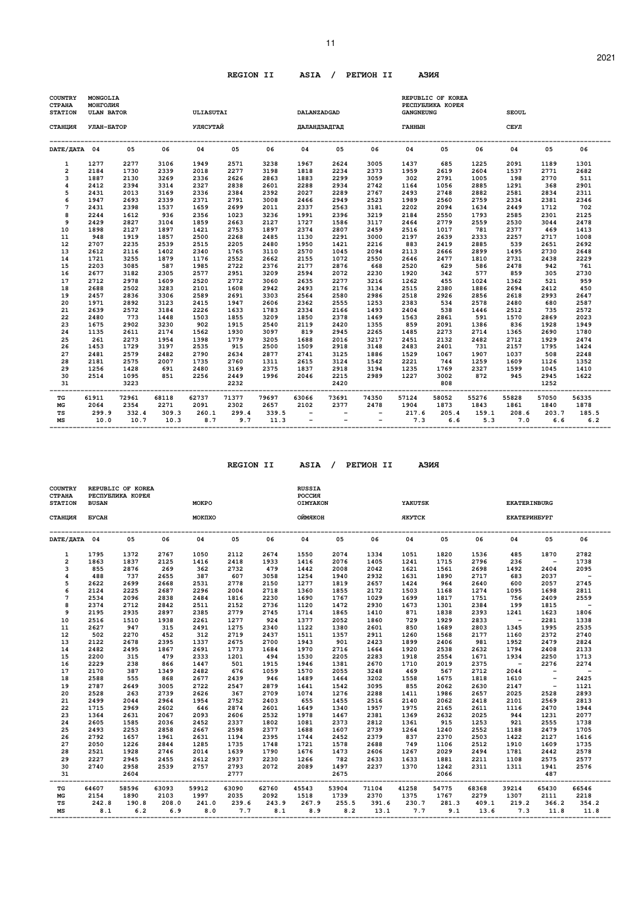## REGION II ASIA / РЕГИОН II АЗИЯ

| COUNTRY / СТРАНА | MONGOLIA / МОНГОЛИЯ | | | | | | | | | REPUBLIC OF KOREA / РЕСПУБЛИКА КОРЕЯ | | | | | |
|---|---|---|---|---|---|---|---|---|---|---|---|---|---|---|---|
| STATION / СТАНЦИЯ | ULAN BATOR / УЛАН-БАТОР | | | ULIASUTAI / УЛЯСУТАЙ | | | DALANZADGAD / ДАЛАНДЗАДГАД | | | GANGNEUNG / ГАННЫН | | | SEOUL / СЕУЛ | | |
| DATE/ДАТА | 04 | 05 | 06 | 04 | 05 | 06 | 04 | 05 | 06 | 04 | 05 | 06 | 04 | 05 | 06 |
| 1 | 1277 | 2277 | 3106 | 1949 | 2571 | 3238 | 1967 | 2624 | 3005 | 1437 | 685 | 1225 | 2091 | 1189 | 1301 |
| 2 | 2184 | 1730 | 2339 | 2018 | 2277 | 3198 | 1818 | 2234 | 2373 | 1959 | 2619 | 2604 | 1537 | 2771 | 2682 |
| 3 | 1887 | 2130 | 3269 | 2336 | 2626 | 2863 | 1883 | 2299 | 3059 | 302 | 2791 | 1005 | 198 | 2770 | 511 |
| 4 | 2412 | 2394 | 3314 | 2327 | 2838 | 2601 | 2288 | 2934 | 2742 | 1164 | 1056 | 2885 | 1291 | 368 | 2901 |
| 5 | 2431 | 2013 | 3169 | 2336 | 2384 | 2392 | 2027 | 2289 | 2767 | 2493 | 2748 | 2882 | 2581 | 2834 | 2311 |
| 6 | 1947 | 2693 | 2339 | 2371 | 2791 | 3008 | 2466 | 2949 | 2523 | 1989 | 2560 | 2759 | 2334 | 2381 | 2346 |
| 7 | 2431 | 2398 | 1537 | 1659 | 2699 | 2011 | 2337 | 2563 | 3181 | 2202 | 2094 | 1634 | 2449 | 1712 | 702 |
| 8 | 2244 | 1612 | 936 | 2356 | 1023 | 3236 | 1991 | 2396 | 3219 | 2184 | 2550 | 1793 | 2585 | 2301 | 2125 |
| 9 | 2429 | 2827 | 3104 | 1859 | 2663 | 2127 | 1727 | 1586 | 3117 | 2464 | 2779 | 2559 | 2530 | 3044 | 2478 |
| 10 | 1898 | 2127 | 1897 | 1421 | 2753 | 1897 | 2374 | 2807 | 2459 | 2516 | 1017 | 781 | 2377 | 469 | 1413 |
| 11 | 948 | 1919 | 1857 | 2500 | 2268 | 2485 | 1130 | 2291 | 3000 | 2197 | 2639 | 2333 | 2257 | 2717 | 1008 |
| 12 | 2707 | 2235 | 2539 | 2515 | 2205 | 2480 | 1950 | 1421 | 2216 | 883 | 2419 | 2885 | 539 | 2651 | 2692 |
| 13 | 2612 | 2116 | 1402 | 2340 | 1765 | 3110 | 2570 | 1045 | 2094 | 2113 | 2666 | 2899 | 1495 | 2730 | 2648 |
| 14 | 1721 | 3255 | 1879 | 1176 | 2552 | 2662 | 2155 | 1072 | 2550 | 2646 | 2477 | 1810 | 2731 | 2438 | 2229 |
| 15 | 2203 | 3085 | 587 | 1985 | 2722 | 2376 | 2177 | 2876 | 668 | 2520 | 629 | 586 | 2478 | 942 | 761 |
| 16 | 2677 | 3182 | 2305 | 2577 | 2951 | 3209 | 2594 | 2072 | 2230 | 1920 | 342 | 577 | 859 | 305 | 2730 |
| 17 | 2712 | 2978 | 1609 | 2520 | 2772 | 3060 | 2635 | 2277 | 3216 | 1262 | 455 | 1024 | 1362 | 521 | 959 |
| 18 | 2688 | 2502 | 3283 | 2101 | 1608 | 2942 | 2493 | 2176 | 3134 | 2515 | 2380 | 1886 | 2694 | 2412 | 450 |
| 19 | 2457 | 2836 | 3306 | 2589 | 2691 | 3303 | 2564 | 2580 | 2986 | 2518 | 2926 | 2856 | 2618 | 2993 | 2647 |
| 20 | 1971 | 2892 | 3123 | 2415 | 1947 | 2606 | 2362 | 2555 | 1253 | 2383 | 534 | 2578 | 2480 | 680 | 2587 |
| 21 | 2639 | 2572 | 3184 | 2226 | 1633 | 1783 | 2334 | 2166 | 1493 | 2404 | 538 | 1446 | 2512 | 735 | 2572 |
| 22 | 2480 | 773 | 1448 | 1503 | 1855 | 3209 | 1850 | 2378 | 1469 | 1563 | 2861 | 591 | 1570 | 2869 | 2023 |
| 23 | 1675 | 2902 | 3230 | 902 | 1915 | 2540 | 2119 | 2420 | 1355 | 859 | 2091 | 1386 | 836 | 1928 | 1949 |
| 24 | 1135 | 2611 | 2174 | 1562 | 1930 | 3097 | 819 | 2945 | 2265 | 1485 | 2273 | 2714 | 1365 | 2690 | 1780 |
| 25 | 261 | 2273 | 1954 | 1398 | 1779 | 3205 | 1688 | 2016 | 3217 | 2451 | 2132 | 2482 | 2712 | 1929 | 2474 |
| 26 | 1453 | 1729 | 3197 | 2535 | 915 | 2500 | 1509 | 2918 | 3148 | 2483 | 2401 | 731 | 2157 | 1795 | 1424 |
| 27 | 2481 | 2579 | 2482 | 2790 | 2634 | 2877 | 2741 | 3125 | 1886 | 1529 | 1067 | 1907 | 1037 | 508 | 2248 |
| 28 | 2181 | 2575 | 2007 | 1735 | 2760 | 1311 | 2615 | 3124 | 1542 | 2221 | 744 | 1259 | 1609 | 1126 | 1352 |
| 29 | 1256 | 1428 | 691 | 2480 | 3169 | 2375 | 1837 | 2918 | 3194 | 1235 | 1769 | 2327 | 1599 | 1045 | 1410 |
| 30 | 2514 | 1095 | 851 | 2256 | 2449 | 1996 | 2046 | 2215 | 2989 | 1227 | 3002 | 872 | 945 | 2945 | 1622 |
| 31 | | 3223 | | | 2232 | | | 2420 | | | 808 | | | 1252 | |
| TG | 61911 | 72961 | 68118 | 62737 | 71377 | 79697 | 63066 | 73691 | 74350 | 57124 | 58052 | 55276 | 55828 | 57050 | 56335 |
| MG | 2064 | 2354 | 2271 | 2091 | 2302 | 2657 | 2102 | 2377 | 2478 | 1904 | 1873 | 1843 | 1861 | 1840 | 1878 |
| TS | 299.9 | 332.4 | 309.3 | 260.1 | 299.4 | 339.5 | - | - | - | 217.6 | 205.4 | 159.1 | 208.6 | 203.7 | 185.5 |
| MS | 10.0 | 10.7 | 10.3 | 8.7 | 9.7 | 11.3 | - | - | - | 7.3 | 6.6 | 5.3 | 7.0 | 6.6 | 6.2 |

## REGION II ASIA / РЕГИОН II АЗИЯ

| COUNTRY / СТРАНА | REPUBLIC OF KOREA / РЕСПУБЛИКА КОРЕЯ | | | | | | RUSSIA / РОССИЯ | | | | | | | | |
|---|---|---|---|---|---|---|---|---|---|---|---|---|---|---|---|
| STATION / СТАНЦИЯ | BUSAN / БУСАН | | | MOKPO / МОКПХО | | | OIMYAKON / ОЙМЯКОН | | | YAKUTSK / ЯКУТСК | | | EKATERINBURG / ЕКАТЕРИНБУРГ | | |
| DATE/ДАТА | 04 | 05 | 06 | 04 | 05 | 06 | 04 | 05 | 06 | 04 | 05 | 06 | 04 | 05 | 06 |
| 1 | 1795 | 1372 | 2767 | 1050 | 2112 | 2674 | 1550 | 2074 | 1334 | 1051 | 1820 | 1536 | 485 | 1870 | 2782 |
| 2 | 1863 | 1837 | 2125 | 1416 | 2418 | 1933 | 1416 | 2076 | 1405 | 1241 | 1715 | 2796 | 236 | - | 1738 |
| 3 | 855 | 2876 | 269 | 362 | 2732 | 479 | 1442 | 2008 | 2042 | 1621 | 1561 | 2698 | 1492 | 2404 | 2095 |
| 4 | 488 | 737 | 2655 | 387 | 607 | 3058 | 1254 | 1940 | 2932 | 1631 | 1890 | 2717 | 683 | 2037 | - |
| 5 | 2622 | 2699 | 2668 | 2531 | 2778 | 2150 | 1277 | 1819 | 2657 | 1424 | 964 | 2640 | 600 | 2057 | 2745 |
| 6 | 2124 | 2225 | 2687 | 2296 | 2004 | 2718 | 1360 | 1855 | 2172 | 1503 | 1168 | 1274 | 1095 | 1698 | 2811 |
| 7 | 2534 | 2096 | 2838 | 2484 | 1816 | 2230 | 1690 | 1767 | 1029 | 1699 | 1817 | 1751 | 756 | 2409 | 2559 |
| 8 | 2374 | 2712 | 2842 | 2511 | 2152 | 2736 | 1120 | 1472 | 2930 | 1673 | 1301 | 2384 | 199 | 1815 | - |
| 9 | 2195 | 2935 | 2897 | 2385 | 2779 | 2745 | 1714 | 1865 | 1410 | 871 | 1838 | 2393 | 1241 | 1623 | 1806 |
| 10 | 2516 | 1510 | 1938 | 2261 | 1277 | 924 | 1377 | 2052 | 1860 | 729 | 1929 | 2833 | - | 2281 | 1338 |
| 11 | 2627 | 947 | 315 | 2491 | 1275 | 2340 | 1122 | 1380 | 2601 | 850 | 1689 | 2803 | 1345 | 1995 | 2535 |
| 12 | 502 | 2270 | 452 | 312 | 2719 | 2437 | 1511 | 1357 | 2911 | 1260 | 1568 | 2177 | 1160 | 2372 | 2740 |
| 13 | 2122 | 2678 | 2395 | 1337 | 2675 | 2700 | 1943 | 901 | 2423 | 1899 | 2406 | 981 | 1952 | 2479 | 2824 |
| 14 | 2482 | 2495 | 1867 | 2691 | 1773 | 1684 | 1970 | 2716 | 1664 | 1920 | 2538 | 2632 | 1794 | 2408 | 2133 |
| 15 | 2200 | 315 | 479 | 2333 | 1201 | 494 | 1530 | 2205 | 2283 | 1918 | 2554 | 1671 | 1934 | 2250 | 1713 |
| 16 | 2229 | 238 | 866 | 1447 | 501 | 1915 | 1946 | 1381 | 2670 | 1710 | 2019 | 2375 | - | 2276 | 2274 |
| 17 | 2170 | 387 | 1349 | 2482 | 676 | 1059 | 1570 | 2055 | 3248 | 469 | 567 | 2712 | 2044 | - | - |
| 18 | 2588 | 555 | 868 | 2677 | 2439 | 946 | 1489 | 1464 | 3202 | 1558 | 1675 | 1818 | 1610 | - | 2425 |
| 19 | 2787 | 2649 | 3005 | 2722 | 2547 | 2879 | 1641 | 1542 | 3095 | 855 | 2062 | 2630 | 2147 | - | 1121 |
| 20 | 2528 | 263 | 2739 | 2626 | 367 | 2709 | 1074 | 1276 | 2288 | 1411 | 1986 | 2657 | 2025 | 2528 | 2893 |
| 21 | 2499 | 2044 | 2964 | 1954 | 2752 | 2403 | 655 | 1455 | 2516 | 2140 | 2062 | 2418 | 2101 | 2569 | 2813 |
| 22 | 1715 | 2969 | 2602 | 646 | 2874 | 2601 | 1649 | 1340 | 1957 | 1975 | 2165 | 2611 | 1116 | 2470 | 1944 |
| 23 | 1364 | 2631 | 2067 | 2093 | 2606 | 2532 | 1978 | 1467 | 2381 | 1369 | 2632 | 2025 | 944 | 1231 | 2077 |
| 24 | 2605 | 1585 | 2036 | 2452 | 2337 | 1802 | 1081 | 2373 | 2812 | 1361 | 915 | 1253 | 921 | 2555 | 1738 |
| 25 | 2493 | 2253 | 2858 | 2667 | 2598 | 2377 | 1688 | 1607 | 2739 | 1264 | 1240 | 2552 | 1188 | 2479 | 1705 |
| 26 | 2792 | 1657 | 1961 | 2631 | 1194 | 2395 | 1744 | 2452 | 2379 | 837 | 2370 | 2503 | 1422 | 2127 | 1616 |
| 27 | 2050 | 1226 | 2844 | 1285 | 1735 | 1748 | 1721 | 1578 | 2688 | 749 | 1106 | 2512 | 1910 | 1609 | 1735 |
| 28 | 2521 | 1928 | 2746 | 2014 | 1639 | 1790 | 1676 | 1473 | 2606 | 1267 | 2029 | 2494 | 1781 | 2442 | 2578 |
| 29 | 2227 | 2945 | 2455 | 2612 | 2937 | 2230 | 1266 | 782 | 2633 | 1633 | 1881 | 2211 | 1108 | 2575 | 2577 |
| 30 | 2740 | 2958 | 2539 | 2757 | 2793 | 2072 | 2089 | 1497 | 2237 | 1370 | 1242 | 2311 | 1311 | 1941 | 2576 |
| 31 | | 2604 | | | 2777 | | | 2675 | | | 2066 | | | 487 | |
| TG | 64607 | 58596 | 63093 | 59912 | 63090 | 62760 | 45543 | 53904 | 71104 | 41258 | 54775 | 68368 | 39214 | 65430 | 66546 |
| MG | 2154 | 1890 | 2103 | 1997 | 2035 | 2092 | 1518 | 1739 | 2370 | 1375 | 1767 | 2279 | 1307 | 2111 | 2218 |
| TS | 242.8 | 190.8 | 208.0 | 241.0 | 239.6 | 243.9 | 267.9 | 255.5 | 391.6 | 230.7 | 281.3 | 409.1 | 219.2 | 366.2 | 354.2 |
| MS | 8.1 | 6.2 | 6.9 | 8.0 | 7.7 | 8.1 | 8.9 | 8.2 | 13.1 | 7.7 | 9.1 | 13.6 | 7.3 | 11.8 | 11.8 |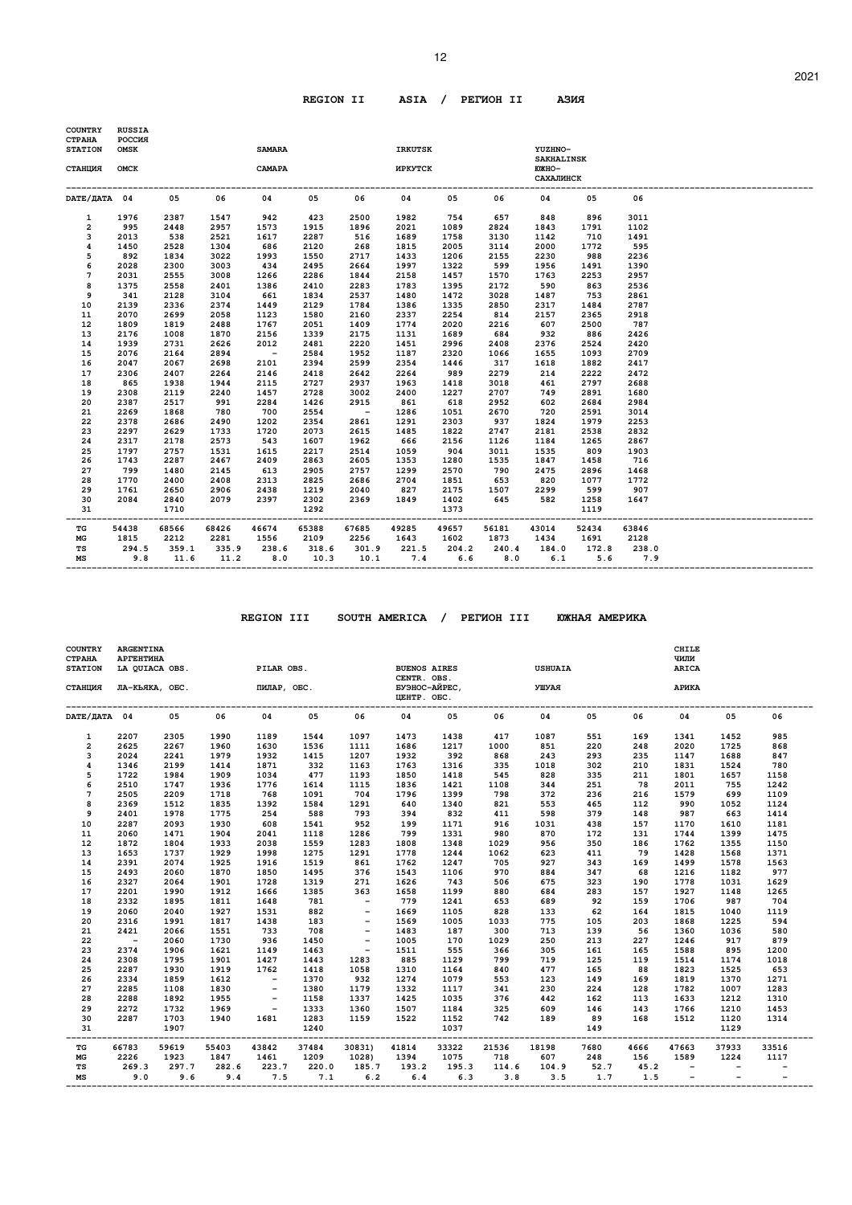## REGION II ASIA / РЕГИОН II АЗИЯ

| COUNTRY / СТРАНА | RUSSIA / РОССИЯ | | | | | | | | | | | |
|---|---|---|---|---|---|---|---|---|---|---|---|---|
| STATION / СТАНЦИЯ | OMSK / ОМСК | | | SAMARA / САМАРА | | | IRKUTSK / ИРКУТСК | | | YUZHNO-SAKHALINSK / ЮЖНО-САХАЛИНСК | | |
| DATE/ДАТА | 04 | 05 | 06 | 04 | 05 | 06 | 04 | 05 | 06 | 04 | 05 | 06 |
| 1 | 1976 | 2387 | 1547 | 942 | 423 | 2500 | 1982 | 754 | 657 | 848 | 896 | 3011 |
| 2 | 995 | 2448 | 2957 | 1573 | 1915 | 1896 | 2021 | 1089 | 2824 | 1843 | 1791 | 1102 |
| 3 | 2013 | 538 | 2521 | 1617 | 2287 | 516 | 1689 | 1758 | 3130 | 1142 | 710 | 1491 |
| 4 | 1450 | 2528 | 1304 | 686 | 2120 | 268 | 1815 | 2005 | 3114 | 2000 | 1772 | 595 |
| 5 | 892 | 1834 | 3022 | 1993 | 1550 | 2717 | 1433 | 1206 | 2155 | 2230 | 988 | 2236 |
| 6 | 2028 | 2300 | 3003 | 434 | 2495 | 2664 | 1997 | 1322 | 599 | 1956 | 1491 | 1390 |
| 7 | 2031 | 2555 | 3008 | 1266 | 2286 | 1844 | 2158 | 1457 | 1570 | 1763 | 2253 | 2957 |
| 8 | 1375 | 2558 | 2401 | 1386 | 2410 | 2283 | 1783 | 1395 | 2172 | 590 | 863 | 2536 |
| 9 | 341 | 2128 | 3104 | 661 | 1834 | 2537 | 1480 | 1472 | 3028 | 1487 | 753 | 2861 |
| 10 | 2139 | 2336 | 2374 | 1449 | 2129 | 1784 | 1386 | 1335 | 2850 | 2317 | 1484 | 2787 |
| 11 | 2070 | 2699 | 2058 | 1123 | 1580 | 2160 | 2337 | 2254 | 814 | 2157 | 2365 | 2918 |
| 12 | 1809 | 1819 | 2488 | 1767 | 2051 | 1409 | 1774 | 2020 | 2216 | 607 | 2500 | 787 |
| 13 | 2176 | 1008 | 1870 | 2156 | 1339 | 2175 | 1131 | 1689 | 684 | 932 | 886 | 2426 |
| 14 | 1939 | 2731 | 2626 | 2012 | 2481 | 2220 | 1451 | 2996 | 2408 | 2376 | 2524 | 2420 |
| 15 | 2076 | 2164 | 2894 | - | 2584 | 1952 | 1187 | 2320 | 1066 | 1655 | 1093 | 2709 |
| 16 | 2047 | 2067 | 2698 | 2101 | 2394 | 2599 | 2354 | 1446 | 317 | 1618 | 1882 | 2417 |
| 17 | 2306 | 2407 | 2264 | 2146 | 2418 | 2642 | 2264 | 989 | 2279 | 214 | 2222 | 2472 |
| 18 | 865 | 1938 | 1944 | 2115 | 2727 | 2937 | 1963 | 1418 | 3018 | 461 | 2797 | 2688 |
| 19 | 2308 | 2119 | 2240 | 1457 | 2728 | 3002 | 2400 | 1227 | 2707 | 749 | 2891 | 1680 |
| 20 | 2387 | 2517 | 991 | 2284 | 1426 | 2915 | 861 | 618 | 2952 | 602 | 2684 | 2984 |
| 21 | 2269 | 1868 | 780 | 700 | 2554 | - | 1286 | 1051 | 2670 | 720 | 2591 | 3014 |
| 22 | 2378 | 2686 | 2490 | 1202 | 2354 | 2861 | 1291 | 2303 | 937 | 1824 | 1979 | 2253 |
| 23 | 2297 | 2629 | 1733 | 1720 | 2073 | 2615 | 1485 | 1822 | 2747 | 2181 | 2538 | 2832 |
| 24 | 2317 | 2178 | 2573 | 543 | 1607 | 1962 | 666 | 2156 | 1126 | 1184 | 1265 | 2867 |
| 25 | 1797 | 2757 | 1531 | 1615 | 2217 | 2514 | 1059 | 904 | 3011 | 1535 | 809 | 1903 |
| 26 | 1743 | 2287 | 2467 | 2409 | 2863 | 2605 | 1353 | 1280 | 1535 | 1847 | 1458 | 716 |
| 27 | 799 | 1480 | 2145 | 613 | 2905 | 2757 | 1299 | 2570 | 790 | 2475 | 2896 | 1468 |
| 28 | 1770 | 2400 | 2408 | 2313 | 2825 | 2686 | 2704 | 1851 | 653 | 820 | 1077 | 1772 |
| 29 | 1761 | 2650 | 2906 | 2438 | 1219 | 2040 | 827 | 2175 | 1507 | 2299 | 599 | 907 |
| 30 | 2084 | 2840 | 2079 | 2397 | 2302 | 2369 | 1849 | 1402 | 645 | 582 | 1258 | 1647 |
| 31 | | 1710 | | | 1292 | | | 1373 | | | 1119 | |
| TG | 54438 | 68566 | 68426 | 46674 | 65388 | 67685 | 49285 | 49657 | 56181 | 43014 | 52434 | 63846 |
| MG | 1815 | 2212 | 2281 | 1556 | 2109 | 2256 | 1643 | 1602 | 1873 | 1434 | 1691 | 2128 |
| TS | 294.5 | 359.1 | 335.9 | 238.6 | 318.6 | 301.9 | 221.5 | 204.2 | 240.4 | 184.0 | 172.8 | 238.0 |
| MS | 9.8 | 11.6 | 11.2 | 8.0 | 10.3 | 10.1 | 7.4 | 6.6 | 8.0 | 6.1 | 5.6 | 7.9 |

## REGION III SOUTH AMERICA / РЕГИОН III ЮЖНАЯ АМЕРИКА

| COUNTRY / СТРАНА | ARGENTINA / АРГЕНТИНА | | | | | | | | | | | | CHILE / ЧИЛИ | | |
|---|---|---|---|---|---|---|---|---|---|---|---|---|---|---|---|
| STATION / СТАНЦИЯ | LA QUIACA OBS. / ЛА-КЬЯКА, ОБС. | | | PILAR OBS. / ПИЛАР, ОБС. | | | BUENOS AIRES CENTR. OBS. / БУЭНОС-АЙРЕС, ЦЕНТР. ОБС. | | | USHUAIA / УШУАЯ | | | ARICA / АРИКА | | |
| DATE/ДАТА | 04 | 05 | 06 | 04 | 05 | 06 | 04 | 05 | 06 | 04 | 05 | 06 | 04 | 05 | 06 |
| 1 | 2207 | 2305 | 1990 | 1189 | 1544 | 1097 | 1473 | 1438 | 417 | 1087 | 551 | 169 | 1341 | 1452 | 985 |
| 2 | 2625 | 2267 | 1960 | 1630 | 1536 | 1111 | 1686 | 1217 | 1000 | 851 | 220 | 248 | 2020 | 1725 | 868 |
| 3 | 2024 | 2241 | 1979 | 1932 | 1415 | 1207 | 1932 | 392 | 868 | 243 | 293 | 235 | 1147 | 1688 | 847 |
| 4 | 1346 | 2199 | 1414 | 1871 | 332 | 1163 | 1763 | 1316 | 335 | 1018 | 302 | 210 | 1831 | 1524 | 780 |
| 5 | 1722 | 1984 | 1909 | 1034 | 477 | 1193 | 1850 | 1418 | 545 | 828 | 335 | 211 | 1801 | 1657 | 1158 |
| 6 | 2510 | 1747 | 1936 | 1776 | 1614 | 1115 | 1836 | 1421 | 1108 | 344 | 251 | 78 | 2011 | 755 | 1242 |
| 7 | 2505 | 2209 | 1718 | 768 | 1091 | 704 | 1796 | 1399 | 798 | 372 | 236 | 216 | 1579 | 699 | 1109 |
| 8 | 2369 | 1512 | 1835 | 1392 | 1584 | 1291 | 640 | 1340 | 821 | 553 | 465 | 112 | 990 | 1052 | 1124 |
| 9 | 2401 | 1978 | 1775 | 254 | 588 | 793 | 394 | 832 | 411 | 598 | 379 | 148 | 987 | 663 | 1414 |
| 10 | 2287 | 2093 | 1930 | 608 | 1541 | 952 | 199 | 1171 | 916 | 1031 | 438 | 157 | 1170 | 1610 | 1181 |
| 11 | 2060 | 1471 | 1904 | 2041 | 1118 | 1286 | 799 | 1331 | 980 | 870 | 172 | 131 | 1744 | 1399 | 1475 |
| 12 | 1872 | 1804 | 1933 | 2038 | 1559 | 1283 | 1808 | 1348 | 1029 | 956 | 350 | 186 | 1762 | 1355 | 1150 |
| 13 | 1653 | 1737 | 1929 | 1998 | 1275 | 1291 | 1778 | 1244 | 1062 | 623 | 411 | 79 | 1428 | 1568 | 1371 |
| 14 | 2391 | 2074 | 1925 | 1916 | 1519 | 861 | 1762 | 1247 | 705 | 927 | 343 | 169 | 1499 | 1578 | 1563 |
| 15 | 2493 | 2060 | 1870 | 1850 | 1495 | 376 | 1543 | 1106 | 970 | 884 | 347 | 68 | 1216 | 1182 | 977 |
| 16 | 2327 | 2064 | 1901 | 1728 | 1319 | 271 | 1626 | 743 | 506 | 675 | 323 | 190 | 1778 | 1031 | 1629 |
| 17 | 2201 | 1990 | 1912 | 1666 | 1385 | 363 | 1658 | 1199 | 880 | 684 | 283 | 157 | 1927 | 1148 | 1265 |
| 18 | 2332 | 1895 | 1811 | 1648 | 781 | - | 779 | 1241 | 653 | 689 | 92 | 159 | 1706 | 987 | 704 |
| 19 | 2060 | 2040 | 1927 | 1531 | 882 | - | 1669 | 1105 | 828 | 133 | 62 | 164 | 1815 | 1040 | 1119 |
| 20 | 2316 | 1991 | 1817 | 1438 | 183 | - | 1569 | 1005 | 1033 | 775 | 105 | 203 | 1868 | 1225 | 594 |
| 21 | 2421 | 2066 | 1551 | 733 | 708 | - | 1483 | 187 | 300 | 713 | 139 | 56 | 1360 | 1036 | 580 |
| 22 | - | 2060 | 1730 | 936 | 1450 | - | 1005 | 170 | 1029 | 250 | 213 | 227 | 1246 | 917 | 879 |
| 23 | 2374 | 1906 | 1621 | 1149 | 1463 | - | 1511 | 555 | 366 | 305 | 161 | 165 | 1588 | 895 | 1200 |
| 24 | 2308 | 1795 | 1901 | 1427 | 1443 | 1283 | 885 | 1129 | 799 | 719 | 125 | 119 | 1514 | 1174 | 1018 |
| 25 | 2287 | 1930 | 1919 | 1762 | 1418 | 1058 | 1310 | 1164 | 840 | 477 | 165 | 88 | 1823 | 1525 | 653 |
| 26 | 2334 | 1859 | 1612 | - | 1370 | 932 | 1274 | 1079 | 553 | 123 | 149 | 169 | 1819 | 1370 | 1271 |
| 27 | 2285 | 1108 | 1830 | - | 1380 | 1179 | 1332 | 1117 | 341 | 230 | 224 | 128 | 1782 | 1007 | 1283 |
| 28 | 2288 | 1892 | 1955 | - | 1158 | 1337 | 1425 | 1035 | 376 | 442 | 162 | 113 | 1633 | 1212 | 1310 |
| 29 | 2272 | 1732 | 1969 | - | 1333 | 1360 | 1507 | 1184 | 325 | 609 | 146 | 143 | 1766 | 1210 | 1453 |
| 30 | 2287 | 1703 | 1940 | 1681 | 1283 | 1159 | 1522 | 1152 | 742 | 189 | 89 | 168 | 1512 | 1120 | 1314 |
| 31 | | 1907 | | | 1240 | | | 1037 | | | 149 | | | 1129 | |
| TG | 66783 | 59619 | 55403 | 43842 | 37484 | 30831) | 41814 | 33322 | 21536 | 18198 | 7680 | 4666 | 47663 | 37933 | 33516 |
| MG | 2226 | 1923 | 1847 | 1461 | 1209 | 1028) | 1394 | 1075 | 718 | 607 | 248 | 156 | 1589 | 1224 | 1117 |
| TS | 269.3 | 297.7 | 282.6 | 223.7 | 220.0 | 185.7 | 193.2 | 195.3 | 114.6 | 104.9 | 52.7 | 45.2 | - | - | - |
| MS | 9.0 | 9.6 | 9.4 | 7.5 | 7.1 | 6.2 | 6.4 | 6.3 | 3.8 | 3.5 | 1.7 | 1.5 | - | - | - |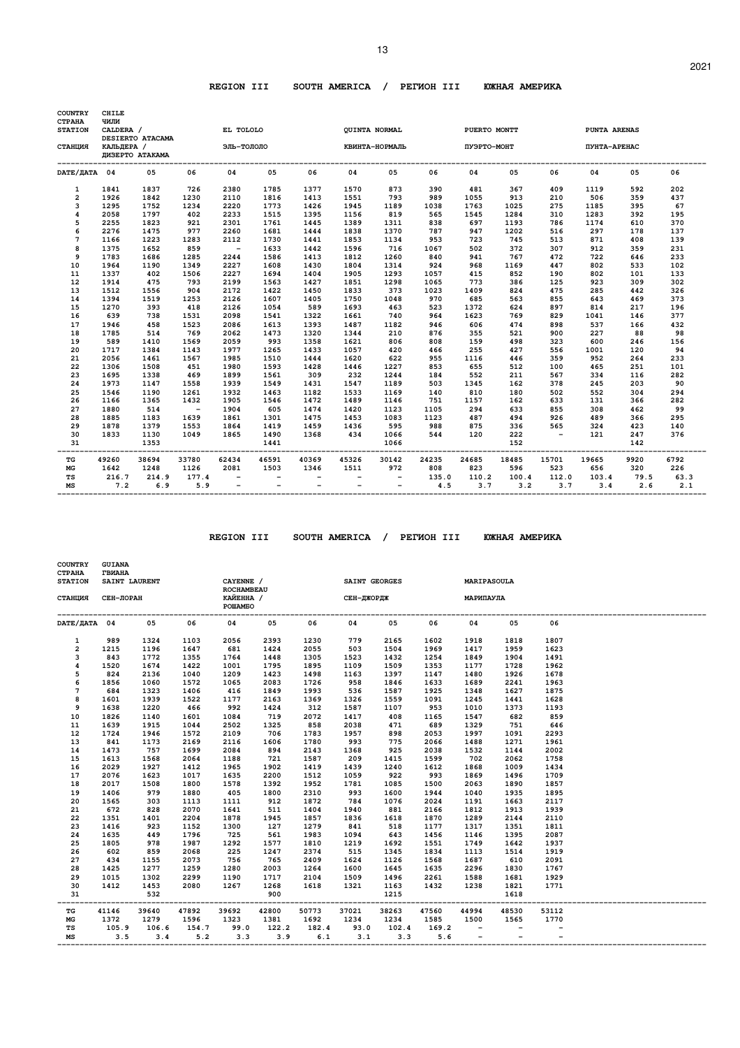## REGION III SOUTH AMERICA / РЕГИОН III ЮЖНАЯ АМЕРИКА

| COUNTRY / СТРАНА | CHILE / ЧИЛИ | | | | | | | | | | | | | | |
|---|---|---|---|---|---|---|---|---|---|---|---|---|---|---|---|
| STATION | CALDERA / DESIERTO ATACAMA | | | EL TOLOLO | | | QUINTA NORMAL | | | PUERTO MONTT | | | PUNTA ARENAS | | |
| СТАНЦИЯ | КАЛЬДЕРА / ДИЗЕРТО АТАКАМА | | | ЭЛЬ-ТОЛОЛО | | | КВИНТА-НОРМАЛЬ | | | ПУЭРТО-МОНТ | | | ПУНТА-АРЕНАС | | |
| DATE/ДАТА | 04 | 05 | 06 | 04 | 05 | 06 | 04 | 05 | 06 | 04 | 05 | 06 | 04 | 05 | 06 |
| 1 | 1841 | 1837 | 726 | 2380 | 1785 | 1377 | 1570 | 873 | 390 | 481 | 367 | 409 | 1119 | 592 | 202 |
| 2 | 1926 | 1842 | 1230 | 2110 | 1816 | 1413 | 1551 | 793 | 989 | 1055 | 913 | 210 | 506 | 359 | 437 |
| 3 | 1295 | 1752 | 1234 | 2220 | 1773 | 1426 | 1945 | 1189 | 1038 | 1763 | 1025 | 275 | 1185 | 395 | 67 |
| 4 | 2058 | 1797 | 402 | 2233 | 1515 | 1395 | 1156 | 819 | 565 | 1545 | 1284 | 310 | 1283 | 392 | 195 |
| 5 | 2255 | 1823 | 921 | 2301 | 1761 | 1445 | 1389 | 1311 | 838 | 697 | 1193 | 786 | 1174 | 610 | 370 |
| 6 | 2276 | 1475 | 977 | 2260 | 1681 | 1444 | 1838 | 1370 | 787 | 947 | 1202 | 516 | 297 | 178 | 137 |
| 7 | 1166 | 1223 | 1283 | 2112 | 1730 | 1441 | 1853 | 1134 | 953 | 723 | 745 | 513 | 871 | 408 | 139 |
| 8 | 1375 | 1652 | 859 | - | 1633 | 1442 | 1596 | 716 | 1067 | 502 | 372 | 307 | 912 | 359 | 231 |
| 9 | 1783 | 1686 | 1285 | 2244 | 1586 | 1413 | 1812 | 1260 | 840 | 941 | 767 | 472 | 722 | 646 | 233 |
| 10 | 1964 | 1190 | 1349 | 2227 | 1608 | 1430 | 1804 | 1314 | 924 | 968 | 1169 | 447 | 802 | 533 | 102 |
| 11 | 1337 | 402 | 1506 | 2227 | 1694 | 1404 | 1905 | 1293 | 1057 | 415 | 852 | 190 | 802 | 101 | 133 |
| 12 | 1914 | 475 | 793 | 2199 | 1563 | 1427 | 1851 | 1298 | 1065 | 773 | 386 | 125 | 923 | 309 | 302 |
| 13 | 1512 | 1556 | 904 | 2172 | 1422 | 1450 | 1833 | 373 | 1023 | 1409 | 824 | 475 | 285 | 442 | 326 |
| 14 | 1394 | 1519 | 1253 | 2126 | 1607 | 1405 | 1750 | 1048 | 970 | 685 | 563 | 855 | 643 | 469 | 373 |
| 15 | 1270 | 393 | 418 | 2126 | 1054 | 589 | 1693 | 463 | 523 | 1372 | 624 | 897 | 814 | 217 | 196 |
| 16 | 639 | 738 | 1531 | 2098 | 1541 | 1322 | 1661 | 740 | 964 | 1623 | 769 | 829 | 1041 | 146 | 377 |
| 17 | 1946 | 458 | 1523 | 2086 | 1613 | 1393 | 1487 | 1182 | 946 | 606 | 474 | 898 | 537 | 166 | 432 |
| 18 | 1785 | 514 | 769 | 2062 | 1473 | 1320 | 1344 | 210 | 876 | 355 | 521 | 900 | 227 | 88 | 98 |
| 19 | 589 | 1410 | 1569 | 2059 | 993 | 1358 | 1621 | 806 | 808 | 159 | 498 | 323 | 600 | 246 | 156 |
| 20 | 1717 | 1384 | 1143 | 1977 | 1265 | 1433 | 1057 | 420 | 466 | 255 | 427 | 556 | 1001 | 120 | 94 |
| 21 | 2056 | 1461 | 1567 | 1985 | 1510 | 1444 | 1620 | 622 | 955 | 1116 | 446 | 359 | 952 | 264 | 233 |
| 22 | 1306 | 1508 | 451 | 1980 | 1593 | 1428 | 1446 | 1227 | 853 | 655 | 512 | 100 | 465 | 251 | 101 |
| 23 | 1695 | 1338 | 469 | 1899 | 1561 | 309 | 232 | 1244 | 184 | 552 | 211 | 567 | 334 | 116 | 282 |
| 24 | 1973 | 1147 | 1558 | 1939 | 1549 | 1431 | 1547 | 1189 | 503 | 1345 | 162 | 378 | 245 | 203 | 90 |
| 25 | 1546 | 1190 | 1261 | 1932 | 1463 | 1182 | 1533 | 1169 | 140 | 810 | 180 | 502 | 552 | 304 | 294 |
| 26 | 1166 | 1365 | 1432 | 1905 | 1546 | 1472 | 1489 | 1146 | 751 | 1157 | 162 | 633 | 131 | 366 | 282 |
| 27 | 1880 | 514 | - | 1904 | 605 | 1474 | 1420 | 1123 | 1105 | 294 | 633 | 855 | 308 | 462 | 99 |
| 28 | 1885 | 1183 | 1639 | 1861 | 1301 | 1475 | 1453 | 1083 | 1123 | 487 | 494 | 926 | 489 | 366 | 295 |
| 29 | 1878 | 1379 | 1553 | 1864 | 1419 | 1459 | 1436 | 595 | 988 | 875 | 336 | 565 | 324 | 423 | 140 |
| 30 | 1833 | 1130 | 1049 | 1865 | 1490 | 1368 | 434 | 1066 | 544 | 120 | 222 | - | 121 | 247 | 376 |
| 31 | | 1353 | | | 1441 | | | 1066 | | | 152 | | | 142 | |
| TG | 49260 | 38694 | 33780 | 62434 | 46591 | 40369 | 45326 | 30142 | 24235 | 24685 | 18485 | 15701 | 19665 | 9920 | 6792 |
| MG | 1642 | 1248 | 1126 | 2081 | 1503 | 1346 | 1511 | 972 | 808 | 823 | 596 | 523 | 656 | 320 | 226 |
| TS | 216.7 | 214.9 | 177.4 | - | - | - | - | - | 135.0 | 110.2 | 100.4 | 112.0 | 103.4 | 79.5 | 63.3 |
| MS | 7.2 | 6.9 | 5.9 | - | - | - | - | - | 4.5 | 3.7 | 3.2 | 3.7 | 3.4 | 2.6 | 2.1 |

## REGION III SOUTH AMERICA / РЕГИОН III ЮЖНАЯ АМЕРИКА

| COUNTRY / СТРАНА | GUIANA / ГВИАНА | | | | | | | | | | | |
|---|---|---|---|---|---|---|---|---|---|---|---|---|
| STATION | SAINT LAURENT | | | CAYENNE / ROCHAMBEAU | | | SAINT GEORGES | | | MARIPASOULA | | |
| СТАНЦИЯ | СЕН-ЛОРАН | | | КАЙЕННА / РОШАМБО | | | СЕН-ДЖОРДЖ | | | МАРИПАУЛА | | |
| DATE/ДАТА | 04 | 05 | 06 | 04 | 05 | 06 | 04 | 05 | 06 | 04 | 05 | 06 |
| 1 | 989 | 1324 | 1103 | 2056 | 2393 | 1230 | 779 | 2165 | 1602 | 1918 | 1818 | 1807 |
| 2 | 1215 | 1196 | 1647 | 681 | 1424 | 2055 | 503 | 1504 | 1969 | 1417 | 1959 | 1623 |
| 3 | 843 | 1772 | 1355 | 1764 | 1448 | 1305 | 1523 | 1432 | 1254 | 1849 | 1904 | 1491 |
| 4 | 1520 | 1674 | 1422 | 1001 | 1795 | 1895 | 1109 | 1509 | 1353 | 1177 | 1728 | 1962 |
| 5 | 824 | 2136 | 1040 | 1209 | 1498 | 1423 | 1163 | 1397 | 1147 | 1480 | 1926 | 1678 |
| 6 | 1856 | 1060 | 1572 | 1065 | 2083 | 1726 | 958 | 1846 | 1633 | 1689 | 2241 | 1963 |
| 7 | 684 | 1323 | 1406 | 416 | 1849 | 1993 | 536 | 1587 | 1925 | 1348 | 1627 | 1875 |
| 8 | 1601 | 1939 | 1522 | 1177 | 2163 | 1369 | 1326 | 1559 | 1091 | 1245 | 1441 | 1628 |
| 9 | 1638 | 1220 | 466 | 992 | 1424 | 312 | 1587 | 1107 | 953 | 1010 | 1373 | 1193 |
| 10 | 1826 | 1140 | 1601 | 1084 | 719 | 2072 | 1417 | 408 | 1165 | 1547 | 682 | 859 |
| 11 | 1639 | 1915 | 1044 | 2502 | 1325 | 858 | 2038 | 471 | 689 | 1329 | 751 | 646 |
| 12 | 1724 | 1946 | 1572 | 2109 | 706 | 1783 | 1957 | 898 | 2053 | 1997 | 1091 | 2293 |
| 13 | 841 | 1173 | 2169 | 2116 | 1606 | 1780 | 993 | 775 | 2066 | 1488 | 1271 | 1961 |
| 14 | 1473 | 757 | 1699 | 2084 | 894 | 2143 | 1368 | 925 | 2038 | 1532 | 1144 | 2002 |
| 15 | 1613 | 1568 | 2064 | 1188 | 721 | 1587 | 209 | 1415 | 1599 | 702 | 2062 | 1758 |
| 16 | 2029 | 1927 | 1412 | 1965 | 1902 | 1419 | 1439 | 1240 | 1612 | 1868 | 1009 | 1434 |
| 17 | 2076 | 1623 | 1017 | 1635 | 2200 | 1512 | 1059 | 922 | 993 | 1869 | 1496 | 1709 |
| 18 | 2017 | 1508 | 1800 | 1578 | 1392 | 1952 | 1781 | 1085 | 1500 | 2063 | 1890 | 1857 |
| 19 | 1406 | 979 | 1880 | 405 | 1800 | 2310 | 993 | 1600 | 1944 | 1040 | 1935 | 1895 |
| 20 | 1565 | 303 | 1113 | 1111 | 912 | 1872 | 784 | 1076 | 2024 | 1191 | 1663 | 2117 |
| 21 | 672 | 828 | 2070 | 1641 | 511 | 1404 | 1940 | 881 | 2166 | 1812 | 1913 | 1939 |
| 22 | 1351 | 1401 | 2204 | 1878 | 1945 | 1857 | 1836 | 1618 | 1870 | 1289 | 2144 | 2110 |
| 23 | 1416 | 923 | 1152 | 1300 | 127 | 1279 | 841 | 518 | 1177 | 1317 | 1351 | 1811 |
| 24 | 1635 | 449 | 1796 | 725 | 561 | 1983 | 1094 | 643 | 1456 | 1146 | 1395 | 2087 |
| 25 | 1805 | 978 | 1987 | 1292 | 1577 | 1810 | 1219 | 1692 | 1551 | 1749 | 1642 | 1937 |
| 26 | 602 | 859 | 2068 | 225 | 1247 | 2374 | 515 | 1345 | 1834 | 1113 | 1514 | 1919 |
| 27 | 434 | 1155 | 2073 | 756 | 765 | 2409 | 1624 | 1126 | 1568 | 1687 | 610 | 2091 |
| 28 | 1425 | 1277 | 1259 | 1280 | 2003 | 1264 | 1600 | 1645 | 1635 | 2296 | 1830 | 1767 |
| 29 | 1015 | 1302 | 2299 | 1190 | 1717 | 2104 | 1509 | 1496 | 2261 | 1588 | 1681 | 1929 |
| 30 | 1412 | 1453 | 2080 | 1267 | 1268 | 1618 | 1321 | 1163 | 1432 | 1238 | 1821 | 1771 |
| 31 | | 532 | | | 900 | | | 1215 | | | 1618 | |
| TG | 41146 | 39640 | 47892 | 39692 | 42800 | 50773 | 37021 | 38263 | 47560 | 44994 | 48530 | 53112 |
| MG | 1372 | 1279 | 1596 | 1323 | 1381 | 1692 | 1234 | 1234 | 1585 | 1500 | 1565 | 1770 |
| TS | 105.9 | 106.6 | 154.7 | 99.0 | 122.2 | 182.4 | 93.0 | 102.4 | 169.2 | - | - | - |
| MS | 3.5 | 3.4 | 5.2 | 3.3 | 3.9 | 6.1 | 3.1 | 3.3 | 5.6 | - | - | - |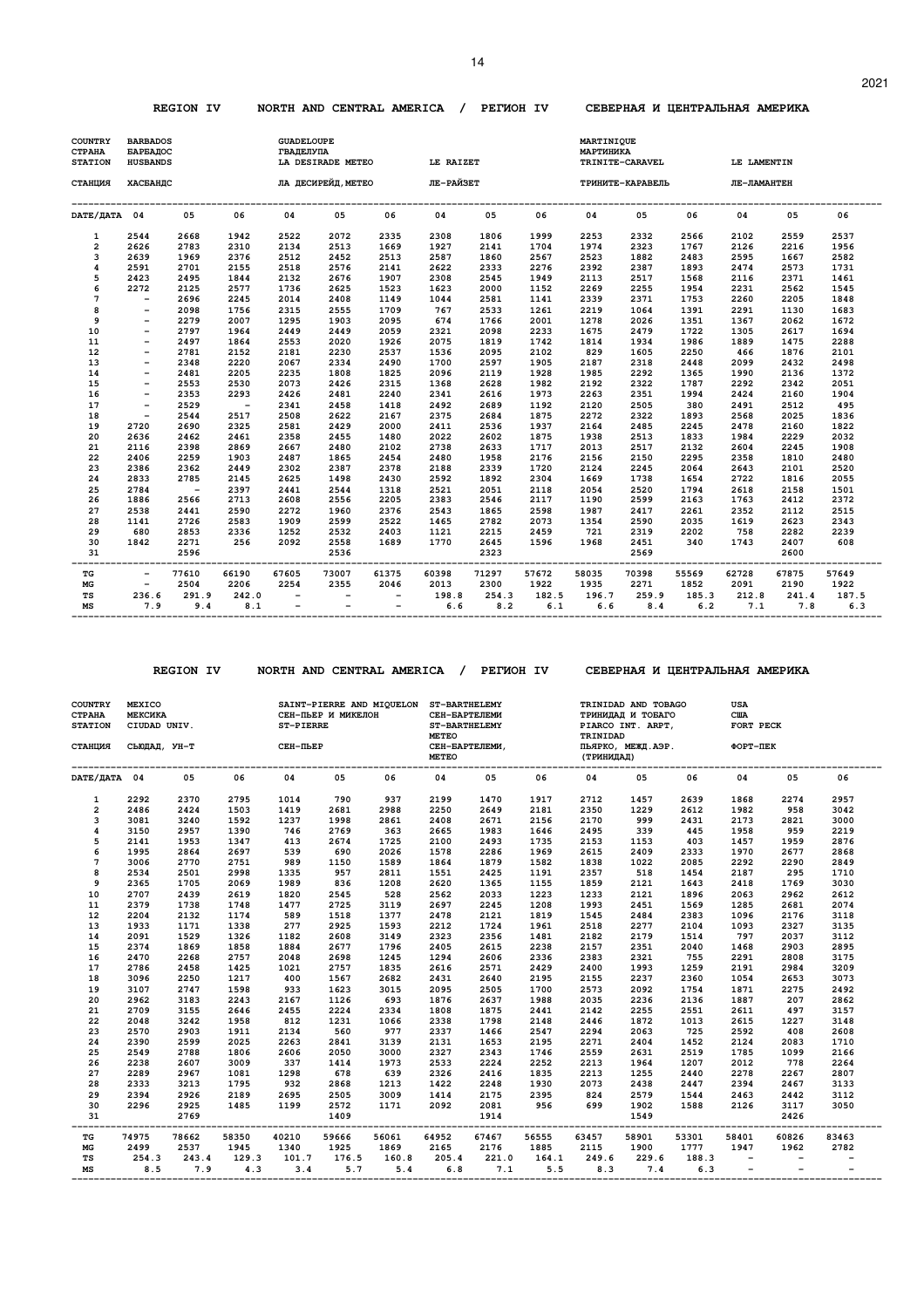## REGION IV NORTH AND CENTRAL AMERICA / РЕГИОН IV СЕВЕРНАЯ И ЦЕНТРАЛЬНАЯ АМЕРИКА

| COUNTRY / СТРАНА | BARBADOS / БАРБАДОС | | | GUADELOUPE / ГВАДЕЛУПА | | | | | | MARTINIQUE / МАРТИНИКА | | | | | |
|---|---|---|---|---|---|---|---|---|---|---|---|---|---|---|---|
| STATION / СТАНЦИЯ | HUSBANDS / ХАСБАНДС | | | LA DESIRADE METEO / ЛА ДЕСИРЕЙД,МЕТЕО | | | LE RAIZET / ЛЕ-РАЙЗЕТ | | | TRINITE-CARAVEL / ТРИНИТЕ-КАРАВЕЛЬ | | | LE LAMENTIN / ЛЕ-ЛАМАНТЕН | | |
| DATE/ДАТА | 04 | 05 | 06 | 04 | 05 | 06 | 04 | 05 | 06 | 04 | 05 | 06 | 04 | 05 | 06 |
| 1 | 2544 | 2668 | 1942 | 2522 | 2072 | 2335 | 2308 | 1806 | 1999 | 2253 | 2332 | 2566 | 2102 | 2559 | 2537 |
| 2 | 2626 | 2783 | 2310 | 2134 | 2513 | 1669 | 1927 | 2141 | 1704 | 1974 | 2323 | 1767 | 2126 | 2216 | 1956 |
| 3 | 2639 | 1969 | 2376 | 2512 | 2452 | 2513 | 2587 | 1860 | 2567 | 2523 | 1882 | 2483 | 2595 | 1667 | 2582 |
| 4 | 2591 | 2701 | 2155 | 2518 | 2576 | 2141 | 2622 | 2333 | 2276 | 2392 | 2387 | 1893 | 2474 | 2573 | 1731 |
| 5 | 2423 | 2495 | 1844 | 2132 | 2676 | 1907 | 2308 | 2545 | 1949 | 2113 | 2517 | 1568 | 2116 | 2371 | 1461 |
| 6 | 2272 | 2125 | 2577 | 1736 | 2625 | 1523 | 1623 | 2000 | 1152 | 2269 | 2255 | 1954 | 2231 | 2562 | 1545 |
| 7 | - | 2696 | 2245 | 2014 | 2408 | 1149 | 1044 | 2581 | 1141 | 2339 | 2371 | 1753 | 2260 | 2205 | 1848 |
| 8 | - | 2098 | 1756 | 2315 | 2555 | 1709 | 767 | 2533 | 1261 | 2219 | 1064 | 1391 | 2291 | 1130 | 1683 |
| 9 | - | 2279 | 2007 | 1295 | 1903 | 2095 | 674 | 1766 | 2001 | 1278 | 2026 | 1351 | 1367 | 2062 | 1672 |
| 10 | - | 2797 | 1964 | 2449 | 2449 | 2059 | 2321 | 2098 | 2233 | 1675 | 2479 | 1722 | 1305 | 2617 | 1694 |
| 11 | - | 2497 | 1864 | 2553 | 2020 | 1926 | 2075 | 1819 | 1742 | 1814 | 1934 | 1986 | 1889 | 1475 | 2288 |
| 12 | - | 2781 | 2152 | 2181 | 2230 | 2537 | 1536 | 2095 | 2102 | 829 | 1605 | 2250 | 466 | 1876 | 2101 |
| 13 | - | 2348 | 2220 | 2067 | 2334 | 2490 | 1700 | 2597 | 1905 | 2187 | 2318 | 2448 | 2099 | 2432 | 2498 |
| 14 | - | 2481 | 2205 | 2235 | 1808 | 1825 | 2096 | 2119 | 1928 | 1985 | 2292 | 1365 | 1990 | 2136 | 1372 |
| 15 | - | 2553 | 2530 | 2073 | 2426 | 2315 | 1368 | 2628 | 1982 | 2192 | 2322 | 1787 | 2292 | 2342 | 2051 |
| 16 | - | 2353 | 2293 | 2426 | 2481 | 2240 | 2341 | 2616 | 1973 | 2263 | 2351 | 1994 | 2424 | 2160 | 1904 |
| 17 | - | 2529 | - | 2341 | 2458 | 1418 | 2492 | 2689 | 1192 | 2120 | 2505 | 380 | 2491 | 2512 | 495 |
| 18 | - | 2544 | 2517 | 2508 | 2622 | 2167 | 2375 | 2684 | 1875 | 2272 | 2322 | 1893 | 2568 | 2025 | 1836 |
| 19 | 2720 | 2690 | 2325 | 2581 | 2429 | 2000 | 2411 | 2536 | 1937 | 2164 | 2485 | 2245 | 2478 | 2160 | 1822 |
| 20 | 2636 | 2462 | 2461 | 2358 | 2455 | 1480 | 2022 | 2602 | 1875 | 1938 | 2513 | 1833 | 1984 | 2229 | 2032 |
| 21 | 2116 | 2398 | 2869 | 2667 | 2480 | 2102 | 2738 | 2633 | 1717 | 2013 | 2517 | 2132 | 2604 | 2245 | 1908 |
| 22 | 2406 | 2259 | 1903 | 2487 | 1865 | 2454 | 2480 | 1958 | 2176 | 2156 | 2150 | 2295 | 2358 | 1810 | 2480 |
| 23 | 2386 | 2362 | 2449 | 2302 | 2387 | 2378 | 2188 | 2339 | 1720 | 2124 | 2245 | 2064 | 2643 | 2101 | 2520 |
| 24 | 2833 | 2785 | 2145 | 2625 | 1498 | 2430 | 2592 | 1892 | 2304 | 1669 | 1738 | 1654 | 2722 | 1816 | 2055 |
| 25 | 2784 | - | 2397 | 2441 | 2544 | 1318 | 2521 | 2051 | 2118 | 2054 | 2520 | 1794 | 2618 | 2158 | 1501 |
| 26 | 1886 | 2566 | 2713 | 2608 | 2556 | 2205 | 2383 | 2546 | 2117 | 1190 | 2599 | 2163 | 1763 | 2412 | 2372 |
| 27 | 2538 | 2441 | 2590 | 2272 | 1960 | 2376 | 2543 | 1865 | 2598 | 1987 | 2417 | 2261 | 2352 | 2112 | 2515 |
| 28 | 1141 | 2726 | 2583 | 1909 | 2599 | 2522 | 1465 | 2782 | 2073 | 1354 | 2590 | 2035 | 1619 | 2623 | 2343 |
| 29 | 680 | 2853 | 2336 | 1252 | 2532 | 2403 | 1121 | 2215 | 2459 | 721 | 2319 | 2202 | 758 | 2282 | 2239 |
| 30 | 1842 | 2271 | 256 | 2092 | 2558 | 1689 | 1770 | 2645 | 1596 | 1968 | 2451 | 340 | 1743 | 2407 | 608 |
| 31 | | 2596 | | | 2536 | | | 2323 | | | 2569 | | | 2600 | |
| TG | - | 77610 | 66190 | 67605 | 73007 | 61375 | 60398 | 71297 | 57672 | 58035 | 70398 | 55569 | 62728 | 67875 | 57649 |
| MG | - | 2504 | 2206 | 2254 | 2355 | 2046 | 2013 | 2300 | 1922 | 1935 | 2271 | 1852 | 2091 | 2190 | 1922 |
| TS | 236.6 | 291.9 | 242.0 | - | - | - | 198.8 | 254.3 | 182.5 | 196.7 | 259.9 | 185.3 | 212.8 | 241.4 | 187.5 |
| MS | 7.9 | 9.4 | 8.1 | - | - | - | 6.6 | 8.2 | 6.1 | 6.6 | 8.4 | 6.2 | 7.1 | 7.8 | 6.3 |

## REGION IV NORTH AND CENTRAL AMERICA / РЕГИОН IV СЕВЕРНАЯ И ЦЕНТРАЛЬНАЯ АМЕРИКА

| COUNTRY / СТРАНА | MEXICO / МЕКСИКА | | | SAINT-PIERRE AND MIQUELON / СЕН-ПЬЕР И МИКЕЛОН | | | ST-BARTHELEMY / СЕН-БАРТЕЛЕМИ | | | TRINIDAD AND TOBAGO / ТРИНИДАД И ТОБАГО | | | USA / США | | |
|---|---|---|---|---|---|---|---|---|---|---|---|---|---|---|---|
| STATION / СТАНЦИЯ | CIUDAD UNIV. / СЬЮДАД, УН-Т | | | ST-PIERRE / СЕН-ПЬЕР | | | ST-BARTHELEMY METEO / СЕН-БАРТЕЛЕМИ, METEO | | | PIARCO INT. ARPT, TRINIDAD / ПЬЯРКО, МЕЖД.АЭР. (ТРИНИДАД) | | | FORT PECK / ФОРТ-ПЕК | | |
| DATE/ДАТА | 04 | 05 | 06 | 04 | 05 | 06 | 04 | 05 | 06 | 04 | 05 | 06 | 04 | 05 | 06 |
| 1 | 2292 | 2370 | 2795 | 1014 | 790 | 937 | 2199 | 1470 | 1917 | 2712 | 1457 | 2639 | 1868 | 2274 | 2957 |
| 2 | 2486 | 2424 | 1503 | 1419 | 2681 | 2988 | 2250 | 2649 | 2181 | 2350 | 1229 | 2612 | 1982 | 958 | 3042 |
| 3 | 3081 | 3240 | 1592 | 1237 | 1998 | 2861 | 2408 | 2671 | 2156 | 2170 | 999 | 2431 | 2173 | 2821 | 3000 |
| 4 | 3150 | 2957 | 1390 | 746 | 2769 | 363 | 2665 | 1983 | 1646 | 2495 | 339 | 445 | 1958 | 959 | 2219 |
| 5 | 2141 | 1953 | 1347 | 413 | 2674 | 1725 | 2100 | 2493 | 1735 | 2153 | 1153 | 403 | 1457 | 1959 | 2876 |
| 6 | 1995 | 2864 | 2697 | 539 | 690 | 2026 | 1578 | 2286 | 1969 | 2615 | 2409 | 2333 | 1970 | 2677 | 2868 |
| 7 | 3006 | 2770 | 2751 | 989 | 1150 | 1589 | 1864 | 1879 | 1582 | 1838 | 1022 | 2085 | 2292 | 2290 | 2849 |
| 8 | 2534 | 2501 | 2998 | 1335 | 957 | 2811 | 1551 | 2425 | 1191 | 2357 | 518 | 1454 | 2187 | 295 | 1710 |
| 9 | 2365 | 1705 | 2069 | 1989 | 836 | 1208 | 2620 | 1365 | 1155 | 1859 | 2121 | 1643 | 2418 | 1769 | 3030 |
| 10 | 2707 | 2439 | 2619 | 1820 | 2545 | 528 | 2562 | 2033 | 1223 | 1233 | 2121 | 1896 | 2063 | 2962 | 2612 |
| 11 | 2379 | 1738 | 1748 | 1477 | 2725 | 3119 | 2697 | 2245 | 1208 | 1993 | 2451 | 1569 | 1285 | 2681 | 2074 |
| 12 | 2204 | 2132 | 1174 | 589 | 1518 | 1377 | 2478 | 2121 | 1819 | 1545 | 2484 | 2383 | 1096 | 2176 | 3118 |
| 13 | 1933 | 1171 | 1338 | 277 | 2925 | 1593 | 2212 | 1724 | 1961 | 2518 | 2277 | 2104 | 1093 | 2327 | 3135 |
| 14 | 2091 | 1529 | 1326 | 1182 | 2608 | 3149 | 2323 | 2356 | 1481 | 2182 | 2179 | 1514 | 797 | 2037 | 3112 |
| 15 | 2374 | 1869 | 1858 | 1884 | 2677 | 1796 | 2405 | 2615 | 2238 | 2157 | 2351 | 2040 | 1468 | 2903 | 2895 |
| 16 | 2470 | 2268 | 2757 | 2048 | 2698 | 1245 | 1294 | 2606 | 2336 | 2383 | 2321 | 755 | 2291 | 2808 | 3175 |
| 17 | 2786 | 2458 | 1425 | 1021 | 2757 | 1835 | 2616 | 2571 | 2429 | 2400 | 1993 | 1259 | 2191 | 2984 | 3209 |
| 18 | 3096 | 2250 | 1217 | 400 | 1567 | 2682 | 2431 | 2640 | 2195 | 2155 | 2237 | 2360 | 1054 | 2653 | 3073 |
| 19 | 3107 | 2747 | 1598 | 933 | 1623 | 3015 | 2095 | 2505 | 1700 | 2573 | 2092 | 1754 | 1871 | 2275 | 2492 |
| 20 | 2962 | 3183 | 2243 | 2167 | 1126 | 693 | 1876 | 2637 | 1988 | 2035 | 2236 | 2136 | 1887 | 207 | 2862 |
| 21 | 2709 | 3155 | 2646 | 2455 | 2224 | 2334 | 1808 | 1875 | 2441 | 2142 | 2255 | 2551 | 2611 | 497 | 3157 |
| 22 | 2048 | 3242 | 1958 | 812 | 1231 | 1066 | 2338 | 1798 | 2148 | 2446 | 1872 | 1013 | 2615 | 1227 | 3148 |
| 23 | 2570 | 2903 | 1911 | 2134 | 560 | 977 | 2337 | 1466 | 2547 | 2294 | 2063 | 725 | 2592 | 408 | 2608 |
| 24 | 2390 | 2599 | 2025 | 2263 | 2841 | 3139 | 2131 | 1653 | 2195 | 2271 | 2404 | 1452 | 2124 | 2083 | 1710 |
| 25 | 2549 | 2788 | 1806 | 2606 | 2050 | 3000 | 2327 | 2343 | 1746 | 2559 | 2631 | 2519 | 1785 | 1099 | 2166 |
| 26 | 2238 | 2607 | 3009 | 337 | 1414 | 1973 | 2533 | 2224 | 2252 | 2213 | 1964 | 1207 | 2012 | 778 | 2264 |
| 27 | 2289 | 2967 | 1081 | 1298 | 678 | 639 | 2326 | 2416 | 1835 | 2213 | 1255 | 2440 | 2278 | 2267 | 2807 |
| 28 | 2333 | 3213 | 1795 | 932 | 2868 | 1213 | 1422 | 2248 | 1930 | 2073 | 2438 | 2447 | 2394 | 2467 | 3133 |
| 29 | 2394 | 2926 | 2189 | 2695 | 2505 | 3009 | 1414 | 2175 | 2395 | 824 | 2579 | 1544 | 2463 | 2442 | 3112 |
| 30 | 2296 | 2925 | 1485 | 1199 | 2572 | 1171 | 2092 | 2081 | 956 | 699 | 1902 | 1588 | 2126 | 3117 | 3050 |
| 31 | | 2769 | | | 1409 | | | 1914 | | | 1549 | | | 2426 | |
| TG | 74975 | 78662 | 58350 | 40210 | 59666 | 56061 | 64952 | 67467 | 56555 | 63457 | 58901 | 53301 | 58401 | 60826 | 83463 |
| MG | 2499 | 2537 | 1945 | 1340 | 1925 | 1869 | 2165 | 2176 | 1885 | 2115 | 1900 | 1777 | 1947 | 1962 | 2782 |
| TS | 254.3 | 243.4 | 129.3 | 101.7 | 176.5 | 160.8 | 205.4 | 221.0 | 164.1 | 249.6 | 229.6 | 188.3 | - | - | - |
| MS | 8.5 | 7.9 | 4.3 | 3.4 | 5.7 | 5.4 | 6.8 | 7.1 | 5.5 | 8.3 | 7.4 | 6.3 | - | - | - |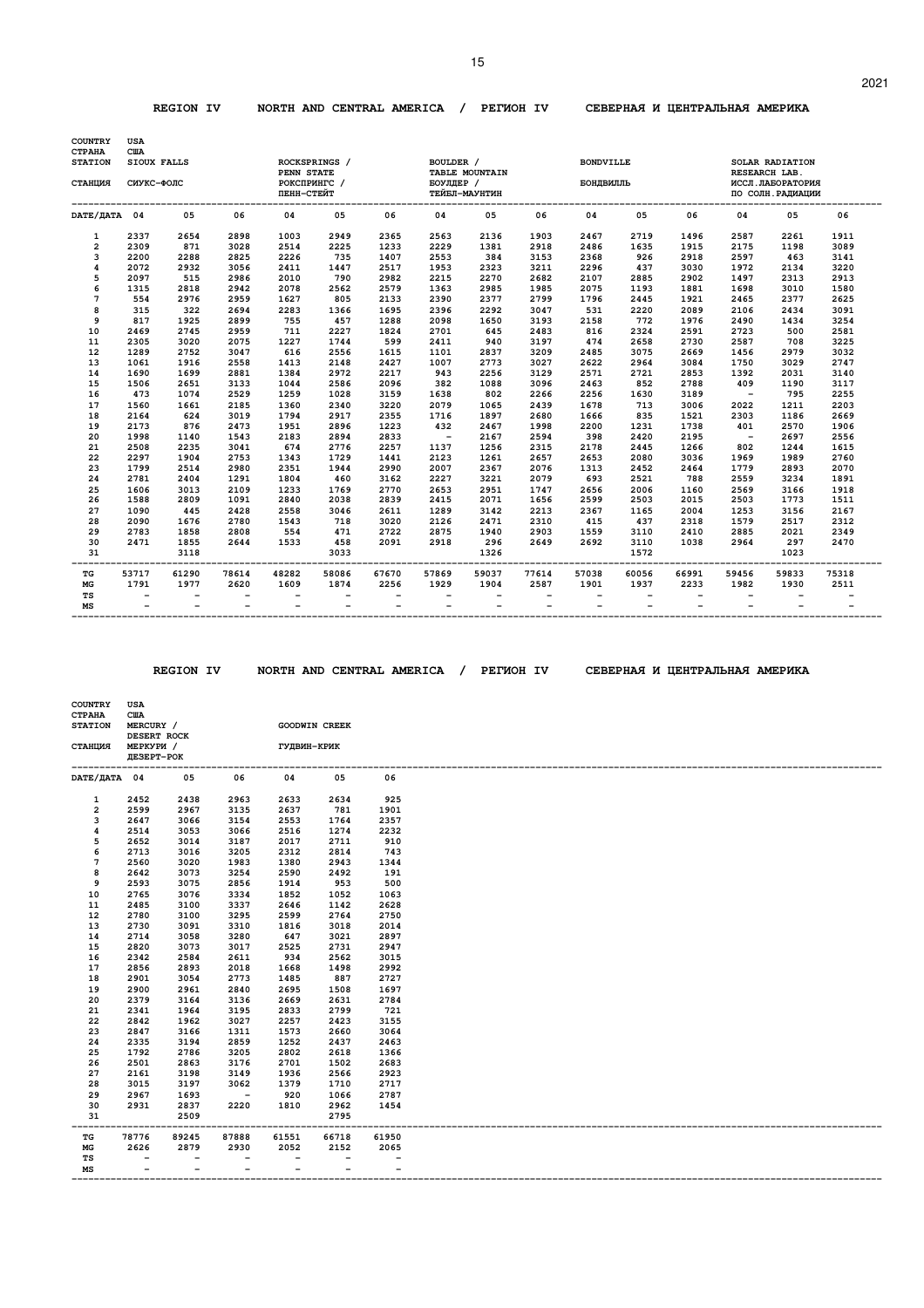## REGION IV NORTH AND CENTRAL AMERICA / РЕГИОН IV СЕВЕРНАЯ И ЦЕНТРАЛЬНАЯ АМЕРИКА

| COUNTRY / СТРАНА | USA / США | | | | | | | | | | | | | | |
|---|---|---|---|---|---|---|---|---|---|---|---|---|---|---|---|
| STATION / СТАНЦИЯ | SIOUX FALLS / СИУКС-ФОЛС | | | ROCKSPRINGS / PENN STATE / РОКСПРИНГС / ПЕНН-СТЕЙТ | | | BOULDER / TABLE MOUNTAIN / БОУЛДЕР / ТЕЙБЛ-МАУНТИН | | | BONDVILLE / БОНДВИЛЛЬ | | | SOLAR RADIATION RESEARCH LAB. / ИССЛ.ЛАБОРАТОРИЯ ПО СОЛН.РАДИАЦИИ | | |
| DATE/ДАТА | 04 | 05 | 06 | 04 | 05 | 06 | 04 | 05 | 06 | 04 | 05 | 06 | 04 | 05 | 06 |
| 1 | 2337 | 2654 | 2898 | 1003 | 2949 | 2365 | 2563 | 2136 | 1903 | 2467 | 2719 | 1496 | 2587 | 2261 | 1911 |
| 2 | 2309 | 871 | 3028 | 2514 | 2225 | 1233 | 2229 | 1381 | 2918 | 2486 | 1635 | 1915 | 2175 | 1198 | 3089 |
| 3 | 2200 | 2288 | 2825 | 2226 | 735 | 1407 | 2553 | 384 | 3153 | 2368 | 926 | 2918 | 2597 | 463 | 3141 |
| 4 | 2072 | 2932 | 3056 | 2411 | 1447 | 2517 | 1953 | 2323 | 3211 | 2296 | 437 | 3030 | 1972 | 2134 | 3220 |
| 5 | 2097 | 515 | 2986 | 2010 | 790 | 2982 | 2215 | 2270 | 2682 | 2107 | 2885 | 2902 | 1497 | 2313 | 2913 |
| 6 | 1315 | 2818 | 2942 | 2078 | 2562 | 2579 | 1363 | 2985 | 1985 | 2075 | 1193 | 1881 | 1698 | 3010 | 1580 |
| 7 | 554 | 2976 | 2959 | 1627 | 805 | 2133 | 2390 | 2377 | 2799 | 1796 | 2445 | 1921 | 2465 | 2377 | 2625 |
| 8 | 315 | 322 | 2694 | 2283 | 1366 | 1695 | 2396 | 2292 | 3047 | 531 | 2220 | 2089 | 2106 | 2434 | 3091 |
| 9 | 817 | 1925 | 2899 | 755 | 457 | 1288 | 2098 | 1650 | 3193 | 2158 | 772 | 1976 | 2490 | 1434 | 3254 |
| 10 | 2469 | 2745 | 2959 | 711 | 2227 | 1824 | 2701 | 645 | 2483 | 816 | 2324 | 2591 | 2723 | 500 | 2581 |
| 11 | 2305 | 3020 | 2075 | 1227 | 1744 | 599 | 2411 | 940 | 3197 | 474 | 2658 | 2730 | 2587 | 708 | 3225 |
| 12 | 1289 | 2752 | 3047 | 616 | 2556 | 1615 | 1101 | 2837 | 3209 | 2485 | 3075 | 2669 | 1456 | 2979 | 3032 |
| 13 | 1061 | 1916 | 2558 | 1413 | 2148 | 2427 | 1007 | 2773 | 3027 | 2622 | 2964 | 3084 | 1750 | 3029 | 2747 |
| 14 | 1690 | 1699 | 2881 | 1384 | 2972 | 2217 | 943 | 2256 | 3129 | 2571 | 2721 | 2853 | 1392 | 2031 | 3140 |
| 15 | 1506 | 2651 | 3133 | 1044 | 2586 | 2096 | 382 | 1088 | 3096 | 2463 | 852 | 2788 | 409 | 1190 | 3117 |
| 16 | 473 | 1074 | 2529 | 1259 | 1028 | 3159 | 1638 | 802 | 2266 | 2256 | 1630 | 3189 | - | 795 | 2255 |
| 17 | 1560 | 1661 | 2185 | 1360 | 2340 | 3220 | 2079 | 1065 | 2439 | 1678 | 713 | 3006 | 2022 | 1211 | 2203 |
| 18 | 2164 | 624 | 3019 | 1794 | 2917 | 2355 | 1716 | 1897 | 2680 | 1666 | 835 | 1521 | 2303 | 1186 | 2669 |
| 19 | 2173 | 876 | 2473 | 1951 | 2896 | 1223 | 432 | 2467 | 1998 | 2200 | 1231 | 1738 | 401 | 2570 | 1906 |
| 20 | 1998 | 1140 | 1543 | 2183 | 2894 | 2833 | - | 2167 | 2594 | 398 | 2420 | 2195 | - | 2697 | 2556 |
| 21 | 2508 | 2235 | 3041 | 674 | 2776 | 2257 | 1137 | 1256 | 2315 | 2178 | 2445 | 1266 | 802 | 1244 | 1615 |
| 22 | 2297 | 1904 | 2753 | 1343 | 1729 | 1441 | 2123 | 1261 | 2657 | 2653 | 2080 | 3036 | 1969 | 1989 | 2760 |
| 23 | 1799 | 2514 | 2980 | 2351 | 1944 | 2990 | 2007 | 2367 | 2076 | 1313 | 2452 | 2464 | 1779 | 2893 | 2070 |
| 24 | 2781 | 2404 | 1291 | 1804 | 460 | 3162 | 2227 | 3221 | 2079 | 693 | 2521 | 788 | 2559 | 3234 | 1891 |
| 25 | 1606 | 3013 | 2109 | 1233 | 1769 | 2770 | 2653 | 2951 | 1747 | 2656 | 2006 | 1160 | 2569 | 3166 | 1918 |
| 26 | 1588 | 2809 | 1091 | 2840 | 2038 | 2839 | 2415 | 2071 | 1656 | 2599 | 2503 | 2015 | 2503 | 1773 | 1511 |
| 27 | 1090 | 445 | 2428 | 2558 | 3046 | 2611 | 1289 | 3142 | 2213 | 2367 | 1165 | 2004 | 1253 | 3156 | 2167 |
| 28 | 2090 | 1676 | 2780 | 1543 | 718 | 3020 | 2126 | 2471 | 2310 | 415 | 437 | 2318 | 1579 | 2517 | 2312 |
| 29 | 2783 | 1858 | 2808 | 554 | 471 | 2722 | 2875 | 1940 | 2903 | 1559 | 3110 | 2410 | 2885 | 2021 | 2349 |
| 30 | 2471 | 1855 | 2644 | 1533 | 458 | 2091 | 2918 | 296 | 2649 | 2692 | 3110 | 1038 | 2964 | 297 | 2470 |
| 31 | | 3118 | | | 3033 | | | 1326 | | | 1572 | | | 1023 | |
| TG | 53717 | 61290 | 78614 | 48282 | 58086 | 67670 | 57869 | 59037 | 77614 | 57038 | 60056 | 66991 | 59456 | 59833 | 75318 |
| MG | 1791 | 1977 | 2620 | 1609 | 1874 | 2256 | 1929 | 1904 | 2587 | 1901 | 1937 | 2233 | 1982 | 1930 | 2511 |
| TS | - | - | - | - | - | - | - | - | - | - | - | - | - | - | - |
| MS | - | - | - | - | - | - | - | - | - | - | - | - | - | - | - |

## REGION IV NORTH AND CENTRAL AMERICA / РЕГИОН IV СЕВЕРНАЯ И ЦЕНТРАЛЬНАЯ АМЕРИКА

| COUNTRY / СТРАНА | USA / США | | | | | |
|---|---|---|---|---|---|---|
| STATION / СТАНЦИЯ | MERCURY / DESERT ROCK / МЕРКУРИ / ДЕЗЕРТ-РОК | | | GOODWIN CREEK / ГУДВИН-КРИК | | |
| DATE/ДАТА | 04 | 05 | 06 | 04 | 05 | 06 |
| 1 | 2452 | 2438 | 2963 | 2633 | 2634 | 925 |
| 2 | 2599 | 2967 | 3135 | 2637 | 781 | 1901 |
| 3 | 2647 | 3066 | 3154 | 2553 | 1764 | 2357 |
| 4 | 2514 | 3053 | 3066 | 2516 | 1274 | 2232 |
| 5 | 2652 | 3014 | 3187 | 2017 | 2711 | 910 |
| 6 | 2713 | 3016 | 3205 | 2312 | 2814 | 743 |
| 7 | 2560 | 3020 | 1983 | 1380 | 2943 | 1344 |
| 8 | 2642 | 3073 | 3254 | 2590 | 2492 | 191 |
| 9 | 2593 | 3075 | 2856 | 1914 | 953 | 500 |
| 10 | 2765 | 3076 | 3334 | 1852 | 1052 | 1063 |
| 11 | 2485 | 3100 | 3337 | 2646 | 1142 | 2628 |
| 12 | 2780 | 3100 | 3295 | 2599 | 2764 | 2750 |
| 13 | 2730 | 3091 | 3310 | 1816 | 3018 | 2014 |
| 14 | 2714 | 3058 | 3280 | 647 | 3021 | 2897 |
| 15 | 2820 | 3073 | 3017 | 2525 | 2731 | 2947 |
| 16 | 2342 | 2584 | 2611 | 934 | 2562 | 3015 |
| 17 | 2856 | 2893 | 2018 | 1668 | 1498 | 2992 |
| 18 | 2901 | 3054 | 2773 | 1485 | 887 | 2727 |
| 19 | 2900 | 2961 | 2840 | 2695 | 1508 | 1697 |
| 20 | 2379 | 3164 | 3136 | 2669 | 2631 | 2784 |
| 21 | 2341 | 1964 | 3195 | 2833 | 2799 | 721 |
| 22 | 2842 | 1962 | 3027 | 2257 | 2423 | 3155 |
| 23 | 2847 | 3166 | 1311 | 1573 | 2660 | 3064 |
| 24 | 2335 | 3194 | 2859 | 1252 | 2437 | 2463 |
| 25 | 1792 | 2786 | 3205 | 2802 | 2618 | 1366 |
| 26 | 2501 | 2863 | 3176 | 2701 | 1502 | 2683 |
| 27 | 2161 | 3198 | 3149 | 1936 | 2566 | 2923 |
| 28 | 3015 | 3197 | 3062 | 1379 | 1710 | 2717 |
| 29 | 2967 | 1693 | - | 920 | 1066 | 2787 |
| 30 | 2931 | 2837 | 2220 | 1810 | 2962 | 1454 |
| 31 | | 2509 | | | 2795 | |
| TG | 78776 | 89245 | 87888 | 61551 | 66718 | 61950 |
| MG | 2626 | 2879 | 2930 | 2052 | 2152 | 2065 |
| TS | - | - | - | - | - | - |
| MS | - | - | - | - | - | - |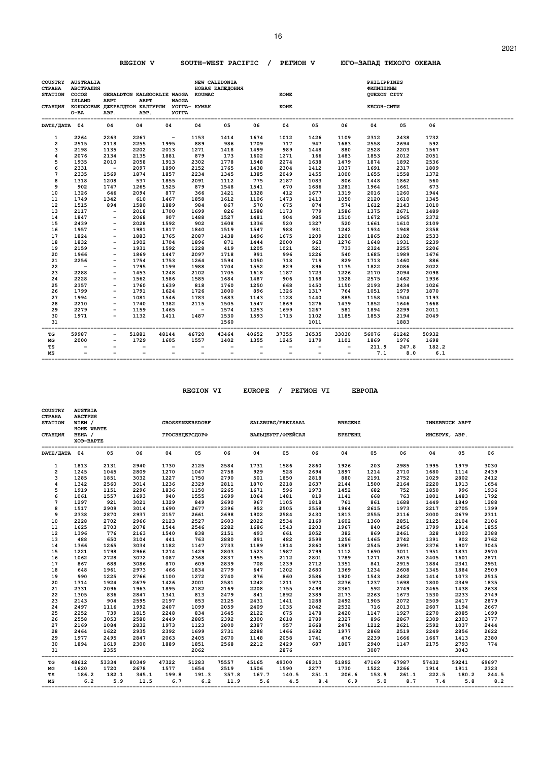## REGION V SOUTH-WEST PACIFIC / РЕГИОН V ЮГО-ЗАПАД ТИХОГО ОКЕАНА

| COUNTRY / СТРАНА | AUSTRALIA / АВСТРАЛИЯ | | | | NEW CALEDONIA / НОВАЯ КАЛЕДОНИЯ | | | | | | PHILIPPINES / ФИЛИППИНЫ | | |
|---|---|---|---|---|---|---|---|---|---|---|---|---|---|
| STATION / СТАНЦИЯ | COCOS ISLAND / КОКОСОВЫЕ О-ВА | GERALDTON ARPT / ДЖЕРАЛДТОН АЭР. | KALGOORLIE ARPT / КАЛГУРЛИ АЭР. | WAGGA WAGGA / УОГГА-УОГГА | KOUMAC / КУМАК | | | KONE / КОНЕ | | | QUEZON CITY / КЕСОН-СИТИ | | |
| DATE/ДАТА | 04 | 04 | 04 | 04 | 04 | 05 | 06 | 04 | 05 | 06 | 04 | 05 | 06 |
| 1 | 2264 | 2263 | 2267 | - | 1153 | 1414 | 1674 | 1012 | 1426 | 1109 | 2312 | 2438 | 1732 |
| 2 | 2515 | 2118 | 2255 | 1995 | 889 | 986 | 1709 | 717 | 947 | 1683 | 2558 | 2694 | 592 |
| 3 | 2198 | 1135 | 2202 | 2013 | 1271 | 1418 | 1499 | 989 | 1448 | 880 | 2528 | 2203 | 1567 |
| 4 | 2076 | 2134 | 2135 | 1881 | 879 | 173 | 1602 | 1271 | 166 | 1483 | 1853 | 2012 | 2051 |
| 5 | 1935 | 2010 | 2058 | 1913 | 2302 | 1778 | 1548 | 2274 | 1638 | 1479 | 1874 | 1892 | 2536 |
| 6 | 2331 | - | 2097 | 1890 | 2152 | 1765 | 1438 | 2304 | 1412 | 1037 | 1691 | 2317 | 1809 |
| 7 | 2335 | 1569 | 1874 | 1857 | 2234 | 1345 | 1385 | 2049 | 1455 | 1000 | 1655 | 1558 | 1372 |
| 8 | 1318 | 1208 | 537 | 1855 | 2091 | 1112 | 775 | 2187 | 1083 | 806 | 1448 | 1862 | 560 |
| 9 | 902 | 1747 | 1265 | 1525 | 879 | 1548 | 1541 | 670 | 1686 | 1281 | 1964 | 1661 | 673 |
| 10 | 1326 | 646 | 2094 | 877 | 366 | 1421 | 1328 | 412 | 1677 | 1319 | 2016 | 1260 | 1944 |
| 11 | 1749 | 1342 | 610 | 1467 | 1858 | 1612 | 1106 | 1473 | 1413 | 1050 | 2120 | 1610 | 1345 |
| 12 | 1515 | 894 | 1580 | 1889 | 984 | 867 | 570 | 675 | 874 | 574 | 1612 | 2143 | 1010 |
| 13 | 2117 | - | 2018 | 1700 | 1699 | 826 | 1588 | 1173 | 779 | 1586 | 1375 | 2671 | 1489 |
| 14 | 1847 | - | 2068 | 907 | 1488 | 1527 | 1481 | 904 | 985 | 1510 | 1672 | 1965 | 2372 |
| 15 | 2439 | - | 2028 | 1592 | 902 | 1608 | 1336 | 520 | 1327 | 520 | 1661 | 1610 | 2109 |
| 16 | 1957 | - | 1981 | 1817 | 1840 | 1519 | 1547 | 988 | 931 | 1242 | 1934 | 1948 | 2358 |
| 17 | 1824 | - | 1883 | 1765 | 2087 | 1438 | 1496 | 1675 | 1209 | 1200 | 1865 | 2182 | 2533 |
| 18 | 1832 | - | 1902 | 1704 | 1896 | 871 | 1444 | 2000 | 963 | 1276 | 1648 | 1931 | 2239 |
| 19 | 2159 | - | 1931 | 1592 | 1228 | 419 | 1205 | 1021 | 521 | 733 | 2324 | 2255 | 2206 |
| 20 | 1966 | - | 1869 | 1447 | 2097 | 1718 | 991 | 996 | 1226 | 540 | 1685 | 1989 | 1676 |
| 21 | 2256 | - | 1754 | 1753 | 1264 | 1594 | 1050 | 718 | 719 | 829 | 1713 | 1460 | 886 |
| 22 | - | - | 1795 | 1199 | 1988 | 1704 | 1552 | 829 | 896 | 1135 | 1822 | 2086 | 2022 |
| 23 | 2288 | - | 1453 | 1248 | 2102 | 1705 | 1618 | 1187 | 1723 | 1226 | 2170 | 2094 | 2098 |
| 24 | 2228 | - | 1562 | 1586 | 1585 | 1684 | 1487 | 906 | 1168 | 1528 | 2575 | 1462 | 1936 |
| 25 | 2357 | - | 1760 | 1639 | 818 | 1760 | 1250 | 668 | 1450 | 1150 | 2193 | 2434 | 1026 |
| 26 | 1799 | - | 1791 | 1624 | 1726 | 1800 | 896 | 1326 | 1317 | 764 | 1051 | 1979 | 1870 |
| 27 | 1994 | - | 1081 | 1546 | 1783 | 1683 | 1143 | 1128 | 1440 | 885 | 1158 | 1504 | 1193 |
| 28 | 2210 | - | 1740 | 1382 | 2115 | 1505 | 1547 | 1869 | 1276 | 1439 | 1852 | 1646 | 1668 |
| 29 | 2279 | - | 1159 | 1465 | - | 1574 | 1253 | 1699 | 1267 | 581 | 1894 | 2299 | 2011 |
| 30 | 1971 | - | 1132 | 1411 | 1487 | 1530 | 1593 | 1715 | 1102 | 1185 | 1853 | 2194 | 2049 |
| 31 | | | | | | 1560 | | | 1011 | | | 1883 | |
| TG | 59987 | - | 51881 | 48144 | 46720 | 43464 | 40652 | 37355 | 36535 | 33030 | 56076 | 61242 | 50932 |
| MG | 2000 | - | 1729 | 1605 | 1557 | 1402 | 1355 | 1245 | 1179 | 1101 | 1869 | 1976 | 1698 |
| TS | - | - | - | - | - | - | - | - | - | - | 211.9 | 247.8 | 182.2 |
| MS | - | - | - | - | - | - | - | - | - | - | 7.1 | 8.0 | 6.1 |

## REGION VI EUROPE / РЕГИОН VI ЕВРОПА

| COUNTRY / СТРАНА | AUSTRIA / АВСТРИЯ | | | | | | | | | | | | | | |
|---|---|---|---|---|---|---|---|---|---|---|---|---|---|---|---|
| STATION / СТАНЦИЯ | WIEN / HOHE WARTE / ВЕНА / ХОЭ-ВАРТЕ | | | GROSSENZERSDORF / ГРОСЭНЦЕРСДОРФ | | | SALZBURG/FREISAAL / ЗАЛЬЦБУРГ/ФРЕЙСАЛ | | | BREGENZ / БРЕГЕНЦ | | | INNSBRUCK ARPT / ИНСБРУК, АЭР. | | |
| DATE/ДАТА | 04 | 05 | 06 | 04 | 05 | 06 | 04 | 05 | 06 | 04 | 05 | 06 | 04 | 05 | 06 |
| 1 | 1813 | 2131 | 2940 | 1730 | 2125 | 2584 | 1731 | 1586 | 2860 | 1926 | 203 | 2985 | 1995 | 1979 | 3030 |
| 2 | 1245 | 1045 | 2809 | 1270 | 1047 | 2758 | 929 | 528 | 2694 | 1897 | 1214 | 2710 | 1680 | 1114 | 2439 |
| 3 | 1285 | 1851 | 3032 | 1227 | 1750 | 2790 | 501 | 1850 | 2818 | 880 | 2191 | 2752 | 1029 | 2802 | 2412 |
| 4 | 1342 | 2560 | 3014 | 1236 | 2329 | 2811 | 1870 | 2218 | 2637 | 2144 | 1500 | 2164 | 2220 | 1913 | 1654 |
| 5 | 1919 | 1151 | 2296 | 1836 | 1150 | 2265 | 1671 | 596 | 1973 | 1452 | 682 | 752 | 1850 | 996 | 1936 |
| 6 | 1061 | 1557 | 1693 | 940 | 1555 | 1699 | 1064 | 1481 | 819 | 1141 | 668 | 763 | 1801 | 1483 | 1792 |
| 7 | 1297 | 921 | 3021 | 1329 | 849 | 2690 | 967 | 1105 | 1818 | 761 | 861 | 1688 | 1449 | 1849 | 1288 |
| 8 | 1517 | 2909 | 3014 | 1690 | 2677 | 2396 | 952 | 2505 | 2558 | 1964 | 2615 | 1973 | 2217 | 2705 | 1399 |
| 9 | 2338 | 2870 | 2937 | 2157 | 2661 | 2698 | 1902 | 2584 | 2430 | 1813 | 2555 | 2116 | 2000 | 2679 | 2311 |
| 10 | 2228 | 2702 | 2966 | 2123 | 2527 | 2603 | 2022 | 2534 | 2169 | 1602 | 1360 | 2851 | 2125 | 2104 | 2106 |
| 11 | 1625 | 2703 | 2078 | 1544 | 2546 | 2282 | 1686 | 1543 | 2203 | 1967 | 840 | 2456 | 1799 | 1914 | 1855 |
| 12 | 1396 | 776 | 2163 | 1540 | 838 | 2151 | 493 | 661 | 2052 | 382 | 869 | 2461 | 328 | 1003 | 2388 |
| 13 | 488 | 650 | 3104 | 441 | 763 | 2880 | 891 | 482 | 2599 | 1256 | 1465 | 2742 | 1391 | 902 | 2762 |
| 14 | 1366 | 1265 | 3034 | 1182 | 1147 | 2733 | 1189 | 1814 | 2860 | 1887 | 2545 | 2991 | 2376 | 1907 | 3045 |
| 15 | 1221 | 1798 | 2966 | 1274 | 1429 | 2803 | 1523 | 1987 | 2799 | 1112 | 1690 | 3011 | 1951 | 1831 | 2970 |
| 16 | 1062 | 2728 | 3072 | 1087 | 2368 | 2837 | 1955 | 2112 | 2801 | 1789 | 1271 | 2615 | 2405 | 1601 | 2871 |
| 17 | 867 | 688 | 3086 | 870 | 609 | 2839 | 708 | 1239 | 2712 | 1351 | 841 | 2915 | 1884 | 2341 | 2951 |
| 18 | 648 | 1961 | 2973 | 466 | 1834 | 2779 | 647 | 1202 | 2680 | 1369 | 1234 | 2608 | 1345 | 1884 | 2509 |
| 19 | 990 | 1225 | 2766 | 1100 | 1272 | 2740 | 876 | 860 | 2586 | 1920 | 1543 | 2482 | 1414 | 1073 | 2515 |
| 20 | 1314 | 1924 | 2679 | 1426 | 2001 | 2581 | 1242 | 1211 | 1970 | 2236 | 1237 | 1698 | 1800 | 2349 | 1835 |
| 21 | 2331 | 2096 | 1963 | 1895 | 2182 | 2169 | 2208 | 1755 | 2498 | 2361 | 592 | 2749 | 2465 | 1438 | 2638 |
| 22 | 1305 | 836 | 2847 | 1341 | 813 | 2479 | 841 | 1892 | 2389 | 2173 | 2263 | 1673 | 1530 | 2233 | 2749 |
| 23 | 2143 | 904 | 2595 | 2197 | 853 | 2125 | 2431 | 1441 | 1288 | 2492 | 1905 | 2072 | 2509 | 2417 | 2879 |
| 24 | 2497 | 1116 | 1992 | 2407 | 1099 | 2059 | 2409 | 1035 | 2042 | 2532 | 716 | 2013 | 2607 | 1194 | 2667 |
| 25 | 2252 | 739 | 1815 | 2248 | 834 | 1645 | 2122 | 675 | 1478 | 2420 | 1147 | 1927 | 2270 | 2085 | 1699 |
| 26 | 2558 | 3053 | 2580 | 2449 | 2885 | 2392 | 2300 | 2618 | 2789 | 2327 | 896 | 2867 | 2309 | 2303 | 2777 |
| 27 | 2169 | 1084 | 2832 | 1973 | 1123 | 2800 | 2387 | 957 | 2668 | 2478 | 1212 | 2621 | 2592 | 1037 | 2444 |
| 28 | 2464 | 1622 | 2935 | 2392 | 1699 | 2731 | 2288 | 1466 | 2692 | 1977 | 2868 | 2519 | 2249 | 2856 | 2622 |
| 29 | 1977 | 2495 | 2847 | 2063 | 2405 | 2670 | 1148 | 2058 | 1741 | 476 | 2239 | 1666 | 1667 | 1413 | 2380 |
| 30 | 1894 | 1619 | 2300 | 1889 | 1851 | 2568 | 2212 | 2429 | 687 | 1807 | 2940 | 1147 | 2175 | 2793 | 774 |
| 31 | | 2355 | | | 2062 | | | 2876 | | | 3007 | | | 3043 | |
| TG | 48612 | 53334 | 80349 | 47322 | 51283 | 75557 | 45165 | 49300 | 68310 | 51892 | 47169 | 67987 | 57432 | 59241 | 69697 |
| MG | 1620 | 1720 | 2678 | 1577 | 1654 | 2519 | 1506 | 1590 | 2277 | 1730 | 1522 | 2266 | 1914 | 1911 | 2323 |
| TS | 186.2 | 182.1 | 345.1 | 199.8 | 191.3 | 357.8 | 167.7 | 140.5 | 251.1 | 206.6 | 153.9 | 261.1 | 222.5 | 180.2 | 244.5 |
| MS | 6.2 | 5.9 | 11.5 | 6.7 | 6.2 | 11.9 | 5.6 | 4.5 | 8.4 | 6.9 | 5.0 | 8.7 | 7.4 | 5.8 | 8.2 |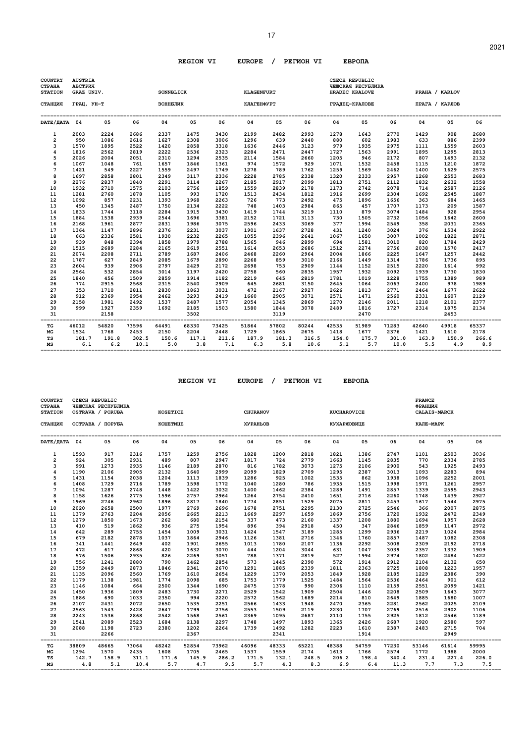## REGION VI EUROPE / РЕГИОН VI ЕВРОПА

| COUNTRY / СТРАНА | AUSTRIA / АВСТРИЯ | | | | | | | | | CZECH REPUBLIC / ЧЕШСКАЯ РЕСПУБЛИКА | | | | | |
|---|---|---|---|---|---|---|---|---|---|---|---|---|---|---|---|
| STATION / СТАНЦИЯ | GRAZ UNIV. / ГРАЦ, УН-Т | | | SONNBLICK / ЗОННБЛИК | | | KLAGENFURT / КЛАГЕНФУРТ | | | HRADEC KRALOVE / ГРАДЕЦ-КРАЛОВЕ | | | PRAHA / KARLOV / ПРАГА / КАРЛОВ | | |
| DATE/ДАТА | 04 | 05 | 06 | 04 | 05 | 06 | 04 | 05 | 06 | 04 | 05 | 06 | 04 | 05 | 06 |
| 1 | 2003 | 2224 | 2686 | 2337 | 1475 | 3430 | 2199 | 2482 | 2993 | 1278 | 1643 | 2770 | 1429 | 908 | 2680 |
| 2 | 950 | 1086 | 2616 | 1627 | 2308 | 3006 | 1296 | 639 | 2440 | 880 | 602 | 1983 | 633 | 886 | 2399 |
| 3 | 1570 | 1895 | 2522 | 1420 | 2858 | 3318 | 1636 | 2446 | 3123 | 979 | 1935 | 2975 | 1111 | 1559 | 2603 |
| 4 | 1816 | 2562 | 2819 | 2222 | 2536 | 2323 | 2284 | 2471 | 2447 | 1727 | 1563 | 2991 | 1895 | 1295 | 2813 |
| 5 | 2026 | 2004 | 2051 | 2310 | 1294 | 2535 | 2114 | 1584 | 2660 | 1205 | 946 | 2172 | 807 | 1493 | 2132 |
| 6 | 1067 | 1048 | 761 | 1657 | 1846 | 1361 | 974 | 1572 | 929 | 1071 | 1532 | 2458 | 1115 | 1210 | 1872 |
| 7 | 1421 | 549 | 2227 | 1559 | 2497 | 1749 | 1278 | 789 | 1762 | 1259 | 1569 | 2462 | 1400 | 1629 | 2575 |
| 8 | 1697 | 2858 | 2801 | 2349 | 3117 | 2336 | 2228 | 2785 | 2338 | 1320 | 2333 | 2957 | 1268 | 2553 | 2683 |
| 9 | 2276 | 2837 | 1840 | 2291 | 3114 | 2267 | 2185 | 2917 | 2099 | 1813 | 2751 | 2112 | 1832 | 2632 | 1558 |
| 10 | 1932 | 2710 | 1575 | 2103 | 2756 | 1859 | 1559 | 2839 | 2178 | 1173 | 2742 | 2078 | 714 | 2587 | 2126 |
| 11 | 1281 | 2760 | 1878 | 1105 | 993 | 1720 | 1513 | 2434 | 1812 | 1916 | 2699 | 2304 | 1692 | 2545 | 1887 |
| 12 | 1092 | 857 | 2231 | 1393 | 1968 | 2263 | 726 | 773 | 2492 | 475 | 1896 | 1656 | 363 | 684 | 1465 |
| 13 | 450 | 1345 | 2487 | 1750 | 2134 | 2222 | 748 | 1403 | 2984 | 865 | 457 | 1707 | 1173 | 209 | 1587 |
| 14 | 1833 | 1744 | 3118 | 2284 | 1915 | 3430 | 1419 | 1744 | 3219 | 1110 | 879 | 3074 | 1484 | 928 | 2954 |
| 15 | 1884 | 1538 | 2939 | 2544 | 1696 | 3381 | 2152 | 1721 | 3113 | 730 | 1505 | 2732 | 1056 | 1642 | 2600 |
| 16 | 2168 | 1961 | 2877 | 2831 | 1986 | 3075 | 2596 | 2433 | 3069 | 377 | 1994 | 2549 | 358 | 2031 | 2365 |
| 17 | 1364 | 1147 | 2896 | 2376 | 2231 | 3037 | 1901 | 1637 | 2728 | 431 | 1240 | 3024 | 376 | 1534 | 2922 |
| 18 | 663 | 2336 | 2581 | 1930 | 2232 | 2265 | 1055 | 2396 | 2641 | 1067 | 1650 | 3007 | 1002 | 1822 | 2871 |
| 19 | 939 | 848 | 2394 | 1858 | 1979 | 2788 | 1565 | 946 | 2899 | 694 | 1581 | 3010 | 820 | 1784 | 2429 |
| 20 | 1515 | 2689 | 2284 | 2165 | 2619 | 2551 | 1614 | 2653 | 2686 | 1512 | 2274 | 2756 | 2038 | 1570 | 2417 |
| 21 | 2074 | 2208 | 2711 | 2789 | 1687 | 2406 | 2468 | 2260 | 2964 | 2004 | 1866 | 2225 | 1647 | 1257 | 2442 |
| 22 | 1787 | 627 | 2849 | 2085 | 1679 | 2890 | 2268 | 859 | 3010 | 2166 | 1449 | 1314 | 1786 | 1736 | 895 |
| 23 | 2604 | 939 | 2906 | 2797 | 2429 | 2172 | 2698 | 753 | 2909 | 1144 | 1152 | 2515 | 2220 | 1614 | 992 |
| 24 | 2564 | 532 | 2854 | 3014 | 1197 | 2420 | 2758 | 560 | 2835 | 1957 | 1932 | 2092 | 1939 | 1730 | 1830 |
| 25 | 1840 | 456 | 1509 | 2859 | 1914 | 1182 | 2219 | 645 | 2819 | 1781 | 1019 | 1228 | 1755 | 1389 | 989 |
| 26 | 774 | 2915 | 2568 | 2315 | 2540 | 2909 | 645 | 2681 | 3150 | 2645 | 1064 | 2063 | 2400 | 978 | 1989 |
| 27 | 353 | 1710 | 2811 | 2830 | 1863 | 3031 | 472 | 2167 | 2927 | 2626 | 1813 | 2771 | 2464 | 1677 | 2622 |
| 28 | 912 | 2369 | 2954 | 2462 | 3293 | 2419 | 1660 | 2905 | 3071 | 2571 | 1471 | 2560 | 2331 | 1607 | 2129 |
| 29 | 2158 | 1981 | 2492 | 1537 | 2487 | 1577 | 2054 | 1345 | 2869 | 1270 | 2146 | 2011 | 1218 | 2101 | 2377 |
| 30 | 999 | 1927 | 2359 | 1692 | 2185 | 1503 | 1580 | 1844 | 3078 | 2489 | 1816 | 1727 | 2314 | 1875 | 2134 |
| 31 | | 2158 | | | 3502 | | | 3119 | | | 2470 | | | 2453 | |
| TG | 46012 | 54820 | 73596 | 64491 | 68330 | 73425 | 51864 | 57802 | 80244 | 42535 | 51989 | 71283 | 42640 | 49918 | 65337 |
| MG | 1534 | 1768 | 2453 | 2150 | 2204 | 2448 | 1729 | 1865 | 2675 | 1418 | 1677 | 2376 | 1421 | 1610 | 2178 |
| TS | 181.7 | 191.8 | 302.5 | 150.6 | 117.1 | 211.6 | 187.9 | 181.3 | 316.5 | 154.0 | 175.7 | 301.0 | 163.9 | 150.9 | 266.6 |
| MS | 6.1 | 6.2 | 10.1 | 5.0 | 3.8 | 7.1 | 6.3 | 5.8 | 10.6 | 5.1 | 5.7 | 10.0 | 5.5 | 4.9 | 8.9 |

## REGION VI EUROPE / РЕГИОН VI ЕВРОПА

| COUNTRY / СТРАНА | CZECH REPUBLIC / ЧЕШСКАЯ РЕСПУБЛИКА | | | | | | | | | | | | FRANCE / ФРАНЦИЯ | | |
|---|---|---|---|---|---|---|---|---|---|---|---|---|---|---|---|
| STATION / СТАНЦИЯ | OSTRAVA / PORUBA / ОСТРАВА / ПОРУБА | | | KOSETICE / КОШЕТИЦЕ | | | CHURANOV / ХУРАНЬОВ | | | KUCHAROVICE / КУХАРЖОВИЦЕ | | | CALAIS-MARCK / КАЛЕ-МАРК | | |
| DATE/ДАТА | 04 | 05 | 06 | 04 | 05 | 06 | 04 | 05 | 06 | 04 | 05 | 06 | 04 | 05 | 06 |
| 1 | 1593 | 917 | 2316 | 1757 | 1259 | 2756 | 1828 | 1200 | 2818 | 1821 | 1386 | 2747 | 1101 | 2503 | 3036 |
| 2 | 924 | 305 | 2931 | 489 | 807 | 2947 | 1817 | 724 | 2779 | 1663 | 1145 | 2835 | 770 | 2334 | 2785 |
| 3 | 991 | 1273 | 2935 | 1146 | 2189 | 2870 | 816 | 1782 | 3073 | 1275 | 2106 | 2900 | 543 | 1925 | 2493 |
| 4 | 1190 | 2106 | 2905 | 2132 | 1640 | 2999 | 2099 | 1829 | 2709 | 1295 | 2387 | 3013 | 1093 | 2283 | 894 |
| 5 | 1431 | 1154 | 2038 | 1204 | 1113 | 1839 | 1286 | 925 | 1002 | 1535 | 862 | 1938 | 1096 | 2252 | 2001 |
| 6 | 1408 | 1729 | 2716 | 1789 | 1598 | 1772 | 1040 | 1280 | 786 | 1935 | 1515 | 1998 | 1971 | 1261 | 2957 |
| 7 | 1094 | 1287 | 2748 | 1448 | 1422 | 3032 | 1400 | 1462 | 2384 | 1289 | 1491 | 2857 | 1339 | 2595 | 2943 |
| 8 | 1158 | 1626 | 2775 | 1596 | 2757 | 2964 | 1264 | 2754 | 2410 | 1651 | 2716 | 2260 | 1748 | 1439 | 2927 |
| 9 | 1969 | 2746 | 2962 | 1896 | 2817 | 1840 | 1774 | 2851 | 1529 | 2075 | 2811 | 2453 | 1617 | 1544 | 2975 |
| 10 | 2020 | 2658 | 2500 | 1977 | 2769 | 2696 | 1678 | 2751 | 2295 | 2130 | 2725 | 2546 | 366 | 2007 | 2875 |
| 11 | 1379 | 2763 | 2204 | 2056 | 2665 | 2213 | 1669 | 2297 | 1659 | 1869 | 2756 | 1720 | 1932 | 2472 | 2349 |
| 12 | 1279 | 1850 | 1673 | 262 | 680 | 2154 | 337 | 473 | 2160 | 1337 | 1208 | 1880 | 1694 | 1957 | 2628 |
| 13 | 410 | 519 | 1862 | 936 | 275 | 1954 | 896 | 394 | 2918 | 450 | 347 | 2846 | 1859 | 1147 | 2972 |
| 14 | 642 | 289 | 2755 | 1454 | 1009 | 3031 | 1424 | 1547 | 3189 | 1285 | 1299 | 2936 | 2219 | 1024 | 2984 |
| 15 | 679 | 2182 | 2878 | 1037 | 1864 | 2946 | 1126 | 1381 | 2716 | 1346 | 1760 | 2857 | 1487 | 1082 | 2308 |
| 16 | 341 | 1441 | 2649 | 402 | 1901 | 2655 | 1013 | 1780 | 2107 | 1136 | 2292 | 3008 | 2309 | 2192 | 2718 |
| 17 | 472 | 617 | 2868 | 420 | 1632 | 3070 | 444 | 1204 | 3044 | 631 | 1047 | 3039 | 2357 | 1332 | 1909 |
| 18 | 576 | 1506 | 2935 | 826 | 2269 | 3051 | 788 | 1371 | 2819 | 527 | 1994 | 2974 | 1802 | 2484 | 1422 |
| 19 | 556 | 1241 | 2880 | 790 | 1462 | 2854 | 573 | 1445 | 2390 | 572 | 1914 | 2912 | 2104 | 2132 | 650 |
| 20 | 1359 | 2449 | 2873 | 1846 | 2341 | 2670 | 1291 | 1885 | 2339 | 1811 | 2363 | 2725 | 1808 | 1223 | 1957 |
| 21 | 1135 | 2096 | 2560 | 1769 | 1610 | 2654 | 1229 | 1370 | 2053 | 1849 | 1928 | 2185 | 1229 | 2386 | 390 |
| 22 | 1179 | 1138 | 1981 | 1774 | 2098 | 685 | 1753 | 1779 | 1525 | 1484 | 1564 | 2536 | 2464 | 901 | 612 |
| 23 | 1146 | 1084 | 664 | 2500 | 1344 | 1690 | 2475 | 1378 | 990 | 2306 | 1110 | 2159 | 2551 | 2099 | 1421 |
| 24 | 1450 | 1936 | 1809 | 2483 | 1730 | 2271 | 2529 | 1542 | 1909 | 2504 | 1446 | 2208 | 2509 | 1643 | 3077 |
| 25 | 1886 | 690 | 1033 | 2350 | 994 | 2220 | 2572 | 1562 | 1689 | 2214 | 810 | 2649 | 1885 | 1680 | 1007 |
| 26 | 2107 | 2431 | 2072 | 2650 | 1535 | 2251 | 2566 | 1433 | 1948 | 2470 | 2365 | 2281 | 2562 | 2025 | 2109 |
| 27 | 2563 | 1543 | 2428 | 2647 | 1799 | 2756 | 2553 | 1509 | 2119 | 2230 | 1707 | 2769 | 2516 | 2902 | 1106 |
| 28 | 2243 | 1536 | 2868 | 2542 | 1568 | 2561 | 2369 | 1095 | 2687 | 2110 | 1755 | 2925 | 1812 | 2546 | 1189 |
| 29 | 1541 | 2089 | 2523 | 1684 | 2138 | 2297 | 1748 | 1497 | 1893 | 1365 | 2426 | 2687 | 1920 | 2580 | 597 |
| 30 | 2088 | 1198 | 2723 | 2380 | 1202 | 2264 | 1739 | 1492 | 1282 | 2223 | 1610 | 2387 | 2483 | 2715 | 704 |
| 31 | | 2266 | | | 2367 | | | 2341 | | | 1914 | | | 2949 | |
| TG | 38809 | 48665 | 73064 | 48242 | 52854 | 73962 | 46096 | 48333 | 65221 | 48388 | 54759 | 77230 | 53146 | 61614 | 59995 |
| MG | 1294 | 1570 | 2435 | 1608 | 1705 | 2465 | 1537 | 1559 | 2174 | 1613 | 1766 | 2574 | 1772 | 1988 | 2000 |
| TS | 142.7 | 158.9 | 311.1 | 171.6 | 145.9 | 286.2 | 171.5 | 132.1 | 248.5 | 206.2 | 198.4 | 340.4 | 231.4 | 227.4 | 226.0 |
| MS | 4.8 | 5.1 | 10.4 | 5.7 | 4.7 | 9.5 | 5.7 | 4.3 | 8.3 | 6.9 | 6.4 | 11.3 | 7.7 | 7.3 | 7.5 |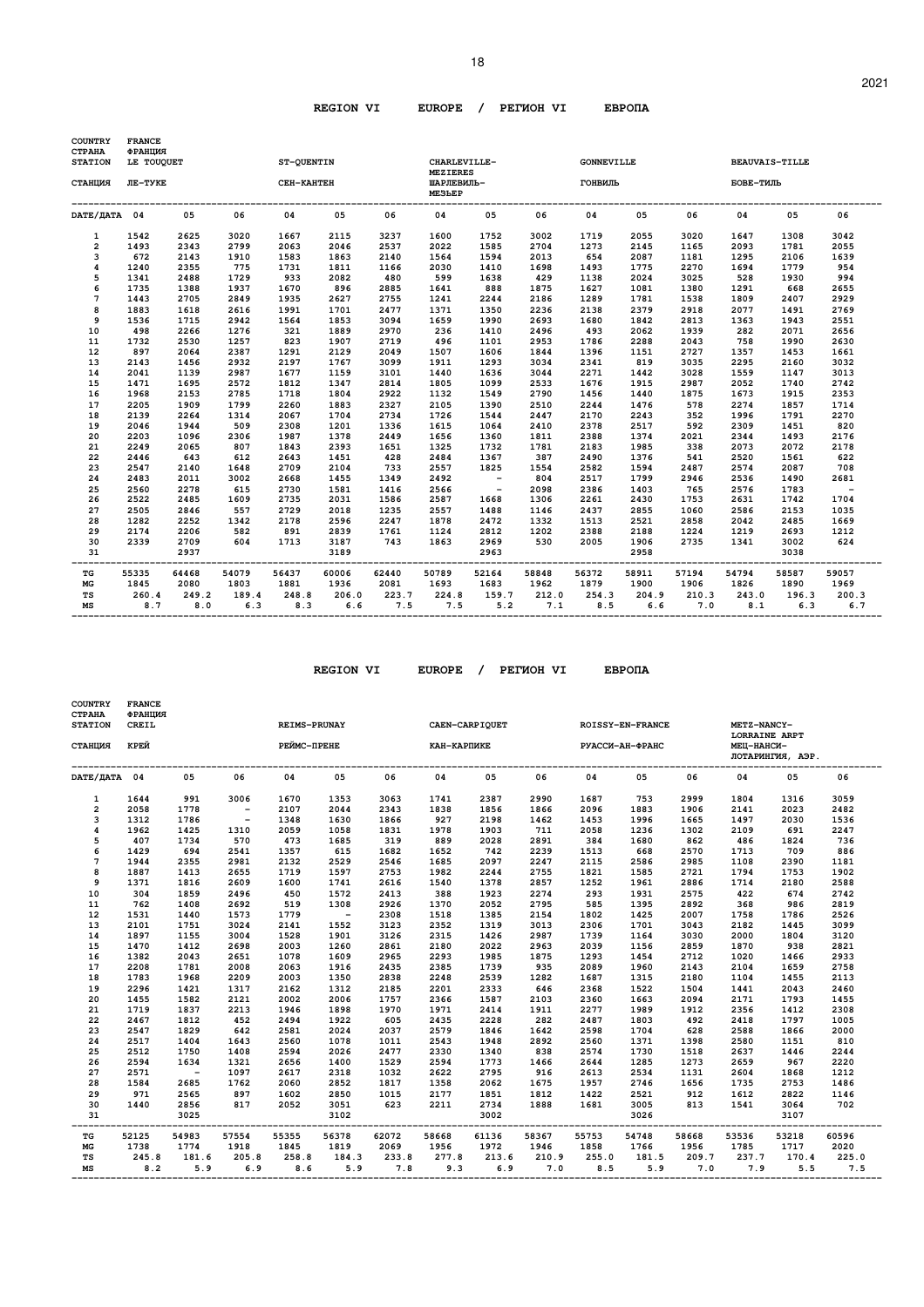## REGION VI EUROPE / РЕГИОН VI ЕВРОПА

COUNTRY / СТРАНА: FRANCE / ФРАНЦИЯ

| STATION / СТАНЦИЯ | LE TOUQUET / ЛЕ-ТУКЕ | | | ST-QUENTIN / СЕН-КАНТЕН | | | CHARLEVILLE-MEZIERES / ШАРЛЕВИЛЬ-МЕЗЬЕР | | | GONNEVILLE / ГОНВИЛЬ | | | BEAUVAIS-TILLE / БОВЕ-ТИЛЬ | | |
|---|---|---|---|---|---|---|---|---|---|---|---|---|---|---|---|
| DATE/ДАТА | 04 | 05 | 06 | 04 | 05 | 06 | 04 | 05 | 06 | 04 | 05 | 06 | 04 | 05 | 06 |
| 1 | 1542 | 2625 | 3020 | 1667 | 2115 | 3237 | 1600 | 1752 | 3002 | 1719 | 2055 | 3020 | 1647 | 1308 | 3042 |
| 2 | 1493 | 2343 | 2799 | 2063 | 2046 | 2537 | 2022 | 1585 | 2704 | 1273 | 2145 | 1165 | 2093 | 1781 | 2055 |
| 3 | 672 | 2143 | 1910 | 1583 | 1863 | 2140 | 1564 | 1594 | 2013 | 654 | 2087 | 1181 | 1295 | 2106 | 1639 |
| 4 | 1240 | 2355 | 775 | 1731 | 1811 | 1166 | 2030 | 1410 | 1698 | 1493 | 1775 | 2270 | 1694 | 1779 | 954 |
| 5 | 1341 | 2488 | 1729 | 933 | 2082 | 480 | 599 | 1638 | 429 | 1138 | 2024 | 3025 | 528 | 1930 | 994 |
| 6 | 1735 | 1388 | 1937 | 1670 | 896 | 2885 | 1641 | 888 | 1875 | 1627 | 1081 | 1380 | 1291 | 668 | 2655 |
| 7 | 1443 | 2705 | 2849 | 1935 | 2627 | 2755 | 1241 | 2244 | 2186 | 1289 | 1781 | 1538 | 1809 | 2407 | 2929 |
| 8 | 1883 | 1618 | 2616 | 1991 | 1701 | 2477 | 1371 | 1350 | 2236 | 2138 | 2379 | 2918 | 2077 | 1491 | 2769 |
| 9 | 1536 | 1715 | 2942 | 1564 | 1853 | 3094 | 1659 | 1990 | 2693 | 1680 | 1842 | 2813 | 1363 | 1943 | 2551 |
| 10 | 498 | 2266 | 1276 | 321 | 1889 | 2970 | 236 | 1410 | 2496 | 493 | 2062 | 1939 | 282 | 2071 | 2656 |
| 11 | 1732 | 2530 | 1257 | 823 | 1907 | 2719 | 496 | 1101 | 2953 | 1786 | 2288 | 2043 | 758 | 1990 | 2630 |
| 12 | 897 | 2064 | 2387 | 1291 | 2129 | 2049 | 1507 | 1606 | 1844 | 1396 | 1151 | 2727 | 1357 | 1453 | 1661 |
| 13 | 2143 | 1456 | 2932 | 2197 | 1767 | 3099 | 1911 | 1293 | 3034 | 2341 | 819 | 3035 | 2295 | 2160 | 3032 |
| 14 | 2041 | 1139 | 2987 | 1677 | 1159 | 3101 | 1440 | 1636 | 3044 | 2271 | 1442 | 3028 | 1559 | 1147 | 3013 |
| 15 | 1471 | 1695 | 2572 | 1812 | 1347 | 2814 | 1805 | 1099 | 2533 | 1676 | 1915 | 2987 | 2052 | 1740 | 2742 |
| 16 | 1968 | 2153 | 2785 | 1718 | 1804 | 2922 | 1132 | 1549 | 2790 | 1456 | 1440 | 1875 | 1673 | 1915 | 2353 |
| 17 | 2205 | 1909 | 1799 | 2260 | 1883 | 2327 | 2105 | 1390 | 2510 | 2244 | 1476 | 578 | 2274 | 1857 | 1714 |
| 18 | 2139 | 2264 | 1314 | 2067 | 1704 | 2734 | 1726 | 1544 | 2447 | 2170 | 2243 | 352 | 1996 | 1791 | 2270 |
| 19 | 2046 | 1944 | 509 | 2308 | 1201 | 1336 | 1615 | 1064 | 2410 | 2378 | 2517 | 592 | 2309 | 1451 | 820 |
| 20 | 2203 | 1096 | 2306 | 1987 | 1378 | 2449 | 1656 | 1360 | 1811 | 2388 | 1374 | 2021 | 2344 | 1493 | 2176 |
| 21 | 2249 | 2065 | 807 | 1843 | 2393 | 1651 | 1325 | 1732 | 1781 | 2183 | 1985 | 338 | 2073 | 2072 | 2178 |
| 22 | 2446 | 643 | 612 | 2643 | 1451 | 428 | 2484 | 1367 | 387 | 2490 | 1376 | 541 | 2520 | 1561 | 622 |
| 23 | 2547 | 2140 | 1648 | 2709 | 2104 | 733 | 2557 | 1825 | 1554 | 2582 | 1594 | 2487 | 2574 | 2087 | 708 |
| 24 | 2483 | 2011 | 3002 | 2668 | 1455 | 1349 | 2492 | - | 804 | 2517 | 1799 | 2946 | 2536 | 1490 | 2681 |
| 25 | 2560 | 2278 | 615 | 2730 | 1581 | 1416 | 2566 | - | 2098 | 2386 | 1403 | 765 | 2576 | 1783 | - |
| 26 | 2522 | 2485 | 1609 | 2735 | 2031 | 1586 | 2587 | 1668 | 1306 | 2261 | 2430 | 1753 | 2631 | 1742 | 1704 |
| 27 | 2505 | 2846 | 557 | 2729 | 2018 | 1235 | 2557 | 1488 | 1146 | 2437 | 2855 | 1060 | 2586 | 2153 | 1035 |
| 28 | 1282 | 2252 | 1342 | 2178 | 2596 | 2247 | 1878 | 2472 | 1332 | 1513 | 2521 | 2858 | 2042 | 2485 | 1669 |
| 29 | 2174 | 2206 | 582 | 891 | 2839 | 1761 | 1124 | 2812 | 1202 | 2388 | 2188 | 1224 | 1219 | 2693 | 1212 |
| 30 | 2339 | 2709 | 604 | 1713 | 3187 | 743 | 1863 | 2969 | 530 | 2005 | 1906 | 2735 | 1341 | 3002 | 624 |
| 31 | | 2937 | | | 3189 | | | 2963 | | | 2958 | | | 3038 | |
| TG | 55335 | 64468 | 54079 | 56437 | 60006 | 62440 | 50789 | 52164 | 58848 | 56372 | 58911 | 57194 | 54794 | 58587 | 59057 |
| MG | 1845 | 2080 | 1803 | 1881 | 1936 | 2081 | 1693 | 1683 | 1962 | 1879 | 1900 | 1906 | 1826 | 1890 | 1969 |
| TS | 260.4 | 249.2 | 189.4 | 248.8 | 206.0 | 223.7 | 224.8 | 159.7 | 212.0 | 254.3 | 204.9 | 210.3 | 243.0 | 196.3 | 200.3 |
| MS | 8.7 | 8.0 | 6.3 | 8.3 | 6.6 | 7.5 | 7.5 | 5.2 | 7.1 | 8.5 | 6.6 | 7.0 | 8.1 | 6.3 | 6.7 |

## REGION VI EUROPE / РЕГИОН VI ЕВРОПА

COUNTRY / СТРАНА: FRANCE / ФРАНЦИЯ

| STATION / СТАНЦИЯ | CREIL / КРЕЙ | | | REIMS-PRUNAY / РЕЙМС-ПРЕНЕ | | | CAEN-CARPIQUET / КАН-КАРПИКЕ | | | ROISSY-EN-FRANCE / РУАССИ-АН-ФРАНС | | | METZ-NANCY-LORRAINE ARPT / МЕЦ-НАНСИ-ЛОТАРИНГИЯ, АЭР. | | |
|---|---|---|---|---|---|---|---|---|---|---|---|---|---|---|---|
| DATE/ДАТА | 04 | 05 | 06 | 04 | 05 | 06 | 04 | 05 | 06 | 04 | 05 | 06 | 04 | 05 | 06 |
| 1 | 1644 | 991 | 3006 | 1670 | 1353 | 3063 | 1741 | 2387 | 2990 | 1687 | 753 | 2999 | 1804 | 1316 | 3059 |
| 2 | 2058 | 1778 | - | 2107 | 2044 | 2343 | 1838 | 1856 | 1866 | 2096 | 1883 | 1906 | 2141 | 2023 | 2482 |
| 3 | 1312 | 1786 | - | 1348 | 1630 | 1866 | 927 | 2198 | 1462 | 1453 | 1996 | 1665 | 1497 | 2030 | 1536 |
| 4 | 1962 | 1425 | 1310 | 2059 | 1058 | 1831 | 1978 | 1903 | 711 | 2058 | 1236 | 1302 | 2109 | 691 | 2247 |
| 5 | 407 | 1734 | 570 | 473 | 1685 | 319 | 889 | 2028 | 2891 | 384 | 1680 | 862 | 486 | 1824 | 736 |
| 6 | 1429 | 694 | 2541 | 1357 | 615 | 1682 | 1652 | 742 | 2239 | 1513 | 668 | 2570 | 1713 | 709 | 886 |
| 7 | 1944 | 2355 | 2981 | 2132 | 2529 | 2546 | 1685 | 2097 | 2247 | 2115 | 2586 | 2985 | 1108 | 2390 | 1181 |
| 8 | 1887 | 1413 | 2655 | 1719 | 1597 | 2753 | 1982 | 2244 | 2755 | 1821 | 1585 | 2721 | 1794 | 1753 | 1902 |
| 9 | 1371 | 1816 | 2609 | 1600 | 1741 | 2616 | 1540 | 1378 | 2857 | 1252 | 1961 | 2886 | 1714 | 2180 | 2588 |
| 10 | 304 | 1859 | 2496 | 450 | 1572 | 2413 | 388 | 1923 | 2274 | 293 | 1931 | 2575 | 422 | 674 | 2742 |
| 11 | 762 | 1408 | 2692 | 519 | 1308 | 2926 | 1370 | 2052 | 2795 | 585 | 1395 | 2892 | 368 | 986 | 2819 |
| 12 | 1531 | 1440 | 1573 | 1779 | - | 2308 | 1518 | 1385 | 2154 | 1802 | 1425 | 2007 | 1758 | 1786 | 2526 |
| 13 | 2101 | 1751 | 3024 | 2141 | 1552 | 3123 | 2352 | 1319 | 3013 | 2306 | 1701 | 3043 | 2182 | 1445 | 3099 |
| 14 | 1897 | 1155 | 3004 | 1528 | 1901 | 3126 | 2315 | 1426 | 2987 | 1739 | 1164 | 3030 | 2000 | 1804 | 3120 |
| 15 | 1470 | 1412 | 2698 | 2003 | 1260 | 2861 | 2180 | 2022 | 2963 | 2039 | 1156 | 2859 | 1870 | 938 | 2821 |
| 16 | 1382 | 2043 | 2651 | 1078 | 1609 | 2965 | 2293 | 1985 | 1875 | 1293 | 1454 | 2712 | 1020 | 1466 | 2933 |
| 17 | 2208 | 1781 | 2008 | 2063 | 1916 | 2435 | 2385 | 1739 | 935 | 2089 | 1960 | 2143 | 2104 | 1659 | 2758 |
| 18 | 1783 | 1968 | 2209 | 2003 | 1350 | 2838 | 2248 | 2539 | 1282 | 1687 | 1315 | 2180 | 1104 | 1455 | 2113 |
| 19 | 2296 | 1421 | 1317 | 2162 | 1312 | 2185 | 2201 | 2333 | 646 | 2368 | 1522 | 1504 | 1441 | 2043 | 2460 |
| 20 | 1455 | 1582 | 2121 | 2002 | 2006 | 1757 | 2366 | 1587 | 2103 | 2360 | 1663 | 2094 | 2171 | 1793 | 1455 |
| 21 | 1719 | 1837 | 2213 | 1946 | 1898 | 1970 | 1971 | 2414 | 1911 | 2277 | 1989 | 1912 | 2356 | 1412 | 2308 |
| 22 | 2467 | 1812 | 452 | 2494 | 1922 | 605 | 2435 | 2228 | 282 | 2487 | 1803 | 492 | 2418 | 1797 | 1005 |
| 23 | 2547 | 1829 | 642 | 2581 | 2024 | 2037 | 2579 | 1846 | 1642 | 2598 | 1704 | 628 | 2588 | 1866 | 2000 |
| 24 | 2517 | 1404 | 1643 | 2560 | 1078 | 1011 | 2543 | 1948 | 2892 | 2560 | 1371 | 1398 | 2580 | 1151 | 810 |
| 25 | 2512 | 1750 | 1408 | 2594 | 2026 | 2477 | 2330 | 1340 | 838 | 2574 | 1730 | 1518 | 2637 | 1446 | 2244 |
| 26 | 2594 | 1634 | 1321 | 2656 | 1400 | 1529 | 2594 | 1773 | 1466 | 2644 | 1285 | 1273 | 2659 | 967 | 2220 |
| 27 | 2571 | - | 1097 | 2617 | 2318 | 1032 | 2622 | 2795 | 916 | 2613 | 2534 | 1131 | 2604 | 1868 | 1212 |
| 28 | 1584 | 2685 | 1762 | 2060 | 2852 | 1817 | 1358 | 2062 | 1675 | 1957 | 2746 | 1656 | 1735 | 2753 | 1486 |
| 29 | 971 | 2565 | 897 | 1602 | 2850 | 1015 | 2177 | 1851 | 1812 | 1422 | 2521 | 912 | 1612 | 2822 | 1146 |
| 30 | 1440 | 2856 | 817 | 2052 | 3051 | 623 | 2211 | 2734 | 1888 | 1681 | 3005 | 813 | 1541 | 3064 | 702 |
| 31 | | 3025 | | | 3102 | | | 3002 | | | 3026 | | | 3107 | |
| TG | 52125 | 54983 | 57554 | 55355 | 56378 | 62072 | 58668 | 61136 | 58367 | 55753 | 54748 | 58668 | 53536 | 53218 | 60596 |
| MG | 1738 | 1774 | 1918 | 1845 | 1819 | 2069 | 1956 | 1972 | 1946 | 1858 | 1766 | 1956 | 1785 | 1717 | 2020 |
| TS | 245.8 | 181.6 | 205.8 | 258.8 | 184.3 | 233.8 | 277.8 | 213.6 | 210.9 | 255.0 | 181.5 | 209.7 | 237.7 | 170.4 | 225.0 |
| MS | 8.2 | 5.9 | 6.9 | 8.6 | 5.9 | 7.8 | 9.3 | 6.9 | 7.0 | 8.5 | 5.9 | 7.0 | 7.9 | 5.5 | 7.5 |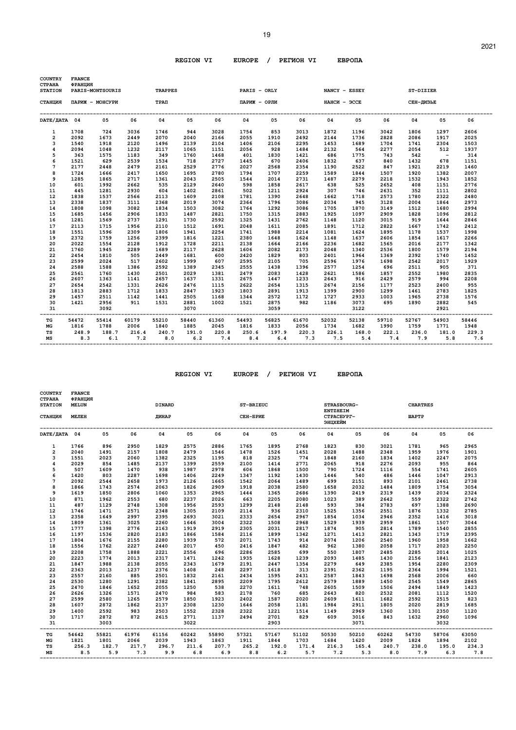## REGION VI EUROPE / РЕГИОН VI ЕВРОПА

COUNTRY / СТРАНА: FRANCE / ФРАНЦИЯ

| STATION / СТАНЦИЯ | PARIS-MONTSOURIS / ПАРИЖ - МОНСУРИ | | | TRAPPES / ТРАП | | | PARIS - ORLY / ПАРИЖ - ОРЛИ | | | NANCY - ESSEY / НАНСИ - ЭССЕ | | | ST-DIZIER / СЕН-ДИЗЬЕ | | |
|---|---|---|---|---|---|---|---|---|---|---|---|---|---|---|---|
| DATE/ДАТА | 04 | 05 | 06 | 04 | 05 | 06 | 04 | 05 | 06 | 04 | 05 | 06 | 04 | 05 | 06 |
| 1 | 1708 | 724 | 3036 | 1746 | 944 | 3028 | 1754 | 853 | 3013 | 1872 | 1196 | 3042 | 1806 | 1297 | 2606 |
| 2 | 2092 | 1673 | 2449 | 2070 | 2040 | 2166 | 2055 | 1910 | 2492 | 2144 | 1736 | 2828 | 2086 | 1917 | 2025 |
| 3 | 1540 | 1918 | 2120 | 1496 | 2139 | 2104 | 1406 | 2106 | 2295 | 1453 | 1689 | 1704 | 1741 | 2304 | 1503 |
| 4 | 2094 | 1048 | 1232 | 2117 | 1065 | 1151 | 2056 | 928 | 1484 | 2132 | 564 | 2277 | 2054 | 512 | 1937 |
| 5 | 363 | 1575 | 1183 | 349 | 1760 | 1468 | 401 | 1830 | 1421 | 686 | 1775 | 743 | 542 | - | 314 |
| 6 | 1521 | 629 | 2539 | 1534 | 718 | 2727 | 1445 | 670 | 2406 | 1832 | 637 | 840 | 1432 | 678 | 1151 |
| 7 | 2177 | 2448 | 2479 | 2161 | 2529 | 2776 | 2027 | 2568 | 2354 | 1190 | 2522 | 847 | 1921 | 2219 | 1460 |
| 8 | 1724 | 1666 | 2417 | 1650 | 1695 | 2780 | 1794 | 1707 | 2259 | 1589 | 1844 | 1507 | 1920 | 1382 | 2007 |
| 9 | 1285 | 1865 | 2717 | 1361 | 2043 | 2505 | 1544 | 2014 | 2731 | 1487 | 2279 | 2218 | 1532 | 1943 | 1852 |
| 10 | 601 | 1992 | 2662 | 535 | 2129 | 2640 | 598 | 1858 | 2617 | 638 | 525 | 2652 | 408 | 1151 | 2776 |
| 11 | 445 | 1281 | 2930 | 604 | 1402 | 2861 | 502 | 1211 | 2924 | 307 | 746 | 2631 | 352 | 1111 | 2802 |
| 12 | 1838 | 1537 | 2566 | 2113 | 1609 | 2108 | 1781 | 1390 | 2648 | 1662 | 1718 | 2573 | 1780 | 2322 | 2480 |
| 13 | 2338 | 1837 | 3111 | 2368 | 2019 | 3074 | 2364 | 1796 | 3086 | 2034 | 945 | 3128 | 2004 | 1864 | 2973 |
| 14 | 1808 | 1098 | 3082 | 1834 | 1503 | 3082 | 1764 | 1292 | 3086 | 1705 | 1870 | 3149 | 1512 | 1680 | 2994 |
| 15 | 1685 | 1456 | 2906 | 1833 | 1487 | 2821 | 1750 | 1315 | 2883 | 1925 | 1097 | 2909 | 1828 | 1096 | 2812 |
| 16 | 1281 | 1569 | 2737 | 1291 | 1730 | 2592 | 1325 | 1431 | 2762 | 1148 | 1120 | 3015 | 919 | 1644 | 2846 |
| 17 | 2113 | 1715 | 1956 | 2110 | 1512 | 1691 | 2048 | 1611 | 2085 | 1891 | 1712 | 2822 | 1667 | 1742 | 2412 |
| 18 | 1551 | 1596 | 2309 | 1806 | 1941 | 2254 | 1741 | 1988 | 2214 | 1081 | 1624 | 1895 | 1178 | 1537 | 1998 |
| 19 | 2372 | 1759 | 1256 | 2399 | 1816 | 1221 | 2380 | 1648 | 1624 | 1148 | 1637 | 2606 | 1854 | 1617 | 2266 |
| 20 | 2022 | 1554 | 2128 | 1912 | 1728 | 2211 | 2138 | 1664 | 2166 | 2236 | 1682 | 1565 | 2016 | 2177 | 1342 |
| 21 | 1760 | 1945 | 2289 | 1689 | 2117 | 2628 | 1606 | 2082 | 2173 | 2048 | 1340 | 2536 | 1800 | 1579 | 2194 |
| 22 | 2454 | 1810 | 505 | 2449 | 1681 | 600 | 2420 | 1829 | 803 | 2401 | 1964 | 1369 | 2392 | 1740 | 1452 |
| 23 | 2599 | 2024 | 517 | 2602 | 1999 | 607 | 2595 | 2105 | 705 | 2596 | 1976 | 1698 | 2542 | 2017 | 1929 |
| 24 | 2588 | 1588 | 1386 | 2592 | 1389 | 2345 | 2555 | 1438 | 1396 | 2577 | 1254 | 696 | 2511 | 905 | 371 |
| 25 | 2561 | 1760 | 1430 | 2501 | 2029 | 1381 | 2479 | 2083 | 1428 | 2621 | 1586 | 1857 | 2552 | 1980 | 2835 |
| 26 | 2607 | 1363 | 1141 | 2657 | 1637 | 1331 | 2675 | 1447 | 1233 | 2643 | 916 | 2429 | 2579 | 994 | 2208 |
| 27 | 2654 | 2542 | 1331 | 2626 | 2476 | 1115 | 2622 | 2654 | 1315 | 2674 | 2156 | 1177 | 2523 | 2400 | 955 |
| 28 | 1813 | 2883 | 1712 | 1833 | 2847 | 1923 | 1803 | 2891 | 1913 | 1399 | 2900 | 1299 | 1461 | 2783 | 1825 |
| 29 | 1457 | 2511 | 1142 | 1441 | 2505 | 1168 | 1344 | 2572 | 1172 | 1727 | 2933 | 1003 | 1965 | 2738 | 1576 |
| 30 | 1421 | 2956 | 911 | 1531 | 2881 | 1002 | 1521 | 2875 | 982 | 1186 | 3073 | 695 | 1890 | 2882 | 545 |
| 31 | | 3092 | | | 3070 | | | 3059 | | | 3122 | | | 2921 | |
| TG | 54472 | 55414 | 60179 | 55210 | 58440 | 61360 | 54493 | 56825 | 61670 | 52032 | 52138 | 59710 | 52767 | 54903 | 58446 |
| MG | 1816 | 1788 | 2006 | 1840 | 1885 | 2045 | 1816 | 1833 | 2056 | 1734 | 1682 | 1990 | 1759 | 1771 | 1948 |
| TS | 248.9 | 188.7 | 216.4 | 240.7 | 191.0 | 220.8 | 250.6 | 197.9 | 220.3 | 226.1 | 168.0 | 222.1 | 236.0 | 181.0 | 229.3 |
| MS | 8.3 | 6.1 | 7.2 | 8.0 | 6.2 | 7.4 | 8.4 | 6.4 | 7.3 | 7.5 | 5.4 | 7.4 | 7.9 | 5.8 | 7.6 |

## REGION VI EUROPE / РЕГИОН VI ЕВРОПА

COUNTRY / СТРАНА: FRANCE / ФРАНЦИЯ

| STATION / СТАНЦИЯ | MELUN / МЕЛЕН | | | DINARD / ДИНАР | | | ST-BRIEUC / СЕН-БРИЕ | | | STRASBOURG-ENTZHEIM / СТРАСБУРГ-ЭНЦХЕЙМ | | | CHARTRES / ШАРТР | | |
|---|---|---|---|---|---|---|---|---|---|---|---|---|---|---|---|
| DATE/ДАТА | 04 | 05 | 06 | 04 | 05 | 06 | 04 | 05 | 06 | 04 | 05 | 06 | 04 | 05 | 06 |
| 1 | 1766 | 896 | 2950 | 1829 | 2575 | 2886 | 1765 | 1895 | 2768 | 1823 | 830 | 3021 | 1781 | 965 | 2965 |
| 2 | 2040 | 1491 | 2157 | 1808 | 2479 | 1546 | 1478 | 1526 | 1451 | 2028 | 1488 | 2348 | 1959 | 1976 | 1901 |
| 3 | 1551 | 2023 | 2060 | 1382 | 2325 | 1195 | 818 | 2325 | 774 | 1848 | 2160 | 1834 | 1402 | 2247 | 2075 |
| 4 | 2029 | 854 | 1485 | 2137 | 1399 | 2559 | 2100 | 1414 | 2771 | 2065 | 918 | 2276 | 2093 | 955 | 864 |
| 5 | 507 | 1609 | 1470 | 938 | 1987 | 2978 | 606 | 1868 | 1500 | 790 | 1724 | 1116 | 554 | 1741 | 2605 |
| 6 | 1420 | 803 | 2287 | 1698 | 1406 | 2249 | 1347 | 1192 | 1430 | 1446 | 540 | 486 | 1446 | 1047 | 2913 |
| 7 | 2092 | 2544 | 2658 | 1973 | 2126 | 1665 | 1542 | 2064 | 1489 | 699 | 2151 | 893 | 2101 | 2461 | 2738 |
| 8 | 1866 | 1743 | 2574 | 2063 | 1826 | 2909 | 1918 | 2038 | 2580 | 1658 | 2032 | 1484 | 1809 | 1754 | 3054 |
| 9 | 1619 | 1850 | 2806 | 1060 | 1353 | 2965 | 1444 | 1365 | 2686 | 1390 | 2419 | 2319 | 1439 | 2034 | 2324 |
| 10 | 871 | 1962 | 2553 | 680 | 2237 | 2026 | 663 | 2205 | 2080 | 1023 | 389 | 2642 | 559 | 2322 | 2742 |
| 11 | 487 | 1129 | 2748 | 1308 | 1956 | 2593 | 1299 | 2148 | 2148 | 593 | 384 | 2783 | 697 | 1388 | 2690 |
| 12 | 1746 | 1471 | 2571 | 2348 | 1305 | 2109 | 2114 | 936 | 2310 | 1525 | 1356 | 2551 | 1876 | 1332 | 2785 |
| 13 | 2358 | 1649 | 2997 | 2395 | 2693 | 3021 | 2333 | 2654 | 2967 | 1854 | 1034 | 2946 | 2352 | 1416 | 3018 |
| 14 | 1809 | 1361 | 3025 | 2260 | 1646 | 3004 | 2322 | 1508 | 2968 | 1529 | 1939 | 2959 | 1861 | 1507 | 3044 |
| 15 | 1777 | 1398 | 2776 | 2163 | 1919 | 2919 | 2305 | 2031 | 2817 | 1874 | 905 | 2814 | 1789 | 1540 | 2855 |
| 16 | 1197 | 1536 | 2820 | 2183 | 1866 | 1584 | 2116 | 1899 | 1342 | 1271 | 1413 | 2821 | 1343 | 1719 | 2395 |
| 17 | 1804 | 1676 | 2155 | 2280 | 1939 | 572 | 2071 | 1743 | 914 | 2074 | 1206 | 2540 | 1960 | 1958 | 1662 |
| 18 | 1556 | 1762 | 2227 | 2440 | 2017 | 450 | 2416 | 1847 | 482 | 962 | 1380 | 2058 | 1717 | 2023 | 2250 |
| 19 | 2208 | 1758 | 1888 | 2221 | 2556 | 696 | 2286 | 2585 | 699 | 550 | 1807 | 2485 | 2285 | 2014 | 1025 |
| 20 | 2223 | 1774 | 2013 | 2317 | 1471 | 1242 | 1935 | 1628 | 1239 | 2093 | 1485 | 1430 | 2156 | 1841 | 2123 |
| 21 | 1847 | 1988 | 2138 | 2055 | 2343 | 1679 | 2191 | 2447 | 1354 | 2279 | 649 | 2385 | 1954 | 2280 | 2309 |
| 22 | 2363 | 2013 | 1237 | 2376 | 1408 | 248 | 2297 | 1618 | 313 | 2391 | 2362 | 1195 | 2364 | 1994 | 1521 |
| 23 | 2557 | 2160 | 885 | 2501 | 1832 | 2161 | 2434 | 1595 | 2431 | 2587 | 1843 | 1698 | 2568 | 2006 | 660 |
| 24 | 2530 | 1280 | 1291 | 2382 | 1841 | 2895 | 2209 | 1795 | 2612 | 2579 | 1889 | 1450 | 2545 | 1549 | 2865 |
| 25 | 2470 | 1846 | 1652 | 2055 | 1250 | 538 | 2270 | 1611 | 748 | 2605 | 1509 | 1506 | 2494 | 1849 | 1423 |
| 26 | 2626 | 1326 | 1571 | 2470 | 984 | 583 | 2178 | 760 | 685 | 2643 | 820 | 2532 | 2081 | 1112 | 1520 |
| 27 | 2599 | 2580 | 1265 | 2579 | 1850 | 1923 | 2402 | 1587 | 2020 | 2609 | 1611 | 1682 | 2592 | 2515 | 823 |
| 28 | 1607 | 2872 | 1862 | 2137 | 2308 | 1230 | 1646 | 2058 | 1181 | 1984 | 2911 | 1805 | 2020 | 2819 | 1685 |
| 29 | 1400 | 2592 | 983 | 2503 | 1552 | 2328 | 2322 | 1221 | 1514 | 1149 | 2969 | 1360 | 1301 | 2350 | 1120 |
| 30 | 1717 | 2872 | 872 | 2615 | 2771 | 1137 | 2494 | 2701 | 829 | 609 | 3016 | 843 | 1632 | 2960 | 1096 |
| 31 | | 3003 | | | 3022 | | | 2903 | | | 3071 | | | 3032 | |
| TG | 54642 | 55821 | 61976 | 61156 | 60242 | 55890 | 57321 | 57167 | 51102 | 50530 | 50210 | 60262 | 54730 | 58706 | 63050 |
| MG | 1821 | 1801 | 2066 | 2039 | 1943 | 1863 | 1911 | 1844 | 1703 | 1684 | 1620 | 2009 | 1824 | 1894 | 2102 |
| TS | 256.3 | 182.7 | 217.7 | 296.7 | 211.6 | 207.7 | 265.2 | 192.0 | 171.4 | 216.3 | 165.4 | 240.7 | 238.0 | 195.0 | 234.3 |
| MS | 8.5 | 5.9 | 7.3 | 9.9 | 6.8 | 6.9 | 8.8 | 6.2 | 5.7 | 7.2 | 5.3 | 8.0 | 7.9 | 6.3 | 7.8 |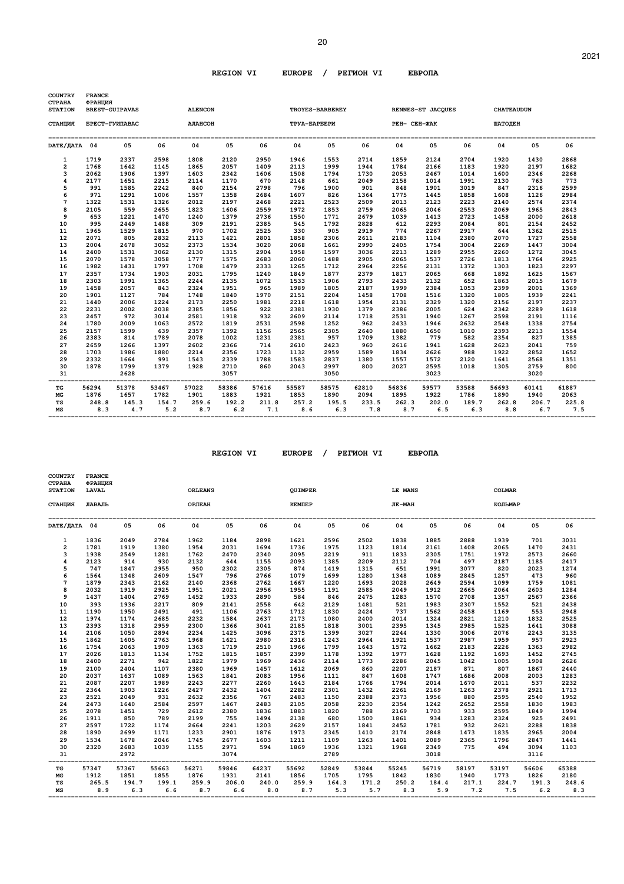## REGION VI EUROPE / РЕГИОН VI ЕВРОПА

COUNTRY / СТРАНА: FRANCE / ФРАНЦИЯ

| STATION / СТАНЦИЯ | BREST-GUIPAVAS / БРЕСТ-ГУИПАВАС | | | ALENCON / АЛАНСОН | | | TROYES-BARBEREY / ТРУА-БАРБЕРИ | | | RENNES-ST JACQUES / РЕН- СЕН-ЖАК | | | CHATEAUDUN / ШАТОДЕН | | |
|---|---|---|---|---|---|---|---|---|---|---|---|---|---|---|---|
| DATE/ДАТА | 04 | 05 | 06 | 04 | 05 | 06 | 04 | 05 | 06 | 04 | 05 | 06 | 04 | 05 | 06 |
| 1 | 1719 | 2337 | 2598 | 1808 | 2120 | 2950 | 1946 | 1553 | 2714 | 1859 | 2124 | 2704 | 1920 | 1430 | 2868 |
| 2 | 1768 | 1642 | 1145 | 1865 | 2057 | 1409 | 2113 | 1999 | 1944 | 1784 | 2166 | 1183 | 1920 | 2197 | 1682 |
| 3 | 2062 | 1906 | 1397 | 1603 | 2342 | 1606 | 1508 | 1794 | 1730 | 2053 | 2467 | 1014 | 1600 | 2346 | 2268 |
| 4 | 2177 | 1651 | 2215 | 2114 | 1170 | 670 | 2148 | 661 | 2049 | 2158 | 1014 | 1991 | 2130 | 763 | 773 |
| 5 | 991 | 1585 | 2242 | 840 | 2154 | 2798 | 796 | 1900 | 901 | 848 | 1901 | 3019 | 847 | 2316 | 2599 |
| 6 | 971 | 1291 | 1006 | 1557 | 1358 | 2684 | 1607 | 826 | 1364 | 1775 | 1445 | 1858 | 1608 | 1126 | 2984 |
| 7 | 1322 | 1531 | 1326 | 2012 | 2197 | 2468 | 2221 | 2523 | 2509 | 2013 | 2123 | 2223 | 2140 | 2574 | 2374 |
| 8 | 2105 | 559 | 2655 | 1823 | 1606 | 2559 | 1972 | 1853 | 2759 | 2065 | 2046 | 2553 | 2069 | 1965 | 2843 |
| 9 | 653 | 1221 | 1470 | 1240 | 1379 | 2736 | 1550 | 1771 | 2679 | 1039 | 1413 | 2723 | 1458 | 2000 | 2618 |
| 10 | 995 | 2449 | 1488 | 309 | 2191 | 2385 | 545 | 1792 | 2828 | 612 | 2293 | 2084 | 801 | 2154 | 2452 |
| 11 | 1965 | 1529 | 1815 | 970 | 1702 | 2525 | 330 | 905 | 2919 | 774 | 2267 | 2917 | 644 | 1362 | 2515 |
| 12 | 2071 | 805 | 2832 | 2113 | 1421 | 2801 | 1858 | 2306 | 2611 | 2183 | 1104 | 2380 | 2070 | 1727 | 2558 |
| 13 | 2004 | 2678 | 3052 | 2373 | 1534 | 3020 | 2068 | 1661 | 2990 | 2405 | 1754 | 3004 | 2269 | 1447 | 3004 |
| 14 | 2400 | 1531 | 3062 | 2130 | 1315 | 2904 | 1958 | 1597 | 3036 | 2213 | 1289 | 2955 | 2260 | 1272 | 3045 |
| 15 | 2070 | 1578 | 3058 | 1777 | 1575 | 2683 | 2060 | 1488 | 2905 | 2065 | 1537 | 2726 | 1813 | 1764 | 2925 |
| 16 | 1982 | 1431 | 1797 | 1708 | 1479 | 2333 | 1265 | 1712 | 2964 | 2256 | 2131 | 1372 | 1303 | 1823 | 2297 |
| 17 | 2357 | 1734 | 1903 | 2031 | 1795 | 1240 | 1849 | 1877 | 2379 | 1817 | 2065 | 668 | 1892 | 1625 | 1567 |
| 18 | 2303 | 1991 | 1365 | 2244 | 2135 | 1072 | 1533 | 1906 | 2793 | 2433 | 2132 | 652 | 1863 | 2015 | 1679 |
| 19 | 1458 | 2057 | 843 | 2324 | 1951 | 965 | 1989 | 1805 | 2187 | 1999 | 2384 | 1053 | 2399 | 2001 | 1369 |
| 20 | 1901 | 1127 | 784 | 1748 | 1840 | 1970 | 2151 | 2204 | 1458 | 1708 | 1516 | 1320 | 1805 | 1939 | 2241 |
| 21 | 1440 | 2006 | 1224 | 2173 | 2250 | 1981 | 2218 | 1618 | 1954 | 2131 | 2329 | 1320 | 2156 | 2197 | 2237 |
| 22 | 2231 | 2002 | 2038 | 2385 | 1856 | 922 | 2381 | 1930 | 1379 | 2386 | 2005 | 624 | 2342 | 2289 | 1618 |
| 23 | 2457 | 972 | 3014 | 2581 | 1918 | 932 | 2609 | 2114 | 1718 | 2531 | 1940 | 1267 | 2598 | 2191 | 1116 |
| 24 | 1780 | 2009 | 1063 | 2572 | 1819 | 2531 | 2598 | 1252 | 962 | 2433 | 1946 | 2632 | 2548 | 1338 | 2754 |
| 25 | 2157 | 1599 | 639 | 2357 | 1392 | 1156 | 2565 | 2305 | 2640 | 1880 | 1650 | 1010 | 2393 | 2213 | 1554 |
| 26 | 2383 | 814 | 1789 | 2078 | 1002 | 1231 | 2381 | 957 | 1709 | 1382 | 779 | 582 | 2354 | 827 | 1385 |
| 27 | 2659 | 1266 | 1397 | 2602 | 2366 | 714 | 2610 | 2423 | 960 | 2616 | 1941 | 1628 | 2623 | 2041 | 759 |
| 28 | 1703 | 1986 | 1880 | 2214 | 2356 | 1723 | 1132 | 2959 | 1589 | 1834 | 2626 | 988 | 1922 | 2852 | 1652 |
| 29 | 2332 | 1664 | 991 | 1543 | 2339 | 1788 | 1583 | 2837 | 1380 | 1557 | 1572 | 2120 | 1641 | 2568 | 1351 |
| 30 | 1878 | 1799 | 1379 | 1928 | 2710 | 860 | 2043 | 2997 | 800 | 2027 | 2595 | 1018 | 1305 | 2759 | 800 |
| 31 | | 2628 | | | 3057 | | | 3050 | | | 3023 | | | 3020 | |
| TG | 56294 | 51378 | 53467 | 57022 | 58386 | 57616 | 55587 | 58575 | 62810 | 56836 | 59577 | 53588 | 56693 | 60141 | 61887 |
| MG | 1876 | 1657 | 1782 | 1901 | 1883 | 1921 | 1853 | 1890 | 2094 | 1895 | 1922 | 1786 | 1890 | 1940 | 2063 |
| TS | 248.8 | 145.3 | 154.7 | 259.6 | 192.2 | 211.8 | 257.2 | 195.5 | 233.5 | 262.3 | 202.0 | 189.7 | 262.8 | 206.7 | 225.8 |
| MS | 8.3 | 4.7 | 5.2 | 8.7 | 6.2 | 7.1 | 8.6 | 6.3 | 7.8 | 8.7 | 6.5 | 6.3 | 8.8 | 6.7 | 7.5 |

## REGION VI EUROPE / РЕГИОН VI ЕВРОПА

COUNTRY / СТРАНА: FRANCE / ФРАНЦИЯ

| STATION / СТАНЦИЯ | LAVAL / ЛАВАЛЬ | | | ORLEANS / ОРЛЕАН | | | QUIMPER / КЕМПЕР | | | LE MANS / ЛЕ-МАН | | | COLMAR / КОЛЬМАР | | |
|---|---|---|---|---|---|---|---|---|---|---|---|---|---|---|---|
| DATE/ДАТА | 04 | 05 | 06 | 04 | 05 | 06 | 04 | 05 | 06 | 04 | 05 | 06 | 04 | 05 | 06 |
| 1 | 1836 | 2049 | 2784 | 1962 | 1184 | 2898 | 1621 | 2596 | 2502 | 1838 | 1885 | 2888 | 1939 | 701 | 3031 |
| 2 | 1781 | 1919 | 1380 | 1954 | 2031 | 1694 | 1736 | 1975 | 1123 | 1814 | 2161 | 1408 | 2065 | 1470 | 2431 |
| 3 | 1938 | 2549 | 1281 | 1762 | 2470 | 2340 | 2095 | 2219 | 911 | 1833 | 2305 | 1751 | 1972 | 2573 | 2660 |
| 4 | 2123 | 914 | 930 | 2132 | 644 | 1155 | 2093 | 1385 | 2209 | 2112 | 704 | 497 | 2187 | 1185 | 2417 |
| 5 | 747 | 1847 | 2955 | 950 | 2302 | 2305 | 874 | 1419 | 1315 | 651 | 1991 | 3077 | 820 | 2023 | 1274 |
| 6 | 1564 | 1348 | 2609 | 1547 | 796 | 2766 | 1079 | 1699 | 1280 | 1348 | 1089 | 2845 | 1257 | 473 | 960 |
| 7 | 1879 | 2343 | 2162 | 2140 | 2368 | 2762 | 1667 | 1220 | 1693 | 2028 | 2649 | 2594 | 1099 | 1759 | 1081 |
| 8 | 2032 | 1919 | 2925 | 1951 | 2021 | 2956 | 1955 | 1191 | 2585 | 2049 | 1912 | 2665 | 2064 | 2603 | 1284 |
| 9 | 1437 | 1404 | 2769 | 1452 | 1933 | 2890 | 584 | 846 | 2475 | 1283 | 1570 | 2708 | 1357 | 2567 | 2366 |
| 10 | 393 | 1936 | 2217 | 809 | 2141 | 2558 | 642 | 2129 | 1481 | 521 | 1983 | 2307 | 1552 | 521 | 2438 |
| 11 | 1190 | 1950 | 2491 | 491 | 1106 | 2763 | 1712 | 1830 | 2424 | 737 | 1562 | 2458 | 1169 | 553 | 2948 |
| 12 | 1974 | 1174 | 2685 | 2232 | 1584 | 2637 | 2173 | 1080 | 2400 | 2014 | 1324 | 2821 | 1210 | 1832 | 2525 |
| 13 | 2393 | 1318 | 2959 | 2300 | 1366 | 3041 | 2185 | 1818 | 3001 | 2395 | 1345 | 2985 | 1525 | 1641 | 3088 |
| 14 | 2106 | 1050 | 2894 | 2234 | 1425 | 3096 | 2375 | 1399 | 3027 | 2244 | 1330 | 3006 | 2076 | 2243 | 3135 |
| 15 | 1862 | 1605 | 2763 | 1968 | 1621 | 2980 | 2316 | 1243 | 2964 | 1921 | 1537 | 2987 | 1959 | 957 | 2923 |
| 16 | 1754 | 2063 | 1909 | 1363 | 1719 | 2510 | 1966 | 1799 | 1643 | 1572 | 1662 | 2183 | 2226 | 1363 | 2982 |
| 17 | 2026 | 1813 | 1134 | 1752 | 1815 | 1857 | 2399 | 1178 | 1392 | 1977 | 1628 | 1192 | 1693 | 1452 | 2745 |
| 18 | 2400 | 2271 | 942 | 1822 | 1979 | 1969 | 2436 | 2114 | 1773 | 2286 | 2045 | 1042 | 1005 | 1908 | 2626 |
| 19 | 2100 | 2404 | 1107 | 2380 | 1969 | 1457 | 1612 | 2069 | 860 | 2207 | 2187 | 871 | 807 | 1867 | 2440 |
| 20 | 2037 | 1637 | 1089 | 1563 | 1841 | 2083 | 1956 | 1111 | 847 | 1608 | 1747 | 1686 | 2008 | 2003 | 1283 |
| 21 | 2087 | 2207 | 1989 | 2243 | 2277 | 2260 | 1643 | 2184 | 1766 | 1794 | 2014 | 1670 | 2011 | 537 | 2232 |
| 22 | 2364 | 1903 | 1226 | 2427 | 2432 | 1404 | 2282 | 2301 | 1432 | 2261 | 2169 | 1263 | 2378 | 2921 | 1713 |
| 23 | 2521 | 2049 | 931 | 2632 | 2356 | 767 | 2483 | 1150 | 2388 | 2373 | 1956 | 880 | 2595 | 2540 | 1952 |
| 24 | 2473 | 1640 | 2584 | 2597 | 1467 | 2483 | 2105 | 2058 | 2230 | 2354 | 1242 | 2652 | 2558 | 1830 | 1983 |
| 25 | 2078 | 1451 | 729 | 2612 | 2380 | 1836 | 1883 | 1820 | 788 | 2169 | 1703 | 933 | 2595 | 1849 | 1994 |
| 26 | 1911 | 850 | 789 | 2199 | 755 | 1494 | 2138 | 680 | 1500 | 1861 | 934 | 1283 | 2324 | 925 | 2491 |
| 27 | 2597 | 1722 | 1174 | 2664 | 2241 | 1203 | 2629 | 2157 | 1841 | 2452 | 1781 | 932 | 2621 | 2288 | 1838 |
| 28 | 1890 | 2699 | 1171 | 1233 | 2901 | 1876 | 1973 | 2345 | 1410 | 2174 | 2848 | 1473 | 1835 | 2965 | 2004 |
| 29 | 1534 | 1678 | 2046 | 1745 | 2677 | 1603 | 1211 | 1109 | 1263 | 1401 | 2089 | 2365 | 1796 | 2847 | 1441 |
| 30 | 2320 | 2683 | 1039 | 1155 | 2971 | 594 | 1869 | 1936 | 1321 | 1968 | 2349 | 775 | 494 | 3094 | 1103 |
| 31 | | 2972 | | | 3074 | | | 2789 | | | 3018 | | | 3116 | |
| TG | 57347 | 57367 | 55663 | 56271 | 59846 | 64237 | 55692 | 52849 | 53844 | 55245 | 56719 | 58197 | 53197 | 56606 | 65388 |
| MG | 1912 | 1851 | 1855 | 1876 | 1931 | 2141 | 1856 | 1705 | 1795 | 1842 | 1830 | 1940 | 1773 | 1826 | 2180 |
| TS | 265.5 | 194.7 | 199.1 | 259.9 | 206.0 | 240.0 | 259.9 | 164.3 | 171.2 | 250.2 | 184.4 | 217.1 | 224.7 | 191.3 | 248.6 |
| MS | 8.9 | 6.3 | 6.6 | 8.7 | 6.6 | 8.0 | 8.7 | 5.3 | 5.7 | 8.3 | 5.9 | 7.2 | 7.5 | 6.2 | 8.3 |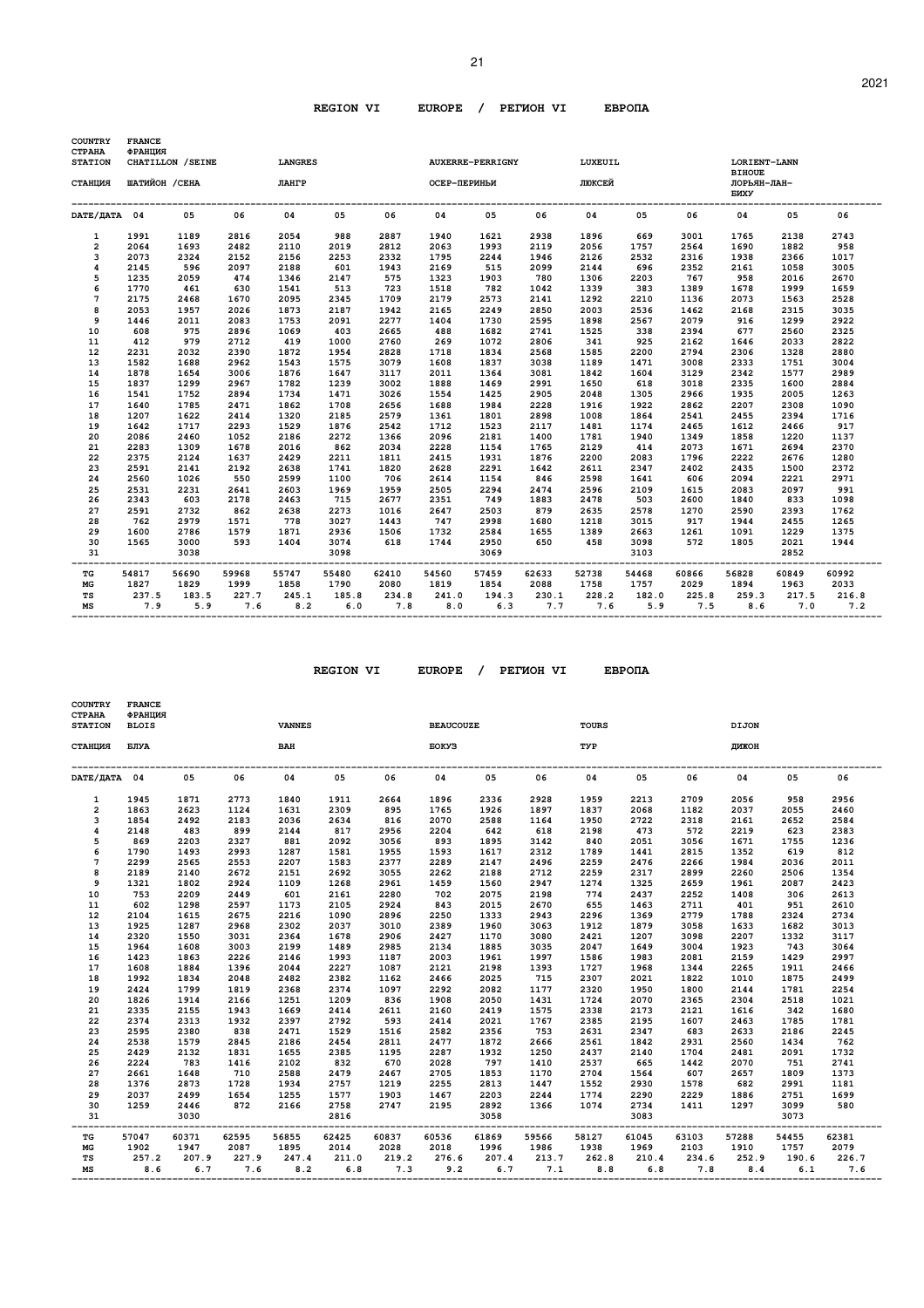## REGION VI EUROPE / РЕГИОН VI ЕВРОПА

COUNTRY / СТРАНА: FRANCE / ФРАНЦИЯ

| STATION / СТАНЦИЯ | CHATILLON /SEINE / ШАТИЙОН /СЕНА | | | LANGRES / ЛАНГР | | | AUXERRE-PERRIGNY / ОСЕР-ПЕРИНЬИ | | | LUXEUIL / ЛЮКСЕЙ | | | LORIENT-LANN BIHOUE / ЛОРЬЯН-ЛАН-БИХУ | | |
|---|---|---|---|---|---|---|---|---|---|---|---|---|---|---|---|
| DATE/ДАТА | 04 | 05 | 06 | 04 | 05 | 06 | 04 | 05 | 06 | 04 | 05 | 06 | 04 | 05 | 06 |
| 1 | 1991 | 1189 | 2816 | 2054 | 988 | 2887 | 1940 | 1621 | 2938 | 1896 | 669 | 3001 | 1765 | 2138 | 2743 |
| 2 | 2064 | 1693 | 2482 | 2110 | 2019 | 2812 | 2063 | 1993 | 2119 | 2056 | 1757 | 2564 | 1690 | 1882 | 958 |
| 3 | 2073 | 2324 | 2152 | 2156 | 2253 | 2332 | 1795 | 2244 | 1946 | 2126 | 2532 | 2316 | 1938 | 2366 | 1017 |
| 4 | 2145 | 596 | 2097 | 2188 | 601 | 1943 | 2169 | 515 | 2099 | 2144 | 696 | 2352 | 2161 | 1058 | 3005 |
| 5 | 1235 | 2059 | 474 | 1346 | 2147 | 575 | 1323 | 1903 | 780 | 1306 | 2203 | 767 | 958 | 2016 | 2670 |
| 6 | 1770 | 461 | 630 | 1541 | 513 | 723 | 1518 | 782 | 1042 | 1339 | 383 | 1389 | 1678 | 1999 | 1659 |
| 7 | 2175 | 2468 | 1670 | 2095 | 2345 | 1709 | 2179 | 2573 | 2141 | 1292 | 2210 | 1136 | 2073 | 1563 | 2528 |
| 8 | 2053 | 1957 | 2026 | 1873 | 2187 | 1942 | 2165 | 2249 | 2850 | 2003 | 2536 | 1462 | 2168 | 2315 | 3035 |
| 9 | 1446 | 2011 | 2083 | 1753 | 2091 | 2277 | 1404 | 1730 | 2595 | 1898 | 2567 | 2079 | 916 | 1299 | 2922 |
| 10 | 608 | 975 | 2896 | 1069 | 403 | 2665 | 488 | 1682 | 2741 | 1525 | 338 | 2394 | 677 | 2560 | 2325 |
| 11 | 412 | 979 | 2712 | 419 | 1000 | 2760 | 269 | 1072 | 2806 | 341 | 925 | 2162 | 1646 | 2033 | 2822 |
| 12 | 2231 | 2032 | 2390 | 1872 | 1954 | 2828 | 1718 | 1834 | 2568 | 1585 | 2200 | 2794 | 2306 | 1328 | 2880 |
| 13 | 1582 | 1688 | 2962 | 1543 | 1575 | 3079 | 1608 | 1837 | 3038 | 1189 | 1471 | 3008 | 2333 | 1751 | 3004 |
| 14 | 1878 | 1654 | 3006 | 1876 | 1647 | 3117 | 2011 | 1364 | 3081 | 1842 | 1604 | 3129 | 2342 | 1577 | 2989 |
| 15 | 1837 | 1299 | 2967 | 1782 | 1239 | 3002 | 1888 | 1469 | 2991 | 1650 | 618 | 3018 | 2335 | 1600 | 2884 |
| 16 | 1541 | 1752 | 2894 | 1734 | 1471 | 3026 | 1554 | 1425 | 2905 | 2048 | 1305 | 2966 | 1935 | 2005 | 1263 |
| 17 | 1640 | 1785 | 2471 | 1862 | 1708 | 2656 | 1688 | 1984 | 2228 | 1916 | 1922 | 2862 | 2207 | 2308 | 1090 |
| 18 | 1207 | 1622 | 2414 | 1320 | 2185 | 2579 | 1361 | 1801 | 2898 | 1008 | 1864 | 2541 | 2455 | 2394 | 1716 |
| 19 | 1642 | 1717 | 2293 | 1529 | 1876 | 2542 | 1712 | 1523 | 2117 | 1481 | 1174 | 2465 | 1612 | 2466 | 917 |
| 20 | 2086 | 2460 | 1052 | 2186 | 2272 | 1366 | 2096 | 2181 | 1400 | 1781 | 1940 | 1349 | 1858 | 1220 | 1137 |
| 21 | 2283 | 1309 | 1678 | 2016 | 862 | 2034 | 2228 | 1154 | 1765 | 2129 | 414 | 2073 | 1671 | 2694 | 2370 |
| 22 | 2375 | 2124 | 1637 | 2429 | 2211 | 1811 | 2415 | 1931 | 1876 | 2200 | 2083 | 1796 | 2222 | 2676 | 1280 |
| 23 | 2591 | 2141 | 2192 | 2638 | 1741 | 1820 | 2628 | 2291 | 1642 | 2611 | 2347 | 2402 | 2435 | 1500 | 2372 |
| 24 | 2560 | 1026 | 550 | 2599 | 1100 | 706 | 2614 | 1154 | 846 | 2598 | 1641 | 606 | 2094 | 2221 | 2971 |
| 25 | 2531 | 2231 | 2641 | 2603 | 1969 | 1959 | 2505 | 2294 | 2474 | 2596 | 2109 | 1615 | 2083 | 2097 | 991 |
| 26 | 2343 | 603 | 2178 | 2463 | 715 | 2677 | 2351 | 749 | 1883 | 2478 | 503 | 2600 | 1840 | 833 | 1098 |
| 27 | 2591 | 2732 | 862 | 2638 | 2273 | 1016 | 2647 | 2503 | 879 | 2635 | 2578 | 1270 | 2590 | 2393 | 1762 |
| 28 | 762 | 2979 | 1571 | 778 | 3027 | 1443 | 747 | 2998 | 1680 | 1218 | 3015 | 917 | 1944 | 2455 | 1265 |
| 29 | 1600 | 2786 | 1579 | 1871 | 2936 | 1506 | 1732 | 2584 | 1655 | 1389 | 2663 | 1261 | 1091 | 1229 | 1375 |
| 30 | 1565 | 3000 | 593 | 1404 | 3074 | 618 | 1744 | 2950 | 650 | 458 | 3098 | 572 | 1805 | 2021 | 1944 |
| 31 | | 3038 | | | 3098 | | | 3069 | | | 3103 | | | 2852 | |
| TG | 54817 | 56690 | 59968 | 55747 | 55480 | 62410 | 54560 | 57459 | 62633 | 52738 | 54468 | 60866 | 56828 | 60849 | 60992 |
| MG | 1827 | 1829 | 1999 | 1858 | 1790 | 2080 | 1819 | 1854 | 2088 | 1758 | 1757 | 2029 | 1894 | 1963 | 2033 |
| TS | 237.5 | 183.5 | 227.7 | 245.1 | 185.8 | 234.8 | 241.0 | 194.3 | 230.1 | 228.2 | 182.0 | 225.8 | 259.3 | 217.5 | 216.8 |
| MS | 7.9 | 5.9 | 7.6 | 8.2 | 6.0 | 7.8 | 8.0 | 6.3 | 7.7 | 7.6 | 5.9 | 7.5 | 8.6 | 7.0 | 7.2 |

## REGION VI EUROPE / РЕГИОН VI ЕВРОПА

COUNTRY / СТРАНА: FRANCE / ФРАНЦИЯ

| STATION / СТАНЦИЯ | BLOIS / БЛУА | | | VANNES / ВАН | | | BEAUCOUZE / БОКУЗ | | | TOURS / ТУР | | | DIJON / ДИЖОН | | |
|---|---|---|---|---|---|---|---|---|---|---|---|---|---|---|---|
| DATE/ДАТА | 04 | 05 | 06 | 04 | 05 | 06 | 04 | 05 | 06 | 04 | 05 | 06 | 04 | 05 | 06 |
| 1 | 1945 | 1871 | 2773 | 1840 | 1911 | 2664 | 1896 | 2336 | 2928 | 1959 | 2213 | 2709 | 2056 | 958 | 2956 |
| 2 | 1863 | 2623 | 1124 | 1631 | 2309 | 895 | 1765 | 1926 | 1897 | 1837 | 2068 | 1182 | 2037 | 2055 | 2460 |
| 3 | 1854 | 2492 | 2183 | 2036 | 2634 | 816 | 2070 | 2588 | 1164 | 1950 | 2722 | 2318 | 2161 | 2652 | 2584 |
| 4 | 2148 | 483 | 899 | 2144 | 817 | 2956 | 2204 | 642 | 618 | 2198 | 473 | 572 | 2219 | 623 | 2383 |
| 5 | 869 | 2203 | 2327 | 881 | 2092 | 3056 | 893 | 1895 | 3142 | 840 | 2051 | 3056 | 1671 | 1755 | 1236 |
| 6 | 1790 | 1493 | 2993 | 1287 | 1581 | 1955 | 1593 | 1617 | 2312 | 1789 | 1441 | 2815 | 1352 | 619 | 812 |
| 7 | 2299 | 2565 | 2553 | 2207 | 1583 | 2377 | 2289 | 2147 | 2496 | 2259 | 2476 | 2266 | 1984 | 2036 | 2011 |
| 8 | 2189 | 2140 | 2672 | 2151 | 2692 | 3055 | 2262 | 2188 | 2712 | 2259 | 2317 | 2899 | 2260 | 2506 | 1354 |
| 9 | 1321 | 1802 | 2924 | 1109 | 1268 | 2961 | 1459 | 1560 | 2947 | 1274 | 1325 | 2659 | 1961 | 2087 | 2423 |
| 10 | 753 | 2209 | 2449 | 601 | 2161 | 2280 | 702 | 2075 | 2198 | 774 | 2437 | 2252 | 1408 | 306 | 2613 |
| 11 | 602 | 1298 | 2597 | 1173 | 2105 | 2924 | 843 | 2015 | 2670 | 655 | 1463 | 2711 | 401 | 951 | 2610 |
| 12 | 2104 | 1615 | 2675 | 2216 | 1090 | 2896 | 2250 | 1333 | 2943 | 2296 | 1369 | 2779 | 1788 | 2324 | 2734 |
| 13 | 1925 | 1287 | 2968 | 2302 | 2037 | 3010 | 2389 | 1960 | 3063 | 1912 | 1879 | 3058 | 1633 | 1682 | 3013 |
| 14 | 2320 | 1550 | 3031 | 2364 | 1678 | 2906 | 2427 | 1170 | 3080 | 2421 | 1207 | 3098 | 2207 | 1332 | 3117 |
| 15 | 1964 | 1608 | 3003 | 2199 | 1489 | 2985 | 2134 | 1885 | 3035 | 2047 | 1649 | 3004 | 1923 | 743 | 3064 |
| 16 | 1423 | 1863 | 2226 | 2146 | 1993 | 1187 | 2003 | 1961 | 1997 | 1586 | 1983 | 2081 | 2159 | 1429 | 2997 |
| 17 | 1608 | 1884 | 1396 | 2044 | 2227 | 1087 | 2121 | 2198 | 1393 | 1727 | 1968 | 1344 | 2265 | 1911 | 2466 |
| 18 | 1992 | 1834 | 2048 | 2482 | 2382 | 1162 | 2466 | 2025 | 715 | 2307 | 2021 | 1822 | 1010 | 1875 | 2499 |
| 19 | 2424 | 1799 | 1819 | 2368 | 2374 | 1097 | 2292 | 2082 | 1177 | 2320 | 1950 | 1800 | 2144 | 1781 | 2254 |
| 20 | 1826 | 1914 | 2166 | 1251 | 1209 | 836 | 1908 | 2050 | 1431 | 1724 | 2070 | 2365 | 2304 | 2518 | 1021 |
| 21 | 2335 | 2155 | 1943 | 1669 | 2414 | 2611 | 2160 | 2419 | 1575 | 2338 | 2173 | 2121 | 1616 | 342 | 1680 |
| 22 | 2374 | 2313 | 1932 | 2397 | 2792 | 593 | 2414 | 2021 | 1767 | 2385 | 2195 | 1607 | 2463 | 1785 | 1781 |
| 23 | 2595 | 2380 | 838 | 2471 | 1529 | 1516 | 2582 | 2356 | 753 | 2631 | 2347 | 683 | 2633 | 2186 | 2245 |
| 24 | 2538 | 1579 | 2845 | 2186 | 2454 | 2811 | 2477 | 1872 | 2666 | 2561 | 1842 | 2931 | 2560 | 1434 | 762 |
| 25 | 2429 | 2132 | 1831 | 1655 | 2385 | 1195 | 2287 | 1932 | 1250 | 2437 | 2140 | 1704 | 2481 | 2091 | 1732 |
| 26 | 2224 | 783 | 1416 | 2102 | 832 | 670 | 2028 | 797 | 1410 | 2537 | 665 | 1442 | 2070 | 751 | 2741 |
| 27 | 2661 | 1648 | 710 | 2588 | 2479 | 2467 | 2705 | 1853 | 1170 | 2704 | 1564 | 607 | 2657 | 1809 | 1373 |
| 28 | 1376 | 2873 | 1728 | 1934 | 2757 | 1219 | 2255 | 2813 | 1447 | 1552 | 2930 | 1578 | 682 | 2991 | 1181 |
| 29 | 2037 | 2499 | 1654 | 1255 | 1577 | 1903 | 1467 | 2203 | 2244 | 1774 | 2290 | 2229 | 1886 | 2751 | 1699 |
| 30 | 1259 | 2446 | 872 | 2166 | 2758 | 2747 | 2195 | 2892 | 1366 | 1074 | 2734 | 1411 | 1297 | 3099 | 580 |
| 31 | | 3030 | | | 2816 | | | 3058 | | | 3083 | | | 3073 | |
| TG | 57047 | 60371 | 62595 | 56855 | 62425 | 60837 | 60536 | 61869 | 59566 | 58127 | 61045 | 63103 | 57288 | 54455 | 62381 |
| MG | 1902 | 1947 | 2087 | 1895 | 2014 | 2028 | 2018 | 1996 | 1986 | 1938 | 1969 | 2103 | 1910 | 1757 | 2079 |
| TS | 257.2 | 207.9 | 227.9 | 247.4 | 211.0 | 219.2 | 276.6 | 207.4 | 213.7 | 262.8 | 210.4 | 234.6 | 252.9 | 190.6 | 226.7 |
| MS | 8.6 | 6.7 | 7.6 | 8.2 | 6.8 | 7.3 | 9.2 | 6.7 | 7.1 | 8.8 | 6.8 | 7.8 | 8.4 | 6.1 | 7.6 |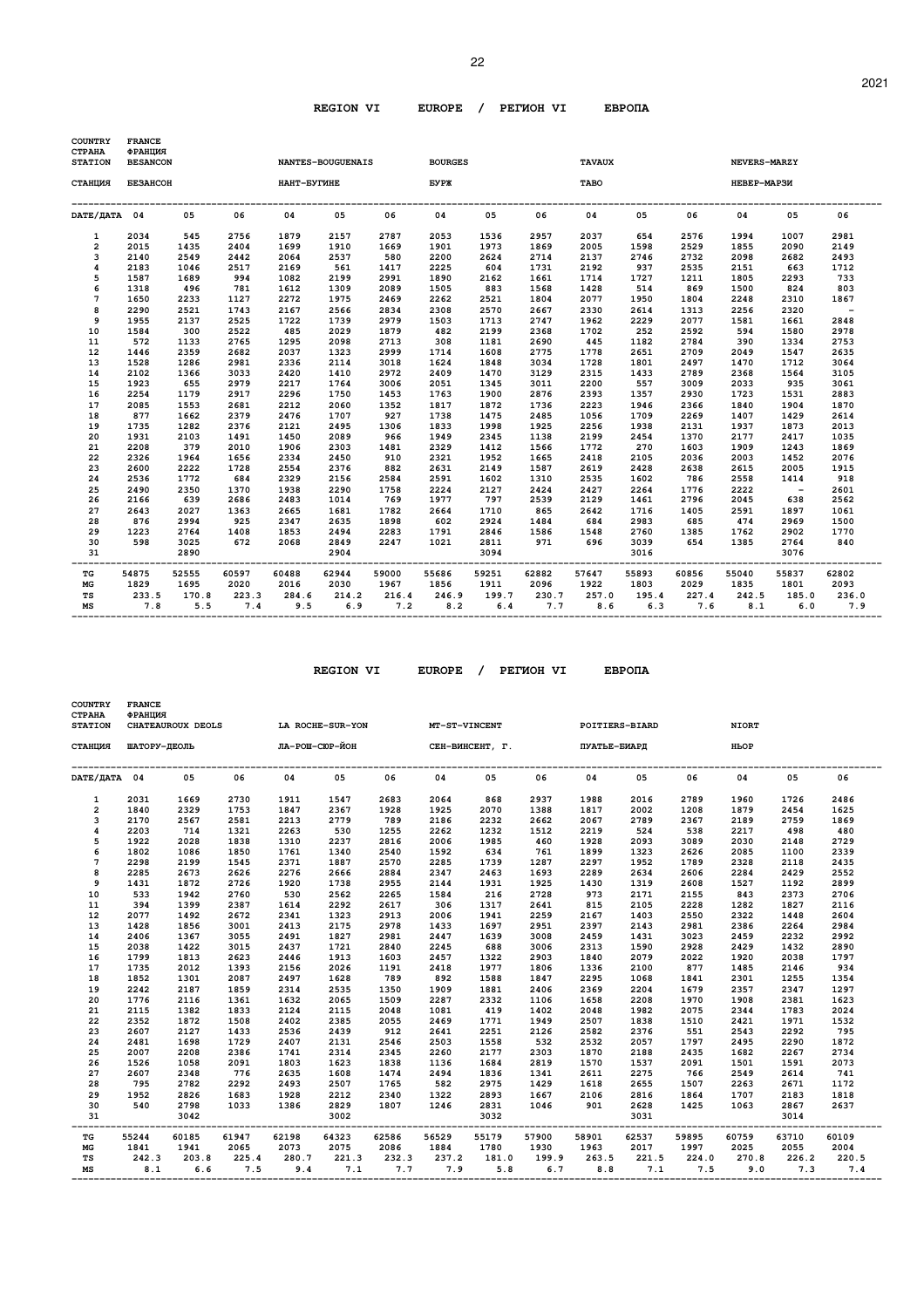## REGION VI EUROPE / РЕГИОН VI ЕВРОПА

COUNTRY / СТРАНА: FRANCE / ФРАНЦИЯ

| STATION / СТАНЦИЯ | BESANCON / БЕЗАНСОН | | | NANTES-BOUGUENAIS / НАНТ-БУГНЕ | | | BOURGES / БУРЖ | | | TAVAUX / ТАВО | | | NEVERS-MARZY / НЕВЕР-МАРЗИ | | |
|---|---|---|---|---|---|---|---|---|---|---|---|---|---|---|---|
| DATE/ДАТА | 04 | 05 | 06 | 04 | 05 | 06 | 04 | 05 | 06 | 04 | 05 | 06 | 04 | 05 | 06 |
| 1 | 2034 | 545 | 2756 | 1879 | 2157 | 2787 | 2053 | 1536 | 2957 | 2037 | 654 | 2576 | 1994 | 1007 | 2981 |
| 2 | 2015 | 1435 | 2404 | 1699 | 1910 | 1669 | 1901 | 1973 | 1869 | 2005 | 1598 | 2529 | 1855 | 2090 | 2149 |
| 3 | 2140 | 2549 | 2442 | 2064 | 2537 | 580 | 2200 | 2624 | 2714 | 2137 | 2746 | 2732 | 2098 | 2682 | 2493 |
| 4 | 2183 | 1046 | 2517 | 2169 | 561 | 1417 | 2225 | 604 | 1731 | 2192 | 937 | 2535 | 2151 | 663 | 1712 |
| 5 | 1587 | 1689 | 994 | 1082 | 2199 | 2991 | 1890 | 2162 | 1661 | 1714 | 1727 | 1211 | 1805 | 2293 | 733 |
| 6 | 1318 | 496 | 781 | 1612 | 1309 | 2089 | 1505 | 883 | 1568 | 1428 | 514 | 869 | 1500 | 824 | 803 |
| 7 | 1650 | 2233 | 1127 | 2272 | 1975 | 2469 | 2262 | 2521 | 1804 | 2077 | 1950 | 1804 | 2248 | 2310 | 1867 |
| 8 | 2290 | 2521 | 1743 | 2167 | 2566 | 2834 | 2308 | 2570 | 2667 | 2330 | 2614 | 1313 | 2256 | 2320 | - |
| 9 | 1955 | 2137 | 2525 | 1722 | 1739 | 2979 | 1503 | 1713 | 2747 | 1962 | 2229 | 2077 | 1581 | 1661 | 2848 |
| 10 | 1584 | 300 | 2522 | 485 | 2029 | 1879 | 482 | 2199 | 2368 | 1702 | 252 | 2592 | 594 | 1580 | 2978 |
| 11 | 572 | 1133 | 2765 | 1295 | 2098 | 2713 | 308 | 1181 | 2690 | 445 | 1182 | 2784 | 390 | 1334 | 2753 |
| 12 | 1446 | 2359 | 2682 | 2037 | 1323 | 2999 | 1714 | 1608 | 2775 | 1778 | 2651 | 2709 | 2049 | 1547 | 2635 |
| 13 | 1528 | 1286 | 2981 | 2336 | 2114 | 3018 | 1624 | 1848 | 3034 | 1728 | 1801 | 2497 | 1470 | 1712 | 3064 |
| 14 | 2102 | 1366 | 3033 | 2420 | 1410 | 2972 | 2409 | 1470 | 3129 | 2315 | 1433 | 2789 | 2368 | 1564 | 3105 |
| 15 | 1923 | 655 | 2979 | 2217 | 1764 | 3006 | 2051 | 1345 | 3011 | 2200 | 557 | 3009 | 2033 | 935 | 3061 |
| 16 | 2254 | 1179 | 2917 | 2296 | 1750 | 1453 | 1763 | 1900 | 2876 | 2393 | 1357 | 2930 | 1723 | 1531 | 2883 |
| 17 | 2085 | 1553 | 2681 | 2212 | 2060 | 1352 | 1817 | 1872 | 1736 | 2223 | 1946 | 2366 | 1840 | 1904 | 1870 |
| 18 | 877 | 1662 | 2379 | 2476 | 1707 | 927 | 1738 | 1475 | 2485 | 1056 | 1709 | 2269 | 1407 | 1429 | 2614 |
| 19 | 1735 | 1282 | 2376 | 2121 | 2495 | 1306 | 1833 | 1998 | 1925 | 2256 | 1938 | 2131 | 1937 | 1873 | 2013 |
| 20 | 1931 | 2103 | 1491 | 1450 | 2089 | 966 | 1949 | 2345 | 1138 | 2199 | 2454 | 1370 | 2177 | 2417 | 1035 |
| 21 | 2208 | 379 | 2010 | 1906 | 2303 | 1481 | 2329 | 1412 | 1566 | 1772 | 270 | 1603 | 1909 | 1243 | 1869 |
| 22 | 2326 | 1964 | 1656 | 2334 | 2450 | 910 | 2321 | 1952 | 1665 | 2418 | 2105 | 2036 | 2003 | 1452 | 2076 |
| 23 | 2600 | 2222 | 1728 | 2554 | 2376 | 882 | 2631 | 2149 | 1587 | 2619 | 2428 | 2638 | 2615 | 2005 | 1915 |
| 24 | 2536 | 1772 | 684 | 2329 | 2156 | 2584 | 2591 | 1602 | 1310 | 2535 | 1602 | 786 | 2558 | 1414 | 918 |
| 25 | 2490 | 2350 | 1370 | 1938 | 2290 | 1758 | 2224 | 2127 | 2424 | 2427 | 2264 | 1776 | 2222 | - | 2601 |
| 26 | 2166 | 639 | 2686 | 2483 | 1014 | 769 | 1977 | 797 | 2539 | 2129 | 1461 | 2796 | 2045 | 638 | 2562 |
| 27 | 2643 | 2027 | 1363 | 2665 | 1681 | 1782 | 2664 | 1710 | 865 | 2642 | 1716 | 1405 | 2591 | 1897 | 1061 |
| 28 | 876 | 2994 | 925 | 2347 | 2635 | 1898 | 602 | 2924 | 1484 | 684 | 2983 | 685 | 474 | 2969 | 1500 |
| 29 | 1223 | 2764 | 1408 | 1853 | 2494 | 2283 | 1791 | 2846 | 1586 | 1548 | 2760 | 1385 | 1762 | 2902 | 1770 |
| 30 | 598 | 3025 | 672 | 2068 | 2849 | 2247 | 1021 | 2811 | 971 | 696 | 3039 | 654 | 1385 | 2764 | 840 |
| 31 | | 2890 | | | 2904 | | | 3094 | | | 3016 | | | 3076 | |
| TG | 54875 | 52555 | 60597 | 60488 | 62944 | 59000 | 55686 | 59251 | 62882 | 57647 | 55893 | 60856 | 55040 | 55837 | 62802 |
| MG | 1829 | 1695 | 2020 | 2016 | 2030 | 1967 | 1856 | 1911 | 2096 | 1922 | 1803 | 2029 | 1835 | 1801 | 2093 |
| TS | 233.5 | 170.8 | 223.3 | 284.6 | 214.2 | 216.4 | 246.9 | 199.7 | 230.7 | 257.0 | 195.4 | 227.4 | 242.5 | 185.0 | 236.0 |
| MS | 7.8 | 5.5 | 7.4 | 9.5 | 6.9 | 7.2 | 8.2 | 6.4 | 7.7 | 8.6 | 6.3 | 7.6 | 8.1 | 6.0 | 7.9 |

## REGION VI EUROPE / РЕГИОН VI ЕВРОПА

COUNTRY / СТРАНА: FRANCE / ФРАНЦИЯ

| STATION / СТАНЦИЯ | CHATEAUROUX DEOLS / ШАТОРУ-ДЕОЛЬ | | | LA ROCHE-SUR-YON / ЛА-РОШ-СЮР-ЙОН | | | MT-ST-VINCENT / СЕН-ВИНСЕНТ, Г. | | | POITIERS-BIARD / ПУАТЬЕ-БИАРД | | | NIORT / НЬОР | | |
|---|---|---|---|---|---|---|---|---|---|---|---|---|---|---|---|
| DATE/ДАТА | 04 | 05 | 06 | 04 | 05 | 06 | 04 | 05 | 06 | 04 | 05 | 06 | 04 | 05 | 06 |
| 1 | 2031 | 1669 | 2730 | 1911 | 1547 | 2683 | 2064 | 868 | 2937 | 1988 | 2016 | 2789 | 1960 | 1726 | 2486 |
| 2 | 1840 | 2329 | 1753 | 1847 | 2367 | 1928 | 1925 | 2070 | 1388 | 1817 | 2002 | 1208 | 1879 | 2454 | 1625 |
| 3 | 2170 | 2567 | 2581 | 2213 | 2779 | 789 | 2186 | 2232 | 2662 | 2067 | 2789 | 2367 | 2189 | 2759 | 1869 |
| 4 | 2203 | 714 | 1321 | 2263 | 530 | 1255 | 2262 | 1232 | 1512 | 2219 | 524 | 538 | 2217 | 498 | 480 |
| 5 | 1922 | 2028 | 1838 | 1310 | 2237 | 2816 | 2006 | 1985 | 460 | 1928 | 2093 | 3089 | 2030 | 2148 | 2729 |
| 6 | 1802 | 1086 | 1850 | 1761 | 1340 | 2540 | 1592 | 634 | 761 | 1899 | 1323 | 2626 | 2085 | 1100 | 2339 |
| 7 | 2298 | 2199 | 1545 | 2371 | 1887 | 2570 | 2285 | 1739 | 1287 | 2297 | 1952 | 1789 | 2328 | 2118 | 2435 |
| 8 | 2285 | 2673 | 2626 | 2276 | 2666 | 2884 | 2347 | 2463 | 1693 | 2289 | 2634 | 2606 | 2284 | 2429 | 2552 |
| 9 | 1431 | 1872 | 2726 | 1920 | 1738 | 2955 | 2144 | 1931 | 1925 | 1430 | 1319 | 2608 | 1527 | 1192 | 2899 |
| 10 | 533 | 1942 | 2760 | 530 | 2562 | 2265 | 1584 | 216 | 2728 | 973 | 2171 | 2155 | 843 | 2373 | 2706 |
| 11 | 394 | 1399 | 2387 | 1614 | 2292 | 2617 | 306 | 1317 | 2641 | 815 | 2105 | 2228 | 1282 | 1827 | 2116 |
| 12 | 2077 | 1492 | 2672 | 2341 | 1323 | 2913 | 2006 | 1941 | 2259 | 2167 | 1403 | 2550 | 2322 | 1448 | 2604 |
| 13 | 1428 | 1856 | 3001 | 2413 | 2175 | 2978 | 1433 | 1697 | 2951 | 2397 | 2143 | 2981 | 2386 | 2264 | 2984 |
| 14 | 2406 | 1367 | 3055 | 2491 | 1827 | 2981 | 2447 | 1639 | 3008 | 2459 | 1431 | 3023 | 2459 | 2232 | 2992 |
| 15 | 2038 | 1422 | 3015 | 2437 | 1721 | 2840 | 2245 | 688 | 3006 | 2313 | 1590 | 2928 | 2429 | 1432 | 2890 |
| 16 | 1799 | 1813 | 2623 | 2446 | 1913 | 1603 | 2457 | 1322 | 2903 | 1840 | 2079 | 2022 | 1920 | 2038 | 1797 |
| 17 | 1735 | 2012 | 1393 | 2156 | 2026 | 1191 | 2418 | 1977 | 1806 | 1336 | 2100 | 877 | 1485 | 2146 | 934 |
| 18 | 1852 | 1301 | 2087 | 2497 | 1628 | 789 | 892 | 1588 | 1847 | 2295 | 1068 | 1841 | 2301 | 1255 | 1354 |
| 19 | 2242 | 2187 | 1859 | 2314 | 2535 | 1350 | 1909 | 1881 | 2406 | 2369 | 2204 | 1679 | 2357 | 2347 | 1297 |
| 20 | 1776 | 2116 | 1361 | 1632 | 2065 | 1509 | 2287 | 2332 | 1106 | 1658 | 2208 | 1970 | 1908 | 2381 | 1623 |
| 21 | 2115 | 1382 | 1833 | 2124 | 2115 | 2048 | 1081 | 419 | 1402 | 2048 | 1982 | 2075 | 2344 | 1783 | 2024 |
| 22 | 2352 | 1872 | 1508 | 2402 | 2385 | 2055 | 2469 | 1771 | 1949 | 2507 | 1838 | 1510 | 2421 | 1971 | 1532 |
| 23 | 2607 | 2127 | 1433 | 2536 | 2439 | 912 | 2641 | 2251 | 2126 | 2582 | 2376 | 551 | 2543 | 2292 | 795 |
| 24 | 2481 | 1698 | 1729 | 2407 | 2131 | 2546 | 2503 | 1558 | 532 | 2532 | 2057 | 1797 | 2495 | 2290 | 1872 |
| 25 | 2007 | 2208 | 2386 | 1741 | 2314 | 2345 | 2260 | 2177 | 2303 | 1870 | 2188 | 2435 | 1682 | 2267 | 2734 |
| 26 | 1526 | 1058 | 2091 | 1803 | 1623 | 1838 | 1136 | 1684 | 2819 | 1570 | 1537 | 2091 | 1501 | 1591 | 2073 |
| 27 | 2607 | 2348 | 776 | 2635 | 1608 | 1474 | 2494 | 1836 | 1341 | 2611 | 2275 | 766 | 2549 | 2614 | 741 |
| 28 | 795 | 2782 | 2292 | 2493 | 2507 | 1765 | 582 | 2975 | 1429 | 1618 | 2655 | 1507 | 2263 | 2671 | 1172 |
| 29 | 1952 | 2826 | 1683 | 1928 | 2212 | 2340 | 1322 | 2893 | 1667 | 2106 | 2816 | 1864 | 1707 | 2183 | 1818 |
| 30 | 540 | 2798 | 1033 | 1386 | 2829 | 1807 | 1246 | 2831 | 1046 | 901 | 2628 | 1425 | 1063 | 2867 | 2637 |
| 31 | | 3042 | | | 3002 | | | 3032 | | | 3031 | | | 3014 | |
| TG | 55244 | 60185 | 61947 | 62198 | 64323 | 62586 | 56529 | 55179 | 57900 | 58901 | 62537 | 59895 | 60759 | 63710 | 60109 |
| MG | 1841 | 1941 | 2065 | 2073 | 2075 | 2086 | 1884 | 1780 | 1930 | 1963 | 2017 | 1997 | 2025 | 2055 | 2004 |
| TS | 242.3 | 203.8 | 225.4 | 280.7 | 221.3 | 232.3 | 237.2 | 181.0 | 199.9 | 263.5 | 221.5 | 224.0 | 270.8 | 226.2 | 220.5 |
| MS | 8.1 | 6.6 | 7.5 | 9.4 | 7.1 | 7.7 | 7.9 | 5.8 | 6.7 | 8.8 | 7.1 | 7.5 | 9.0 | 7.3 | 7.4 |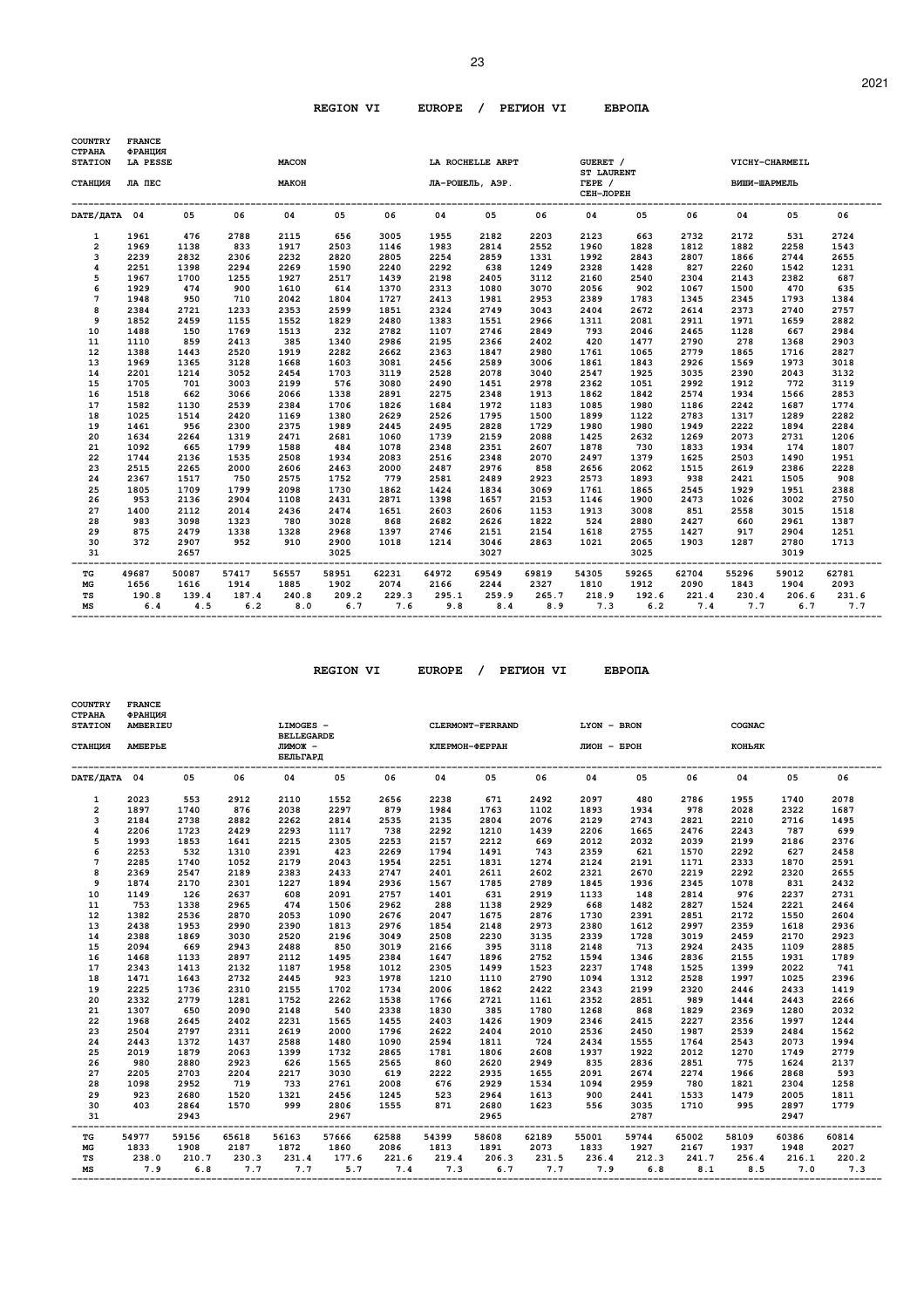## REGION VI EUROPE / РЕГИОН VI ЕВРОПА

| COUNTRY / СТРАНА | FRANCE / ФРАНЦИЯ | | | | | | | | | | | | | | |
|---|---|---|---|---|---|---|---|---|---|---|---|---|---|---|---|
| STATION / СТАНЦИЯ | LA PESSE / ЛА ПЕС | | | MACON / МАКОН | | | LA ROCHELLE ARPT / ЛА-РОШЕЛЬ, АЭР. | | | GUERET / ST LAURENT / ГЕРЕ / СЕН-ЛОРЕН | | | VICHY-CHARMEIL / ВИШИ-ШАРМЕЛЬ | | |
| DATE/ДАТА | 04 | 05 | 06 | 04 | 05 | 06 | 04 | 05 | 06 | 04 | 05 | 06 | 04 | 05 | 06 |
| 1 | 1961 | 476 | 2788 | 2115 | 656 | 3005 | 1955 | 2182 | 2203 | 2123 | 663 | 2732 | 2172 | 531 | 2724 |
| 2 | 1969 | 1138 | 833 | 1917 | 2503 | 1146 | 1983 | 2814 | 2552 | 1960 | 1828 | 1812 | 1882 | 2258 | 1543 |
| 3 | 2239 | 2832 | 2306 | 2232 | 2820 | 2805 | 2254 | 2859 | 1331 | 1992 | 2843 | 2807 | 1866 | 2744 | 2655 |
| 4 | 2251 | 1398 | 2294 | 2269 | 1590 | 2240 | 2292 | 638 | 1249 | 2328 | 1428 | 827 | 2260 | 1542 | 1231 |
| 5 | 1967 | 1700 | 1255 | 1927 | 2517 | 1439 | 2198 | 2405 | 3112 | 2160 | 2540 | 2304 | 2143 | 2382 | 687 |
| 6 | 1929 | 474 | 900 | 1610 | 614 | 1370 | 2313 | 1080 | 3070 | 2056 | 902 | 1067 | 1500 | 470 | 635 |
| 7 | 1948 | 950 | 710 | 2042 | 1804 | 1727 | 2413 | 1981 | 2953 | 2389 | 1783 | 1345 | 2345 | 1793 | 1384 |
| 8 | 2384 | 2721 | 1233 | 2353 | 2599 | 1851 | 2324 | 2749 | 3043 | 2404 | 2672 | 2614 | 2373 | 2740 | 2757 |
| 9 | 1852 | 2459 | 1155 | 1552 | 1829 | 2480 | 1383 | 1551 | 2966 | 1311 | 2081 | 2911 | 1971 | 1659 | 2882 |
| 10 | 1488 | 150 | 1769 | 1513 | 232 | 2782 | 1107 | 2746 | 2849 | 793 | 2046 | 2465 | 1128 | 667 | 2984 |
| 11 | 1110 | 859 | 2413 | 385 | 1340 | 2986 | 2195 | 2366 | 2402 | 420 | 1477 | 2790 | 278 | 1368 | 2903 |
| 12 | 1388 | 1443 | 2520 | 1919 | 2282 | 2662 | 2363 | 1847 | 2980 | 1761 | 1065 | 2779 | 1865 | 1716 | 2827 |
| 13 | 1969 | 1365 | 3128 | 1668 | 1603 | 3081 | 2456 | 2589 | 3006 | 1861 | 1843 | 2926 | 1569 | 1973 | 3018 |
| 14 | 2201 | 1214 | 3052 | 2454 | 1703 | 3119 | 2528 | 2078 | 3040 | 2547 | 1925 | 3035 | 2390 | 2043 | 3132 |
| 15 | 1705 | 701 | 3003 | 2199 | 576 | 3080 | 2490 | 1451 | 2978 | 2362 | 1051 | 2992 | 1912 | 772 | 3119 |
| 16 | 1518 | 662 | 3066 | 2066 | 1338 | 2891 | 2275 | 2348 | 1913 | 1862 | 1842 | 2574 | 1934 | 1566 | 2853 |
| 17 | 1582 | 1130 | 2539 | 2384 | 1706 | 1826 | 1684 | 1972 | 1183 | 1085 | 1980 | 1186 | 2242 | 1687 | 1774 |
| 18 | 1025 | 1514 | 2420 | 1169 | 1380 | 2629 | 2526 | 1795 | 1500 | 1899 | 1122 | 2783 | 1317 | 1289 | 2282 |
| 19 | 1461 | 956 | 2300 | 2375 | 1989 | 2445 | 2495 | 2828 | 1729 | 1980 | 1980 | 1949 | 2222 | 1894 | 2284 |
| 20 | 1634 | 2264 | 1319 | 2471 | 2681 | 1060 | 1739 | 2159 | 2088 | 1425 | 2632 | 1269 | 2073 | 2731 | 1206 |
| 21 | 1092 | 665 | 1799 | 1588 | 484 | 1078 | 2348 | 2351 | 2607 | 1878 | 730 | 1833 | 1934 | 174 | 1807 |
| 22 | 1744 | 2136 | 1535 | 2508 | 1934 | 2083 | 2516 | 2348 | 2070 | 2497 | 1379 | 1625 | 2503 | 1490 | 1951 |
| 23 | 2515 | 2265 | 2000 | 2606 | 2463 | 2000 | 2487 | 2976 | 858 | 2656 | 2062 | 1515 | 2619 | 2386 | 2228 |
| 24 | 2367 | 1517 | 750 | 2575 | 1752 | 779 | 2581 | 2489 | 2923 | 2573 | 1893 | 938 | 2421 | 1505 | 908 |
| 25 | 1805 | 1709 | 1799 | 2098 | 1730 | 1862 | 1424 | 1834 | 3069 | 1761 | 1865 | 2545 | 1929 | 1951 | 2388 |
| 26 | 953 | 2136 | 2904 | 1108 | 2431 | 2871 | 1398 | 1657 | 2153 | 1146 | 1900 | 2473 | 1026 | 3002 | 2750 |
| 27 | 1400 | 2112 | 2014 | 2436 | 2474 | 1651 | 2603 | 2606 | 1153 | 1913 | 3008 | 851 | 2558 | 3015 | 1518 |
| 28 | 983 | 3098 | 1323 | 780 | 3028 | 868 | 2682 | 2626 | 1822 | 524 | 2880 | 2427 | 660 | 2961 | 1387 |
| 29 | 875 | 2479 | 1338 | 1328 | 2968 | 1397 | 2746 | 2151 | 2154 | 1618 | 2755 | 1427 | 917 | 2904 | 1251 |
| 30 | 372 | 2907 | 952 | 910 | 2900 | 1018 | 1214 | 3046 | 2863 | 1021 | 2065 | 1903 | 1287 | 2780 | 1713 |
| 31 | | 2657 | | | 3025 | | | 3027 | | | 3025 | | | 3019 | |
| TG | 49687 | 50087 | 57417 | 56557 | 58951 | 62231 | 64972 | 69549 | 69819 | 54305 | 59265 | 62704 | 55296 | 59012 | 62781 |
| MG | 1656 | 1616 | 1914 | 1885 | 1902 | 2074 | 2166 | 2244 | 2327 | 1810 | 1912 | 2090 | 1843 | 1904 | 2093 |
| TS | 190.8 | 139.4 | 187.4 | 240.8 | 209.2 | 229.3 | 295.1 | 259.9 | 265.7 | 218.9 | 192.6 | 221.4 | 230.4 | 206.6 | 231.6 |
| MS | 6.4 | 4.5 | 6.2 | 8.0 | 6.7 | 7.6 | 9.8 | 8.4 | 8.9 | 7.3 | 6.2 | 7.4 | 7.7 | 6.7 | 7.7 |

## REGION VI EUROPE / РЕГИОН VI ЕВРОПА

| COUNTRY / СТРАНА | FRANCE / ФРАНЦИЯ | | | | | | | | | | | | | | |
|---|---|---|---|---|---|---|---|---|---|---|---|---|---|---|---|
| STATION / СТАНЦИЯ | AMBERIEU / АМБЕРЬЕ | | | LIMOGES - BELLEGARDE / ЛИМОЖ - БЕЛЬГАРД | | | CLERMONT-FERRAND / КЛЕРМОН-ФЕРРАН | | | LYON - BRON / ЛИОН - БРОН | | | COGNAC / КОНЬЯК | | |
| DATE/ДАТА | 04 | 05 | 06 | 04 | 05 | 06 | 04 | 05 | 06 | 04 | 05 | 06 | 04 | 05 | 06 |
| 1 | 2023 | 553 | 2912 | 2110 | 1552 | 2656 | 2238 | 671 | 2492 | 2097 | 480 | 2786 | 1955 | 1740 | 2078 |
| 2 | 1897 | 1740 | 876 | 2038 | 2297 | 879 | 1984 | 1763 | 1102 | 1893 | 1934 | 978 | 2028 | 2322 | 1687 |
| 3 | 2184 | 2738 | 2882 | 2262 | 2814 | 2535 | 2135 | 2804 | 2076 | 2129 | 2743 | 2821 | 2210 | 2716 | 1495 |
| 4 | 2206 | 1723 | 2429 | 2293 | 1117 | 738 | 2292 | 1210 | 1439 | 2206 | 1665 | 2476 | 2243 | 787 | 699 |
| 5 | 1993 | 1853 | 1641 | 2215 | 2305 | 2253 | 2157 | 2212 | 669 | 2012 | 2032 | 2039 | 2199 | 2186 | 2376 |
| 6 | 2253 | 532 | 1310 | 2391 | 423 | 2269 | 1794 | 1491 | 743 | 2359 | 621 | 1570 | 2292 | 627 | 2458 |
| 7 | 2285 | 1740 | 1052 | 2179 | 2043 | 1954 | 2251 | 1831 | 1274 | 2124 | 2191 | 1171 | 2333 | 1870 | 2591 |
| 8 | 2369 | 2547 | 2189 | 2383 | 2433 | 2747 | 2401 | 2611 | 2602 | 2321 | 2670 | 2219 | 2292 | 2320 | 2655 |
| 9 | 1874 | 2170 | 2301 | 1227 | 1894 | 2936 | 1567 | 1785 | 2789 | 1845 | 1936 | 2345 | 1078 | 831 | 2432 |
| 10 | 1149 | 126 | 2637 | 608 | 2091 | 2757 | 1401 | 631 | 2919 | 1133 | 148 | 2814 | 976 | 2237 | 2731 |
| 11 | 753 | 1338 | 2965 | 474 | 1506 | 2962 | 288 | 1138 | 2929 | 668 | 1482 | 2827 | 1524 | 2221 | 2464 |
| 12 | 1382 | 2536 | 2870 | 2053 | 1090 | 2676 | 2047 | 1675 | 2876 | 1730 | 2391 | 2851 | 2172 | 1550 | 2604 |
| 13 | 2438 | 1953 | 2990 | 2390 | 1813 | 2976 | 1854 | 2148 | 2973 | 2380 | 1612 | 2997 | 2359 | 1618 | 2936 |
| 14 | 2388 | 1869 | 3030 | 2520 | 2196 | 3049 | 2508 | 2230 | 3135 | 2339 | 1728 | 3019 | 2459 | 2170 | 2923 |
| 15 | 2094 | 669 | 2943 | 2488 | 850 | 3019 | 2166 | 395 | 3118 | 2148 | 713 | 2924 | 2435 | 1109 | 2885 |
| 16 | 1468 | 1133 | 2897 | 2112 | 1495 | 2384 | 1647 | 1896 | 2752 | 1594 | 1346 | 2836 | 2155 | 1931 | 1789 |
| 17 | 2343 | 1413 | 2132 | 1187 | 1958 | 1012 | 2305 | 1499 | 1523 | 2237 | 1748 | 1525 | 1399 | 2022 | 741 |
| 18 | 1471 | 1643 | 2732 | 2445 | 923 | 1978 | 1210 | 1110 | 2790 | 1094 | 1312 | 2528 | 1997 | 1025 | 2396 |
| 19 | 2225 | 1736 | 2310 | 2155 | 1702 | 1734 | 2006 | 1862 | 2422 | 2343 | 2199 | 2320 | 2446 | 2433 | 1419 |
| 20 | 2332 | 2779 | 1281 | 1752 | 2262 | 1538 | 1766 | 2721 | 1161 | 2352 | 2851 | 989 | 1444 | 2443 | 2266 |
| 21 | 1307 | 650 | 2090 | 2148 | 540 | 2338 | 1830 | 385 | 1780 | 1268 | 868 | 1829 | 2369 | 1280 | 2032 |
| 22 | 1968 | 2645 | 2402 | 2231 | 1565 | 1455 | 2403 | 1426 | 1909 | 2346 | 2415 | 2227 | 2356 | 1997 | 1244 |
| 23 | 2504 | 2797 | 2311 | 2619 | 2000 | 1796 | 2622 | 2404 | 2010 | 2536 | 2450 | 1987 | 2539 | 2484 | 1562 |
| 24 | 2443 | 1372 | 1437 | 2588 | 1480 | 1090 | 2594 | 1811 | 724 | 2434 | 1555 | 1764 | 2543 | 2073 | 1994 |
| 25 | 2019 | 1879 | 2063 | 1399 | 1732 | 2865 | 1781 | 1806 | 2608 | 1937 | 1922 | 2012 | 1270 | 1749 | 2779 |
| 26 | 980 | 2880 | 2923 | 626 | 1565 | 2565 | 860 | 2620 | 2949 | 835 | 2836 | 2851 | 775 | 1624 | 2137 |
| 27 | 2205 | 2703 | 2204 | 2217 | 3030 | 619 | 2222 | 2935 | 1655 | 2091 | 2674 | 2274 | 1966 | 2868 | 593 |
| 28 | 1098 | 2952 | 719 | 733 | 2761 | 2008 | 676 | 2929 | 1534 | 1094 | 2959 | 780 | 1821 | 2304 | 1258 |
| 29 | 923 | 2680 | 1520 | 1321 | 2456 | 1245 | 523 | 2964 | 1613 | 900 | 2441 | 1533 | 1479 | 2005 | 1811 |
| 30 | 403 | 2864 | 1570 | 999 | 2806 | 1555 | 871 | 2680 | 1623 | 556 | 3035 | 1710 | 995 | 2897 | 1779 |
| 31 | | 2943 | | | 2967 | | | 2965 | | | 2787 | | | 2947 | |
| TG | 54977 | 59156 | 65618 | 56163 | 57666 | 62588 | 54399 | 58608 | 62189 | 55001 | 59744 | 65002 | 58109 | 60386 | 60814 |
| MG | 1833 | 1908 | 2187 | 1872 | 1860 | 2086 | 1813 | 1891 | 2073 | 1833 | 1927 | 2167 | 1937 | 1948 | 2027 |
| TS | 238.0 | 210.7 | 230.3 | 231.4 | 177.6 | 221.6 | 219.4 | 206.3 | 231.5 | 236.4 | 212.3 | 241.7 | 256.4 | 216.1 | 220.2 |
| MS | 7.9 | 6.8 | 7.7 | 7.7 | 5.7 | 7.4 | 7.3 | 6.7 | 7.7 | 7.9 | 6.8 | 8.1 | 8.5 | 7.0 | 7.3 |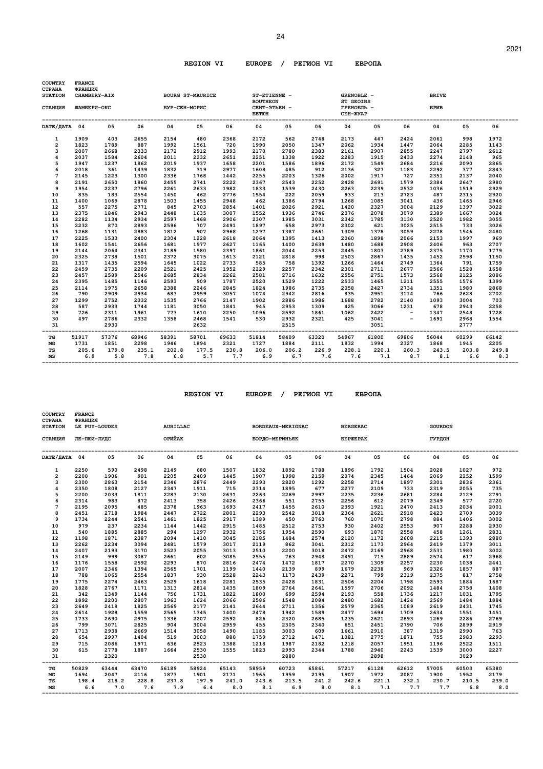## REGION VI EUROPE / РЕГИОН VI ЕВРОПА

| COUNTRY / СТРАНА | FRANCE / ФРАНЦИЯ | | | | | | | | | | | | | | |
|---|---|---|---|---|---|---|---|---|---|---|---|---|---|---|---|
| STATION / СТАНЦИЯ | CHAMBERY-AIX / ШАМБЕРИ-ОКС | | | BOURG ST-MAURICE / БУР-СЕН-МОРИС | | | ST-ETIENNE - BOUTHEON / СЕНТ-ЭТЬЕН - БЕТЕН | | | GRENOBLE - ST GEOIRS / ГРЕНОБЛЬ - СЕН-ЖУАР | | | BRIVE / БРИВ | | |
| DATE/ДАТА | 04 | 05 | 06 | 04 | 05 | 06 | 04 | 05 | 06 | 04 | 05 | 06 | 04 | 05 | 06 |
| 1 | 1909 | 403 | 2655 | 2154 | 480 | 2368 | 2172 | 562 | 2748 | 2173 | 447 | 2424 | 2061 | 998 | 1972 |
| 2 | 1823 | 1789 | 887 | 1992 | 1561 | 720 | 1990 | 2050 | 1347 | 2062 | 1934 | 1447 | 2064 | 2285 | 1143 |
| 3 | 2007 | 2668 | 2333 | 2172 | 2912 | 1993 | 2170 | 2780 | 2383 | 2161 | 2907 | 2855 | 2247 | 2797 | 2612 |
| 4 | 2037 | 1584 | 2604 | 2011 | 2232 | 2651 | 2251 | 1338 | 1922 | 2283 | 1915 | 2433 | 2274 | 2148 | 965 |
| 5 | 1947 | 1237 | 1862 | 2019 | 1937 | 1658 | 2201 | 1586 | 1896 | 2172 | 1549 | 2684 | 2216 | 2090 | 2865 |
| 6 | 2018 | 361 | 1439 | 1832 | 319 | 2977 | 1608 | 485 | 912 | 2136 | 327 | 1183 | 2292 | 377 | 2843 |
| 7 | 2145 | 1223 | 1300 | 2336 | 1768 | 1442 | 2255 | 2203 | 1326 | 2002 | 1917 | 727 | 2351 | 2137 | 2040 |
| 8 | 2191 | 2650 | 1860 | 2455 | 2741 | 2222 | 2367 | 2543 | 2252 | 2428 | 2691 | 1579 | 2384 | 2647 | 2980 |
| 9 | 1954 | 2237 | 2796 | 2261 | 2633 | 1982 | 1833 | 1539 | 2430 | 2263 | 2239 | 2532 | 1036 | 1519 | 2929 |
| 10 | 835 | 183 | 2554 | 1450 | 462 | 2776 | 1554 | 222 | 2059 | 933 | 213 | 2723 | 487 | 2315 | 2920 |
| 11 | 1400 | 1069 | 2878 | 1503 | 1455 | 2948 | 462 | 1386 | 2794 | 1268 | 1085 | 3041 | 436 | 1465 | 2946 |
| 12 | 557 | 2275 | 2771 | 845 | 2703 | 2854 | 1401 | 2026 | 2921 | 1420 | 2327 | 3004 | 2129 | 1397 | 3022 |
| 13 | 2375 | 1846 | 2943 | 2448 | 1635 | 3007 | 1552 | 1936 | 2746 | 2076 | 2078 | 3079 | 2389 | 1667 | 3024 |
| 14 | 2282 | 1134 | 2934 | 2597 | 1468 | 2906 | 2307 | 1985 | 3031 | 2342 | 1785 | 3130 | 2520 | 1982 | 3055 |
| 15 | 2232 | 870 | 2893 | 2596 | 707 | 2491 | 1897 | 658 | 2973 | 2302 | 621 | 3025 | 2515 | 733 | 3026 |
| 16 | 1268 | 1131 | 2883 | 1812 | 907 | 2968 | 1297 | 1387 | 2661 | 1309 | 1378 | 3059 | 2278 | 1546 | 2480 |
| 17 | 2225 | 1533 | 2400 | 2304 | 1228 | 2618 | 2064 | 1395 | 1413 | 2060 | 1898 | 2066 | 2153 | 1997 | 969 |
| 18 | 1602 | 1541 | 2656 | 1681 | 1977 | 2627 | 1165 | 1400 | 2639 | 1480 | 1688 | 2908 | 2406 | 963 | 2707 |
| 19 | 2144 | 2064 | 2341 | 2189 | 1580 | 2397 | 1861 | 2044 | 2253 | 2445 | 1803 | 2389 | 2375 | 1770 | 1779 |
| 20 | 2325 | 2738 | 1501 | 2372 | 3075 | 1613 | 2121 | 2818 | 998 | 2503 | 2867 | 1435 | 1452 | 2598 | 1150 |
| 21 | 1317 | 1435 | 2594 | 1645 | 1022 | 2733 | 585 | 758 | 1392 | 1266 | 1464 | 2749 | 1364 | 791 | 1759 |
| 22 | 2459 | 2735 | 2209 | 2521 | 2425 | 1952 | 2229 | 2257 | 2342 | 2301 | 2711 | 2677 | 2566 | 1528 | 1658 |
| 23 | 2457 | 2589 | 2546 | 2685 | 2834 | 2262 | 2581 | 2716 | 1632 | 2556 | 2751 | 1573 | 2568 | 2125 | 2086 |
| 24 | 2395 | 1485 | 1146 | 2593 | 909 | 1787 | 2520 | 1529 | 1222 | 2533 | 1465 | 1211 | 2555 | 1576 | 1399 |
| 25 | 2114 | 1975 | 2658 | 2388 | 2246 | 2845 | 1824 | 1986 | 2735 | 2058 | 2427 | 2734 | 1351 | 1980 | 2868 |
| 26 | 790 | 2909 | 2934 | 683 | 2959 | 3057 | 1074 | 2942 | 2816 | 835 | 2951 | 3114 | 766 | 2628 | 2702 |
| 27 | 1299 | 2752 | 2332 | 1535 | 2766 | 2147 | 1902 | 2886 | 1986 | 1688 | 2782 | 2140 | 1093 | 3004 | 703 |
| 28 | 587 | 2933 | 1744 | 1181 | 3050 | 1841 | 945 | 2953 | 1309 | 425 | 3066 | 1231 | 678 | 2943 | 2258 |
| 29 | 726 | 2311 | 1961 | 773 | 1610 | 2250 | 1096 | 2592 | 1861 | 1062 | 2422 | - | 1347 | 2548 | 1728 |
| 30 | 497 | 2786 | 2332 | 1358 | 2468 | 1541 | 530 | 2932 | 2321 | 425 | 3041 | - | 1691 | 2968 | 1554 |
| 31 | | 2930 | | | 2632 | | | 2515 | | | 3051 | | | 2777 | |
| TG | 51917 | 57376 | 68946 | 58391 | 58701 | 69633 | 51814 | 58409 | 63320 | 54967 | 61800 | 69806 | 56044 | 60299 | 66142 |
| MG | 1731 | 1851 | 2298 | 1946 | 1894 | 2321 | 1727 | 1884 | 2111 | 1832 | 1994 | 2327 | 1868 | 1945 | 2205 |
| TS | 205.6 | 179.8 | 235.1 | 202.8 | 177.5 | 230.8 | 206.0 | 206.2 | 226.9 | 228.1 | 220.1 | 260.3 | 243.5 | 203.8 | 249.8 |
| MS | 6.9 | 5.8 | 7.8 | 6.8 | 5.7 | 7.7 | 6.9 | 6.7 | 7.6 | 7.6 | 7.1 | 8.7 | 8.1 | 6.6 | 8.3 |

## REGION VI EUROPE / РЕГИОН VI ЕВРОПА

| COUNTRY / СТРАНА | FRANCE / ФРАНЦИЯ | | | | | | | | | | | | | | |
|---|---|---|---|---|---|---|---|---|---|---|---|---|---|---|---|
| STATION / СТАНЦИЯ | LE PUY-LOUDES / ЛЕ-ПЮИ-ЛУДС | | | AURILLAC / ОРИЙАК | | | BORDEAUX-MERIGNAC / БОРДО-МЕРИНЬЯК | | | BERGERAC / БЕРЖЕРАК | | | GOURDON / ГУРДОН | | |
| DATE/ДАТА | 04 | 05 | 06 | 04 | 05 | 06 | 04 | 05 | 06 | 04 | 05 | 06 | 04 | 05 | 06 |
| 1 | 2250 | 590 | 2498 | 2149 | 680 | 1507 | 1832 | 1892 | 1788 | 1896 | 1792 | 1504 | 2028 | 1027 | 972 |
| 2 | 2200 | 1906 | 901 | 2205 | 2409 | 1445 | 1907 | 1998 | 2159 | 2074 | 2345 | 1464 | 2069 | 2252 | 1599 |
| 3 | 2300 | 2863 | 2154 | 2346 | 2876 | 2449 | 2293 | 2820 | 1292 | 2258 | 2714 | 1897 | 2301 | 2836 | 2361 |
| 4 | 2350 | 1808 | 2127 | 2347 | 1911 | 715 | 2314 | 1895 | 677 | 2277 | 2109 | 733 | 2319 | 2055 | 735 |
| 5 | 2200 | 2033 | 1811 | 2283 | 2130 | 2631 | 2263 | 2269 | 2997 | 2235 | 2236 | 2681 | 2284 | 2129 | 2791 |
| 6 | 2314 | 983 | 872 | 2413 | 358 | 2426 | 2366 | 551 | 2755 | 2256 | 612 | 2079 | 2349 | 577 | 2720 |
| 7 | 2195 | 2095 | 485 | 2378 | 1963 | 1693 | 2417 | 1455 | 2610 | 2393 | 1921 | 2470 | 2413 | 2034 | 2001 |
| 8 | 2451 | 2718 | 1984 | 2447 | 2722 | 2801 | 2293 | 2542 | 3018 | 2364 | 2621 | 2918 | 2423 | 2709 | 3039 |
| 9 | 1734 | 2244 | 2541 | 1461 | 1825 | 2917 | 1389 | 450 | 2760 | 760 | 1070 | 2798 | 884 | 1406 | 3002 |
| 10 | 979 | 237 | 2234 | 1144 | 1442 | 2915 | 1485 | 2512 | 2753 | 930 | 2402 | 2553 | 907 | 2288 | 2930 |
| 11 | 540 | 1885 | 2885 | 294 | 1297 | 2932 | 1756 | 1954 | 2590 | 693 | 1870 | 2558 | 458 | 1261 | 2831 |
| 12 | 1198 | 1871 | 2387 | 2094 | 1410 | 3045 | 2185 | 1484 | 2574 | 2120 | 1172 | 2608 | 2215 | 1393 | 2880 |
| 13 | 2262 | 2234 | 3094 | 2481 | 1579 | 3017 | 2119 | 862 | 3041 | 2312 | 1173 | 2964 | 2419 | 1379 | 3011 |
| 14 | 2407 | 2193 | 3170 | 2523 | 2055 | 3013 | 2510 | 2200 | 3018 | 2472 | 2169 | 2968 | 2531 | 1980 | 3002 |
| 15 | 2149 | 999 | 3087 | 2661 | 602 | 3085 | 2555 | 763 | 2948 | 2491 | 715 | 2889 | 2574 | 617 | 2968 |
| 16 | 1176 | 1558 | 2592 | 2293 | 870 | 2816 | 2474 | 1472 | 1817 | 2270 | 1309 | 2257 | 2230 | 1038 | 2441 |
| 17 | 2007 | 2346 | 1394 | 2565 | 1701 | 1199 | 1440 | 2139 | 899 | 1679 | 2238 | 969 | 2326 | 1857 | 887 |
| 18 | 788 | 1065 | 2554 | 1837 | 930 | 2528 | 2243 | 1173 | 2439 | 2271 | 799 | 2319 | 2375 | 817 | 2758 |
| 19 | 1775 | 2274 | 2463 | 2529 | 1618 | 2281 | 2535 | 2428 | 1831 | 2506 | 2204 | 1798 | 2593 | 1884 | 1687 |
| 20 | 1828 | 2767 | 1171 | 1313 | 2814 | 1435 | 1809 | 2764 | 2641 | 1597 | 2706 | 2092 | 1484 | 2758 | 1408 |
| 21 | 342 | 1349 | 1144 | 756 | 1731 | 1822 | 1800 | 699 | 2594 | 2193 | 558 | 1736 | 1217 | 1031 | 1795 |
| 22 | 1892 | 2200 | 2807 | 1963 | 1624 | 2066 | 2586 | 1548 | 2084 | 2480 | 1682 | 1424 | 2569 | 1484 | 1884 |
| 23 | 2649 | 2418 | 1825 | 2569 | 2177 | 2141 | 2644 | 2711 | 1356 | 2579 | 2365 | 1089 | 2619 | 2431 | 1745 |
| 24 | 2614 | 1928 | 1559 | 2565 | 1345 | 1400 | 2478 | 1942 | 1589 | 2477 | 1694 | 1709 | 2634 | 1551 | 1451 |
| 25 | 1733 | 2690 | 2975 | 1336 | 2207 | 2592 | 826 | 2320 | 2685 | 1235 | 2621 | 2893 | 1269 | 2286 | 2769 |
| 26 | 799 | 3071 | 2825 | 904 | 3004 | 2959 | 455 | 2305 | 2340 | 651 | 2451 | 2790 | 706 | 2899 | 2919 |
| 27 | 1713 | 2938 | 2669 | 1514 | 3058 | 1490 | 1185 | 3003 | 609 | 1661 | 2910 | 387 | 1319 | 2990 | 763 |
| 28 | 654 | 2997 | 1404 | 519 | 3003 | 880 | 1759 | 2712 | 1471 | 1081 | 2775 | 1871 | 755 | 2983 | 2293 |
| 29 | 715 | 2086 | 1971 | 636 | 2523 | 1388 | 1218 | 1987 | 2182 | 1218 | 2057 | 1951 | 1196 | 2522 | 1511 |
| 30 | 615 | 2778 | 1887 | 1664 | 2530 | 1555 | 1823 | 2993 | 2344 | 1788 | 2940 | 2243 | 1539 | 3000 | 2227 |
| 31 | | 2320 | | | 2530 | | | 2880 | | | 2898 | | | 3029 | |
| TG | 50829 | 63444 | 63470 | 56189 | 58924 | 65143 | 58959 | 60723 | 65861 | 57217 | 61128 | 62612 | 57005 | 60503 | 65380 |
| MG | 1694 | 2047 | 2116 | 1873 | 1901 | 2171 | 1965 | 1959 | 2195 | 1907 | 1972 | 2087 | 1900 | 1952 | 2179 |
| TS | 198.4 | 218.2 | 228.8 | 237.8 | 197.9 | 241.0 | 243.6 | 213.5 | 241.2 | 242.6 | 221.1 | 232.1 | 230.7 | 210.5 | 239.0 |
| MS | 6.6 | 7.0 | 7.6 | 7.9 | 6.4 | 8.0 | 8.1 | 6.9 | 8.0 | 8.1 | 7.1 | 7.7 | 7.7 | 6.8 | 8.0 |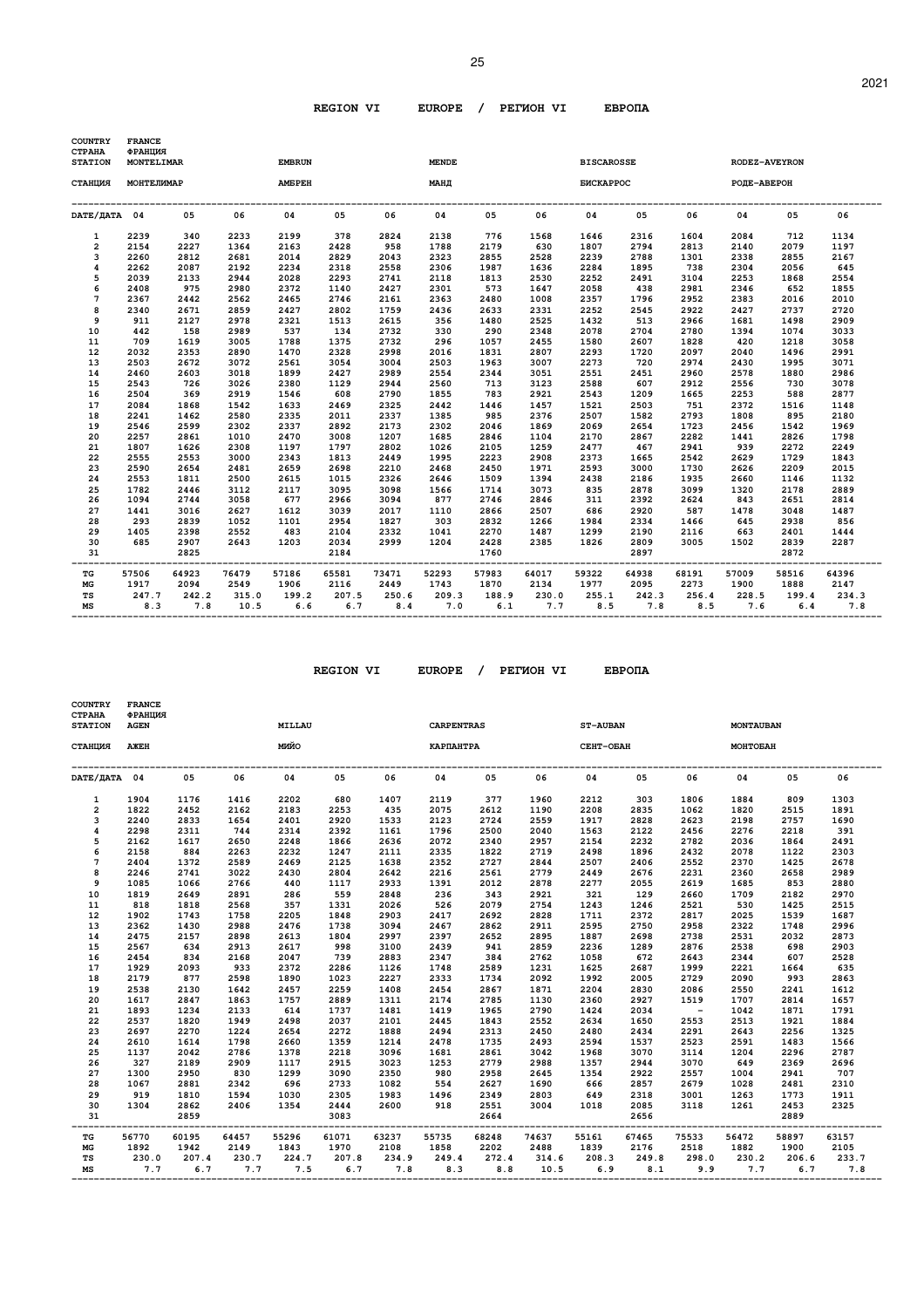## REGION VI EUROPE / РЕГИОН VI ЕВРОПА

COUNTRY / СТРАНА: FRANCE / ФРАНЦИЯ

| STATION / СТАНЦИЯ | MONTELIMAR / МОНТЕЛИМАР | | | EMBRUN / АМБРЕН | | | MENDE / МАНД | | | BISCAROSSE / БИСКАРРОС | | | RODEZ-AVEYRON / РОДЕ-АВЕРОН | | |
|---|---|---|---|---|---|---|---|---|---|---|---|---|---|---|---|
| DATE/ДАТА | 04 | 05 | 06 | 04 | 05 | 06 | 04 | 05 | 06 | 04 | 05 | 06 | 04 | 05 | 06 |
| 1 | 2239 | 340 | 2233 | 2199 | 378 | 2824 | 2138 | 776 | 1568 | 1646 | 2316 | 1604 | 2084 | 712 | 1134 |
| 2 | 2154 | 2227 | 1364 | 2163 | 2428 | 958 | 1788 | 2179 | 630 | 1807 | 2794 | 2813 | 2140 | 2079 | 1197 |
| 3 | 2260 | 2812 | 2681 | 2014 | 2829 | 2043 | 2323 | 2855 | 2528 | 2239 | 2788 | 1301 | 2338 | 2855 | 2167 |
| 4 | 2262 | 2087 | 2192 | 2234 | 2318 | 2558 | 2306 | 1987 | 1636 | 2284 | 1895 | 738 | 2304 | 2056 | 645 |
| 5 | 2039 | 2133 | 2944 | 2028 | 2293 | 2741 | 2118 | 1813 | 2530 | 2252 | 2491 | 3104 | 2253 | 1868 | 2554 |
| 6 | 2408 | 975 | 2980 | 2372 | 1140 | 2427 | 2301 | 573 | 1647 | 2058 | 438 | 2981 | 2346 | 652 | 1855 |
| 7 | 2367 | 2442 | 2562 | 2465 | 2746 | 2161 | 2363 | 2480 | 1008 | 2357 | 1796 | 2952 | 2383 | 2016 | 2010 |
| 8 | 2340 | 2671 | 2859 | 2427 | 2802 | 1759 | 2436 | 2633 | 2331 | 2252 | 2545 | 2922 | 2427 | 2737 | 2720 |
| 9 | 911 | 2127 | 2978 | 2321 | 1513 | 2615 | 356 | 1480 | 2525 | 1432 | 513 | 2966 | 1681 | 1498 | 2909 |
| 10 | 442 | 158 | 2989 | 537 | 134 | 2732 | 330 | 290 | 2348 | 2078 | 2704 | 2780 | 1394 | 1074 | 3033 |
| 11 | 709 | 1619 | 3005 | 1788 | 1375 | 2732 | 296 | 1057 | 2455 | 1580 | 2607 | 1828 | 420 | 1218 | 3058 |
| 12 | 2032 | 2353 | 2890 | 1470 | 2328 | 2998 | 2016 | 1831 | 2807 | 2293 | 1720 | 2097 | 2040 | 1496 | 2991 |
| 13 | 2503 | 2672 | 3072 | 2561 | 3054 | 3004 | 2503 | 1963 | 3007 | 2273 | 720 | 2974 | 2430 | 1995 | 3071 |
| 14 | 2460 | 2603 | 3018 | 1899 | 2427 | 2989 | 2554 | 2344 | 3051 | 2551 | 2451 | 2960 | 2578 | 1880 | 2986 |
| 15 | 2543 | 726 | 3026 | 2380 | 1129 | 2944 | 2560 | 713 | 3123 | 2588 | 607 | 2912 | 2556 | 730 | 3078 |
| 16 | 2504 | 369 | 2919 | 1546 | 608 | 2790 | 1855 | 783 | 2921 | 2543 | 1209 | 1665 | 2253 | 588 | 2877 |
| 17 | 2084 | 1868 | 1542 | 1633 | 2469 | 2325 | 2442 | 1446 | 1457 | 1521 | 2503 | 751 | 2372 | 1516 | 1148 |
| 18 | 2241 | 1462 | 2580 | 2335 | 2011 | 2337 | 1385 | 985 | 2376 | 2507 | 1582 | 2793 | 1808 | 895 | 2180 |
| 19 | 2546 | 2599 | 2302 | 2337 | 2892 | 2173 | 2302 | 2046 | 1869 | 2069 | 2654 | 1723 | 2456 | 1542 | 1969 |
| 20 | 2257 | 2861 | 1010 | 2470 | 3008 | 1207 | 1685 | 2846 | 1104 | 2170 | 2867 | 2282 | 1441 | 2826 | 1798 |
| 21 | 1807 | 1626 | 2308 | 1197 | 1797 | 2802 | 1026 | 2105 | 1259 | 2477 | 467 | 2941 | 939 | 2272 | 2249 |
| 22 | 2555 | 2553 | 3000 | 2343 | 1813 | 2449 | 1995 | 2223 | 2908 | 2373 | 1665 | 2542 | 2629 | 1729 | 1843 |
| 23 | 2590 | 2654 | 2481 | 2659 | 2698 | 2210 | 2468 | 2450 | 1971 | 2593 | 3000 | 1730 | 2626 | 2209 | 2015 |
| 24 | 2553 | 1811 | 2500 | 2615 | 1015 | 2326 | 2646 | 1509 | 1394 | 2438 | 2186 | 1935 | 2660 | 1146 | 1132 |
| 25 | 1782 | 2446 | 3112 | 2117 | 3095 | 3098 | 1566 | 1714 | 3073 | 835 | 2878 | 3099 | 1320 | 2178 | 2889 |
| 26 | 1094 | 2744 | 3058 | 677 | 2966 | 3094 | 877 | 2746 | 2846 | 311 | 2392 | 2624 | 843 | 2651 | 2814 |
| 27 | 1441 | 3016 | 2627 | 1612 | 3039 | 2017 | 1110 | 2866 | 2507 | 686 | 2920 | 587 | 1478 | 3048 | 1487 |
| 28 | 293 | 2839 | 1052 | 1101 | 2954 | 1827 | 303 | 2832 | 1266 | 1984 | 2334 | 1466 | 645 | 2938 | 856 |
| 29 | 1405 | 2398 | 2552 | 483 | 2104 | 2332 | 1041 | 2270 | 1487 | 1299 | 2190 | 2116 | 663 | 2401 | 1444 |
| 30 | 685 | 2907 | 2643 | 1203 | 2034 | 2999 | 1204 | 2428 | 2385 | 1826 | 2809 | 3005 | 1502 | 2839 | 2287 |
| 31 | | 2825 | | | 2184 | | | 1760 | | | 2897 | | | 2872 | |
| TG | 57506 | 64923 | 76479 | 57186 | 65581 | 73471 | 52293 | 57983 | 64017 | 59322 | 64938 | 68191 | 57009 | 58516 | 64396 |
| MG | 1917 | 2094 | 2549 | 1906 | 2116 | 2449 | 1743 | 1870 | 2134 | 1977 | 2095 | 2273 | 1900 | 1888 | 2147 |
| TS | 247.7 | 242.2 | 315.0 | 199.2 | 207.5 | 250.6 | 209.3 | 188.9 | 230.0 | 255.1 | 242.3 | 256.4 | 228.5 | 199.4 | 234.3 |
| MS | 8.3 | 7.8 | 10.5 | 6.6 | 6.7 | 8.4 | 7.0 | 6.1 | 7.7 | 8.5 | 7.8 | 8.5 | 7.6 | 6.4 | 7.8 |

## REGION VI EUROPE / РЕГИОН VI ЕВРОПА

COUNTRY / СТРАНА: FRANCE / ФРАНЦИЯ

| STATION / СТАНЦИЯ | AGEN / АЖЕН | | | MILLAU / МИЙО | | | CARPENTRAS / КАРПАНТРА | | | ST-AUBAN / СЕНТ-ОБАН | | | MONTAUBAN / МОНТОБАН | | |
|---|---|---|---|---|---|---|---|---|---|---|---|---|---|---|---|
| DATE/ДАТА | 04 | 05 | 06 | 04 | 05 | 06 | 04 | 05 | 06 | 04 | 05 | 06 | 04 | 05 | 06 |
| 1 | 1904 | 1176 | 1416 | 2202 | 680 | 1407 | 2119 | 377 | 1960 | 2212 | 303 | 1806 | 1884 | 809 | 1303 |
| 2 | 1822 | 2452 | 2162 | 2183 | 2253 | 435 | 2075 | 2612 | 1190 | 2208 | 2835 | 1062 | 1820 | 2515 | 1891 |
| 3 | 2240 | 2833 | 1654 | 2401 | 2920 | 1533 | 2123 | 2724 | 2559 | 1917 | 2828 | 2623 | 2198 | 2757 | 1690 |
| 4 | 2298 | 2311 | 744 | 2314 | 2392 | 1161 | 1796 | 2500 | 2040 | 1563 | 2122 | 2456 | 2276 | 2218 | 391 |
| 5 | 2162 | 1617 | 2650 | 2248 | 1866 | 2636 | 2072 | 2340 | 2957 | 2154 | 2232 | 2782 | 2036 | 1864 | 2491 |
| 6 | 2158 | 884 | 2263 | 2232 | 1247 | 2111 | 2335 | 1822 | 2719 | 2498 | 1896 | 2432 | 2078 | 1122 | 2303 |
| 7 | 2404 | 1372 | 2589 | 2469 | 2125 | 1638 | 2352 | 2727 | 2844 | 2507 | 2406 | 2552 | 2370 | 1425 | 2678 |
| 8 | 2246 | 2741 | 3022 | 2430 | 2804 | 2642 | 2216 | 2561 | 2779 | 2449 | 2676 | 2231 | 2360 | 2658 | 2989 |
| 9 | 1085 | 1066 | 2766 | 440 | 1117 | 2933 | 1391 | 2012 | 2878 | 2277 | 2055 | 2619 | 1685 | 853 | 2880 |
| 10 | 1819 | 2649 | 2891 | 286 | 559 | 2848 | 236 | 343 | 2921 | 321 | 129 | 2660 | 1709 | 2182 | 2970 |
| 11 | 818 | 1818 | 2568 | 357 | 1331 | 2026 | 526 | 2079 | 2754 | 1243 | 1246 | 2521 | 530 | 1425 | 2515 |
| 12 | 1902 | 1743 | 1758 | 2205 | 1848 | 2903 | 2417 | 2692 | 2828 | 1711 | 2372 | 2817 | 2025 | 1539 | 1687 |
| 13 | 2362 | 1430 | 2988 | 2476 | 1738 | 3094 | 2467 | 2862 | 2911 | 2595 | 2750 | 2958 | 2322 | 1748 | 2996 |
| 14 | 2475 | 2157 | 2898 | 2613 | 1804 | 2997 | 2397 | 2652 | 2895 | 1887 | 2698 | 2738 | 2531 | 2032 | 2873 |
| 15 | 2567 | 634 | 2913 | 2617 | 998 | 3100 | 2439 | 941 | 2859 | 2236 | 1289 | 2876 | 2538 | 698 | 2903 |
| 16 | 2454 | 834 | 2168 | 2047 | 739 | 2883 | 2347 | 384 | 2762 | 1058 | 672 | 2643 | 2344 | 607 | 2528 |
| 17 | 1929 | 2093 | 933 | 2372 | 2286 | 1126 | 1748 | 2589 | 1231 | 1625 | 2687 | 1999 | 2221 | 1664 | 635 |
| 18 | 2179 | 877 | 2598 | 1890 | 1023 | 2227 | 2333 | 1734 | 2092 | 1992 | 2005 | 2729 | 2090 | 993 | 2863 |
| 19 | 2538 | 2130 | 1642 | 2457 | 2259 | 1408 | 2454 | 2867 | 1871 | 2204 | 2830 | 2086 | 2550 | 2241 | 1612 |
| 20 | 1617 | 2847 | 1863 | 1757 | 2889 | 1311 | 2174 | 2785 | 1130 | 2360 | 2927 | 1519 | 1707 | 2814 | 1657 |
| 21 | 1893 | 1234 | 2133 | 614 | 1737 | 1481 | 1419 | 1965 | 2790 | 1424 | 2034 | - | 1042 | 1871 | 1791 |
| 22 | 2537 | 1820 | 1949 | 2498 | 2037 | 2101 | 2445 | 1843 | 2552 | 2634 | 1650 | 2553 | 2513 | 1921 | 1884 |
| 23 | 2697 | 2270 | 1224 | 2654 | 2272 | 1888 | 2494 | 2313 | 2450 | 2480 | 2434 | 2291 | 2643 | 2256 | 1325 |
| 24 | 2610 | 1614 | 1798 | 2660 | 1359 | 1214 | 2478 | 1735 | 2493 | 2594 | 1537 | 2523 | 2591 | 1483 | 1566 |
| 25 | 1137 | 2042 | 2786 | 1378 | 2218 | 3096 | 1681 | 2861 | 3042 | 1968 | 3070 | 3114 | 1204 | 2296 | 2787 |
| 26 | 327 | 2189 | 2909 | 1117 | 2915 | 3023 | 1253 | 2779 | 2988 | 1357 | 2944 | 3070 | 649 | 2369 | 2696 |
| 27 | 1300 | 2950 | 830 | 1299 | 3090 | 2350 | 980 | 2958 | 2645 | 1354 | 2922 | 2557 | 1004 | 2941 | 707 |
| 28 | 1067 | 2881 | 2342 | 696 | 2733 | 1082 | 554 | 2627 | 1690 | 666 | 2857 | 2679 | 1028 | 2481 | 2310 |
| 29 | 919 | 1810 | 1594 | 1030 | 2305 | 1983 | 1496 | 2349 | 2803 | 649 | 2318 | 3001 | 1263 | 1773 | 1911 |
| 30 | 1304 | 2862 | 2406 | 1354 | 2444 | 2600 | 918 | 2551 | 3004 | 1018 | 2085 | 3118 | 1261 | 2453 | 2325 |
| 31 | | 2859 | | | 3083 | | | 2664 | | | 2656 | | | 2889 | |
| TG | 56770 | 60195 | 64457 | 55296 | 61071 | 63237 | 55735 | 68248 | 74637 | 55161 | 67465 | 75533 | 56472 | 58897 | 63157 |
| MG | 1892 | 1942 | 2149 | 1843 | 1970 | 2108 | 1858 | 2202 | 2488 | 1839 | 2176 | 2518 | 1882 | 1900 | 2105 |
| TS | 230.0 | 207.4 | 230.7 | 224.7 | 207.8 | 234.9 | 249.4 | 272.4 | 314.6 | 208.3 | 249.8 | 298.0 | 230.2 | 206.6 | 233.7 |
| MS | 7.7 | 6.7 | 7.7 | 7.5 | 6.7 | 7.8 | 8.3 | 8.8 | 10.5 | 6.9 | 8.1 | 9.9 | 7.7 | 6.7 | 7.8 |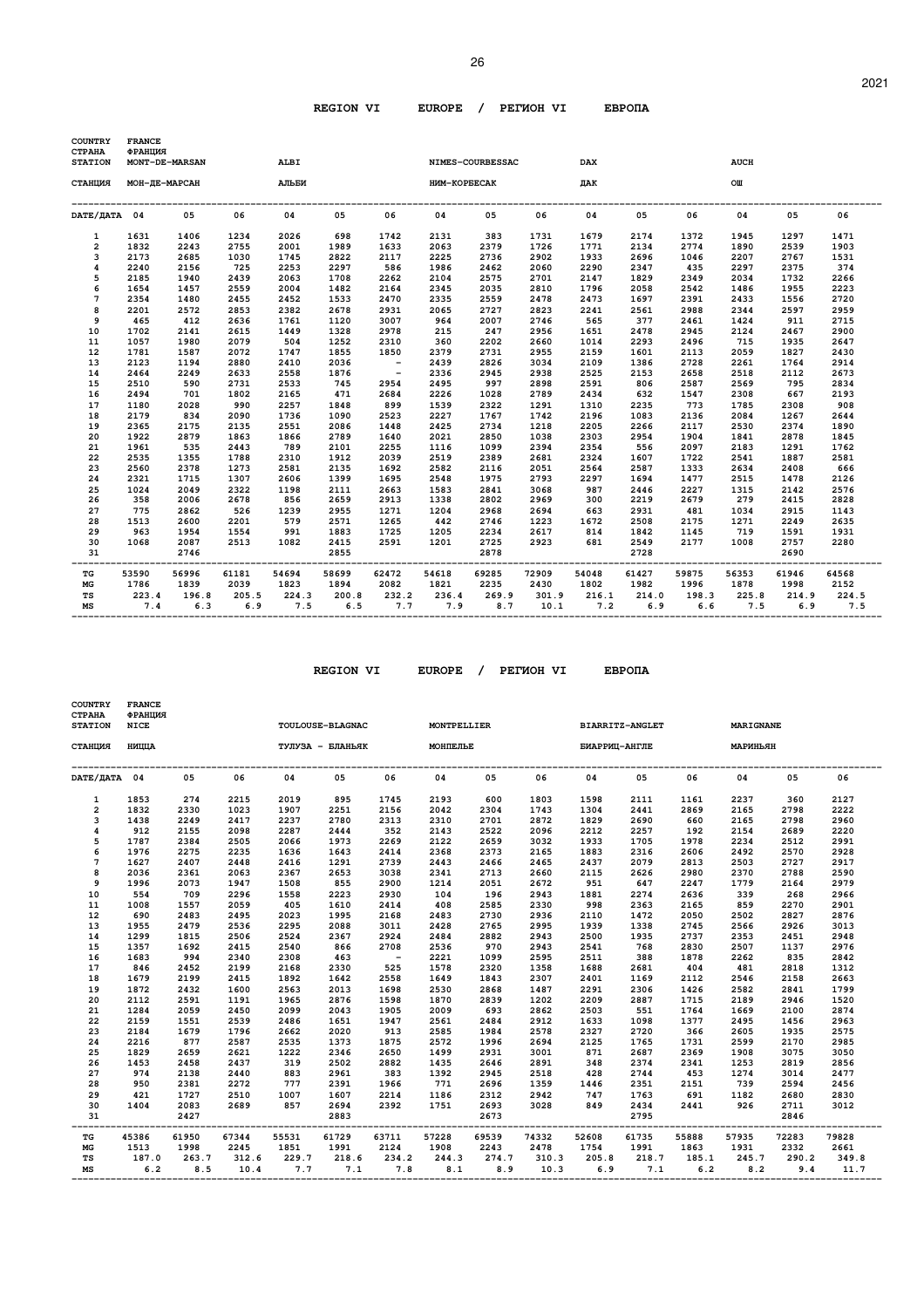REGION VI EUROPE / РЕГИОН VI ЕВРОПА

| COUNTRY / СТРАНА | FRANCE / ФРАНЦИЯ | | | | | | | | | | | | | | |
|---|---|---|---|---|---|---|---|---|---|---|---|---|---|---|---|
| STATION / СТАНЦИЯ | MONT-DE-MARSAN / МОН-ДЕ-МАРСАН | | | ALBI / АЛЬБИ | | | NIMES-COURBESSAC / НИМ-КОРБЕСАК | | | DAX / ДАК | | | AUCH / ОШ | | |
| DATE/ДАТА | 04 | 05 | 06 | 04 | 05 | 06 | 04 | 05 | 06 | 04 | 05 | 06 | 04 | 05 | 06 |
| 1 | 1631 | 1406 | 1234 | 2026 | 698 | 1742 | 2131 | 383 | 1731 | 1679 | 2174 | 1372 | 1945 | 1297 | 1471 |
| 2 | 1832 | 2243 | 2755 | 2001 | 1989 | 1633 | 2063 | 2379 | 1726 | 1771 | 2134 | 2774 | 1890 | 2539 | 1903 |
| 3 | 2173 | 2685 | 1030 | 1745 | 2822 | 2117 | 2225 | 2736 | 2902 | 1933 | 2696 | 1046 | 2207 | 2767 | 1531 |
| 4 | 2240 | 2156 | 725 | 2253 | 2297 | 586 | 1986 | 2462 | 2060 | 2290 | 2347 | 435 | 2297 | 2375 | 374 |
| 5 | 2185 | 1940 | 2439 | 2063 | 1708 | 2262 | 2104 | 2575 | 2701 | 2147 | 1829 | 2349 | 2034 | 1732 | 2266 |
| 6 | 1654 | 1457 | 2559 | 2004 | 1482 | 2164 | 2345 | 2035 | 2810 | 1796 | 2058 | 2542 | 1486 | 1955 | 2223 |
| 7 | 2354 | 1480 | 2455 | 2452 | 1533 | 2470 | 2335 | 2559 | 2478 | 2473 | 1697 | 2391 | 2433 | 1556 | 2720 |
| 8 | 2201 | 2572 | 2853 | 2382 | 2678 | 2931 | 2065 | 2727 | 2823 | 2241 | 2561 | 2988 | 2344 | 2597 | 2959 |
| 9 | 465 | 412 | 2636 | 1761 | 1120 | 3007 | 964 | 2007 | 2746 | 565 | 377 | 2461 | 1424 | 911 | 2715 |
| 10 | 1702 | 2141 | 2615 | 1449 | 1328 | 2978 | 215 | 247 | 2956 | 1651 | 2478 | 2945 | 2124 | 2467 | 2900 |
| 11 | 1057 | 1980 | 2079 | 504 | 1252 | 2310 | 360 | 2202 | 2660 | 1014 | 2293 | 2496 | 715 | 1935 | 2647 |
| 12 | 1781 | 1587 | 2072 | 1747 | 1855 | 1850 | 2379 | 2731 | 2955 | 2159 | 1601 | 2113 | 2059 | 1827 | 2430 |
| 13 | 2123 | 1194 | 2880 | 2410 | 2036 | - | 2439 | 2826 | 3034 | 2109 | 1386 | 2728 | 2261 | 1764 | 2914 |
| 14 | 2464 | 2249 | 2633 | 2558 | 1876 | - | 2336 | 2945 | 2938 | 2525 | 2153 | 2658 | 2518 | 2112 | 2673 |
| 15 | 2510 | 590 | 2731 | 2533 | 745 | 2954 | 2495 | 997 | 2898 | 2591 | 806 | 2587 | 2569 | 795 | 2834 |
| 16 | 2494 | 701 | 1802 | 2165 | 471 | 2684 | 2226 | 1028 | 2789 | 2434 | 632 | 1547 | 2308 | 667 | 2193 |
| 17 | 1180 | 2028 | 990 | 2257 | 1848 | 899 | 1539 | 2322 | 1291 | 1310 | 2235 | 773 | 1785 | 2308 | 908 |
| 18 | 2179 | 834 | 2090 | 1736 | 1090 | 2523 | 2227 | 1767 | 1742 | 2196 | 1083 | 2136 | 2084 | 1267 | 2644 |
| 19 | 2365 | 2175 | 2135 | 2551 | 2086 | 1448 | 2425 | 2734 | 1218 | 2205 | 2266 | 2117 | 2530 | 2374 | 1890 |
| 20 | 1922 | 2879 | 1863 | 1866 | 2789 | 1640 | 2021 | 2850 | 1038 | 2303 | 2954 | 1904 | 1841 | 2878 | 1845 |
| 21 | 1961 | 535 | 2443 | 789 | 2101 | 2255 | 1116 | 1099 | 2394 | 2354 | 556 | 2097 | 2183 | 1291 | 1762 |
| 22 | 2535 | 1355 | 1788 | 2310 | 1912 | 2039 | 2519 | 2389 | 2681 | 2324 | 1607 | 1722 | 2541 | 1887 | 2581 |
| 23 | 2560 | 2378 | 1273 | 2581 | 2135 | 1692 | 2582 | 2116 | 2051 | 2564 | 2587 | 1333 | 2634 | 2408 | 666 |
| 24 | 2321 | 1715 | 1307 | 2606 | 1399 | 1695 | 2548 | 1975 | 2793 | 2297 | 1694 | 1477 | 2515 | 1478 | 2126 |
| 25 | 1024 | 2049 | 2322 | 1198 | 2111 | 2663 | 1583 | 2841 | 3068 | 987 | 2446 | 2227 | 1315 | 2142 | 2576 |
| 26 | 358 | 2006 | 2678 | 856 | 2659 | 2913 | 1338 | 2802 | 2969 | 300 | 2219 | 2679 | 279 | 2415 | 2828 |
| 27 | 775 | 2862 | 526 | 1239 | 2955 | 1271 | 1204 | 2968 | 2694 | 663 | 2931 | 481 | 1034 | 2915 | 1143 |
| 28 | 1513 | 2600 | 2201 | 579 | 2571 | 1265 | 442 | 2746 | 1223 | 1672 | 2508 | 2175 | 1271 | 2249 | 2635 |
| 29 | 963 | 1954 | 1554 | 991 | 1883 | 1725 | 1205 | 2234 | 2617 | 814 | 1842 | 1145 | 719 | 1591 | 1931 |
| 30 | 1068 | 2087 | 2513 | 1082 | 2415 | 2591 | 1201 | 2725 | 2923 | 681 | 2549 | 2177 | 1008 | 2757 | 2280 |
| 31 | | 2746 | | | 2855 | | | 2878 | | | 2728 | | | 2690 | |
| TG | 53590 | 56996 | 61181 | 54694 | 58699 | 62472 | 54618 | 69285 | 72909 | 54048 | 61427 | 59875 | 56353 | 61946 | 64568 |
| MG | 1786 | 1839 | 2039 | 1823 | 1894 | 2082 | 1821 | 2235 | 2430 | 1802 | 1982 | 1996 | 1878 | 1998 | 2152 |
| TS | 223.4 | 196.8 | 205.5 | 224.3 | 200.8 | 232.2 | 236.4 | 269.9 | 301.9 | 216.1 | 214.0 | 198.3 | 225.8 | 214.9 | 224.5 |
| MS | 7.4 | 6.3 | 6.9 | 7.5 | 6.5 | 7.7 | 7.9 | 8.7 | 10.1 | 7.2 | 6.9 | 6.6 | 7.5 | 6.9 | 7.5 |

REGION VI EUROPE / РЕГИОН VI ЕВРОПА

| COUNTRY / СТРАНА | FRANCE / ФРАНЦИЯ | | | | | | | | | | | | | | |
|---|---|---|---|---|---|---|---|---|---|---|---|---|---|---|---|
| STATION / СТАНЦИЯ | NICE / НИЦЦА | | | TOULOUSE-BLAGNAC / ТУЛУЗА - БЛАНЬЯК | | | MONTPELLIER / МОНПЕЛЬЕ | | | BIARRITZ-ANGLET / БИАРРИЦ-АНГЛЕ | | | MARIGNANE / МАРИНЬЯН | | |
| DATE/ДАТА | 04 | 05 | 06 | 04 | 05 | 06 | 04 | 05 | 06 | 04 | 05 | 06 | 04 | 05 | 06 |
| 1 | 1853 | 274 | 2215 | 2019 | 895 | 1745 | 2193 | 600 | 1803 | 1598 | 2111 | 1161 | 2237 | 360 | 2127 |
| 2 | 1832 | 2330 | 1023 | 1907 | 2251 | 2156 | 2042 | 2304 | 1743 | 1304 | 2441 | 2869 | 2165 | 2798 | 2222 |
| 3 | 1438 | 2249 | 2417 | 2237 | 2780 | 2313 | 2310 | 2701 | 2872 | 1829 | 2690 | 660 | 2165 | 2798 | 2960 |
| 4 | 912 | 2155 | 2098 | 2287 | 2444 | 352 | 2143 | 2522 | 2096 | 2212 | 2257 | 192 | 2154 | 2689 | 2220 |
| 5 | 1787 | 2384 | 2505 | 2066 | 1973 | 2269 | 2122 | 2659 | 3032 | 1933 | 1705 | 1978 | 2234 | 2512 | 2991 |
| 6 | 1976 | 2275 | 2235 | 1636 | 1643 | 2414 | 2368 | 2373 | 2165 | 1883 | 2316 | 2606 | 2492 | 2570 | 2928 |
| 7 | 1627 | 2407 | 2448 | 2416 | 1291 | 2739 | 2443 | 2466 | 2465 | 2437 | 2079 | 2813 | 2503 | 2727 | 2917 |
| 8 | 2036 | 2361 | 2063 | 2367 | 2653 | 3038 | 2341 | 2713 | 2660 | 2115 | 2626 | 2980 | 2370 | 2788 | 2590 |
| 9 | 1996 | 2073 | 1947 | 1508 | 855 | 2900 | 1214 | 2051 | 2672 | 951 | 647 | 2247 | 1779 | 2164 | 2979 |
| 10 | 554 | 709 | 2296 | 1558 | 2223 | 2930 | 104 | 196 | 2943 | 1881 | 2274 | 2636 | 339 | 268 | 2966 |
| 11 | 1008 | 1557 | 2059 | 405 | 1610 | 2414 | 408 | 2585 | 2330 | 998 | 2363 | 2165 | 859 | 2270 | 2901 |
| 12 | 690 | 2483 | 2495 | 2023 | 1995 | 2168 | 2483 | 2730 | 2936 | 2110 | 1472 | 2050 | 2502 | 2827 | 2876 |
| 13 | 1955 | 2479 | 2536 | 2295 | 2088 | 3011 | 2428 | 2765 | 2995 | 1939 | 1338 | 2745 | 2566 | 2926 | 3013 |
| 14 | 1299 | 1815 | 2506 | 2524 | 2367 | 2924 | 2484 | 2882 | 2943 | 2500 | 1935 | 2737 | 2353 | 2451 | 2948 |
| 15 | 1357 | 1692 | 2415 | 2540 | 866 | 2708 | 2536 | 970 | 2943 | 2541 | 768 | 2830 | 2507 | 1137 | 2976 |
| 16 | 1683 | 994 | 2340 | 2308 | 463 | - | 2221 | 1099 | 2595 | 2511 | 388 | 1878 | 2262 | 835 | 2842 |
| 17 | 846 | 2452 | 2199 | 2168 | 2330 | 525 | 1578 | 2320 | 1358 | 1688 | 2681 | 404 | 481 | 2818 | 1312 |
| 18 | 1679 | 2199 | 2415 | 1892 | 1642 | 2558 | 1649 | 1843 | 2307 | 2401 | 1169 | 2112 | 2546 | 2158 | 2663 |
| 19 | 1872 | 2432 | 1600 | 2563 | 2013 | 1698 | 2530 | 2868 | 1487 | 2291 | 2306 | 1426 | 2582 | 2841 | 1799 |
| 20 | 2112 | 2591 | 1191 | 1965 | 2876 | 1598 | 1870 | 2839 | 1202 | 2209 | 2887 | 1715 | 2189 | 2946 | 1520 |
| 21 | 1284 | 2059 | 2450 | 2099 | 2043 | 1905 | 2009 | 693 | 2862 | 2503 | 551 | 1764 | 1669 | 2100 | 2874 |
| 22 | 2159 | 1551 | 2539 | 2486 | 1651 | 1947 | 2561 | 2484 | 2912 | 1633 | 1098 | 1377 | 2495 | 1456 | 2963 |
| 23 | 2184 | 1679 | 1796 | 2662 | 2020 | 913 | 2585 | 1984 | 2578 | 2327 | 2720 | 366 | 2605 | 1935 | 2575 |
| 24 | 2216 | 877 | 2587 | 2535 | 1373 | 1875 | 2572 | 1996 | 2694 | 2125 | 1765 | 1731 | 2599 | 2170 | 2985 |
| 25 | 1829 | 2659 | 2621 | 1222 | 2346 | 2650 | 1499 | 2931 | 3001 | 871 | 2687 | 2369 | 1908 | 3075 | 3050 |
| 26 | 1453 | 2458 | 2437 | 319 | 2502 | 2882 | 1435 | 2646 | 2891 | 348 | 2374 | 2341 | 1253 | 2819 | 2856 |
| 27 | 974 | 2138 | 2440 | 883 | 2961 | 383 | 1392 | 2945 | 2518 | 428 | 2744 | 453 | 1274 | 3014 | 2477 |
| 28 | 950 | 2381 | 2272 | 777 | 2391 | 1966 | 771 | 2696 | 1359 | 1446 | 2351 | 2151 | 739 | 2594 | 2456 |
| 29 | 421 | 1727 | 2510 | 1007 | 1607 | 2214 | 1186 | 2312 | 2942 | 747 | 1763 | 691 | 1182 | 2680 | 2830 |
| 30 | 1404 | 2083 | 2689 | 857 | 2694 | 2392 | 1751 | 2693 | 3028 | 849 | 2434 | 2441 | 926 | 2711 | 3012 |
| 31 | | 2427 | | | 2883 | | | 2673 | | | 2795 | | | 2846 | |
| TG | 45386 | 61950 | 67344 | 55531 | 61729 | 63711 | 57228 | 69539 | 74332 | 52608 | 61735 | 55888 | 57935 | 72283 | 79828 |
| MG | 1513 | 1998 | 2245 | 1851 | 1991 | 2124 | 1908 | 2243 | 2478 | 1754 | 1991 | 1863 | 1931 | 2332 | 2661 |
| TS | 187.0 | 263.7 | 312.6 | 229.7 | 218.6 | 234.2 | 244.3 | 274.7 | 310.3 | 205.8 | 218.7 | 185.1 | 245.7 | 290.2 | 349.8 |
| MS | 6.2 | 8.5 | 10.4 | 7.7 | 7.1 | 7.8 | 8.1 | 8.9 | 10.3 | 6.9 | 7.1 | 6.2 | 8.2 | 9.4 | 11.7 |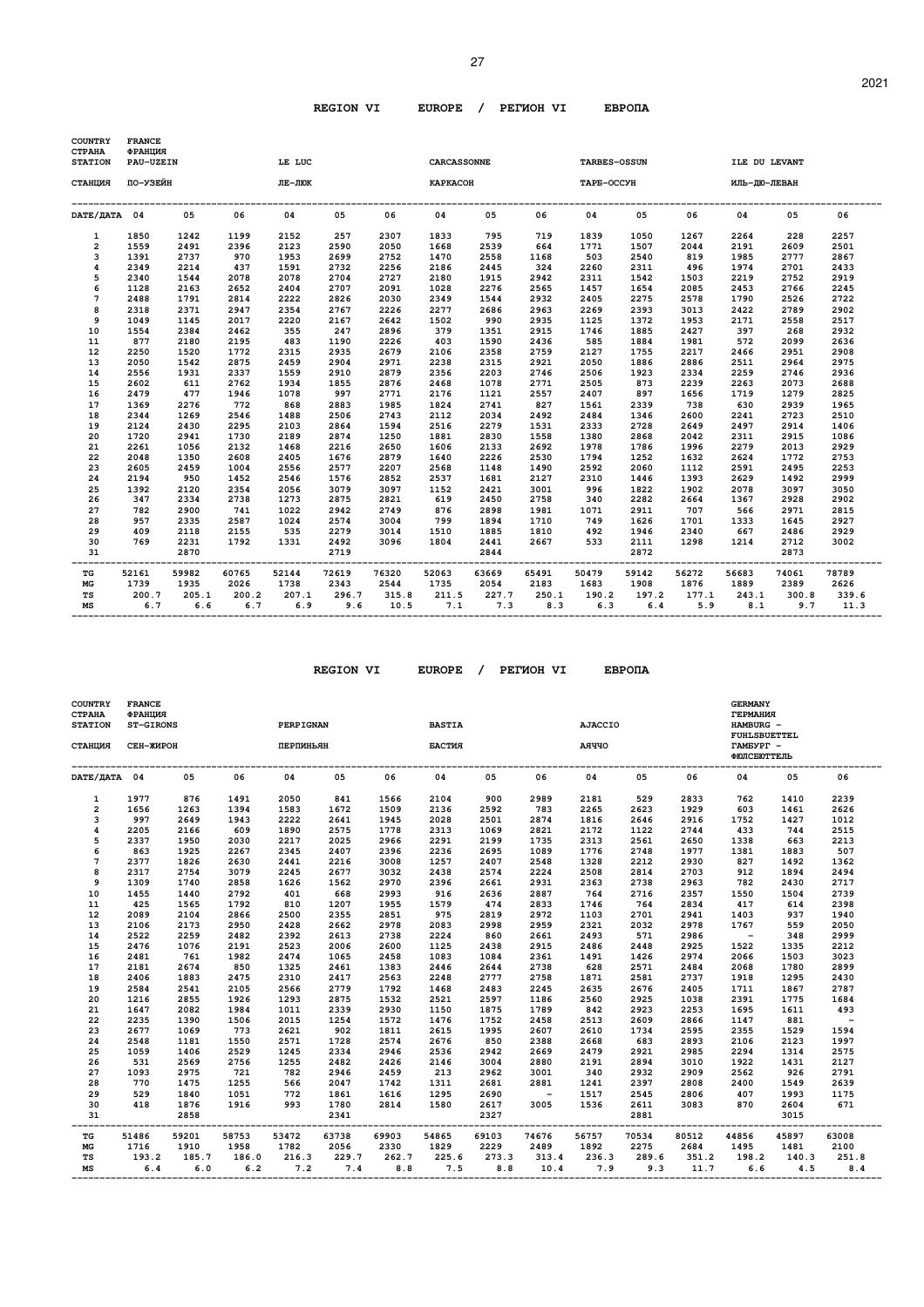## REGION VI EUROPE / РЕГИОН VI ЕВРОПА

| COUNTRY / СТРАНА | FRANCE / ФРАНЦИЯ | | | | | | | | | | | | | | |
|---|---|---|---|---|---|---|---|---|---|---|---|---|---|---|---|
| STATION / СТАНЦИЯ | PAU-UZEIN / ПО-УЗЕЙН | | | LE LUC / ЛЕ-ЛЮК | | | CARCASSONNE / КАРКАСОН | | | TARBES-OSSUN / ТАРБ-ОССУН | | | ILE DU LEVANT / ИЛЬ-ДЮ-ЛЕВАН | | |
| DATE/ДАТА | 04 | 05 | 06 | 04 | 05 | 06 | 04 | 05 | 06 | 04 | 05 | 06 | 04 | 05 | 06 |
| 1 | 1850 | 1242 | 1199 | 2152 | 257 | 2307 | 1833 | 795 | 719 | 1839 | 1050 | 1267 | 2264 | 228 | 2257 |
| 2 | 1559 | 2491 | 2396 | 2123 | 2590 | 2050 | 1668 | 2539 | 664 | 1771 | 1507 | 2044 | 2191 | 2609 | 2501 |
| 3 | 1391 | 2737 | 970 | 1953 | 2699 | 2752 | 1470 | 2558 | 1168 | 503 | 2540 | 819 | 1985 | 2777 | 2867 |
| 4 | 2349 | 2214 | 437 | 1591 | 2732 | 2256 | 2186 | 2445 | 324 | 2260 | 2311 | 496 | 1974 | 2701 | 2433 |
| 5 | 2340 | 1544 | 2078 | 2078 | 2704 | 2727 | 2180 | 1915 | 2942 | 2311 | 1542 | 1503 | 2219 | 2752 | 2919 |
| 6 | 1128 | 2163 | 2652 | 2404 | 2707 | 2091 | 1028 | 2276 | 2565 | 1457 | 1654 | 2085 | 2453 | 2766 | 2245 |
| 7 | 2488 | 1791 | 2814 | 2222 | 2826 | 2030 | 2349 | 1544 | 2932 | 2405 | 2275 | 2578 | 1790 | 2526 | 2722 |
| 8 | 2318 | 2371 | 2947 | 2354 | 2767 | 2226 | 2277 | 2686 | 2963 | 2269 | 2393 | 3013 | 2422 | 2789 | 2902 |
| 9 | 1049 | 1145 | 2017 | 2220 | 2167 | 2642 | 1502 | 990 | 2935 | 1125 | 1372 | 1953 | 2171 | 2558 | 2517 |
| 10 | 1554 | 2384 | 2462 | 355 | 247 | 2896 | 379 | 1351 | 2915 | 1746 | 1885 | 2427 | 397 | 268 | 2932 |
| 11 | 877 | 2180 | 2195 | 483 | 1190 | 2226 | 403 | 1590 | 2436 | 585 | 1884 | 1981 | 572 | 2099 | 2636 |
| 12 | 2250 | 1520 | 1772 | 2315 | 2935 | 2679 | 2106 | 2358 | 2759 | 2127 | 1755 | 2217 | 2466 | 2951 | 2908 |
| 13 | 2050 | 1542 | 2875 | 2459 | 2904 | 2971 | 2238 | 2315 | 2921 | 2050 | 1886 | 2886 | 2511 | 2964 | 2975 |
| 14 | 2556 | 1931 | 2337 | 1559 | 2910 | 2879 | 2356 | 2203 | 2746 | 2506 | 1923 | 2334 | 2259 | 2746 | 2936 |
| 15 | 2602 | 611 | 2762 | 1934 | 1855 | 2876 | 2468 | 1078 | 2771 | 2505 | 873 | 2239 | 2263 | 2073 | 2688 |
| 16 | 2479 | 477 | 1946 | 1078 | 997 | 2771 | 2176 | 1121 | 2557 | 2407 | 897 | 1656 | 1719 | 1279 | 2825 |
| 17 | 1369 | 2276 | 772 | 868 | 2883 | 1985 | 1824 | 2741 | 827 | 1561 | 2339 | 738 | 630 | 2939 | 1965 |
| 18 | 2344 | 1269 | 2546 | 1488 | 2506 | 2743 | 2112 | 2034 | 2492 | 2484 | 1346 | 2600 | 2241 | 2723 | 2510 |
| 19 | 2124 | 2430 | 2295 | 2103 | 2864 | 1594 | 2516 | 2279 | 1531 | 2333 | 2728 | 2649 | 2497 | 2914 | 1406 |
| 20 | 1720 | 2941 | 1730 | 2189 | 2874 | 1250 | 1881 | 2830 | 1558 | 1380 | 2868 | 2042 | 2311 | 2915 | 1086 |
| 21 | 2261 | 1056 | 2132 | 1468 | 2216 | 2650 | 1606 | 2133 | 2692 | 1978 | 1786 | 1996 | 2279 | 2013 | 2929 |
| 22 | 2048 | 1350 | 2608 | 2405 | 1676 | 2879 | 1640 | 2226 | 2530 | 1794 | 1252 | 1632 | 2624 | 1772 | 2753 |
| 23 | 2605 | 2459 | 1004 | 2556 | 2577 | 2207 | 2568 | 1148 | 1490 | 2592 | 2060 | 1112 | 2591 | 2495 | 2253 |
| 24 | 2194 | 950 | 1452 | 2546 | 1576 | 2852 | 2537 | 1681 | 2127 | 2310 | 1446 | 1393 | 2629 | 1492 | 2999 |
| 25 | 1392 | 2120 | 2354 | 2056 | 3079 | 3097 | 1152 | 2421 | 3001 | 996 | 1822 | 1902 | 2078 | 3097 | 3050 |
| 26 | 347 | 2334 | 2738 | 1273 | 2875 | 2821 | 619 | 2450 | 2758 | 340 | 2282 | 2664 | 1367 | 2928 | 2902 |
| 27 | 782 | 2900 | 741 | 1022 | 2942 | 2749 | 876 | 2898 | 1981 | 1071 | 2911 | 707 | 566 | 2971 | 2815 |
| 28 | 957 | 2335 | 2587 | 1024 | 2574 | 3004 | 799 | 1894 | 1710 | 749 | 1626 | 1701 | 1333 | 1645 | 2927 |
| 29 | 409 | 2118 | 2155 | 535 | 2279 | 3014 | 1510 | 1885 | 1810 | 492 | 1946 | 2340 | 667 | 2486 | 2929 |
| 30 | 769 | 2231 | 1792 | 1331 | 2492 | 3096 | 1804 | 2441 | 2667 | 533 | 2111 | 1298 | 1214 | 2712 | 3002 |
| 31 | | 2870 | | | 2719 | | | 2844 | | | 2872 | | | 2873 | |
| TG | 52161 | 59982 | 60765 | 52144 | 72619 | 76320 | 52063 | 63669 | 65491 | 50479 | 59142 | 56272 | 56683 | 74061 | 78789 |
| MG | 1739 | 1935 | 2026 | 1738 | 2343 | 2544 | 1735 | 2054 | 2183 | 1683 | 1908 | 1876 | 1889 | 2389 | 2626 |
| TS | 200.7 | 205.1 | 200.2 | 207.1 | 296.7 | 315.8 | 211.5 | 227.7 | 250.1 | 190.2 | 197.2 | 177.1 | 243.1 | 300.8 | 339.6 |
| MS | 6.7 | 6.6 | 6.7 | 6.9 | 9.6 | 10.5 | 7.1 | 7.3 | 8.3 | 6.3 | 6.4 | 5.9 | 8.1 | 9.7 | 11.3 |

## REGION VI EUROPE / РЕГИОН VI ЕВРОПА

| COUNTRY / СТРАНА | FRANCE / ФРАНЦИЯ | | | | | | | | | | | | GERMANY / ГЕРМАНИЯ | | |
|---|---|---|---|---|---|---|---|---|---|---|---|---|---|---|---|
| STATION / СТАНЦИЯ | ST-GIRONS / СЕН-ЖИРОН | | | PERPIGNAN / ПЕРПИНЬЯН | | | BASTIA / БАСТИЯ | | | AJACCIO / АЯЧЧО | | | HAMBURG - FUHLSBUETTEL / ГАМБУРГ - ФЮЛСБЮТТЕЛЬ | | |
| DATE/ДАТА | 04 | 05 | 06 | 04 | 05 | 06 | 04 | 05 | 06 | 04 | 05 | 06 | 04 | 05 | 06 |
| 1 | 1977 | 876 | 1491 | 2050 | 841 | 1566 | 2104 | 900 | 2989 | 2181 | 529 | 2833 | 762 | 1410 | 2239 |
| 2 | 1656 | 1263 | 1394 | 1583 | 1672 | 1509 | 2136 | 2592 | 783 | 2265 | 2623 | 1929 | 603 | 1461 | 2626 |
| 3 | 997 | 2649 | 1943 | 2222 | 2641 | 1945 | 2028 | 2501 | 2874 | 1816 | 2646 | 2916 | 1752 | 1427 | 1012 |
| 4 | 2205 | 2166 | 609 | 1890 | 2575 | 1778 | 2313 | 1069 | 2821 | 2172 | 1122 | 2744 | 433 | 744 | 2515 |
| 5 | 2337 | 1950 | 2030 | 2217 | 2025 | 2966 | 2291 | 2199 | 1735 | 2313 | 2561 | 2650 | 1338 | 663 | 2213 |
| 6 | 863 | 1925 | 2267 | 2345 | 2407 | 2396 | 2236 | 2695 | 1089 | 1776 | 2748 | 1977 | 1381 | 1883 | 507 |
| 7 | 2377 | 1826 | 2630 | 2441 | 2216 | 3008 | 1257 | 2407 | 2548 | 1328 | 2212 | 2930 | 827 | 1492 | 1362 |
| 8 | 2317 | 2754 | 3079 | 2245 | 2677 | 3032 | 2438 | 2574 | 2224 | 2508 | 2814 | 2703 | 912 | 1894 | 2494 |
| 9 | 1309 | 1740 | 2858 | 1626 | 1562 | 2970 | 2396 | 2661 | 2931 | 2363 | 2738 | 2963 | 782 | 2430 | 2717 |
| 10 | 1455 | 1440 | 2792 | 401 | 668 | 2993 | 916 | 2636 | 2887 | 764 | 2716 | 2357 | 1550 | 1504 | 2739 |
| 11 | 425 | 1565 | 1792 | 810 | 1207 | 1955 | 1579 | 474 | 2833 | 1746 | 764 | 2834 | 417 | 614 | 2398 |
| 12 | 2089 | 2104 | 2866 | 2500 | 2355 | 2851 | 975 | 2819 | 2972 | 1103 | 2701 | 2941 | 1403 | 937 | 1940 |
| 13 | 2106 | 2173 | 2950 | 2428 | 2662 | 2978 | 2083 | 2998 | 2959 | 2321 | 2032 | 2978 | 1767 | 559 | 2050 |
| 14 | 2522 | 2259 | 2482 | 2392 | 2613 | 2738 | 2224 | 860 | 2661 | 2493 | 571 | 2986 | - | 348 | 2999 |
| 15 | 2476 | 1076 | 2191 | 2523 | 2006 | 2600 | 1125 | 2438 | 2915 | 2486 | 2448 | 2925 | 1522 | 1335 | 2212 |
| 16 | 2481 | 761 | 1982 | 2474 | 1065 | 2458 | 1083 | 1084 | 2361 | 1491 | 1426 | 2974 | 2066 | 1503 | 3023 |
| 17 | 2181 | 2674 | 850 | 1325 | 2461 | 1383 | 2446 | 2644 | 2738 | 628 | 2571 | 2484 | 2068 | 1780 | 2899 |
| 18 | 2406 | 1883 | 2475 | 2310 | 2417 | 2563 | 2248 | 2777 | 2758 | 1871 | 2581 | 2737 | 1918 | 1295 | 2430 |
| 19 | 2584 | 2541 | 2105 | 2566 | 2779 | 1792 | 1468 | 2483 | 2245 | 2635 | 2676 | 2405 | 1711 | 1867 | 2787 |
| 20 | 1216 | 2855 | 1926 | 1293 | 2875 | 1532 | 2521 | 2597 | 1186 | 2560 | 2925 | 1038 | 2391 | 1775 | 1684 |
| 21 | 1647 | 2082 | 1984 | 1011 | 2339 | 2930 | 1150 | 1875 | 1789 | 842 | 2923 | 2253 | 1695 | 1611 | 493 |
| 22 | 2235 | 1390 | 1506 | 2015 | 1254 | 1572 | 1476 | 1752 | 2458 | 2513 | 2609 | 2866 | 1147 | 881 | - |
| 23 | 2677 | 1069 | 773 | 2621 | 902 | 1811 | 2615 | 1995 | 2607 | 2610 | 1734 | 2595 | 2355 | 1529 | 1594 |
| 24 | 2548 | 1181 | 1550 | 2571 | 1728 | 2574 | 2676 | 850 | 2388 | 2668 | 683 | 2893 | 2106 | 2123 | 1997 |
| 25 | 1059 | 1406 | 2529 | 1245 | 2334 | 2946 | 2536 | 2942 | 2669 | 2479 | 2921 | 2985 | 2294 | 1314 | 2575 |
| 26 | 531 | 2569 | 2756 | 1255 | 2482 | 2426 | 2146 | 3004 | 2880 | 2191 | 2894 | 3010 | 1922 | 1431 | 2127 |
| 27 | 1093 | 2975 | 721 | 782 | 2946 | 2459 | 213 | 2962 | 3001 | 340 | 2932 | 2909 | 2562 | 926 | 2791 |
| 28 | 770 | 1475 | 1255 | 566 | 2047 | 1742 | 1311 | 2681 | 2881 | 1241 | 2397 | 2808 | 2400 | 1549 | 2639 |
| 29 | 529 | 1840 | 1051 | 772 | 1861 | 1616 | 1295 | 2690 | - | 1517 | 2545 | 2806 | 407 | 1993 | 1175 |
| 30 | 418 | 1876 | 1916 | 993 | 1780 | 2814 | 1580 | 2617 | 3005 | 1536 | 2611 | 3083 | 870 | 2604 | 671 |
| 31 | | 2858 | | | 2341 | | | 2327 | | | 2881 | | | 3015 | |
| TG | 51486 | 59201 | 58753 | 53472 | 63738 | 69903 | 54865 | 69103 | 74676 | 56757 | 70534 | 80512 | 44856 | 45897 | 63008 |
| MG | 1716 | 1910 | 1958 | 1782 | 2056 | 2330 | 1829 | 2229 | 2489 | 1892 | 2275 | 2684 | 1495 | 1481 | 2100 |
| TS | 193.2 | 185.7 | 186.0 | 216.3 | 229.7 | 262.7 | 225.6 | 273.3 | 313.4 | 236.3 | 289.6 | 351.2 | 198.2 | 140.3 | 251.8 |
| MS | 6.4 | 6.0 | 6.2 | 7.2 | 7.4 | 8.8 | 7.5 | 8.8 | 10.4 | 7.9 | 9.3 | 11.7 | 6.6 | 4.5 | 8.4 |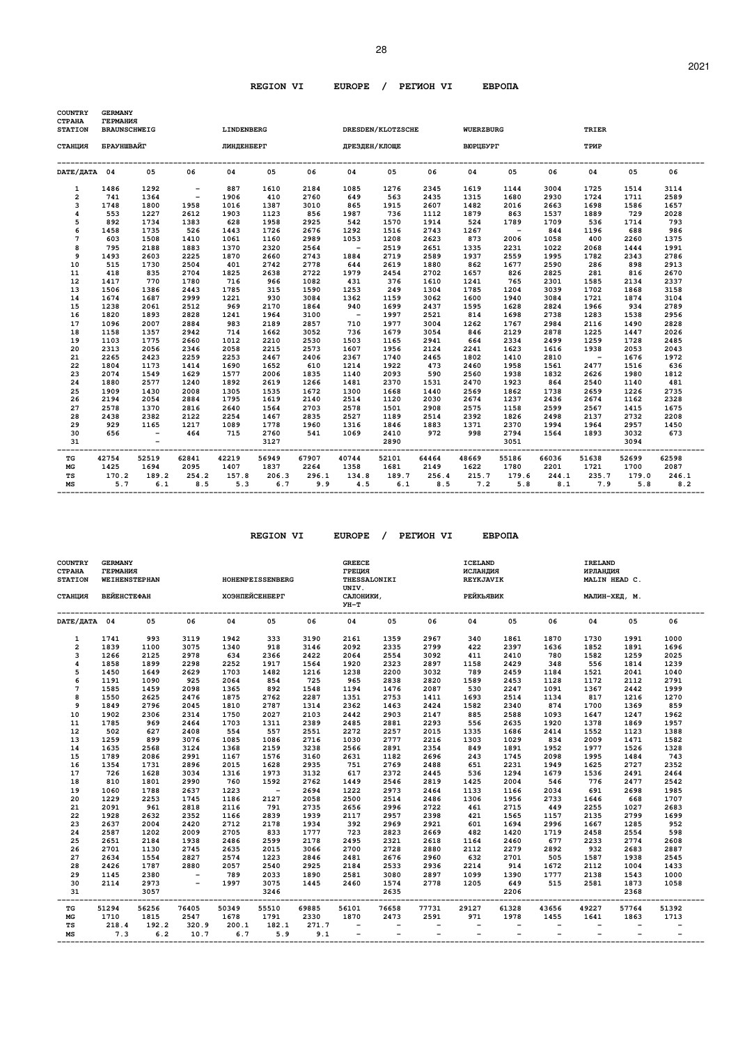## REGION VI EUROPE / РЕГИОН VI ЕВРОПА

| COUNTRY / СТРАНА | GERMANY / ГЕРМАНИЯ | | | | | | | | | | | | | | |
|---|---|---|---|---|---|---|---|---|---|---|---|---|---|---|---|
| STATION | BRAUNSCHWEIG | | | LINDENBERG | | | DRESDEN/KLOTZSCHE | | | WUERZBURG | | | TRIER | | |
| СТАНЦИЯ | БРАУНШВАЙГ | | | ЛИНДЕНБЕРГ | | | ДРЕЗДЕН/КЛОЩЕ | | | ВЮРЦБУРГ | | | ТРИР | | |
| DATE/ДАТА | 04 | 05 | 06 | 04 | 05 | 06 | 04 | 05 | 06 | 04 | 05 | 06 | 04 | 05 | 06 |
| 1 | 1486 | 1292 | - | 887 | 1610 | 2184 | 1085 | 1276 | 2345 | 1619 | 1144 | 3004 | 1725 | 1514 | 3114 |
| 2 | 741 | 1364 | - | 1906 | 410 | 2760 | 649 | 563 | 2435 | 1315 | 1680 | 2930 | 1724 | 1711 | 2589 |
| 3 | 1748 | 1800 | 1958 | 1016 | 1387 | 3010 | 865 | 1915 | 2607 | 1482 | 2016 | 2663 | 1698 | 1586 | 1657 |
| 4 | 553 | 1227 | 2612 | 1903 | 1123 | 856 | 1987 | 736 | 1112 | 1879 | 863 | 1537 | 1889 | 729 | 2028 |
| 5 | 892 | 1734 | 1383 | 628 | 1958 | 2925 | 542 | 1570 | 1914 | 524 | 1789 | 1709 | 536 | 1714 | 793 |
| 6 | 1458 | 1735 | 526 | 1443 | 1726 | 2676 | 1292 | 1516 | 2743 | 1267 | - | 844 | 1196 | 688 | 986 |
| 7 | 603 | 1508 | 1410 | 1061 | 1160 | 2989 | 1053 | 1208 | 2623 | 873 | 2006 | 1058 | 400 | 2260 | 1375 |
| 8 | 795 | 2188 | 1883 | 1370 | 2320 | 2564 | - | 2519 | 2651 | 1335 | 2231 | 1022 | 2068 | 1444 | 1991 |
| 9 | 1493 | 2603 | 2225 | 1870 | 2660 | 2743 | 1884 | 2719 | 2589 | 1937 | 2559 | 1995 | 1782 | 2343 | 2786 |
| 10 | 515 | 1730 | 2504 | 401 | 2742 | 2778 | 644 | 2619 | 1880 | 862 | 1677 | 2590 | 286 | 898 | 2913 |
| 11 | 418 | 835 | 2704 | 1825 | 2638 | 2722 | 1979 | 2454 | 2702 | 1657 | 826 | 2825 | 281 | 816 | 2670 |
| 12 | 1417 | 770 | 1780 | 716 | 966 | 1082 | 431 | 376 | 1610 | 1241 | 765 | 2301 | 1585 | 2134 | 2337 |
| 13 | 1506 | 1386 | 2443 | 1785 | 315 | 1590 | 1253 | 249 | 1304 | 1785 | 1204 | 3039 | 1702 | 1868 | 3158 |
| 14 | 1674 | 1687 | 2999 | 1221 | 930 | 3084 | 1362 | 1159 | 3062 | 1600 | 1940 | 3084 | 1721 | 1874 | 3104 |
| 15 | 1238 | 2061 | 2512 | 969 | 2170 | 1864 | 940 | 1699 | 2437 | 1595 | 1628 | 2824 | 1966 | 934 | 2789 |
| 16 | 1820 | 1893 | 2828 | 1241 | 1964 | 3100 | - | 1997 | 2521 | 814 | 1698 | 2738 | 1283 | 1538 | 2956 |
| 17 | 1096 | 2007 | 2884 | 983 | 2189 | 2857 | 710 | 1977 | 3004 | 1262 | 1767 | 2984 | 2116 | 1490 | 2828 |
| 18 | 1158 | 1357 | 2942 | 714 | 1662 | 3052 | 736 | 1679 | 3054 | 846 | 2129 | 2878 | 1225 | 1447 | 2026 |
| 19 | 1103 | 1775 | 2660 | 1012 | 2210 | 2530 | 1503 | 1165 | 2941 | 664 | 2334 | 2499 | 1259 | 1728 | 2485 |
| 20 | 2313 | 2056 | 2346 | 2058 | 2215 | 2573 | 1607 | 1956 | 2124 | 2241 | 1623 | 1616 | 1938 | 2053 | 2043 |
| 21 | 2265 | 2423 | 2259 | 2253 | 2467 | 2406 | 2367 | 1740 | 2465 | 1802 | 1410 | 2810 | - | 1676 | 1972 |
| 22 | 1804 | 1173 | 1414 | 1690 | 1652 | 610 | 1214 | 1922 | 473 | 2460 | 1958 | 1561 | 2477 | 1516 | 636 |
| 23 | 2074 | 1549 | 1629 | 1577 | 2006 | 1835 | 1140 | 2093 | 590 | 2560 | 1938 | 1832 | 2626 | 1980 | 1812 |
| 24 | 1880 | 2577 | 1240 | 1892 | 2619 | 1266 | 1481 | 2370 | 1531 | 2470 | 1923 | 864 | 2540 | 1140 | 481 |
| 25 | 1909 | 1430 | 2008 | 1305 | 1535 | 1672 | 1300 | 1668 | 1440 | 2569 | 1862 | 1738 | 2659 | 1226 | 2735 |
| 26 | 2194 | 2054 | 2884 | 1795 | 1619 | 2140 | 2514 | 1120 | 2030 | 2674 | 1237 | 2436 | 2674 | 1162 | 2328 |
| 27 | 2578 | 1370 | 2816 | 2640 | 1564 | 2703 | 2578 | 1501 | 2908 | 2575 | 1158 | 2599 | 2567 | 1415 | 1675 |
| 28 | 2438 | 2382 | 2122 | 2254 | 1467 | 2835 | 2527 | 1189 | 2514 | 2392 | 1826 | 2498 | 2137 | 2732 | 2208 |
| 29 | 929 | 1165 | 1217 | 1089 | 1778 | 1960 | 1316 | 1846 | 1883 | 1371 | 2370 | 1994 | 1964 | 2957 | 1450 |
| 30 | 656 | - | 464 | 715 | 2760 | 541 | 1069 | 2410 | 972 | 998 | 2794 | 1564 | 1893 | 3032 | 673 |
| 31 | | - | | | 3127 | | | 2890 | | | 3051 | | | 3094 | |
| TG | 42754 | 52519 | 62841 | 42219 | 56949 | 67907 | 40744 | 52101 | 64464 | 48669 | 55186 | 66036 | 51638 | 52699 | 62598 |
| MG | 1425 | 1694 | 2095 | 1407 | 1837 | 2264 | 1358 | 1681 | 2149 | 1622 | 1780 | 2201 | 1721 | 1700 | 2087 |
| TS | 170.2 | 189.2 | 254.2 | 157.8 | 206.3 | 296.1 | 134.8 | 189.7 | 256.4 | 215.7 | 179.6 | 244.1 | 235.7 | 179.0 | 246.1 |
| MS | 5.7 | 6.1 | 8.5 | 5.3 | 6.7 | 9.9 | 4.5 | 6.1 | 8.5 | 7.2 | 5.8 | 8.1 | 7.9 | 5.8 | 8.2 |

## REGION VI EUROPE / РЕГИОН VI ЕВРОПА

| COUNTRY / СТРАНА | GERMANY / ГЕРМАНИЯ | | | | | | GREECE / ГРЕЦИЯ | | | ICELAND / ИСЛАНДИЯ | | | IRELAND / ИРЛАНДИЯ | | |
|---|---|---|---|---|---|---|---|---|---|---|---|---|---|---|---|
| STATION | WEIHENSTEPHAN | | | HOHENPEISSENBERG | | | THESSALONIKI UNIV. | | | REYKJAVIK | | | MALIN HEAD C. | | |
| СТАНЦИЯ | ВЕЙЕНСТЕФАН | | | ХОЭНПЕЙСЕНБЕРГ | | | САЛОНИКИ, УН-Т | | | РЕЙКЬЯВИК | | | МАЛИН-ХЕД, М. | | |
| DATE/ДАТА | 04 | 05 | 06 | 04 | 05 | 06 | 04 | 05 | 06 | 04 | 05 | 06 | 04 | 05 | 06 |
| 1 | 1741 | 993 | 3119 | 1942 | 333 | 3190 | 2161 | 1359 | 2967 | 340 | 1861 | 1870 | 1730 | 1991 | 1000 |
| 2 | 1839 | 1100 | 3075 | 1340 | 918 | 3146 | 2092 | 2335 | 2799 | 422 | 2397 | 1636 | 1852 | 1891 | 1696 |
| 3 | 1266 | 2125 | 2978 | 634 | 2366 | 2422 | 2064 | 2554 | 3092 | 411 | 2410 | 780 | 1582 | 1259 | 2025 |
| 4 | 1858 | 1899 | 2298 | 2252 | 1917 | 1564 | 1920 | 2323 | 2897 | 1158 | 2429 | 348 | 556 | 1814 | 1239 |
| 5 | 1450 | 1649 | 2629 | 1703 | 1482 | 1216 | 1238 | 2200 | 3032 | 789 | 2459 | 1184 | 1521 | 2041 | 1040 |
| 6 | 1191 | 1090 | 925 | 2064 | 854 | 725 | 965 | 2838 | 2820 | 1589 | 2453 | 1128 | 1172 | 2112 | 2791 |
| 7 | 1585 | 1459 | 2098 | 1365 | 892 | 1548 | 1194 | 1476 | 2087 | 530 | 2247 | 1091 | 1367 | 2442 | 1999 |
| 8 | 1550 | 2625 | 2476 | 1875 | 2762 | 2287 | 1351 | 2753 | 1411 | 1693 | 2514 | 1134 | 817 | 1216 | 1270 |
| 9 | 1849 | 2796 | 2045 | 1810 | 2787 | 1314 | 2362 | 1463 | 2424 | 1582 | 2340 | 874 | 1700 | 1369 | 859 |
| 10 | 1902 | 2306 | 2314 | 1750 | 2027 | 2103 | 2442 | 2903 | 2147 | 885 | 2588 | 1093 | 1647 | 1247 | 1962 |
| 11 | 1785 | 969 | 2464 | 1703 | 1311 | 2389 | 2485 | 2881 | 2293 | 556 | 2635 | 1920 | 1378 | 1869 | 1957 |
| 12 | 502 | 627 | 2408 | 554 | 557 | 2551 | 2272 | 2257 | 2015 | 1335 | 1686 | 2414 | 1552 | 1123 | 1388 |
| 13 | 1259 | 899 | 3076 | 1085 | 1086 | 2716 | 1030 | 2777 | 2216 | 1303 | 1029 | 834 | 2009 | 1471 | 1582 |
| 14 | 1635 | 2568 | 3124 | 1368 | 2159 | 3238 | 2566 | 2891 | 2354 | 849 | 1891 | 1952 | 1977 | 1526 | 1328 |
| 15 | 1789 | 2086 | 2991 | 1167 | 1576 | 3160 | 2631 | 1182 | 2696 | 243 | 1745 | 2098 | 1995 | 1484 | 743 |
| 16 | 1354 | 1731 | 2896 | 2015 | 1628 | 2935 | 751 | 2769 | 2488 | 651 | 2231 | 1949 | 1625 | 2727 | 2352 |
| 17 | 726 | 1628 | 3034 | 1316 | 1973 | 3132 | 617 | 2372 | 2445 | 536 | 1294 | 1679 | 1536 | 2491 | 2464 |
| 18 | 810 | 1801 | 2990 | 760 | 1592 | 2762 | 1449 | 2546 | 2819 | 1425 | 2004 | 546 | 776 | 2477 | 2542 |
| 19 | 1060 | 1788 | 2637 | 1223 | - | 2694 | 1222 | 2973 | 2464 | 1133 | 1166 | 2034 | 691 | 2698 | 1985 |
| 20 | 1229 | 2253 | 1745 | 1186 | 2127 | 2058 | 2500 | 2514 | 2486 | 1306 | 1956 | 2733 | 1646 | 668 | 1707 |
| 21 | 2091 | 961 | 2818 | 2116 | 791 | 2735 | 2656 | 2996 | 2722 | 461 | 2715 | 449 | 2255 | 1027 | 2683 |
| 22 | 1928 | 2632 | 2352 | 1166 | 2839 | 1939 | 2117 | 2957 | 2398 | 421 | 1565 | 1157 | 2135 | 2799 | 1699 |
| 23 | 2637 | 2004 | 2420 | 2712 | 2178 | 1934 | 392 | 2969 | 2921 | 601 | 1694 | 2996 | 1667 | 1285 | 952 |
| 24 | 2587 | 1202 | 2009 | 2705 | 833 | 1777 | 723 | 2823 | 2669 | 482 | 1420 | 1719 | 2458 | 2554 | 598 |
| 25 | 2651 | 2184 | 1938 | 2486 | 2599 | 2178 | 2495 | 2321 | 2618 | 1164 | 2460 | 677 | 2233 | 2774 | 2608 |
| 26 | 2701 | 1130 | 2745 | 2635 | 2015 | 3066 | 2700 | 2728 | 2880 | 2112 | 2279 | 2892 | 932 | 2683 | 2887 |
| 27 | 2634 | 1554 | 2827 | 2574 | 1223 | 2846 | 2481 | 2676 | 2960 | 632 | 2701 | 505 | 1587 | 1938 | 2545 |
| 28 | 2426 | 1787 | 2880 | 2057 | 2540 | 2925 | 2184 | 2533 | 2936 | 2214 | 914 | 1672 | 2112 | 1004 | 1433 |
| 29 | 1145 | 2380 | - | 789 | 2033 | 1890 | 2581 | 3080 | 2897 | 1099 | 1390 | 1777 | 2138 | 1543 | 1000 |
| 30 | 2114 | 2973 | - | 1997 | 3075 | 1445 | 2460 | 1574 | 2778 | 1205 | 649 | 515 | 2581 | 1873 | 1058 |
| 31 | | 3057 | | | 3246 | | | 2635 | | | 2206 | | | 2368 | |
| TG | 51294 | 56256 | 76405 | 50349 | 55510 | 69885 | 56101 | 76658 | 77731 | 29127 | 61328 | 43656 | 49227 | 57764 | 51392 |
| MG | 1710 | 1815 | 2547 | 1678 | 1791 | 2330 | 1870 | 2473 | 2591 | 971 | 1978 | 1455 | 1641 | 1863 | 1713 |
| TS | 218.4 | 192.2 | 320.9 | 200.1 | 182.1 | 271.7 | - | - | - | - | - | - | - | - | - |
| MS | 7.3 | 6.2 | 10.7 | 6.7 | 5.9 | 9.1 | - | - | - | - | - | - | - | - | - |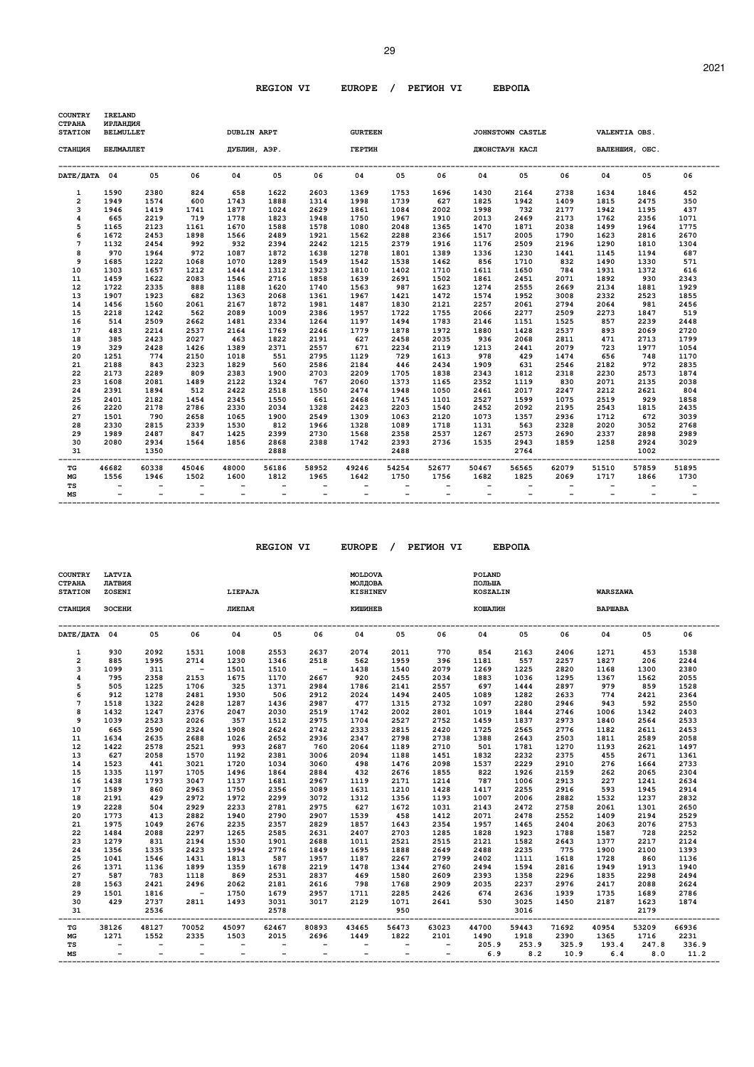**REGION VI EUROPE / РЕГИОН VI ЕВРОПА**

COUNTRY / СТРАНА: IRELAND / ИРЛАНДИЯ

| STATION / СТАНЦИЯ | BELMULLET / БЕЛМАЛЛЕТ | | | DUBLIN ARPT / ДУБЛИН, АЭР. | | | GURTEEN / ГЕРТИН | | | JOHNSTOWN CASTLE / ДЖОНСТАУН КАСЛ | | | VALENTIA OBS. / ВАЛЕНШИЯ, ОБС. | | |
|---|---|---|---|---|---|---|---|---|---|---|---|---|---|---|---|
| DATE/ДАТА | 04 | 05 | 06 | 04 | 05 | 06 | 04 | 05 | 06 | 04 | 05 | 06 | 04 | 05 | 06 |
| 1 | 1590 | 2380 | 824 | 658 | 1622 | 2603 | 1369 | 1753 | 1696 | 1430 | 2164 | 2738 | 1634 | 1846 | 452 |
| 2 | 1949 | 1574 | 600 | 1743 | 1888 | 1314 | 1998 | 1739 | 627 | 1825 | 1942 | 1409 | 1815 | 2475 | 350 |
| 3 | 1946 | 1419 | 1741 | 1877 | 1024 | 2629 | 1861 | 1084 | 2002 | 1998 | 732 | 2177 | 1942 | 1195 | 437 |
| 4 | 665 | 2219 | 719 | 1778 | 1823 | 1948 | 1750 | 1967 | 1910 | 2013 | 2469 | 2173 | 1762 | 2356 | 1071 |
| 5 | 1165 | 2123 | 1161 | 1670 | 1588 | 1578 | 1080 | 2048 | 1365 | 1470 | 1871 | 2038 | 1499 | 1964 | 1775 |
| 6 | 1672 | 2453 | 1898 | 1566 | 2489 | 1921 | 1562 | 2288 | 2366 | 1517 | 2005 | 1790 | 1623 | 2816 | 2670 |
| 7 | 1132 | 2454 | 992 | 932 | 2394 | 2242 | 1215 | 2379 | 1916 | 1176 | 2509 | 2196 | 1290 | 1810 | 1304 |
| 8 | 970 | 1964 | 972 | 1087 | 1872 | 1638 | 1278 | 1801 | 1389 | 1336 | 1230 | 1441 | 1145 | 1194 | 687 |
| 9 | 1685 | 1222 | 1068 | 1070 | 1289 | 1549 | 1542 | 1538 | 1462 | 856 | 1710 | 832 | 1490 | 1330 | 571 |
| 10 | 1303 | 1657 | 1212 | 1444 | 1312 | 1923 | 1810 | 1402 | 1710 | 1611 | 1650 | 784 | 1931 | 1372 | 616 |
| 11 | 1459 | 1622 | 2083 | 1546 | 2716 | 1858 | 1639 | 2691 | 1502 | 1861 | 2451 | 2071 | 1892 | 930 | 2343 |
| 12 | 1722 | 2335 | 888 | 1188 | 1620 | 1740 | 1563 | 987 | 1623 | 1274 | 2555 | 2669 | 2134 | 1881 | 1929 |
| 13 | 1907 | 1923 | 682 | 1363 | 2068 | 1361 | 1967 | 1421 | 1472 | 1574 | 1952 | 3008 | 2332 | 2523 | 1855 |
| 14 | 1456 | 1560 | 2061 | 2167 | 1872 | 1981 | 1487 | 1830 | 2121 | 2257 | 2061 | 2794 | 2064 | 981 | 2456 |
| 15 | 2218 | 1242 | 562 | 2089 | 1009 | 2386 | 1957 | 1722 | 1755 | 2066 | 2277 | 2509 | 2273 | 1847 | 519 |
| 16 | 514 | 2509 | 2662 | 1481 | 2334 | 1264 | 1197 | 1494 | 1783 | 2146 | 1151 | 1525 | 857 | 2239 | 2448 |
| 17 | 483 | 2214 | 2537 | 2164 | 1769 | 2246 | 1779 | 1878 | 1972 | 1880 | 1428 | 2537 | 893 | 2069 | 2720 |
| 18 | 385 | 2423 | 2027 | 463 | 1822 | 2191 | 627 | 2458 | 2035 | 936 | 2068 | 2811 | 471 | 2713 | 1799 |
| 19 | 329 | 2428 | 1426 | 1389 | 2371 | 2557 | 671 | 2234 | 2119 | 1213 | 2441 | 2079 | 723 | 1977 | 1054 |
| 20 | 1251 | 774 | 2150 | 1018 | 551 | 2795 | 1129 | 729 | 1613 | 978 | 429 | 1474 | 656 | 748 | 1170 |
| 21 | 2188 | 843 | 2323 | 1829 | 560 | 2586 | 2184 | 446 | 2434 | 1909 | 631 | 2546 | 2182 | 972 | 2835 |
| 22 | 2173 | 2289 | 809 | 2383 | 1900 | 2703 | 2209 | 1705 | 1838 | 2343 | 1812 | 2318 | 2230 | 2573 | 1874 |
| 23 | 1608 | 2081 | 1489 | 2122 | 1324 | 767 | 2060 | 1373 | 1165 | 2352 | 1119 | 830 | 2071 | 2135 | 2038 |
| 24 | 2391 | 1894 | 512 | 2422 | 2518 | 1550 | 2474 | 1948 | 1050 | 2461 | 2017 | 2247 | 2212 | 2621 | 804 |
| 25 | 2401 | 2182 | 1454 | 2345 | 1550 | 661 | 2468 | 1745 | 1101 | 2527 | 1599 | 1075 | 2519 | 929 | 1858 |
| 26 | 2220 | 2178 | 2786 | 2330 | 2034 | 1328 | 2423 | 2203 | 1540 | 2452 | 2092 | 2195 | 2543 | 1815 | 2435 |
| 27 | 1501 | 790 | 2658 | 1065 | 1900 | 2549 | 1309 | 1063 | 2120 | 1073 | 1357 | 2936 | 1712 | 672 | 3039 |
| 28 | 2330 | 2815 | 2339 | 1530 | 812 | 1966 | 1328 | 1089 | 1718 | 1131 | 563 | 2328 | 2020 | 3052 | 2768 |
| 29 | 1989 | 2487 | 847 | 1425 | 2399 | 2730 | 1568 | 2358 | 2537 | 1267 | 2573 | 2690 | 2337 | 2898 | 2989 |
| 30 | 2080 | 2934 | 1564 | 1856 | 2868 | 2388 | 1742 | 2393 | 2736 | 1535 | 2943 | 1859 | 1258 | 2924 | 3029 |
| 31 | | 1350 | | | 2888 | | | 2488 | | | 2764 | | | 1002 | |
| TG | 46682 | 60338 | 45046 | 48000 | 56186 | 58952 | 49246 | 54254 | 52677 | 50467 | 56565 | 62079 | 51510 | 57859 | 51895 |
| MG | 1556 | 1946 | 1502 | 1600 | 1812 | 1965 | 1642 | 1750 | 1756 | 1682 | 1825 | 2069 | 1717 | 1866 | 1730 |
| TS | - | - | - | - | - | - | - | - | - | - | - | - | - | - | - |
| MS | - | - | - | - | - | - | - | - | - | - | - | - | - | - | - |

**REGION VI EUROPE / РЕГИОН VI ЕВРОПА**

| COUNTRY / СТРАНА | LATVIA / ЛАТВИЯ | | | | | | MOLDOVA / МОЛДОВА | | | POLAND / ПОЛЬША | | | | | |
|---|---|---|---|---|---|---|---|---|---|---|---|---|---|---|---|
| STATION / СТАНЦИЯ | ZOSENI / ЗОСЕНИ | | | LIEPAJA / ЛИЕПАЯ | | | KISHINEV / КИШИНЕВ | | | KOSZALIN / КОШАЛИН | | | WARSZAWA / ВАРШАВА | | |
| DATE/ДАТА | 04 | 05 | 06 | 04 | 05 | 06 | 04 | 05 | 06 | 04 | 05 | 06 | 04 | 05 | 06 |
| 1 | 930 | 2092 | 1531 | 1008 | 2553 | 2637 | 2074 | 2011 | 770 | 854 | 2163 | 2406 | 1271 | 453 | 1538 |
| 2 | 885 | 1995 | 2714 | 1230 | 1346 | 2518 | 562 | 1959 | 396 | 1181 | 557 | 2257 | 1827 | 206 | 2244 |
| 3 | 1099 | 311 | - | 1501 | 1510 | - | 1438 | 1540 | 2079 | 1269 | 1225 | 2820 | 1168 | 1300 | 2380 |
| 4 | 795 | 2358 | 2153 | 1675 | 1170 | 2667 | 920 | 2455 | 2034 | 1883 | 1036 | 1295 | 1367 | 1562 | 2055 |
| 5 | 505 | 1225 | 1706 | 325 | 1371 | 2984 | 1786 | 2141 | 2557 | 697 | 1444 | 2897 | 979 | 859 | 1528 |
| 6 | 912 | 1278 | 2481 | 1930 | 506 | 2912 | 2024 | 1494 | 2405 | 1089 | 1282 | 2633 | 774 | 2421 | 2364 |
| 7 | 1518 | 1322 | 2428 | 1287 | 1436 | 2987 | 477 | 1315 | 2732 | 1097 | 2280 | 2946 | 943 | 592 | 2550 |
| 8 | 1432 | 1247 | 2376 | 2047 | 2030 | 2519 | 1742 | 2002 | 2801 | 1019 | 1844 | 2746 | 1006 | 1342 | 2403 |
| 9 | 1039 | 2523 | 2026 | 357 | 1512 | 2975 | 1704 | 2527 | 2752 | 1459 | 1837 | 2973 | 1840 | 2564 | 2533 |
| 10 | 665 | 2590 | 2324 | 1908 | 2624 | 2742 | 2333 | 2815 | 2420 | 1725 | 2565 | 2776 | 1182 | 2611 | 2453 |
| 11 | 1634 | 2635 | 2688 | 1026 | 2652 | 2936 | 2347 | 2798 | 2738 | 1388 | 2643 | 2503 | 1811 | 2589 | 2058 |
| 12 | 1422 | 2578 | 2521 | 993 | 2687 | 760 | 2064 | 1189 | 2710 | 501 | 1781 | 1270 | 1193 | 2621 | 1497 |
| 13 | 627 | 2058 | 1570 | 1192 | 2381 | 3006 | 2094 | 1188 | 1451 | 1832 | 2232 | 2375 | 455 | 2671 | 1361 |
| 14 | 1523 | 441 | 3021 | 1720 | 1034 | 3060 | 498 | 1476 | 2098 | 1537 | 2229 | 2910 | 276 | 1664 | 2733 |
| 15 | 1335 | 1197 | 1705 | 1496 | 1864 | 2884 | 432 | 2676 | 1855 | 822 | 1926 | 2159 | 262 | 2065 | 2304 |
| 16 | 1438 | 1793 | 3047 | 1137 | 1681 | 2967 | 1119 | 2171 | 1214 | 787 | 1006 | 2913 | 227 | 1241 | 2634 |
| 17 | 1589 | 860 | 2963 | 1750 | 2356 | 3089 | 1631 | 1210 | 1428 | 1417 | 2255 | 2916 | 593 | 1945 | 2914 |
| 18 | 2191 | 429 | 2972 | 1972 | 2299 | 3072 | 1312 | 1356 | 1193 | 1007 | 2006 | 2882 | 1532 | 1237 | 2832 |
| 19 | 2228 | 504 | 2929 | 2233 | 2781 | 2975 | 627 | 1672 | 1031 | 2143 | 2472 | 2758 | 2061 | 1301 | 2650 |
| 20 | 1773 | 413 | 2882 | 1940 | 2790 | 2907 | 1539 | 458 | 1412 | 2071 | 2478 | 2552 | 1409 | 2194 | 2529 |
| 21 | 1975 | 1049 | 2676 | 2235 | 2357 | 2829 | 1857 | 1643 | 2354 | 1957 | 1465 | 2404 | 2063 | 2076 | 2753 |
| 22 | 1484 | 2088 | 2297 | 1265 | 2585 | 2631 | 2407 | 2703 | 1285 | 1828 | 1923 | 1788 | 1587 | 728 | 2252 |
| 23 | 1279 | 831 | 2194 | 1530 | 1901 | 2688 | 1011 | 2521 | 2515 | 2121 | 1582 | 2643 | 1377 | 2217 | 2124 |
| 24 | 1356 | 1335 | 2423 | 1994 | 2776 | 1849 | 1695 | 1888 | 2649 | 2488 | 2235 | 775 | 1900 | 2100 | 1393 |
| 25 | 1041 | 1546 | 1431 | 1813 | 587 | 1957 | 1187 | 2267 | 2799 | 2402 | 1111 | 1618 | 1728 | 860 | 1136 |
| 26 | 1371 | 1136 | 1899 | 1359 | 1678 | 2219 | 1478 | 1344 | 2760 | 2494 | 1594 | 2816 | 1949 | 1913 | 1940 |
| 27 | 587 | 783 | 1118 | 869 | 2531 | 2837 | 469 | 1580 | 2609 | 2393 | 1358 | 2296 | 1835 | 2298 | 2494 |
| 28 | 1563 | 2421 | 2496 | 2062 | 2181 | 2616 | 798 | 1768 | 2909 | 2035 | 2237 | 2976 | 2417 | 2088 | 2624 |
| 29 | 1501 | 1816 | - | 1750 | 1679 | 2957 | 1711 | 2285 | 2426 | 674 | 2636 | 1939 | 1735 | 1689 | 2786 |
| 30 | 429 | 2737 | 2811 | 1493 | 3031 | 3017 | 2129 | 1071 | 2641 | 530 | 3025 | 1450 | 2187 | 1623 | 1874 |
| 31 | | 2536 | | | 2578 | | | 950 | | | 3016 | | | 2179 | |
| TG | 38126 | 48127 | 70052 | 45097 | 62467 | 80893 | 43465 | 56473 | 63023 | 44700 | 59443 | 71692 | 40954 | 53209 | 66936 |
| MG | 1271 | 1552 | 2335 | 1503 | 2015 | 2696 | 1449 | 1822 | 2101 | 1490 | 1918 | 2390 | 1365 | 1716 | 2231 |
| TS | - | - | - | - | - | - | - | - | - | 205.9 | 253.9 | 325.9 | 193.4 | 247.8 | 336.9 |
| MS | - | - | - | - | - | - | - | - | - | 6.9 | 8.2 | 10.9 | 6.4 | 8.0 | 11.2 |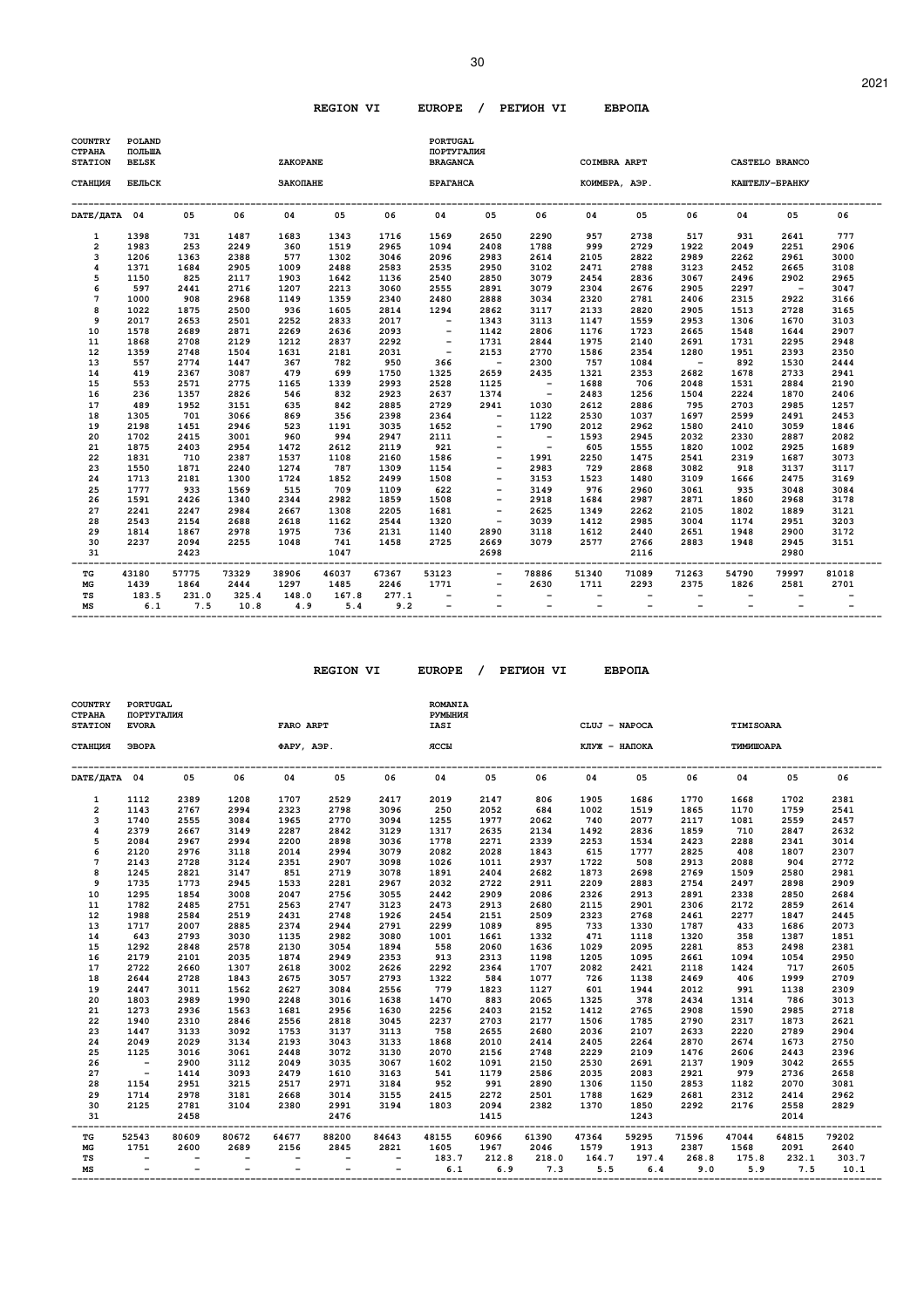## REGION VI EUROPE / РЕГИОН VI ЕВРОПА

| COUNTRY / СТРАНА | POLAND / ПОЛЬША | | | | | | PORTUGAL / ПОРТУГАЛИЯ | | | | | | | | |
|---|---|---|---|---|---|---|---|---|---|---|---|---|---|---|---|
| STATION / СТАНЦИЯ | BELSK / БЕЛЬСК | | | ZAKOPANE / ЗАКОПАНЕ | | | BRAGANCA / БРАГАНСА | | | COIMBRA ARPT / КОИМБРА, АЭР. | | | CASTELO BRANCO / КАШТЕЛУ-БРАНКУ | | |
| DATE/ДАТА | 04 | 05 | 06 | 04 | 05 | 06 | 04 | 05 | 06 | 04 | 05 | 06 | 04 | 05 | 06 |
| 1 | 1398 | 731 | 1487 | 1683 | 1343 | 1716 | 1569 | 2650 | 2290 | 957 | 2738 | 517 | 931 | 2641 | 777 |
| 2 | 1983 | 253 | 2249 | 360 | 1519 | 2965 | 1094 | 2408 | 1788 | 999 | 2729 | 1922 | 2049 | 2251 | 2906 |
| 3 | 1206 | 1363 | 2388 | 577 | 1302 | 3046 | 2096 | 2983 | 2614 | 2105 | 2822 | 2989 | 2262 | 2961 | 3000 |
| 4 | 1371 | 1684 | 2905 | 1009 | 2488 | 2583 | 2535 | 2950 | 3102 | 2471 | 2788 | 3123 | 2452 | 2665 | 3108 |
| 5 | 1150 | 825 | 2117 | 1903 | 1642 | 1136 | 2540 | 2850 | 3079 | 2454 | 2836 | 3067 | 2496 | 2902 | 2965 |
| 6 | 597 | 2441 | 2716 | 1207 | 2213 | 3060 | 2555 | 2891 | 3079 | 2304 | 2676 | 2905 | 2297 | - | 3047 |
| 7 | 1000 | 908 | 2968 | 1149 | 1359 | 2340 | 2480 | 2888 | 3034 | 2320 | 2781 | 2406 | 2315 | 2922 | 3166 |
| 8 | 1022 | 1875 | 2500 | 936 | 1605 | 2814 | 1294 | 2862 | 3117 | 2133 | 2820 | 2905 | 1513 | 2728 | 3165 |
| 9 | 2017 | 2653 | 2501 | 2252 | 2833 | 2017 | - | 1343 | 3113 | 1147 | 1559 | 2953 | 1306 | 1670 | 3103 |
| 10 | 1578 | 2689 | 2871 | 2269 | 2636 | 2093 | - | 1142 | 2806 | 1176 | 1723 | 2665 | 1548 | 1644 | 2907 |
| 11 | 1868 | 2708 | 2129 | 1212 | 2837 | 2292 | - | 1731 | 2844 | 1975 | 2140 | 2691 | 1731 | 2295 | 2948 |
| 12 | 1359 | 2748 | 1504 | 1631 | 2181 | 2031 | - | 2153 | 2770 | 1586 | 2354 | 1280 | 1951 | 2393 | 2350 |
| 13 | 557 | 2774 | 1447 | 367 | 782 | 950 | 366 | - | 2300 | 757 | 1084 | - | 892 | 1530 | 2444 |
| 14 | 419 | 2367 | 3087 | 479 | 699 | 1750 | 1325 | 2659 | 2435 | 1321 | 2353 | 2682 | 1678 | 2733 | 2941 |
| 15 | 553 | 2571 | 2775 | 1165 | 1339 | 2993 | 2528 | 1125 | - | 1688 | 706 | 2048 | 1531 | 2884 | 2190 |
| 16 | 236 | 1357 | 2826 | 546 | 832 | 2923 | 2637 | 1374 | - | 2483 | 1256 | 1504 | 2224 | 1870 | 2406 |
| 17 | 489 | 1952 | 3151 | 635 | 842 | 2885 | 2729 | 2941 | 1030 | 2612 | 2886 | 795 | 2703 | 2985 | 1257 |
| 18 | 1305 | 701 | 3066 | 869 | 356 | 2398 | 2364 | - | 1122 | 2530 | 1037 | 1697 | 2599 | 2491 | 2453 |
| 19 | 2198 | 1451 | 2946 | 523 | 1191 | 3035 | 1652 | - | 1790 | 2012 | 2962 | 1580 | 2410 | 3059 | 1846 |
| 20 | 1702 | 2415 | 3001 | 960 | 994 | 2947 | 2111 | - | - | 1593 | 2945 | 2032 | 2330 | 2887 | 2082 |
| 21 | 1875 | 2403 | 2954 | 1472 | 2612 | 2119 | 921 | - | - | 605 | 1555 | 1820 | 1002 | 2925 | 1689 |
| 22 | 1831 | 710 | 2387 | 1537 | 1108 | 2160 | 1586 | - | 1991 | 2250 | 1475 | 2541 | 2319 | 1687 | 3073 |
| 23 | 1550 | 1871 | 2240 | 1274 | 787 | 1309 | 1154 | - | 2983 | 729 | 2868 | 3082 | 918 | 3137 | 3117 |
| 24 | 1713 | 2181 | 1300 | 1724 | 1852 | 2499 | 1508 | - | 3153 | 1523 | 1480 | 3109 | 1666 | 2475 | 3169 |
| 25 | 1777 | 933 | 1569 | 515 | 709 | 1109 | 622 | - | 3149 | 976 | 2960 | 3061 | 935 | 3048 | 3084 |
| 26 | 1591 | 2426 | 1340 | 2344 | 2982 | 1859 | 1508 | - | 2918 | 1684 | 2987 | 2871 | 1860 | 2968 | 3178 |
| 27 | 2241 | 2247 | 2984 | 2667 | 1308 | 2205 | 1681 | - | 2625 | 1349 | 2262 | 2105 | 1802 | 1889 | 3121 |
| 28 | 2543 | 2154 | 2688 | 2618 | 1162 | 2544 | 1320 | - | 3039 | 1412 | 2985 | 3004 | 1174 | 2951 | 3203 |
| 29 | 1814 | 1867 | 2978 | 1975 | 736 | 2131 | 1140 | 2890 | 3118 | 1612 | 2440 | 2651 | 1948 | 2900 | 3172 |
| 30 | 2237 | 2094 | 2255 | 1048 | 741 | 1458 | 2725 | 2669 | 3079 | 2577 | 2766 | 2883 | 1948 | 2945 | 3151 |
| 31 | | 2423 | | | 1047 | | | 2698 | | | 2116 | | | 2980 | |
| TG | 43180 | 57775 | 73329 | 38906 | 46037 | 67367 | 53123 | - | 78886 | 51340 | 71089 | 71263 | 54790 | 79997 | 81018 |
| MG | 1439 | 1864 | 2444 | 1297 | 1485 | 2246 | 1771 | - | 2630 | 1711 | 2293 | 2375 | 1826 | 2581 | 2701 |
| TS | 183.5 | 231.0 | 325.4 | 148.0 | 167.8 | 277.1 | - | - | - | - | - | - | - | - | - |
| MS | 6.1 | 7.5 | 10.8 | 4.9 | 5.4 | 9.2 | - | - | - | - | - | - | - | - | - |

## REGION VI EUROPE / РЕГИОН VI ЕВРОПА

| COUNTRY / СТРАНА | PORTUGAL / ПОРТУГАЛИЯ | | | | | | ROMANIA / РУМЫНИЯ | | | | | | | | |
|---|---|---|---|---|---|---|---|---|---|---|---|---|---|---|---|
| STATION / СТАНЦИЯ | EVORA / ЭВОРА | | | FARO ARPT / ФАРУ, АЭР. | | | IASI / ЯССЫ | | | CLUJ - NAPOCA / КЛУЖ - НАПОКА | | | TIMISOARA / ТИМИШОАРА | | |
| DATE/ДАТА | 04 | 05 | 06 | 04 | 05 | 06 | 04 | 05 | 06 | 04 | 05 | 06 | 04 | 05 | 06 |
| 1 | 1112 | 2389 | 1208 | 1707 | 2529 | 2417 | 2019 | 2147 | 806 | 1905 | 1686 | 1770 | 1668 | 1702 | 2381 |
| 2 | 1143 | 2767 | 2994 | 2323 | 2798 | 3096 | 250 | 2052 | 684 | 1002 | 1519 | 1865 | 1170 | 1759 | 2541 |
| 3 | 1740 | 2555 | 3084 | 1965 | 2770 | 3094 | 1255 | 1977 | 2062 | 740 | 2077 | 2117 | 1081 | 2559 | 2457 |
| 4 | 2379 | 2667 | 3149 | 2287 | 2842 | 3129 | 1317 | 2635 | 2134 | 1492 | 2836 | 1859 | 710 | 2847 | 2632 |
| 5 | 2084 | 2967 | 2994 | 2200 | 2898 | 3036 | 1778 | 2271 | 2339 | 2253 | 1534 | 2423 | 2288 | 2341 | 3014 |
| 6 | 2120 | 2976 | 3118 | 2014 | 2994 | 3079 | 2082 | 2028 | 1843 | 615 | 1777 | 2825 | 408 | 1807 | 2307 |
| 7 | 2143 | 2728 | 3124 | 2351 | 2907 | 3098 | 1026 | 1011 | 2937 | 1722 | 508 | 2913 | 2088 | 904 | 2772 |
| 8 | 1245 | 2821 | 3147 | 851 | 2719 | 3078 | 1891 | 2404 | 2682 | 1873 | 2698 | 2769 | 1509 | 2580 | 2981 |
| 9 | 1735 | 1773 | 2945 | 1533 | 2281 | 2967 | 2032 | 2722 | 2911 | 2209 | 2883 | 2754 | 2497 | 2898 | 2909 |
| 10 | 1295 | 1854 | 3008 | 2047 | 2756 | 3055 | 2442 | 2909 | 2086 | 2326 | 2913 | 2891 | 2338 | 2850 | 2684 |
| 11 | 1782 | 2485 | 2751 | 2563 | 2747 | 3123 | 2473 | 2913 | 2680 | 2115 | 2901 | 2306 | 2172 | 2859 | 2614 |
| 12 | 1988 | 2584 | 2519 | 2431 | 2748 | 1926 | 2454 | 2151 | 2509 | 2323 | 2768 | 2461 | 2277 | 1847 | 2445 |
| 13 | 1717 | 2007 | 2885 | 2374 | 2944 | 2791 | 2299 | 1089 | 895 | 733 | 1330 | 1787 | 433 | 1686 | 2073 |
| 14 | 643 | 2793 | 3030 | 1135 | 2982 | 3080 | 1001 | 1661 | 1332 | 471 | 1118 | 1320 | 358 | 1387 | 1851 |
| 15 | 1292 | 2848 | 2578 | 2130 | 3054 | 1894 | 558 | 2060 | 1636 | 1029 | 2095 | 2281 | 853 | 2498 | 2381 |
| 16 | 2179 | 2101 | 2035 | 1874 | 2949 | 2353 | 913 | 2313 | 1198 | 1205 | 1095 | 2661 | 1094 | 1054 | 2950 |
| 17 | 2722 | 2660 | 1307 | 2618 | 3002 | 2626 | 2292 | 2364 | 1707 | 2082 | 2421 | 2118 | 1424 | 717 | 2605 |
| 18 | 2644 | 2728 | 1843 | 2675 | 3057 | 2793 | 1322 | 584 | 1077 | 726 | 1138 | 2469 | 406 | 1999 | 2709 |
| 19 | 2447 | 3011 | 1562 | 2627 | 3084 | 2556 | 779 | 1823 | 1127 | 601 | 1944 | 2012 | 991 | 1138 | 2309 |
| 20 | 1803 | 2989 | 1990 | 2248 | 3016 | 1638 | 1470 | 883 | 2065 | 1325 | 378 | 2434 | 1314 | 786 | 3013 |
| 21 | 1273 | 2936 | 1563 | 1681 | 2956 | 1630 | 2256 | 2403 | 2152 | 1412 | 2765 | 2908 | 1590 | 2985 | 2718 |
| 22 | 1940 | 2310 | 2846 | 2556 | 2818 | 3045 | 2237 | 2703 | 2177 | 1506 | 1785 | 2790 | 2317 | 1873 | 2621 |
| 23 | 1447 | 3133 | 3092 | 1753 | 3137 | 3113 | 758 | 2655 | 2680 | 2036 | 2107 | 2633 | 2220 | 2789 | 2904 |
| 24 | 2049 | 2029 | 3134 | 2193 | 3043 | 3133 | 1868 | 2010 | 2414 | 2405 | 2264 | 2870 | 2674 | 1673 | 2750 |
| 25 | 1125 | 3016 | 3061 | 2448 | 3072 | 3130 | 2070 | 2156 | 2748 | 2229 | 2109 | 1476 | 2606 | 2443 | 2396 |
| 26 | - | 2900 | 3112 | 2049 | 3035 | 3067 | 1602 | 1091 | 2150 | 2530 | 2691 | 2137 | 1909 | 3042 | 2655 |
| 27 | - | 1414 | 3093 | 2479 | 1610 | 3163 | 541 | 1179 | 2586 | 2035 | 2083 | 2921 | 979 | 2736 | 2658 |
| 28 | 1154 | 2951 | 3215 | 2517 | 2971 | 3184 | 952 | 991 | 2890 | 1306 | 1150 | 2853 | 1182 | 2070 | 3081 |
| 29 | 1714 | 2978 | 3181 | 2668 | 3014 | 3155 | 2415 | 2272 | 2501 | 1788 | 1629 | 2681 | 2312 | 2414 | 2962 |
| 30 | 2125 | 2781 | 3104 | 2380 | 2991 | 3194 | 1803 | 2094 | 2382 | 1370 | 1850 | 2292 | 2176 | 2558 | 2829 |
| 31 | | 2458 | | | 2476 | | | 1415 | | | 1243 | | | 2014 | |
| TG | 52543 | 80609 | 80672 | 64677 | 88200 | 84643 | 48155 | 60966 | 61390 | 47364 | 59295 | 71596 | 47044 | 64815 | 79202 |
| MG | 1751 | 2600 | 2689 | 2156 | 2845 | 2821 | 1605 | 1967 | 2046 | 1579 | 1913 | 2387 | 1568 | 2091 | 2640 |
| TS | - | - | - | - | - | - | 183.7 | 212.8 | 218.0 | 164.7 | 197.4 | 268.8 | 175.8 | 232.1 | 303.7 |
| MS | - | - | - | - | - | - | 6.1 | 6.9 | 7.3 | 5.5 | 6.4 | 9.0 | 5.9 | 7.5 | 10.1 |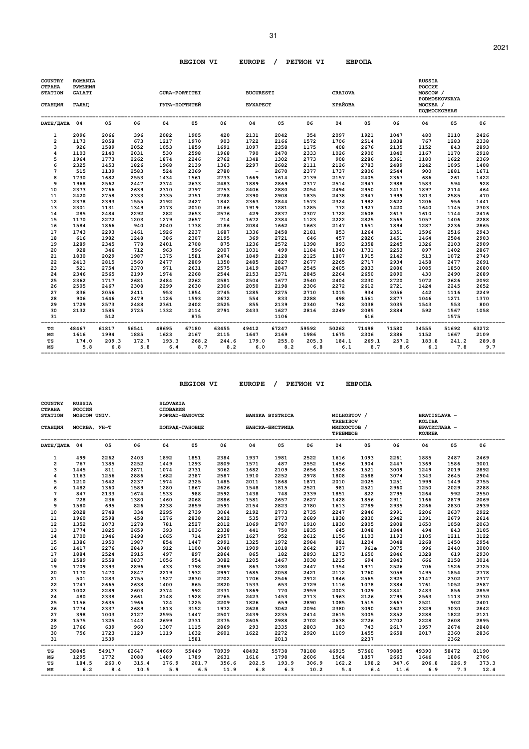## REGION VI EUROPE / РЕГИОН VI ЕВРОПА

| COUNTRY / СТРАНА | ROMANIA / РУМЫНИЯ | | | | | | | | | | | | RUSSIA / РОССИЯ | | |
|---|---|---|---|---|---|---|---|---|---|---|---|---|---|---|---|
| STATION / СТАНЦИЯ | GALATI / ГАЛАЦ | | | GURA-PORTITEI / ГУРА-ПОРТИТЕЙ | | | BUCURESTI / БУХАРЕСТ | | | CRAIOVA / КРАЙОВА | | | MOSCOW / PODMOSKOVNAYA / МОСКВА / ПОДМОСКОВНАЯ | | |
| DATE/ДАТА | 04 | 05 | 06 | 04 | 05 | 06 | 04 | 05 | 06 | 04 | 05 | 06 | 04 | 05 | 06 |
| 1 | 2096 | 2066 | 396 | 2082 | 1905 | 420 | 2131 | 2042 | 354 | 2097 | 1921 | 1047 | 480 | 2110 | 2426 |
| 2 | 1173 | 2058 | 673 | 1217 | 1970 | 903 | 1722 | 2166 | 1572 | 1706 | 2514 | 1838 | 767 | 1283 | 2338 |
| 3 | 926 | 1589 | 2052 | 1053 | 1859 | 1691 | 1097 | 2358 | 1175 | 408 | 2676 | 2135 | 1152 | 843 | 2893 |
| 4 | 1103 | 2140 | 2031 | 530 | 2598 | 1968 | 790 | 2470 | 2333 | 1026 | 2900 | 1840 | 1167 | 1170 | 2918 |
| 5 | 1964 | 1773 | 2262 | 1874 | 2246 | 2762 | 1348 | 1302 | 2773 | 908 | 2286 | 2361 | 1180 | 1622 | 2369 |
| 6 | 2325 | 1453 | 1826 | 1968 | 2139 | 1363 | 2297 | 2682 | 2111 | 2126 | 2783 | 2489 | 1242 | 1095 | 1408 |
| 7 | 515 | 1139 | 2583 | 524 | 2369 | 2780 | - | 2670 | 2377 | 1737 | 2806 | 2544 | 900 | 1881 | 1671 |
| 8 | 1730 | 1682 | 2553 | 1434 | 1561 | 2733 | 1669 | 1614 | 2139 | 2157 | 2405 | 2367 | 686 | 261 | 1422 |
| 9 | 1968 | 2562 | 2447 | 2374 | 2633 | 2483 | 1889 | 2869 | 2317 | 2514 | 2947 | 2988 | 1583 | 594 | 928 |
| 10 | 2373 | 2766 | 2639 | 2310 | 2797 | 2753 | 2406 | 2880 | 2054 | 2494 | 2950 | 2413 | 1897 | 2714 | 464 |
| 11 | 2420 | 2758 | 2333 | 2335 | 2751 | 2788 | 2390 | 2908 | 1835 | 2438 | 2947 | 1999 | 1813 | 2585 | 470 |
| 12 | 2378 | 2393 | 1555 | 2192 | 2427 | 1842 | 2363 | 2844 | 1573 | 2324 | 1982 | 2622 | 1206 | 956 | 1441 |
| 13 | 2301 | 1131 | 1349 | 2173 | 2010 | 2166 | 1919 | 1281 | 1285 | 772 | 1927 | 1420 | 1640 | 1745 | 2303 |
| 14 | 285 | 2484 | 2292 | 282 | 2653 | 2576 | 429 | 2837 | 2307 | 1722 | 2608 | 2613 | 1610 | 1744 | 2416 |
| 15 | 1170 | 2272 | 1203 | 1279 | 2657 | 714 | 1672 | 2384 | 1123 | 2222 | 2825 | 2565 | 1057 | 1406 | 2288 |
| 16 | 1584 | 1866 | 940 | 2040 | 1738 | 2186 | 2084 | 1662 | 1663 | 2147 | 1651 | 1894 | 1287 | 2236 | 2865 |
| 17 | 1743 | 2293 | 1461 | 1926 | 2237 | 1687 | 1336 | 2458 | 2181 | 853 | 1264 | 2351 | 1596 | 2516 | 2943 |
| 18 | 616 | 1982 | 1248 | 386 | 2307 | 2195 | 369 | 2721 | 646 | 457 | 2826 | 1451 | 1464 | 2584 | 2903 |
| 19 | 1289 | 2345 | 778 | 2401 | 2708 | 875 | 1236 | 2572 | 1398 | 893 | 2358 | 2245 | 1326 | 2103 | 2909 |
| 20 | 928 | 346 | 712 | 963 | 596 | 2007 | 1031 | 499 | 1184 | 1340 | 1731 | 2253 | 897 | 1402 | 2867 |
| 21 | 1830 | 2029 | 1987 | 1375 | 1581 | 2474 | 1849 | 2128 | 2125 | 1807 | 1915 | 2142 | 513 | 1072 | 2749 |
| 22 | 2413 | 2815 | 1560 | 2477 | 2809 | 1350 | 2485 | 2827 | 2677 | 2265 | 2717 | 2934 | 1458 | 2477 | 2691 |
| 23 | 521 | 2754 | 2370 | 971 | 2631 | 2575 | 1419 | 2847 | 2545 | 2405 | 2833 | 2886 | 1085 | 1850 | 2680 |
| 24 | 2346 | 2565 | 2199 | 1974 | 2268 | 2544 | 2153 | 2371 | 2845 | 2264 | 2650 | 2890 | 430 | 2490 | 2689 |
| 25 | 2362 | 1717 | 2681 | 2484 | 2262 | 2581 | 2504 | 1677 | 2540 | 2404 | 2230 | 2720 | 1072 | 2626 | 2092 |
| 26 | 2505 | 2467 | 2308 | 2299 | 2630 | 2306 | 2050 | 2198 | 2306 | 2272 | 2612 | 2721 | 1424 | 2245 | 2652 |
| 27 | 836 | 2056 | 2411 | 953 | 1854 | 2745 | 1285 | 2275 | 2710 | 1015 | 934 | 3056 | 442 | 1116 | 2249 |
| 28 | 906 | 1646 | 2479 | 1126 | 1593 | 2672 | 554 | 833 | 2288 | 498 | 1561 | 2877 | 1046 | 1271 | 1370 |
| 29 | 1729 | 2573 | 2488 | 2361 | 2402 | 2525 | 855 | 2139 | 2340 | 742 | 3038 | 3035 | 1543 | 553 | 800 |
| 30 | 2132 | 1585 | 2725 | 1332 | 2114 | 2791 | 2433 | 1627 | 2816 | 2249 | 2085 | 2884 | 592 | 1567 | 1058 |
| 31 | | 512 | | | 875 | | | 1106 | | | 616 | | | 1575 | |
| TG | 48467 | 61817 | 56541 | 48695 | 67180 | 63455 | 49412 | 67247 | 59592 | 50262 | 71498 | 71580 | 34555 | 51692 | 63272 |
| MG | 1616 | 1994 | 1885 | 1623 | 2167 | 2115 | 1647 | 2169 | 1986 | 1675 | 2306 | 2386 | 1152 | 1667 | 2109 |
| TS | 174.0 | 209.3 | 172.7 | 193.3 | 268.2 | 244.6 | 179.0 | 255.0 | 205.3 | 184.1 | 269.1 | 257.2 | 183.8 | 241.2 | 289.8 |
| MS | 5.8 | 6.8 | 5.8 | 6.4 | 8.7 | 8.2 | 6.0 | 8.2 | 6.8 | 6.1 | 8.7 | 8.6 | 6.1 | 7.8 | 9.7 |

## REGION VI EUROPE / РЕГИОН VI ЕВРОПА

| COUNTRY / СТРАНА | RUSSIA / РОССИЯ | | | SLOVAKIA / СЛОВАКИЯ | | | | | | | | | | | |
|---|---|---|---|---|---|---|---|---|---|---|---|---|---|---|---|
| STATION / СТАНЦИЯ | MOSCOW UNIV. / МОСКВА, УН-Т | | | POPRAD-GANOVCE / ПОПРАД-ГАНОВЦЕ | | | BANSKA BYSTRICA / БАНСКА-БИСТРИЦА | | | MILHOSTOV / TREBISOV / МИЛХОСТОВ / ТРЕБИШОВ | | | BRATISLAVA - KOLIBA / БРАТИСЛАВА - КОЛИБА | | |
| DATE/ДАТА | 04 | 05 | 06 | 04 | 05 | 06 | 04 | 05 | 06 | 04 | 05 | 06 | 04 | 05 | 06 |
| 1 | 499 | 2262 | 2403 | 1892 | 1851 | 2384 | 1937 | 1981 | 2522 | 1616 | 1093 | 2261 | 1885 | 2487 | 2469 |
| 2 | 767 | 1385 | 2252 | 1449 | 1293 | 2809 | 1571 | 487 | 2552 | 1456 | 1904 | 2447 | 1369 | 1586 | 3001 |
| 3 | 1445 | 811 | 2871 | 1074 | 2731 | 3062 | 1682 | 2109 | 2656 | 1526 | 1521 | 3009 | 1249 | 2019 | 2892 |
| 4 | 1163 | 1256 | 2886 | 1682 | 2387 | 2587 | 1910 | 2252 | 2978 | 1808 | 2588 | 3074 | 1343 | 2645 | 2904 |
| 5 | 1210 | 1642 | 2237 | 1974 | 2325 | 1485 | 2011 | 1868 | 1871 | 2010 | 2025 | 1251 | 1999 | 1449 | 2755 |
| 6 | 1482 | 1360 | 1589 | 1280 | 1867 | 2626 | 1548 | 1815 | 2521 | 981 | 2521 | 2960 | 1250 | 2029 | 2288 |
| 7 | 847 | 2133 | 1674 | 1533 | 988 | 2592 | 1438 | 748 | 2339 | 1851 | 822 | 2795 | 1264 | 992 | 2550 |
| 8 | 728 | 236 | 1380 | 1460 | 2068 | 2886 | 1581 | 2657 | 2627 | 1428 | 1856 | 2911 | 1166 | 2879 | 2069 |
| 9 | 1580 | 695 | 826 | 2238 | 2859 | 2591 | 2154 | 2823 | 2780 | 1613 | 2789 | 2935 | 2266 | 2830 | 2939 |
| 10 | 2028 | 2748 | 334 | 2295 | 2739 | 3064 | 2192 | 2773 | 2735 | 2247 | 2846 | 2991 | 2206 | 2637 | 2922 |
| 11 | 1960 | 2598 | 458 | 1276 | 2838 | 2432 | 535 | 2773 | 2689 | 1838 | 2830 | 2942 | 1391 | 2679 | 2614 |
| 12 | 1352 | 1073 | 1278 | 781 | 2527 | 2012 | 1069 | 2787 | 1910 | 1830 | 2805 | 2808 | 1650 | 1058 | 2063 |
| 13 | 1774 | 1825 | 2659 | 393 | 1036 | 2338 | 441 | 750 | 1835 | 645 | 1048 | 1844 | 494 | 843 | 3105 |
| 14 | 1700 | 1946 | 2498 | 1665 | 714 | 2957 | 1627 | 952 | 2612 | 1156 | 1103 | 1193 | 1105 | 1211 | 3122 |
| 15 | 1386 | 1950 | 1987 | 854 | 1447 | 2991 | 1325 | 1972 | 2984 | 981 | 1204 | 3048 | 1268 | 1450 | 2954 |
| 16 | 1417 | 2276 | 2849 | 912 | 1100 | 3040 | 1909 | 1018 | 2642 | 837 | 961e | 3075 | 996 | 2440 | 3000 |
| 17 | 1884 | 2524 | 2915 | 497 | 897 | 2864 | 865 | 182 | 2893 | 1273 | 1650 | 2846 | 1328 | 619 | 2930 |
| 18 | 1589 | 2558 | 2837 | 1056 | 954 | 3082 | 1205 | 1467 | 3038 | 1215 | 694 | 2843 | 666 | 2158 | 3014 |
| 19 | 1709 | 2393 | 2896 | 433 | 1798 | 2989 | 863 | 1280 | 2447 | 1354 | 1971 | 2526 | 706 | 1526 | 2725 |
| 20 | 1170 | 1470 | 2847 | 2219 | 1932 | 2997 | 1685 | 2058 | 2421 | 2112 | 1760 | 3058 | 1495 | 1854 | 2778 |
| 21 | 501 | 1283 | 2755 | 1527 | 2830 | 2702 | 1706 | 2546 | 2912 | 1846 | 2565 | 2925 | 2147 | 2302 | 2377 |
| 22 | 1747 | 2665 | 2638 | 1400 | 865 | 2820 | 1533 | 653 | 2729 | 1116 | 1078 | 2384 | 1761 | 1052 | 2587 |
| 23 | 1002 | 2289 | 2603 | 2374 | 992 | 2331 | 1869 | 770 | 2959 | 2003 | 1029 | 2841 | 2483 | 856 | 2859 |
| 24 | 480 | 2338 | 2661 | 2148 | 1928 | 2765 | 2423 | 1453 | 2713 | 1963 | 2126 | 2799 | 2563 | 1113 | 2330 |
| 25 | 1156 | 2635 | 1966 | 724 | 1225 | 2209 | 1826 | 659 | 2890 | 1085 | 1515 | 2667 | 2521 | 902 | 2401 |
| 26 | 1774 | 2337 | 2689 | 1813 | 3152 | 1972 | 2628 | 3062 | 2094 | 2380 | 3090 | 2623 | 2329 | 3030 | 2842 |
| 27 | 398 | 1003 | 2127 | 2595 | 1447 | 2507 | 2439 | 2235 | 2414 | 2615 | 3005 | 2852 | 2288 | 1822 | 2121 |
| 28 | 1575 | 1325 | 1443 | 2699 | 2331 | 2375 | 2605 | 2988 | 2702 | 2638 | 2726 | 2702 | 2228 | 2608 | 2895 |
| 29 | 1766 | 639 | 960 | 1307 | 1115 | 2869 | 293 | 2335 | 2803 | 383 | 743 | 2617 | 1957 | 2674 | 2848 |
| 30 | 756 | 1723 | 1129 | 1119 | 1632 | 2601 | 1622 | 2272 | 2920 | 1109 | 1455 | 2658 | 2017 | 2360 | 2836 |
| 31 | | 1539 | | | 1581 | | | 2013 | | | 2237 | | | 2362 | |
| TG | 38845 | 54917 | 62647 | 44669 | 55449 | 78939 | 48492 | 55738 | 78188 | 46915 | 57560 | 79885 | 49390 | 58472 | 81190 |
| MG | 1295 | 1772 | 2088 | 1489 | 1789 | 2631 | 1616 | 1798 | 2606 | 1564 | 1857 | 2663 | 1646 | 1886 | 2706 |
| TS | 184.5 | 260.0 | 315.4 | 176.9 | 201.7 | 356.6 | 202.5 | 193.9 | 306.9 | 162.2 | 198.2 | 347.6 | 206.8 | 226.9 | 373.3 |
| MS | 6.2 | 8.4 | 10.5 | 5.9 | 6.5 | 11.9 | 6.8 | 6.3 | 10.2 | 5.4 | 6.4 | 11.6 | 6.9 | 7.3 | 12.4 |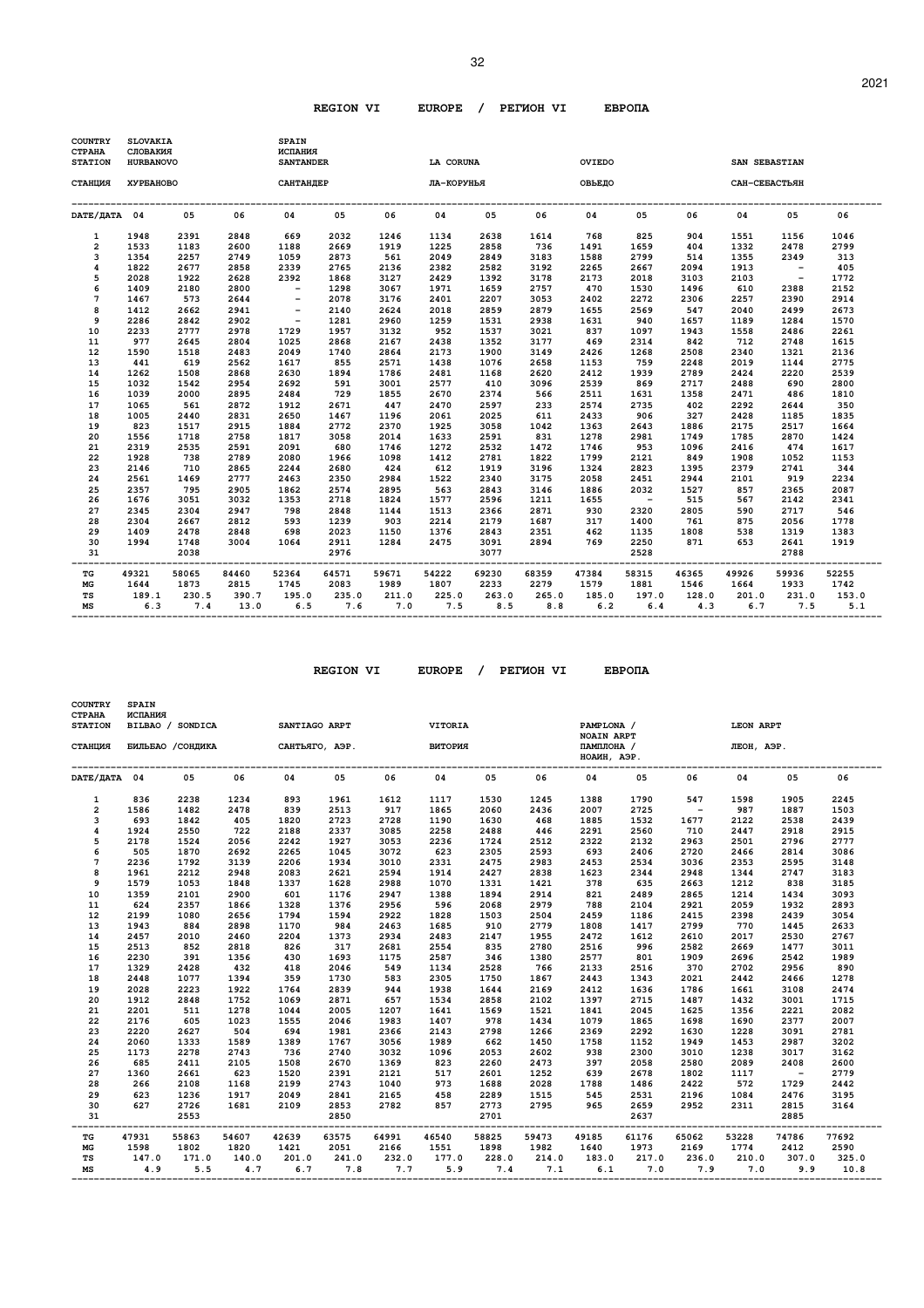## REGION VI EUROPE / РЕГИОН VI ЕВРОПА

| COUNTRY / СТРАНА | SLOVAKIA / СЛОВАКИЯ | | | SPAIN / ИСПАНИЯ | | | | | | | | | | | |
|---|---|---|---|---|---|---|---|---|---|---|---|---|---|---|---|
| STATION / СТАНЦИЯ | HURBANOVO / ХУРБАНОВО | | | SANTANDER / САНТАНДЕР | | | LA CORUNA / ЛА-КОРУНЬЯ | | | OVIEDO / ОВЬЕДО | | | SAN SEBASTIAN / САН-СЕБАСТЬЯН | | |
| DATE/ДАТА | 04 | 05 | 06 | 04 | 05 | 06 | 04 | 05 | 06 | 04 | 05 | 06 | 04 | 05 | 06 |
| 1 | 1948 | 2391 | 2848 | 669 | 2032 | 1246 | 1134 | 2638 | 1614 | 768 | 825 | 904 | 1551 | 1156 | 1046 |
| 2 | 1533 | 1183 | 2600 | 1188 | 2669 | 1919 | 1225 | 2858 | 736 | 1491 | 1659 | 404 | 1332 | 2478 | 2799 |
| 3 | 1354 | 2257 | 2749 | 1059 | 2873 | 561 | 2049 | 2849 | 3183 | 1588 | 2799 | 514 | 1355 | 2349 | 313 |
| 4 | 1822 | 2677 | 2858 | 2339 | 2765 | 2136 | 2382 | 2582 | 3192 | 2265 | 2667 | 2094 | 1913 | - | 405 |
| 5 | 2028 | 1922 | 2628 | 2392 | 1868 | 3127 | 2429 | 1392 | 3178 | 2173 | 2018 | 3103 | 2103 | - | 1772 |
| 6 | 1409 | 2180 | 2800 | - | 1298 | 3067 | 1971 | 1659 | 2757 | 470 | 1530 | 1496 | 610 | 2388 | 2152 |
| 7 | 1467 | 573 | 2644 | - | 2078 | 3176 | 2401 | 2207 | 3053 | 2402 | 2272 | 2306 | 2257 | 2390 | 2914 |
| 8 | 1412 | 2662 | 2941 | - | 2140 | 2624 | 2018 | 2859 | 2879 | 1655 | 2569 | 547 | 2040 | 2499 | 2673 |
| 9 | 2286 | 2842 | 2902 | - | 1281 | 2960 | 1259 | 1531 | 2938 | 1631 | 940 | 1657 | 1189 | 1284 | 1570 |
| 10 | 2233 | 2777 | 2978 | 1729 | 1957 | 3132 | 952 | 1537 | 3021 | 837 | 1097 | 1943 | 1558 | 2486 | 2261 |
| 11 | 977 | 2645 | 2804 | 1025 | 2868 | 2167 | 2438 | 1352 | 3177 | 469 | 2314 | 842 | 712 | 2748 | 1615 |
| 12 | 1590 | 1518 | 2483 | 2049 | 1740 | 2864 | 2173 | 1900 | 3149 | 2426 | 1268 | 2508 | 2340 | 1321 | 2136 |
| 13 | 441 | 619 | 2562 | 1617 | 855 | 2571 | 1438 | 1076 | 2658 | 1153 | 759 | 2248 | 2019 | 1144 | 2775 |
| 14 | 1262 | 1508 | 2868 | 2630 | 1894 | 1786 | 2481 | 1168 | 2620 | 2412 | 1939 | 2789 | 2424 | 2220 | 2539 |
| 15 | 1032 | 1542 | 2954 | 2692 | 591 | 3001 | 2577 | 410 | 3096 | 2539 | 869 | 2717 | 2488 | 690 | 2800 |
| 16 | 1039 | 2000 | 2895 | 2484 | 729 | 1855 | 2670 | 2374 | 566 | 2511 | 1631 | 1358 | 2471 | 486 | 1810 |
| 17 | 1065 | 561 | 2872 | 1912 | 2671 | 447 | 2470 | 2597 | 233 | 2574 | 2735 | 402 | 2292 | 2644 | 350 |
| 18 | 1005 | 2440 | 2831 | 2650 | 1467 | 1196 | 2061 | 2025 | 611 | 2433 | 906 | 327 | 2428 | 1185 | 1835 |
| 19 | 823 | 1517 | 2915 | 1884 | 2772 | 2370 | 1925 | 3058 | 1042 | 1363 | 2643 | 1886 | 2175 | 2517 | 1664 |
| 20 | 1556 | 1718 | 2758 | 1817 | 3058 | 2014 | 1633 | 2591 | 831 | 1278 | 2981 | 1749 | 1785 | 2870 | 1424 |
| 21 | 2319 | 2535 | 2591 | 2091 | 680 | 1746 | 1272 | 2532 | 1472 | 1746 | 953 | 1096 | 2416 | 474 | 1617 |
| 22 | 1928 | 738 | 2789 | 2080 | 1966 | 1098 | 1412 | 2781 | 1822 | 1799 | 2121 | 849 | 1908 | 1052 | 1153 |
| 23 | 2146 | 710 | 2865 | 2244 | 2680 | 424 | 612 | 1919 | 3196 | 1324 | 2823 | 1395 | 2379 | 2741 | 344 |
| 24 | 2561 | 1469 | 2777 | 2463 | 2350 | 2984 | 1522 | 2340 | 3175 | 2058 | 2451 | 2944 | 2101 | 919 | 2234 |
| 25 | 2357 | 795 | 2905 | 1862 | 2574 | 2895 | 563 | 2843 | 3146 | 1886 | 2032 | 1527 | 857 | 2365 | 2087 |
| 26 | 1676 | 3051 | 3032 | 1353 | 2718 | 1824 | 1577 | 2596 | 1211 | 1655 | - | 515 | 567 | 2142 | 2341 |
| 27 | 2345 | 2304 | 2947 | 798 | 2848 | 1144 | 1513 | 2366 | 2871 | 930 | 2320 | 2805 | 590 | 2717 | 546 |
| 28 | 2304 | 2667 | 2812 | 593 | 1239 | 903 | 2214 | 2179 | 1687 | 317 | 1400 | 761 | 875 | 2056 | 1778 |
| 29 | 1409 | 2478 | 2848 | 698 | 2023 | 1150 | 1376 | 2843 | 2351 | 462 | 1135 | 1808 | 538 | 1319 | 1383 |
| 30 | 1994 | 1748 | 3004 | 1064 | 2911 | 1284 | 2475 | 3091 | 2894 | 769 | 2250 | 871 | 653 | 2641 | 1919 |
| 31 | | 2038 | | | 2976 | | | 3077 | | | 2528 | | | 2788 | |
| TG | 49321 | 58065 | 84460 | 52364 | 64571 | 59671 | 54222 | 69230 | 68359 | 47384 | 58315 | 46365 | 49926 | 59936 | 52255 |
| MG | 1644 | 1873 | 2815 | 1745 | 2083 | 1989 | 1807 | 2233 | 2279 | 1579 | 1881 | 1546 | 1664 | 1933 | 1742 |
| TS | 189.1 | 230.5 | 390.7 | 195.0 | 235.0 | 211.0 | 225.0 | 263.0 | 265.0 | 185.0 | 197.0 | 128.0 | 201.0 | 231.0 | 153.0 |
| MS | 6.3 | 7.4 | 13.0 | 6.5 | 7.6 | 7.0 | 7.5 | 8.5 | 8.8 | 6.2 | 6.4 | 4.3 | 6.7 | 7.5 | 5.1 |

## REGION VI EUROPE / РЕГИОН VI ЕВРОПА

| COUNTRY / СТРАНА | SPAIN / ИСПАНИЯ | | | | | | | | | | | | | | |
|---|---|---|---|---|---|---|---|---|---|---|---|---|---|---|---|
| STATION / СТАНЦИЯ | BILBAO / SONDICA / БИЛЬБАО /СОНДИКА | | | SANTIAGO ARPT / САНТЬЯГО, АЭР. | | | VITORIA / ВИТОРИЯ | | | PAMPLONA / NOAIN ARPT / ПАМПЛОНА / НОАИН, АЭР. | | | LEON ARPT / ЛЕОН, АЭР. | | |
| DATE/ДАТА | 04 | 05 | 06 | 04 | 05 | 06 | 04 | 05 | 06 | 04 | 05 | 06 | 04 | 05 | 06 |
| 1 | 836 | 2238 | 1234 | 893 | 1961 | 1612 | 1117 | 1530 | 1245 | 1388 | 1790 | 547 | 1598 | 1905 | 2245 |
| 2 | 1586 | 1482 | 2478 | 839 | 2513 | 917 | 1865 | 2060 | 2436 | 2007 | 2725 | - | 987 | 1887 | 1503 |
| 3 | 693 | 1842 | 405 | 1820 | 2723 | 2728 | 1190 | 1630 | 468 | 1885 | 1532 | 1677 | 2122 | 2538 | 2439 |
| 4 | 1924 | 2550 | 722 | 2188 | 2337 | 3085 | 2258 | 2488 | 446 | 2291 | 2560 | 710 | 2447 | 2918 | 2915 |
| 5 | 2178 | 1524 | 2056 | 2242 | 1927 | 3053 | 2236 | 1724 | 2512 | 2322 | 2132 | 2963 | 2501 | 2796 | 2777 |
| 6 | 505 | 1870 | 2692 | 2265 | 1045 | 3072 | 623 | 2305 | 2593 | 693 | 2406 | 2720 | 2466 | 2814 | 3086 |
| 7 | 2236 | 1792 | 3139 | 2206 | 1934 | 3010 | 2331 | 2475 | 2983 | 2453 | 2534 | 3036 | 2353 | 2595 | 3148 |
| 8 | 1961 | 2212 | 2948 | 2083 | 2621 | 2594 | 1914 | 2427 | 2838 | 1623 | 2344 | 2948 | 1344 | 2747 | 3183 |
| 9 | 1579 | 1053 | 1848 | 1337 | 1628 | 2988 | 1070 | 1331 | 1421 | 378 | 635 | 2663 | 1212 | 838 | 3185 |
| 10 | 1359 | 2101 | 2900 | 601 | 1176 | 2947 | 1388 | 1894 | 2914 | 821 | 2489 | 2865 | 1214 | 1434 | 3093 |
| 11 | 624 | 2357 | 1866 | 1328 | 1376 | 2956 | 596 | 2068 | 2979 | 788 | 2104 | 2921 | 2059 | 1932 | 2893 |
| 12 | 2199 | 1080 | 2656 | 1794 | 1594 | 2922 | 1828 | 1503 | 2504 | 2459 | 1186 | 2415 | 2398 | 2439 | 3054 |
| 13 | 1943 | 884 | 2898 | 1170 | 984 | 2463 | 1685 | 910 | 2779 | 1808 | 1417 | 2799 | 770 | 1445 | 2633 |
| 14 | 2457 | 2010 | 2460 | 2204 | 1373 | 2934 | 2483 | 2147 | 1955 | 2472 | 1612 | 2610 | 2017 | 2530 | 2767 |
| 15 | 2513 | 852 | 2818 | 826 | 317 | 2681 | 2554 | 835 | 2780 | 2516 | 996 | 2582 | 2669 | 1477 | 3011 |
| 16 | 2230 | 391 | 1356 | 430 | 1693 | 1175 | 2587 | 346 | 1380 | 2577 | 801 | 1909 | 2696 | 2542 | 1989 |
| 17 | 1329 | 2428 | 432 | 418 | 2046 | 549 | 1134 | 2528 | 766 | 2133 | 2516 | 370 | 2702 | 2956 | 890 |
| 18 | 2448 | 1077 | 1394 | 359 | 1730 | 583 | 2305 | 1750 | 1867 | 2443 | 1343 | 2021 | 2442 | 2466 | 1278 |
| 19 | 2028 | 2223 | 1922 | 1764 | 2839 | 944 | 1938 | 1644 | 2169 | 2412 | 1636 | 1786 | 1661 | 3108 | 2474 |
| 20 | 1912 | 2848 | 1752 | 1069 | 2871 | 657 | 1534 | 2858 | 2102 | 1397 | 2715 | 1487 | 1432 | 3001 | 1715 |
| 21 | 2201 | 511 | 1278 | 1044 | 2005 | 1207 | 1641 | 1569 | 1521 | 1841 | 2045 | 1625 | 1356 | 2221 | 2082 |
| 22 | 2176 | 605 | 1023 | 1555 | 2046 | 1983 | 1407 | 978 | 1434 | 1079 | 1865 | 1698 | 1690 | 2377 | 2007 |
| 23 | 2220 | 2627 | 504 | 694 | 1981 | 2366 | 2143 | 2798 | 1266 | 2369 | 2292 | 1630 | 1228 | 3091 | 2781 |
| 24 | 2060 | 1333 | 1589 | 1389 | 1767 | 3056 | 1989 | 662 | 1450 | 1758 | 1152 | 1949 | 1453 | 2987 | 3202 |
| 25 | 1173 | 2278 | 2743 | 736 | 2740 | 3032 | 1096 | 2053 | 2602 | 938 | 2300 | 3010 | 1238 | 3017 | 3162 |
| 26 | 685 | 2411 | 2105 | 1508 | 2670 | 1369 | 823 | 2260 | 2473 | 397 | 2058 | 2580 | 2089 | 2408 | 2600 |
| 27 | 1360 | 2661 | 623 | 1520 | 2391 | 2121 | 517 | 2601 | 1252 | 639 | 2678 | 1802 | 1117 | - | 2779 |
| 28 | 266 | 2108 | 1168 | 2199 | 2743 | 1040 | 973 | 1688 | 2028 | 1788 | 1486 | 2422 | 572 | 1729 | 2442 |
| 29 | 623 | 1236 | 1917 | 2049 | 2841 | 2165 | 458 | 2289 | 1515 | 545 | 2531 | 2196 | 1084 | 2476 | 3195 |
| 30 | 627 | 2726 | 1681 | 2109 | 2853 | 2782 | 857 | 2773 | 2795 | 965 | 2659 | 2952 | 2311 | 2815 | 3164 |
| 31 | | 2553 | | | 2850 | | | 2701 | | | 2637 | | | 2885 | |
| TG | 47931 | 55863 | 54607 | 42639 | 63575 | 64991 | 46540 | 58825 | 59473 | 49185 | 61176 | 65062 | 53228 | 74786 | 77692 |
| MG | 1598 | 1802 | 1820 | 1421 | 2051 | 2166 | 1551 | 1898 | 1982 | 1640 | 1973 | 2169 | 1774 | 2412 | 2590 |
| TS | 147.0 | 171.0 | 140.0 | 201.0 | 241.0 | 232.0 | 177.0 | 228.0 | 214.0 | 183.0 | 217.0 | 236.0 | 210.0 | 307.0 | 325.0 |
| MS | 4.9 | 5.5 | 4.7 | 6.7 | 7.8 | 7.7 | 5.9 | 7.4 | 7.1 | 6.1 | 7.0 | 7.9 | 7.0 | 9.9 | 10.8 |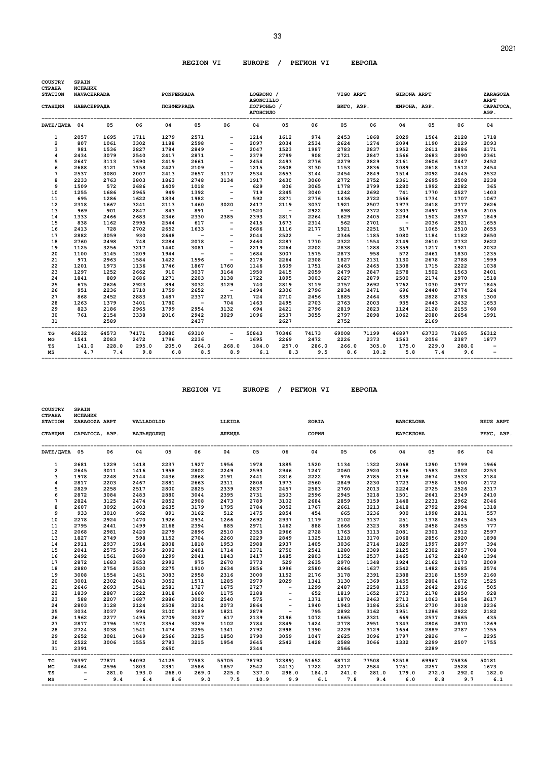## REGION VI EUROPE / РЕГИОН VI ЕВРОПА

| COUNTRY / СТРАНА | SPAIN / ИСПАНИЯ | | | | | | | | | | | | | | |
|---|---|---|---|---|---|---|---|---|---|---|---|---|---|---|---|
| STATION / СТАНЦИЯ | NAVACERRADA / НАВАСЕРРАДА | | | PONFERRADA / ПОНФЕРРАДА | | | LOGRONO / AGONCILLO / ЛОГРОНЬО / АГОНСИЛО | | | VIGO ARPT / ВИГО, АЭР. | | GIRONA ARPT / ЖИРОНА, АЭР. | | | ZARAGOZA ARPT / САРАГОСА, АЭР. |
| DATE/ДАТА | 04 | 05 | 06 | 04 | 05 | 06 | 04 | 05 | 06 | 05 | 06 | 04 | 05 | 06 | 04 |
| 1 | 2057 | 1695 | 1711 | 1279 | 2571 | - | 1214 | 1612 | 974 | 2453 | 1868 | 2029 | 1564 | 2128 | 1718 |
| 2 | 807 | 1061 | 3302 | 1188 | 2598 | - | 2097 | 2034 | 2534 | 2624 | 1274 | 2094 | 1190 | 2129 | 2093 |
| 3 | 981 | 1536 | 2827 | 1784 | 2849 | - | 2047 | 1523 | 1987 | 2783 | 2837 | 1952 | 2611 | 2886 | 2171 |
| 4 | 2434 | 3079 | 2540 | 2417 | 2871 | - | 2379 | 2799 | 908 | 2721 | 2847 | 1566 | 2683 | 2090 | 2361 |
| 5 | 2647 | 3113 | 1690 | 2419 | 2661 | - | 2454 | 2493 | 2776 | 2279 | 2829 | 2161 | 2606 | 2447 | 2452 |
| 6 | 2688 | 3121 | 3158 | 2427 | 2109 | - | 1215 | 2608 | 3130 | 1153 | 2836 | 1089 | 2618 | 1512 | 2454 |
| 7 | 2537 | 3080 | 2007 | 2413 | 2657 | 3117 | 2534 | 2653 | 3144 | 2454 | 2849 | 1514 | 2092 | 2445 | 2532 |
| 8 | 2233 | 2763 | 2803 | 1863 | 2748 | 3134 | 1917 | 2430 | 3060 | 2772 | 2752 | 2361 | 2695 | 2508 | 2238 |
| 9 | 1509 | 572 | 2686 | 1409 | 1018 | - | 629 | 806 | 3065 | 1778 | 2799 | 1280 | 1992 | 2282 | 365 |
| 10 | 1255 | 1686 | 2965 | 949 | 1392 | - | 719 | 2345 | 3040 | 1242 | 2692 | 741 | 1770 | 2527 | 1403 |
| 11 | 695 | 1286 | 1622 | 1834 | 1982 | - | 592 | 2871 | 2776 | 1436 | 2722 | 1566 | 1734 | 1707 | 1067 |
| 12 | 2318 | 1667 | 3241 | 2113 | 1460 | 3020 | 2417 | 2119 | 3037 | 1921 | 2507 | 1973 | 2418 | 2777 | 2626 |
| 13 | 969 | 901 | 2847 | 843 | 891 | - | 1520 | - | 2922 | 898 | 2372 | 2303 | 2497 | 2916 | 2105 |
| 14 | 1333 | 2466 | 2683 | 2346 | 2330 | 2385 | 2393 | 2817 | 2264 | 1629 | 2405 | 2294 | 1503 | 2837 | 1849 |
| 15 | 838 | 1162 | 2995 | 2544 | 617 | - | 2415 | 1673 | 2314 | 562 | 2701 | - | 2036 | 2921 | 1655 |
| 16 | 2413 | 728 | 2702 | 2652 | 1633 | - | 2686 | 1116 | 2177 | 1921 | 2251 | 517 | 1065 | 2510 | 2655 |
| 17 | 2882 | 3059 | 930 | 2648 | - | - | 2044 | 2522 | - | 2346 | 1185 | 1080 | 1184 | 1182 | 2650 |
| 18 | 2760 | 2498 | 748 | 2284 | 2078 | - | 2460 | 2287 | 1770 | 2322 | 1554 | 2149 | 2610 | 2732 | 2622 |
| 19 | 1125 | 3256 | 3217 | 1440 | 3081 | - | 2219 | 2264 | 2202 | 2838 | 1288 | 2359 | 1217 | 1921 | 2032 |
| 20 | 1100 | 3145 | 1209 | 1944 | - | - | 1684 | 3007 | 1575 | 2873 | 958 | 572 | 2461 | 1830 | 1235 |
| 21 | 971 | 2963 | 1584 | 1422 | 1596 | - | 2179 | 2264 | 2308 | 1827 | 2131 | 1130 | 2678 | 2788 | 1999 |
| 22 | 1201 | 1973 | 1136 | 1746 | 1867 | 1760 | 1146 | 1609 | 1751 | 2463 | 2465 | 1308 | 1715 | 2222 | 1038 |
| 23 | 1297 | 1252 | 2662 | 910 | 3037 | 3164 | 1950 | 2415 | 2059 | 2479 | 2847 | 2578 | 1502 | 1563 | 2401 |
| 24 | 1841 | 889 | 2686 | 1271 | 2203 | 3138 | 1722 | 1895 | 3003 | 2627 | 2879 | 2500 | 2174 | 2970 | 1518 |
| 25 | 675 | 2626 | 2923 | 894 | 3032 | 3129 | 740 | 2819 | 3119 | 2757 | 2692 | 1762 | 1030 | 2977 | 1845 |
| 26 | 951 | 2236 | 2710 | 1759 | 2652 | - | 1494 | 2306 | 2796 | 2834 | 2471 | 696 | 2440 | 2774 | 524 |
| 27 | 868 | 2452 | 2883 | 1487 | 2337 | 2271 | 724 | 2710 | 2456 | 1885 | 2464 | 639 | 2828 | 2783 | 1300 |
| 28 | 1263 | 1379 | 3401 | 1780 | - | 704 | 1463 | 2495 | 2703 | 2763 | 2003 | 935 | 2443 | 2432 | 1653 |
| 29 | 823 | 2186 | 2965 | 1799 | 2954 | 3132 | 694 | 2421 | 2796 | 2819 | 2823 | 1124 | 2128 | 2155 | 1760 |
| 30 | 761 | 2154 | 3338 | 2016 | 2942 | 3029 | 1096 | 2537 | 3055 | 2797 | 2898 | 1062 | 2080 | 2654 | 1991 |
| 31 | | 2589 | | | 2437 | | | 2627 | | 2752 | | | 2169 | | |
| TG | 46232 | 64573 | 74171 | 53880 | 69310 | - | 50843 | 70346 | 74173 | 69008 | 71199 | 46897 | 63733 | 71605 | 56312 |
| MG | 1541 | 2083 | 2472 | 1796 | 2236 | - | 1695 | 2269 | 2472 | 2226 | 2373 | 1563 | 2056 | 2387 | 1877 |
| TS | 141.0 | 228.0 | 295.0 | 205.0 | 264.0 | 268.0 | 184.0 | 257.0 | 286.0 | 266.0 | 305.0 | 175.0 | 229.0 | 288.0 | - |
| MS | 4.7 | 7.4 | 9.8 | 6.8 | 8.5 | 8.9 | 6.1 | 8.3 | 9.5 | 8.6 | 10.2 | 5.8 | 7.4 | 9.6 | - |

## REGION VI EUROPE / РЕГИОН VI ЕВРОПА

| COUNTRY / СТРАНА | SPAIN / ИСПАНИЯ | | | | | | | | | | | | | | |
|---|---|---|---|---|---|---|---|---|---|---|---|---|---|---|---|
| STATION / СТАНЦИЯ | ZARAGOZA ARPT / САРАГОСА, АЭР. | | VALLADOLID / ВАЛЬЯДОЛИД | | | LLEIDA / ЛЛЕИДА | | | SORIA / СОРИЯ | | | BARCELONA / БАРСЕЛОНА | | | REUS ARPT / РЕУС, АЭР. |
| DATE/ДАТА | 05 | 06 | 04 | 05 | 06 | 04 | 05 | 06 | 04 | 05 | 06 | 04 | 05 | 06 | 04 |
| 1 | 2681 | 1229 | 1418 | 2237 | 1927 | 1956 | 1978 | 1885 | 1520 | 1134 | 1322 | 2068 | 1290 | 1799 | 1966 |
| 2 | 2645 | 3011 | 1416 | 1958 | 2802 | 2249 | 2593 | 2946 | 1247 | 2060 | 2920 | 2196 | 1583 | 2802 | 2253 |
| 3 | 1978 | 2248 | 2144 | 2436 | 2868 | 2191 | 2441 | 2816 | 2222 | 976 | 2785 | 2156 | 2674 | 2533 | 2184 |
| 4 | 2817 | 2203 | 2467 | 2881 | 2663 | 2311 | 2808 | 1973 | 2560 | 2849 | 2230 | 1723 | 2758 | 1900 | 2172 |
| 5 | 2829 | 2258 | 2517 | 2800 | 2825 | 2339 | 2837 | 2457 | 2583 | 2760 | 2013 | 2224 | 2725 | 2526 | 2317 |
| 6 | 2872 | 3084 | 2483 | 2880 | 3044 | 2395 | 2731 | 2503 | 2596 | 2945 | 3218 | 1501 | 2641 | 2349 | 2410 |
| 7 | 2824 | 3125 | 2474 | 2852 | 2908 | 2473 | 2789 | 3102 | 2684 | 2859 | 3159 | 1448 | 2231 | 2962 | 2046 |
| 8 | 2607 | 3092 | 1603 | 2635 | 3179 | 1795 | 2784 | 3052 | 1767 | 2661 | 3213 | 2418 | 2792 | 2994 | 1318 |
| 9 | 933 | 3010 | 962 | 891 | 3162 | 512 | 1475 | 2854 | 454 | 665 | 3236 | 900 | 1998 | 2831 | 557 |
| 10 | 2278 | 2924 | 1470 | 1926 | 2934 | 1266 | 2692 | 2937 | 1179 | 2102 | 3137 | 251 | 1378 | 2845 | 345 |
| 11 | 2795 | 2441 | 1499 | 2168 | 2394 | 885 | 2971 | 1462 | 888 | 1666 | 2323 | 869 | 2458 | 2455 | 777 |
| 12 | 2068 | 2981 | 2420 | 2279 | 2896 | 2510 | 2353 | 2966 | 2728 | 1763 | 3113 | 2081 | 2301 | 2912 | 2597 |
| 13 | 1827 | 2749 | 598 | 1152 | 2704 | 2260 | 2229 | 2849 | 1325 | 1218 | 3170 | 2068 | 2856 | 2920 | 1898 |
| 14 | 2911 | 2937 | 1914 | 2808 | 1818 | 1953 | 2988 | 2937 | 1405 | 3036 | 2714 | 1829 | 1997 | 2897 | 394 |
| 15 | 2041 | 2575 | 2569 | 2092 | 2401 | 1714 | 2371 | 2750 | 2541 | 1280 | 2389 | 2125 | 2302 | 2857 | 1708 |
| 16 | 2492 | 1561 | 2680 | 1299 | 2041 | 1843 | 2417 | 1485 | 2803 | 1352 | 2537 | 1465 | 1672 | 2248 | 1394 |
| 17 | 2872 | 1683 | 2653 | 2992 | 975 | 2670 | 2773 | 529 | 2635 | 2970 | 1348 | 1924 | 2162 | 1173 | 2009 |
| 18 | 2880 | 2754 | 2530 | 2275 | 1910 | 2634 | 2856 | 1996 | 2580 | 2646 | 1637 | 2542 | 1482 | 2685 | 2574 |
| 19 | 3008 | 1554 | 1451 | 3083 | 2958 | 2316 | 3000 | 1152 | 2176 | 3178 | 2391 | 2388 | 2318 | 1559 | 2160 |
| 20 | 3001 | 2302 | 2043 | 3052 | 1571 | 1285 | 2979 | 2029 | 1341 | 3130 | 1369 | 1455 | 2804 | 1672 | 1525 |
| 21 | 2646 | 2693 | 1541 | 2581 | 1727 | 1675 | 2727 | - | 1299 | 2487 | 2258 | 1159 | 2642 | 2916 | 505 |
| 22 | 1839 | 2887 | 1222 | 1818 | 1660 | 1175 | 2188 | - | 652 | 1819 | 1652 | 1753 | 2178 | 2850 | 928 |
| 23 | 588 | 2207 | 1687 | 2886 | 3002 | 2540 | 575 | - | 1371 | 1870 | 2463 | 2713 | 1063 | 1854 | 2617 |
| 24 | 2803 | 3128 | 2124 | 2508 | 3234 | 2073 | 2864 | - | 1940 | 1943 | 3186 | 2516 | 2730 | 3018 | 2236 |
| 25 | 3034 | 3037 | 994 | 3100 | 3189 | 1821 | 2879 | - | 795 | 2892 | 3162 | 1951 | 1286 | 2922 | 2182 |
| 26 | 1962 | 2277 | 1495 | 2709 | 3027 | 617 | 2139 | 2196 | 1072 | 1665 | 2321 | 669 | 2537 | 2665 | 435 |
| 27 | 2877 | 2796 | 1573 | 2354 | 3029 | 1102 | 2784 | 2849 | 1424 | 2778 | 2951 | 1343 | 2806 | 2870 | 1269 |
| 28 | 2724 | 3038 | 1541 | 1474 | 2295 | 1341 | 2792 | 2998 | 1390 | 2229 | 3129 | 1654 | 2889 | 2787 | 1355 |
| 29 | 2652 | 3081 | 1049 | 2566 | 3225 | 1850 | 2790 | 3059 | 1047 | 2625 | 3096 | 1797 | 2826 | - | 2295 |
| 30 | 2522 | 3006 | 1555 | 2783 | 3215 | 1954 | 2645 | 2542 | 1428 | 2588 | 3066 | 1332 | 2299 | 2507 | 1755 |
| 31 | 2391 | | | 2650 | | | 2344 | | | 2566 | | | 2289 | | |
| TG | 76397 | 77871 | 54092 | 74125 | 77583 | 55705 | 78792 | 72389) | 51652 | 68712 | 77508 | 52518 | 69967 | 75836 | 50181 |
| MG | 2464 | 2596 | 1803 | 2391 | 2586 | 1857 | 2542 | 2413) | 1722 | 2217 | 2584 | 1751 | 2257 | 2528 | 1673 |
| TS | - | 281.0 | 193.0 | 268.0 | 269.0 | 225.0 | 337.0 | 298.0 | 184.0 | 241.0 | 281.0 | 179.0 | 272.0 | 292.0 | 182.0 |
| MS | - | 9.4 | 6.4 | 8.6 | 9.0 | 7.5 | 10.9 | 9.9 | 6.1 | 7.8 | 9.4 | 6.0 | 8.8 | 9.7 | 6.1 |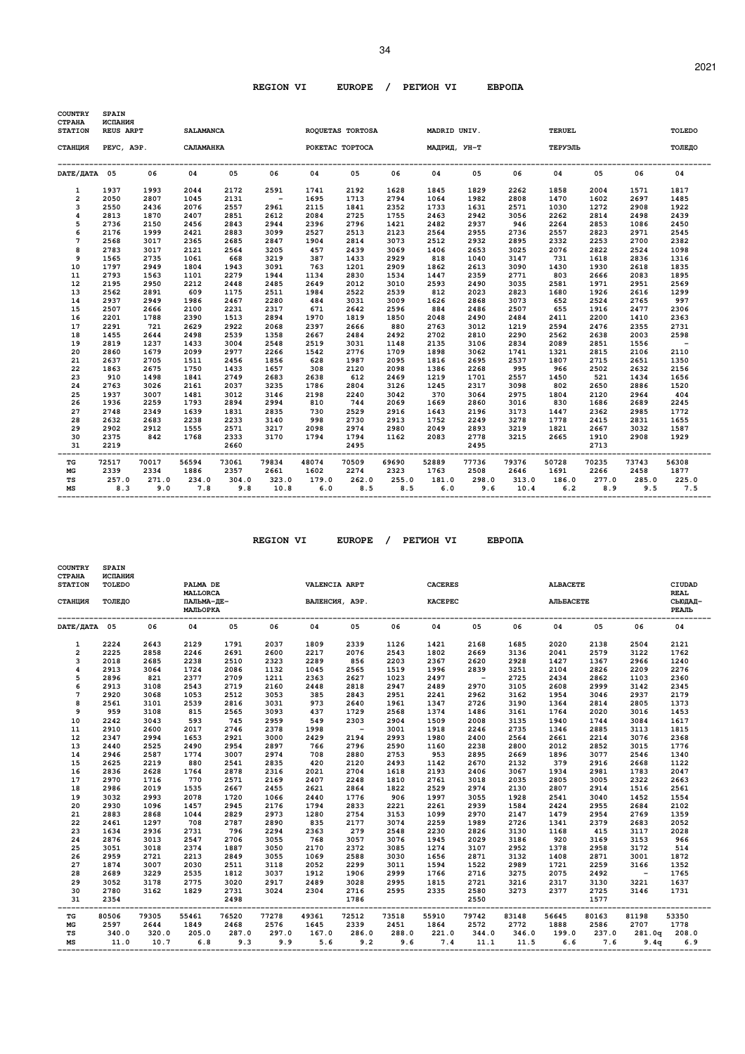## REGION VI EUROPE / РЕГИОН VI ЕВРОПА

| COUNTRY / СТРАНА | SPAIN / ИСПАНИЯ | | | | | | | | | | | | | | |
|---|---|---|---|---|---|---|---|---|---|---|---|---|---|---|---|
| STATION / СТАНЦИЯ | REUS ARPT / РЕУС, АЭР. | | SALAMANCA / САЛАМАНКА | | | ROQUETAS TORTOSA / РОКЕТАС ТОРТОСА | | | MADRID UNIV. / МАДРИД, УН-Т | | | TERUEL / ТЕРУЭЛЬ | | | TOLEDO / ТОЛЕДО |
| DATE/ДАТА | 05 | 06 | 04 | 05 | 06 | 04 | 05 | 06 | 04 | 05 | 06 | 04 | 05 | 06 | 04 |
| 1 | 1937 | 1993 | 2044 | 2172 | 2591 | 1741 | 2192 | 1628 | 1845 | 1829 | 2262 | 1858 | 2004 | 1571 | 1817 |
| 2 | 2050 | 2807 | 1045 | 2131 | - | 1695 | 1713 | 2794 | 1064 | 1982 | 2808 | 1470 | 1602 | 2697 | 1485 |
| 3 | 2550 | 2436 | 2076 | 2557 | 2961 | 2115 | 1841 | 2352 | 1733 | 1631 | 2571 | 1030 | 1272 | 2908 | 1922 |
| 4 | 2813 | 1870 | 2407 | 2851 | 2612 | 2084 | 2725 | 1755 | 2463 | 2942 | 3056 | 2262 | 2814 | 2498 | 2439 |
| 5 | 2736 | 2150 | 2456 | 2843 | 2944 | 2396 | 2796 | 1421 | 2482 | 2937 | 946 | 2264 | 2853 | 1086 | 2450 |
| 6 | 2176 | 1999 | 2421 | 2883 | 3099 | 2527 | 2513 | 2123 | 2564 | 2955 | 2736 | 2557 | 2823 | 2971 | 2545 |
| 7 | 2568 | 3017 | 2365 | 2685 | 2847 | 1904 | 2814 | 3073 | 2512 | 2932 | 2895 | 2332 | 2253 | 2700 | 2382 |
| 8 | 2783 | 3017 | 2121 | 2564 | 3205 | 457 | 2439 | 3069 | 1406 | 2653 | 3025 | 2076 | 2822 | 2524 | 1098 |
| 9 | 1565 | 2735 | 1061 | 668 | 3219 | 387 | 1433 | 2929 | 818 | 1040 | 3147 | 731 | 1618 | 2836 | 1316 |
| 10 | 1797 | 2949 | 1804 | 1943 | 3091 | 763 | 1201 | 2909 | 1862 | 2613 | 3090 | 1430 | 1930 | 2618 | 1835 |
| 11 | 2793 | 1563 | 1101 | 2279 | 1944 | 1134 | 2830 | 1534 | 1447 | 2359 | 2771 | 803 | 2666 | 2083 | 1895 |
| 12 | 2195 | 2950 | 2212 | 2448 | 2485 | 2649 | 2012 | 3010 | 2593 | 2490 | 3035 | 2581 | 1971 | 2951 | 2569 |
| 13 | 2562 | 2891 | 609 | 1175 | 2511 | 1984 | 2522 | 2539 | 812 | 2023 | 2823 | 1680 | 1926 | 2616 | 1299 |
| 14 | 2937 | 2949 | 1986 | 2467 | 2280 | 484 | 3031 | 3009 | 1626 | 2868 | 3073 | 652 | 2524 | 2765 | 997 |
| 15 | 2507 | 2666 | 2100 | 2231 | 2317 | 671 | 2642 | 2596 | 884 | 2486 | 2507 | 655 | 1916 | 2477 | 2306 |
| 16 | 2201 | 1788 | 2390 | 1513 | 2894 | 1970 | 1819 | 1850 | 2048 | 2490 | 2484 | 2411 | 2200 | 1410 | 2363 |
| 17 | 2291 | 721 | 2629 | 2922 | 2068 | 2397 | 2666 | 880 | 2763 | 3012 | 1219 | 2594 | 2476 | 2355 | 2731 |
| 18 | 1455 | 2644 | 2498 | 2539 | 1358 | 2667 | 2484 | 2492 | 2702 | 2810 | 2290 | 2562 | 2638 | 2003 | 2598 |
| 19 | 2819 | 1237 | 1433 | 3004 | 2548 | 2519 | 3031 | 1148 | 2135 | 3106 | 2834 | 2089 | 2851 | 1556 | - |
| 20 | 2860 | 1679 | 2099 | 2977 | 2266 | 1542 | 2776 | 1709 | 1898 | 3062 | 1741 | 1321 | 2815 | 2106 | 2110 |
| 21 | 2637 | 2705 | 1511 | 2456 | 1856 | 628 | 1987 | 2095 | 1816 | 2695 | 2537 | 1807 | 2715 | 2651 | 1350 |
| 22 | 1863 | 2675 | 1750 | 1433 | 1657 | 308 | 2120 | 2098 | 1386 | 2268 | 995 | 966 | 2502 | 2632 | 2156 |
| 23 | 910 | 1498 | 1841 | 2749 | 2683 | 2638 | 612 | 2469 | 1219 | 1701 | 2557 | 1450 | 521 | 1434 | 1656 |
| 24 | 2763 | 3026 | 2161 | 2037 | 3235 | 1786 | 2804 | 3126 | 1245 | 2317 | 3098 | 802 | 2650 | 2886 | 1520 |
| 25 | 1937 | 3007 | 1481 | 3012 | 3146 | 2198 | 2240 | 3042 | 370 | 3064 | 2975 | 1804 | 2120 | 2964 | 404 |
| 26 | 1936 | 2259 | 1793 | 2894 | 2994 | 810 | 744 | 2069 | 1669 | 2860 | 3016 | 830 | 1686 | 2689 | 2245 |
| 27 | 2748 | 2349 | 1639 | 1831 | 2835 | 730 | 2529 | 2916 | 1643 | 2196 | 3173 | 1447 | 2362 | 2985 | 1772 |
| 28 | 2632 | 2683 | 2238 | 2233 | 3140 | 998 | 2730 | 2913 | 1752 | 2249 | 3278 | 1778 | 2415 | 2831 | 1655 |
| 29 | 2902 | 2912 | 1555 | 2571 | 3217 | 2098 | 2974 | 2980 | 2049 | 2893 | 3219 | 1821 | 2667 | 3032 | 1587 |
| 30 | 2375 | 842 | 1768 | 2333 | 3170 | 1794 | 1794 | 1162 | 2083 | 2778 | 3215 | 2665 | 1910 | 2908 | 1929 |
| 31 | 2219 | | | 2660 | | | 2495 | | | 2495 | | | 2713 | | |
| TG | 72517 | 70017 | 56594 | 73061 | 79834 | 48074 | 70509 | 69690 | 52889 | 77736 | 79376 | 50728 | 70235 | 73743 | 56308 |
| MG | 2339 | 2334 | 1886 | 2357 | 2661 | 1602 | 2274 | 2323 | 1763 | 2508 | 2646 | 1691 | 2266 | 2458 | 1877 |
| TS | 257.0 | 271.0 | 234.0 | 304.0 | 323.0 | 179.0 | 262.0 | 255.0 | 181.0 | 298.0 | 313.0 | 186.0 | 277.0 | 285.0 | 225.0 |
| MS | 8.3 | 9.0 | 7.8 | 9.8 | 10.8 | 6.0 | 8.5 | 8.5 | 6.0 | 9.6 | 10.4 | 6.2 | 8.9 | 9.5 | 7.5 |

## REGION VI EUROPE / РЕГИОН VI ЕВРОПА

| COUNTRY / СТРАНА | SPAIN / ИСПАНИЯ | | | | | | | | | | | | | | |
|---|---|---|---|---|---|---|---|---|---|---|---|---|---|---|---|
| STATION / СТАНЦИЯ | TOLEDO / ТОЛЕДО | | PALMA DE MALLORCA / ПАЛЬМА-ДЕ-МАЛЬОРКА | | | VALENCIA ARPT / ВАЛЕНСИЯ, АЭР. | | | CACERES / КАСЕРЕС | | | ALBACETE / АЛЬБАСЕТЕ | | | CIUDAD REAL / СЬЮДАД-РЕАЛЬ |
| DATE/ДАТА | 05 | 06 | 04 | 05 | 06 | 04 | 05 | 06 | 04 | 05 | 06 | 04 | 05 | 06 | 04 |
| 1 | 2224 | 2643 | 2129 | 1791 | 2037 | 1809 | 2339 | 1126 | 1421 | 2168 | 1685 | 2020 | 2138 | 2504 | 2121 |
| 2 | 2225 | 2858 | 2246 | 2691 | 2600 | 2217 | 2076 | 2543 | 1802 | 2669 | 3136 | 2041 | 2579 | 3122 | 1762 |
| 3 | 2018 | 2685 | 2238 | 2510 | 2323 | 2289 | 856 | 2203 | 2367 | 2620 | 2928 | 1427 | 1367 | 2966 | 1240 |
| 4 | 2913 | 3064 | 1724 | 2086 | 1132 | 1045 | 2565 | 1519 | 1996 | 2839 | 3251 | 2104 | 2826 | 2209 | 2276 |
| 5 | 2896 | 821 | 2377 | 2709 | 1211 | 2363 | 2627 | 1023 | 2497 | - | 2725 | 2434 | 2862 | 1103 | 2360 |
| 6 | 2913 | 3108 | 2543 | 2719 | 2160 | 2448 | 2818 | 2947 | 2489 | 2970 | 3105 | 2608 | 2999 | 3142 | 2345 |
| 7 | 2920 | 3068 | 1053 | 2512 | 3053 | 385 | 2843 | 2951 | 2241 | 2962 | 3162 | 1954 | 3046 | 2937 | 2179 |
| 8 | 2561 | 3101 | 2539 | 2816 | 3031 | 973 | 2640 | 1961 | 1347 | 2726 | 3190 | 1364 | 2814 | 2805 | 1373 |
| 9 | 959 | 3108 | 815 | 2565 | 3093 | 437 | 1729 | 2568 | 1374 | 1486 | 3161 | 1764 | 2020 | 3016 | 1453 |
| 10 | 2242 | 3043 | 593 | 745 | 2959 | 549 | 2303 | 2904 | 1509 | 2008 | 3135 | 1940 | 1744 | 3084 | 1617 |
| 11 | 2910 | 2600 | 2017 | 2746 | 2378 | 1998 | - | 3001 | 1918 | 2246 | 2735 | 1346 | 2885 | 3113 | 1815 |
| 12 | 2347 | 2994 | 1653 | 2921 | 3000 | 2429 | 2194 | 2993 | 1980 | 2400 | 2564 | 2661 | 2214 | 3076 | 2368 |
| 13 | 2440 | 2525 | 2490 | 2954 | 2897 | 766 | 2796 | 2590 | 1160 | 2238 | 2800 | 2012 | 2852 | 3015 | 1776 |
| 14 | 2946 | 2587 | 1774 | 3007 | 2974 | 708 | 2880 | 2753 | 953 | 2895 | 2669 | 1896 | 3077 | 2546 | 1340 |
| 15 | 2625 | 2219 | 880 | 2541 | 2835 | 420 | 2120 | 2493 | 1142 | 2670 | 2132 | 379 | 2916 | 2668 | 1122 |
| 16 | 2836 | 2628 | 1764 | 2878 | 2316 | 2021 | 2704 | 1618 | 2193 | 2406 | 3067 | 1934 | 2981 | 1783 | 2047 |
| 17 | 2970 | 1716 | 770 | 2571 | 2169 | 2407 | 2248 | 1810 | 2761 | 3018 | 2035 | 2805 | 3005 | 2322 | 2663 |
| 18 | 2986 | 2019 | 1535 | 2667 | 2455 | 2621 | 2864 | 1822 | 2529 | 2974 | 2130 | 2807 | 2914 | 1516 | 2561 |
| 19 | 3032 | 2993 | 2078 | 1720 | 1066 | 2440 | 1776 | 906 | 1997 | 3055 | 1928 | 2541 | 3040 | 1452 | 1554 |
| 20 | 2930 | 1096 | 1457 | 2945 | 2176 | 1794 | 2833 | 2221 | 2261 | 2939 | 1584 | 2424 | 2955 | 2684 | 2102 |
| 21 | 2883 | 2868 | 1044 | 2829 | 2973 | 1280 | 2754 | 3153 | 1099 | 2970 | 2147 | 1479 | 2954 | 2769 | 1359 |
| 22 | 2461 | 1297 | 708 | 2787 | 2890 | 835 | 2177 | 3074 | 2259 | 1989 | 2726 | 1341 | 2379 | 2683 | 2052 |
| 23 | 1634 | 2936 | 2731 | 796 | 2294 | 2363 | 279 | 2548 | 2230 | 2826 | 3130 | 1168 | 415 | 3117 | 2028 |
| 24 | 2876 | 3013 | 2547 | 2706 | 3055 | 768 | 3057 | 3076 | 1945 | 2029 | 3186 | 920 | 3169 | 3153 | 966 |
| 25 | 3051 | 3018 | 2374 | 1887 | 3050 | 2170 | 2372 | 3085 | 1274 | 3107 | 2952 | 1378 | 2958 | 3172 | 514 |
| 26 | 2959 | 2721 | 2213 | 2849 | 3055 | 1069 | 2588 | 3030 | 1656 | 2871 | 3132 | 1408 | 2871 | 3001 | 1872 |
| 27 | 1874 | 3007 | 2030 | 2511 | 3118 | 2052 | 2299 | 3011 | 1594 | 1522 | 2989 | 1721 | 2259 | 3166 | 1352 |
| 28 | 2689 | 3229 | 2535 | 1812 | 3037 | 1912 | 1906 | 2999 | 1766 | 2716 | 3275 | 2075 | 2492 | - | 1765 |
| 29 | 3052 | 3178 | 2775 | 3020 | 2917 | 2489 | 3028 | 2995 | 1815 | 2721 | 3216 | 2317 | 3130 | 3221 | 1637 |
| 30 | 2780 | 3162 | 1829 | 2731 | 3024 | 2304 | 2716 | 2595 | 2335 | 2580 | 3273 | 2377 | 2725 | 3146 | 1731 |
| 31 | 2354 | | | 2498 | | | 1786 | | | 2550 | | | 1577 | | |
| TG | 80506 | 79305 | 55461 | 76520 | 77278 | 49361 | 72512 | 73518 | 55910 | 79742 | 83148 | 56645 | 80163 | 81198 | 53350 |
| MG | 2597 | 2644 | 1849 | 2468 | 2576 | 1645 | 2339 | 2451 | 1864 | 2572 | 2772 | 1888 | 2586 | 2707 | 1778 |
| TS | 340.0 | 320.0 | 205.0 | 287.0 | 297.0 | 167.0 | 286.0 | 288.0 | 221.0 | 344.0 | 346.0 | 199.0 | 237.0 | 281.0q | 208.0 |
| MS | 11.0 | 10.7 | 6.8 | 9.3 | 9.9 | 5.6 | 9.2 | 9.6 | 7.4 | 11.1 | 11.5 | 6.6 | 7.6 | 9.4q | 6.9 |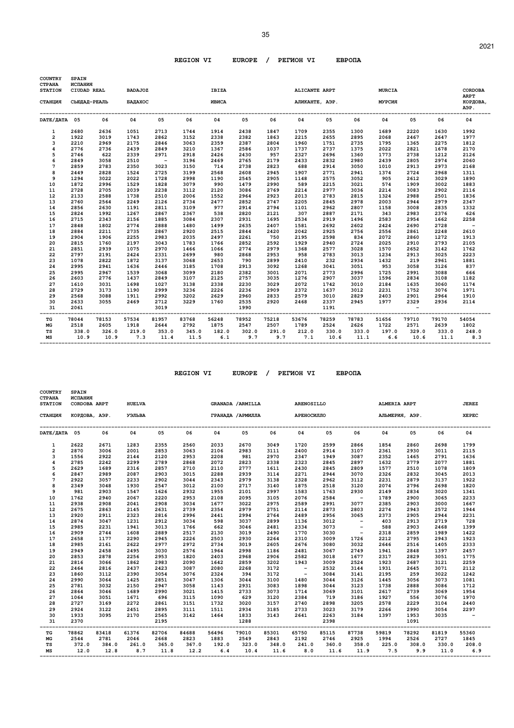## REGION VI EUROPE / РЕГИОН VI ЕВРОПА

| COUNTRY / СТРАНА | SPAIN / ИСПАНИЯ | | | | | | | | | | | | | | |
|---|---|---|---|---|---|---|---|---|---|---|---|---|---|---|---|
| STATION / СТАНЦИЯ | CIUDAD REAL / СЬЮДАД-РЕАЛЬ | | BADAJOZ / БАДАХОС | | | IBIZA / ИВИСА | | | ALICANTE ARPT / АЛИКАНТЕ, АЭР. | | | MURCIA / МУРСИЯ | | | CORDOBA ARPT / КОРДОВА, АЭР. |
| DATE/ДАТА | 05 | 06 | 04 | 05 | 06 | 04 | 05 | 06 | 04 | 05 | 06 | 04 | 05 | 06 | 04 |
| 1 | 2680 | 2636 | 1051 | 2713 | 1744 | 1914 | 2438 | 1847 | 1709 | 2355 | 1300 | 1689 | 2220 | 1630 | 1992 |
| 2 | 1922 | 3019 | 1743 | 2862 | 3152 | 2338 | 2382 | 1863 | 2215 | 2655 | 2895 | 2068 | 2467 | 2647 | 1977 |
| 3 | 2210 | 2969 | 2175 | 2846 | 3063 | 2359 | 2387 | 2804 | 1960 | 1751 | 2735 | 1795 | 1365 | 2275 | 1812 |
| 4 | 2776 | 2736 | 2439 | 2849 | 3210 | 1367 | 2586 | 1037 | 1737 | 2737 | 1375 | 2022 | 2821 | 1678 | 2170 |
| 5 | 2746 | 622 | 2339 | 2971 | 2918 | 2426 | 2430 | 957 | 2327 | 2696 | 1360 | 1773 | 2738 | 1212 | 2126 |
| 6 | 2849 | 3058 | 2510 | - | 3196 | 2469 | 2765 | 2179 | 2433 | 2832 | 2980 | 2439 | 2805 | 2974 | 2060 |
| 7 | 2859 | 2783 | 2350 | 3023 | 3150 | 714 | 2738 | 2823 | 688 | 2914 | 3050 | 1010 | 2913 | 2973 | 2168 |
| 8 | 2449 | 2828 | 1524 | 2725 | 3199 | 2568 | 2608 | 2945 | 1907 | 2771 | 2941 | 1374 | 2724 | 2968 | 1311 |
| 9 | 1294 | 3022 | 2022 | 1728 | 2998 | 1190 | 2545 | 2905 | 1148 | 2575 | 3052 | 905 | 2612 | 3029 | 1890 |
| 10 | 1872 | 2996 | 1529 | 1828 | 3079 | 990 | 1479 | 2990 | 589 | 2215 | 3021 | 574 | 1909 | 3002 | 1883 |
| 11 | 2728 | 2705 | 2039 | 2238 | 3112 | 2120 | 3086 | 2769 | 2214 | 2977 | 3036 | 2214 | 3083 | 2902 | 2116 |
| 12 | 2133 | 2588 | 1738 | 2510 | 2006 | 1552 | 2964 | 2923 | 2013 | 2783 | 2815 | 1324 | 2988 | 2501 | 1836 |
| 13 | 2760 | 2564 | 2249 | 2126 | 2734 | 2477 | 2852 | 2747 | 2205 | 2845 | 2978 | 2003 | 2944 | 2979 | 2347 |
| 14 | 2856 | 2630 | 1191 | 2811 | 3109 | 977 | 2914 | 2794 | 1101 | 2962 | 2807 | 1158 | 3008 | 2835 | 1332 |
| 15 | 2824 | 1992 | 1267 | 2867 | 2367 | 538 | 2820 | 2121 | 307 | 2887 | 2171 | 343 | 2983 | 2376 | 626 |
| 16 | 2715 | 2343 | 2156 | 1885 | 3084 | 2307 | 2931 | 1695 | 2534 | 2919 | 1496 | 2583 | 2954 | 1662 | 2258 |
| 17 | 2848 | 1802 | 2774 | 2888 | 1480 | 1499 | 2635 | 2407 | 1581 | 2692 | 2602 | 2424 | 2690 | 2728 | - |
| 18 | 2884 | 2211 | 2735 | 2867 | 2920 | 2515 | 2844 | 2420 | 2042 | 2925 | 2756 | 2556 | 2861 | 2248 | 2610 |
| 19 | 2904 | 1906 | 2255 | 2983 | 2035 | 2497 | 2261 | 750 | 2195 | 2598 | 834 | 2072 | 2860 | 1272 | 1913 |
| 20 | 2815 | 1760 | 2197 | 3043 | 1783 | 1766 | 2852 | 2592 | 1929 | 2940 | 2724 | 2025 | 2910 | 2793 | 2105 |
| 21 | 2851 | 2939 | 1075 | 2970 | 1466 | 1066 | 2774 | 2979 | 1368 | 2577 | 3028 | 1570 | 2652 | 3142 | 1762 |
| 22 | 2797 | 2191 | 2424 | 2331 | 2699 | 980 | 2868 | 2953 | 958 | 2783 | 3013 | 1234 | 2913 | 3025 | 2223 |
| 23 | 1078 | 2822 | 1872 | 3137 | 3068 | 2653 | 790 | 2899 | 2410 | 232 | 2934 | 1432 | 219 | 2961 | 1881 |
| 24 | 2995 | 2941 | 1636 | 2446 | 3185 | 1708 | 2913 | 3092 | 1268 | 3041 | 3051 | 953 | 3058 | 3126 | 837 |
| 25 | 2995 | 2967 | 1539 | 3068 | 3099 | 2180 | 2382 | 3001 | 2071 | 2773 | 2996 | 1725 | 2991 | 3088 | 666 |
| 26 | 2603 | 2776 | 1437 | 2849 | 3107 | 2125 | 2757 | 3035 | 1276 | 2907 | 3037 | 1596 | 2834 | 3108 | 1182 |
| 27 | 1610 | 3031 | 1698 | 1027 | 3138 | 2338 | 2230 | 3029 | 2072 | 1742 | 3010 | 2184 | 1635 | 3060 | 1174 |
| 28 | 2729 | 3173 | 1190 | 2999 | 3236 | 2226 | 2236 | 2909 | 2372 | 1637 | 3012 | 2231 | 1752 | 3076 | 1971 |
| 29 | 2568 | 3088 | 1911 | 2992 | 3202 | 2629 | 2960 | 2833 | 2579 | 3010 | 2829 | 2403 | 2901 | 2964 | 1910 |
| 30 | 2633 | 3055 | 2469 | 2712 | 3229 | 1760 | 2535 | 2920 | 2468 | 2337 | 2945 | 1977 | 2329 | 2936 | 2114 |
| 31 | 2061 | | | 3019 | | | 1990 | | | 1191 | | | - | | |
| TG | 78044 | 78153 | 57534 | 81957 | 83768 | 56248 | 78952 | 75218 | 53676 | 78259 | 78783 | 51656 | 79710 | 79170 | 54054 |
| MG | 2518 | 2605 | 1918 | 2644 | 2792 | 1875 | 2547 | 2507 | 1789 | 2524 | 2626 | 1722 | 2571 | 2639 | 1802 |
| TS | 338.0 | 326.0 | 219.0 | 353.0 | 345.0 | 182.0 | 302.0 | 291.0 | 212.0 | 330.0 | 333.0 | 197.0 | 329.0 | 333.0 | 248.0 |
| MS | 10.9 | 10.9 | 7.3 | 11.4 | 11.5 | 6.1 | 9.7 | 9.7 | 7.1 | 10.6 | 11.1 | 6.6 | 10.6 | 11.1 | 8.3 |

## REGION VI EUROPE / РЕГИОН VI ЕВРОПА

| COUNTRY / СТРАНА | SPAIN / ИСПАНИЯ | | | | | | | | | | | | | | |
|---|---|---|---|---|---|---|---|---|---|---|---|---|---|---|---|
| STATION / СТАНЦИЯ | CORDOBA ARPT / КОРДОВА, АЭР. | | HUELVA / УЭЛЬВА | | | GRANADA /ARMILLA / ГРАНАДА /АРМИЛЛА | | | ARENOSILLO / АРЕНОСИЛЛО | | | ALMERIA ARPT / АЛЬМЕРИЯ, АЭР. | | | JEREZ / ХЕРЕС |
| DATE/ДАТА | 05 | 06 | 04 | 05 | 06 | 04 | 05 | 06 | 04 | 05 | 06 | 04 | 05 | 06 | 04 |
| 1 | 2622 | 2671 | 1283 | 2355 | 2560 | 2033 | 2670 | 3049 | 1720 | 2599 | 2866 | 1854 | 2860 | 2698 | 1799 |
| 2 | 2870 | 3006 | 2001 | 2853 | 3063 | 2106 | 2983 | 3111 | 2400 | 2914 | 3107 | 2361 | 2930 | 3011 | 2115 |
| 3 | 1556 | 2922 | 2144 | 2120 | 2953 | 2208 | 981 | 2970 | 2347 | 1949 | 3087 | 2352 | 1465 | 2791 | 1636 |
| 4 | 2785 | 2242 | 2299 | 2789 | 2868 | 2072 | 2823 | 2338 | 2323 | 2845 | 2897 | 1632 | 2779 | 2077 | 1881 |
| 5 | 2629 | 1689 | 2316 | 2857 | 2710 | 2110 | 2777 | 1611 | 2430 | 2845 | 2809 | 1577 | 2510 | 1078 | 1809 |
| 6 | 2847 | 2989 | 2087 | 2903 | 3015 | 2288 | 2939 | 3114 | 2271 | 2944 | 3070 | 2326 | 2832 | 3045 | 2013 |
| 7 | 2922 | 3057 | 2233 | 2902 | 3044 | 2343 | 2979 | 3138 | 2328 | 2962 | 3112 | 2231 | 2879 | 3137 | 1922 |
| 8 | 2349 | 3048 | 1930 | 2547 | 3012 | 2100 | 2717 | 3140 | 1875 | 2518 | 3120 | 2074 | 2796 | 2698 | 1820 |
| 9 | 981 | 2903 | 1547 | 1626 | 2932 | 1955 | 2101 | 2997 | 1583 | 1763 | 2930 | 2149 | 2834 | 3020 | 1341 |
| 10 | 1762 | 2940 | 2067 | 2220 | 2953 | 2108 | 2095 | 3105 | 2076 | 2584 | - | 1789 | 2900 | 3065 | 2233 |
| 11 | 2938 | 2908 | 2041 | 2908 | 3034 | 1677 | 3022 | 2975 | 2589 | 2991 | 3077 | 2385 | 2903 | 3000 | 1667 |
| 12 | 2675 | 2863 | 2145 | 2631 | 2739 | 2354 | 2979 | 2751 | 2114 | 2873 | 2803 | 2274 | 2943 | 2572 | 1944 |
| 13 | 2920 | 2911 | 2323 | 2816 | 2996 | 2441 | 2994 | 2764 | 2489 | 2956 | 3065 | 2373 | 2905 | 2944 | 2231 |
| 14 | 2874 | 3047 | 1231 | 2912 | 3034 | 598 | 3037 | 2899 | 1136 | 3012 | - | 403 | 2913 | 2719 | 728 |
| 15 | 2985 | 2231 | 1941 | 3013 | 1766 | 662 | 3046 | 2481 | 2334 | 3073 | - | 588 | 2903 | 2468 | 1399 |
| 16 | 2909 | 2744 | 1608 | 2889 | 2517 | 2130 | 3019 | 2490 | 1770 | 3030 | - | 2318 | 2859 | 1989 | 1422 |
| 17 | 2658 | 1177 | 2290 | 2945 | 2226 | 2503 | 2930 | 2264 | 2310 | 3009 | 1726 | 2212 | 2795 | 2943 | 1923 |
| 18 | 2985 | 2161 | 2622 | 2977 | 2972 | 2734 | 3019 | 2605 | 2676 | 3080 | 3032 | 2646 | 2516 | 1405 | 2333 |
| 19 | 2949 | 2458 | 2495 | 3030 | 2576 | 1964 | 2998 | 1186 | 2481 | 3067 | 2749 | 1941 | 2848 | 1397 | 2457 |
| 20 | 2853 | 2878 | 2256 | 2953 | 1820 | 2403 | 2968 | 2906 | 2582 | 3018 | 1677 | 2317 | 2829 | 3051 | 1775 |
| 21 | 2816 | 3066 | 1862 | 2983 | 2090 | 1642 | 2859 | 3202 | 1943 | 3009 | 2524 | 1923 | 2687 | 3121 | 2259 |
| 22 | 2464 | 2816 | 2437 | 2423 | 3087 | 2080 | 2268 | 3172 | - | 2532 | 3144 | 1931 | 2645 | 3071 | 2112 |
| 23 | 1860 | 3112 | 2390 | 3054 | 3076 | 2324 | 394 | 3172 | - | 3084 | 3141 | 2195 | 259 | 3022 | 1242 |
| 24 | 2990 | 3064 | 1425 | 2851 | 3047 | 1306 | 3044 | 3100 | 1480 | 3044 | 3126 | 1445 | 3056 | 3073 | 1081 |
| 25 | 2781 | 3032 | 2150 | 2947 | 3058 | 1143 | 2931 | 3083 | 1898 | 3044 | 3123 | 1738 | 2888 | 3086 | 1712 |
| 26 | 2864 | 3046 | 1689 | 2990 | 3021 | 1415 | 2733 | 3073 | 1714 | 3069 | 3101 | 2617 | 2739 | 3069 | 1954 |
| 27 | 1064 | 3051 | 1671 | 696 | 3115 | 1090 | 629 | 3120 | 2384 | 719 | 3186 | 1927 | 556 | 3076 | 1970 |
| 28 | 2727 | 3169 | 2272 | 2861 | 3151 | 1732 | 3020 | 3157 | 2740 | 2898 | 3205 | 2578 | 2229 | 3104 | 2440 |
| 29 | 2924 | 3122 | 2451 | 2895 | 3111 | 1511 | 2934 | 3185 | 2733 | 3023 | 3179 | 2266 | 2990 | 3054 | 2297 |
| 30 | 1933 | 3095 | 2170 | 2565 | 3142 | 1464 | 1833 | 3143 | 2641 | 2263 | 3184 | 1397 | 1953 | 3035 | - |
| 31 | 2370 | | | 2195 | | | 1288 | | | 2398 | | | 1091 | | |
| TG | 78862 | 83418 | 61376 | 82706 | 84688 | 56496 | 79010 | 85301 | 65750 | 85115 | 87738 | 59819 | 78292 | 81819 | 55360 |
| MG | 2544 | 2781 | 2046 | 2668 | 2823 | 1883 | 2549 | 2843 | 2192 | 2746 | 2925 | 1994 | 2526 | 2727 | 1845 |
| TS | 372.0 | 384.0 | 261.0 | 365.0 | 367.0 | 192.0 | 323.0 | 348.0 | 241.0 | 360.0 | 358.0 | 225.0 | 308.0 | 330.0 | 208.0 |
| MS | 12.0 | 12.8 | 8.7 | 11.8 | 12.2 | 6.4 | 10.4 | 11.6 | 8.0 | 11.6 | 11.9 | 7.5 | 9.9 | 11.0 | 6.9 |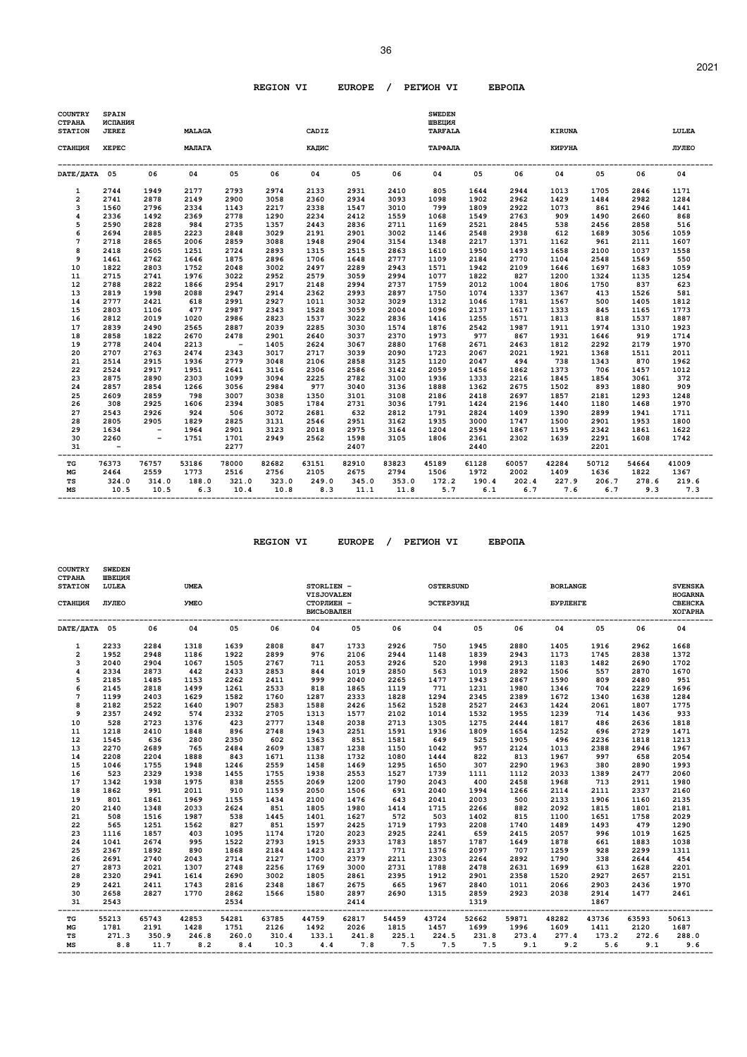## REGION VI EUROPE / РЕГИОН VI ЕВРОПА

| COUNTRY / СТРАНА | SPAIN / ИСПАНИЯ | | | | | | | | SWEDEN / ШВЕЦИЯ | | | | | | |
|---|---|---|---|---|---|---|---|---|---|---|---|---|---|---|---|
| STATION / СТАНЦИЯ | JEREZ / ХЕРЕС | | MALAGA / МАЛАГА | | | CADIZ / КАДИС | | | TARFALA / ТАРФАЛА | | | KIRUNA / КИРУНА | | | LULEA / ЛУЛЕО |
| DATE/ДАТА | 05 | 06 | 04 | 05 | 06 | 04 | 05 | 06 | 04 | 05 | 06 | 04 | 05 | 06 | 04 |
| 1 | 2744 | 1949 | 2177 | 2793 | 2974 | 2133 | 2931 | 2410 | 805 | 1644 | 2944 | 1013 | 1705 | 2846 | 1171 |
| 2 | 2741 | 2878 | 2149 | 2900 | 3058 | 2360 | 2934 | 3093 | 1098 | 1902 | 2962 | 1429 | 1484 | 2982 | 1284 |
| 3 | 1560 | 2796 | 2334 | 1143 | 2217 | 2338 | 1547 | 3010 | 799 | 1809 | 2922 | 1073 | 861 | 2946 | 1441 |
| 4 | 2336 | 1492 | 2369 | 2778 | 1290 | 2234 | 2412 | 1559 | 1068 | 1549 | 2763 | 909 | 1490 | 2660 | 868 |
| 5 | 2590 | 2828 | 984 | 2735 | 1357 | 2443 | 2836 | 2711 | 1169 | 2521 | 2845 | 538 | 2456 | 2858 | 516 |
| 6 | 2694 | 2885 | 2223 | 2848 | 3029 | 2191 | 2901 | 3002 | 1146 | 2548 | 2938 | 612 | 1689 | 3056 | 1059 |
| 7 | 2718 | 2865 | 2006 | 2859 | 3088 | 1948 | 2904 | 3154 | 1348 | 2217 | 1371 | 1162 | 961 | 2111 | 1607 |
| 8 | 2418 | 2605 | 1251 | 2724 | 2893 | 1315 | 2515 | 2863 | 1610 | 1950 | 1493 | 1658 | 2100 | 1037 | 1558 |
| 9 | 1461 | 2762 | 1646 | 1875 | 2896 | 1706 | 1648 | 2777 | 1109 | 2184 | 2770 | 1104 | 2548 | 1569 | 550 |
| 10 | 1822 | 2803 | 1752 | 2048 | 3002 | 2497 | 2289 | 2943 | 1571 | 1942 | 2109 | 1646 | 1697 | 1683 | 1059 |
| 11 | 2715 | 2741 | 1976 | 3022 | 2952 | 2579 | 3059 | 2994 | 1077 | 1822 | 827 | 1200 | 1324 | 1135 | 1254 |
| 12 | 2788 | 2822 | 1866 | 2954 | 2917 | 2148 | 2994 | 2737 | 1759 | 2012 | 1004 | 1806 | 1750 | 837 | 623 |
| 13 | 2819 | 1998 | 2088 | 2947 | 2914 | 2362 | 2993 | 2897 | 1750 | 1074 | 1337 | 1367 | 413 | 1526 | 581 |
| 14 | 2777 | 2421 | 618 | 2991 | 2927 | 1011 | 3032 | 3029 | 1312 | 1046 | 1781 | 1567 | 500 | 1405 | 1812 |
| 15 | 2803 | 1106 | 477 | 2987 | 2343 | 1528 | 3059 | 2004 | 1096 | 2137 | 1617 | 1333 | 845 | 1165 | 1773 |
| 16 | 2812 | 2019 | 1020 | 2986 | 2823 | 1537 | 3022 | 2836 | 1416 | 1255 | 1571 | 1813 | 818 | 1537 | 1887 |
| 17 | 2839 | 2490 | 2565 | 2887 | 2039 | 2285 | 3030 | 1574 | 1876 | 2542 | 1987 | 1911 | 1974 | 1310 | 1923 |
| 18 | 2858 | 1822 | 2670 | 2478 | 2901 | 2640 | 3037 | 2370 | 1973 | 977 | 867 | 1931 | 1646 | 919 | 1714 |
| 19 | 2778 | 2404 | 2213 | - | 1405 | 2624 | 3067 | 2880 | 1768 | 2671 | 2463 | 1812 | 2292 | 2179 | 1970 |
| 20 | 2707 | 2763 | 2474 | 2343 | 3017 | 2717 | 3039 | 2090 | 1723 | 2067 | 2021 | 1921 | 1368 | 1511 | 2011 |
| 21 | 2514 | 2915 | 1936 | 2779 | 3048 | 2106 | 2858 | 3125 | 1120 | 2047 | 494 | 738 | 1343 | 870 | 1962 |
| 22 | 2524 | 2917 | 1951 | 2641 | 3116 | 2306 | 2586 | 3142 | 2059 | 1456 | 1862 | 1373 | 706 | 1457 | 1012 |
| 23 | 2875 | 2890 | 2303 | 1099 | 3094 | 2225 | 2782 | 3100 | 1936 | 1333 | 2216 | 1845 | 1854 | 3061 | 372 |
| 24 | 2857 | 2854 | 1266 | 3056 | 2984 | 977 | 3040 | 3136 | 1888 | 1362 | 2675 | 1502 | 893 | 1880 | 909 |
| 25 | 2609 | 2859 | 798 | 3007 | 3038 | 1350 | 3101 | 3108 | 2186 | 2418 | 2697 | 1857 | 2181 | 1293 | 1248 |
| 26 | 308 | 2925 | 1606 | 2394 | 3085 | 1784 | 2731 | 3036 | 1791 | 1424 | 2196 | 1440 | 1180 | 1468 | 1970 |
| 27 | 2543 | 2926 | 924 | 506 | 3072 | 2681 | 632 | 2812 | 1791 | 2824 | 1409 | 1390 | 2899 | 1941 | 1711 |
| 28 | 2805 | 2905 | 1829 | 2825 | 3131 | 2546 | 2951 | 3162 | 1935 | 3000 | 1747 | 1500 | 2901 | 1953 | 1800 |
| 29 | 1634 | - | 1964 | 2901 | 3123 | 2018 | 2975 | 3164 | 1204 | 2594 | 1867 | 1195 | 2342 | 1861 | 1622 |
| 30 | 2260 | - | 1751 | 1701 | 2949 | 2562 | 1598 | 3105 | 1806 | 2361 | 2302 | 1639 | 2291 | 1608 | 1742 |
| 31 | - | | | 2277 | | | 2407 | | | 2440 | | | 2201 | | |
| TG | 76373 | 76757 | 53186 | 78000 | 82682 | 63151 | 82910 | 83823 | 45189 | 61128 | 60057 | 42284 | 50712 | 54664 | 41009 |
| MG | 2464 | 2559 | 1773 | 2516 | 2756 | 2105 | 2675 | 2794 | 1506 | 1972 | 2002 | 1409 | 1636 | 1822 | 1367 |
| TS | 324.0 | 314.0 | 188.0 | 321.0 | 323.0 | 249.0 | 345.0 | 353.0 | 172.2 | 190.4 | 202.4 | 227.9 | 206.7 | 278.6 | 219.6 |
| MS | 10.5 | 10.5 | 6.3 | 10.4 | 10.8 | 8.3 | 11.1 | 11.8 | 5.7 | 6.1 | 6.7 | 7.6 | 6.7 | 9.3 | 7.3 |

## REGION VI EUROPE / РЕГИОН VI ЕВРОПА

| COUNTRY / СТРАНА | SWEDEN / ШВЕЦИЯ | | | | | | | | | | | | | | |
|---|---|---|---|---|---|---|---|---|---|---|---|---|---|---|---|
| STATION / СТАНЦИЯ | LULEA / ЛУЛЕО | | UMEA / УМЕО | | | STORLIEN - VISJOVALEN / СТОРЛИЕН - ВИСЬОВАЛЕН | | | OSTERSUND / ЭСТЕРЗУНД | | | BORLANGE / БУРЛЕНГЕ | | | SVENSKA HOGARNA / СВЕНСКА ХОГАРНА |
| DATE/ДАТА | 05 | 06 | 04 | 05 | 06 | 04 | 05 | 06 | 04 | 05 | 06 | 04 | 05 | 06 | 04 |
| 1 | 2233 | 2284 | 1318 | 1639 | 2808 | 847 | 1733 | 2926 | 750 | 1945 | 2880 | 1405 | 1916 | 2962 | 1668 |
| 2 | 1952 | 2948 | 1186 | 1922 | 2899 | 976 | 2106 | 2944 | 1148 | 1839 | 2943 | 1173 | 1745 | 2838 | 1372 |
| 3 | 2040 | 2904 | 1067 | 1505 | 2767 | 711 | 2053 | 2926 | 520 | 1998 | 2913 | 1183 | 1482 | 2690 | 1702 |
| 4 | 2334 | 2873 | 442 | 2433 | 2853 | 844 | 1019 | 2850 | 563 | 1019 | 2892 | 1506 | 557 | 2870 | 1670 |
| 5 | 2185 | 1485 | 1153 | 2262 | 2411 | 999 | 2040 | 2265 | 1477 | 1943 | 2867 | 1590 | 809 | 2480 | 951 |
| 6 | 2145 | 2818 | 1499 | 1261 | 2533 | 818 | 1865 | 1119 | 771 | 1231 | 1980 | 1346 | 704 | 2229 | 1696 |
| 7 | 1199 | 2403 | 1629 | 1582 | 1760 | 1287 | 2333 | 1828 | 1294 | 2345 | 2389 | 1672 | 1340 | 1638 | 1284 |
| 8 | 2182 | 2522 | 1640 | 1907 | 2583 | 1588 | 2426 | 1562 | 1528 | 2527 | 2463 | 1424 | 2061 | 1807 | 1775 |
| 9 | 2357 | 2492 | 574 | 2332 | 2705 | 1313 | 1577 | 2102 | 1014 | 1532 | 1955 | 1239 | 714 | 1436 | 933 |
| 10 | 528 | 2723 | 1376 | 423 | 2777 | 1348 | 2038 | 2713 | 1305 | 1275 | 2444 | 1817 | 486 | 2636 | 1818 |
| 11 | 1218 | 2410 | 1848 | 896 | 2748 | 1943 | 2251 | 1591 | 1936 | 1809 | 1654 | 1252 | 696 | 2729 | 1471 |
| 12 | 1545 | 636 | 280 | 2350 | 602 | 1363 | 851 | 1581 | 649 | 525 | 1905 | 496 | 2236 | 1818 | 1213 |
| 13 | 2270 | 2689 | 765 | 2484 | 2609 | 1387 | 1238 | 1150 | 1042 | 957 | 2124 | 1013 | 2388 | 2946 | 1967 |
| 14 | 2208 | 2204 | 1888 | 843 | 1671 | 1138 | 1732 | 1080 | 1444 | 822 | 813 | 1967 | 997 | 658 | 2054 |
| 15 | 1046 | 1755 | 1948 | 1246 | 2559 | 1458 | 1469 | 1295 | 1650 | 307 | 2290 | 1963 | 380 | 2890 | 1993 |
| 16 | 523 | 2329 | 1938 | 1455 | 1755 | 1938 | 2553 | 1527 | 1739 | 1111 | 1112 | 2033 | 1389 | 2477 | 2060 |
| 17 | 1342 | 1938 | 1975 | 838 | 2555 | 2069 | 1200 | 1790 | 2043 | 400 | 2458 | 1968 | 713 | 2911 | 1980 |
| 18 | 1862 | 991 | 2011 | 910 | 1159 | 2050 | 1506 | 691 | 2040 | 1994 | 1266 | 2114 | 2111 | 2337 | 2160 |
| 19 | 801 | 1861 | 1969 | 1155 | 1434 | 2100 | 1476 | 643 | 2041 | 2003 | 500 | 2133 | 1906 | 1160 | 2135 |
| 20 | 2140 | 1348 | 2033 | 2624 | 851 | 1805 | 1980 | 1414 | 1715 | 2266 | 882 | 2092 | 1815 | 1801 | 2181 |
| 21 | 508 | 1516 | 1987 | 538 | 1445 | 1401 | 1627 | 572 | 503 | 1402 | 815 | 1100 | 1651 | 1758 | 2029 |
| 22 | 565 | 1251 | 1562 | 827 | 851 | 1597 | 2425 | 1719 | 1793 | 2208 | 1740 | 1489 | 1493 | 479 | 1290 |
| 23 | 1116 | 1857 | 403 | 1095 | 1174 | 1720 | 2023 | 2925 | 2241 | 659 | 2415 | 2057 | 996 | 1019 | 1625 |
| 24 | 1041 | 2674 | 995 | 1522 | 2793 | 1915 | 2933 | 1783 | 1857 | 1787 | 1649 | 1878 | 661 | 1883 | 1038 |
| 25 | 2367 | 1892 | 890 | 1868 | 2184 | 1423 | 2137 | 771 | 1376 | 2097 | 707 | 1259 | 928 | 2299 | 1311 |
| 26 | 2691 | 2740 | 2043 | 2714 | 2127 | 1700 | 2379 | 2211 | 2303 | 2264 | 2892 | 1790 | 338 | 2644 | 454 |
| 27 | 2873 | 2021 | 1307 | 2748 | 2256 | 1769 | 3000 | 2731 | 1788 | 2478 | 2631 | 1699 | 613 | 1628 | 2201 |
| 28 | 2320 | 2941 | 1614 | 2690 | 3002 | 1805 | 2861 | 2395 | 1912 | 2901 | 2358 | 1520 | 2927 | 2657 | 2151 |
| 29 | 2421 | 2411 | 1743 | 2816 | 2348 | 1867 | 2675 | 665 | 1967 | 2840 | 1011 | 2066 | 2903 | 2436 | 1970 |
| 30 | 2658 | 2827 | 1770 | 2862 | 1566 | 1580 | 2897 | 2690 | 1315 | 2859 | 2923 | 2038 | 2914 | 1477 | 2461 |
| 31 | 2543 | | | 2534 | | | 2414 | | | 1319 | | | 1867 | | |
| TG | 55213 | 65743 | 42853 | 54281 | 63785 | 44759 | 62817 | 54459 | 43724 | 52662 | 59871 | 48282 | 43736 | 63593 | 50613 |
| MG | 1781 | 2191 | 1428 | 1751 | 2126 | 1492 | 2026 | 1815 | 1457 | 1699 | 1996 | 1609 | 1411 | 2120 | 1687 |
| TS | 271.3 | 350.9 | 246.8 | 260.0 | 310.4 | 133.1 | 241.8 | 225.1 | 224.5 | 231.8 | 273.4 | 277.4 | 173.2 | 272.6 | 288.0 |
| MS | 8.8 | 11.7 | 8.2 | 8.4 | 10.3 | 4.4 | 7.8 | 7.5 | 7.5 | 7.5 | 9.1 | 9.2 | 5.6 | 9.1 | 9.6 |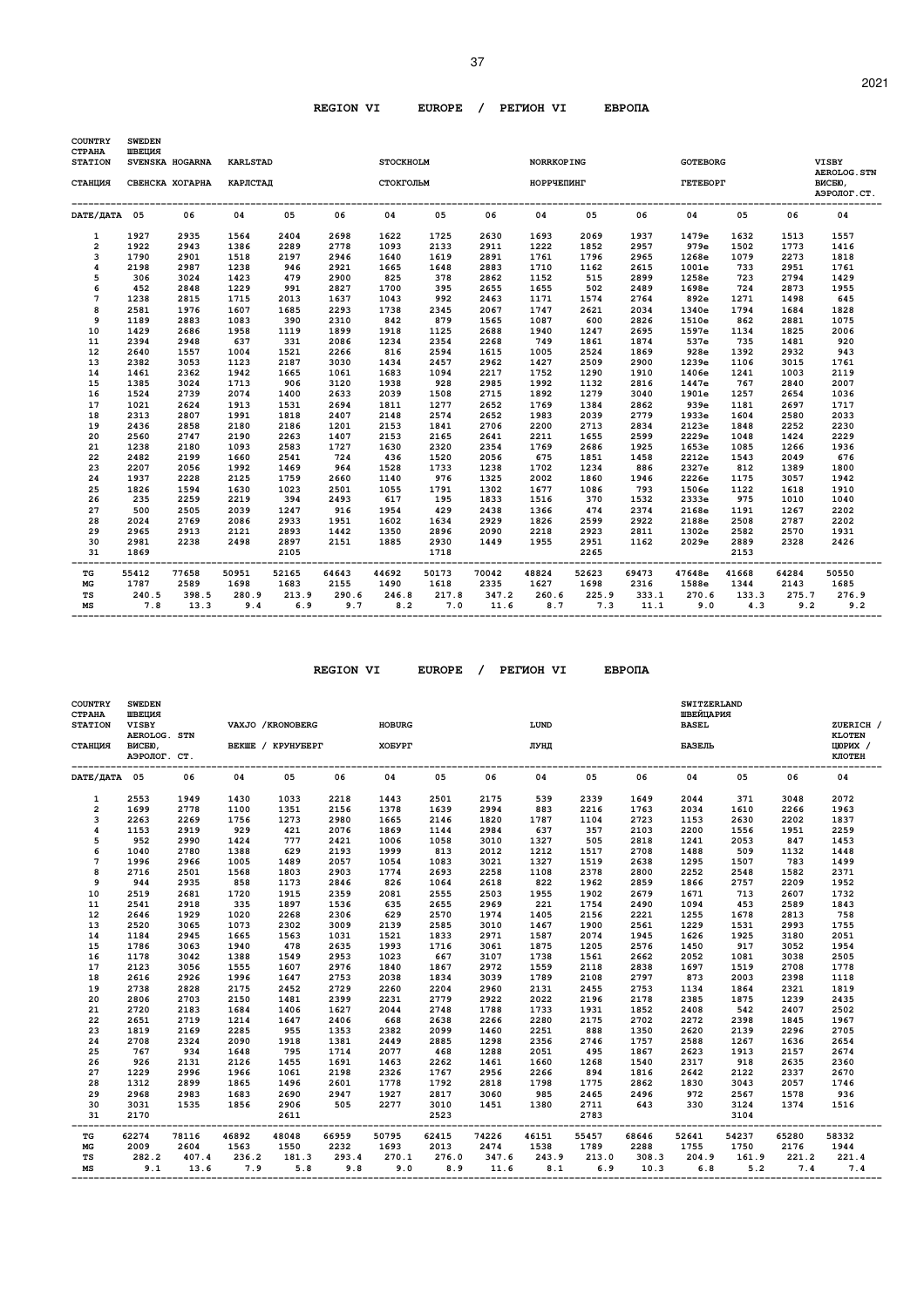## REGION VI EUROPE / РЕГИОН VI ЕВРОПА

| COUNTRY / СТРАНА | SWEDEN / ШВЕЦИЯ | | | | | | | | | | | | | | |
|---|---|---|---|---|---|---|---|---|---|---|---|---|---|---|---|
| STATION / СТАНЦИЯ | SVENSKA HOGARNA / СВЕНСКА ХОГАРНА | | KARLSTAD / КАРЛСТАД | | | STOCKHOLM / СТОКГОЛЬМ | | | NORRKOPING / НОРРЧЕПИНГ | | | GOTEBORG / ГЕТЕБОРГ | | | VISBY AEROLOG.STN / ВИСБЮ, АЭРОЛОГ.СТ. |
| DATE/ДАТА | 05 | 06 | 04 | 05 | 06 | 04 | 05 | 06 | 04 | 05 | 06 | 04 | 05 | 06 | 04 |
| 1 | 1927 | 2935 | 1564 | 2404 | 2698 | 1622 | 1725 | 2630 | 1693 | 2069 | 1937 | 1479e | 1632 | 1513 | 1557 |
| 2 | 1922 | 2943 | 1386 | 2289 | 2778 | 1093 | 2133 | 2911 | 1222 | 1852 | 2957 | 979e | 1502 | 1773 | 1416 |
| 3 | 1790 | 2901 | 1518 | 2197 | 2946 | 1640 | 1619 | 2891 | 1761 | 1796 | 2965 | 1268e | 1079 | 2273 | 1818 |
| 4 | 2198 | 2987 | 1238 | 946 | 2921 | 1665 | 1648 | 2883 | 1710 | 1162 | 2615 | 1001e | 733 | 2951 | 1761 |
| 5 | 306 | 3024 | 1423 | 479 | 2900 | 825 | 378 | 2862 | 1152 | 515 | 2899 | 1258e | 723 | 2794 | 1429 |
| 6 | 452 | 2848 | 1229 | 991 | 2827 | 1700 | 395 | 2655 | 1655 | 502 | 2489 | 1698e | 724 | 2873 | 1955 |
| 7 | 1238 | 2815 | 1715 | 2013 | 1637 | 1043 | 992 | 2463 | 1171 | 1574 | 2764 | 892e | 1271 | 1498 | 645 |
| 8 | 2581 | 1976 | 1607 | 1685 | 2293 | 1738 | 2345 | 2067 | 1747 | 2621 | 2034 | 1340e | 1794 | 1684 | 1828 |
| 9 | 1189 | 2883 | 1083 | 390 | 2310 | 842 | 879 | 1565 | 1087 | 600 | 2826 | 1510e | 862 | 2881 | 1075 |
| 10 | 1429 | 2686 | 1958 | 1119 | 1899 | 1918 | 1125 | 2688 | 1940 | 1247 | 2695 | 1597e | 1134 | 1825 | 2006 |
| 11 | 2394 | 2948 | 637 | 331 | 2086 | 1234 | 2354 | 2268 | 749 | 1861 | 1874 | 537e | 735 | 1481 | 920 |
| 12 | 2640 | 1557 | 1004 | 1521 | 2266 | 816 | 2594 | 1615 | 1005 | 2524 | 1869 | 928e | 1392 | 2932 | 943 |
| 13 | 2382 | 3053 | 1123 | 2187 | 3030 | 1434 | 2457 | 2962 | 1427 | 2509 | 2900 | 1239e | 1106 | 3015 | 1761 |
| 14 | 1461 | 2362 | 1942 | 1665 | 1061 | 1683 | 1094 | 2217 | 1752 | 1290 | 1910 | 1406e | 1241 | 1003 | 2119 |
| 15 | 1385 | 3024 | 1713 | 906 | 3120 | 1938 | 928 | 2985 | 1992 | 1132 | 2816 | 1447e | 767 | 2840 | 2007 |
| 16 | 1524 | 2739 | 2074 | 1400 | 2633 | 2039 | 1508 | 2715 | 1892 | 1279 | 3040 | 1901e | 1257 | 2654 | 1036 |
| 17 | 1021 | 2624 | 1913 | 1531 | 2694 | 1811 | 1277 | 2652 | 1769 | 1384 | 2862 | 939e | 1181 | 2697 | 1717 |
| 18 | 2313 | 2807 | 1991 | 1818 | 2407 | 2148 | 2574 | 2652 | 1983 | 2039 | 2779 | 1933e | 1604 | 2580 | 2033 |
| 19 | 2436 | 2858 | 2180 | 2186 | 1201 | 2153 | 1841 | 2706 | 2200 | 2713 | 2834 | 2123e | 1848 | 2252 | 2230 |
| 20 | 2560 | 2747 | 2190 | 2263 | 1407 | 2153 | 2165 | 2641 | 2211 | 1655 | 2599 | 2229e | 1048 | 1424 | 2229 |
| 21 | 1238 | 2180 | 1093 | 2583 | 1727 | 1630 | 2320 | 2354 | 1769 | 2686 | 1925 | 1653e | 1085 | 1266 | 1936 |
| 22 | 2482 | 2199 | 1660 | 2541 | 724 | 436 | 1520 | 2056 | 675 | 1851 | 1458 | 2212e | 1543 | 2049 | 676 |
| 23 | 2207 | 2056 | 1992 | 1469 | 964 | 1528 | 1733 | 1238 | 1702 | 1234 | 886 | 2327e | 812 | 1389 | 1800 |
| 24 | 1937 | 2228 | 2125 | 1759 | 2660 | 1140 | 976 | 1325 | 2002 | 1860 | 1946 | 2226e | 1175 | 3057 | 1942 |
| 25 | 1826 | 1594 | 1630 | 1023 | 2501 | 1055 | 1791 | 1302 | 1677 | 1086 | 793 | 1506e | 1122 | 1618 | 1910 |
| 26 | 235 | 2259 | 2219 | 394 | 2493 | 617 | 195 | 1833 | 1516 | 370 | 1532 | 2333e | 975 | 1010 | 1040 |
| 27 | 500 | 2505 | 2039 | 1247 | 916 | 1954 | 429 | 2438 | 1366 | 474 | 2374 | 2168e | 1191 | 1267 | 2202 |
| 28 | 2024 | 2769 | 2086 | 2933 | 1951 | 1602 | 1634 | 2929 | 1826 | 2599 | 2922 | 2188e | 2508 | 2787 | 2202 |
| 29 | 2965 | 2913 | 2121 | 2893 | 1442 | 1350 | 2896 | 2090 | 2218 | 2923 | 2811 | 1302e | 2582 | 2570 | 1931 |
| 30 | 2981 | 2238 | 2498 | 2897 | 2151 | 1885 | 2930 | 1449 | 1955 | 2951 | 1162 | 2029e | 2889 | 2328 | 2426 |
| 31 | 1869 | | | 2105 | | | 1718 | | | 2265 | | | 2153 | | |
| TG | 55412 | 77658 | 50951 | 52165 | 64643 | 44692 | 50173 | 70042 | 48824 | 52623 | 69473 | 47648e | 41668 | 64284 | 50550 |
| MG | 1787 | 2589 | 1698 | 1683 | 2155 | 1490 | 1618 | 2335 | 1627 | 1698 | 2316 | 1588e | 1344 | 2143 | 1685 |
| TS | 240.5 | 398.5 | 280.9 | 213.9 | 290.6 | 246.8 | 217.8 | 347.2 | 260.6 | 225.9 | 333.1 | 270.6 | 133.3 | 275.7 | 276.9 |
| MS | 7.8 | 13.3 | 9.4 | 6.9 | 9.7 | 8.2 | 7.0 | 11.6 | 8.7 | 7.3 | 11.1 | 9.0 | 4.3 | 9.2 | 9.2 |

## REGION VI EUROPE / РЕГИОН VI ЕВРОПА

| COUNTRY / СТРАНА | SWEDEN / ШВЕЦИЯ | | | | | | | | | | | SWITZERLAND / ШВЕЙЦАРИЯ | | | |
|---|---|---|---|---|---|---|---|---|---|---|---|---|---|---|---|
| STATION / СТАНЦИЯ | VISBY AEROLOG. STN / ВИСБЮ, АЭРОЛОГ. СТ. | | VAXJO /KRONOBERG / ВЕКШЕ / КРУНУБЕРГ | | | HOBURG / ХОБУРГ | | | LUND / ЛУНД | | | BASEL / БАЗЕЛЬ | | | ZUERICH / KLOTEN / ЦЮРИХ / КЛОТЕН |
| DATE/ДАТА | 05 | 06 | 04 | 05 | 06 | 04 | 05 | 06 | 04 | 05 | 06 | 04 | 05 | 06 | 04 |
| 1 | 2553 | 1949 | 1430 | 1033 | 2218 | 1443 | 2501 | 2175 | 539 | 2339 | 1649 | 2044 | 371 | 3048 | 2072 |
| 2 | 1699 | 2778 | 1100 | 1351 | 2156 | 1378 | 1639 | 2994 | 883 | 2216 | 1763 | 2034 | 1610 | 2266 | 1963 |
| 3 | 2263 | 2269 | 1756 | 1273 | 2980 | 1665 | 2146 | 1820 | 1787 | 1104 | 2723 | 1153 | 2630 | 2202 | 1837 |
| 4 | 1153 | 2919 | 929 | 421 | 2076 | 1869 | 1144 | 2984 | 637 | 357 | 2103 | 2200 | 1556 | 1951 | 2259 |
| 5 | 952 | 2990 | 1424 | 777 | 2421 | 1006 | 1058 | 3010 | 1327 | 505 | 2818 | 1241 | 2053 | 847 | 1453 |
| 6 | 1040 | 2780 | 1388 | 629 | 2193 | 1999 | 813 | 2012 | 1212 | 1517 | 2708 | 1488 | 509 | 1132 | 1448 |
| 7 | 1996 | 2966 | 1005 | 1489 | 2057 | 1054 | 1083 | 3021 | 1327 | 1519 | 2638 | 1295 | 1507 | 783 | 1499 |
| 8 | 2716 | 2501 | 1568 | 1803 | 2903 | 1774 | 2693 | 2258 | 1108 | 2378 | 2800 | 2252 | 2548 | 1582 | 2371 |
| 9 | 944 | 2935 | 858 | 1173 | 2846 | 826 | 1064 | 2618 | 822 | 1962 | 2859 | 1866 | 2757 | 2209 | 1952 |
| 10 | 2519 | 2681 | 1720 | 1915 | 2359 | 2081 | 2555 | 2503 | 1955 | 1902 | 2679 | 1671 | 713 | 2607 | 1732 |
| 11 | 2541 | 2918 | 335 | 1897 | 1536 | 635 | 2655 | 2969 | 221 | 1754 | 2490 | 1094 | 453 | 2589 | 1843 |
| 12 | 2646 | 1929 | 1020 | 2268 | 2306 | 629 | 2570 | 1974 | 1405 | 2156 | 2221 | 1255 | 1678 | 2813 | 758 |
| 13 | 2520 | 3065 | 1073 | 2302 | 3009 | 2139 | 2585 | 3010 | 1467 | 1900 | 2561 | 1229 | 1531 | 2993 | 1755 |
| 14 | 1184 | 2945 | 1665 | 1563 | 1031 | 1521 | 1833 | 2971 | 1587 | 2074 | 1945 | 1626 | 1925 | 3180 | 2051 |
| 15 | 1786 | 3063 | 1940 | 478 | 2635 | 1993 | 1716 | 3061 | 1875 | 1205 | 2576 | 1450 | 917 | 3052 | 1954 |
| 16 | 1178 | 3042 | 1388 | 1549 | 2953 | 1023 | 667 | 3107 | 1738 | 1561 | 2662 | 2052 | 1081 | 3038 | 2505 |
| 17 | 2123 | 3056 | 1555 | 1607 | 2976 | 1840 | 1867 | 2972 | 1559 | 2118 | 2838 | 1697 | 1519 | 2708 | 1778 |
| 18 | 2616 | 2926 | 1996 | 1647 | 2753 | 2038 | 1834 | 3039 | 1789 | 2108 | 2797 | 873 | 2003 | 2398 | 1118 |
| 19 | 2738 | 2828 | 2175 | 2452 | 2729 | 2260 | 2204 | 2960 | 2131 | 2455 | 2753 | 1134 | 1864 | 2321 | 1819 |
| 20 | 2806 | 2703 | 2150 | 1481 | 2399 | 2231 | 2779 | 2922 | 2022 | 2196 | 2178 | 2385 | 1875 | 1239 | 2435 |
| 21 | 2720 | 2183 | 1684 | 1406 | 1627 | 2044 | 2748 | 1788 | 1733 | 1931 | 1852 | 2408 | 542 | 2407 | 2502 |
| 22 | 2651 | 2719 | 1214 | 1647 | 2406 | 668 | 2638 | 2266 | 2280 | 2175 | 2702 | 2272 | 2398 | 1845 | 1967 |
| 23 | 1819 | 2169 | 2285 | 955 | 1353 | 2382 | 2099 | 1460 | 2251 | 888 | 1350 | 2620 | 2139 | 2296 | 2705 |
| 24 | 2708 | 2324 | 2090 | 1918 | 1381 | 2449 | 2885 | 1298 | 2356 | 2746 | 1757 | 2588 | 1267 | 1636 | 2654 |
| 25 | 767 | 934 | 1648 | 795 | 1714 | 2077 | 468 | 1288 | 2051 | 495 | 1867 | 2623 | 1913 | 2157 | 2674 |
| 26 | 926 | 2131 | 2126 | 1455 | 1691 | 1463 | 2262 | 1461 | 1660 | 1268 | 1540 | 2317 | 918 | 2635 | 2360 |
| 27 | 1229 | 2996 | 1966 | 1061 | 2198 | 2326 | 1767 | 2956 | 2266 | 894 | 1816 | 2642 | 2122 | 2337 | 2670 |
| 28 | 1312 | 2899 | 1865 | 1496 | 2601 | 1778 | 1792 | 2818 | 1798 | 1775 | 2862 | 1830 | 3043 | 2057 | 1746 |
| 29 | 2968 | 2983 | 1683 | 2690 | 2947 | 1927 | 2817 | 3060 | 985 | 2465 | 2496 | 972 | 2567 | 1578 | 936 |
| 30 | 3031 | 1535 | 1856 | 2906 | 505 | 2277 | 3010 | 1451 | 1380 | 2711 | 643 | 330 | 3124 | 1374 | 1516 |
| 31 | 2170 | | | 2611 | | | 2523 | | | 2783 | | | 3104 | | |
| TG | 62274 | 78116 | 46892 | 48048 | 66959 | 50795 | 62415 | 74226 | 46151 | 55457 | 68646 | 52641 | 54237 | 65280 | 58332 |
| MG | 2009 | 2604 | 1563 | 1550 | 2232 | 1693 | 2013 | 2474 | 1538 | 1789 | 2288 | 1755 | 1750 | 2176 | 1944 |
| TS | 282.2 | 407.4 | 236.2 | 181.3 | 293.4 | 270.1 | 276.0 | 347.6 | 243.9 | 213.0 | 308.3 | 204.9 | 161.9 | 221.2 | 221.4 |
| MS | 9.1 | 13.6 | 7.9 | 5.8 | 9.8 | 9.0 | 8.9 | 11.6 | 8.1 | 6.9 | 10.3 | 6.8 | 5.2 | 7.4 | 7.4 |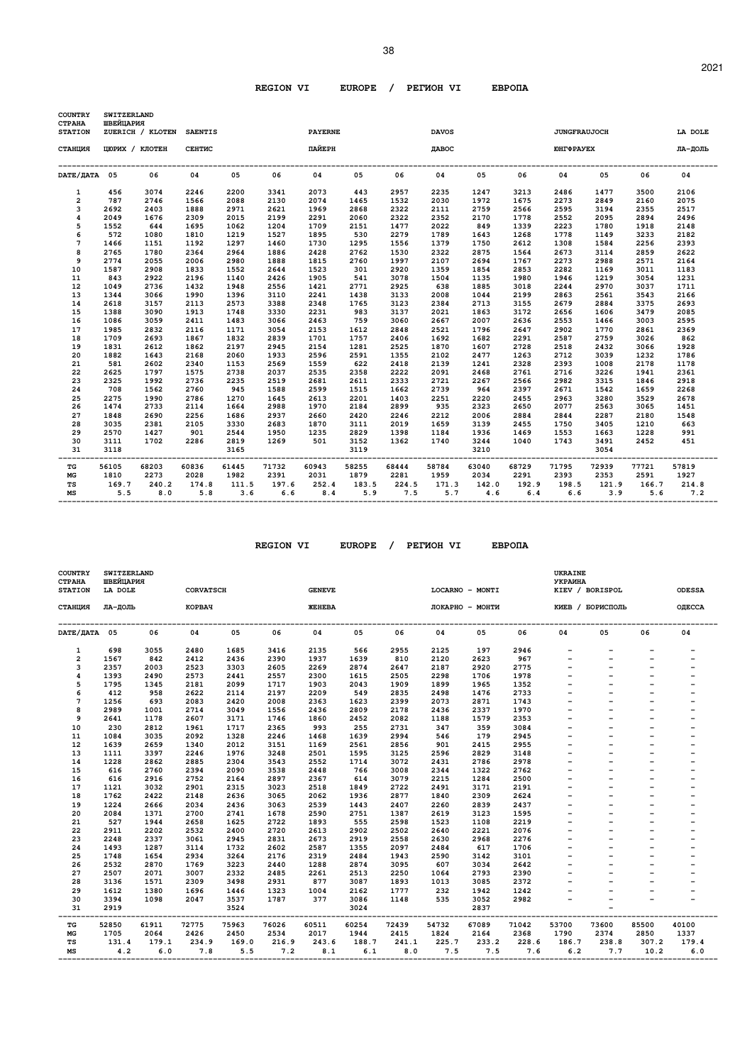## REGION VI EUROPE / РЕГИОН VI ЕВРОПА

| COUNTRY / СТРАНА | SWITZERLAND / ШВЕЙЦАРИЯ | | | | | | | | | | | | | | |
|---|---|---|---|---|---|---|---|---|---|---|---|---|---|---|---|
| STATION | ZUERICH / KLOTEN | SAENTIS | | | PAYERNE | | | DAVOS | | | JUNGFRAUJOCH | | | LA DOLE |
| СТАНЦИЯ | ЦЮРИХ / КЛОТЕН | СЕНТИС | | | ПАЙЕРН | | | ДАВОС | | | ЮНГФРАУЕХ | | | ЛА-ДОЛЬ |
| DATE/ДАТА | 05 | 06 | 04 | 05 | 06 | 04 | 05 | 06 | 04 | 05 | 06 | 04 | 05 | 06 | 04 |
| 1 | 456 | 3074 | 2246 | 2200 | 3341 | 2073 | 443 | 2957 | 2235 | 1247 | 3213 | 2486 | 1477 | 3500 | 2106 |
| 2 | 787 | 2746 | 1566 | 2088 | 2130 | 2074 | 1465 | 1532 | 2030 | 1972 | 1675 | 2273 | 2849 | 2160 | 2075 |
| 3 | 2692 | 2403 | 1888 | 2971 | 2621 | 1969 | 2868 | 2322 | 2111 | 2759 | 2566 | 2595 | 3194 | 2355 | 2517 |
| 4 | 2049 | 1676 | 2309 | 2015 | 2199 | 2291 | 2060 | 2322 | 2352 | 2170 | 1778 | 2552 | 2095 | 2894 | 2496 |
| 5 | 1552 | 644 | 1695 | 1062 | 1204 | 1709 | 2151 | 1477 | 2022 | 849 | 1339 | 2223 | 1780 | 1918 | 2148 |
| 6 | 572 | 1080 | 1810 | 1219 | 1527 | 1895 | 530 | 2279 | 1789 | 1643 | 1268 | 1778 | 1149 | 3233 | 2182 |
| 7 | 1466 | 1151 | 1192 | 1297 | 1460 | 1730 | 1295 | 1556 | 1379 | 1750 | 2612 | 1308 | 1584 | 2256 | 2393 |
| 8 | 2765 | 1780 | 2364 | 2964 | 1886 | 2428 | 2762 | 1530 | 2322 | 2875 | 1564 | 2673 | 3114 | 2859 | 2622 |
| 9 | 2774 | 2055 | 2006 | 2980 | 1888 | 1815 | 2760 | 1997 | 2107 | 2694 | 1767 | 2273 | 2988 | 2571 | 2164 |
| 10 | 1587 | 2908 | 1833 | 1552 | 2644 | 1523 | 301 | 2920 | 1359 | 1854 | 2853 | 2282 | 1169 | 3011 | 1183 |
| 11 | 843 | 2922 | 2196 | 1140 | 2426 | 1905 | 541 | 3078 | 1504 | 1135 | 1980 | 1946 | 1219 | 3054 | 1231 |
| 12 | 1049 | 2736 | 1432 | 1948 | 2556 | 1421 | 2771 | 2925 | 638 | 1885 | 3018 | 2244 | 2970 | 3037 | 1711 |
| 13 | 1344 | 3066 | 1990 | 1396 | 3110 | 2241 | 1438 | 3133 | 2008 | 1044 | 2199 | 2863 | 2561 | 3543 | 2166 |
| 14 | 2618 | 3157 | 2113 | 2573 | 3388 | 2348 | 1765 | 3123 | 2384 | 2713 | 3155 | 2679 | 2884 | 3375 | 2693 |
| 15 | 1388 | 3090 | 1913 | 1748 | 3330 | 2231 | 983 | 3137 | 2021 | 1863 | 3172 | 2656 | 1606 | 3479 | 2085 |
| 16 | 1086 | 3059 | 2411 | 1483 | 3066 | 2463 | 759 | 3060 | 2667 | 2007 | 2636 | 2553 | 1466 | 3003 | 2595 |
| 17 | 1985 | 2832 | 2116 | 1171 | 3054 | 2153 | 1612 | 2848 | 2521 | 1796 | 2647 | 2902 | 1770 | 2861 | 2369 |
| 18 | 1709 | 2693 | 1867 | 1832 | 2839 | 1701 | 1757 | 2406 | 1692 | 1682 | 2291 | 2587 | 2759 | 3026 | 862 |
| 19 | 1831 | 2612 | 1862 | 2197 | 2945 | 2154 | 1281 | 2525 | 1870 | 1607 | 2728 | 2518 | 2432 | 3066 | 1928 |
| 20 | 1882 | 1643 | 2168 | 2060 | 1933 | 2596 | 2591 | 1355 | 2102 | 2477 | 1263 | 2712 | 3039 | 1232 | 1786 |
| 21 | 581 | 2602 | 2340 | 1153 | 2569 | 1559 | 622 | 2418 | 2139 | 1241 | 2328 | 2393 | 1008 | 2178 | 1178 |
| 22 | 2625 | 1797 | 1575 | 2738 | 2037 | 2535 | 2358 | 2222 | 2091 | 2468 | 2761 | 2716 | 3226 | 1941 | 2361 |
| 23 | 2325 | 1992 | 2736 | 2235 | 2519 | 2681 | 2611 | 2333 | 2721 | 2267 | 2566 | 2982 | 3315 | 1846 | 2918 |
| 24 | 708 | 1562 | 2760 | 945 | 1588 | 2599 | 1515 | 1662 | 2739 | 964 | 2397 | 2671 | 1542 | 1659 | 2268 |
| 25 | 2275 | 1990 | 2786 | 1270 | 1645 | 2613 | 2201 | 1403 | 2251 | 2220 | 2455 | 2963 | 3280 | 3529 | 2678 |
| 26 | 1474 | 2733 | 2114 | 1664 | 2988 | 1970 | 2184 | 2899 | 935 | 2323 | 2650 | 2077 | 2563 | 3065 | 1451 |
| 27 | 1848 | 2690 | 2256 | 1686 | 2937 | 2660 | 2420 | 2246 | 2212 | 2006 | 2884 | 2844 | 2287 | 2180 | 1548 |
| 28 | 3035 | 2381 | 2105 | 3330 | 2683 | 1870 | 3111 | 2019 | 1659 | 3139 | 2455 | 1750 | 3405 | 1210 | 663 |
| 29 | 2570 | 1427 | 901 | 2544 | 1950 | 1235 | 2829 | 1398 | 1184 | 1936 | 1469 | 1553 | 1663 | 1228 | 991 |
| 30 | 3111 | 1702 | 2286 | 2819 | 1269 | 501 | 3152 | 1362 | 1740 | 3244 | 1040 | 1743 | 3491 | 2452 | 451 |
| 31 | 3118 | | | 3165 | | | 3119 | | | 3210 | | | 3054 | | |
| TG | 56105 | 68203 | 60836 | 61445 | 71732 | 60943 | 58255 | 68444 | 58784 | 63040 | 68729 | 71795 | 72939 | 77721 | 57819 |
| MG | 1810 | 2273 | 2028 | 1982 | 2391 | 2031 | 1879 | 2281 | 1959 | 2034 | 2291 | 2393 | 2353 | 2591 | 1927 |
| TS | 169.7 | 240.2 | 174.8 | 111.5 | 197.6 | 252.4 | 183.5 | 224.5 | 171.3 | 142.0 | 192.9 | 198.5 | 121.9 | 166.7 | 214.8 |
| MS | 5.5 | 8.0 | 5.8 | 3.6 | 6.6 | 8.4 | 5.9 | 7.5 | 5.7 | 4.6 | 6.4 | 6.6 | 3.9 | 5.6 | 7.2 |

## REGION VI EUROPE / РЕГИОН VI ЕВРОПА

| COUNTRY / СТРАНА | SWITZERLAND / ШВЕЙЦАРИЯ | | | | | | | | | | | UKRAINE / УКРАИНА | | | |
|---|---|---|---|---|---|---|---|---|---|---|---|---|---|---|---|
| STATION | LA DOLE | | CORVATSCH | | | GENEVE | | | LOCARNO - MONTI | | | KIEV / BORISPOL | | | ODESSA |
| СТАНЦИЯ | ЛА-ДОЛЬ | | КОРВАЧ | | | ЖЕНЕВА | | | ЛОКАРНО - МОНТИ | | | КИЕВ / БОРИСПОЛЬ | | | ОДЕССА |
| DATE/ДАТА | 05 | 06 | 04 | 05 | 06 | 04 | 05 | 06 | 04 | 05 | 06 | 04 | 05 | 06 | 04 |
| 1 | 698 | 3055 | 2480 | 1685 | 3416 | 2135 | 566 | 2955 | 2125 | 197 | 2946 | - | - | - | - |
| 2 | 1567 | 842 | 2412 | 2436 | 2390 | 1937 | 1639 | 810 | 2120 | 2623 | 967 | - | - | - | - |
| 3 | 2357 | 2003 | 2523 | 3303 | 2605 | 2269 | 2874 | 2647 | 2187 | 2920 | 2775 | - | - | - | - |
| 4 | 1393 | 2490 | 2573 | 2441 | 2557 | 2300 | 1615 | 2505 | 2298 | 1706 | 1978 | - | - | - | - |
| 5 | 1795 | 1345 | 2181 | 2099 | 1717 | 1903 | 2043 | 1909 | 1899 | 1965 | 1352 | - | - | - | - |
| 6 | 412 | 958 | 2622 | 2114 | 2197 | 2209 | 549 | 2835 | 2498 | 1476 | 2733 | - | - | - | - |
| 7 | 1256 | 693 | 2083 | 2420 | 2008 | 2363 | 1623 | 2399 | 2073 | 2871 | 1743 | - | - | - | - |
| 8 | 2989 | 1001 | 2714 | 3049 | 1556 | 2436 | 2809 | 2178 | 2436 | 2337 | 1970 | - | - | - | - |
| 9 | 2641 | 1178 | 2607 | 3171 | 1746 | 1860 | 2452 | 2082 | 1188 | 1579 | 2353 | - | - | - | - |
| 10 | 230 | 2812 | 1961 | 1717 | 2365 | 993 | 255 | 2731 | 347 | 359 | 3084 | - | - | - | - |
| 11 | 1084 | 3035 | 2092 | 1328 | 2246 | 1468 | 1639 | 2994 | 546 | 179 | 2945 | - | - | - | - |
| 12 | 1639 | 2659 | 1340 | 2012 | 3151 | 1169 | 2561 | 2856 | 901 | 2415 | 2955 | - | - | - | - |
| 13 | 1111 | 3397 | 2246 | 1976 | 3248 | 2501 | 1595 | 3125 | 2596 | 2829 | 3148 | - | - | - | - |
| 14 | 1228 | 2862 | 2885 | 2304 | 3543 | 2552 | 1714 | 3072 | 2431 | 2786 | 2978 | - | - | - | - |
| 15 | 616 | 2760 | 2394 | 2090 | 3538 | 2448 | 766 | 3008 | 2344 | 1322 | 2762 | - | - | - | - |
| 16 | 616 | 2916 | 2752 | 2164 | 2897 | 2367 | 614 | 3079 | 2215 | 1284 | 2500 | - | - | - | - |
| 17 | 1121 | 3032 | 2901 | 2315 | 3023 | 2518 | 1849 | 2722 | 2491 | 3171 | 2191 | - | - | - | - |
| 18 | 1762 | 2422 | 2148 | 2636 | 3065 | 2062 | 1936 | 2877 | 1840 | 2309 | 2624 | - | - | - | - |
| 19 | 1224 | 2666 | 2034 | 2436 | 3063 | 2539 | 1443 | 2407 | 2260 | 2839 | 2437 | - | - | - | - |
| 20 | 2084 | 1371 | 2700 | 2741 | 1678 | 2590 | 2751 | 1387 | 2619 | 3123 | 1595 | - | - | - | - |
| 21 | 527 | 1944 | 2658 | 1625 | 2722 | 1893 | 555 | 2598 | 1523 | 1108 | 2219 | - | - | - | - |
| 22 | 2911 | 2202 | 2532 | 2400 | 2720 | 2613 | 2902 | 2502 | 2640 | 2221 | 2076 | - | - | - | - |
| 23 | 2248 | 2337 | 3061 | 2945 | 2831 | 2673 | 2919 | 2558 | 2630 | 2968 | 2276 | - | - | - | - |
| 24 | 1493 | 1287 | 3114 | 1732 | 2602 | 2587 | 1355 | 2097 | 2484 | 617 | 1706 | - | - | - | - |
| 25 | 1748 | 1654 | 2934 | 3264 | 2176 | 2319 | 2484 | 1943 | 2590 | 3142 | 3101 | - | - | - | - |
| 26 | 2532 | 2870 | 1769 | 3223 | 2440 | 1288 | 2874 | 3095 | 607 | 3034 | 2642 | - | - | - | - |
| 27 | 2507 | 2071 | 3007 | 2332 | 2485 | 2261 | 2513 | 2250 | 1064 | 2793 | 2390 | - | - | - | - |
| 28 | 3136 | 1571 | 2309 | 3498 | 2931 | 877 | 3087 | 1893 | 1013 | 3085 | 2372 | - | - | - | - |
| 29 | 1612 | 1380 | 1696 | 1446 | 1323 | 1004 | 2162 | 1777 | 232 | 1942 | 1242 | - | - | - | - |
| 30 | 3394 | 1098 | 2047 | 3537 | 1787 | 377 | 3086 | 1148 | 535 | 3052 | 2982 | - | - | - | - |
| 31 | 2919 | | | 3524 | | | 3024 | | | 2837 | | | - | | |
| TG | 52850 | 61911 | 72775 | 75963 | 76026 | 60511 | 60254 | 72439 | 54732 | 67089 | 71042 | 53700 | 73600 | 85500 | 40100 |
| MG | 1705 | 2064 | 2426 | 2450 | 2534 | 2017 | 1944 | 2415 | 1824 | 2164 | 2368 | 1790 | 2374 | 2850 | 1337 |
| TS | 131.4 | 179.1 | 234.9 | 169.0 | 216.9 | 243.6 | 188.7 | 241.1 | 225.7 | 233.2 | 228.6 | 186.7 | 238.8 | 307.2 | 179.4 |
| MS | 4.2 | 6.0 | 7.8 | 5.5 | 7.2 | 8.1 | 6.1 | 8.0 | 7.5 | 7.5 | 7.6 | 6.2 | 7.7 | 10.2 | 6.0 |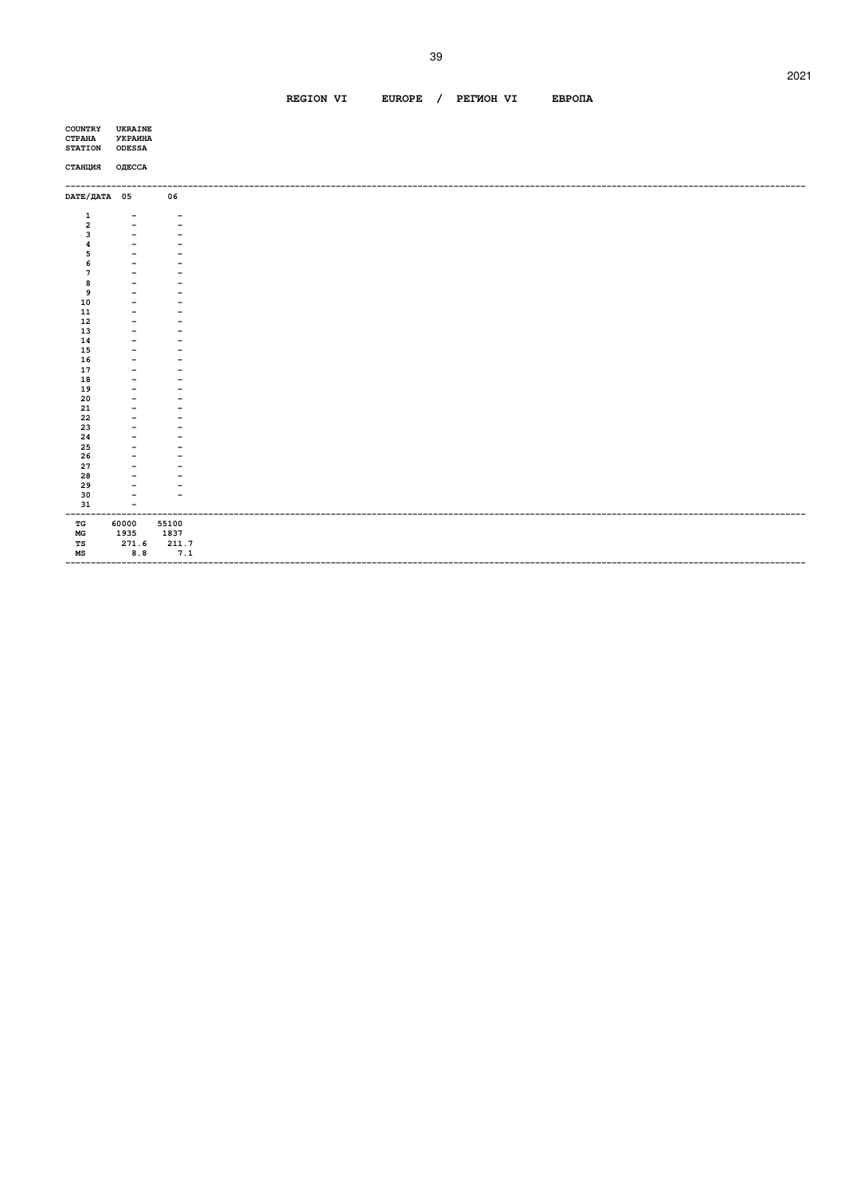**REGION VI EUROPE / РЕГИОН VI ЕВРОПА**

COUNTRY UKRAINE
СТРАНА УКРАИНА
STATION ODESSA

СТАНЦИЯ ОДЕССА

| DATE/ДАТА | 05 | 06 |
|---|---|---|
| 1 | - | - |
| 2 | - | - |
| 3 | - | - |
| 4 | - | - |
| 5 | - | - |
| 6 | - | - |
| 7 | - | - |
| 8 | - | - |
| 9 | - | - |
| 10 | - | - |
| 11 | - | - |
| 12 | - | - |
| 13 | - | - |
| 14 | - | - |
| 15 | - | - |
| 16 | - | - |
| 17 | - | - |
| 18 | - | - |
| 19 | - | - |
| 20 | - | - |
| 21 | - | - |
| 22 | - | - |
| 23 | - | - |
| 24 | - | - |
| 25 | - | - |
| 26 | - | - |
| 27 | - | - |
| 28 | - | - |
| 29 | - | - |
| 30 | - | - |
| 31 | - | |
| TG | 60000 | 55100 |
| MG | 1935 | 1837 |
| TS | 271.6 | 211.7 |
| MS | 8.8 | 7.1 |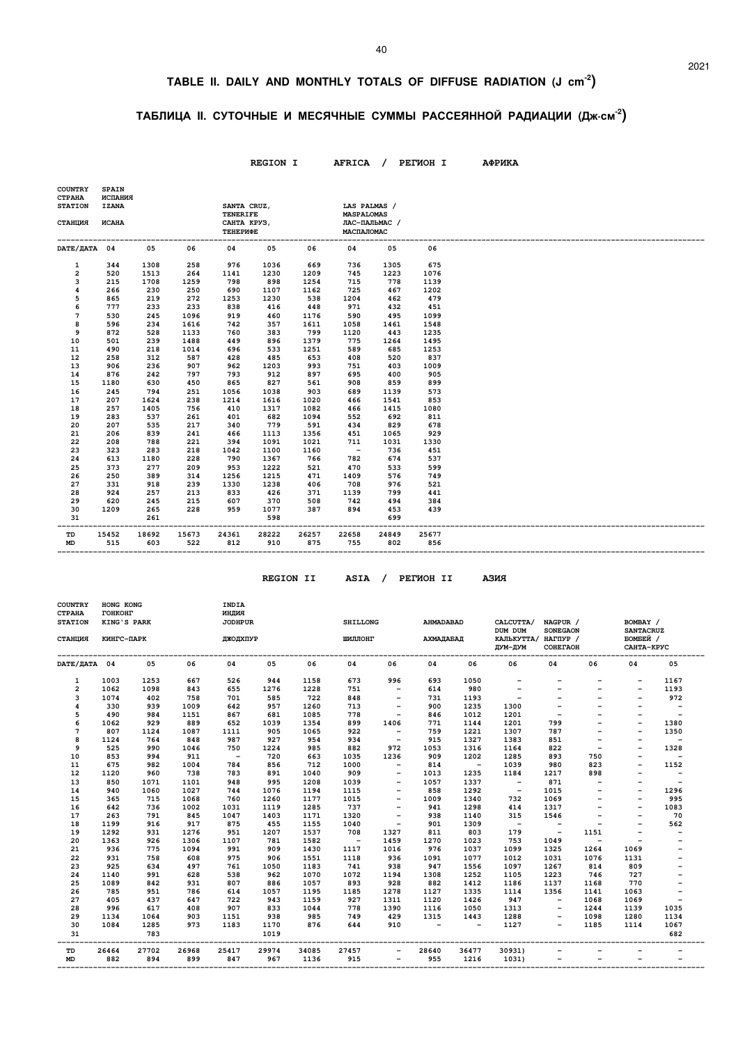# TABLE II. DAILY AND MONTHLY TOTALS OF DIFFUSE RADIATION (J cm$^{-2}$)

# ТАБЛИЦА II. СУТОЧНЫЕ И МЕСЯЧНЫЕ СУММЫ РАССЕЯННОЙ РАДИАЦИИ (Дж·см$^{-2}$)

## REGION I AFRICA / РЕГИОН I АФРИКА

| COUNTRY / СТРАНА | SPAIN / ИСПАНИЯ | | | | | | | | |
|---|---|---|---|---|---|---|---|---|---|
| STATION / СТАНЦИЯ | IZANA / ИСАНА | | | SANTA CRUZ, TENERIFE / САНТА КРУЗ, ТЕНЕРИФЕ | | | LAS PALMAS / MASPALOMAS / ЛАС-ПАЛЬМАС / МАСПАЛОМАС | | |
| DATE/ДАТА | 04 | 05 | 06 | 04 | 05 | 06 | 04 | 05 | 06 |
| 1 | 344 | 1308 | 258 | 976 | 1036 | 669 | 736 | 1305 | 675 |
| 2 | 520 | 1513 | 264 | 1141 | 1230 | 1209 | 745 | 1223 | 1076 |
| 3 | 215 | 1708 | 1259 | 798 | 898 | 1254 | 715 | 778 | 1139 |
| 4 | 266 | 230 | 250 | 690 | 1107 | 1162 | 725 | 467 | 1202 |
| 5 | 865 | 219 | 272 | 1253 | 1230 | 538 | 1204 | 462 | 479 |
| 6 | 777 | 233 | 233 | 838 | 416 | 448 | 971 | 432 | 451 |
| 7 | 530 | 245 | 1096 | 919 | 460 | 1176 | 590 | 495 | 1099 |
| 8 | 596 | 234 | 1616 | 742 | 357 | 1611 | 1058 | 1461 | 1548 |
| 9 | 872 | 528 | 1133 | 760 | 383 | 799 | 1120 | 443 | 1235 |
| 10 | 501 | 239 | 1488 | 449 | 896 | 1379 | 775 | 1264 | 1495 |
| 11 | 490 | 218 | 1014 | 696 | 533 | 1251 | 589 | 685 | 1253 |
| 12 | 258 | 312 | 587 | 428 | 485 | 653 | 408 | 520 | 837 |
| 13 | 906 | 236 | 907 | 962 | 1203 | 993 | 751 | 403 | 1009 |
| 14 | 876 | 242 | 797 | 793 | 912 | 897 | 695 | 400 | 905 |
| 15 | 1180 | 630 | 450 | 865 | 827 | 561 | 908 | 859 | 899 |
| 16 | 245 | 794 | 251 | 1056 | 1038 | 903 | 689 | 1139 | 573 |
| 17 | 207 | 1624 | 238 | 1214 | 1616 | 1020 | 466 | 1541 | 853 |
| 18 | 257 | 1405 | 756 | 410 | 1317 | 1082 | 466 | 1415 | 1080 |
| 19 | 283 | 537 | 261 | 401 | 682 | 1094 | 552 | 692 | 811 |
| 20 | 207 | 535 | 217 | 340 | 779 | 591 | 434 | 829 | 678 |
| 21 | 206 | 839 | 241 | 466 | 1113 | 1356 | 451 | 1065 | 929 |
| 22 | 208 | 788 | 221 | 394 | 1091 | 1021 | 711 | 1031 | 1330 |
| 23 | 323 | 283 | 218 | 1042 | 1100 | 1160 | - | 736 | 451 |
| 24 | 613 | 1180 | 228 | 790 | 1367 | 766 | 782 | 674 | 537 |
| 25 | 373 | 277 | 209 | 953 | 1222 | 521 | 470 | 533 | 599 |
| 26 | 250 | 389 | 314 | 1256 | 1215 | 471 | 1409 | 576 | 749 |
| 27 | 331 | 918 | 239 | 1330 | 1238 | 406 | 708 | 976 | 521 |
| 28 | 924 | 257 | 213 | 833 | 426 | 371 | 1139 | 799 | 441 |
| 29 | 620 | 245 | 215 | 607 | 370 | 508 | 742 | 494 | 384 |
| 30 | 1209 | 265 | 228 | 959 | 1077 | 387 | 894 | 453 | 439 |
| 31 | | 261 | | | 598 | | | 699 | |
| TD | 15452 | 18692 | 15673 | 24361 | 28222 | 26257 | 22658 | 24849 | 25677 |
| MD | 515 | 603 | 522 | 812 | 910 | 875 | 755 | 802 | 856 |

## REGION II ASIA / РЕГИОН II АЗИЯ

| COUNTRY / СТРАНА | HONG KONG / ГОНКОНГ | | | INDIA / ИНДИЯ | | | | | | | | | | | |
|---|---|---|---|---|---|---|---|---|---|---|---|---|---|---|---|
| STATION / СТАНЦИЯ | KING'S PARK / КИНГС-ПАРК | | | JODHPUR / ДЖОДХПУР | | | SHILLONG / ШИЛЛОНГ | | AHMADABAD / АХМАДАБАД | | CALCUTTA/ DUM DUM / КАЛЬКУТТА/ ДУМ-ДУМ | NAGPUR / SONEGAON / НАГПУР / СОНЕГАОН | | BOMBAY / SANTACRUZ / БОМБЕЙ / САНТА-КРУС | |
| DATE/ДАТА | 04 | 05 | 06 | 04 | 05 | 06 | 04 | 06 | 04 | 06 | 06 | 04 | 06 | 04 | 05 |
| 1 | 1003 | 1253 | 667 | 526 | 944 | 1158 | 673 | 996 | 693 | 1050 | - | - | - | - | 1167 |
| 2 | 1062 | 1098 | 843 | 655 | 1276 | 1228 | 751 | - | 614 | 980 | - | - | - | - | 1193 |
| 3 | 1074 | 402 | 758 | 701 | 585 | 722 | 848 | - | 731 | 1193 | - | - | - | - | 972 |
| 4 | 330 | 939 | 1009 | 642 | 957 | 1260 | 713 | - | 900 | 1235 | 1300 | - | - | - | - |
| 5 | 490 | 984 | 1151 | 867 | 681 | 1085 | 778 | - | 846 | 1012 | 1201 | - | - | - | - |
| 6 | 1062 | 929 | 889 | 652 | 1039 | 1354 | 899 | 1406 | 771 | 1144 | 1201 | 799 | - | - | 1380 |
| 7 | 807 | 1124 | 1087 | 1111 | 905 | 1065 | 922 | - | 759 | 1221 | 1307 | 787 | - | - | 1350 |
| 8 | 1124 | 764 | 848 | 987 | 927 | 954 | 934 | - | 915 | 1327 | 1383 | 851 | - | - | - |
| 9 | 525 | 990 | 1046 | 750 | 1224 | 985 | 882 | 972 | 1053 | 1316 | 1164 | 822 | - | - | 1328 |
| 10 | 853 | 994 | 911 | - | 720 | 663 | 1035 | 1236 | 909 | 1202 | 1285 | 893 | 750 | - | - |
| 11 | 675 | 982 | 1004 | 784 | 856 | 712 | 1000 | - | 814 | - | 1039 | 980 | 823 | - | 1152 |
| 12 | 1120 | 960 | 738 | 783 | 891 | 1040 | 909 | - | 1013 | 1235 | 1184 | 1217 | 898 | - | - |
| 13 | 850 | 1071 | 1101 | 948 | 995 | 1208 | 1039 | - | 1057 | 1337 | - | 871 | - | - | - |
| 14 | 940 | 1060 | 1027 | 744 | 1076 | 1194 | 1115 | - | 858 | 1292 | - | 1015 | - | - | 1296 |
| 15 | 365 | 715 | 1068 | 760 | 1260 | 1177 | 1015 | - | 1009 | 1340 | 732 | 1069 | - | - | 995 |
| 16 | 642 | 736 | 1002 | 1031 | 1119 | 1285 | 737 | - | 941 | 1298 | 414 | 1317 | - | - | 1083 |
| 17 | 263 | 791 | 845 | 1047 | 1403 | 1171 | 1320 | - | 938 | 1140 | 315 | 1546 | - | - | 70 |
| 18 | 1199 | 916 | 917 | 875 | 455 | 1155 | 1040 | - | 901 | 1309 | - | - | - | - | 562 |
| 19 | 1292 | 931 | 1276 | 951 | 1207 | 1537 | 708 | 1327 | 811 | 803 | 179 | - | 1151 | - | - |
| 20 | 1363 | 926 | 1306 | 1107 | 781 | 1582 | - | 1459 | 1270 | 1023 | 753 | 1049 | - | - | - |
| 21 | 936 | 775 | 1094 | 991 | 909 | 1430 | 1117 | 1016 | 976 | 1037 | 1099 | 1325 | 1264 | 1069 | - |
| 22 | 931 | 758 | 608 | 975 | 906 | 1551 | 1118 | 936 | 1091 | 1077 | 1012 | 1031 | 1076 | 1131 | - |
| 23 | 925 | 634 | 497 | 761 | 1050 | 1183 | 741 | 938 | 947 | 1556 | 1097 | 1267 | 814 | 809 | - |
| 24 | 1140 | 991 | 628 | 538 | 962 | 1070 | 1072 | 1194 | 1308 | 1252 | 1105 | 1223 | 746 | 727 | - |
| 25 | 1089 | 842 | 931 | 807 | 886 | 1057 | 893 | 928 | 882 | 1412 | 1186 | 1137 | 1168 | 770 | - |
| 26 | 785 | 951 | 786 | 614 | 1057 | 1195 | 1185 | 1278 | 1127 | 1335 | 1114 | 1356 | 1141 | 1063 | - |
| 27 | 405 | 437 | 647 | 722 | 943 | 1159 | 927 | 1311 | 1120 | 1426 | 947 | - | 1068 | 1069 | - |
| 28 | 996 | 617 | 408 | 907 | 833 | 1044 | 778 | 1390 | 1116 | 1050 | 1313 | - | 1244 | 1139 | 1035 |
| 29 | 1134 | 1064 | 903 | 1151 | 938 | 985 | 749 | 429 | 1315 | 1443 | 1288 | - | 1098 | 1280 | 1134 |
| 30 | 1084 | 1285 | 973 | 1183 | 1170 | 876 | 644 | 910 | - | - | 1127 | - | 1185 | 1114 | 1067 |
| 31 | | 783 | | | 1019 | | | | | | | | | | 682 |
| TD | 26464 | 27702 | 26968 | 25417 | 29974 | 34085 | 27457 | - | 28640 | 36477 | 30931) | - | - | - | - |
| MD | 882 | 894 | 899 | 847 | 967 | 1136 | 915 | - | 955 | 1216 | 1031) | - | - | - | - |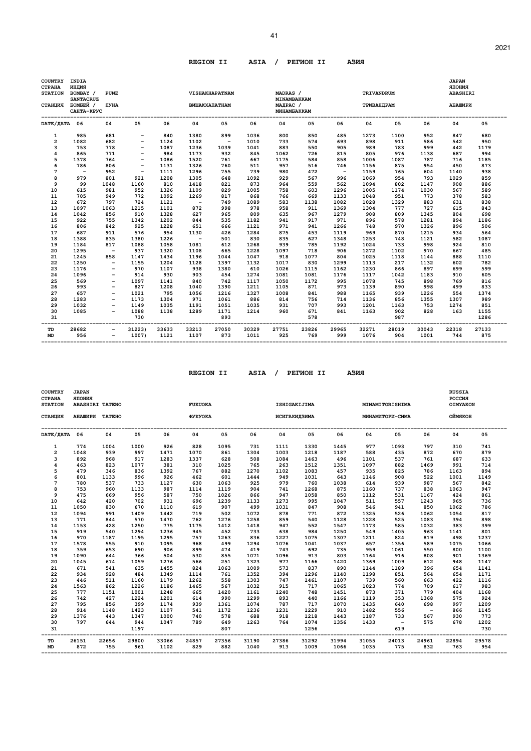## REGION II ASIA / РЕГИОН II АЗИЯ

| COUNTRY / СТРАНА | INDIA / ИНДИЯ | | | | | | | | | | | | | JAPAN / ЯПОНИЯ | |
|---|---|---|---|---|---|---|---|---|---|---|---|---|---|---|---|
| STATION | BOMBAY / SANTACRUZ | PUNE | | | VISHAKHAPATNAM | | | MADRAS / MINAMBAKKAM | | | TRIVANDRUM | | | ABASHIRI | |
| СТАНЦИЯ | БОМБЕЙ / САНТА-КРУС | ПУНА | | | ВИШАКХАПАТНАМ | | | МАДРАС / МИНАМБАККАМ | | | ТРИВАНДРАМ | | | АБАШИРИ | |
| DATE/ДАТА | 06 | 04 | 05 | 06 | 04 | 05 | 06 | 04 | 05 | 06 | 04 | 05 | 06 | 04 | 05 |
| 1 | 985 | 681 | - | 840 | 1380 | 899 | 1036 | 800 | 850 | 485 | 1273 | 1100 | 952 | 847 | 680 |
| 2 | 1082 | 682 | - | 1124 | 1102 | - | 1010 | 733 | 574 | 693 | 898 | 911 | 586 | 542 | 950 |
| 3 | 753 | 778 | - | 1087 | 1236 | 1039 | 1041 | 883 | 550 | 905 | 989 | 783 | 999 | 442 | 1179 |
| 4 | 865 | 771 | - | 984 | 1173 | 932 | 845 | 1062 | 726 | 815 | 805 | 976 | 1138 | 687 | 994 |
| 5 | 1378 | 764 | - | 1086 | 1520 | 761 | 667 | 1175 | 584 | 858 | 1006 | 1087 | 787 | 716 | 1185 |
| 6 | 786 | 806 | - | 1131 | 1326 | 760 | 511 | 957 | 516 | 746 | 1156 | 875 | 954 | 450 | 873 |
| 7 | - | 952 | - | 1111 | 1296 | 755 | 739 | 980 | 472 | - | 1159 | 765 | 604 | 1140 | 938 |
| 8 | 979 | 801 | 921 | 1208 | 1305 | 648 | 1092 | 929 | 567 | 996 | 1069 | 954 | 793 | 1029 | 859 |
| 9 | 99 | 1048 | 1160 | 810 | 1418 | 821 | 873 | 964 | 559 | 562 | 1094 | 802 | 1147 | 908 | 886 |
| 10 | 615 | 981 | 952 | 1326 | 1109 | 829 | 1005 | 758 | 603 | 1296 | 1005 | 1174 | 1030 | 567 | 589 |
| 11 | 705 | 949 | 772 | 1092 | 1269 | 817 | 868 | 766 | 669 | 1133 | 1048 | 951 | 773 | 378 | 583 |
| 12 | 672 | 797 | 724 | 1121 | - | 749 | 1089 | 583 | 1138 | 1082 | 1028 | 1329 | 883 | 631 | 838 |
| 13 | 1097 | 1063 | 1215 | 1101 | 872 | 998 | 978 | 958 | 911 | 1369 | 1304 | 777 | 727 | 615 | 843 |
| 14 | 1042 | 856 | 910 | 1328 | 627 | 965 | 809 | 635 | 967 | 1279 | 908 | 809 | 1345 | 804 | 698 |
| 15 | 922 | 755 | 1342 | 1202 | 844 | 535 | 1182 | 941 | 917 | 971 | 896 | 578 | 1281 | 894 | 1186 |
| 16 | 806 | 842 | 925 | 1228 | 651 | 666 | 1121 | 971 | 941 | 1266 | 748 | 970 | 1326 | 896 | 506 |
| 17 | 687 | 911 | 576 | 954 | 1130 | 426 | 1284 | 875 | 453 | 1119 | 969 | 870 | 1215 | 934 | 564 |
| 18 | 1388 | 835 | 1380 | 1226 | - | 501 | 830 | 835 | 627 | 1348 | 1253 | 748 | 1121 | 582 | 1087 |
| 19 | 1184 | 817 | 1088 | 1058 | 1081 | 612 | 1268 | 939 | 785 | 1192 | 1024 | 733 | 998 | 924 | 810 |
| 20 | 1295 | - | 937 | 1320 | 1108 | 665 | 1228 | 1097 | 718 | 906 | 1272 | 1102 | 970 | 667 | 485 |
| 21 | 1245 | 858 | 1147 | 1434 | 1196 | 1044 | 1047 | 918 | 1077 | 804 | 1025 | 1118 | 1144 | 888 | 1110 |
| 22 | 1250 | - | 1155 | 1204 | 1128 | 1397 | 1132 | 1017 | 830 | 1299 | 1113 | 217 | 1132 | 602 | 782 |
| 23 | 1176 | - | 970 | 1107 | 938 | 1380 | 610 | 1026 | 1115 | 1162 | 1230 | 866 | 897 | 699 | 599 |
| 24 | 1096 | - | 914 | 930 | 903 | 454 | 1274 | 1081 | 1081 | 1176 | 1117 | 1042 | 1183 | 910 | 605 |
| 25 | 569 | - | 1097 | 1141 | 840 | 742 | 1117 | 1050 | 1172 | 995 | 1078 | 745 | 898 | 769 | 816 |
| 26 | 993 | - | 827 | 1208 | 1040 | 1390 | 1211 | 1105 | 871 | 973 | 1139 | 890 | 998 | 499 | 833 |
| 27 | 657 | - | 1021 | 795 | 1056 | 1216 | 1327 | 1008 | 841 | 988 | 1165 | 939 | 1226 | 554 | 1374 |
| 28 | 1283 | - | 1173 | 1304 | 971 | 1061 | 886 | 814 | 756 | 714 | 1136 | 856 | 1355 | 1307 | 989 |
| 29 | 1032 | - | 1149 | 1035 | 1191 | 1051 | 1035 | 931 | 707 | 993 | 1201 | 1163 | 753 | 1274 | 851 |
| 30 | 1085 | - | 1088 | 1138 | 1289 | 1171 | 1214 | 960 | 671 | 841 | 1163 | 902 | 828 | 163 | 1155 |
| 31 | | | 730 | | | 893 | | | 578 | | | 987 | | | 1286 |
| TD | 28682 | - | 31223) | 33633 | 33213 | 27050 | 30329 | 27751 | 23826 | 29965 | 32271 | 28019 | 30043 | 22318 | 27133 |
| MD | 956 | - | 1007) | 1121 | 1107 | 873 | 1011 | 925 | 769 | 999 | 1076 | 904 | 1001 | 744 | 875 |

## REGION II ASIA / РЕГИОН II АЗИЯ

| COUNTRY / СТРАНА | JAPAN / ЯПОНИЯ | | | | | | | | | | | | | RUSSIA / РОССИЯ | |
|---|---|---|---|---|---|---|---|---|---|---|---|---|---|---|---|
| STATION | ABASHIRI | TATENO | | | FUKUOKA | | | ISHIGAKIJIMA | | | MINAMITORISHIMA | | | OIMYAKON | |
| СТАНЦИЯ | АБАШИРИ | ТАТЕНО | | | ФУКУОКА | | | ИСИГАКИДЗИМА | | | МИНАМИТОРИ-СИМА | | | ОЙМЯКОН | |
| DATE/ДАТА | 06 | 04 | 05 | 06 | 04 | 05 | 06 | 04 | 05 | 06 | 04 | 05 | 06 | 04 | 05 |
| 1 | 774 | 1004 | 1000 | 926 | 828 | 1095 | 731 | 1111 | 1330 | 1445 | 977 | 1093 | 797 | 310 | 741 |
| 2 | 1048 | 939 | 997 | 1471 | 1070 | 861 | 1304 | 1003 | 1218 | 1187 | 588 | 435 | 872 | 670 | 879 |
| 3 | 892 | 968 | 917 | 1283 | 1337 | 628 | 508 | 1084 | 1463 | 496 | 1101 | 537 | 761 | 687 | 633 |
| 4 | 463 | 823 | 1077 | 381 | 310 | 1025 | 765 | 263 | 1512 | 1351 | 1097 | 882 | 1469 | 991 | 714 |
| 5 | 479 | 346 | 836 | 1392 | 767 | 882 | 1270 | 1102 | 1083 | 457 | 935 | 825 | 786 | 1163 | 894 |
| 6 | 801 | 1133 | 996 | 926 | 462 | 601 | 1444 | 949 | 1031 | 643 | 1146 | 908 | 522 | 1001 | 1149 |
| 7 | 780 | 537 | 733 | 1127 | 630 | 1063 | 925 | 979 | 760 | 1038 | 614 | 939 | 987 | 567 | 842 |
| 8 | 753 | 960 | 1133 | 987 | 1114 | 1119 | 904 | 741 | 1268 | 875 | 1160 | 737 | 838 | 1063 | 947 |
| 9 | 475 | 669 | 956 | 587 | 750 | 1026 | 866 | 947 | 1058 | 850 | 1112 | 531 | 1167 | 424 | 861 |
| 10 | 642 | 420 | 702 | 931 | 696 | 1239 | 1133 | 1273 | 995 | 1047 | 511 | 557 | 1243 | 965 | 736 |
| 11 | 1050 | 830 | 670 | 1110 | 619 | 907 | 499 | 1031 | 847 | 908 | 546 | 941 | 850 | 1062 | 786 |
| 12 | 1094 | 991 | 1409 | 1442 | 719 | 502 | 1072 | 878 | 771 | 872 | 1325 | 526 | 1062 | 1054 | 817 |
| 13 | 771 | 844 | 570 | 1470 | 762 | 1276 | 1258 | 859 | 540 | 1128 | 1228 | 525 | 1083 | 394 | 898 |
| 14 | 1153 | 428 | 1250 | 775 | 1175 | 1412 | 1418 | 947 | 552 | 1547 | 1173 | 585 | 1032 | 383 | 399 |
| 15 | 919 | 540 | 1294 | 1236 | 945 | 452 | 733 | 638 | 984 | 1250 | 549 | 1405 | 963 | 1141 | 801 |
| 16 | 970 | 1187 | 1195 | 1295 | 757 | 1263 | 836 | 1227 | 1075 | 1307 | 1211 | 824 | 819 | 498 | 1237 |
| 17 | 1578 | 555 | 910 | 1095 | 968 | 499 | 1294 | 1076 | 1041 | 1037 | 657 | 1356 | 589 | 1075 | 1066 |
| 18 | 359 | 653 | 690 | 906 | 899 | 474 | 419 | 743 | 692 | 735 | 959 | 1061 | 550 | 800 | 1100 |
| 19 | 1090 | 644 | 366 | 504 | 530 | 855 | 1071 | 1096 | 913 | 803 | 1164 | 916 | 808 | 901 | 1369 |
| 20 | 1045 | 674 | 1059 | 1276 | 566 | 251 | 1323 | 977 | 1166 | 1420 | 1369 | 1009 | 612 | 948 | 1147 |
| 21 | 671 | 541 | 635 | 1455 | 824 | 1063 | 1009 | 573 | 837 | 890 | 1144 | 1189 | 396 | 654 | 1141 |
| 22 | 934 | 928 | 484 | 1349 | 1114 | 761 | 1352 | 394 | 1296 | 1140 | 1198 | 851 | 564 | 654 | 1171 |
| 23 | 446 | 511 | 1160 | 1179 | 1262 | 558 | 1303 | 747 | 1461 | 1107 | 739 | 560 | 663 | 422 | 1116 |
| 24 | 1563 | 862 | 1226 | 1186 | 1465 | 567 | 1032 | 915 | 717 | 1065 | 1023 | 774 | 709 | 617 | 983 |
| 25 | 777 | 1151 | 1001 | 1248 | 665 | 1420 | 1161 | 1240 | 748 | 1451 | 873 | 371 | 779 | 404 | 1168 |
| 26 | 742 | 427 | 1224 | 1201 | 614 | 990 | 1299 | 893 | 440 | 1166 | 1119 | 353 | 1368 | 575 | 924 |
| 27 | 795 | 856 | 399 | 1174 | 939 | 1361 | 1074 | 787 | 717 | 1070 | 1435 | 640 | 698 | 997 | 1209 |
| 28 | 914 | 1148 | 1423 | 1107 | 541 | 1172 | 1236 | 1231 | 1229 | 910 | 1482 | 556 | - | 866 | 1145 |
| 29 | 1376 | 443 | 1347 | 1000 | 740 | 578 | 688 | 918 | 1218 | 1443 | 1187 | 733 | 567 | 930 | 773 |
| 30 | 797 | 644 | 944 | 1047 | 789 | 649 | 1263 | 764 | 1074 | 1356 | 1433 | - | 575 | 678 | 1202 |
| 31 | | | 1197 | | | 807 | | | 1256 | | | 619 | | | 730 |
| TD | 26151 | 22656 | 29800 | 33066 | 24857 | 27356 | 31190 | 27386 | 31292 | 31994 | 31055 | 24013 | 24961 | 22894 | 29578 |
| MD | 872 | 755 | 961 | 1102 | 829 | 882 | 1040 | 913 | 1009 | 1066 | 1035 | 775 | 832 | 763 | 954 |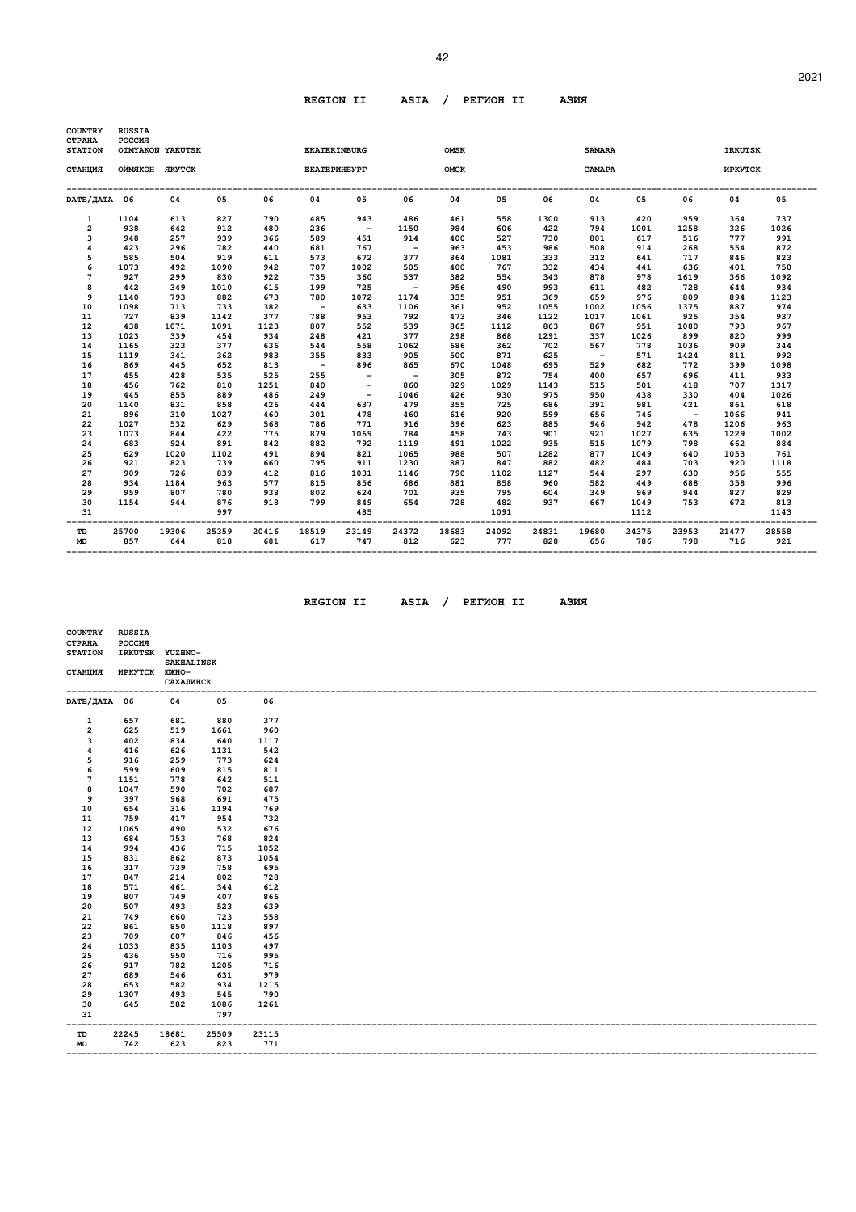## REGION II ASIA / РЕГИОН II АЗИЯ

| COUNTRY<br>СТРАНА<br>STATION<br>СТАНЦИЯ | RUSSIA<br>РОССИЯ<br>OIMYAKON<br>ОЙМЯКОН | YAKUTSK<br>ЯКУТСК | | | EKATERINBURG<br>ЕКАТЕРИНБУРГ | | | OMSK<br>ОМСК | | | SAMARA<br>САМАРА | | | IRKUTSK<br>ИРКУТСК | |
|---|---|---|---|---|---|---|---|---|---|---|---|---|---|---|---|
| DATE/ДАТА | 06 | 04 | 05 | 06 | 04 | 05 | 06 | 04 | 05 | 06 | 04 | 05 | 06 | 04 | 05 |
| 1 | 1104 | 613 | 827 | 790 | 485 | 943 | 486 | 461 | 558 | 1300 | 913 | 420 | 959 | 364 | 737 |
| 2 | 938 | 642 | 912 | 480 | 236 | - | 1150 | 984 | 606 | 422 | 794 | 1001 | 1258 | 326 | 1026 |
| 3 | 948 | 257 | 939 | 366 | 589 | 451 | 914 | 400 | 527 | 730 | 801 | 617 | 516 | 777 | 991 |
| 4 | 423 | 296 | 782 | 440 | 681 | 767 | - | 963 | 453 | 986 | 508 | 914 | 268 | 554 | 872 |
| 5 | 585 | 504 | 919 | 611 | 573 | 672 | 377 | 864 | 1081 | 333 | 312 | 641 | 717 | 846 | 823 |
| 6 | 1073 | 492 | 1090 | 942 | 707 | 1002 | 505 | 400 | 767 | 332 | 434 | 441 | 636 | 401 | 750 |
| 7 | 927 | 299 | 830 | 922 | 735 | 360 | 537 | 382 | 554 | 343 | 878 | 978 | 1619 | 366 | 1092 |
| 8 | 442 | 349 | 1010 | 615 | 199 | 725 | - | 956 | 490 | 993 | 611 | 482 | 728 | 644 | 934 |
| 9 | 1140 | 793 | 882 | 673 | 780 | 1072 | 1174 | 335 | 951 | 369 | 659 | 976 | 809 | 894 | 1123 |
| 10 | 1098 | 713 | 733 | 382 | - | 633 | 1106 | 361 | 952 | 1055 | 1002 | 1056 | 1375 | 887 | 974 |
| 11 | 727 | 839 | 1142 | 377 | 788 | 953 | 792 | 473 | 346 | 1122 | 1017 | 1061 | 925 | 354 | 937 |
| 12 | 438 | 1071 | 1091 | 1123 | 807 | 552 | 539 | 865 | 1112 | 863 | 867 | 951 | 1080 | 793 | 967 |
| 13 | 1023 | 339 | 454 | 934 | 248 | 421 | 377 | 298 | 868 | 1291 | 337 | 1026 | 899 | 820 | 999 |
| 14 | 1165 | 323 | 377 | 636 | 544 | 558 | 1062 | 686 | 362 | 702 | 567 | 778 | 1036 | 909 | 344 |
| 15 | 1119 | 341 | 362 | 983 | 355 | 833 | 905 | 500 | 871 | 625 | - | 571 | 1424 | 811 | 992 |
| 16 | 869 | 445 | 652 | 813 | - | 896 | 865 | 670 | 1048 | 695 | 529 | 682 | 772 | 399 | 1098 |
| 17 | 455 | 428 | 535 | 525 | 255 | - | - | 305 | 872 | 754 | 400 | 657 | 696 | 411 | 933 |
| 18 | 456 | 762 | 810 | 1251 | 840 | - | 860 | 829 | 1029 | 1143 | 515 | 501 | 418 | 707 | 1317 |
| 19 | 445 | 855 | 889 | 486 | 249 | - | 1046 | 426 | 930 | 975 | 950 | 438 | 330 | 404 | 1026 |
| 20 | 1140 | 831 | 858 | 426 | 444 | 637 | 479 | 355 | 725 | 686 | 391 | 981 | 421 | 861 | 618 |
| 21 | 896 | 310 | 1027 | 460 | 301 | 478 | 460 | 616 | 920 | 599 | 656 | 746 | - | 1066 | 941 |
| 22 | 1027 | 532 | 629 | 568 | 786 | 771 | 916 | 396 | 623 | 885 | 946 | 942 | 478 | 1206 | 963 |
| 23 | 1073 | 844 | 422 | 775 | 879 | 1069 | 784 | 458 | 743 | 901 | 921 | 1027 | 635 | 1229 | 1002 |
| 24 | 683 | 924 | 891 | 842 | 882 | 792 | 1119 | 491 | 1022 | 935 | 515 | 1079 | 798 | 662 | 884 |
| 25 | 629 | 1020 | 1102 | 491 | 894 | 821 | 1065 | 988 | 507 | 1282 | 877 | 1049 | 640 | 1053 | 761 |
| 26 | 921 | 823 | 739 | 660 | 795 | 911 | 1230 | 887 | 847 | 882 | 482 | 484 | 703 | 920 | 1118 |
| 27 | 909 | 726 | 839 | 412 | 816 | 1031 | 1146 | 790 | 1102 | 1127 | 544 | 297 | 630 | 956 | 555 |
| 28 | 934 | 1184 | 963 | 577 | 815 | 856 | 686 | 881 | 858 | 960 | 582 | 449 | 688 | 358 | 996 |
| 29 | 959 | 807 | 780 | 938 | 802 | 624 | 701 | 935 | 795 | 604 | 349 | 969 | 944 | 827 | 829 |
| 30 | 1154 | 944 | 876 | 918 | 799 | 849 | 654 | 728 | 482 | 937 | 667 | 1049 | 753 | 672 | 813 |
| 31 | | | 997 | | | 485 | | | 1091 | | | 1112 | | | 1143 |
| TD | 25700 | 19306 | 25359 | 20416 | 18519 | 23149 | 24372 | 18683 | 24092 | 24831 | 19680 | 24375 | 23953 | 21477 | 28558 |
| MD | 857 | 644 | 818 | 681 | 617 | 747 | 812 | 623 | 777 | 828 | 656 | 786 | 798 | 716 | 921 |

## REGION II ASIA / РЕГИОН II АЗИЯ

| COUNTRY<br>СТРАНА<br>STATION<br>СТАНЦИЯ | RUSSIA<br>РОССИЯ<br>IRKUTSK<br>ИРКУТСК | YUZHNO-SAKHALINSK<br>ЮЖНО-САХАЛИНСК | | |
|---|---|---|---|---|
| DATE/ДАТА | 06 | 04 | 05 | 06 |
| 1 | 657 | 681 | 880 | 377 |
| 2 | 625 | 519 | 1661 | 960 |
| 3 | 402 | 834 | 640 | 1117 |
| 4 | 416 | 626 | 1131 | 542 |
| 5 | 916 | 259 | 773 | 624 |
| 6 | 599 | 609 | 815 | 811 |
| 7 | 1151 | 778 | 642 | 511 |
| 8 | 1047 | 590 | 702 | 687 |
| 9 | 397 | 968 | 691 | 475 |
| 10 | 654 | 316 | 1194 | 769 |
| 11 | 759 | 417 | 954 | 732 |
| 12 | 1065 | 490 | 532 | 676 |
| 13 | 684 | 753 | 768 | 824 |
| 14 | 994 | 436 | 715 | 1052 |
| 15 | 831 | 862 | 873 | 1054 |
| 16 | 317 | 739 | 758 | 695 |
| 17 | 847 | 214 | 802 | 728 |
| 18 | 571 | 461 | 344 | 612 |
| 19 | 807 | 749 | 407 | 866 |
| 20 | 507 | 493 | 523 | 639 |
| 21 | 749 | 660 | 723 | 558 |
| 22 | 861 | 850 | 1118 | 897 |
| 23 | 709 | 607 | 846 | 456 |
| 24 | 1033 | 835 | 1103 | 497 |
| 25 | 436 | 950 | 716 | 995 |
| 26 | 917 | 782 | 1205 | 716 |
| 27 | 689 | 546 | 631 | 979 |
| 28 | 653 | 582 | 934 | 1215 |
| 29 | 1307 | 493 | 545 | 790 |
| 30 | 645 | 582 | 1086 | 1261 |
| 31 | | | 797 | |
| TD | 22245 | 18681 | 25509 | 23115 |
| MD | 742 | 623 | 823 | 771 |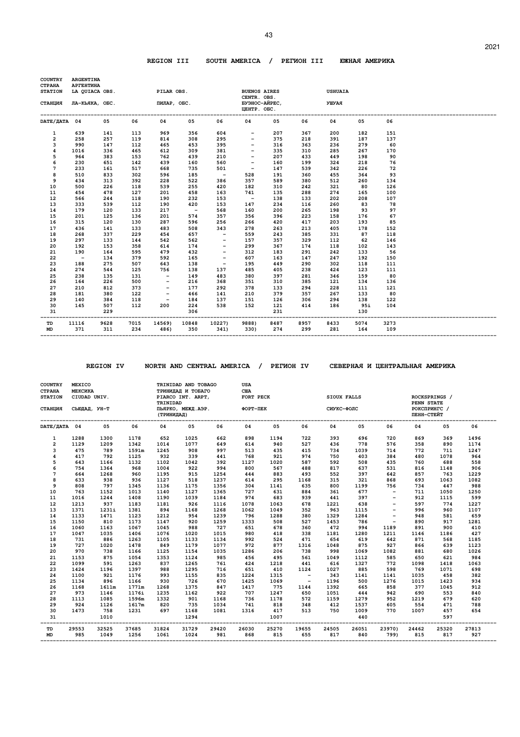## REGION III SOUTH AMERICA / РЕГИОН III ЮЖНАЯ АМЕРИКА

| COUNTRY / СТРАНА | ARGENTINA / АРГЕНТИНА | | | | | | | | | | | |
|---|---|---|---|---|---|---|---|---|---|---|---|---|
| STATION / СТАНЦИЯ | LA QUIACA OBS. / ЛА-КЬЯКА, ОБС. | | | PILAR OBS. / ПИЛАР, ОБС. | | | BUENOS AIRES CENTR. OBS. / БУЭНОС-АЙРЕС, ЦЕНТР. ОБС. | | | USHUAIA / УШУАЯ | | |
| DATE/ДАТА | 04 | 05 | 06 | 04 | 05 | 06 | 04 | 05 | 06 | 04 | 05 | 06 |
| 1 | 639 | 141 | 113 | 969 | 356 | 604 | - | 207 | 367 | 200 | 182 | 151 |
| 2 | 258 | 257 | 119 | 814 | 308 | 295 | - | 375 | 218 | 391 | 187 | 137 |
| 3 | 990 | 147 | 112 | 465 | 453 | 395 | - | 316 | 363 | 236 | 279 | 60 |
| 4 | 1016 | 336 | 465 | 612 | 309 | 381 | - | 335 | 310 | 285 | 267 | 170 |
| 5 | 964 | 383 | 153 | 762 | 439 | 210 | - | 207 | 433 | 449 | 198 | 90 |
| 6 | 230 | 651 | 142 | 439 | 160 | 560 | - | 160 | 199 | 324 | 218 | 76 |
| 7 | 233 | 161 | 517 | 668 | 735 | 501 | - | 147 | 539 | 342 | 226 | 72 |
| 8 | 510 | 833 | 302 | 596 | 185 | - | 528 | 191 | 360 | 455 | 364 | 93 |
| 9 | 434 | 313 | 392 | 228 | 522 | 386 | 357 | 589 | 380 | 512 | 260 | 134 |
| 10 | 500 | 226 | 118 | 539 | 255 | 420 | 182 | 310 | 242 | 321 | 80 | 126 |
| 11 | 454 | 478 | 127 | 201 | 458 | 163 | 741 | 135 | 288 | 274 | 165 | 100 |
| 12 | 566 | 244 | 118 | 190 | 232 | 153 | - | 138 | 133 | 202 | 208 | 107 |
| 13 | 333 | 539 | 112 | 190 | 420 | 153 | 147 | 234 | 116 | 260 | 83 | 78 |
| 14 | 179 | 120 | 133 | 217 | - | 568 | 160 | 200 | 265 | 198 | 93 | 97 |
| 15 | 201 | 125 | 136 | 201 | 574 | 357 | 356 | 396 | 223 | 158 | 176 | 67 |
| 16 | 315 | 120 | 130 | 287 | 596 | 256 | 266 | 420 | 417 | 203 | 193 | 85 |
| 17 | 436 | 141 | 133 | 483 | 508 | 343 | 278 | 263 | 213 | 405 | 178 | 152 |
| 18 | 268 | 337 | 229 | 454 | 657 | - | 559 | 243 | 385 | 331 | 87 | 118 |
| 19 | 297 | 133 | 144 | 542 | 562 | - | 157 | 357 | 329 | 112 | 62 | 146 |
| 20 | 192 | 153 | 358 | 614 | 174 | - | 299 | 367 | 174 | 118 | 102 | 143 |
| 21 | 190 | 164 | 595 | 479 | 432 | - | 312 | 183 | 291 | 242 | 133 | 56 |
| 22 | - | 134 | 379 | 592 | 165 | - | 607 | 163 | 147 | 247 | 192 | 150 |
| 23 | 188 | 275 | 507 | 643 | 138 | - | 195 | 449 | 290 | 302 | 118 | 111 |
| 24 | 274 | 544 | 125 | 756 | 138 | 137 | 485 | 405 | 238 | 424 | 123 | 111 |
| 25 | 238 | 135 | 131 | - | 149 | 483 | 380 | 397 | 281 | 346 | 159 | 80 |
| 26 | 164 | 226 | 500 | - | 216 | 368 | 351 | 310 | 385 | 121 | 134 | 136 |
| 27 | 210 | 812 | 373 | - | 177 | 292 | 378 | 133 | 294 | 228 | 111 | 121 |
| 28 | 181 | 380 | 122 | - | 466 | 141 | 210 | 379 | 357 | 267 | 133 | 80 |
| 29 | 140 | 384 | 118 | - | 184 | 137 | 151 | 126 | 306 | 294 | 138 | 122 |
| 30 | 145 | 507 | 112 | 200 | 224 | 538 | 152 | 121 | 414 | 186 | 95i | 104 |
| 31 | | 229 | | | 306 | | | 231 | | | 130 | |
| TD | 11116 | 9628 | 7015 | 14569) | 10848 | 10227) | 9888) | 8487 | 8957 | 8433 | 5074 | 3273 |
| MD | 371 | 311 | 234 | 486) | 350 | 341) | 330) | 274 | 299 | 281 | 164 | 109 |

## REGION IV NORTH AND CENTRAL AMERICA / РЕГИОН IV СЕВЕРНАЯ И ЦЕНТРАЛЬНАЯ АМЕРИКА

| COUNTRY / СТРАНА | MEXICO / МЕКСИКА | | | TRINIDAD AND TOBAGO / ТРИНИДАД И ТОБАГО | | | USA / США | | | | | | | | |
|---|---|---|---|---|---|---|---|---|---|---|---|---|---|---|---|
| STATION / СТАНЦИЯ | CIUDAD UNIV. / СЬЮДАД, УН-Т | | | PIARCO INT. ARPT, TRINIDAD / ПЬЯРКО, МЕЖД.АЭР. (ТРИНИДАД) | | | FORT PECK / ФОРТ-ПЕК | | | SIOUX FALLS / СИУКС-ФОЛС | | | ROCKSPRINGS / PENN STATE / РОКСПРИНГС / ПЕНН-СТЕЙТ | | |
| DATE/ДАТА | 04 | 05 | 06 | 04 | 05 | 06 | 04 | 05 | 06 | 04 | 05 | 06 | 04 | 05 | 06 |
| 1 | 1288 | 1300 | 1178 | 652 | 1025 | 662 | 898 | 1194 | 722 | 393 | 696 | 720 | 869 | 369 | 1496 |
| 2 | 1129 | 1209 | 1342 | 1014 | 1077 | 649 | 614 | 940 | 527 | 436 | 778 | 576 | 358 | 890 | 1174 |
| 3 | 475 | 789 | 1591m | 1245 | 908 | 997 | 513 | 435 | 415 | 734 | 1039 | 714 | 772 | 711 | 1247 |
| 4 | 417 | 792 | 1125 | 932 | 339 | 441 | 768 | 921 | 974 | 750 | 403 | 384 | 480 | 1078 | 964 |
| 5 | 643 | 1166 | 1132 | 1102 | 1042 | 392 | 1127 | 1020 | 587 | 592 | 508 | 435 | 760 | 688 | 558 |
| 6 | 754 | 1364 | 968 | 1004 | 922 | 994 | 800 | 567 | 488 | 817 | 637 | 531 | 816 | 1148 | 906 |
| 7 | 664 | 1268 | 960 | 1195 | 915 | 1254 | 444 | 883 | 493 | 552 | 397 | 642 | 857 | 763 | 1229 |
| 8 | 633 | 938 | 936 | 1127 | 518 | 1237 | 614 | 295 | 1168 | 315 | 321 | 868 | 693 | 1063 | 1082 |
| 9 | 808 | 797 | 1345 | 1136 | 1175 | 1356 | 304 | 1141 | 635 | 800 | 1199 | 756 | 734 | 447 | 988 |
| 10 | 763 | 1152 | 1013 | 1140 | 1127 | 1365 | 727 | 631 | 884 | 361 | 677 | - | 711 | 1050 | 1250 |
| 11 | 1016 | 1244 | 1408 | 1190 | 1039 | 1184 | 974 | 683 | 939 | 441 | 397 | - | 912 | 1115 | 599 |
| 12 | 1213 | 937 | 1183 | 1181 | 926 | 1116 | 1078 | 1063 | 678 | 1221 | 638 | - | 597 | 774 | 1227 |
| 13 | 1371 | 1231i | 1381 | 894 | 1168 | 1268 | 1062 | 1049 | 352 | 963 | 1115 | - | 996 | 960 | 1107 |
| 14 | 1133 | 1471 | 1123 | 1212 | 954 | 1239 | 796 | 1288 | 380 | 1329 | 1284 | - | 948 | 581 | 659 |
| 15 | 1150 | 810 | 1173 | 1147 | 920 | 1259 | 1333 | 508 | 527 | 1453 | 786 | - | 890 | 917 | 1281 |
| 16 | 1060 | 1163 | 1067 | 1045 | 988 | 727 | 651 | 678 | 360 | 472 | 994 | 1189 | 891 | 900 | 410 |
| 17 | 1047 | 1035 | 1406 | 1076 | 1020 | 1015 | 980 | 418 | 338 | 1181 | 1280 | 1211 | 1146 | 1186 | 427 |
| 18 | 731 | 886 | 1263 | 1105 | 1133 | 1134 | 992 | 524 | 471 | 654 | 619 | 642 | 871 | 568 | 1185 |
| 19 | 727 | 1020 | 1478 | 849 | 1179 | 1077 | 972 | 877 | 1316 | 1048 | 875 | 927 | 866 | 639 | 1123 |
| 20 | 970 | 738 | 1166 | 1125 | 1154 | 1035 | 1286 | 206 | 738 | 998 | 1069 | 1082 | 881 | 680 | 1026 |
| 21 | 1153 | 875 | 1054 | 1353 | 1124 | 985 | 456 | 495 | 561 | 1049 | 1112 | 585 | 650 | 621 | 984 |
| 22 | 1099 | 591 | 1263 | 837 | 1265 | 761 | 424 | 1218 | 441 | 616 | 1327 | 772 | 1098 | 1418 | 1063 |
| 23 | 1424 | 1196 | 1397 | 988 | 1295 | 716 | 651 | 410 | 1124 | 1027 | 885 | 598 | 769 | 1071 | 698 |
| 24 | 1100 | 921 | 1176 | 993 | 1155 | 835 | 1224 | 1315 | - | 343 | 1141 | 1141 | 1035 | 458 | 382 |
| 25 | 1134 | 896 | 1166 | 930 | 726 | 670 | 1425 | 1069 | - | 1196 | 500 | 1276 | 1015 | 1423 | 934 |
| 26 | 1168 | 1611m | 1771m | 1268 | 1375 | 847 | 1417 | 775 | 1144 | 1392 | 665 | 858 | 377 | 1045 | 912 |
| 27 | 973 | 1146 | 1176i | 1235 | 1162 | 922 | 707 | 1247 | 650 | 1051 | 444 | 942 | 690 | 553 | 840 |
| 28 | 1113 | 1085 | 1596m | 1332 | 901 | 1168 | 736 | 1178 | 572 | 1159 | 1279 | 952 | 1219 | 679 | 620 |
| 29 | 924 | 1126 | 1617m | 820 | 735 | 1034 | 741 | 818 | 348 | 412 | 1537 | 605 | 554 | 471 | 788 |
| 30 | 1473 | 758 | 1231 | 697 | 1168 | 1081 | 1316 | 417 | 513 | 750 | 1009 | 770 | 1007 | 457 | 654 |
| 31 | | 1010 | | | 1294 | | | 1007 | | | 440 | | | 597 | |
| TD | 29553 | 32525 | 37685 | 31824 | 31729 | 29420 | 26030 | 25270 | 19655 | 24505 | 26051 | 23970) | 24462 | 25320 | 27813 |
| MD | 985 | 1049 | 1256 | 1061 | 1024 | 981 | 868 | 815 | 655 | 817 | 840 | 799) | 815 | 817 | 927 |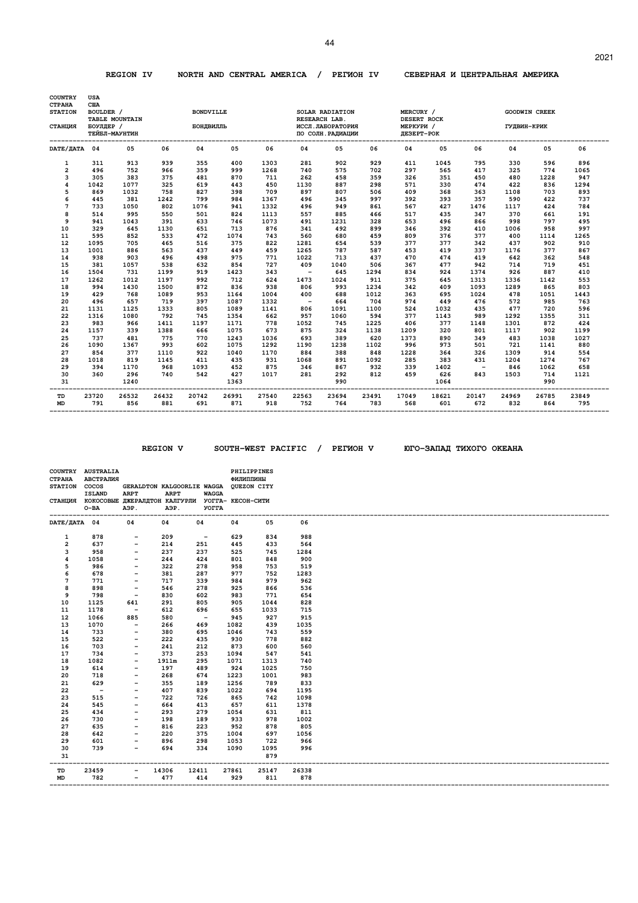## REGION IV NORTH AND CENTRAL AMERICA / РЕГИОН IV СЕВЕРНАЯ И ЦЕНТРАЛЬНАЯ АМЕРИКА

| COUNTRY / СТРАНА | USA / США | | | | | | | | | | | | | | |
|---|---|---|---|---|---|---|---|---|---|---|---|---|---|---|---|
| STATION | BOULDER / TABLE MOUNTAIN | | | BONDVILLE | | | SOLAR RADIATION RESEARCH LAB. | | | MERCURY / DESERT ROCK | | | GOODWIN CREEK | | |
| СТАНЦИЯ | БОУЛДЕР / ТЕЙБЛ-МАУНТИН | | | БОНДВИЛЛЬ | | | ИССЛ.ЛАБОРАТОРИЯ ПО СОЛН.РАДИАЦИИ | | | МЕРКУРИ / ДЕЗЕРТ-РОК | | | ГУДВИН-КРИК | | |
| DATE/ДАТА | 04 | 05 | 06 | 04 | 05 | 06 | 04 | 05 | 06 | 04 | 05 | 06 | 04 | 05 | 06 |
| 1 | 311 | 913 | 939 | 355 | 400 | 1303 | 281 | 902 | 929 | 411 | 1045 | 795 | 330 | 596 | 896 |
| 2 | 496 | 752 | 966 | 359 | 999 | 1268 | 740 | 575 | 702 | 297 | 565 | 417 | 325 | 774 | 1065 |
| 3 | 305 | 383 | 375 | 481 | 870 | 711 | 262 | 458 | 359 | 326 | 351 | 450 | 480 | 1228 | 947 |
| 4 | 1042 | 1077 | 325 | 619 | 443 | 450 | 1130 | 887 | 298 | 571 | 330 | 474 | 422 | 836 | 1294 |
| 5 | 869 | 1032 | 758 | 827 | 398 | 709 | 897 | 807 | 506 | 409 | 368 | 363 | 1108 | 703 | 893 |
| 6 | 445 | 381 | 1242 | 799 | 984 | 1367 | 496 | 345 | 997 | 392 | 393 | 357 | 590 | 422 | 737 |
| 7 | 733 | 1050 | 802 | 1076 | 941 | 1332 | 496 | 949 | 861 | 567 | 427 | 1476 | 1117 | 424 | 784 |
| 8 | 514 | 995 | 550 | 501 | 824 | 1113 | 557 | 885 | 466 | 517 | 435 | 347 | 370 | 661 | 191 |
| 9 | 941 | 1043 | 391 | 633 | 746 | 1073 | 491 | 1231 | 328 | 653 | 496 | 866 | 998 | 797 | 495 |
| 10 | 329 | 645 | 1130 | 651 | 713 | 876 | 341 | 492 | 899 | 346 | 392 | 410 | 1006 | 958 | 997 |
| 11 | 595 | 852 | 533 | 472 | 1074 | 743 | 560 | 680 | 459 | 809 | 376 | 377 | 400 | 1114 | 1265 |
| 12 | 1095 | 705 | 465 | 516 | 375 | 822 | 1281 | 654 | 539 | 377 | 377 | 342 | 437 | 902 | 910 |
| 13 | 1001 | 886 | 563 | 437 | 449 | 459 | 1265 | 787 | 587 | 453 | 419 | 337 | 1176 | 377 | 867 |
| 14 | 938 | 903 | 496 | 498 | 975 | 771 | 1022 | 713 | 437 | 470 | 474 | 419 | 642 | 362 | 548 |
| 15 | 381 | 1057 | 538 | 632 | 854 | 727 | 409 | 1040 | 506 | 367 | 477 | 942 | 714 | 719 | 451 |
| 16 | 1504 | 731 | 1199 | 919 | 1423 | 343 | - | 645 | 1294 | 834 | 924 | 1374 | 926 | 887 | 410 |
| 17 | 1262 | 1012 | 1197 | 992 | 712 | 624 | 1473 | 1024 | 911 | 375 | 645 | 1313 | 1336 | 1142 | 553 |
| 18 | 994 | 1430 | 1500 | 872 | 836 | 938 | 806 | 993 | 1234 | 342 | 409 | 1093 | 1289 | 865 | 803 |
| 19 | 429 | 768 | 1089 | 953 | 1164 | 1004 | 400 | 688 | 1012 | 363 | 695 | 1024 | 478 | 1051 | 1443 |
| 20 | 496 | 657 | 719 | 397 | 1087 | 1332 | - | 664 | 704 | 974 | 449 | 476 | 572 | 985 | 763 |
| 21 | 1131 | 1125 | 1333 | 805 | 1089 | 1141 | 806 | 1091 | 1100 | 524 | 1032 | 435 | 477 | 720 | 596 |
| 22 | 1316 | 1080 | 792 | 745 | 1354 | 662 | 957 | 1060 | 594 | 377 | 1143 | 989 | 1292 | 1355 | 311 |
| 23 | 983 | 966 | 1411 | 1197 | 1171 | 778 | 1052 | 745 | 1225 | 406 | 377 | 1148 | 1301 | 872 | 424 |
| 24 | 1157 | 339 | 1388 | 666 | 1075 | 673 | 875 | 324 | 1138 | 1209 | 320 | 801 | 1117 | 902 | 1199 |
| 25 | 737 | 481 | 775 | 770 | 1243 | 1036 | 693 | 389 | 620 | 1373 | 890 | 349 | 483 | 1038 | 1027 |
| 26 | 1090 | 1367 | 993 | 602 | 1075 | 1292 | 1190 | 1238 | 1102 | 996 | 973 | 501 | 721 | 1141 | 880 |
| 27 | 854 | 377 | 1110 | 922 | 1040 | 1170 | 884 | 388 | 848 | 1228 | 364 | 326 | 1309 | 914 | 554 |
| 28 | 1018 | 819 | 1145 | 411 | 435 | 931 | 1068 | 891 | 1092 | 285 | 383 | 431 | 1204 | 1274 | 767 |
| 29 | 394 | 1170 | 968 | 1093 | 452 | 875 | 346 | 867 | 932 | 339 | 1402 | - | 846 | 1062 | 658 |
| 30 | 360 | 296 | 740 | 542 | 427 | 1017 | 281 | 292 | 812 | 459 | 626 | 843 | 1503 | 714 | 1121 |
| 31 | | 1240 | | | 1363 | | | 990 | | | 1064 | | | 990 | |
| TD | 23720 | 26532 | 26432 | 20742 | 26991 | 27540 | 22563 | 23694 | 23491 | 17049 | 18621 | 20147 | 24969 | 26785 | 23849 |
| MD | 791 | 856 | 881 | 691 | 871 | 918 | 752 | 764 | 783 | 568 | 601 | 672 | 832 | 864 | 795 |

## REGION V SOUTH-WEST PACIFIC / РЕГИОН V ЮГО-ЗАПАД ТИХОГО ОКЕАНА

| COUNTRY / СТРАНА | AUSTRALIA / АВСТРАЛИЯ | | | | PHILIPPINES / ФИЛИППИНЫ | | |
|---|---|---|---|---|---|---|---|
| STATION | COCOS ISLAND | GERALDTON ARPT | KALGOORLIE ARPT | WAGGA WAGGA | QUEZON CITY | | |
| СТАНЦИЯ | КОКОСОВЫЕ О-ВА | ДЖЕРАЛДТОН АЭР. | КАЛГУРЛИ АЭР. | УОГГА-УОГГА | КЕСОН-СИТИ | | |
| DATE/ДАТА | 04 | 04 | 04 | 04 | 04 | 05 | 06 |
| 1 | 878 | - | 209 | - | 629 | 834 | 988 |
| 2 | 637 | - | 214 | 251 | 445 | 433 | 564 |
| 3 | 958 | - | 237 | 237 | 525 | 745 | 1284 |
| 4 | 1058 | - | 244 | 424 | 801 | 848 | 900 |
| 5 | 986 | - | 322 | 278 | 958 | 753 | 519 |
| 6 | 678 | - | 381 | 287 | 977 | 752 | 1283 |
| 7 | 771 | - | 717 | 339 | 984 | 979 | 962 |
| 8 | 898 | - | 546 | 278 | 925 | 866 | 536 |
| 9 | 798 | - | 830 | 602 | 983 | 771 | 654 |
| 10 | 1125 | 641 | 291 | 805 | 905 | 1044 | 828 |
| 11 | 1178 | - | 612 | 696 | 655 | 1033 | 715 |
| 12 | 1066 | 885 | 580 | - | 945 | 927 | 915 |
| 13 | 1070 | - | 266 | 469 | 1082 | 439 | 1035 |
| 14 | 733 | - | 380 | 695 | 1046 | 743 | 559 |
| 15 | 522 | - | 222 | 435 | 930 | 778 | 882 |
| 16 | 703 | - | 241 | 212 | 873 | 600 | 560 |
| 17 | 734 | - | 373 | 253 | 1094 | 547 | 541 |
| 18 | 1082 | - | 1911m | 295 | 1071 | 1313 | 740 |
| 19 | 614 | - | 197 | 489 | 924 | 1025 | 750 |
| 20 | 718 | - | 268 | 674 | 1223 | 1001 | 983 |
| 21 | 629 | - | 355 | 189 | 1256 | 789 | 833 |
| 22 | - | - | 407 | 839 | 1022 | 694 | 1195 |
| 23 | 515 | - | 722 | 726 | 865 | 742 | 1098 |
| 24 | 545 | - | 664 | 413 | 657 | 611 | 1378 |
| 25 | 434 | - | 293 | 279 | 1054 | 631 | 811 |
| 26 | 730 | - | 198 | 189 | 933 | 978 | 1002 |
| 27 | 635 | - | 816 | 223 | 952 | 878 | 805 |
| 28 | 642 | - | 220 | 375 | 1004 | 697 | 1056 |
| 29 | 601 | - | 896 | 298 | 1053 | 722 | 966 |
| 30 | 739 | - | 694 | 334 | 1090 | 1095 | 996 |
| 31 | | | | | | 879 | |
| TD | 23459 | - | 14306 | 12411 | 27861 | 25147 | 26338 |
| MD | 782 | - | 477 | 414 | 929 | 811 | 878 |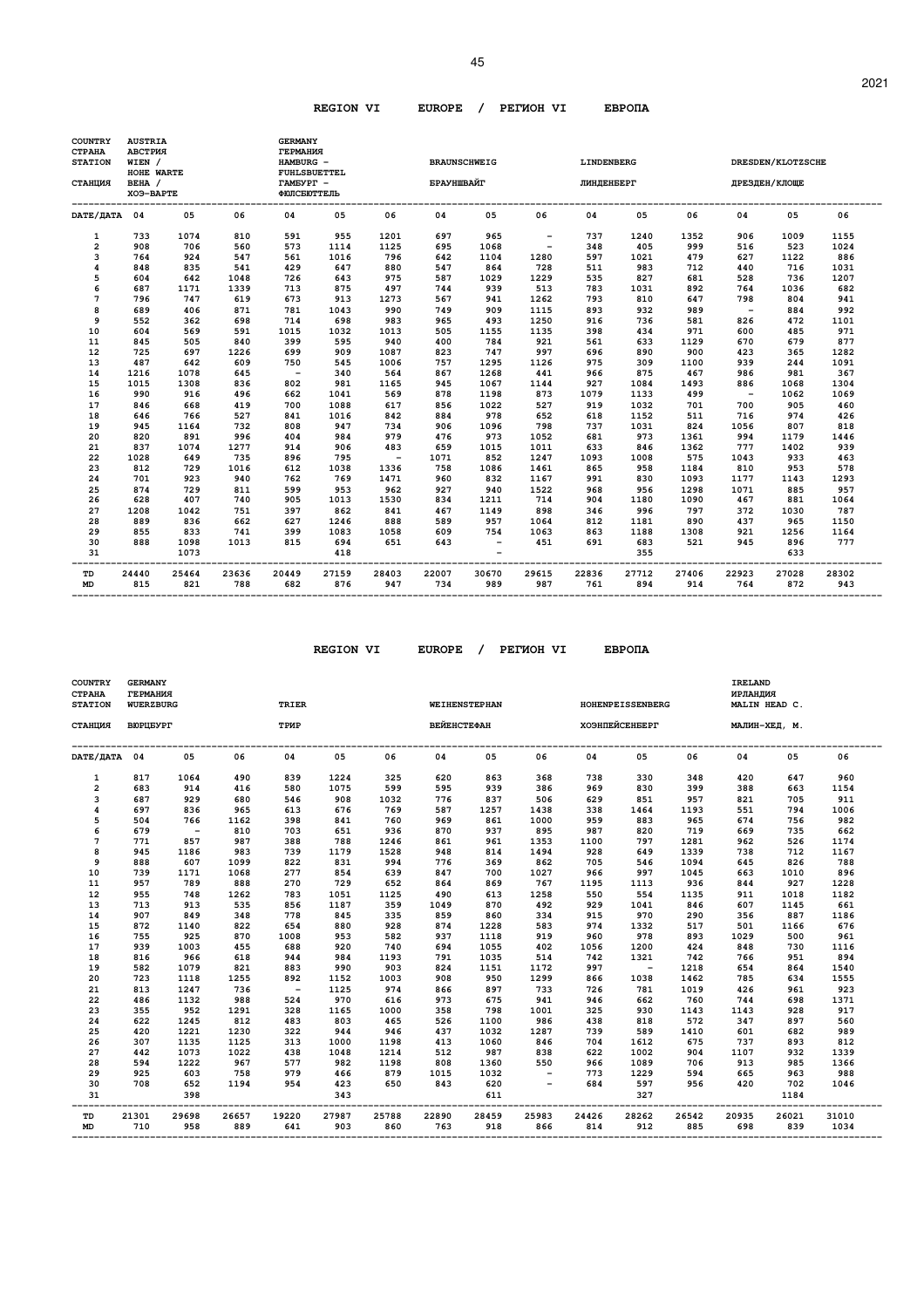## REGION VI EUROPE / РЕГИОН VI ЕВРОПА

| COUNTRY / СТРАНА | AUSTRIA / АВСТРИЯ | | | GERMANY / ГЕРМАНИЯ | | | | | | | | | | | |
|---|---|---|---|---|---|---|---|---|---|---|---|---|---|---|---|
| STATION / СТАНЦИЯ | WIEN / HOHE WARTE / ВЕНА / ХОЭ-ВАРТЕ | | | HAMBURG - FUHLSBUETTEL / ГАМБУРГ - ФЮЛСБЮТТЕЛЬ | | | BRAUNSCHWEIG / БРАУНШВАЙГ | | | LINDENBERG / ЛИНДЕНБЕРГ | | | DRESDEN/KLOTZSCHE / ДРЕЗДЕН/КЛОЩЕ | | |
| DATE/ДАТА | 04 | 05 | 06 | 04 | 05 | 06 | 04 | 05 | 06 | 04 | 05 | 06 | 04 | 05 | 06 |
| 1 | 733 | 1074 | 810 | 591 | 955 | 1201 | 697 | 965 | - | 737 | 1240 | 1352 | 906 | 1009 | 1155 |
| 2 | 908 | 706 | 560 | 573 | 1114 | 1125 | 695 | 1068 | - | 348 | 405 | 999 | 516 | 523 | 1024 |
| 3 | 764 | 924 | 547 | 561 | 1016 | 796 | 642 | 1104 | 1280 | 597 | 1021 | 479 | 627 | 1122 | 886 |
| 4 | 848 | 835 | 541 | 429 | 647 | 880 | 547 | 864 | 728 | 511 | 983 | 712 | 440 | 716 | 1031 |
| 5 | 604 | 642 | 1048 | 726 | 643 | 975 | 587 | 1029 | 1229 | 535 | 827 | 681 | 528 | 736 | 1207 |
| 6 | 687 | 1171 | 1339 | 713 | 875 | 497 | 744 | 939 | 513 | 783 | 1031 | 892 | 764 | 1036 | 682 |
| 7 | 796 | 747 | 619 | 673 | 913 | 1273 | 567 | 941 | 1262 | 793 | 810 | 647 | 798 | 804 | 941 |
| 8 | 689 | 406 | 871 | 781 | 1043 | 990 | 749 | 909 | 1115 | 893 | 932 | 989 | - | 884 | 992 |
| 9 | 552 | 362 | 698 | 714 | 698 | 983 | 965 | 493 | 1250 | 916 | 736 | 581 | 826 | 472 | 1101 |
| 10 | 604 | 569 | 591 | 1015 | 1032 | 1013 | 505 | 1155 | 1135 | 398 | 434 | 971 | 600 | 485 | 971 |
| 11 | 845 | 505 | 840 | 399 | 595 | 940 | 400 | 784 | 921 | 561 | 633 | 1129 | 670 | 679 | 877 |
| 12 | 725 | 697 | 1226 | 699 | 909 | 1087 | 823 | 747 | 997 | 696 | 890 | 900 | 423 | 365 | 1282 |
| 13 | 487 | 642 | 609 | 750 | 545 | 1006 | 757 | 1295 | 1126 | 975 | 309 | 1100 | 939 | 244 | 1091 |
| 14 | 1216 | 1078 | 645 | - | 340 | 564 | 867 | 1268 | 441 | 966 | 875 | 467 | 986 | 981 | 367 |
| 15 | 1015 | 1308 | 836 | 802 | 981 | 1165 | 945 | 1067 | 1144 | 927 | 1084 | 1493 | 886 | 1068 | 1304 |
| 16 | 990 | 916 | 496 | 662 | 1041 | 569 | 878 | 1198 | 873 | 1079 | 1133 | 499 | - | 1062 | 1069 |
| 17 | 846 | 668 | 419 | 700 | 1088 | 617 | 856 | 1022 | 527 | 919 | 1032 | 701 | 700 | 905 | 460 |
| 18 | 646 | 766 | 527 | 841 | 1016 | 842 | 884 | 978 | 652 | 618 | 1152 | 511 | 716 | 974 | 426 |
| 19 | 945 | 1164 | 732 | 808 | 947 | 734 | 906 | 1096 | 798 | 737 | 1031 | 824 | 1056 | 807 | 818 |
| 20 | 820 | 891 | 996 | 404 | 984 | 979 | 476 | 973 | 1052 | 681 | 973 | 1361 | 994 | 1179 | 1446 |
| 21 | 837 | 1074 | 1277 | 914 | 906 | 483 | 659 | 1015 | 1011 | 633 | 846 | 1362 | 777 | 1402 | 939 |
| 22 | 1028 | 649 | 735 | 896 | 795 | - | 1071 | 852 | 1247 | 1093 | 1008 | 575 | 1043 | 933 | 463 |
| 23 | 812 | 729 | 1016 | 612 | 1038 | 1336 | 758 | 1086 | 1461 | 865 | 958 | 1184 | 810 | 953 | 578 |
| 24 | 701 | 923 | 940 | 762 | 769 | 1471 | 960 | 832 | 1167 | 991 | 830 | 1093 | 1177 | 1143 | 1293 |
| 25 | 874 | 729 | 811 | 599 | 953 | 962 | 927 | 940 | 1522 | 968 | 956 | 1298 | 1071 | 885 | 957 |
| 26 | 628 | 407 | 740 | 905 | 1013 | 1530 | 834 | 1211 | 714 | 904 | 1180 | 1090 | 467 | 881 | 1064 |
| 27 | 1208 | 1042 | 751 | 397 | 862 | 841 | 467 | 1149 | 898 | 346 | 996 | 797 | 372 | 1030 | 787 |
| 28 | 889 | 836 | 662 | 627 | 1246 | 888 | 589 | 957 | 1064 | 812 | 1181 | 890 | 437 | 965 | 1150 |
| 29 | 855 | 833 | 741 | 399 | 1083 | 1058 | 609 | 754 | 1063 | 863 | 1188 | 1308 | 921 | 1256 | 1164 |
| 30 | 888 | 1098 | 1013 | 815 | 694 | 651 | 643 | - | 451 | 691 | 683 | 521 | 945 | 896 | 777 |
| 31 | | 1073 | | | 418 | | | - | | | 355 | | | 633 | |
| TD | 24440 | 25464 | 23636 | 20449 | 27159 | 28403 | 22007 | 30670 | 29615 | 22836 | 27712 | 27406 | 22923 | 27028 | 28302 |
| MD | 815 | 821 | 788 | 682 | 876 | 947 | 734 | 989 | 987 | 761 | 894 | 914 | 764 | 872 | 943 |

## REGION VI EUROPE / РЕГИОН VI ЕВРОПА

| COUNTRY / СТРАНА | GERMANY / ГЕРМАНИЯ | | | | | | | | | | | | IRELAND / ИРЛАНДИЯ | | |
|---|---|---|---|---|---|---|---|---|---|---|---|---|---|---|---|
| STATION / СТАНЦИЯ | WUERZBURG / ВЮРЦБУРГ | | | TRIER / ТРИР | | | WEIHENSTEPHAN / ВЕЙЕНСТЕФАН | | | HOHENPEISSENBERG / ХОЭНПЕЙСЕНБЕРГ | | | MALIN HEAD C. / МАЛИН-ХЕД, М. | | |
| DATE/ДАТА | 04 | 05 | 06 | 04 | 05 | 06 | 04 | 05 | 06 | 04 | 05 | 06 | 04 | 05 | 06 |
| 1 | 817 | 1064 | 490 | 839 | 1224 | 325 | 620 | 863 | 368 | 738 | 330 | 348 | 420 | 647 | 960 |
| 2 | 683 | 914 | 416 | 580 | 1075 | 599 | 595 | 939 | 386 | 969 | 830 | 399 | 388 | 663 | 1154 |
| 3 | 687 | 929 | 680 | 546 | 908 | 1032 | 776 | 837 | 506 | 629 | 851 | 957 | 821 | 705 | 911 |
| 4 | 697 | 836 | 965 | 613 | 676 | 769 | 587 | 1257 | 1438 | 338 | 1464 | 1193 | 551 | 794 | 1006 |
| 5 | 504 | 766 | 1162 | 398 | 841 | 760 | 969 | 861 | 1000 | 959 | 883 | 965 | 674 | 756 | 982 |
| 6 | 679 | - | 810 | 703 | 651 | 936 | 870 | 937 | 895 | 987 | 820 | 719 | 669 | 735 | 662 |
| 7 | 771 | 857 | 987 | 388 | 788 | 1246 | 861 | 961 | 1353 | 1100 | 797 | 1281 | 962 | 526 | 1174 |
| 8 | 945 | 1186 | 983 | 739 | 1179 | 1528 | 948 | 814 | 1494 | 928 | 649 | 1339 | 738 | 712 | 1167 |
| 9 | 888 | 607 | 1099 | 822 | 831 | 994 | 776 | 369 | 862 | 705 | 546 | 1094 | 645 | 826 | 788 |
| 10 | 739 | 1171 | 1068 | 277 | 854 | 639 | 847 | 700 | 1027 | 966 | 997 | 1045 | 663 | 1010 | 896 |
| 11 | 957 | 789 | 888 | 270 | 729 | 652 | 864 | 869 | 767 | 1195 | 1113 | 936 | 844 | 927 | 1228 |
| 12 | 955 | 748 | 1262 | 783 | 1051 | 1125 | 490 | 613 | 1258 | 550 | 554 | 1135 | 911 | 1018 | 1182 |
| 13 | 713 | 913 | 535 | 856 | 1187 | 359 | 1049 | 870 | 492 | 929 | 1041 | 846 | 607 | 1145 | 661 |
| 14 | 907 | 849 | 348 | 778 | 845 | 335 | 859 | 860 | 334 | 915 | 970 | 290 | 356 | 887 | 1186 |
| 15 | 872 | 1140 | 822 | 654 | 880 | 928 | 874 | 1228 | 583 | 974 | 1332 | 517 | 501 | 1166 | 676 |
| 16 | 755 | 925 | 870 | 1008 | 953 | 582 | 937 | 1118 | 919 | 960 | 978 | 893 | 1029 | 500 | 961 |
| 17 | 939 | 1003 | 455 | 688 | 920 | 740 | 694 | 1055 | 402 | 1056 | 1200 | 424 | 848 | 730 | 1116 |
| 18 | 816 | 966 | 618 | 944 | 984 | 1193 | 791 | 1035 | 514 | 742 | 1321 | 742 | 766 | 951 | 894 |
| 19 | 582 | 1079 | 821 | 883 | 990 | 903 | 824 | 1151 | 1172 | 997 | - | 1218 | 654 | 864 | 1540 |
| 20 | 723 | 1118 | 1255 | 892 | 1152 | 1003 | 908 | 950 | 1299 | 866 | 1038 | 1462 | 785 | 634 | 1555 |
| 21 | 813 | 1247 | 736 | - | 1125 | 974 | 866 | 897 | 733 | 726 | 781 | 1019 | 426 | 961 | 923 |
| 22 | 486 | 1132 | 988 | 524 | 970 | 616 | 973 | 675 | 941 | 946 | 662 | 760 | 744 | 698 | 1371 |
| 23 | 355 | 952 | 1291 | 328 | 1165 | 1000 | 358 | 798 | 1001 | 325 | 930 | 1143 | 1143 | 928 | 917 |
| 24 | 622 | 1245 | 812 | 483 | 803 | 465 | 526 | 1100 | 986 | 438 | 818 | 572 | 347 | 897 | 560 |
| 25 | 420 | 1221 | 1230 | 322 | 944 | 946 | 437 | 1032 | 1287 | 739 | 589 | 1410 | 601 | 682 | 989 |
| 26 | 307 | 1135 | 1125 | 313 | 1000 | 1198 | 413 | 1060 | 846 | 704 | 1612 | 675 | 737 | 893 | 812 |
| 27 | 442 | 1073 | 1022 | 438 | 1048 | 1214 | 512 | 987 | 838 | 622 | 1002 | 904 | 1107 | 932 | 1339 |
| 28 | 594 | 1222 | 967 | 577 | 982 | 1198 | 808 | 1360 | 550 | 966 | 1089 | 706 | 913 | 985 | 1366 |
| 29 | 925 | 603 | 758 | 979 | 466 | 879 | 1015 | 1032 | - | 773 | 1229 | 594 | 665 | 963 | 988 |
| 30 | 708 | 652 | 1194 | 954 | 423 | 650 | 843 | 620 | - | 684 | 597 | 956 | 420 | 702 | 1046 |
| 31 | | 398 | | | 343 | | | 611 | | | 327 | | | 1184 | |
| TD | 21301 | 29698 | 26657 | 19220 | 27987 | 25788 | 22890 | 28459 | 25983 | 24426 | 28262 | 26542 | 20935 | 26021 | 31010 |
| MD | 710 | 958 | 889 | 641 | 903 | 860 | 763 | 918 | 866 | 814 | 912 | 885 | 698 | 839 | 1034 |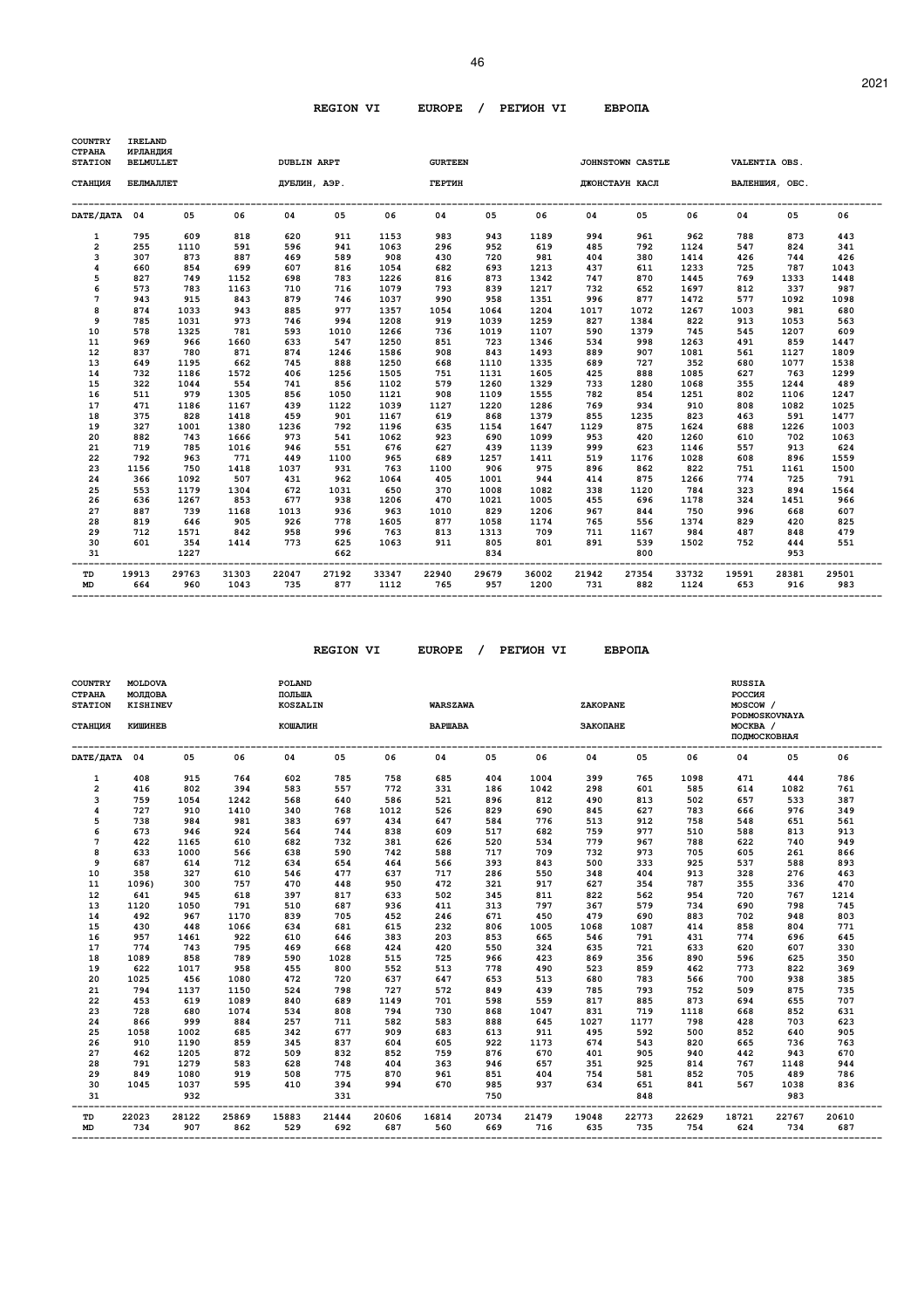## REGION VI EUROPE / РЕГИОН VI ЕВРОПА

| COUNTRY / СТРАНА | IRELAND / ИРЛАНДИЯ | | | | | | | | | | | | | | |
|---|---|---|---|---|---|---|---|---|---|---|---|---|---|---|---|
| STATION | BELMULLET | | | DUBLIN ARPT | | | GURTEEN | | | JOHNSTOWN CASTLE | | | VALENTIA OBS. | | |
| СТАНЦИЯ | БЕЛМАЛЛЕТ | | | ДУБЛИН, АЭР. | | | ГЕРТИН | | | ДЖОНСТАУН КАСЛ | | | ВАЛЕНШИЯ, ОБС. | | |
| DATE/ДАТА | 04 | 05 | 06 | 04 | 05 | 06 | 04 | 05 | 06 | 04 | 05 | 06 | 04 | 05 | 06 |
| 1 | 795 | 609 | 818 | 620 | 911 | 1153 | 983 | 943 | 1189 | 994 | 961 | 962 | 788 | 873 | 443 |
| 2 | 255 | 1110 | 591 | 596 | 941 | 1063 | 296 | 952 | 619 | 485 | 792 | 1124 | 547 | 824 | 341 |
| 3 | 307 | 873 | 887 | 469 | 589 | 908 | 430 | 720 | 981 | 404 | 380 | 1414 | 426 | 744 | 426 |
| 4 | 660 | 854 | 699 | 607 | 816 | 1054 | 682 | 693 | 1213 | 437 | 611 | 1233 | 725 | 787 | 1043 |
| 5 | 827 | 749 | 1152 | 698 | 783 | 1226 | 816 | 873 | 1342 | 747 | 870 | 1445 | 769 | 1333 | 1448 |
| 6 | 573 | 783 | 1163 | 710 | 716 | 1079 | 793 | 839 | 1217 | 732 | 652 | 1697 | 812 | 337 | 987 |
| 7 | 943 | 915 | 843 | 879 | 746 | 1037 | 990 | 958 | 1351 | 996 | 877 | 1472 | 577 | 1092 | 1098 |
| 8 | 874 | 1033 | 943 | 885 | 977 | 1357 | 1054 | 1064 | 1204 | 1017 | 1072 | 1267 | 1003 | 981 | 680 |
| 9 | 785 | 1031 | 973 | 746 | 994 | 1208 | 919 | 1039 | 1259 | 827 | 1384 | 822 | 913 | 1053 | 563 |
| 10 | 578 | 1325 | 781 | 593 | 1010 | 1266 | 736 | 1019 | 1107 | 590 | 1379 | 745 | 545 | 1207 | 609 |
| 11 | 969 | 966 | 1660 | 633 | 547 | 1250 | 851 | 723 | 1346 | 534 | 998 | 1263 | 491 | 859 | 1447 |
| 12 | 837 | 780 | 871 | 874 | 1246 | 1586 | 908 | 843 | 1493 | 889 | 907 | 1081 | 561 | 1127 | 1809 |
| 13 | 649 | 1195 | 662 | 745 | 888 | 1250 | 668 | 1110 | 1335 | 689 | 727 | 352 | 680 | 1077 | 1538 |
| 14 | 732 | 1186 | 1572 | 406 | 1256 | 1505 | 751 | 1131 | 1605 | 425 | 888 | 1085 | 627 | 763 | 1299 |
| 15 | 322 | 1044 | 554 | 741 | 856 | 1102 | 579 | 1260 | 1329 | 733 | 1280 | 1068 | 355 | 1244 | 489 |
| 16 | 511 | 979 | 1305 | 856 | 1050 | 1121 | 908 | 1109 | 1555 | 782 | 854 | 1251 | 802 | 1106 | 1247 |
| 17 | 471 | 1186 | 1167 | 439 | 1122 | 1039 | 1127 | 1220 | 1286 | 769 | 934 | 910 | 808 | 1082 | 1025 |
| 18 | 375 | 828 | 1418 | 459 | 901 | 1167 | 619 | 868 | 1379 | 855 | 1235 | 823 | 463 | 591 | 1477 |
| 19 | 327 | 1001 | 1380 | 1236 | 792 | 1196 | 635 | 1154 | 1647 | 1129 | 875 | 1624 | 688 | 1226 | 1003 |
| 20 | 882 | 743 | 1666 | 973 | 541 | 1062 | 923 | 690 | 1099 | 953 | 420 | 1260 | 610 | 702 | 1063 |
| 21 | 719 | 785 | 1016 | 946 | 551 | 676 | 627 | 439 | 1139 | 999 | 623 | 1146 | 557 | 913 | 624 |
| 22 | 792 | 963 | 771 | 449 | 1100 | 965 | 689 | 1257 | 1411 | 519 | 1176 | 1028 | 608 | 896 | 1559 |
| 23 | 1156 | 750 | 1418 | 1037 | 931 | 763 | 1100 | 906 | 975 | 896 | 862 | 822 | 751 | 1161 | 1500 |
| 24 | 366 | 1092 | 507 | 431 | 962 | 1064 | 405 | 1001 | 944 | 414 | 875 | 1266 | 774 | 725 | 791 |
| 25 | 553 | 1179 | 1304 | 672 | 1031 | 650 | 370 | 1008 | 1082 | 338 | 1120 | 784 | 323 | 894 | 1564 |
| 26 | 636 | 1267 | 853 | 677 | 938 | 1206 | 470 | 1021 | 1005 | 455 | 696 | 1178 | 324 | 1451 | 966 |
| 27 | 887 | 739 | 1168 | 1013 | 936 | 963 | 1010 | 829 | 1206 | 967 | 844 | 750 | 996 | 668 | 607 |
| 28 | 819 | 646 | 905 | 926 | 778 | 1605 | 877 | 1058 | 1174 | 765 | 556 | 1374 | 829 | 420 | 825 |
| 29 | 712 | 1571 | 842 | 958 | 996 | 763 | 813 | 1313 | 709 | 711 | 1167 | 984 | 487 | 848 | 479 |
| 30 | 601 | 354 | 1414 | 773 | 625 | 1063 | 911 | 805 | 801 | 891 | 539 | 1502 | 752 | 444 | 551 |
| 31 | | 1227 | | | 662 | | | 834 | | | 800 | | | 953 | |
| TD | 19913 | 29763 | 31303 | 22047 | 27192 | 33347 | 22940 | 29679 | 36002 | 21942 | 27354 | 33732 | 19591 | 28381 | 29501 |
| MD | 664 | 960 | 1043 | 735 | 877 | 1112 | 765 | 957 | 1200 | 731 | 882 | 1124 | 653 | 916 | 983 |

## REGION VI EUROPE / РЕГИОН VI ЕВРОПА

| COUNTRY / СТРАНА | MOLDOVA / МОЛДОВА | | | POLAND / ПОЛЬША | | | | | | | | | RUSSIA / РОССИЯ | | |
|---|---|---|---|---|---|---|---|---|---|---|---|---|---|---|---|
| STATION | KISHINEV | | | KOSZALIN | | | WARSZAWA | | | ZAKOPANE | | | MOSCOW / PODMOSKOVNAYA | | |
| СТАНЦИЯ | КИШИНЕВ | | | КОШАЛИН | | | ВАРШАВА | | | ЗАКОПАНЕ | | | МОСКВА / ПОДМОСКОВНАЯ | | |
| DATE/ДАТА | 04 | 05 | 06 | 04 | 05 | 06 | 04 | 05 | 06 | 04 | 05 | 06 | 04 | 05 | 06 |
| 1 | 408 | 915 | 764 | 602 | 785 | 758 | 685 | 404 | 1004 | 399 | 765 | 1098 | 471 | 444 | 786 |
| 2 | 416 | 802 | 394 | 583 | 557 | 772 | 331 | 186 | 1042 | 298 | 601 | 585 | 614 | 1082 | 761 |
| 3 | 759 | 1054 | 1242 | 568 | 640 | 586 | 521 | 896 | 812 | 490 | 813 | 502 | 657 | 533 | 387 |
| 4 | 727 | 910 | 1410 | 340 | 768 | 1012 | 526 | 829 | 690 | 845 | 627 | 783 | 666 | 976 | 349 |
| 5 | 738 | 984 | 981 | 383 | 697 | 434 | 647 | 584 | 776 | 513 | 912 | 758 | 548 | 651 | 561 |
| 6 | 673 | 946 | 924 | 564 | 744 | 838 | 609 | 517 | 682 | 759 | 977 | 510 | 588 | 813 | 913 |
| 7 | 422 | 1165 | 610 | 682 | 732 | 381 | 626 | 520 | 534 | 779 | 967 | 788 | 622 | 740 | 949 |
| 8 | 633 | 1000 | 566 | 638 | 590 | 742 | 588 | 717 | 709 | 732 | 973 | 705 | 605 | 261 | 866 |
| 9 | 687 | 614 | 712 | 634 | 654 | 464 | 566 | 393 | 843 | 500 | 333 | 925 | 537 | 588 | 893 |
| 10 | 358 | 327 | 610 | 546 | 477 | 637 | 717 | 286 | 550 | 348 | 404 | 913 | 328 | 276 | 463 |
| 11 | 1096) | 300 | 757 | 470 | 448 | 950 | 472 | 321 | 917 | 627 | 354 | 787 | 355 | 336 | 470 |
| 12 | 641 | 945 | 618 | 397 | 817 | 633 | 502 | 345 | 811 | 822 | 562 | 954 | 720 | 767 | 1214 |
| 13 | 1120 | 1050 | 791 | 510 | 687 | 936 | 411 | 313 | 797 | 367 | 579 | 734 | 690 | 798 | 745 |
| 14 | 492 | 967 | 1170 | 839 | 705 | 452 | 246 | 671 | 450 | 479 | 690 | 883 | 702 | 948 | 803 |
| 15 | 430 | 448 | 1066 | 634 | 681 | 615 | 232 | 806 | 1005 | 1068 | 1087 | 414 | 858 | 804 | 771 |
| 16 | 957 | 1461 | 922 | 610 | 646 | 383 | 203 | 853 | 665 | 546 | 791 | 431 | 774 | 696 | 645 |
| 17 | 774 | 743 | 795 | 469 | 668 | 424 | 420 | 550 | 324 | 635 | 721 | 633 | 620 | 607 | 330 |
| 18 | 1089 | 858 | 789 | 590 | 1028 | 515 | 725 | 966 | 423 | 869 | 356 | 890 | 596 | 625 | 350 |
| 19 | 622 | 1017 | 958 | 455 | 800 | 552 | 513 | 778 | 490 | 523 | 859 | 462 | 773 | 822 | 369 |
| 20 | 1025 | 456 | 1080 | 472 | 720 | 637 | 647 | 653 | 513 | 680 | 783 | 566 | 700 | 938 | 385 |
| 21 | 794 | 1137 | 1150 | 524 | 798 | 727 | 572 | 849 | 439 | 785 | 793 | 752 | 509 | 875 | 735 |
| 22 | 453 | 619 | 1089 | 840 | 689 | 1149 | 701 | 598 | 559 | 817 | 885 | 873 | 694 | 655 | 707 |
| 23 | 728 | 680 | 1074 | 534 | 808 | 794 | 730 | 868 | 1047 | 831 | 719 | 1118 | 668 | 852 | 631 |
| 24 | 866 | 999 | 884 | 257 | 711 | 582 | 583 | 888 | 645 | 1027 | 1177 | 798 | 428 | 703 | 623 |
| 25 | 1058 | 1002 | 685 | 342 | 677 | 909 | 683 | 613 | 911 | 495 | 592 | 500 | 852 | 640 | 905 |
| 26 | 910 | 1190 | 859 | 345 | 837 | 604 | 605 | 922 | 1173 | 674 | 543 | 820 | 665 | 736 | 763 |
| 27 | 462 | 1205 | 872 | 509 | 832 | 852 | 759 | 876 | 670 | 401 | 905 | 940 | 442 | 943 | 670 |
| 28 | 791 | 1279 | 583 | 628 | 748 | 404 | 363 | 946 | 657 | 351 | 925 | 814 | 767 | 1148 | 944 |
| 29 | 849 | 1080 | 919 | 508 | 775 | 870 | 961 | 851 | 404 | 754 | 581 | 852 | 705 | 489 | 786 |
| 30 | 1045 | 1037 | 595 | 410 | 394 | 994 | 670 | 985 | 937 | 634 | 651 | 841 | 567 | 1038 | 836 |
| 31 | | 932 | | | 331 | | | 750 | | | 848 | | | 983 | |
| TD | 22023 | 28122 | 25869 | 15883 | 21444 | 20606 | 16814 | 20734 | 21479 | 19048 | 22773 | 22629 | 18721 | 22767 | 20610 |
| MD | 734 | 907 | 862 | 529 | 692 | 687 | 560 | 669 | 716 | 635 | 735 | 754 | 624 | 734 | 687 |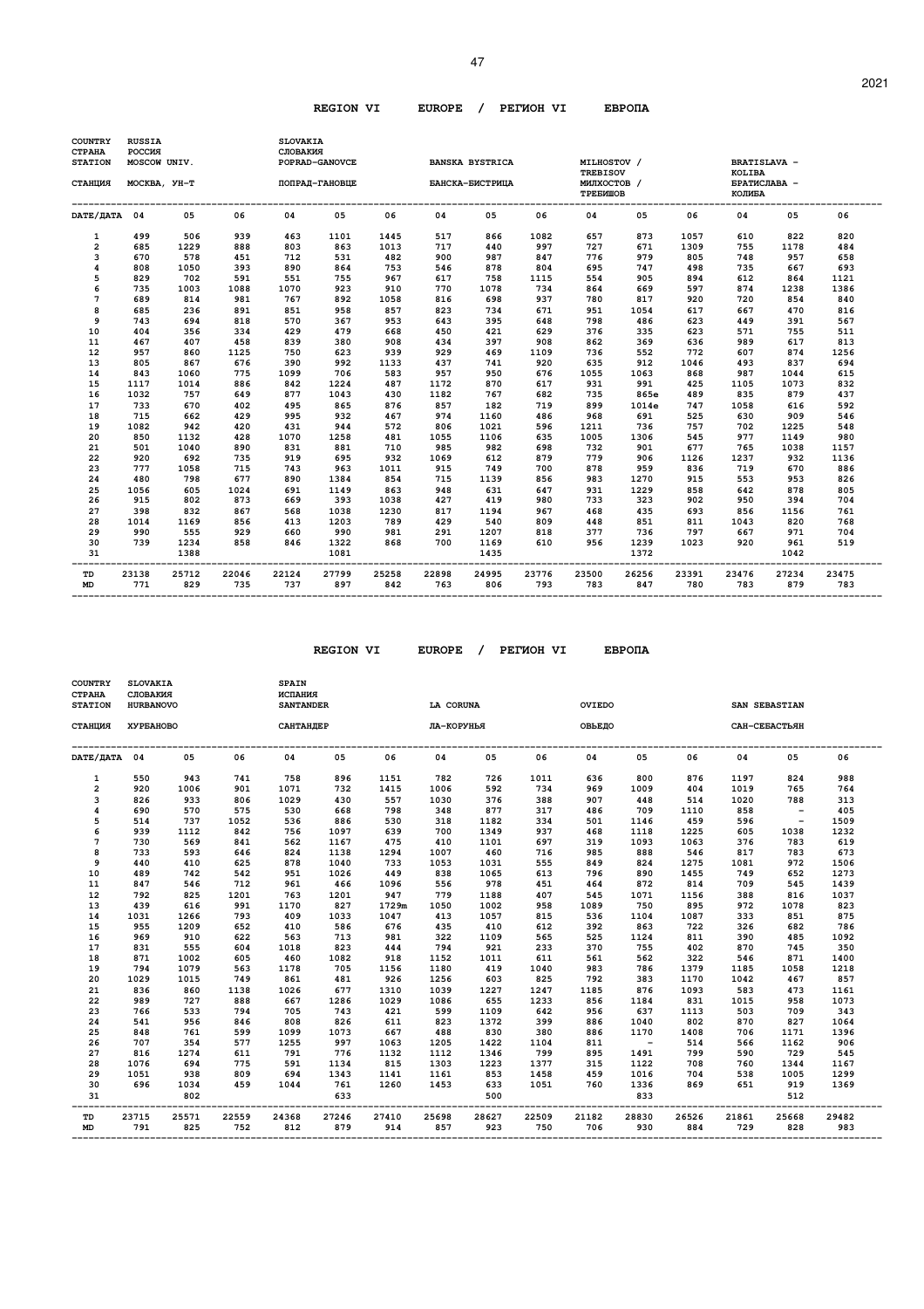## REGION VI EUROPE / РЕГИОН VI ЕВРОПА

| COUNTRY / СТРАНА | RUSSIA / РОССИЯ | | | SLOVAKIA / СЛОВАКИЯ | | | | | | | | | | | |
|---|---|---|---|---|---|---|---|---|---|---|---|---|---|---|---|
| STATION / СТАНЦИЯ | MOSCOW UNIV. / МОСКВА, УН-Т | | | POPRAD-GANOVCE / ПОПРАД-ГАНОВЦЕ | | | BANSKA BYSTRICA / БАНСКА-БИСТРИЦА | | | MILHOSTOV / TREBISOV / МИЛХОСТОВ / ТРЕБИШОВ | | | BRATISLAVA - KOLIBA / БРАТИСЛАВА - КОЛИБА | | |
| DATE/ДАТА | 04 | 05 | 06 | 04 | 05 | 06 | 04 | 05 | 06 | 04 | 05 | 06 | 04 | 05 | 06 |
| 1 | 499 | 506 | 939 | 463 | 1101 | 1445 | 517 | 866 | 1082 | 657 | 873 | 1057 | 610 | 822 | 820 |
| 2 | 685 | 1229 | 888 | 803 | 863 | 1013 | 717 | 440 | 997 | 727 | 671 | 1309 | 755 | 1178 | 484 |
| 3 | 670 | 578 | 451 | 712 | 531 | 482 | 900 | 987 | 847 | 776 | 979 | 805 | 748 | 957 | 658 |
| 4 | 808 | 1050 | 393 | 890 | 864 | 753 | 546 | 878 | 804 | 695 | 747 | 498 | 735 | 667 | 693 |
| 5 | 829 | 702 | 591 | 551 | 755 | 967 | 617 | 758 | 1115 | 554 | 905 | 894 | 612 | 864 | 1121 |
| 6 | 735 | 1003 | 1088 | 1070 | 923 | 910 | 770 | 1078 | 734 | 864 | 669 | 597 | 874 | 1238 | 1386 |
| 7 | 689 | 814 | 981 | 767 | 892 | 1058 | 816 | 698 | 937 | 780 | 817 | 920 | 720 | 854 | 840 |
| 8 | 685 | 236 | 891 | 851 | 958 | 857 | 823 | 734 | 671 | 951 | 1054 | 617 | 667 | 470 | 816 |
| 9 | 743 | 694 | 818 | 570 | 367 | 953 | 643 | 395 | 648 | 798 | 486 | 623 | 449 | 391 | 567 |
| 10 | 404 | 356 | 334 | 429 | 479 | 668 | 450 | 421 | 629 | 376 | 335 | 623 | 571 | 755 | 511 |
| 11 | 467 | 407 | 458 | 839 | 380 | 908 | 434 | 397 | 908 | 862 | 369 | 636 | 989 | 617 | 813 |
| 12 | 957 | 860 | 1125 | 750 | 623 | 939 | 929 | 469 | 1109 | 736 | 552 | 772 | 607 | 874 | 1256 |
| 13 | 805 | 867 | 676 | 390 | 992 | 1133 | 437 | 741 | 920 | 635 | 912 | 1046 | 493 | 837 | 694 |
| 14 | 843 | 1060 | 775 | 1099 | 706 | 583 | 957 | 950 | 676 | 1055 | 1063 | 868 | 987 | 1044 | 615 |
| 15 | 1117 | 1014 | 886 | 842 | 1224 | 487 | 1172 | 870 | 617 | 931 | 991 | 425 | 1105 | 1073 | 832 |
| 16 | 1032 | 757 | 649 | 877 | 1043 | 430 | 1182 | 767 | 682 | 735 | 865e | 489 | 835 | 879 | 437 |
| 17 | 733 | 670 | 402 | 495 | 865 | 876 | 857 | 182 | 719 | 899 | 1014e | 747 | 1058 | 616 | 592 |
| 18 | 715 | 662 | 429 | 995 | 932 | 467 | 974 | 1160 | 486 | 968 | 691 | 525 | 630 | 909 | 546 |
| 19 | 1082 | 942 | 420 | 431 | 944 | 572 | 806 | 1021 | 596 | 1211 | 736 | 757 | 702 | 1225 | 548 |
| 20 | 850 | 1132 | 428 | 1070 | 1258 | 481 | 1055 | 1106 | 635 | 1005 | 1306 | 545 | 977 | 1149 | 980 |
| 21 | 501 | 1040 | 890 | 831 | 881 | 710 | 985 | 982 | 698 | 732 | 901 | 677 | 765 | 1038 | 1157 |
| 22 | 920 | 692 | 735 | 919 | 695 | 932 | 1069 | 612 | 879 | 779 | 906 | 1126 | 1237 | 932 | 1136 |
| 23 | 777 | 1058 | 715 | 743 | 963 | 1011 | 915 | 749 | 700 | 878 | 959 | 836 | 719 | 670 | 886 |
| 24 | 480 | 798 | 677 | 890 | 1384 | 854 | 715 | 1139 | 856 | 983 | 1270 | 915 | 553 | 953 | 826 |
| 25 | 1056 | 605 | 1024 | 691 | 1149 | 863 | 948 | 631 | 647 | 931 | 1229 | 858 | 642 | 878 | 805 |
| 26 | 915 | 802 | 873 | 669 | 393 | 1038 | 427 | 419 | 980 | 733 | 323 | 902 | 950 | 394 | 704 |
| 27 | 398 | 832 | 867 | 568 | 1038 | 1230 | 817 | 1194 | 967 | 468 | 435 | 693 | 856 | 1156 | 761 |
| 28 | 1014 | 1169 | 856 | 413 | 1203 | 789 | 429 | 540 | 809 | 448 | 851 | 811 | 1043 | 820 | 768 |
| 29 | 990 | 555 | 929 | 660 | 990 | 981 | 291 | 1207 | 818 | 377 | 736 | 797 | 667 | 971 | 704 |
| 30 | 739 | 1234 | 858 | 846 | 1322 | 868 | 700 | 1169 | 610 | 956 | 1239 | 1023 | 920 | 961 | 519 |
| 31 | | 1388 | | | 1081 | | | 1435 | | | 1372 | | | 1042 | |
| TD | 23138 | 25712 | 22046 | 22124 | 27799 | 25258 | 22898 | 24995 | 23776 | 23500 | 26256 | 23391 | 23476 | 27234 | 23475 |
| MD | 771 | 829 | 735 | 737 | 897 | 842 | 763 | 806 | 793 | 783 | 847 | 780 | 783 | 879 | 783 |

## REGION VI EUROPE / РЕГИОН VI ЕВРОПА

| COUNTRY / СТРАНА | SLOVAKIA / СЛОВАКИЯ | | | SPAIN / ИСПАНИЯ | | | | | | | | | | | |
|---|---|---|---|---|---|---|---|---|---|---|---|---|---|---|---|
| STATION / СТАНЦИЯ | HURBANOVO / ХУРБАНОВО | | | SANTANDER / САНТАНДЕР | | | LA CORUNA / ЛА-КОРУНЬЯ | | | OVIEDO / ОВЬЕДО | | | SAN SEBASTIAN / САН-СЕБАСТЬЯН | | |
| DATE/ДАТА | 04 | 05 | 06 | 04 | 05 | 06 | 04 | 05 | 06 | 04 | 05 | 06 | 04 | 05 | 06 |
| 1 | 550 | 943 | 741 | 758 | 896 | 1151 | 782 | 726 | 1011 | 636 | 800 | 876 | 1197 | 824 | 988 |
| 2 | 920 | 1006 | 901 | 1071 | 732 | 1415 | 1006 | 592 | 734 | 969 | 1009 | 404 | 1019 | 765 | 764 |
| 3 | 826 | 933 | 806 | 1029 | 430 | 557 | 1030 | 376 | 388 | 907 | 448 | 514 | 1020 | 788 | 313 |
| 4 | 690 | 570 | 575 | 530 | 668 | 798 | 348 | 877 | 317 | 486 | 709 | 1110 | 858 | - | 405 |
| 5 | 514 | 737 | 1052 | 536 | 886 | 530 | 318 | 1182 | 334 | 501 | 1146 | 459 | 596 | - | 1509 |
| 6 | 939 | 1112 | 842 | 756 | 1097 | 639 | 700 | 1349 | 937 | 468 | 1118 | 1225 | 605 | 1038 | 1232 |
| 7 | 730 | 569 | 841 | 562 | 1167 | 475 | 410 | 1101 | 697 | 319 | 1093 | 1063 | 376 | 783 | 619 |
| 8 | 733 | 593 | 646 | 824 | 1138 | 1294 | 1007 | 460 | 716 | 985 | 888 | 546 | 817 | 783 | 673 |
| 9 | 440 | 410 | 625 | 878 | 1040 | 733 | 1053 | 1031 | 555 | 849 | 824 | 1275 | 1081 | 972 | 1506 |
| 10 | 489 | 742 | 542 | 951 | 1026 | 449 | 838 | 1065 | 613 | 796 | 890 | 1455 | 749 | 652 | 1273 |
| 11 | 847 | 546 | 712 | 961 | 466 | 1096 | 556 | 978 | 451 | 464 | 872 | 814 | 709 | 545 | 1439 |
| 12 | 792 | 825 | 1201 | 763 | 1201 | 947 | 779 | 1188 | 407 | 545 | 1071 | 1156 | 388 | 816 | 1037 |
| 13 | 439 | 616 | 991 | 1170 | 827 | 1729m | 1050 | 1002 | 958 | 1089 | 750 | 895 | 972 | 1078 | 823 |
| 14 | 1031 | 1266 | 793 | 409 | 1033 | 1047 | 413 | 1057 | 815 | 536 | 1104 | 1087 | 333 | 851 | 875 |
| 15 | 955 | 1209 | 652 | 410 | 586 | 676 | 435 | 410 | 612 | 392 | 863 | 722 | 326 | 682 | 786 |
| 16 | 969 | 910 | 622 | 563 | 713 | 981 | 322 | 1109 | 565 | 525 | 1124 | 811 | 390 | 485 | 1092 |
| 17 | 831 | 555 | 604 | 1018 | 823 | 444 | 794 | 921 | 233 | 370 | 755 | 402 | 870 | 745 | 350 |
| 18 | 871 | 1002 | 605 | 460 | 1082 | 918 | 1152 | 1011 | 611 | 561 | 562 | 322 | 546 | 871 | 1400 |
| 19 | 794 | 1079 | 563 | 1178 | 705 | 1156 | 1180 | 419 | 1040 | 983 | 786 | 1379 | 1185 | 1058 | 1218 |
| 20 | 1029 | 1015 | 749 | 861 | 481 | 926 | 1256 | 603 | 825 | 792 | 383 | 1170 | 1042 | 467 | 857 |
| 21 | 836 | 860 | 1138 | 1026 | 677 | 1310 | 1039 | 1227 | 1247 | 1185 | 876 | 1093 | 583 | 473 | 1161 |
| 22 | 989 | 727 | 888 | 667 | 1286 | 1029 | 1086 | 655 | 1233 | 856 | 1184 | 831 | 1015 | 958 | 1073 |
| 23 | 766 | 533 | 794 | 705 | 743 | 421 | 599 | 1109 | 642 | 956 | 637 | 1113 | 503 | 709 | 343 |
| 24 | 541 | 956 | 846 | 808 | 826 | 611 | 823 | 1372 | 399 | 886 | 1040 | 802 | 870 | 827 | 1064 |
| 25 | 848 | 761 | 599 | 1099 | 1073 | 667 | 488 | 830 | 380 | 886 | 1170 | 1408 | 706 | 1171 | 1396 |
| 26 | 707 | 354 | 577 | 1255 | 997 | 1063 | 1205 | 1422 | 1104 | 811 | - | 514 | 566 | 1162 | 906 |
| 27 | 816 | 1274 | 611 | 791 | 776 | 1132 | 1112 | 1346 | 799 | 895 | 1491 | 799 | 590 | 729 | 545 |
| 28 | 1076 | 694 | 775 | 591 | 1134 | 815 | 1303 | 1223 | 1377 | 315 | 1122 | 708 | 760 | 1344 | 1167 |
| 29 | 1051 | 938 | 809 | 694 | 1343 | 1141 | 1161 | 853 | 1458 | 459 | 1016 | 704 | 538 | 1005 | 1299 |
| 30 | 696 | 1034 | 459 | 1044 | 761 | 1260 | 1453 | 633 | 1051 | 760 | 1336 | 869 | 651 | 919 | 1369 |
| 31 | | 802 | | | 633 | | | 500 | | | 833 | | | 512 | |
| TD | 23715 | 25571 | 22559 | 24368 | 27246 | 27410 | 25698 | 28627 | 22509 | 21182 | 28830 | 26526 | 21861 | 25668 | 29482 |
| MD | 791 | 825 | 752 | 812 | 879 | 914 | 857 | 923 | 750 | 706 | 930 | 884 | 729 | 828 | 983 |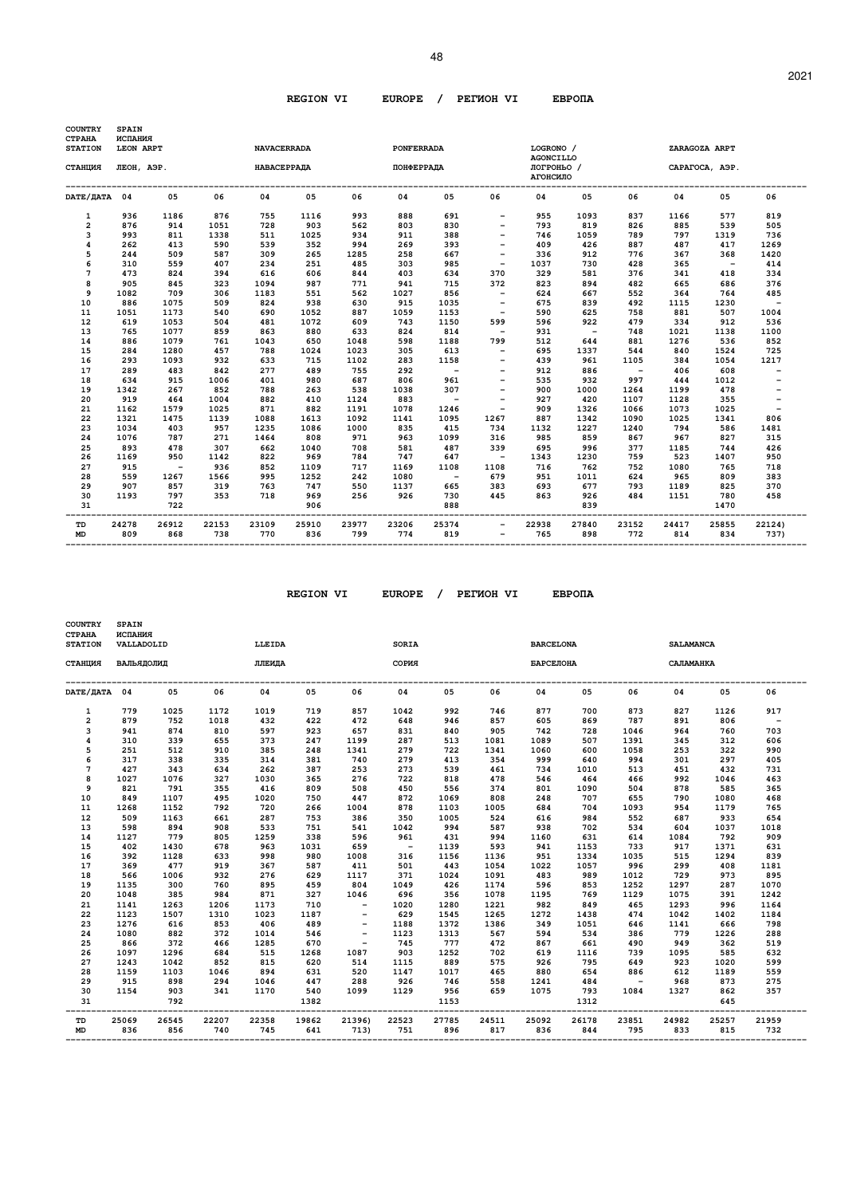## REGION VI EUROPE / РЕГИОН VI ЕВРОПА

| COUNTRY / СТРАНА | SPAIN / ИСПАНИЯ | | | | | | | | | | | | | | |
|---|---|---|---|---|---|---|---|---|---|---|---|---|---|---|---|
| STATION / СТАНЦИЯ | LEON ARPT / ЛЕОН, АЭР. | | | NAVACERRADA / НАВАСЕРРАДА | | | PONFERRADA / ПОНФЕРРАДА | | | LOGRONO / AGONCILLO / ЛОГРОНЬО / АГОНСИЛО | | | ZARAGOZA ARPT / САРАГОСА, АЭР. | | |
| DATE/ДАТА | 04 | 05 | 06 | 04 | 05 | 06 | 04 | 05 | 06 | 04 | 05 | 06 | 04 | 05 | 06 |
| 1 | 936 | 1186 | 876 | 755 | 1116 | 993 | 888 | 691 | - | 955 | 1093 | 837 | 1166 | 577 | 819 |
| 2 | 876 | 914 | 1051 | 728 | 903 | 562 | 803 | 830 | - | 793 | 819 | 826 | 885 | 539 | 505 |
| 3 | 993 | 811 | 1338 | 511 | 1025 | 934 | 911 | 388 | - | 746 | 1059 | 789 | 797 | 1319 | 736 |
| 4 | 262 | 413 | 590 | 539 | 352 | 994 | 269 | 393 | - | 409 | 426 | 887 | 487 | 417 | 1269 |
| 5 | 244 | 509 | 587 | 309 | 265 | 1285 | 258 | 667 | - | 336 | 912 | 776 | 367 | 368 | 1420 |
| 6 | 310 | 559 | 407 | 234 | 251 | 485 | 303 | 985 | - | 1037 | 730 | 428 | 365 | - | 414 |
| 7 | 473 | 824 | 394 | 616 | 606 | 844 | 403 | 634 | 370 | 329 | 581 | 376 | 341 | 418 | 334 |
| 8 | 905 | 845 | 323 | 1094 | 987 | 771 | 941 | 715 | 372 | 823 | 894 | 482 | 665 | 686 | 376 |
| 9 | 1082 | 709 | 306 | 1183 | 551 | 562 | 1027 | 856 | - | 624 | 667 | 552 | 364 | 764 | 485 |
| 10 | 886 | 1075 | 509 | 824 | 938 | 630 | 915 | 1035 | - | 675 | 839 | 492 | 1115 | 1230 | - |
| 11 | 1051 | 1173 | 540 | 690 | 1052 | 887 | 1059 | 1153 | - | 590 | 625 | 758 | 881 | 507 | 1004 |
| 12 | 619 | 1053 | 504 | 481 | 1072 | 609 | 743 | 1150 | 599 | 596 | 922 | 479 | 334 | 912 | 536 |
| 13 | 765 | 1077 | 859 | 863 | 880 | 633 | 824 | 814 | - | 931 | - | 748 | 1021 | 1138 | 1100 |
| 14 | 886 | 1079 | 761 | 1043 | 650 | 1048 | 598 | 1188 | 799 | 512 | 644 | 881 | 1276 | 536 | 852 |
| 15 | 284 | 1280 | 457 | 788 | 1024 | 1023 | 305 | 613 | - | 695 | 1337 | 544 | 840 | 1524 | 725 |
| 16 | 293 | 1093 | 932 | 633 | 715 | 1102 | 283 | 1158 | - | 439 | 961 | 1105 | 384 | 1054 | 1217 |
| 17 | 289 | 483 | 842 | 277 | 489 | 755 | 292 | - | - | 912 | 886 | - | 406 | 608 | - |
| 18 | 634 | 915 | 1006 | 401 | 980 | 687 | 806 | 961 | - | 535 | 932 | 997 | 444 | 1012 | - |
| 19 | 1342 | 267 | 852 | 788 | 263 | 538 | 1038 | 307 | - | 900 | 1000 | 1264 | 1199 | 478 | - |
| 20 | 919 | 464 | 1004 | 882 | 410 | 1124 | 883 | - | - | 927 | 420 | 1107 | 1128 | 355 | - |
| 21 | 1162 | 1579 | 1025 | 871 | 882 | 1191 | 1078 | 1246 | - | 909 | 1326 | 1066 | 1073 | 1025 | - |
| 22 | 1321 | 1475 | 1139 | 1088 | 1613 | 1092 | 1141 | 1095 | 1267 | 887 | 1342 | 1090 | 1025 | 1341 | 806 |
| 23 | 1034 | 403 | 957 | 1235 | 1086 | 1000 | 835 | 415 | 734 | 1132 | 1227 | 1240 | 794 | 586 | 1481 |
| 24 | 1076 | 787 | 271 | 1464 | 808 | 971 | 963 | 1099 | 316 | 985 | 859 | 867 | 967 | 827 | 315 |
| 25 | 893 | 478 | 307 | 662 | 1040 | 708 | 581 | 487 | 339 | 695 | 996 | 377 | 1185 | 744 | 426 |
| 26 | 1169 | 950 | 1142 | 822 | 969 | 784 | 747 | 647 | - | 1343 | 1230 | 759 | 523 | 1407 | 950 |
| 27 | 915 | - | 936 | 852 | 1109 | 717 | 1169 | 1108 | 1108 | 716 | 762 | 752 | 1080 | 765 | 718 |
| 28 | 559 | 1267 | 1566 | 995 | 1252 | 242 | 1080 | - | 679 | 951 | 1011 | 624 | 965 | 809 | 383 |
| 29 | 907 | 857 | 319 | 763 | 747 | 550 | 1137 | 665 | 383 | 693 | 677 | 793 | 1189 | 825 | 370 |
| 30 | 1193 | 797 | 353 | 718 | 969 | 256 | 926 | 730 | 445 | 863 | 926 | 484 | 1151 | 780 | 458 |
| 31 | | 722 | | | 906 | | | 888 | | | 839 | | | 1470 | |
| TD | 24278 | 26912 | 22153 | 23109 | 25910 | 23977 | 23206 | 25374 | - | 22938 | 27840 | 23152 | 24417 | 25855 | 22124) |
| MD | 809 | 868 | 738 | 770 | 836 | 799 | 774 | 819 | - | 765 | 898 | 772 | 814 | 834 | 737) |

## REGION VI EUROPE / РЕГИОН VI ЕВРОПА

| COUNTRY / СТРАНА | SPAIN / ИСПАНИЯ | | | | | | | | | | | | | | |
|---|---|---|---|---|---|---|---|---|---|---|---|---|---|---|---|
| STATION / СТАНЦИЯ | VALLADOLID / ВАЛЬЯДОЛИД | | | LLEIDA / ЛЛЕИДА | | | SORIA / СОРИЯ | | | BARCELONA / БАРСЕЛОНА | | | SALAMANCA / САЛАМАНКА | | |
| DATE/ДАТА | 04 | 05 | 06 | 04 | 05 | 06 | 04 | 05 | 06 | 04 | 05 | 06 | 04 | 05 | 06 |
| 1 | 779 | 1025 | 1172 | 1019 | 719 | 857 | 1042 | 992 | 746 | 877 | 700 | 873 | 827 | 1126 | 917 |
| 2 | 879 | 752 | 1018 | 432 | 422 | 472 | 648 | 946 | 857 | 605 | 869 | 787 | 891 | 806 | - |
| 3 | 941 | 874 | 810 | 597 | 923 | 657 | 831 | 840 | 905 | 742 | 728 | 1046 | 964 | 760 | 703 |
| 4 | 310 | 339 | 655 | 373 | 247 | 1199 | 287 | 513 | 1081 | 1089 | 507 | 1391 | 345 | 312 | 606 |
| 5 | 251 | 512 | 910 | 385 | 248 | 1341 | 279 | 722 | 1341 | 1060 | 600 | 1058 | 253 | 322 | 990 |
| 6 | 317 | 338 | 335 | 314 | 381 | 740 | 279 | 413 | 354 | 999 | 640 | 994 | 301 | 297 | 405 |
| 7 | 427 | 343 | 634 | 262 | 387 | 253 | 273 | 539 | 461 | 734 | 1010 | 513 | 451 | 432 | 731 |
| 8 | 1027 | 1076 | 327 | 1030 | 365 | 276 | 722 | 818 | 478 | 546 | 464 | 466 | 992 | 1046 | 463 |
| 9 | 821 | 791 | 355 | 416 | 809 | 508 | 450 | 556 | 374 | 801 | 1090 | 504 | 878 | 585 | 365 |
| 10 | 849 | 1107 | 495 | 1020 | 750 | 447 | 872 | 1069 | 808 | 248 | 707 | 655 | 790 | 1080 | 468 |
| 11 | 1268 | 1152 | 792 | 720 | 266 | 1004 | 878 | 1103 | 1005 | 684 | 704 | 1093 | 954 | 1179 | 765 |
| 12 | 509 | 1163 | 661 | 287 | 753 | 386 | 350 | 1005 | 524 | 616 | 984 | 552 | 687 | 933 | 654 |
| 13 | 598 | 894 | 908 | 533 | 751 | 541 | 1042 | 994 | 587 | 938 | 702 | 534 | 604 | 1037 | 1018 |
| 14 | 1127 | 779 | 805 | 1259 | 338 | 596 | 961 | 431 | 994 | 1160 | 631 | 614 | 1084 | 792 | 909 |
| 15 | 402 | 1430 | 678 | 963 | 1031 | 659 | - | 1139 | 593 | 941 | 1153 | 733 | 917 | 1371 | 631 |
| 16 | 392 | 1128 | 633 | 998 | 980 | 1008 | 316 | 1156 | 1136 | 951 | 1334 | 1035 | 515 | 1294 | 839 |
| 17 | 369 | 477 | 919 | 367 | 587 | 411 | 501 | 443 | 1054 | 1022 | 1057 | 996 | 299 | 408 | 1181 |
| 18 | 566 | 1006 | 932 | 276 | 629 | 1117 | 371 | 1024 | 1091 | 483 | 989 | 1012 | 729 | 973 | 895 |
| 19 | 1135 | 300 | 760 | 895 | 459 | 804 | 1049 | 426 | 1174 | 596 | 853 | 1252 | 1297 | 287 | 1070 |
| 20 | 1048 | 385 | 984 | 871 | 327 | 1046 | 696 | 356 | 1078 | 1195 | 769 | 1129 | 1075 | 391 | 1242 |
| 21 | 1141 | 1263 | 1206 | 1173 | 710 | - | 1020 | 1280 | 1221 | 982 | 849 | 465 | 1293 | 996 | 1164 |
| 22 | 1123 | 1507 | 1310 | 1023 | 1187 | - | 629 | 1545 | 1265 | 1272 | 1438 | 474 | 1042 | 1402 | 1184 |
| 23 | 1276 | 616 | 853 | 406 | 489 | - | 1188 | 1372 | 1386 | 349 | 1051 | 646 | 1141 | 666 | 798 |
| 24 | 1080 | 882 | 372 | 1014 | 546 | - | 1123 | 1313 | 567 | 594 | 534 | 386 | 779 | 1226 | 288 |
| 25 | 866 | 372 | 466 | 1285 | 670 | - | 745 | 777 | 472 | 867 | 661 | 490 | 949 | 362 | 519 |
| 26 | 1097 | 1296 | 684 | 515 | 1268 | 1087 | 903 | 1252 | 702 | 619 | 1116 | 739 | 1095 | 585 | 632 |
| 27 | 1243 | 1042 | 852 | 815 | 620 | 514 | 1115 | 889 | 575 | 926 | 795 | 649 | 923 | 1020 | 599 |
| 28 | 1159 | 1103 | 1046 | 894 | 631 | 520 | 1147 | 1017 | 465 | 880 | 654 | 886 | 612 | 1189 | 559 |
| 29 | 915 | 898 | 294 | 1046 | 447 | 288 | 926 | 746 | 558 | 1241 | 484 | - | 968 | 873 | 275 |
| 30 | 1154 | 903 | 341 | 1170 | 540 | 1099 | 1129 | 956 | 659 | 1075 | 793 | 1084 | 1327 | 862 | 357 |
| 31 | | 792 | | | 1382 | | | 1153 | | | 1312 | | | 645 | |
| TD | 25069 | 26545 | 22207 | 22358 | 19862 | 21396) | 22523 | 27785 | 24511 | 25092 | 26178 | 23851 | 24982 | 25257 | 21959 |
| MD | 836 | 856 | 740 | 745 | 641 | 713) | 751 | 896 | 817 | 836 | 844 | 795 | 833 | 815 | 732 |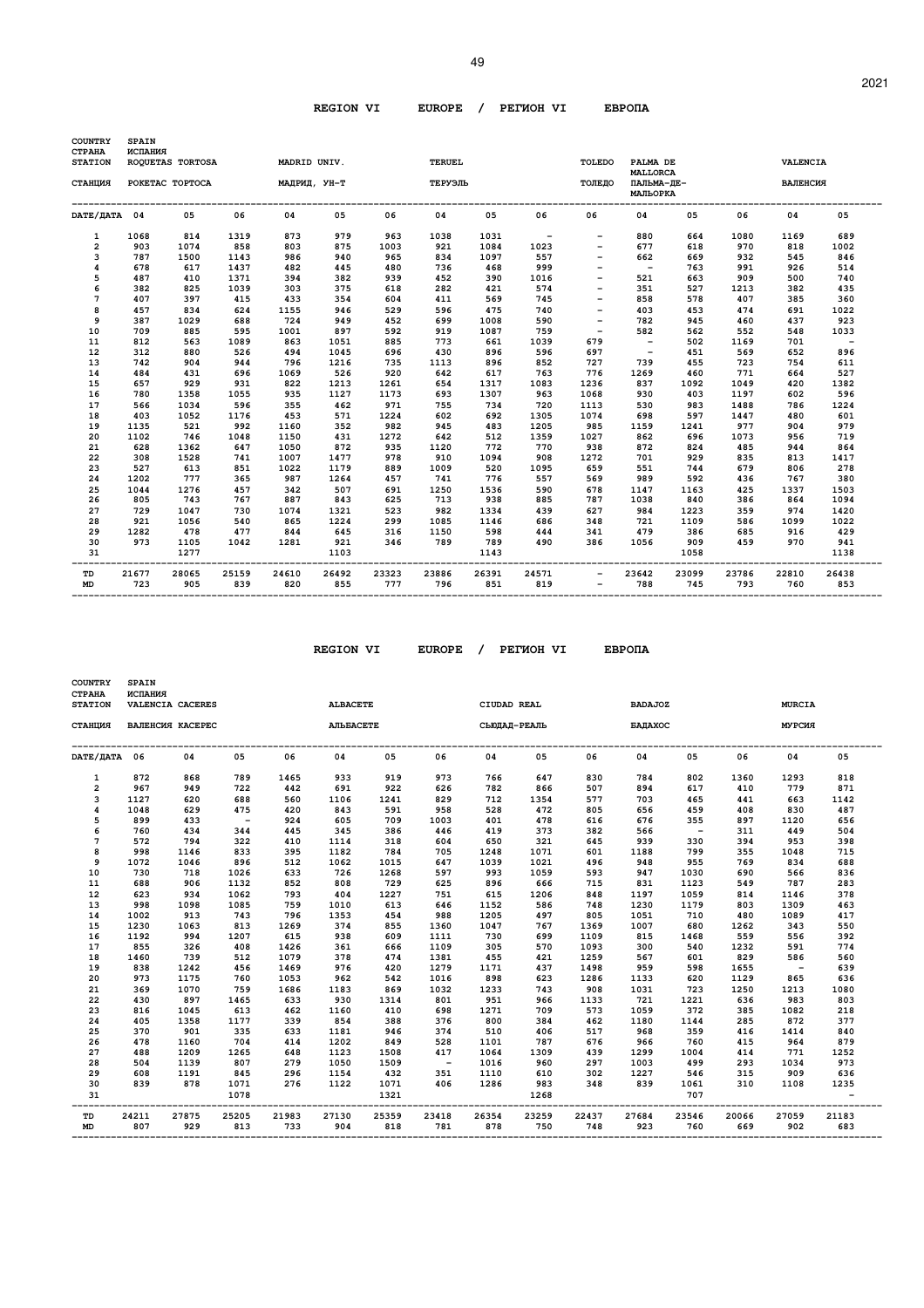## REGION VI EUROPE / РЕГИОН VI ЕВРОПА

COUNTRY / СТРАНА: SPAIN / ИСПАНИЯ

| STATION | ROQUETAS TORTOSA | | | MADRID UNIV. | | | TERUEL | | | TOLEDO | PALMA DE MALLORCA | | | VALENCIA | |
|---|---|---|---|---|---|---|---|---|---|---|---|---|---|---|---|
| СТАНЦИЯ | РОКЕТАС ТОРТОСА | | | МАДРИД, УН-Т | | | ТЕРУЭЛЬ | | | ТОЛЕДО | ПАЛЬМА-ДЕ-МАЛЬОРКА | | | ВАЛЕНСИЯ | |
| DATE/ДАТА | 04 | 05 | 06 | 04 | 05 | 06 | 04 | 05 | 06 | 06 | 04 | 05 | 06 | 04 | 05 |
| 1 | 1068 | 814 | 1319 | 873 | 979 | 963 | 1038 | 1031 | - | - | 880 | 664 | 1080 | 1169 | 689 |
| 2 | 903 | 1074 | 858 | 803 | 875 | 1003 | 921 | 1084 | 1023 | - | 677 | 618 | 970 | 818 | 1002 |
| 3 | 787 | 1500 | 1143 | 986 | 940 | 965 | 834 | 1097 | 557 | - | 662 | 669 | 932 | 545 | 846 |
| 4 | 678 | 617 | 1437 | 482 | 445 | 480 | 736 | 468 | 999 | - | - | 763 | 991 | 926 | 514 |
| 5 | 487 | 410 | 1371 | 394 | 382 | 939 | 452 | 390 | 1016 | - | 521 | 663 | 909 | 500 | 740 |
| 6 | 382 | 825 | 1039 | 303 | 375 | 618 | 282 | 421 | 574 | - | 351 | 527 | 1213 | 382 | 435 |
| 7 | 407 | 397 | 415 | 433 | 354 | 604 | 411 | 569 | 745 | - | 858 | 578 | 407 | 385 | 360 |
| 8 | 457 | 834 | 624 | 1155 | 946 | 529 | 596 | 475 | 740 | - | 403 | 453 | 474 | 691 | 1022 |
| 9 | 387 | 1029 | 688 | 724 | 949 | 452 | 699 | 1008 | 590 | - | 782 | 945 | 460 | 437 | 923 |
| 10 | 709 | 885 | 595 | 1001 | 897 | 592 | 919 | 1087 | 759 | - | 582 | 562 | 552 | 548 | 1033 |
| 11 | 812 | 563 | 1089 | 863 | 1051 | 885 | 773 | 661 | 1039 | 679 | - | 502 | 1169 | 701 | - |
| 12 | 312 | 880 | 526 | 494 | 1045 | 696 | 430 | 896 | 596 | 697 | - | 451 | 569 | 652 | 896 |
| 13 | 742 | 904 | 944 | 796 | 1216 | 735 | 1113 | 896 | 852 | 727 | 739 | 455 | 723 | 754 | 611 |
| 14 | 484 | 431 | 696 | 1069 | 526 | 920 | 642 | 617 | 763 | 776 | 1269 | 460 | 771 | 664 | 527 |
| 15 | 657 | 929 | 931 | 822 | 1213 | 1261 | 654 | 1317 | 1083 | 1236 | 837 | 1092 | 1049 | 420 | 1382 |
| 16 | 780 | 1358 | 1055 | 935 | 1127 | 1173 | 693 | 1307 | 963 | 1068 | 930 | 403 | 1197 | 602 | 596 |
| 17 | 566 | 1034 | 596 | 355 | 462 | 971 | 755 | 734 | 720 | 1113 | 530 | 983 | 1488 | 786 | 1224 |
| 18 | 403 | 1052 | 1176 | 453 | 571 | 1224 | 602 | 692 | 1305 | 1074 | 698 | 597 | 1447 | 480 | 601 |
| 19 | 1135 | 521 | 992 | 1160 | 352 | 982 | 945 | 483 | 1205 | 985 | 1159 | 1241 | 977 | 904 | 979 |
| 20 | 1102 | 746 | 1048 | 1150 | 431 | 1272 | 642 | 512 | 1359 | 1027 | 862 | 696 | 1073 | 956 | 719 |
| 21 | 628 | 1362 | 647 | 1050 | 872 | 935 | 1120 | 772 | 770 | 938 | 872 | 824 | 485 | 944 | 864 |
| 22 | 308 | 1528 | 741 | 1007 | 1477 | 978 | 910 | 1094 | 908 | 1272 | 701 | 929 | 835 | 813 | 1417 |
| 23 | 527 | 613 | 851 | 1022 | 1179 | 889 | 1009 | 520 | 1095 | 659 | 551 | 744 | 679 | 806 | 278 |
| 24 | 1202 | 777 | 365 | 987 | 1264 | 457 | 741 | 776 | 557 | 569 | 989 | 592 | 436 | 767 | 380 |
| 25 | 1044 | 1276 | 457 | 342 | 507 | 691 | 1250 | 1536 | 590 | 678 | 1147 | 1163 | 425 | 1337 | 1503 |
| 26 | 805 | 743 | 767 | 887 | 843 | 625 | 713 | 938 | 885 | 787 | 1038 | 840 | 386 | 864 | 1094 |
| 27 | 729 | 1047 | 730 | 1074 | 1321 | 523 | 982 | 1334 | 439 | 627 | 984 | 1223 | 359 | 974 | 1420 |
| 28 | 921 | 1056 | 540 | 865 | 1224 | 299 | 1085 | 1146 | 686 | 348 | 721 | 1109 | 586 | 1099 | 1022 |
| 29 | 1282 | 478 | 477 | 844 | 645 | 316 | 1150 | 598 | 444 | 341 | 479 | 386 | 685 | 916 | 429 |
| 30 | 973 | 1105 | 1042 | 1281 | 921 | 346 | 789 | 789 | 490 | 386 | 1056 | 909 | 459 | 970 | 941 |
| 31 | | 1277 | | | 1103 | | | 1143 | | | | 1058 | | | 1138 |
| TD | 21677 | 28065 | 25159 | 24610 | 26492 | 23323 | 23886 | 26391 | 24571 | - | 23642 | 23099 | 23786 | 22810 | 26438 |
| MD | 723 | 905 | 839 | 820 | 855 | 777 | 796 | 851 | 819 | - | 788 | 745 | 793 | 760 | 853 |

## REGION VI EUROPE / РЕГИОН VI ЕВРОПА

COUNTRY / СТРАНА: SPAIN / ИСПАНИЯ

| STATION | VALENCIA | CACERES | | | ALBACETE | | | CIUDAD REAL | | | BADAJOZ | | | MURCIA | |
|---|---|---|---|---|---|---|---|---|---|---|---|---|---|---|---|
| СТАНЦИЯ | ВАЛЕНСИЯ | КАСЕРЕС | | | АЛЬБАСЕТЕ | | | СЬЮДАД-РЕАЛЬ | | | БАДАХОС | | | МУРСИЯ | |
| DATE/ДАТА | 06 | 04 | 05 | 06 | 04 | 05 | 06 | 04 | 05 | 06 | 04 | 05 | 06 | 04 | 05 |
| 1 | 872 | 868 | 789 | 1465 | 933 | 919 | 973 | 766 | 647 | 830 | 784 | 802 | 1360 | 1293 | 818 |
| 2 | 967 | 949 | 722 | 442 | 691 | 922 | 626 | 782 | 866 | 507 | 894 | 617 | 410 | 779 | 871 |
| 3 | 1127 | 620 | 688 | 560 | 1106 | 1241 | 829 | 712 | 1354 | 577 | 703 | 465 | 441 | 663 | 1142 |
| 4 | 1048 | 629 | 475 | 420 | 843 | 591 | 958 | 528 | 472 | 805 | 656 | 459 | 408 | 830 | 487 |
| 5 | 899 | 433 | - | 924 | 605 | 709 | 1003 | 401 | 478 | 616 | 676 | 355 | 897 | 1120 | 656 |
| 6 | 760 | 434 | 344 | 445 | 345 | 386 | 446 | 419 | 373 | 382 | 566 | - | 311 | 449 | 504 |
| 7 | 572 | 794 | 322 | 410 | 1114 | 318 | 604 | 650 | 321 | 645 | 939 | 330 | 394 | 953 | 398 |
| 8 | 998 | 1146 | 833 | 395 | 1182 | 784 | 705 | 1248 | 1071 | 601 | 1188 | 799 | 355 | 1048 | 715 |
| 9 | 1072 | 1046 | 896 | 512 | 1062 | 1015 | 647 | 1039 | 1021 | 496 | 948 | 955 | 769 | 834 | 688 |
| 10 | 730 | 718 | 1026 | 633 | 726 | 1268 | 597 | 993 | 1059 | 593 | 947 | 1030 | 690 | 566 | 836 |
| 11 | 688 | 906 | 1132 | 852 | 808 | 729 | 625 | 896 | 666 | 715 | 831 | 1123 | 549 | 787 | 283 |
| 12 | 623 | 934 | 1062 | 793 | 404 | 1227 | 751 | 615 | 1206 | 848 | 1197 | 1059 | 814 | 1146 | 378 |
| 13 | 998 | 1098 | 1085 | 759 | 1010 | 613 | 646 | 1152 | 586 | 748 | 1230 | 1179 | 803 | 1309 | 463 |
| 14 | 1002 | 913 | 743 | 796 | 1353 | 454 | 988 | 1205 | 497 | 805 | 1051 | 710 | 480 | 1089 | 417 |
| 15 | 1230 | 1063 | 813 | 1269 | 374 | 855 | 1360 | 1047 | 767 | 1369 | 1007 | 680 | 1262 | 343 | 550 |
| 16 | 1192 | 994 | 1207 | 615 | 938 | 609 | 1111 | 730 | 699 | 1109 | 815 | 1468 | 559 | 556 | 392 |
| 17 | 855 | 326 | 408 | 1426 | 361 | 666 | 1109 | 305 | 570 | 1093 | 300 | 540 | 1232 | 591 | 774 |
| 18 | 1460 | 739 | 512 | 1079 | 378 | 474 | 1381 | 455 | 421 | 1259 | 567 | 601 | 829 | 586 | 560 |
| 19 | 838 | 1242 | 456 | 1469 | 976 | 420 | 1279 | 1171 | 437 | 1498 | 959 | 598 | 1655 | - | 639 |
| 20 | 973 | 1175 | 760 | 1053 | 962 | 542 | 1016 | 898 | 623 | 1286 | 1133 | 620 | 1129 | 865 | 636 |
| 21 | 369 | 1070 | 759 | 1686 | 1183 | 869 | 1032 | 1233 | 743 | 908 | 1031 | 723 | 1250 | 1213 | 1080 |
| 22 | 430 | 897 | 1465 | 633 | 930 | 1314 | 801 | 951 | 966 | 1133 | 721 | 1221 | 636 | 983 | 803 |
| 23 | 816 | 1045 | 613 | 462 | 1160 | 410 | 698 | 1271 | 709 | 573 | 1059 | 372 | 385 | 1082 | 218 |
| 24 | 405 | 1358 | 1177 | 339 | 854 | 388 | 376 | 800 | 384 | 462 | 1180 | 1144 | 285 | 872 | 377 |
| 25 | 370 | 901 | 335 | 633 | 1181 | 946 | 374 | 510 | 406 | 517 | 968 | 359 | 416 | 1414 | 840 |
| 26 | 478 | 1160 | 704 | 414 | 1202 | 849 | 528 | 1101 | 787 | 676 | 966 | 760 | 415 | 964 | 879 |
| 27 | 488 | 1209 | 1265 | 648 | 1123 | 1508 | 417 | 1064 | 1309 | 439 | 1299 | 1004 | 414 | 771 | 1252 |
| 28 | 504 | 1139 | 807 | 279 | 1050 | 1509 | - | 1016 | 960 | 297 | 1003 | 499 | 293 | 1034 | 973 |
| 29 | 608 | 1191 | 845 | 296 | 1154 | 432 | 351 | 1110 | 610 | 302 | 1227 | 546 | 315 | 909 | 636 |
| 30 | 839 | 878 | 1071 | 276 | 1122 | 1071 | 406 | 1286 | 983 | 348 | 839 | 1061 | 310 | 1108 | 1235 |
| 31 | | | 1078 | | | 1321 | | | 1268 | | | 707 | | | - |
| TD | 24211 | 27875 | 25205 | 21983 | 27130 | 25359 | 23418 | 26354 | 23259 | 22437 | 27684 | 23546 | 20066 | 27059 | 21183 |
| MD | 807 | 929 | 813 | 733 | 904 | 818 | 781 | 878 | 750 | 748 | 923 | 760 | 669 | 902 | 683 |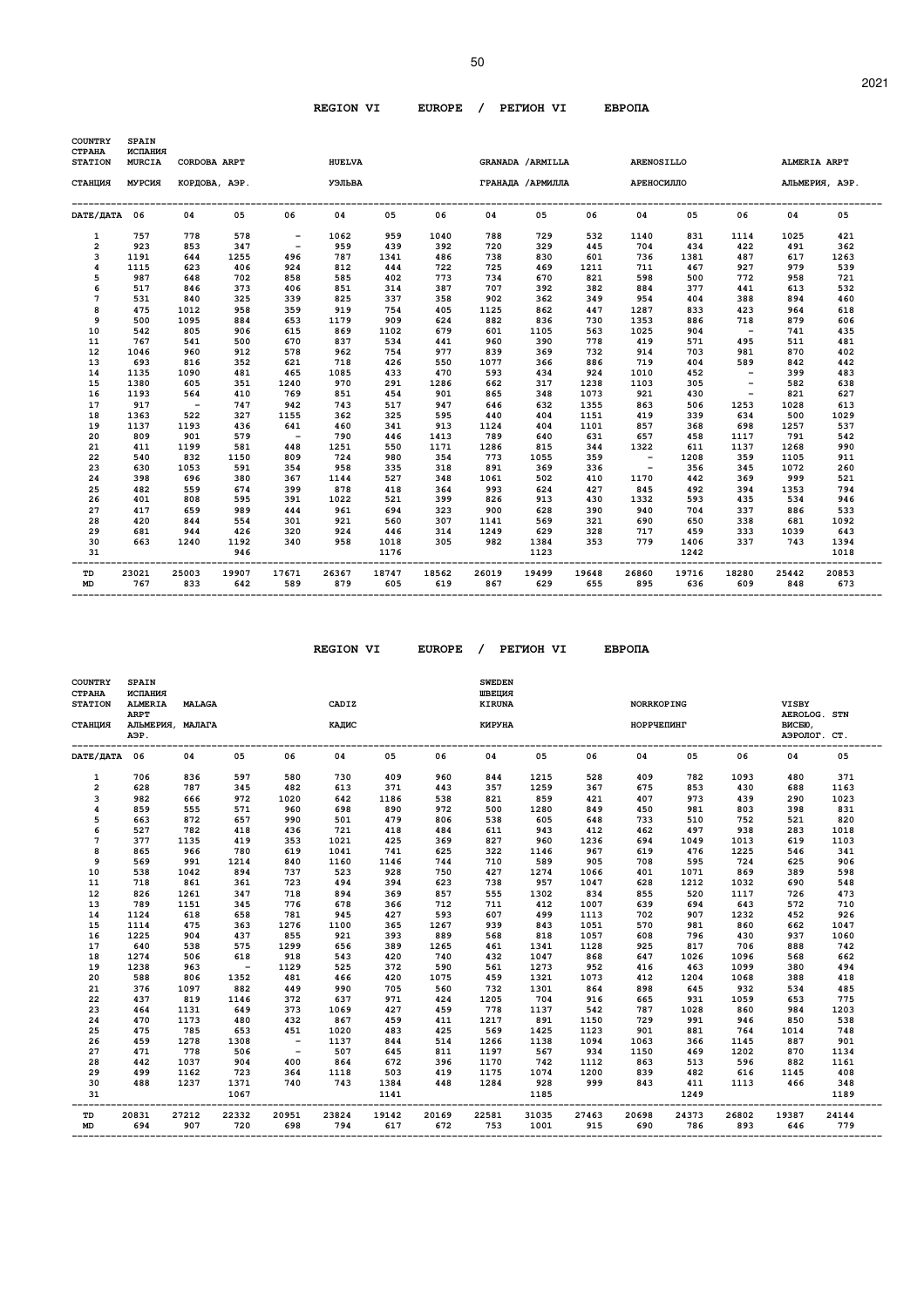## REGION VI EUROPE / РЕГИОН VI ЕВРОПА

| COUNTRY СТРАНА | SPAIN ИСПАНИЯ | | | | | | | | | | | | | | |
|---|---|---|---|---|---|---|---|---|---|---|---|---|---|---|---|
| STATION | MURCIA | CORDOBA ARPT | | | HUELVA | | | GRANADA /ARMILLA | | | ARENOSILLO | | | ALMERIA ARPT | |
| СТАНЦИЯ | МУРСИЯ | КОРДОВА, АЭР. | | | УЭЛЬВА | | | ГРАНАДА /АРМИЛЛА | | | АРЕНОСИЛЛО | | | АЛЬМЕРИЯ, АЭР. | |
| DATE/ДАТА | 06 | 04 | 05 | 06 | 04 | 05 | 06 | 04 | 05 | 06 | 04 | 05 | 06 | 04 | 05 |
| 1 | 757 | 778 | 578 | - | 1062 | 959 | 1040 | 788 | 729 | 532 | 1140 | 831 | 1114 | 1025 | 421 |
| 2 | 923 | 853 | 347 | - | 959 | 439 | 392 | 720 | 329 | 445 | 704 | 434 | 422 | 491 | 362 |
| 3 | 1191 | 644 | 1255 | 496 | 787 | 1341 | 486 | 738 | 830 | 601 | 736 | 1381 | 487 | 617 | 1263 |
| 4 | 1115 | 623 | 406 | 924 | 812 | 444 | 722 | 725 | 469 | 1211 | 711 | 467 | 927 | 979 | 539 |
| 5 | 987 | 648 | 702 | 858 | 585 | 402 | 773 | 734 | 670 | 821 | 598 | 500 | 772 | 958 | 721 |
| 6 | 517 | 846 | 373 | 406 | 851 | 314 | 387 | 707 | 392 | 382 | 884 | 377 | 441 | 613 | 532 |
| 7 | 531 | 840 | 325 | 339 | 825 | 337 | 358 | 902 | 362 | 349 | 954 | 404 | 388 | 894 | 460 |
| 8 | 475 | 1012 | 958 | 359 | 919 | 754 | 405 | 1125 | 862 | 447 | 1287 | 833 | 423 | 964 | 618 |
| 9 | 500 | 1095 | 884 | 653 | 1179 | 909 | 624 | 882 | 836 | 730 | 1353 | 886 | 718 | 879 | 606 |
| 10 | 542 | 805 | 906 | 615 | 869 | 1102 | 679 | 601 | 1105 | 563 | 1025 | 904 | - | 741 | 435 |
| 11 | 767 | 541 | 500 | 670 | 837 | 534 | 441 | 960 | 390 | 778 | 419 | 571 | 495 | 511 | 481 |
| 12 | 1046 | 960 | 912 | 578 | 962 | 754 | 977 | 839 | 369 | 732 | 914 | 703 | 981 | 870 | 402 |
| 13 | 693 | 816 | 352 | 621 | 718 | 426 | 550 | 1077 | 366 | 886 | 719 | 404 | 589 | 842 | 442 |
| 14 | 1135 | 1090 | 481 | 465 | 1085 | 433 | 470 | 593 | 434 | 924 | 1010 | 452 | - | 399 | 483 |
| 15 | 1380 | 605 | 351 | 1240 | 970 | 291 | 1286 | 662 | 317 | 1238 | 1103 | 305 | - | 582 | 638 |
| 16 | 1193 | 564 | 410 | 769 | 851 | 454 | 901 | 865 | 348 | 1073 | 921 | 430 | - | 821 | 627 |
| 17 | 917 | - | 747 | 942 | 743 | 517 | 947 | 646 | 632 | 1355 | 863 | 506 | 1253 | 1028 | 613 |
| 18 | 1363 | 522 | 327 | 1155 | 362 | 325 | 595 | 440 | 404 | 1151 | 419 | 339 | 634 | 500 | 1029 |
| 19 | 1137 | 1193 | 436 | 641 | 460 | 341 | 913 | 1124 | 404 | 1101 | 857 | 368 | 698 | 1257 | 537 |
| 20 | 809 | 901 | 579 | - | 790 | 446 | 1413 | 789 | 640 | 631 | 657 | 458 | 1117 | 791 | 542 |
| 21 | 411 | 1199 | 581 | 448 | 1251 | 550 | 1171 | 1286 | 815 | 344 | 1322 | 611 | 1137 | 1268 | 990 |
| 22 | 540 | 832 | 1150 | 809 | 724 | 980 | 354 | 773 | 1055 | 359 | - | 1208 | 359 | 1105 | 911 |
| 23 | 630 | 1053 | 591 | 354 | 958 | 335 | 318 | 891 | 369 | 336 | - | 356 | 345 | 1072 | 260 |
| 24 | 398 | 696 | 380 | 367 | 1144 | 527 | 348 | 1061 | 502 | 410 | 1170 | 442 | 369 | 999 | 521 |
| 25 | 482 | 559 | 674 | 399 | 878 | 418 | 364 | 993 | 624 | 427 | 845 | 492 | 394 | 1353 | 794 |
| 26 | 401 | 808 | 595 | 391 | 1022 | 521 | 399 | 826 | 913 | 430 | 1332 | 593 | 435 | 534 | 946 |
| 27 | 417 | 659 | 989 | 444 | 961 | 694 | 323 | 900 | 628 | 390 | 940 | 704 | 337 | 886 | 533 |
| 28 | 420 | 844 | 554 | 301 | 921 | 560 | 307 | 1141 | 569 | 321 | 690 | 650 | 338 | 681 | 1092 |
| 29 | 681 | 944 | 426 | 320 | 924 | 446 | 314 | 1249 | 629 | 328 | 717 | 459 | 333 | 1039 | 643 |
| 30 | 663 | 1240 | 1192 | 340 | 958 | 1018 | 305 | 982 | 1384 | 353 | 779 | 1406 | 337 | 743 | 1394 |
| 31 | | | 946 | | | 1176 | | | 1123 | | | 1242 | | | 1018 |
| TD | 23021 | 25003 | 19907 | 17671 | 26367 | 18747 | 18562 | 26019 | 19499 | 19648 | 26860 | 19716 | 18280 | 25442 | 20853 |
| MD | 767 | 833 | 642 | 589 | 879 | 605 | 619 | 867 | 629 | 655 | 895 | 636 | 609 | 848 | 673 |

## REGION VI EUROPE / РЕГИОН VI ЕВРОПА

| COUNTRY СТРАНА | SPAIN ИСПАНИЯ | | | | | | | SWEDEN ШВЕЦИЯ | | | | | | | |
|---|---|---|---|---|---|---|---|---|---|---|---|---|---|---|---|
| STATION | ALMERIA ARPT | MALAGA | | | CADIZ | | | KIRUNA | | | NORRKOPING | | | VISBY AEROLOG. STN | |
| СТАНЦИЯ | АЛЬМЕРИЯ, АЭР. | МАЛАГА | | | КАДИС | | | КИРУНА | | | НОРРЧЕПИНГ | | | ВИСБЮ, АЭРОЛОГ. СТ. | |
| DATE/ДАТА | 06 | 04 | 05 | 06 | 04 | 05 | 06 | 04 | 05 | 06 | 04 | 05 | 06 | 04 | 05 |
| 1 | 706 | 836 | 597 | 580 | 730 | 409 | 960 | 844 | 1215 | 528 | 409 | 782 | 1093 | 480 | 371 |
| 2 | 628 | 787 | 345 | 482 | 613 | 371 | 443 | 357 | 1259 | 367 | 675 | 853 | 430 | 688 | 1163 |
| 3 | 982 | 666 | 972 | 1020 | 642 | 1186 | 538 | 821 | 859 | 421 | 407 | 973 | 439 | 290 | 1023 |
| 4 | 859 | 555 | 571 | 960 | 698 | 890 | 972 | 500 | 1280 | 849 | 450 | 981 | 803 | 398 | 831 |
| 5 | 663 | 872 | 657 | 990 | 501 | 479 | 806 | 538 | 605 | 648 | 733 | 510 | 752 | 521 | 820 |
| 6 | 527 | 782 | 418 | 436 | 721 | 418 | 484 | 611 | 943 | 412 | 462 | 497 | 938 | 283 | 1018 |
| 7 | 377 | 1135 | 419 | 353 | 1021 | 425 | 369 | 827 | 960 | 1236 | 694 | 1049 | 1013 | 619 | 1103 |
| 8 | 865 | 966 | 780 | 619 | 1041 | 741 | 625 | 322 | 1146 | 967 | 619 | 476 | 1225 | 546 | 341 |
| 9 | 569 | 991 | 1214 | 840 | 1160 | 1146 | 744 | 710 | 589 | 905 | 708 | 595 | 724 | 625 | 906 |
| 10 | 538 | 1042 | 894 | 737 | 523 | 928 | 750 | 427 | 1274 | 1066 | 401 | 1071 | 869 | 389 | 598 |
| 11 | 718 | 861 | 361 | 723 | 494 | 394 | 623 | 738 | 957 | 1047 | 628 | 1212 | 1032 | 690 | 548 |
| 12 | 826 | 1261 | 347 | 718 | 894 | 369 | 857 | 555 | 1302 | 834 | 855 | 520 | 1117 | 726 | 473 |
| 13 | 789 | 1151 | 345 | 776 | 678 | 366 | 712 | 711 | 412 | 1007 | 639 | 694 | 643 | 572 | 710 |
| 14 | 1124 | 618 | 658 | 781 | 945 | 427 | 593 | 607 | 499 | 1113 | 702 | 907 | 1232 | 452 | 926 |
| 15 | 1114 | 475 | 363 | 1276 | 1100 | 365 | 1267 | 939 | 843 | 1051 | 570 | 981 | 860 | 662 | 1047 |
| 16 | 1225 | 904 | 437 | 855 | 921 | 393 | 889 | 568 | 818 | 1057 | 608 | 796 | 430 | 937 | 1060 |
| 17 | 640 | 538 | 575 | 1299 | 656 | 389 | 1265 | 461 | 1341 | 1128 | 925 | 817 | 706 | 888 | 742 |
| 18 | 1274 | 506 | 618 | 918 | 543 | 420 | 740 | 432 | 1047 | 868 | 647 | 1026 | 1096 | 568 | 662 |
| 19 | 1238 | 963 | - | 1129 | 525 | 372 | 590 | 561 | 1273 | 952 | 416 | 463 | 1099 | 380 | 494 |
| 20 | 588 | 806 | 1352 | 481 | 466 | 420 | 1075 | 459 | 1321 | 1073 | 412 | 1204 | 1068 | 388 | 418 |
| 21 | 376 | 1097 | 882 | 449 | 990 | 705 | 560 | 732 | 1301 | 864 | 898 | 645 | 932 | 534 | 485 |
| 22 | 437 | 819 | 1146 | 372 | 637 | 971 | 424 | 1205 | 704 | 916 | 665 | 931 | 1059 | 653 | 775 |
| 23 | 464 | 1131 | 649 | 373 | 1069 | 427 | 459 | 778 | 1137 | 542 | 787 | 1028 | 860 | 984 | 1203 |
| 24 | 470 | 1173 | 480 | 432 | 867 | 459 | 411 | 1217 | 891 | 1150 | 729 | 991 | 946 | 850 | 538 |
| 25 | 475 | 785 | 653 | 451 | 1020 | 483 | 425 | 569 | 1425 | 1123 | 901 | 881 | 764 | 1014 | 748 |
| 26 | 459 | 1278 | 1308 | - | 1137 | 844 | 514 | 1266 | 1138 | 1094 | 1063 | 366 | 1145 | 887 | 901 |
| 27 | 471 | 778 | 506 | - | 507 | 645 | 811 | 1197 | 567 | 934 | 1150 | 469 | 1202 | 870 | 1134 |
| 28 | 442 | 1037 | 904 | 400 | 864 | 672 | 396 | 1170 | 742 | 1112 | 863 | 513 | 596 | 882 | 1161 |
| 29 | 499 | 1162 | 723 | 364 | 1118 | 503 | 419 | 1175 | 1074 | 1200 | 839 | 482 | 616 | 1145 | 408 |
| 30 | 488 | 1237 | 1371 | 740 | 743 | 1384 | 448 | 1284 | 928 | 999 | 843 | 411 | 1113 | 466 | 348 |
| 31 | | | 1067 | | | 1141 | | | 1185 | | | 1249 | | | 1189 |
| TD | 20831 | 27212 | 22332 | 20951 | 23824 | 19142 | 20169 | 22581 | 31035 | 27463 | 20698 | 24373 | 26802 | 19387 | 24144 |
| MD | 694 | 907 | 720 | 698 | 794 | 617 | 672 | 753 | 1001 | 915 | 690 | 786 | 893 | 646 | 779 |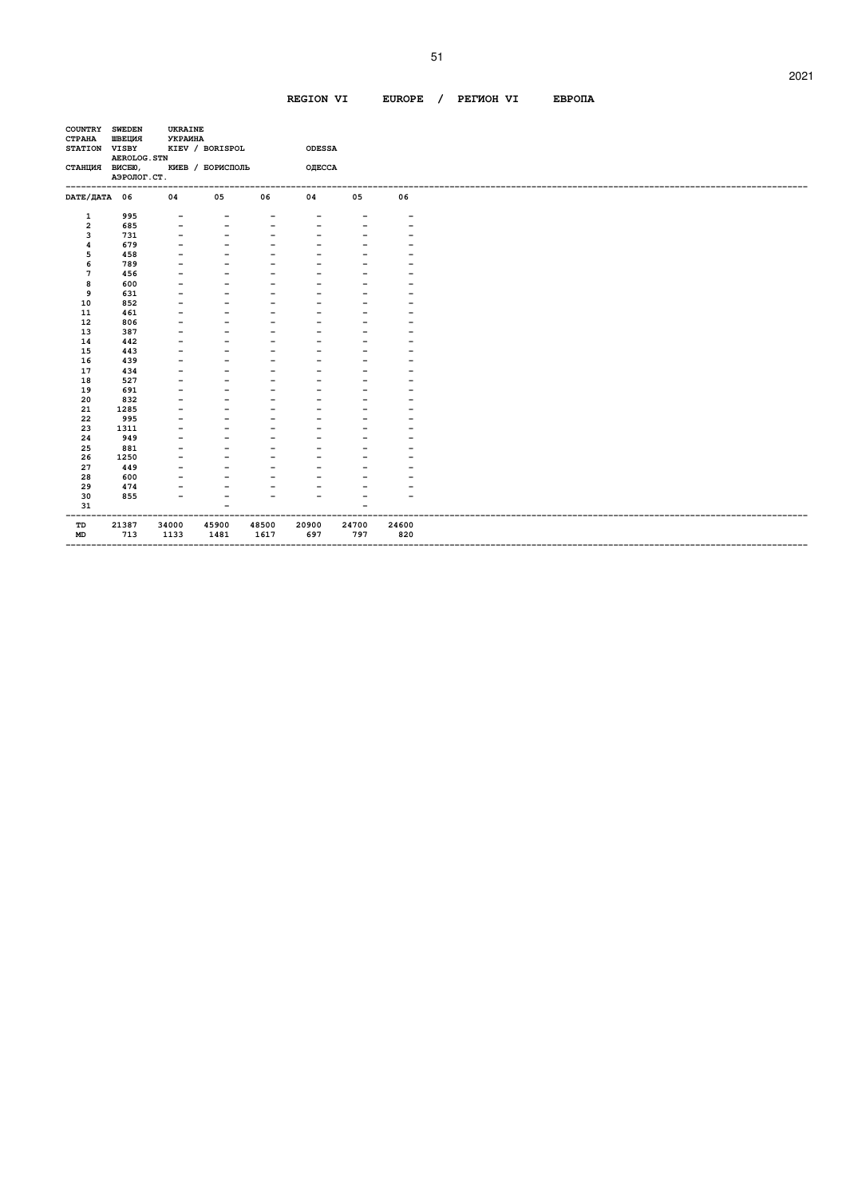**REGION VI EUROPE / РЕГИОН VI ЕВРОПА**

| COUNTRY / СТРАНА | SWEDEN / ШВЕЦИЯ | UKRAINE / УКРАИНА | | | | | |
|---|---|---|---|---|---|---|---|
| STATION / СТАНЦИЯ | VISBY AEROLOG.STN / ВИСБЮ, АЭРОЛОГ.СТ. | KIEV / BORISPOL / КИЕВ / БОРИСПОЛЬ | | | ODESSA / ОДЕССА | | |
| DATE/ДАТА | 06 | 04 | 05 | 06 | 04 | 05 | 06 |
| 1 | 995 | - | - | - | - | - | - |
| 2 | 685 | - | - | - | - | - | - |
| 3 | 731 | - | - | - | - | - | - |
| 4 | 679 | - | - | - | - | - | - |
| 5 | 458 | - | - | - | - | - | - |
| 6 | 789 | - | - | - | - | - | - |
| 7 | 456 | - | - | - | - | - | - |
| 8 | 600 | - | - | - | - | - | - |
| 9 | 631 | - | - | - | - | - | - |
| 10 | 852 | - | - | - | - | - | - |
| 11 | 461 | - | - | - | - | - | - |
| 12 | 806 | - | - | - | - | - | - |
| 13 | 387 | - | - | - | - | - | - |
| 14 | 442 | - | - | - | - | - | - |
| 15 | 443 | - | - | - | - | - | - |
| 16 | 439 | - | - | - | - | - | - |
| 17 | 434 | - | - | - | - | - | - |
| 18 | 527 | - | - | - | - | - | - |
| 19 | 691 | - | - | - | - | - | - |
| 20 | 832 | - | - | - | - | - | - |
| 21 | 1285 | - | - | - | - | - | - |
| 22 | 995 | - | - | - | - | - | - |
| 23 | 1311 | - | - | - | - | - | - |
| 24 | 949 | - | - | - | - | - | - |
| 25 | 881 | - | - | - | - | - | - |
| 26 | 1250 | - | - | - | - | - | - |
| 27 | 449 | - | - | - | - | - | - |
| 28 | 600 | - | - | - | - | - | - |
| 29 | 474 | - | - | - | - | - | - |
| 30 | 855 | - | - | - | - | - | - |
| 31 | | | - | | | - | |
| TD | 21387 | 34000 | 45900 | 48500 | 20900 | 24700 | 24600 |
| MD | 713 | 1133 | 1481 | 1617 | 697 | 797 | 820 |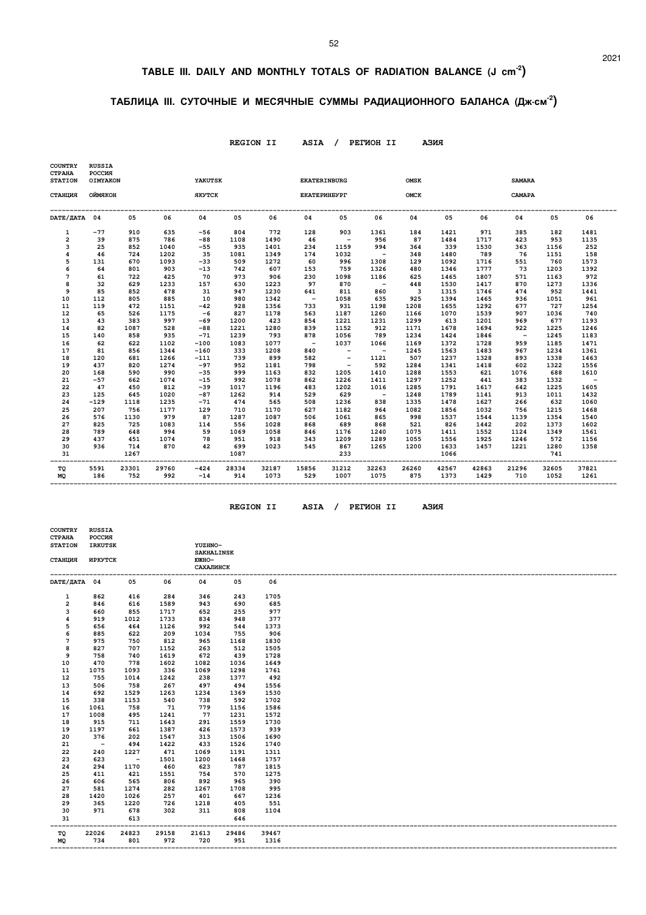# TABLE III. DAILY AND MONTHLY TOTALS OF RADIATION BALANCE (J cm$^{-2}$)

# ТАБЛИЦА III. СУТОЧНЫЕ И МЕСЯЧНЫЕ СУММЫ РАДИАЦИОННОГО БАЛАНСА (Дж·см$^{-2}$)

**REGION II ASIA / РЕГИОН II АЗИЯ**

COUNTRY / СТРАНА: RUSSIA / РОССИЯ

| STATION / СТАНЦИЯ | OIMYAKON / ОЙМЯКОН | | | YAKUTSK / ЯКУТСК | | | EKATERINBURG / ЕКАТЕРИНБУРГ | | | OMSK / ОМСК | | | SAMARA / САМАРА | | |
|---|---|---|---|---|---|---|---|---|---|---|---|---|---|---|---|
| DATE/ДАТА | 04 | 05 | 06 | 04 | 05 | 06 | 04 | 05 | 06 | 04 | 05 | 06 | 04 | 05 | 06 |
| 1 | -77 | 910 | 635 | -56 | 804 | 772 | 128 | 903 | 1361 | 184 | 1421 | 971 | 385 | 182 | 1481 |
| 2 | 39 | 875 | 786 | -88 | 1108 | 1490 | 46 | - | 956 | 87 | 1484 | 1717 | 423 | 953 | 1135 |
| 3 | 25 | 852 | 1040 | -55 | 935 | 1401 | 234 | 1159 | 994 | 364 | 339 | 1530 | 363 | 1156 | 252 |
| 4 | 46 | 724 | 1202 | 35 | 1081 | 1349 | 174 | 1032 | - | 348 | 1480 | 789 | 76 | 1151 | 158 |
| 5 | 131 | 670 | 1093 | -33 | 509 | 1272 | 60 | 996 | 1308 | 129 | 1092 | 1716 | 551 | 760 | 1573 |
| 6 | 64 | 801 | 903 | -13 | 742 | 607 | 153 | 759 | 1326 | 480 | 1346 | 1777 | 73 | 1203 | 1392 |
| 7 | 61 | 722 | 425 | 70 | 973 | 906 | 230 | 1098 | 1186 | 625 | 1465 | 1807 | 571 | 1163 | 972 |
| 8 | 32 | 629 | 1233 | 157 | 630 | 1223 | 97 | 870 | - | 448 | 1530 | 1417 | 870 | 1273 | 1336 |
| 9 | 85 | 852 | 478 | 31 | 947 | 1230 | 641 | 811 | 860 | 3 | 1315 | 1746 | 474 | 952 | 1441 |
| 10 | 112 | 805 | 885 | 10 | 980 | 1342 | - | 1058 | 635 | 925 | 1394 | 1465 | 936 | 1051 | 961 |
| 11 | 119 | 472 | 1151 | -42 | 928 | 1356 | 733 | 931 | 1198 | 1208 | 1655 | 1292 | 677 | 727 | 1254 |
| 12 | 65 | 526 | 1175 | -6 | 827 | 1178 | 563 | 1187 | 1260 | 1166 | 1070 | 1539 | 907 | 1036 | 740 |
| 13 | 43 | 383 | 997 | -69 | 1200 | 423 | 854 | 1221 | 1231 | 1299 | 613 | 1201 | 969 | 677 | 1193 |
| 14 | 82 | 1087 | 528 | -88 | 1221 | 1280 | 839 | 1152 | 912 | 1171 | 1678 | 1694 | 922 | 1225 | 1246 |
| 15 | 140 | 858 | 935 | -71 | 1239 | 793 | 878 | 1056 | 789 | 1234 | 1424 | 1846 | - | 1245 | 1183 |
| 16 | 62 | 622 | 1102 | -100 | 1083 | 1077 | - | 1037 | 1066 | 1169 | 1372 | 1728 | 959 | 1185 | 1471 |
| 17 | 81 | 856 | 1344 | -160 | 333 | 1208 | 840 | - | - | 1245 | 1563 | 1483 | 967 | 1234 | 1361 |
| 18 | 120 | 681 | 1266 | -111 | 739 | 899 | 582 | - | 1121 | 507 | 1237 | 1328 | 893 | 1338 | 1463 |
| 19 | 437 | 820 | 1274 | -97 | 952 | 1181 | 798 | - | 592 | 1284 | 1341 | 1418 | 602 | 1322 | 1556 |
| 20 | 168 | 590 | 990 | -35 | 999 | 1163 | 832 | 1205 | 1410 | 1288 | 1553 | 621 | 1076 | 688 | 1610 |
| 21 | -57 | 662 | 1074 | -15 | 992 | 1078 | 862 | 1226 | 1411 | 1297 | 1252 | 441 | 383 | 1332 | - |
| 22 | 47 | 450 | 812 | -39 | 1017 | 1196 | 483 | 1202 | 1016 | 1285 | 1791 | 1617 | 642 | 1225 | 1605 |
| 23 | 125 | 645 | 1020 | -87 | 1262 | 914 | 529 | 629 | - | 1248 | 1789 | 1141 | 913 | 1011 | 1432 |
| 24 | -129 | 1118 | 1235 | -71 | 474 | 565 | 508 | 1236 | 838 | 1335 | 1478 | 1627 | 266 | 632 | 1060 |
| 25 | 207 | 756 | 1177 | 129 | 710 | 1170 | 627 | 1182 | 964 | 1082 | 1856 | 1032 | 756 | 1215 | 1468 |
| 26 | 576 | 1130 | 979 | 87 | 1287 | 1087 | 506 | 1061 | 865 | 998 | 1537 | 1544 | 1139 | 1354 | 1540 |
| 27 | 825 | 725 | 1083 | 114 | 556 | 1028 | 868 | 689 | 868 | 521 | 826 | 1442 | 202 | 1373 | 1602 |
| 28 | 789 | 648 | 994 | 59 | 1069 | 1058 | 846 | 1176 | 1240 | 1075 | 1411 | 1552 | 1124 | 1349 | 1561 |
| 29 | 437 | 451 | 1074 | 78 | 951 | 918 | 343 | 1209 | 1289 | 1055 | 1556 | 1925 | 1246 | 572 | 1156 |
| 30 | 936 | 714 | 870 | 42 | 699 | 1023 | 545 | 867 | 1265 | 1200 | 1633 | 1457 | 1221 | 1280 | 1358 |
| 31 | | 1267 | | | 1087 | | | 233 | | | 1066 | | | 741 | |
| TQ | 5591 | 23301 | 29760 | -424 | 28334 | 32187 | 15856 | 31212 | 32263 | 26260 | 42567 | 42863 | 21296 | 32605 | 37821 |
| MQ | 186 | 752 | 992 | -14 | 914 | 1073 | 529 | 1007 | 1075 | 875 | 1373 | 1429 | 710 | 1052 | 1261 |

**REGION II ASIA / РЕГИОН II АЗИЯ**

COUNTRY / СТРАНА: RUSSIA / РОССИЯ

| STATION / СТАНЦИЯ | IRKUTSK / ИРКУТСК | | | YUZHNO-SAKHALINSK / ЮЖНО-САХАЛИНСК | | |
|---|---|---|---|---|---|---|
| DATE/ДАТА | 04 | 05 | 06 | 04 | 05 | 06 |
| 1 | 862 | 416 | 284 | 346 | 243 | 1705 |
| 2 | 846 | 616 | 1589 | 943 | 690 | 685 |
| 3 | 660 | 855 | 1717 | 652 | 255 | 977 |
| 4 | 919 | 1012 | 1733 | 834 | 948 | 377 |
| 5 | 656 | 464 | 1126 | 992 | 544 | 1373 |
| 6 | 885 | 622 | 209 | 1034 | 755 | 906 |
| 7 | 975 | 750 | 812 | 965 | 1168 | 1830 |
| 8 | 827 | 707 | 1152 | 263 | 512 | 1505 |
| 9 | 758 | 740 | 1619 | 672 | 439 | 1728 |
| 10 | 470 | 778 | 1602 | 1082 | 1036 | 1649 |
| 11 | 1075 | 1093 | 336 | 1069 | 1298 | 1761 |
| 12 | 755 | 1014 | 1242 | 238 | 1377 | 492 |
| 13 | 506 | 758 | 267 | 497 | 494 | 1556 |
| 14 | 692 | 1529 | 1263 | 1234 | 1369 | 1530 |
| 15 | 338 | 1153 | 540 | 738 | 592 | 1702 |
| 16 | 1061 | 758 | 71 | 779 | 1156 | 1586 |
| 17 | 1008 | 495 | 1241 | 77 | 1231 | 1572 |
| 18 | 915 | 711 | 1643 | 291 | 1559 | 1730 |
| 19 | 1197 | 661 | 1387 | 426 | 1573 | 939 |
| 20 | 376 | 202 | 1547 | 313 | 1506 | 1690 |
| 21 | - | 494 | 1422 | 433 | 1526 | 1740 |
| 22 | 240 | 1227 | 471 | 1069 | 1191 | 1311 |
| 23 | 623 | - | 1501 | 1200 | 1468 | 1757 |
| 24 | 294 | 1170 | 460 | 623 | 787 | 1815 |
| 25 | 411 | 421 | 1551 | 754 | 570 | 1275 |
| 26 | 606 | 565 | 806 | 892 | 965 | 390 |
| 27 | 581 | 1274 | 282 | 1267 | 1708 | 995 |
| 28 | 1420 | 1026 | 257 | 401 | 667 | 1236 |
| 29 | 365 | 1220 | 726 | 1218 | 405 | 551 |
| 30 | 971 | 678 | 302 | 311 | 808 | 1104 |
| 31 | | 613 | | | 646 | |
| TQ | 22026 | 24823 | 29158 | 21613 | 29486 | 39467 |
| MQ | 734 | 801 | 972 | 720 | 951 | 1316 |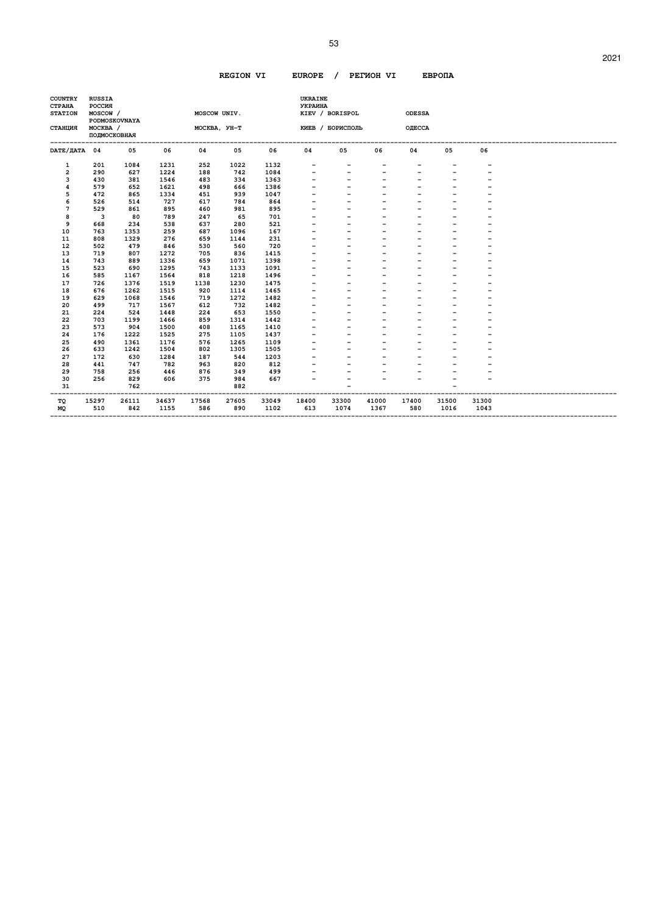**REGION VI EUROPE / РЕГИОН VI ЕВРОПА**

| COUNTRY / СТРАНА | RUSSIA / РОССИЯ | | | | | | UKRAINE / УКРАИНА | | | | | |
|---|---|---|---|---|---|---|---|---|---|---|---|---|
| STATION / СТАНЦИЯ | MOSCOW / PODMOSKOVNAYA / МОСКВА / ПОДМОСКОВНАЯ | | | MOSCOW UNIV. / МОСКВА, УН-Т | | | KIEV / BORISPOL / КИЕВ / БОРИСПОЛЬ | | | ODESSA / ОДЕССА | | |
| DATE/ДАТА | 04 | 05 | 06 | 04 | 05 | 06 | 04 | 05 | 06 | 04 | 05 | 06 |
| 1 | 201 | 1084 | 1231 | 252 | 1022 | 1132 | - | - | - | - | - | - |
| 2 | 290 | 627 | 1224 | 188 | 742 | 1084 | - | - | - | - | - | - |
| 3 | 430 | 381 | 1546 | 483 | 334 | 1363 | - | - | - | - | - | - |
| 4 | 579 | 652 | 1621 | 498 | 666 | 1386 | - | - | - | - | - | - |
| 5 | 472 | 865 | 1334 | 451 | 939 | 1047 | - | - | - | - | - | - |
| 6 | 526 | 514 | 727 | 617 | 784 | 864 | - | - | - | - | - | - |
| 7 | 529 | 861 | 895 | 460 | 981 | 895 | - | - | - | - | - | - |
| 8 | 3 | 80 | 789 | 247 | 65 | 701 | - | - | - | - | - | - |
| 9 | 668 | 234 | 538 | 637 | 280 | 521 | - | - | - | - | - | - |
| 10 | 763 | 1353 | 259 | 687 | 1096 | 167 | - | - | - | - | - | - |
| 11 | 808 | 1329 | 276 | 659 | 1144 | 231 | - | - | - | - | - | - |
| 12 | 502 | 479 | 846 | 530 | 560 | 720 | - | - | - | - | - | - |
| 13 | 719 | 807 | 1272 | 705 | 836 | 1415 | - | - | - | - | - | - |
| 14 | 743 | 889 | 1336 | 659 | 1071 | 1398 | - | - | - | - | - | - |
| 15 | 523 | 690 | 1295 | 743 | 1133 | 1091 | - | - | - | - | - | - |
| 16 | 585 | 1167 | 1564 | 818 | 1218 | 1496 | - | - | - | - | - | - |
| 17 | 726 | 1376 | 1519 | 1138 | 1230 | 1475 | - | - | - | - | - | - |
| 18 | 676 | 1262 | 1515 | 920 | 1114 | 1465 | - | - | - | - | - | - |
| 19 | 629 | 1068 | 1546 | 719 | 1272 | 1482 | - | - | - | - | - | - |
| 20 | 499 | 717 | 1567 | 612 | 732 | 1482 | - | - | - | - | - | - |
| 21 | 224 | 524 | 1448 | 224 | 653 | 1550 | - | - | - | - | - | - |
| 22 | 703 | 1199 | 1466 | 859 | 1314 | 1442 | - | - | - | - | - | - |
| 23 | 573 | 904 | 1500 | 408 | 1165 | 1410 | - | - | - | - | - | - |
| 24 | 176 | 1222 | 1525 | 275 | 1105 | 1437 | - | - | - | - | - | - |
| 25 | 490 | 1361 | 1176 | 576 | 1265 | 1109 | - | - | - | - | - | - |
| 26 | 633 | 1242 | 1504 | 802 | 1305 | 1505 | - | - | - | - | - | - |
| 27 | 172 | 630 | 1284 | 187 | 544 | 1203 | - | - | - | - | - | - |
| 28 | 441 | 747 | 782 | 963 | 820 | 812 | - | - | - | - | - | - |
| 29 | 758 | 256 | 446 | 876 | 349 | 499 | - | - | - | - | - | - |
| 30 | 256 | 829 | 606 | 375 | 984 | 667 | - | - | - | - | - | - |
| 31 | | 762 | | | 882 | | | - | | | - | |
| TQ | 15297 | 26111 | 34637 | 17568 | 27605 | 33049 | 18400 | 33300 | 41000 | 17400 | 31500 | 31300 |
| MQ | 510 | 842 | 1155 | 586 | 890 | 1102 | 613 | 1074 | 1367 | 580 | 1016 | 1043 |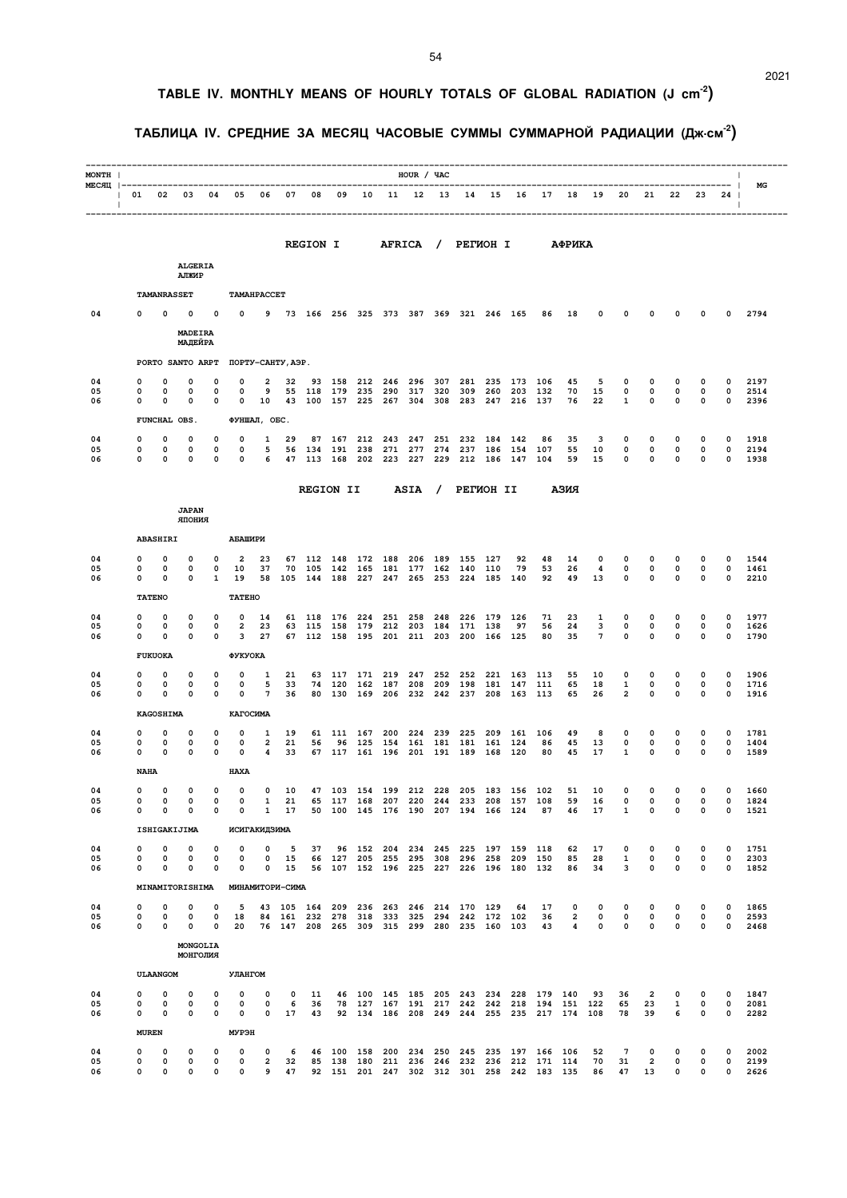# TABLE IV. MONTHLY MEANS OF HOURLY TOTALS OF GLOBAL RADIATION (J cm$^{-2}$)

# ТАБЛИЦА IV. СРЕДНИЕ ЗА МЕСЯЦ ЧАСОВЫЕ СУММЫ СУММАРНОЙ РАДИАЦИИ (Дж·см$^{-2}$)

| MONTH / МЕСЯЦ | 01 | 02 | 03 | 04 | 05 | 06 | 07 | 08 | 09 | 10 | 11 | 12 | 13 | 14 | 15 | 16 | 17 | 18 | 19 | 20 | 21 | 22 | 23 | 24 | MG |
|---|---|---|---|---|---|---|---|---|---|---|---|---|---|---|---|---|---|---|---|---|---|---|---|---|---|
| **REGION I AFRICA / РЕГИОН I АФРИКА** | | | | | | | | | | | | | | | | | | | | | | | | | |
| **ALGERIA / АЛЖИР** | | | | | | | | | | | | | | | | | | | | | | | | | |
| TAMANRASSET / ТАМАНРАССЕТ | | | | | | | | | | | | | | | | | | | | | | | | | |
| 04 | 0 | 0 | 0 | 0 | 0 | 9 | 73 | 166 | 256 | 325 | 373 | 387 | 369 | 321 | 246 | 165 | 86 | 18 | 0 | 0 | 0 | 0 | 0 | 0 | 2794 |
| **MADEIRA / МАДЕЙРА** | | | | | | | | | | | | | | | | | | | | | | | | | |
| PORTO SANTO ARPT / ПОРТУ-САНТУ,АЭР. | | | | | | | | | | | | | | | | | | | | | | | | | |
| 04 | 0 | 0 | 0 | 0 | 0 | 2 | 32 | 93 | 158 | 212 | 246 | 296 | 307 | 281 | 235 | 173 | 106 | 45 | 5 | 0 | 0 | 0 | 0 | 0 | 2197 |
| 05 | 0 | 0 | 0 | 0 | 0 | 9 | 55 | 118 | 179 | 235 | 290 | 317 | 320 | 309 | 260 | 203 | 132 | 70 | 15 | 0 | 0 | 0 | 0 | 0 | 2514 |
| 06 | 0 | 0 | 0 | 0 | 0 | 10 | 43 | 100 | 157 | 225 | 267 | 304 | 308 | 283 | 247 | 216 | 137 | 76 | 22 | 1 | 0 | 0 | 0 | 0 | 2396 |
| FUNCHAL OBS. / ФУНШАЛ, ОБС. | | | | | | | | | | | | | | | | | | | | | | | | | |
| 04 | 0 | 0 | 0 | 0 | 0 | 1 | 29 | 87 | 167 | 212 | 243 | 247 | 251 | 232 | 184 | 142 | 86 | 35 | 3 | 0 | 0 | 0 | 0 | 0 | 1918 |
| 05 | 0 | 0 | 0 | 0 | 0 | 5 | 56 | 134 | 191 | 238 | 271 | 277 | 274 | 237 | 186 | 154 | 107 | 55 | 10 | 0 | 0 | 0 | 0 | 0 | 2194 |
| 06 | 0 | 0 | 0 | 0 | 0 | 6 | 47 | 113 | 168 | 202 | 223 | 227 | 229 | 212 | 186 | 147 | 104 | 59 | 15 | 0 | 0 | 0 | 0 | 0 | 1938 |
| **REGION II ASIA / РЕГИОН II АЗИЯ** | | | | | | | | | | | | | | | | | | | | | | | | | |
| **JAPAN / ЯПОНИЯ** | | | | | | | | | | | | | | | | | | | | | | | | | |
| ABASHIRI / АБАШИРИ | | | | | | | | | | | | | | | | | | | | | | | | | |
| 04 | 0 | 0 | 0 | 0 | 2 | 23 | 67 | 112 | 148 | 172 | 188 | 206 | 189 | 155 | 127 | 92 | 48 | 14 | 0 | 0 | 0 | 0 | 0 | 0 | 1544 |
| 05 | 0 | 0 | 0 | 0 | 10 | 37 | 70 | 105 | 142 | 165 | 181 | 177 | 162 | 140 | 110 | 79 | 53 | 26 | 4 | 0 | 0 | 0 | 0 | 0 | 1461 |
| 06 | 0 | 0 | 0 | 1 | 19 | 58 | 105 | 144 | 188 | 227 | 247 | 265 | 253 | 224 | 185 | 140 | 92 | 49 | 13 | 0 | 0 | 0 | 0 | 0 | 2210 |
| TATENO / ТАТЕНО | | | | | | | | | | | | | | | | | | | | | | | | | |
| 04 | 0 | 0 | 0 | 0 | 0 | 14 | 61 | 118 | 176 | 224 | 251 | 258 | 248 | 226 | 179 | 126 | 71 | 23 | 1 | 0 | 0 | 0 | 0 | 0 | 1977 |
| 05 | 0 | 0 | 0 | 0 | 2 | 23 | 63 | 115 | 158 | 179 | 212 | 203 | 184 | 171 | 138 | 97 | 56 | 24 | 3 | 0 | 0 | 0 | 0 | 0 | 1626 |
| 06 | 0 | 0 | 0 | 0 | 3 | 27 | 67 | 112 | 158 | 195 | 201 | 211 | 203 | 200 | 166 | 125 | 80 | 35 | 7 | 0 | 0 | 0 | 0 | 0 | 1790 |
| FUKUOKA / ФУКУОКА | | | | | | | | | | | | | | | | | | | | | | | | | |
| 04 | 0 | 0 | 0 | 0 | 0 | 1 | 21 | 63 | 117 | 171 | 219 | 247 | 252 | 252 | 221 | 163 | 113 | 55 | 10 | 0 | 0 | 0 | 0 | 0 | 1906 |
| 05 | 0 | 0 | 0 | 0 | 0 | 5 | 33 | 74 | 120 | 162 | 187 | 208 | 209 | 198 | 181 | 147 | 111 | 65 | 18 | 1 | 0 | 0 | 0 | 0 | 1716 |
| 06 | 0 | 0 | 0 | 0 | 0 | 7 | 36 | 80 | 130 | 169 | 206 | 232 | 242 | 237 | 208 | 163 | 113 | 65 | 26 | 2 | 0 | 0 | 0 | 0 | 1916 |
| KAGOSHIMA / КАГОСИМА | | | | | | | | | | | | | | | | | | | | | | | | | |
| 04 | 0 | 0 | 0 | 0 | 0 | 1 | 19 | 61 | 111 | 167 | 200 | 224 | 239 | 225 | 209 | 161 | 106 | 49 | 8 | 0 | 0 | 0 | 0 | 0 | 1781 |
| 05 | 0 | 0 | 0 | 0 | 0 | 2 | 21 | 56 | 96 | 125 | 154 | 161 | 181 | 181 | 161 | 124 | 86 | 45 | 13 | 0 | 0 | 0 | 0 | 0 | 1404 |
| 06 | 0 | 0 | 0 | 0 | 0 | 4 | 33 | 67 | 117 | 161 | 196 | 201 | 191 | 189 | 168 | 120 | 80 | 45 | 17 | 1 | 0 | 0 | 0 | 0 | 1589 |
| NAHA / НАХА | | | | | | | | | | | | | | | | | | | | | | | | | |
| 04 | 0 | 0 | 0 | 0 | 0 | 0 | 10 | 47 | 103 | 154 | 199 | 212 | 228 | 205 | 183 | 156 | 102 | 51 | 10 | 0 | 0 | 0 | 0 | 0 | 1660 |
| 05 | 0 | 0 | 0 | 0 | 0 | 1 | 21 | 65 | 117 | 168 | 207 | 220 | 244 | 233 | 208 | 157 | 108 | 59 | 16 | 0 | 0 | 0 | 0 | 0 | 1824 |
| 06 | 0 | 0 | 0 | 0 | 0 | 1 | 17 | 50 | 100 | 145 | 176 | 190 | 207 | 194 | 166 | 124 | 87 | 46 | 17 | 1 | 0 | 0 | 0 | 0 | 1521 |
| ISHIGAKIJIMA / ИСИГАКИДЗИМА | | | | | | | | | | | | | | | | | | | | | | | | | |
| 04 | 0 | 0 | 0 | 0 | 0 | 0 | 5 | 37 | 96 | 152 | 204 | 234 | 245 | 225 | 197 | 159 | 118 | 62 | 17 | 0 | 0 | 0 | 0 | 0 | 1751 |
| 05 | 0 | 0 | 0 | 0 | 0 | 0 | 15 | 66 | 127 | 205 | 255 | 295 | 308 | 296 | 258 | 209 | 150 | 85 | 28 | 1 | 0 | 0 | 0 | 0 | 2303 |
| 06 | 0 | 0 | 0 | 0 | 0 | 0 | 15 | 56 | 107 | 152 | 196 | 225 | 227 | 226 | 196 | 180 | 132 | 86 | 34 | 3 | 0 | 0 | 0 | 0 | 1852 |
| MINAMITORISHIMA / МИНАМИТОРИ-СИМА | | | | | | | | | | | | | | | | | | | | | | | | | |
| 04 | 0 | 0 | 0 | 0 | 5 | 43 | 105 | 164 | 209 | 236 | 263 | 246 | 214 | 170 | 129 | 64 | 17 | 0 | 0 | 0 | 0 | 0 | 0 | 0 | 1865 |
| 05 | 0 | 0 | 0 | 0 | 18 | 84 | 161 | 232 | 278 | 318 | 333 | 325 | 294 | 242 | 172 | 102 | 36 | 2 | 0 | 0 | 0 | 0 | 0 | 0 | 2593 |
| 06 | 0 | 0 | 0 | 0 | 20 | 76 | 147 | 208 | 265 | 309 | 315 | 299 | 280 | 235 | 160 | 103 | 43 | 4 | 0 | 0 | 0 | 0 | 0 | 0 | 2468 |
| **MONGOLIA / МОНГОЛИЯ** | | | | | | | | | | | | | | | | | | | | | | | | | |
| ULAANGOM / УЛАНГОМ | | | | | | | | | | | | | | | | | | | | | | | | | |
| 04 | 0 | 0 | 0 | 0 | 0 | 0 | 0 | 11 | 46 | 100 | 145 | 185 | 205 | 243 | 234 | 228 | 179 | 140 | 93 | 36 | 2 | 0 | 0 | 0 | 1847 |
| 05 | 0 | 0 | 0 | 0 | 0 | 0 | 6 | 36 | 78 | 127 | 167 | 191 | 217 | 242 | 242 | 218 | 194 | 151 | 122 | 65 | 23 | 1 | 0 | 0 | 2081 |
| 06 | 0 | 0 | 0 | 0 | 0 | 0 | 17 | 43 | 92 | 134 | 186 | 208 | 249 | 244 | 255 | 235 | 217 | 174 | 108 | 78 | 39 | 6 | 0 | 0 | 2282 |
| MUREN / МУРЭН | | | | | | | | | | | | | | | | | | | | | | | | | |
| 04 | 0 | 0 | 0 | 0 | 0 | 0 | 6 | 46 | 100 | 158 | 200 | 234 | 250 | 245 | 235 | 197 | 166 | 106 | 52 | 7 | 0 | 0 | 0 | 0 | 2002 |
| 05 | 0 | 0 | 0 | 0 | 0 | 2 | 32 | 85 | 138 | 180 | 211 | 236 | 246 | 232 | 236 | 212 | 171 | 114 | 70 | 31 | 2 | 0 | 0 | 0 | 2199 |
| 06 | 0 | 0 | 0 | 0 | 0 | 9 | 47 | 92 | 151 | 201 | 247 | 302 | 312 | 301 | 258 | 242 | 183 | 135 | 86 | 47 | 13 | 0 | 0 | 0 | 2626 |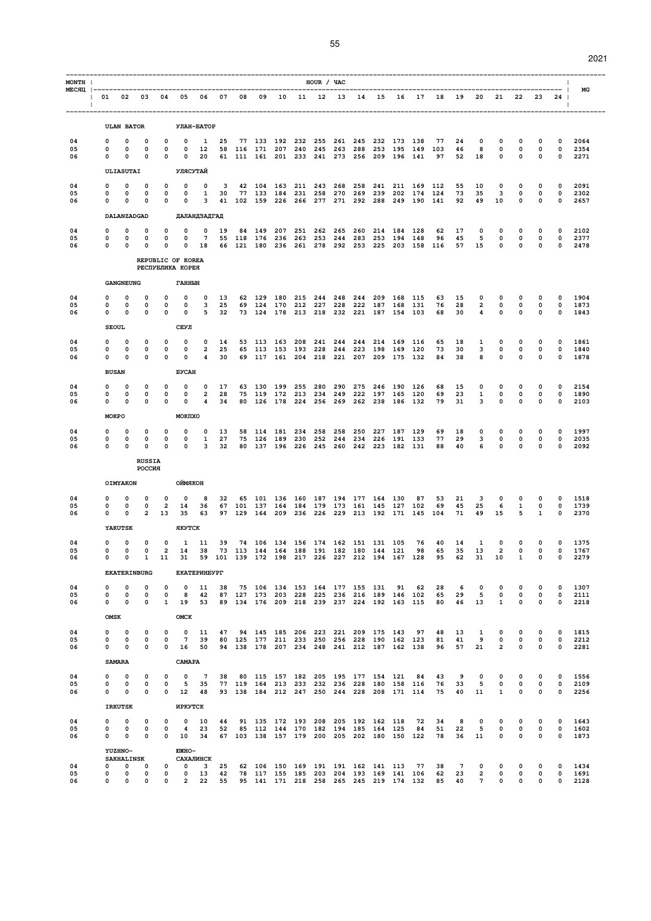| MONTH / МЕСЯЦ | HOUR / ЧАС | | | | | | | | | | | | | | | | | | | | | | | | MG |
|---|---|---|---|---|---|---|---|---|---|---|---|---|---|---|---|---|---|---|---|---|---|---|---|---|---|
| | 01 | 02 | 03 | 04 | 05 | 06 | 07 | 08 | 09 | 10 | 11 | 12 | 13 | 14 | 15 | 16 | 17 | 18 | 19 | 20 | 21 | 22 | 23 | 24 | |
| **ULAN BATOR УЛАН-БАТОР** | | | | | | | | | | | | | | | | | | | | | | | | | |
| 04 | 0 | 0 | 0 | 0 | 0 | 1 | 25 | 77 | 133 | 192 | 232 | 255 | 261 | 245 | 232 | 173 | 138 | 77 | 24 | 0 | 0 | 0 | 0 | 0 | 2064 |
| 05 | 0 | 0 | 0 | 0 | 0 | 12 | 58 | 116 | 171 | 207 | 240 | 245 | 263 | 288 | 253 | 195 | 149 | 103 | 46 | 8 | 0 | 0 | 0 | 0 | 2354 |
| 06 | 0 | 0 | 0 | 0 | 0 | 20 | 61 | 111 | 161 | 201 | 233 | 241 | 273 | 256 | 209 | 196 | 141 | 97 | 52 | 18 | 0 | 0 | 0 | 0 | 2271 |
| **ULIASUTAI УЛЯСУТАЙ** | | | | | | | | | | | | | | | | | | | | | | | | | |
| 04 | 0 | 0 | 0 | 0 | 0 | 0 | 3 | 42 | 104 | 163 | 211 | 243 | 268 | 258 | 241 | 211 | 169 | 112 | 55 | 10 | 0 | 0 | 0 | 0 | 2091 |
| 05 | 0 | 0 | 0 | 0 | 0 | 1 | 30 | 77 | 133 | 184 | 231 | 258 | 270 | 269 | 239 | 202 | 174 | 124 | 73 | 35 | 3 | 0 | 0 | 0 | 2302 |
| 06 | 0 | 0 | 0 | 0 | 0 | 3 | 41 | 102 | 159 | 226 | 266 | 277 | 271 | 292 | 288 | 249 | 190 | 141 | 92 | 49 | 10 | 0 | 0 | 0 | 2657 |
| **DALANZADGAD ДАЛАНДЗАДГАД** | | | | | | | | | | | | | | | | | | | | | | | | | |
| 04 | 0 | 0 | 0 | 0 | 0 | 0 | 19 | 84 | 149 | 207 | 251 | 262 | 265 | 260 | 214 | 184 | 128 | 62 | 17 | 0 | 0 | 0 | 0 | 0 | 2102 |
| 05 | 0 | 0 | 0 | 0 | 0 | 7 | 55 | 118 | 176 | 236 | 263 | 253 | 244 | 283 | 253 | 194 | 148 | 96 | 45 | 5 | 0 | 0 | 0 | 0 | 2377 |
| 06 | 0 | 0 | 0 | 0 | 0 | 18 | 66 | 121 | 180 | 236 | 261 | 278 | 292 | 253 | 225 | 203 | 158 | 116 | 57 | 15 | 0 | 0 | 0 | 0 | 2478 |
| **REPUBLIC OF KOREA РЕСПУБЛИКА КОРЕЯ** | | | | | | | | | | | | | | | | | | | | | | | | | |
| **GANGNEUNG ГАННЫН** | | | | | | | | | | | | | | | | | | | | | | | | | |
| 04 | 0 | 0 | 0 | 0 | 0 | 0 | 13 | 62 | 129 | 180 | 215 | 244 | 248 | 244 | 209 | 168 | 115 | 63 | 15 | 0 | 0 | 0 | 0 | 0 | 1904 |
| 05 | 0 | 0 | 0 | 0 | 0 | 3 | 25 | 69 | 124 | 170 | 212 | 227 | 228 | 222 | 187 | 168 | 131 | 76 | 28 | 2 | 0 | 0 | 0 | 0 | 1873 |
| 06 | 0 | 0 | 0 | 0 | 0 | 5 | 32 | 73 | 124 | 178 | 213 | 218 | 232 | 221 | 187 | 154 | 103 | 68 | 30 | 4 | 0 | 0 | 0 | 0 | 1843 |
| **SEOUL СЕУЛ** | | | | | | | | | | | | | | | | | | | | | | | | | |
| 04 | 0 | 0 | 0 | 0 | 0 | 0 | 14 | 53 | 113 | 163 | 208 | 241 | 244 | 244 | 214 | 169 | 116 | 65 | 18 | 1 | 0 | 0 | 0 | 0 | 1861 |
| 05 | 0 | 0 | 0 | 0 | 0 | 2 | 25 | 65 | 113 | 153 | 193 | 228 | 244 | 223 | 198 | 169 | 120 | 73 | 30 | 3 | 0 | 0 | 0 | 0 | 1840 |
| 06 | 0 | 0 | 0 | 0 | 0 | 4 | 30 | 69 | 117 | 161 | 204 | 218 | 221 | 207 | 209 | 175 | 132 | 84 | 38 | 8 | 0 | 0 | 0 | 0 | 1878 |
| **BUSAN БУСАН** | | | | | | | | | | | | | | | | | | | | | | | | | |
| 04 | 0 | 0 | 0 | 0 | 0 | 0 | 17 | 63 | 130 | 199 | 255 | 280 | 290 | 275 | 246 | 190 | 126 | 68 | 15 | 0 | 0 | 0 | 0 | 0 | 2154 |
| 05 | 0 | 0 | 0 | 0 | 0 | 2 | 28 | 75 | 119 | 172 | 213 | 234 | 249 | 222 | 197 | 165 | 120 | 69 | 23 | 1 | 0 | 0 | 0 | 0 | 1890 |
| 06 | 0 | 0 | 0 | 0 | 0 | 4 | 34 | 80 | 126 | 178 | 224 | 256 | 269 | 262 | 238 | 186 | 132 | 79 | 31 | 3 | 0 | 0 | 0 | 0 | 2103 |
| **MOKPO МОКПХО** | | | | | | | | | | | | | | | | | | | | | | | | | |
| 04 | 0 | 0 | 0 | 0 | 0 | 0 | 13 | 58 | 114 | 181 | 234 | 258 | 258 | 250 | 227 | 187 | 129 | 69 | 18 | 0 | 0 | 0 | 0 | 0 | 1997 |
| 05 | 0 | 0 | 0 | 0 | 0 | 1 | 27 | 75 | 126 | 189 | 230 | 252 | 244 | 234 | 226 | 191 | 133 | 77 | 29 | 3 | 0 | 0 | 0 | 0 | 2035 |
| 06 | 0 | 0 | 0 | 0 | 0 | 3 | 32 | 80 | 137 | 196 | 226 | 245 | 260 | 242 | 223 | 182 | 131 | 88 | 40 | 6 | 0 | 0 | 0 | 0 | 2092 |
| **RUSSIA РОССИЯ** | | | | | | | | | | | | | | | | | | | | | | | | | |
| **OIMYAKON ОЙМЯКОН** | | | | | | | | | | | | | | | | | | | | | | | | | |
| 04 | 0 | 0 | 0 | 0 | 0 | 8 | 32 | 65 | 101 | 136 | 160 | 187 | 194 | 177 | 164 | 130 | 87 | 53 | 21 | 3 | 0 | 0 | 0 | 0 | 1518 |
| 05 | 0 | 0 | 0 | 2 | 14 | 36 | 67 | 101 | 137 | 164 | 184 | 179 | 173 | 161 | 145 | 127 | 102 | 69 | 45 | 25 | 6 | 1 | 0 | 0 | 1739 |
| 06 | 0 | 0 | 2 | 13 | 35 | 63 | 97 | 129 | 164 | 209 | 236 | 226 | 229 | 213 | 192 | 171 | 145 | 104 | 71 | 49 | 15 | 5 | 1 | 0 | 2370 |
| **YAKUTSK ЯКУТСК** | | | | | | | | | | | | | | | | | | | | | | | | | |
| 04 | 0 | 0 | 0 | 0 | 1 | 11 | 39 | 74 | 106 | 134 | 156 | 174 | 162 | 151 | 131 | 105 | 76 | 40 | 14 | 1 | 0 | 0 | 0 | 0 | 1375 |
| 05 | 0 | 0 | 0 | 2 | 14 | 38 | 73 | 113 | 144 | 164 | 188 | 191 | 182 | 180 | 144 | 121 | 98 | 65 | 35 | 13 | 2 | 0 | 0 | 0 | 1767 |
| 06 | 0 | 0 | 1 | 11 | 31 | 59 | 101 | 139 | 172 | 198 | 217 | 226 | 227 | 212 | 194 | 167 | 128 | 95 | 62 | 31 | 10 | 1 | 0 | 0 | 2279 |
| **EKATERINBURG ЕКАТЕРИНБУРГ** | | | | | | | | | | | | | | | | | | | | | | | | | |
| 04 | 0 | 0 | 0 | 0 | 0 | 11 | 38 | 75 | 106 | 134 | 153 | 164 | 177 | 155 | 131 | 91 | 62 | 28 | 6 | 0 | 0 | 0 | 0 | 0 | 1307 |
| 05 | 0 | 0 | 0 | 0 | 8 | 42 | 87 | 127 | 173 | 203 | 228 | 225 | 236 | 216 | 189 | 146 | 102 | 65 | 29 | 5 | 0 | 0 | 0 | 0 | 2111 |
| 06 | 0 | 0 | 0 | 1 | 19 | 53 | 89 | 134 | 176 | 209 | 218 | 239 | 237 | 224 | 192 | 163 | 115 | 80 | 46 | 13 | 1 | 0 | 0 | 0 | 2218 |
| **OMSK ОМСК** | | | | | | | | | | | | | | | | | | | | | | | | | |
| 04 | 0 | 0 | 0 | 0 | 0 | 11 | 47 | 94 | 145 | 185 | 206 | 223 | 221 | 209 | 175 | 143 | 97 | 48 | 13 | 1 | 0 | 0 | 0 | 0 | 1815 |
| 05 | 0 | 0 | 0 | 0 | 7 | 39 | 80 | 125 | 177 | 211 | 233 | 250 | 256 | 228 | 190 | 162 | 123 | 81 | 41 | 9 | 0 | 0 | 0 | 0 | 2212 |
| 06 | 0 | 0 | 0 | 0 | 16 | 50 | 94 | 138 | 178 | 207 | 234 | 248 | 241 | 212 | 187 | 162 | 138 | 96 | 57 | 21 | 2 | 0 | 0 | 0 | 2281 |
| **SAMARA САМАРА** | | | | | | | | | | | | | | | | | | | | | | | | | |
| 04 | 0 | 0 | 0 | 0 | 0 | 7 | 38 | 80 | 115 | 157 | 182 | 205 | 195 | 177 | 154 | 121 | 84 | 43 | 9 | 0 | 0 | 0 | 0 | 0 | 1556 |
| 05 | 0 | 0 | 0 | 0 | 5 | 35 | 77 | 119 | 164 | 213 | 233 | 232 | 236 | 228 | 180 | 158 | 116 | 76 | 33 | 5 | 0 | 0 | 0 | 0 | 2109 |
| 06 | 0 | 0 | 0 | 0 | 12 | 48 | 93 | 138 | 184 | 212 | 247 | 250 | 244 | 228 | 208 | 171 | 114 | 75 | 40 | 11 | 1 | 0 | 0 | 0 | 2256 |
| **IRKUTSK ИРКУТСК** | | | | | | | | | | | | | | | | | | | | | | | | | |
| 04 | 0 | 0 | 0 | 0 | 0 | 10 | 44 | 91 | 135 | 172 | 193 | 208 | 205 | 192 | 162 | 118 | 72 | 34 | 8 | 0 | 0 | 0 | 0 | 0 | 1643 |
| 05 | 0 | 0 | 0 | 0 | 4 | 23 | 52 | 85 | 112 | 144 | 170 | 182 | 194 | 185 | 164 | 125 | 84 | 51 | 22 | 5 | 0 | 0 | 0 | 0 | 1602 |
| 06 | 0 | 0 | 0 | 0 | 10 | 34 | 67 | 103 | 138 | 157 | 179 | 200 | 205 | 202 | 180 | 150 | 122 | 78 | 36 | 11 | 0 | 0 | 0 | 0 | 1873 |
| **YUZHNO-SAKHALINSK ЮЖНО-САХАЛИНСК** | | | | | | | | | | | | | | | | | | | | | | | | | |
| 04 | 0 | 0 | 0 | 0 | 0 | 3 | 25 | 62 | 106 | 150 | 169 | 191 | 191 | 162 | 141 | 113 | 77 | 38 | 7 | 0 | 0 | 0 | 0 | 0 | 1434 |
| 05 | 0 | 0 | 0 | 0 | 0 | 13 | 42 | 78 | 117 | 155 | 185 | 203 | 204 | 193 | 169 | 141 | 106 | 62 | 23 | 2 | 0 | 0 | 0 | 0 | 1691 |
| 06 | 0 | 0 | 0 | 0 | 2 | 22 | 55 | 95 | 141 | 171 | 218 | 258 | 265 | 245 | 219 | 174 | 132 | 85 | 40 | 7 | 0 | 0 | 0 | 0 | 2128 |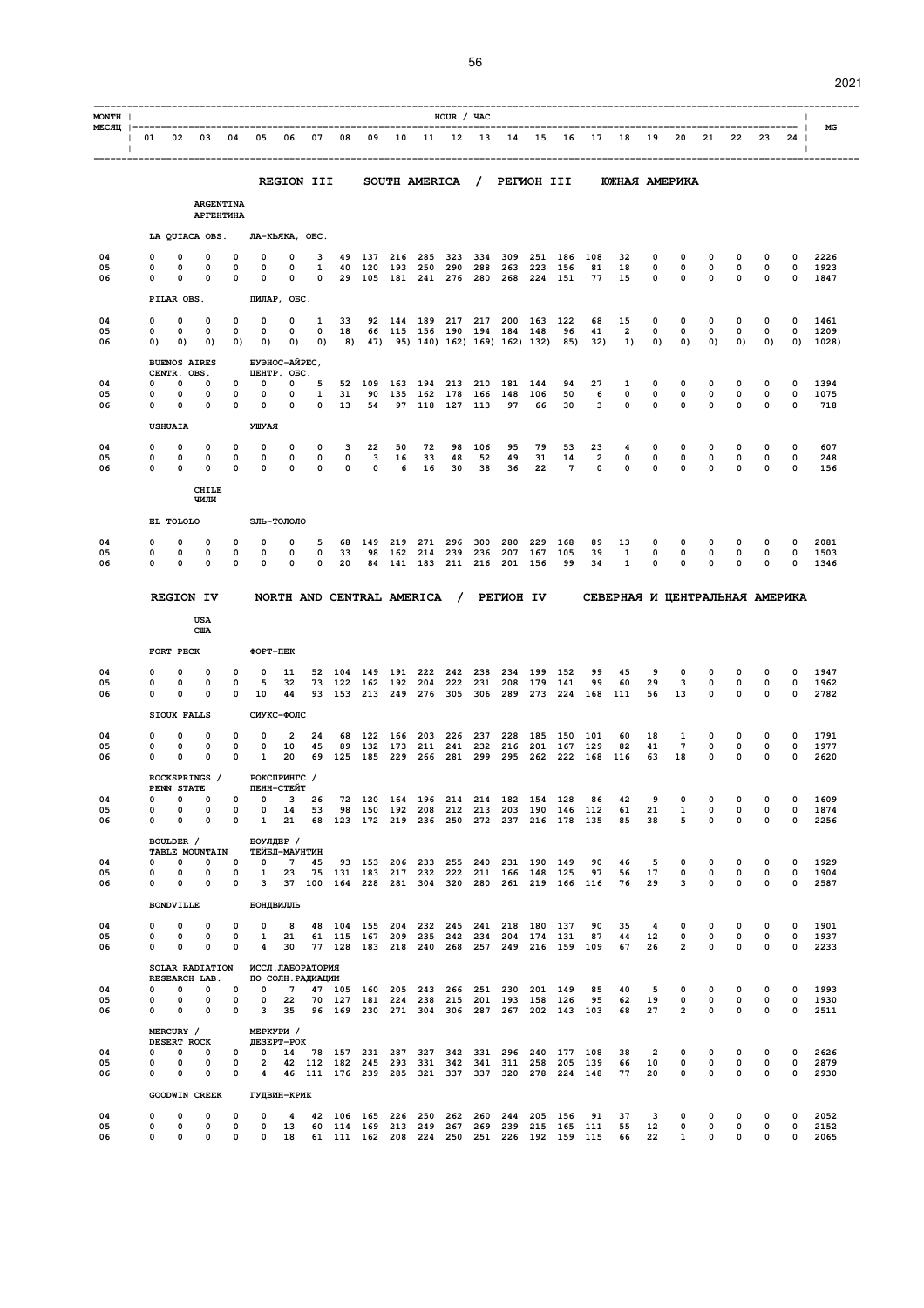| MONTH / МЕСЯЦ | 01 | 02 | 03 | 04 | 05 | 06 | 07 | 08 | 09 | 10 | 11 | 12 | 13 | 14 | 15 | 16 | 17 | 18 | 19 | 20 | 21 | 22 | 23 | 24 | MG |
|---|---|---|---|---|---|---|---|---|---|---|---|---|---|---|---|---|---|---|---|---|---|---|---|---|---|
| **REGION III SOUTH AMERICA / РЕГИОН III ЮЖНАЯ АМЕРИКА** | | | | | | | | | | | | | | | | | | | | | | | | | |
| **ARGENTINA / АРГЕНТИНА** | | | | | | | | | | | | | | | | | | | | | | | | | |
| LA QUIACA OBS. / ЛА-КЬЯКА, ОБС. | | | | | | | | | | | | | | | | | | | | | | | | | |
| 04 | 0 | 0 | 0 | 0 | 0 | 0 | 3 | 49 | 137 | 216 | 285 | 323 | 334 | 309 | 251 | 186 | 108 | 32 | 0 | 0 | 0 | 0 | 0 | 0 | 2226 |
| 05 | 0 | 0 | 0 | 0 | 0 | 0 | 1 | 40 | 120 | 193 | 250 | 290 | 288 | 263 | 223 | 156 | 81 | 18 | 0 | 0 | 0 | 0 | 0 | 0 | 1923 |
| 06 | 0 | 0 | 0 | 0 | 0 | 0 | 0 | 29 | 105 | 181 | 241 | 276 | 280 | 268 | 224 | 151 | 77 | 15 | 0 | 0 | 0 | 0 | 0 | 0 | 1847 |
| PILAR OBS. / ПИЛАР, ОБС. | | | | | | | | | | | | | | | | | | | | | | | | | |
| 04 | 0 | 0 | 0 | 0 | 0 | 0 | 1 | 33 | 92 | 144 | 189 | 217 | 217 | 200 | 163 | 122 | 68 | 15 | 0 | 0 | 0 | 0 | 0 | 0 | 1461 |
| 05 | 0 | 0 | 0 | 0 | 0 | 0 | 0 | 18 | 66 | 115 | 156 | 190 | 194 | 184 | 148 | 96 | 41 | 2 | 0 | 0 | 0 | 0 | 0 | 0 | 1209 |
| 06 | 0) | 0) | 0) | 0) | 0) | 0) | 0) | 8) | 47) | 95) | 140) | 162) | 169) | 162) | 132) | 85) | 32) | 1) | 0) | 0) | 0) | 0) | 0) | 0) | 1028) |
| BUENOS AIRES CENTR. OBS. / БУЭНОС-АЙРЕС, ЦЕНТР. ОБС. | | | | | | | | | | | | | | | | | | | | | | | | | |
| 04 | 0 | 0 | 0 | 0 | 0 | 0 | 5 | 52 | 109 | 163 | 194 | 213 | 210 | 181 | 144 | 94 | 27 | 1 | 0 | 0 | 0 | 0 | 0 | 0 | 1394 |
| 05 | 0 | 0 | 0 | 0 | 0 | 0 | 1 | 31 | 90 | 135 | 162 | 178 | 166 | 148 | 106 | 50 | 6 | 0 | 0 | 0 | 0 | 0 | 0 | 0 | 1075 |
| 06 | 0 | 0 | 0 | 0 | 0 | 0 | 0 | 13 | 54 | 97 | 118 | 127 | 113 | 97 | 66 | 30 | 3 | 0 | 0 | 0 | 0 | 0 | 0 | 0 | 718 |
| USHUAIA / УШУАЯ | | | | | | | | | | | | | | | | | | | | | | | | | |
| 04 | 0 | 0 | 0 | 0 | 0 | 0 | 0 | 3 | 22 | 50 | 72 | 98 | 106 | 95 | 79 | 53 | 23 | 4 | 0 | 0 | 0 | 0 | 0 | 0 | 607 |
| 05 | 0 | 0 | 0 | 0 | 0 | 0 | 0 | 0 | 3 | 16 | 33 | 48 | 52 | 49 | 31 | 14 | 2 | 0 | 0 | 0 | 0 | 0 | 0 | 0 | 248 |
| 06 | 0 | 0 | 0 | 0 | 0 | 0 | 0 | 0 | 0 | 6 | 16 | 30 | 38 | 36 | 22 | 7 | 0 | 0 | 0 | 0 | 0 | 0 | 0 | 0 | 156 |
| **CHILE / ЧИЛИ** | | | | | | | | | | | | | | | | | | | | | | | | | |
| EL TOLOLO / ЭЛЬ-ТОЛОЛО | | | | | | | | | | | | | | | | | | | | | | | | | |
| 04 | 0 | 0 | 0 | 0 | 0 | 0 | 5 | 68 | 149 | 219 | 271 | 296 | 300 | 280 | 229 | 168 | 89 | 13 | 0 | 0 | 0 | 0 | 0 | 0 | 2081 |
| 05 | 0 | 0 | 0 | 0 | 0 | 0 | 0 | 33 | 98 | 162 | 214 | 239 | 236 | 207 | 167 | 105 | 39 | 1 | 0 | 0 | 0 | 0 | 0 | 0 | 1503 |
| 06 | 0 | 0 | 0 | 0 | 0 | 0 | 0 | 20 | 84 | 141 | 183 | 211 | 216 | 201 | 156 | 99 | 34 | 1 | 0 | 0 | 0 | 0 | 0 | 0 | 1346 |
| **REGION IV NORTH AND CENTRAL AMERICA / РЕГИОН IV СЕВЕРНАЯ И ЦЕНТРАЛЬНАЯ АМЕРИКА** | | | | | | | | | | | | | | | | | | | | | | | | | |
| **USA / США** | | | | | | | | | | | | | | | | | | | | | | | | | |
| FORT PECK / ФОРТ-ПЕК | | | | | | | | | | | | | | | | | | | | | | | | | |
| 04 | 0 | 0 | 0 | 0 | 0 | 11 | 52 | 104 | 149 | 191 | 222 | 242 | 238 | 234 | 199 | 152 | 99 | 45 | 9 | 0 | 0 | 0 | 0 | 0 | 1947 |
| 05 | 0 | 0 | 0 | 0 | 5 | 32 | 73 | 122 | 162 | 192 | 204 | 222 | 231 | 208 | 179 | 141 | 99 | 60 | 29 | 3 | 0 | 0 | 0 | 0 | 1962 |
| 06 | 0 | 0 | 0 | 0 | 10 | 44 | 93 | 153 | 213 | 249 | 276 | 305 | 306 | 289 | 273 | 224 | 168 | 111 | 56 | 13 | 0 | 0 | 0 | 0 | 2782 |
| SIOUX FALLS / СИУКС-ФОЛС | | | | | | | | | | | | | | | | | | | | | | | | | |
| 04 | 0 | 0 | 0 | 0 | 0 | 2 | 24 | 68 | 122 | 166 | 203 | 226 | 237 | 228 | 185 | 150 | 101 | 60 | 18 | 1 | 0 | 0 | 0 | 0 | 1791 |
| 05 | 0 | 0 | 0 | 0 | 0 | 10 | 45 | 89 | 132 | 173 | 211 | 241 | 232 | 216 | 201 | 167 | 129 | 82 | 41 | 7 | 0 | 0 | 0 | 0 | 1977 |
| 06 | 0 | 0 | 0 | 0 | 1 | 20 | 69 | 125 | 185 | 229 | 266 | 281 | 299 | 295 | 262 | 222 | 168 | 116 | 63 | 18 | 0 | 0 | 0 | 0 | 2620 |
| ROCKSPRINGS / PENN STATE / РОКСПРИНГС / ПЕНН-СТЕЙТ | | | | | | | | | | | | | | | | | | | | | | | | | |
| 04 | 0 | 0 | 0 | 0 | 0 | 3 | 26 | 72 | 120 | 164 | 196 | 214 | 214 | 182 | 154 | 128 | 86 | 42 | 9 | 0 | 0 | 0 | 0 | 0 | 1609 |
| 05 | 0 | 0 | 0 | 0 | 0 | 14 | 53 | 98 | 150 | 192 | 208 | 212 | 213 | 203 | 190 | 146 | 112 | 61 | 21 | 1 | 0 | 0 | 0 | 0 | 1874 |
| 06 | 0 | 0 | 0 | 0 | 1 | 21 | 68 | 123 | 172 | 219 | 236 | 250 | 272 | 237 | 216 | 178 | 135 | 85 | 38 | 5 | 0 | 0 | 0 | 0 | 2256 |
| BOULDER / TABLE MOUNTAIN / БОУЛДЕР / ТЕЙБЛ-МАУНТИН | | | | | | | | | | | | | | | | | | | | | | | | | |
| 04 | 0 | 0 | 0 | 0 | 0 | 7 | 45 | 93 | 153 | 206 | 233 | 255 | 240 | 231 | 190 | 149 | 90 | 46 | 5 | 0 | 0 | 0 | 0 | 0 | 1929 |
| 05 | 0 | 0 | 0 | 0 | 1 | 23 | 75 | 131 | 183 | 217 | 232 | 222 | 211 | 166 | 148 | 125 | 97 | 56 | 17 | 0 | 0 | 0 | 0 | 0 | 1904 |
| 06 | 0 | 0 | 0 | 0 | 3 | 37 | 100 | 164 | 228 | 281 | 304 | 320 | 280 | 261 | 219 | 166 | 116 | 76 | 29 | 3 | 0 | 0 | 0 | 0 | 2587 |
| BONDVILLE / БОНДВИЛЛЬ | | | | | | | | | | | | | | | | | | | | | | | | | |
| 04 | 0 | 0 | 0 | 0 | 0 | 8 | 48 | 104 | 155 | 204 | 232 | 245 | 241 | 218 | 180 | 137 | 90 | 35 | 4 | 0 | 0 | 0 | 0 | 0 | 1901 |
| 05 | 0 | 0 | 0 | 0 | 1 | 21 | 61 | 115 | 167 | 209 | 235 | 242 | 234 | 204 | 174 | 131 | 87 | 44 | 12 | 0 | 0 | 0 | 0 | 0 | 1937 |
| 06 | 0 | 0 | 0 | 0 | 4 | 30 | 77 | 128 | 183 | 218 | 240 | 268 | 257 | 249 | 216 | 159 | 109 | 67 | 26 | 2 | 0 | 0 | 0 | 0 | 2233 |
| SOLAR RADIATION RESEARCH LAB. / ИССЛ.ЛАБОРАТОРИЯ ПО СОЛН.РАДИАЦИИ | | | | | | | | | | | | | | | | | | | | | | | | | |
| 04 | 0 | 0 | 0 | 0 | 0 | 7 | 47 | 105 | 160 | 205 | 243 | 266 | 251 | 230 | 201 | 149 | 85 | 40 | 5 | 0 | 0 | 0 | 0 | 0 | 1993 |
| 05 | 0 | 0 | 0 | 0 | 0 | 22 | 70 | 127 | 181 | 224 | 238 | 215 | 201 | 193 | 158 | 126 | 95 | 62 | 19 | 0 | 0 | 0 | 0 | 0 | 1930 |
| 06 | 0 | 0 | 0 | 0 | 3 | 35 | 96 | 169 | 230 | 271 | 304 | 306 | 287 | 267 | 202 | 143 | 103 | 68 | 27 | 2 | 0 | 0 | 0 | 0 | 2511 |
| MERCURY / DESERT ROCK / МЕРКУРИ / ДЕЗЕРТ-РОК | | | | | | | | | | | | | | | | | | | | | | | | | |
| 04 | 0 | 0 | 0 | 0 | 0 | 14 | 78 | 157 | 231 | 287 | 327 | 342 | 331 | 296 | 240 | 177 | 108 | 38 | 2 | 0 | 0 | 0 | 0 | 0 | 2626 |
| 05 | 0 | 0 | 0 | 0 | 2 | 42 | 112 | 182 | 245 | 293 | 331 | 342 | 341 | 311 | 258 | 205 | 139 | 66 | 10 | 0 | 0 | 0 | 0 | 0 | 2879 |
| 06 | 0 | 0 | 0 | 0 | 4 | 46 | 111 | 176 | 239 | 285 | 321 | 337 | 337 | 320 | 278 | 224 | 148 | 77 | 20 | 0 | 0 | 0 | 0 | 0 | 2930 |
| GOODWIN CREEK / ГУДВИН-КРИК | | | | | | | | | | | | | | | | | | | | | | | | | |
| 04 | 0 | 0 | 0 | 0 | 0 | 4 | 42 | 106 | 165 | 226 | 250 | 262 | 260 | 244 | 205 | 156 | 91 | 37 | 3 | 0 | 0 | 0 | 0 | 0 | 2052 |
| 05 | 0 | 0 | 0 | 0 | 0 | 13 | 60 | 114 | 169 | 213 | 249 | 267 | 269 | 239 | 215 | 165 | 111 | 55 | 12 | 0 | 0 | 0 | 0 | 0 | 2152 |
| 06 | 0 | 0 | 0 | 0 | 0 | 18 | 61 | 111 | 162 | 208 | 224 | 250 | 251 | 226 | 192 | 159 | 115 | 66 | 22 | 1 | 0 | 0 | 0 | 0 | 2065 |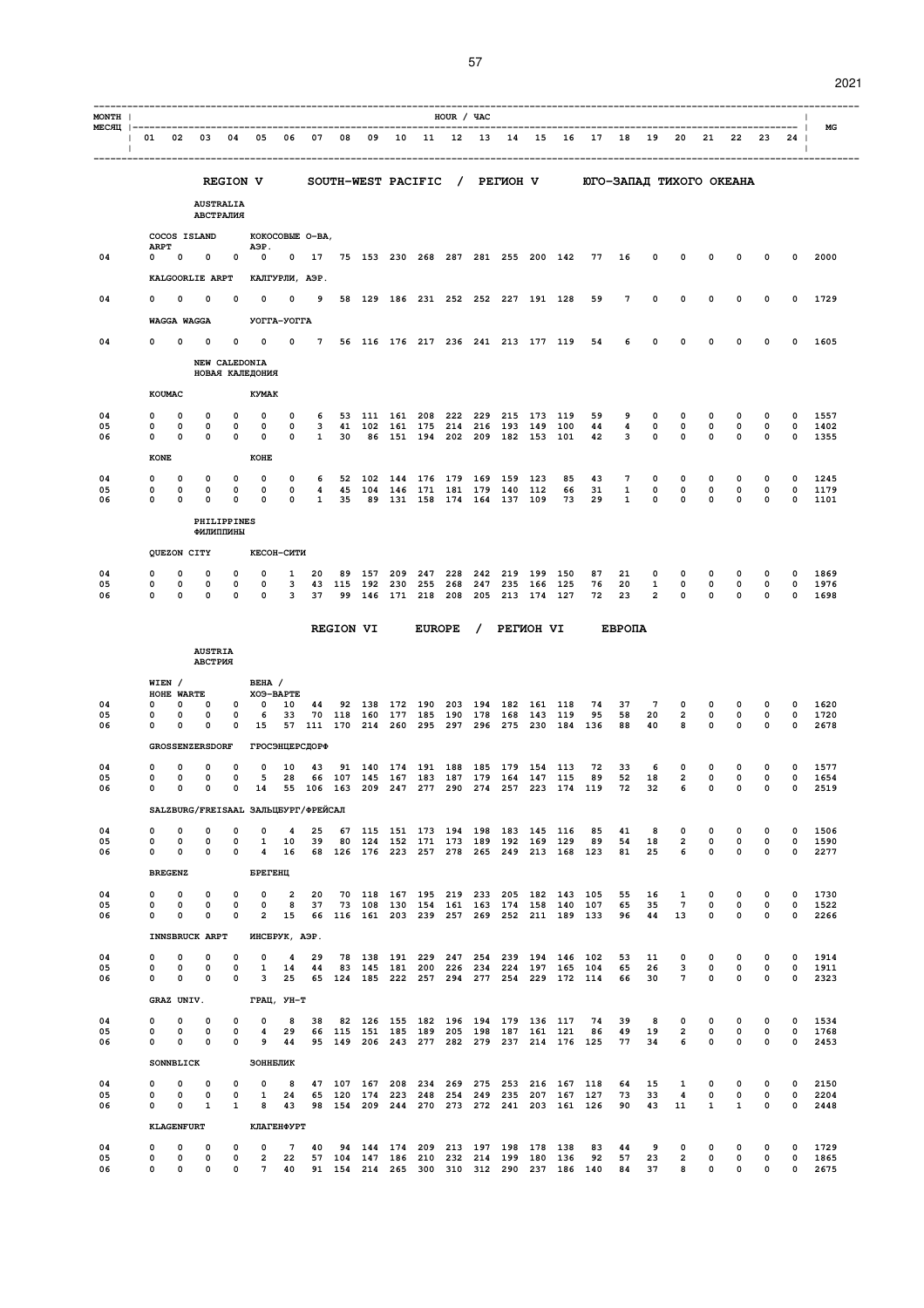| MONTH / МЕСЯЦ | 01 | 02 | 03 | 04 | 05 | 06 | 07 | 08 | 09 | 10 | 11 | 12 | 13 | 14 | 15 | 16 | 17 | 18 | 19 | 20 | 21 | 22 | 23 | 24 | MG |
|---|---|---|---|---|---|---|---|---|---|---|---|---|---|---|---|---|---|---|---|---|---|---|---|---|---|
| | | | | | | | | | | | | HOUR / ЧАС | | | | | | | | | | | | | |
| **REGION V SOUTH-WEST PACIFIC / РЕГИОН V ЮГО-ЗАПАД ТИХОГО ОКЕАНА** | | | | | | | | | | | | | | | | | | | | | | | | | |
| **AUSTRALIA / АВСТРАЛИЯ** | | | | | | | | | | | | | | | | | | | | | | | | | |
| COCOS ISLAND ARPT / КОКОСОВЫЕ О-ВА, АЭР. | | | | | | | | | | | | | | | | | | | | | | | | | |
| 04 | 0 | 0 | 0 | 0 | 0 | 0 | 17 | 75 | 153 | 230 | 268 | 287 | 281 | 255 | 200 | 142 | 77 | 16 | 0 | 0 | 0 | 0 | 0 | 0 | 2000 |
| KALGOORLIE ARPT / КАЛГУРЛИ, АЭР. | | | | | | | | | | | | | | | | | | | | | | | | | |
| 04 | 0 | 0 | 0 | 0 | 0 | 0 | 9 | 58 | 129 | 186 | 231 | 252 | 252 | 227 | 191 | 128 | 59 | 7 | 0 | 0 | 0 | 0 | 0 | 0 | 1729 |
| WAGGA WAGGA / УОГГА-УОГГА | | | | | | | | | | | | | | | | | | | | | | | | | |
| 04 | 0 | 0 | 0 | 0 | 0 | 0 | 7 | 56 | 116 | 176 | 217 | 236 | 241 | 213 | 177 | 119 | 54 | 6 | 0 | 0 | 0 | 0 | 0 | 0 | 1605 |
| **NEW CALEDONIA / НОВАЯ КАЛЕДОНИЯ** | | | | | | | | | | | | | | | | | | | | | | | | | |
| KOUMAC / КУМАК | | | | | | | | | | | | | | | | | | | | | | | | | |
| 04 | 0 | 0 | 0 | 0 | 0 | 0 | 6 | 53 | 111 | 161 | 208 | 222 | 229 | 215 | 173 | 119 | 59 | 9 | 0 | 0 | 0 | 0 | 0 | 0 | 1557 |
| 05 | 0 | 0 | 0 | 0 | 0 | 0 | 3 | 41 | 102 | 161 | 175 | 214 | 216 | 193 | 149 | 100 | 44 | 4 | 0 | 0 | 0 | 0 | 0 | 0 | 1402 |
| 06 | 0 | 0 | 0 | 0 | 0 | 0 | 1 | 30 | 86 | 151 | 194 | 202 | 209 | 182 | 153 | 101 | 42 | 3 | 0 | 0 | 0 | 0 | 0 | 0 | 1355 |
| KONE / КОНЕ | | | | | | | | | | | | | | | | | | | | | | | | | |
| 04 | 0 | 0 | 0 | 0 | 0 | 0 | 6 | 52 | 102 | 144 | 176 | 179 | 169 | 159 | 123 | 85 | 43 | 7 | 0 | 0 | 0 | 0 | 0 | 0 | 1245 |
| 05 | 0 | 0 | 0 | 0 | 0 | 0 | 4 | 45 | 104 | 146 | 171 | 181 | 179 | 140 | 112 | 66 | 31 | 1 | 0 | 0 | 0 | 0 | 0 | 0 | 1179 |
| 06 | 0 | 0 | 0 | 0 | 0 | 0 | 1 | 35 | 89 | 131 | 158 | 174 | 164 | 137 | 109 | 73 | 29 | 1 | 0 | 0 | 0 | 0 | 0 | 0 | 1101 |
| **PHILIPPINES / ФИЛИППИНЫ** | | | | | | | | | | | | | | | | | | | | | | | | | |
| QUEZON CITY / КЕСОН-СИТИ | | | | | | | | | | | | | | | | | | | | | | | | | |
| 04 | 0 | 0 | 0 | 0 | 0 | 1 | 20 | 89 | 157 | 209 | 247 | 228 | 242 | 219 | 199 | 150 | 87 | 21 | 0 | 0 | 0 | 0 | 0 | 0 | 1869 |
| 05 | 0 | 0 | 0 | 0 | 0 | 3 | 43 | 115 | 192 | 230 | 255 | 268 | 247 | 235 | 166 | 125 | 76 | 20 | 1 | 0 | 0 | 0 | 0 | 0 | 1976 |
| 06 | 0 | 0 | 0 | 0 | 0 | 3 | 37 | 99 | 146 | 171 | 218 | 208 | 205 | 213 | 174 | 127 | 72 | 23 | 2 | 0 | 0 | 0 | 0 | 0 | 1698 |
| **REGION VI EUROPE / РЕГИОН VI ЕВРОПА** | | | | | | | | | | | | | | | | | | | | | | | | | |
| **AUSTRIA / АВСТРИЯ** | | | | | | | | | | | | | | | | | | | | | | | | | |
| WIEN / HOHE WARTE / ВЕНА / ХОЭ-ВАРТЕ | | | | | | | | | | | | | | | | | | | | | | | | | |
| 04 | 0 | 0 | 0 | 0 | 0 | 10 | 44 | 92 | 138 | 172 | 190 | 203 | 194 | 182 | 161 | 118 | 74 | 37 | 7 | 0 | 0 | 0 | 0 | 0 | 1620 |
| 05 | 0 | 0 | 0 | 0 | 6 | 33 | 70 | 118 | 160 | 177 | 185 | 190 | 178 | 168 | 143 | 119 | 95 | 58 | 20 | 2 | 0 | 0 | 0 | 0 | 1720 |
| 06 | 0 | 0 | 0 | 0 | 15 | 57 | 111 | 170 | 214 | 260 | 295 | 297 | 296 | 275 | 230 | 184 | 136 | 88 | 40 | 8 | 0 | 0 | 0 | 0 | 2678 |
| GROSSENZERSDORF / ГРОСЭНЦЕРСДОРФ | | | | | | | | | | | | | | | | | | | | | | | | | |
| 04 | 0 | 0 | 0 | 0 | 0 | 10 | 43 | 91 | 140 | 174 | 191 | 188 | 185 | 179 | 154 | 113 | 72 | 33 | 6 | 0 | 0 | 0 | 0 | 0 | 1577 |
| 05 | 0 | 0 | 0 | 0 | 5 | 28 | 66 | 107 | 145 | 167 | 183 | 187 | 179 | 164 | 147 | 115 | 89 | 52 | 18 | 2 | 0 | 0 | 0 | 0 | 1654 |
| 06 | 0 | 0 | 0 | 0 | 14 | 55 | 106 | 163 | 209 | 247 | 277 | 290 | 274 | 257 | 223 | 174 | 119 | 72 | 32 | 6 | 0 | 0 | 0 | 0 | 2519 |
| SALZBURG/FREISAAL / ЗАЛЬЦБУРГ/ФРЕЙСАЛ | | | | | | | | | | | | | | | | | | | | | | | | | |
| 04 | 0 | 0 | 0 | 0 | 0 | 4 | 25 | 67 | 115 | 151 | 173 | 194 | 198 | 183 | 145 | 116 | 85 | 41 | 8 | 0 | 0 | 0 | 0 | 0 | 1506 |
| 05 | 0 | 0 | 0 | 0 | 1 | 10 | 39 | 80 | 124 | 152 | 171 | 173 | 189 | 192 | 169 | 129 | 89 | 54 | 18 | 2 | 0 | 0 | 0 | 0 | 1590 |
| 06 | 0 | 0 | 0 | 0 | 4 | 16 | 68 | 126 | 176 | 223 | 257 | 278 | 265 | 249 | 213 | 168 | 123 | 81 | 25 | 6 | 0 | 0 | 0 | 0 | 2277 |
| BREGENZ / БРЕГЕНЦ | | | | | | | | | | | | | | | | | | | | | | | | | |
| 04 | 0 | 0 | 0 | 0 | 0 | 2 | 20 | 70 | 118 | 167 | 195 | 219 | 233 | 205 | 182 | 143 | 105 | 55 | 16 | 1 | 0 | 0 | 0 | 0 | 1730 |
| 05 | 0 | 0 | 0 | 0 | 0 | 8 | 37 | 73 | 108 | 130 | 154 | 161 | 163 | 174 | 158 | 140 | 107 | 65 | 35 | 7 | 0 | 0 | 0 | 0 | 1522 |
| 06 | 0 | 0 | 0 | 0 | 2 | 15 | 66 | 116 | 161 | 203 | 239 | 257 | 269 | 252 | 211 | 189 | 133 | 96 | 44 | 13 | 0 | 0 | 0 | 0 | 2266 |
| INNSBRUCK ARPT / ИНСБРУК, АЭР. | | | | | | | | | | | | | | | | | | | | | | | | | |
| 04 | 0 | 0 | 0 | 0 | 0 | 4 | 29 | 78 | 138 | 191 | 229 | 247 | 254 | 239 | 194 | 146 | 102 | 53 | 11 | 0 | 0 | 0 | 0 | 0 | 1914 |
| 05 | 0 | 0 | 0 | 0 | 1 | 14 | 44 | 83 | 145 | 181 | 200 | 226 | 234 | 224 | 197 | 165 | 104 | 65 | 26 | 3 | 0 | 0 | 0 | 0 | 1911 |
| 06 | 0 | 0 | 0 | 0 | 3 | 25 | 65 | 124 | 185 | 222 | 257 | 294 | 277 | 254 | 229 | 172 | 114 | 66 | 30 | 7 | 0 | 0 | 0 | 0 | 2323 |
| GRAZ UNIV. / ГРАЦ, УН-Т | | | | | | | | | | | | | | | | | | | | | | | | | |
| 04 | 0 | 0 | 0 | 0 | 0 | 8 | 38 | 82 | 126 | 155 | 182 | 196 | 194 | 179 | 136 | 117 | 74 | 39 | 8 | 0 | 0 | 0 | 0 | 0 | 1534 |
| 05 | 0 | 0 | 0 | 0 | 4 | 29 | 66 | 115 | 151 | 185 | 189 | 205 | 198 | 187 | 161 | 121 | 86 | 49 | 19 | 2 | 0 | 0 | 0 | 0 | 1768 |
| 06 | 0 | 0 | 0 | 0 | 9 | 44 | 95 | 149 | 206 | 243 | 277 | 282 | 279 | 237 | 214 | 176 | 125 | 77 | 34 | 6 | 0 | 0 | 0 | 0 | 2453 |
| SONNBLICK / ЗОННБЛИК | | | | | | | | | | | | | | | | | | | | | | | | | |
| 04 | 0 | 0 | 0 | 0 | 0 | 8 | 47 | 107 | 167 | 208 | 234 | 269 | 275 | 253 | 216 | 167 | 118 | 64 | 15 | 1 | 0 | 0 | 0 | 0 | 2150 |
| 05 | 0 | 0 | 0 | 0 | 1 | 24 | 65 | 120 | 174 | 223 | 248 | 254 | 249 | 235 | 207 | 167 | 127 | 73 | 33 | 4 | 0 | 0 | 0 | 0 | 2204 |
| 06 | 0 | 0 | 1 | 1 | 8 | 43 | 98 | 154 | 209 | 244 | 270 | 273 | 272 | 241 | 203 | 161 | 126 | 90 | 43 | 11 | 1 | 1 | 0 | 0 | 2448 |
| KLAGENFURT / КЛАГЕНФУРТ | | | | | | | | | | | | | | | | | | | | | | | | | |
| 04 | 0 | 0 | 0 | 0 | 0 | 7 | 40 | 94 | 144 | 174 | 209 | 213 | 197 | 198 | 178 | 138 | 83 | 44 | 9 | 0 | 0 | 0 | 0 | 0 | 1729 |
| 05 | 0 | 0 | 0 | 0 | 2 | 22 | 57 | 104 | 147 | 186 | 210 | 232 | 214 | 199 | 180 | 136 | 92 | 57 | 23 | 2 | 0 | 0 | 0 | 0 | 1865 |
| 06 | 0 | 0 | 0 | 0 | 7 | 40 | 91 | 154 | 214 | 265 | 300 | 310 | 312 | 290 | 237 | 186 | 140 | 84 | 37 | 8 | 0 | 0 | 0 | 0 | 2675 |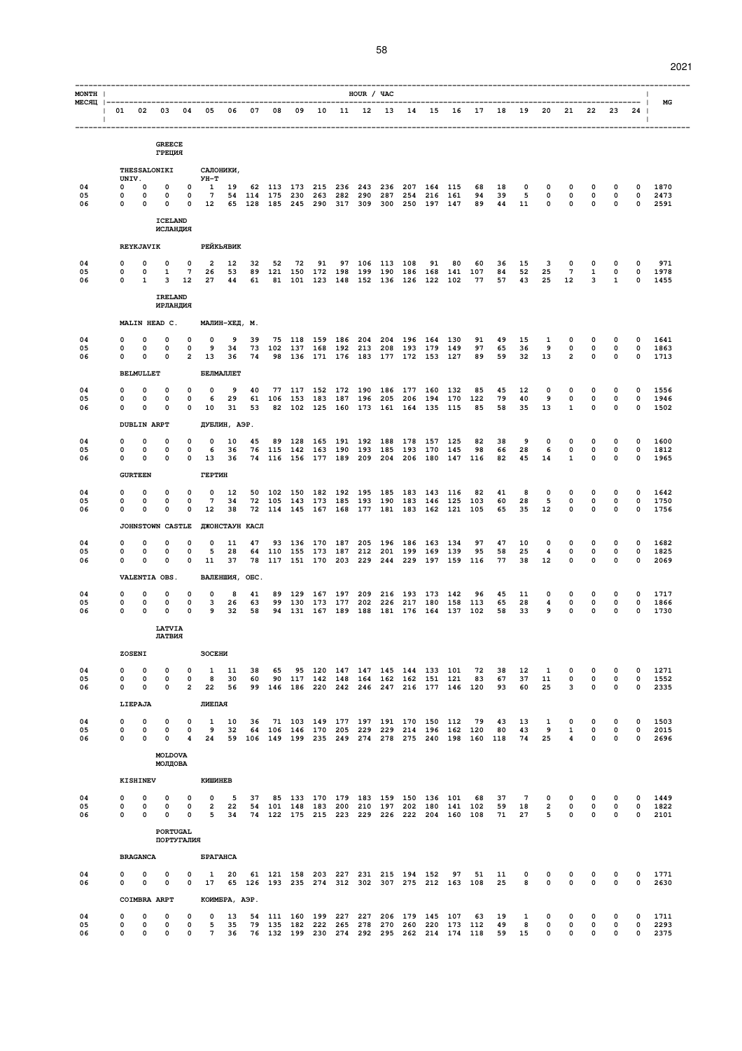| MONTH МЕСЯЦ | 01 | 02 | 03 | 04 | 05 | 06 | 07 | 08 | 09 | 10 | 11 | 12 | 13 | 14 | 15 | 16 | 17 | 18 | 19 | 20 | 21 | 22 | 23 | 24 | MG |
|---|---|---|---|---|---|---|---|---|---|---|---|---|---|---|---|---|---|---|---|---|---|---|---|---|---|
| **GREECE ГРЕЦИЯ** | | | | | | | | | | | | | | | | | | | | | | | | | |
| THESSALONIKI UNIV. САЛОНИКИ, УН-Т | | | | | | | | | | | | | | | | | | | | | | | | | |
| 04 | 0 | 0 | 0 | 0 | 1 | 19 | 62 | 113 | 173 | 215 | 236 | 243 | 236 | 207 | 164 | 115 | 68 | 18 | 0 | 0 | 0 | 0 | 0 | 0 | 1870 |
| 05 | 0 | 0 | 0 | 0 | 7 | 54 | 114 | 175 | 230 | 263 | 282 | 290 | 287 | 254 | 216 | 161 | 94 | 39 | 5 | 0 | 0 | 0 | 0 | 0 | 2473 |
| 06 | 0 | 0 | 0 | 0 | 12 | 65 | 128 | 185 | 245 | 290 | 317 | 309 | 300 | 250 | 197 | 147 | 89 | 44 | 11 | 0 | 0 | 0 | 0 | 0 | 2591 |
| **ICELAND ИСЛАНДИЯ** | | | | | | | | | | | | | | | | | | | | | | | | | |
| REYKJAVIK РЕЙКЬЯВИК | | | | | | | | | | | | | | | | | | | | | | | | | |
| 04 | 0 | 0 | 0 | 0 | 2 | 12 | 32 | 52 | 72 | 91 | 97 | 106 | 113 | 108 | 91 | 80 | 60 | 36 | 15 | 3 | 0 | 0 | 0 | 0 | 971 |
| 05 | 0 | 0 | 1 | 7 | 26 | 53 | 89 | 121 | 150 | 172 | 198 | 199 | 190 | 186 | 168 | 141 | 107 | 84 | 52 | 25 | 7 | 1 | 0 | 0 | 1978 |
| 06 | 0 | 1 | 3 | 12 | 27 | 44 | 61 | 81 | 101 | 123 | 148 | 152 | 136 | 126 | 122 | 102 | 77 | 57 | 43 | 25 | 12 | 3 | 1 | 0 | 1455 |
| **IRELAND ИРЛАНДИЯ** | | | | | | | | | | | | | | | | | | | | | | | | | |
| MALIN HEAD C. МАЛИН-ХЕД, М. | | | | | | | | | | | | | | | | | | | | | | | | | |
| 04 | 0 | 0 | 0 | 0 | 0 | 9 | 39 | 75 | 118 | 159 | 186 | 204 | 204 | 196 | 164 | 130 | 91 | 49 | 15 | 1 | 0 | 0 | 0 | 0 | 1641 |
| 05 | 0 | 0 | 0 | 0 | 9 | 34 | 73 | 102 | 137 | 168 | 192 | 213 | 208 | 193 | 179 | 149 | 97 | 65 | 36 | 9 | 0 | 0 | 0 | 0 | 1863 |
| 06 | 0 | 0 | 0 | 2 | 13 | 36 | 74 | 98 | 136 | 171 | 176 | 183 | 177 | 172 | 153 | 127 | 89 | 59 | 32 | 13 | 2 | 0 | 0 | 0 | 1713 |
| BELMULLET БЕЛМАЛЛЕТ | | | | | | | | | | | | | | | | | | | | | | | | | |
| 04 | 0 | 0 | 0 | 0 | 0 | 9 | 40 | 77 | 117 | 152 | 172 | 190 | 186 | 177 | 160 | 132 | 85 | 45 | 12 | 0 | 0 | 0 | 0 | 0 | 1556 |
| 05 | 0 | 0 | 0 | 0 | 6 | 29 | 61 | 106 | 153 | 183 | 187 | 196 | 205 | 206 | 194 | 170 | 122 | 79 | 40 | 9 | 0 | 0 | 0 | 0 | 1946 |
| 06 | 0 | 0 | 0 | 0 | 10 | 31 | 53 | 82 | 102 | 125 | 160 | 173 | 161 | 164 | 135 | 115 | 85 | 58 | 35 | 13 | 1 | 0 | 0 | 0 | 1502 |
| DUBLIN ARPT ДУБЛИН, АЭР. | | | | | | | | | | | | | | | | | | | | | | | | | |
| 04 | 0 | 0 | 0 | 0 | 0 | 10 | 45 | 89 | 128 | 165 | 191 | 192 | 188 | 178 | 157 | 125 | 82 | 38 | 9 | 0 | 0 | 0 | 0 | 0 | 1600 |
| 05 | 0 | 0 | 0 | 0 | 6 | 36 | 76 | 115 | 142 | 163 | 190 | 193 | 185 | 193 | 170 | 145 | 98 | 66 | 28 | 6 | 0 | 0 | 0 | 0 | 1812 |
| 06 | 0 | 0 | 0 | 0 | 13 | 36 | 74 | 116 | 156 | 177 | 189 | 209 | 204 | 206 | 180 | 147 | 116 | 82 | 45 | 14 | 1 | 0 | 0 | 0 | 1965 |
| GURTEEN ГЕРТИН | | | | | | | | | | | | | | | | | | | | | | | | | |
| 04 | 0 | 0 | 0 | 0 | 0 | 12 | 50 | 102 | 150 | 182 | 192 | 195 | 185 | 183 | 143 | 116 | 82 | 41 | 8 | 0 | 0 | 0 | 0 | 0 | 1642 |
| 05 | 0 | 0 | 0 | 0 | 7 | 34 | 72 | 105 | 143 | 173 | 185 | 193 | 190 | 183 | 146 | 125 | 103 | 60 | 28 | 5 | 0 | 0 | 0 | 0 | 1750 |
| 06 | 0 | 0 | 0 | 0 | 12 | 38 | 72 | 114 | 145 | 167 | 168 | 177 | 181 | 183 | 162 | 121 | 105 | 65 | 35 | 12 | 0 | 0 | 0 | 0 | 1756 |
| JOHNSTOWN CASTLE ДЖОНСТАУН КАСЛ | | | | | | | | | | | | | | | | | | | | | | | | | |
| 04 | 0 | 0 | 0 | 0 | 0 | 11 | 47 | 93 | 136 | 170 | 187 | 205 | 196 | 186 | 163 | 134 | 97 | 47 | 10 | 0 | 0 | 0 | 0 | 0 | 1682 |
| 05 | 0 | 0 | 0 | 0 | 5 | 28 | 64 | 110 | 155 | 173 | 187 | 212 | 201 | 199 | 169 | 139 | 95 | 58 | 25 | 4 | 0 | 0 | 0 | 0 | 1825 |
| 06 | 0 | 0 | 0 | 0 | 11 | 37 | 78 | 117 | 151 | 170 | 203 | 229 | 244 | 229 | 197 | 159 | 116 | 77 | 38 | 12 | 0 | 0 | 0 | 0 | 2069 |
| VALENTIA OBS. ВАЛЕНШИЯ, ОБС. | | | | | | | | | | | | | | | | | | | | | | | | | |
| 04 | 0 | 0 | 0 | 0 | 0 | 8 | 41 | 89 | 129 | 167 | 197 | 209 | 216 | 193 | 173 | 142 | 96 | 45 | 11 | 0 | 0 | 0 | 0 | 0 | 1717 |
| 05 | 0 | 0 | 0 | 0 | 3 | 26 | 63 | 99 | 130 | 173 | 177 | 202 | 226 | 217 | 180 | 158 | 113 | 65 | 28 | 4 | 0 | 0 | 0 | 0 | 1866 |
| 06 | 0 | 0 | 0 | 0 | 9 | 32 | 58 | 94 | 131 | 167 | 189 | 188 | 181 | 176 | 164 | 137 | 102 | 58 | 33 | 9 | 0 | 0 | 0 | 0 | 1730 |
| **LATVIA ЛАТВИЯ** | | | | | | | | | | | | | | | | | | | | | | | | | |
| ZOSENI ЗОСЕНИ | | | | | | | | | | | | | | | | | | | | | | | | | |
| 04 | 0 | 0 | 0 | 0 | 1 | 11 | 38 | 65 | 95 | 120 | 147 | 147 | 145 | 144 | 133 | 101 | 72 | 38 | 12 | 1 | 0 | 0 | 0 | 0 | 1271 |
| 05 | 0 | 0 | 0 | 0 | 8 | 30 | 60 | 90 | 117 | 142 | 148 | 164 | 162 | 162 | 151 | 121 | 83 | 67 | 37 | 11 | 0 | 0 | 0 | 0 | 1552 |
| 06 | 0 | 0 | 0 | 2 | 22 | 56 | 99 | 146 | 186 | 220 | 242 | 246 | 247 | 216 | 177 | 146 | 120 | 93 | 60 | 25 | 3 | 0 | 0 | 0 | 2335 |
| LIEPAJA ЛИЕПАЯ | | | | | | | | | | | | | | | | | | | | | | | | | |
| 04 | 0 | 0 | 0 | 0 | 1 | 10 | 36 | 71 | 103 | 149 | 177 | 197 | 191 | 170 | 150 | 112 | 79 | 43 | 13 | 1 | 0 | 0 | 0 | 0 | 1503 |
| 05 | 0 | 0 | 0 | 0 | 9 | 32 | 64 | 110 | 155 | 173 | 187 | 205 | 229 | 214 | 196 | 162 | 120 | 80 | 43 | 9 | 1 | 0 | 0 | 0 | 2015 |
| 06 | 0 | 0 | 0 | 4 | 24 | 59 | 106 | 149 | 199 | 235 | 249 | 274 | 278 | 275 | 240 | 198 | 160 | 118 | 74 | 25 | 4 | 0 | 0 | 0 | 2696 |
| **MOLDOVA МОЛДОВА** | | | | | | | | | | | | | | | | | | | | | | | | | |
| KISHINEV КИШИНЕВ | | | | | | | | | | | | | | | | | | | | | | | | | |
| 04 | 0 | 0 | 0 | 0 | 0 | 5 | 37 | 85 | 133 | 170 | 179 | 183 | 159 | 150 | 136 | 101 | 68 | 37 | 7 | 0 | 0 | 0 | 0 | 0 | 1449 |
| 05 | 0 | 0 | 0 | 0 | 2 | 22 | 54 | 101 | 148 | 183 | 200 | 210 | 197 | 202 | 180 | 141 | 102 | 59 | 18 | 2 | 0 | 0 | 0 | 0 | 1822 |
| 06 | 0 | 0 | 0 | 0 | 5 | 34 | 74 | 122 | 175 | 215 | 223 | 229 | 226 | 222 | 204 | 160 | 108 | 71 | 27 | 5 | 0 | 0 | 0 | 0 | 2101 |
| **PORTUGAL ПОРТУГАЛИЯ** | | | | | | | | | | | | | | | | | | | | | | | | | |
| BRAGANCA БРАГАНСА | | | | | | | | | | | | | | | | | | | | | | | | | |
| 04 | 0 | 0 | 0 | 0 | 1 | 20 | 61 | 121 | 158 | 203 | 227 | 231 | 215 | 194 | 152 | 97 | 51 | 11 | 0 | 0 | 0 | 0 | 0 | 0 | 1771 |
| 06 | 0 | 0 | 0 | 0 | 17 | 65 | 126 | 193 | 235 | 274 | 312 | 302 | 307 | 275 | 212 | 163 | 108 | 25 | 8 | 0 | 0 | 0 | 0 | 0 | 2630 |
| COIMBRA ARPT КОИМБРА, АЭР. | | | | | | | | | | | | | | | | | | | | | | | | | |
| 04 | 0 | 0 | 0 | 0 | 0 | 13 | 54 | 111 | 160 | 199 | 227 | 227 | 206 | 179 | 145 | 107 | 63 | 19 | 1 | 0 | 0 | 0 | 0 | 0 | 1711 |
| 05 | 0 | 0 | 0 | 0 | 5 | 35 | 79 | 135 | 182 | 222 | 265 | 278 | 270 | 260 | 220 | 173 | 112 | 49 | 8 | 0 | 0 | 0 | 0 | 0 | 2293 |
| 06 | 0 | 0 | 0 | 0 | 7 | 36 | 76 | 132 | 199 | 230 | 274 | 292 | 295 | 262 | 214 | 174 | 118 | 59 | 15 | 0 | 0 | 0 | 0 | 0 | 2375 |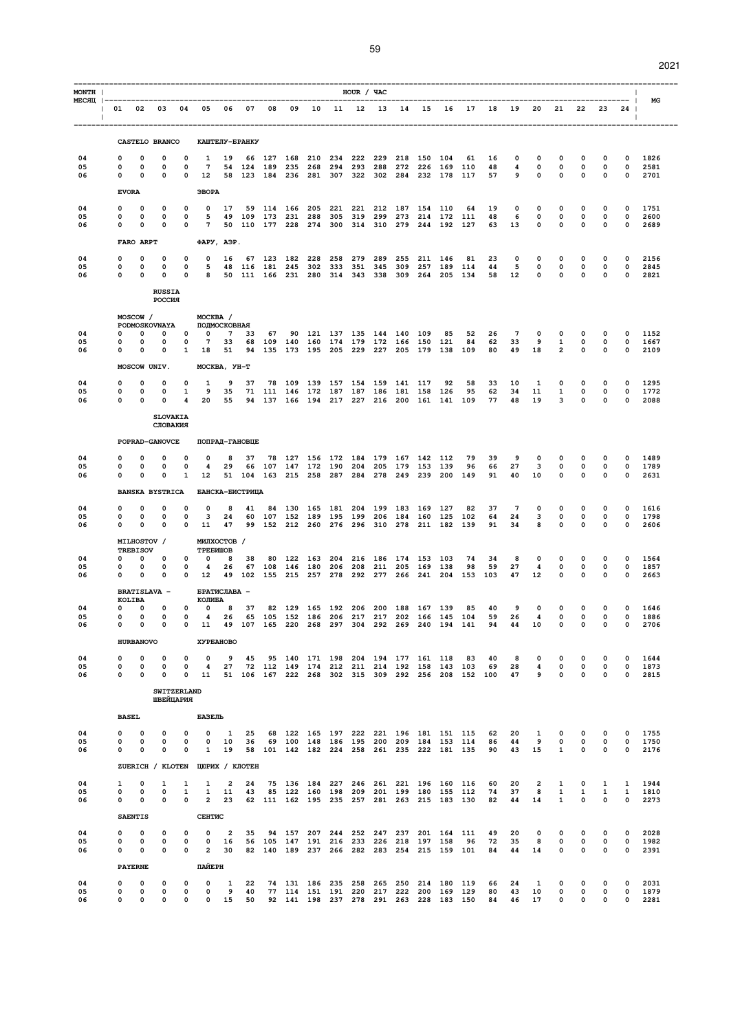| MONTH / МЕСЯЦ | HOUR / ЧАС | | | | | | | | | | | | | | | | | | | | | | | | MG |
|---|---|---|---|---|---|---|---|---|---|---|---|---|---|---|---|---|---|---|---|---|---|---|---|---|---|
| | 01 | 02 | 03 | 04 | 05 | 06 | 07 | 08 | 09 | 10 | 11 | 12 | 13 | 14 | 15 | 16 | 17 | 18 | 19 | 20 | 21 | 22 | 23 | 24 | |
| **CASTELO BRANCO / КАШТЕЛУ-БРАНКУ** | | | | | | | | | | | | | | | | | | | | | | | | | |
| 04 | 0 | 0 | 0 | 0 | 1 | 19 | 66 | 127 | 168 | 210 | 234 | 222 | 229 | 218 | 150 | 104 | 61 | 16 | 0 | 0 | 0 | 0 | 0 | 0 | 1826 |
| 05 | 0 | 0 | 0 | 0 | 7 | 54 | 124 | 189 | 235 | 268 | 294 | 293 | 288 | 272 | 226 | 169 | 110 | 48 | 4 | 0 | 0 | 0 | 0 | 0 | 2581 |
| 06 | 0 | 0 | 0 | 0 | 12 | 58 | 123 | 184 | 236 | 281 | 307 | 322 | 302 | 284 | 232 | 178 | 117 | 57 | 9 | 0 | 0 | 0 | 0 | 0 | 2701 |
| **EVORA / ЭВОРА** | | | | | | | | | | | | | | | | | | | | | | | | | |
| 04 | 0 | 0 | 0 | 0 | 0 | 17 | 59 | 114 | 166 | 205 | 221 | 221 | 212 | 187 | 154 | 110 | 64 | 19 | 0 | 0 | 0 | 0 | 0 | 0 | 1751 |
| 05 | 0 | 0 | 0 | 0 | 5 | 49 | 109 | 173 | 231 | 288 | 305 | 319 | 299 | 273 | 214 | 172 | 111 | 48 | 6 | 0 | 0 | 0 | 0 | 0 | 2600 |
| 06 | 0 | 0 | 0 | 0 | 7 | 50 | 110 | 177 | 228 | 274 | 300 | 314 | 310 | 279 | 244 | 192 | 127 | 63 | 13 | 0 | 0 | 0 | 0 | 0 | 2689 |
| **FARO ARPT / ФАРУ, АЭР.** | | | | | | | | | | | | | | | | | | | | | | | | | |
| 04 | 0 | 0 | 0 | 0 | 0 | 16 | 67 | 123 | 182 | 228 | 258 | 279 | 289 | 255 | 211 | 146 | 81 | 23 | 0 | 0 | 0 | 0 | 0 | 0 | 2156 |
| 05 | 0 | 0 | 0 | 0 | 5 | 48 | 116 | 181 | 245 | 302 | 333 | 351 | 345 | 309 | 257 | 189 | 114 | 44 | 5 | 0 | 0 | 0 | 0 | 0 | 2845 |
| 06 | 0 | 0 | 0 | 0 | 8 | 50 | 111 | 166 | 231 | 280 | 314 | 343 | 338 | 309 | 264 | 205 | 134 | 58 | 12 | 0 | 0 | 0 | 0 | 0 | 2821 |
| **RUSSIA / РОССИЯ** | | | | | | | | | | | | | | | | | | | | | | | | | |
| **MOSCOW / PODMOSKOVNAYA / МОСКВА / ПОДМОСКОВНАЯ** | | | | | | | | | | | | | | | | | | | | | | | | | |
| 04 | 0 | 0 | 0 | 0 | 0 | 7 | 33 | 67 | 90 | 121 | 137 | 135 | 144 | 140 | 109 | 85 | 52 | 26 | 7 | 0 | 0 | 0 | 0 | 0 | 1152 |
| 05 | 0 | 0 | 0 | 0 | 7 | 33 | 68 | 109 | 140 | 160 | 174 | 179 | 172 | 166 | 150 | 121 | 84 | 62 | 33 | 9 | 1 | 0 | 0 | 0 | 1667 |
| 06 | 0 | 0 | 0 | 1 | 18 | 51 | 94 | 135 | 173 | 195 | 205 | 229 | 227 | 205 | 179 | 138 | 109 | 80 | 49 | 18 | 2 | 0 | 0 | 0 | 2109 |
| **MOSCOW UNIV. / МОСКВА, УН-Т** | | | | | | | | | | | | | | | | | | | | | | | | | |
| 04 | 0 | 0 | 0 | 0 | 1 | 9 | 37 | 78 | 109 | 139 | 157 | 154 | 159 | 141 | 117 | 92 | 58 | 33 | 10 | 1 | 0 | 0 | 0 | 0 | 1295 |
| 05 | 0 | 0 | 0 | 1 | 9 | 35 | 71 | 111 | 146 | 172 | 187 | 187 | 186 | 181 | 158 | 126 | 95 | 62 | 34 | 11 | 1 | 0 | 0 | 0 | 1772 |
| 06 | 0 | 0 | 0 | 4 | 20 | 55 | 94 | 137 | 166 | 194 | 217 | 227 | 216 | 200 | 161 | 141 | 109 | 77 | 48 | 19 | 3 | 0 | 0 | 0 | 2088 |
| **SLOVAKIA / СЛОВАКИЯ** | | | | | | | | | | | | | | | | | | | | | | | | | |
| **POPRAD-GANOVCE / ПОПРАД-ГАНОВЦЕ** | | | | | | | | | | | | | | | | | | | | | | | | | |
| 04 | 0 | 0 | 0 | 0 | 0 | 8 | 37 | 78 | 127 | 156 | 172 | 184 | 179 | 167 | 142 | 112 | 79 | 39 | 9 | 0 | 0 | 0 | 0 | 0 | 1489 |
| 05 | 0 | 0 | 0 | 0 | 4 | 29 | 66 | 107 | 147 | 172 | 190 | 204 | 205 | 179 | 153 | 139 | 96 | 66 | 27 | 3 | 0 | 0 | 0 | 0 | 1789 |
| 06 | 0 | 0 | 0 | 1 | 12 | 51 | 104 | 163 | 215 | 258 | 287 | 284 | 278 | 249 | 239 | 200 | 149 | 91 | 40 | 10 | 0 | 0 | 0 | 0 | 2631 |
| **BANSKA BYSTRICA / БАНСКА-БИСТРИЦА** | | | | | | | | | | | | | | | | | | | | | | | | | |
| 04 | 0 | 0 | 0 | 0 | 0 | 8 | 41 | 84 | 130 | 165 | 181 | 204 | 199 | 183 | 169 | 127 | 82 | 37 | 7 | 0 | 0 | 0 | 0 | 0 | 1616 |
| 05 | 0 | 0 | 0 | 0 | 3 | 24 | 60 | 107 | 152 | 189 | 195 | 199 | 206 | 184 | 160 | 125 | 102 | 64 | 24 | 3 | 0 | 0 | 0 | 0 | 1798 |
| 06 | 0 | 0 | 0 | 0 | 11 | 47 | 99 | 152 | 212 | 260 | 276 | 296 | 310 | 278 | 211 | 182 | 139 | 91 | 34 | 8 | 0 | 0 | 0 | 0 | 2606 |
| **MILHOSTOV / TREBISOV / МИЛХОСТОВ / ТРЕБИШОВ** | | | | | | | | | | | | | | | | | | | | | | | | | |
| 04 | 0 | 0 | 0 | 0 | 0 | 8 | 38 | 80 | 122 | 163 | 204 | 216 | 186 | 174 | 153 | 103 | 74 | 34 | 8 | 0 | 0 | 0 | 0 | 0 | 1564 |
| 05 | 0 | 0 | 0 | 0 | 4 | 26 | 67 | 108 | 146 | 180 | 206 | 208 | 211 | 205 | 169 | 138 | 98 | 59 | 27 | 4 | 0 | 0 | 0 | 0 | 1857 |
| 06 | 0 | 0 | 0 | 0 | 12 | 49 | 102 | 155 | 215 | 257 | 278 | 292 | 277 | 266 | 241 | 204 | 153 | 103 | 47 | 12 | 0 | 0 | 0 | 0 | 2663 |
| **BRATISLAVA - KOLIBA / БРАТИСЛАВА - КОЛИБА** | | | | | | | | | | | | | | | | | | | | | | | | | |
| 04 | 0 | 0 | 0 | 0 | 0 | 8 | 37 | 82 | 129 | 165 | 192 | 206 | 200 | 188 | 167 | 139 | 85 | 40 | 9 | 0 | 0 | 0 | 0 | 0 | 1646 |
| 05 | 0 | 0 | 0 | 0 | 4 | 26 | 65 | 105 | 152 | 186 | 206 | 217 | 217 | 202 | 166 | 145 | 104 | 59 | 26 | 4 | 0 | 0 | 0 | 0 | 1886 |
| 06 | 0 | 0 | 0 | 0 | 11 | 49 | 107 | 165 | 220 | 268 | 297 | 304 | 292 | 269 | 240 | 194 | 141 | 94 | 44 | 10 | 0 | 0 | 0 | 0 | 2706 |
| **HURBANOVO / ХУРБАНОВО** | | | | | | | | | | | | | | | | | | | | | | | | | |
| 04 | 0 | 0 | 0 | 0 | 0 | 9 | 45 | 95 | 140 | 171 | 198 | 204 | 194 | 177 | 161 | 118 | 83 | 40 | 8 | 0 | 0 | 0 | 0 | 0 | 1644 |
| 05 | 0 | 0 | 0 | 0 | 4 | 27 | 72 | 112 | 149 | 174 | 212 | 211 | 214 | 192 | 158 | 143 | 103 | 69 | 28 | 4 | 0 | 0 | 0 | 0 | 1873 |
| 06 | 0 | 0 | 0 | 0 | 11 | 51 | 106 | 167 | 222 | 268 | 302 | 315 | 309 | 292 | 256 | 208 | 152 | 100 | 47 | 9 | 0 | 0 | 0 | 0 | 2815 |
| **SWITZERLAND / ШВЕЙЦАРИЯ** | | | | | | | | | | | | | | | | | | | | | | | | | |
| **BASEL / БАЗЕЛЬ** | | | | | | | | | | | | | | | | | | | | | | | | | |
| 04 | 0 | 0 | 0 | 0 | 0 | 1 | 25 | 68 | 122 | 165 | 197 | 222 | 221 | 196 | 181 | 151 | 115 | 62 | 20 | 1 | 0 | 0 | 0 | 0 | 1755 |
| 05 | 0 | 0 | 0 | 0 | 0 | 10 | 36 | 69 | 100 | 148 | 186 | 195 | 200 | 209 | 184 | 153 | 114 | 86 | 44 | 9 | 0 | 0 | 0 | 0 | 1750 |
| 06 | 0 | 0 | 0 | 0 | 1 | 19 | 58 | 101 | 142 | 182 | 224 | 258 | 261 | 235 | 222 | 181 | 135 | 90 | 43 | 15 | 1 | 0 | 0 | 0 | 2176 |
| **ZUERICH / KLOTEN / ЦЮРИХ / КЛОТЕН** | | | | | | | | | | | | | | | | | | | | | | | | | |
| 04 | 1 | 0 | 1 | 1 | 1 | 2 | 24 | 75 | 136 | 184 | 227 | 246 | 261 | 221 | 196 | 160 | 116 | 60 | 20 | 2 | 1 | 0 | 1 | 1 | 1944 |
| 05 | 0 | 0 | 0 | 1 | 1 | 11 | 43 | 85 | 122 | 160 | 198 | 209 | 201 | 199 | 180 | 155 | 112 | 74 | 37 | 8 | 1 | 1 | 1 | 1 | 1810 |
| 06 | 0 | 0 | 0 | 0 | 2 | 23 | 62 | 111 | 162 | 195 | 235 | 257 | 281 | 263 | 215 | 183 | 130 | 82 | 44 | 14 | 1 | 0 | 0 | 0 | 2273 |
| **SAENTIS / СЕНТИС** | | | | | | | | | | | | | | | | | | | | | | | | | |
| 04 | 0 | 0 | 0 | 0 | 0 | 2 | 35 | 94 | 157 | 207 | 244 | 252 | 247 | 237 | 201 | 164 | 111 | 49 | 20 | 0 | 0 | 0 | 0 | 0 | 2028 |
| 05 | 0 | 0 | 0 | 0 | 0 | 16 | 56 | 105 | 147 | 191 | 216 | 233 | 226 | 218 | 197 | 158 | 96 | 72 | 35 | 8 | 0 | 0 | 0 | 0 | 1982 |
| 06 | 0 | 0 | 0 | 0 | 2 | 30 | 82 | 140 | 189 | 237 | 266 | 282 | 283 | 254 | 215 | 159 | 101 | 84 | 44 | 14 | 0 | 0 | 0 | 0 | 2391 |
| **PAYERNE / ПАЙЕРН** | | | | | | | | | | | | | | | | | | | | | | | | | |
| 04 | 0 | 0 | 0 | 0 | 0 | 1 | 22 | 74 | 131 | 186 | 235 | 258 | 265 | 250 | 214 | 180 | 119 | 66 | 24 | 1 | 0 | 0 | 0 | 0 | 2031 |
| 05 | 0 | 0 | 0 | 0 | 0 | 9 | 40 | 77 | 114 | 151 | 191 | 220 | 217 | 222 | 200 | 169 | 129 | 80 | 43 | 10 | 0 | 0 | 0 | 0 | 1879 |
| 06 | 0 | 0 | 0 | 0 | 0 | 15 | 50 | 92 | 141 | 198 | 237 | 278 | 291 | 263 | 228 | 183 | 150 | 84 | 46 | 17 | 0 | 0 | 0 | 0 | 2281 |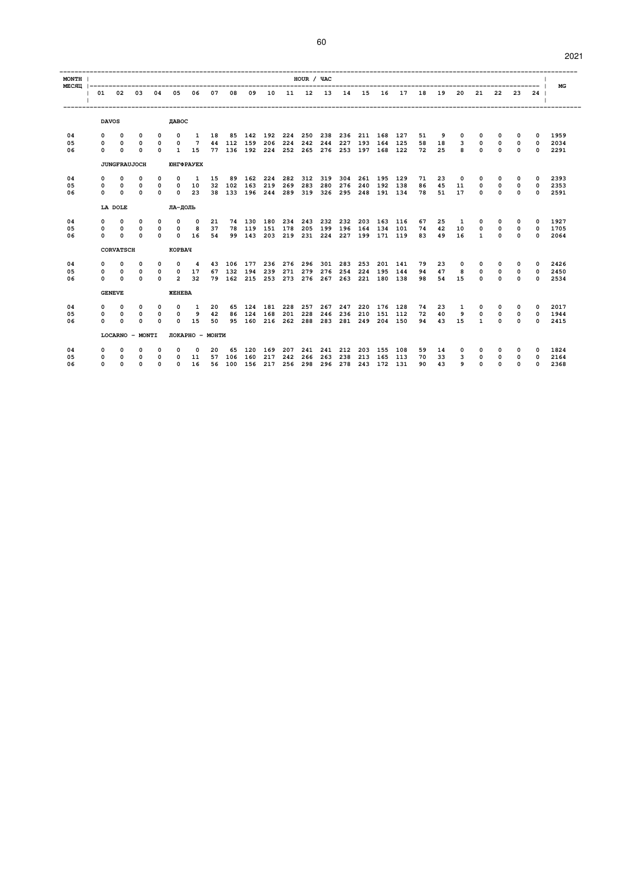| MONTH МЕСЯЦ | 01 | 02 | 03 | 04 | 05 | 06 | 07 | 08 | 09 | 10 | 11 | 12 | 13 | 14 | 15 | 16 | 17 | 18 | 19 | 20 | 21 | 22 | 23 | 24 | MG |
|---|---|---|---|---|---|---|---|---|---|---|---|---|---|---|---|---|---|---|---|---|---|---|---|---|---|
| | | | | | | | | | | | | HOUR / ЧАС | | | | | | | | | | | | | |
| **DAVOS** | | | | | **ДАВОС** | | | | | | | | | | | | | | | | | | | | |
| 04 | 0 | 0 | 0 | 0 | 0 | 1 | 18 | 85 | 142 | 192 | 224 | 250 | 238 | 236 | 211 | 168 | 127 | 51 | 9 | 0 | 0 | 0 | 0 | 0 | 1959 |
| 05 | 0 | 0 | 0 | 0 | 0 | 7 | 44 | 112 | 159 | 206 | 224 | 242 | 244 | 227 | 193 | 164 | 125 | 58 | 18 | 3 | 0 | 0 | 0 | 0 | 2034 |
| 06 | 0 | 0 | 0 | 0 | 1 | 15 | 77 | 136 | 192 | 224 | 252 | 265 | 276 | 253 | 197 | 168 | 122 | 72 | 25 | 8 | 0 | 0 | 0 | 0 | 2291 |
| **JUNGFRAUJOCH** | | | | | **ЮНГФРАУЕХ** | | | | | | | | | | | | | | | | | | | | |
| 04 | 0 | 0 | 0 | 0 | 0 | 1 | 15 | 89 | 162 | 224 | 282 | 312 | 319 | 304 | 261 | 195 | 129 | 71 | 23 | 0 | 0 | 0 | 0 | 0 | 2393 |
| 05 | 0 | 0 | 0 | 0 | 0 | 10 | 32 | 102 | 163 | 219 | 269 | 283 | 280 | 276 | 240 | 192 | 138 | 86 | 45 | 11 | 0 | 0 | 0 | 0 | 2353 |
| 06 | 0 | 0 | 0 | 0 | 0 | 23 | 38 | 133 | 196 | 244 | 289 | 319 | 326 | 295 | 248 | 191 | 134 | 78 | 51 | 17 | 0 | 0 | 0 | 0 | 2591 |
| **LA DOLE** | | | | | **ЛА-ДОЛЬ** | | | | | | | | | | | | | | | | | | | | |
| 04 | 0 | 0 | 0 | 0 | 0 | 0 | 21 | 74 | 130 | 180 | 234 | 243 | 232 | 232 | 203 | 163 | 116 | 67 | 25 | 1 | 0 | 0 | 0 | 0 | 1927 |
| 05 | 0 | 0 | 0 | 0 | 0 | 8 | 37 | 78 | 119 | 151 | 178 | 205 | 199 | 196 | 164 | 134 | 101 | 74 | 42 | 10 | 0 | 0 | 0 | 0 | 1705 |
| 06 | 0 | 0 | 0 | 0 | 0 | 16 | 54 | 99 | 143 | 203 | 219 | 231 | 224 | 227 | 199 | 171 | 119 | 83 | 49 | 16 | 1 | 0 | 0 | 0 | 2064 |
| **CORVATSCH** | | | | | **КОРВАЧ** | | | | | | | | | | | | | | | | | | | | |
| 04 | 0 | 0 | 0 | 0 | 0 | 4 | 43 | 106 | 177 | 236 | 276 | 296 | 301 | 283 | 253 | 201 | 141 | 79 | 23 | 0 | 0 | 0 | 0 | 0 | 2426 |
| 05 | 0 | 0 | 0 | 0 | 0 | 17 | 67 | 132 | 194 | 239 | 271 | 279 | 276 | 254 | 224 | 195 | 144 | 94 | 47 | 8 | 0 | 0 | 0 | 0 | 2450 |
| 06 | 0 | 0 | 0 | 0 | 2 | 32 | 79 | 162 | 215 | 253 | 273 | 276 | 267 | 263 | 221 | 180 | 138 | 98 | 54 | 15 | 0 | 0 | 0 | 0 | 2534 |
| **GENEVE** | | | | | **ЖЕНЕВА** | | | | | | | | | | | | | | | | | | | | |
| 04 | 0 | 0 | 0 | 0 | 0 | 1 | 20 | 65 | 124 | 181 | 228 | 257 | 267 | 247 | 220 | 176 | 128 | 74 | 23 | 1 | 0 | 0 | 0 | 0 | 2017 |
| 05 | 0 | 0 | 0 | 0 | 0 | 9 | 42 | 86 | 124 | 168 | 201 | 228 | 246 | 236 | 210 | 151 | 112 | 72 | 40 | 9 | 0 | 0 | 0 | 0 | 1944 |
| 06 | 0 | 0 | 0 | 0 | 0 | 15 | 50 | 95 | 160 | 216 | 262 | 288 | 283 | 281 | 249 | 204 | 150 | 94 | 43 | 15 | 1 | 0 | 0 | 0 | 2415 |
| **LOCARNO - MONTI** | | | | | **ЛОКАРНО - МОНТИ** | | | | | | | | | | | | | | | | | | | | |
| 04 | 0 | 0 | 0 | 0 | 0 | 0 | 20 | 65 | 120 | 169 | 207 | 241 | 241 | 212 | 203 | 155 | 108 | 59 | 14 | 0 | 0 | 0 | 0 | 0 | 1824 |
| 05 | 0 | 0 | 0 | 0 | 0 | 11 | 57 | 106 | 160 | 217 | 242 | 266 | 263 | 238 | 213 | 165 | 113 | 70 | 33 | 3 | 0 | 0 | 0 | 0 | 2164 |
| 06 | 0 | 0 | 0 | 0 | 0 | 16 | 56 | 100 | 156 | 217 | 256 | 298 | 296 | 278 | 243 | 172 | 131 | 90 | 43 | 9 | 0 | 0 | 0 | 0 | 2368 |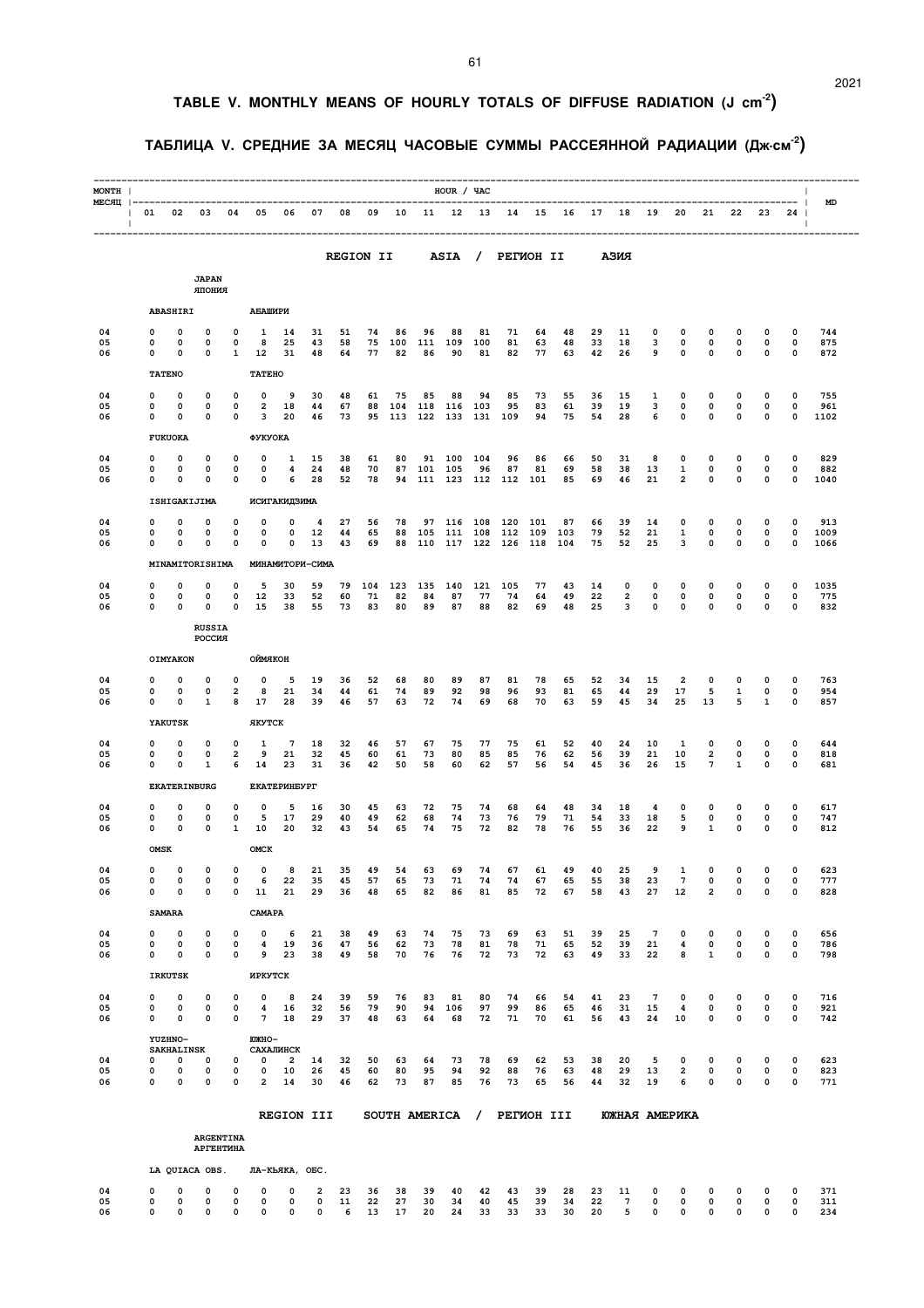# TABLE V. MONTHLY MEANS OF HOURLY TOTALS OF DIFFUSE RADIATION (J cm$^{-2}$)

# ТАБЛИЦА V. СРЕДНИЕ ЗА МЕСЯЦ ЧАСОВЫЕ СУММЫ РАССЕЯННОЙ РАДИАЦИИ (Дж·см$^{-2}$)

## REGION II ASIA / РЕГИОН II АЗИЯ

### JAPAN / ЯПОНИЯ

| MONTH / МЕСЯЦ | 01 | 02 | 03 | 04 | 05 | 06 | 07 | 08 | 09 | 10 | 11 | 12 | 13 | 14 | 15 | 16 | 17 | 18 | 19 | 20 | 21 | 22 | 23 | 24 | MD |
|---|---|---|---|---|---|---|---|---|---|---|---|---|---|---|---|---|---|---|---|---|---|---|---|---|---|
| **ABASHIRI / АБАШИРИ** | | | | | | | | | | | | | | | | | | | | | | | | | |
| 04 | 0 | 0 | 0 | 0 | 1 | 14 | 31 | 51 | 74 | 86 | 96 | 88 | 81 | 71 | 64 | 48 | 29 | 11 | 0 | 0 | 0 | 0 | 0 | 0 | 744 |
| 05 | 0 | 0 | 0 | 0 | 8 | 25 | 43 | 58 | 75 | 100 | 111 | 109 | 100 | 81 | 63 | 48 | 33 | 18 | 3 | 0 | 0 | 0 | 0 | 0 | 875 |
| 06 | 0 | 0 | 0 | 1 | 12 | 31 | 48 | 64 | 77 | 82 | 86 | 90 | 81 | 82 | 77 | 63 | 42 | 26 | 9 | 0 | 0 | 0 | 0 | 0 | 872 |
| **TATENO / ТАТЕНО** | | | | | | | | | | | | | | | | | | | | | | | | | |
| 04 | 0 | 0 | 0 | 0 | 0 | 9 | 30 | 48 | 61 | 75 | 85 | 88 | 94 | 85 | 73 | 55 | 36 | 15 | 1 | 0 | 0 | 0 | 0 | 0 | 755 |
| 05 | 0 | 0 | 0 | 0 | 2 | 18 | 44 | 67 | 88 | 104 | 118 | 116 | 103 | 95 | 83 | 61 | 39 | 19 | 3 | 0 | 0 | 0 | 0 | 0 | 961 |
| 06 | 0 | 0 | 0 | 0 | 3 | 20 | 46 | 73 | 95 | 113 | 122 | 133 | 131 | 109 | 94 | 75 | 54 | 28 | 6 | 0 | 0 | 0 | 0 | 0 | 1102 |
| **FUKUOKA / ФУКУОКА** | | | | | | | | | | | | | | | | | | | | | | | | | |
| 04 | 0 | 0 | 0 | 0 | 0 | 1 | 15 | 38 | 61 | 80 | 91 | 100 | 104 | 96 | 86 | 66 | 50 | 31 | 8 | 0 | 0 | 0 | 0 | 0 | 829 |
| 05 | 0 | 0 | 0 | 0 | 0 | 4 | 24 | 48 | 70 | 87 | 101 | 105 | 96 | 87 | 81 | 69 | 58 | 38 | 13 | 1 | 0 | 0 | 0 | 0 | 882 |
| 06 | 0 | 0 | 0 | 0 | 0 | 6 | 28 | 52 | 78 | 94 | 111 | 123 | 112 | 112 | 101 | 85 | 69 | 46 | 21 | 2 | 0 | 0 | 0 | 0 | 1040 |
| **ISHIGAKIJIMA / ИСИГАКИДЗИМА** | | | | | | | | | | | | | | | | | | | | | | | | | |
| 04 | 0 | 0 | 0 | 0 | 0 | 0 | 4 | 27 | 56 | 78 | 97 | 116 | 108 | 120 | 101 | 87 | 66 | 39 | 14 | 0 | 0 | 0 | 0 | 0 | 913 |
| 05 | 0 | 0 | 0 | 0 | 0 | 0 | 12 | 44 | 65 | 88 | 105 | 111 | 108 | 112 | 109 | 103 | 79 | 52 | 21 | 1 | 0 | 0 | 0 | 0 | 1009 |
| 06 | 0 | 0 | 0 | 0 | 0 | 0 | 13 | 43 | 69 | 88 | 110 | 117 | 122 | 126 | 118 | 104 | 75 | 52 | 25 | 3 | 0 | 0 | 0 | 0 | 1066 |
| **MINAMITORISHIMA / МИНАМИТОРИ-СИМА** | | | | | | | | | | | | | | | | | | | | | | | | | |
| 04 | 0 | 0 | 0 | 0 | 5 | 30 | 59 | 79 | 104 | 123 | 135 | 140 | 121 | 105 | 77 | 43 | 14 | 0 | 0 | 0 | 0 | 0 | 0 | 0 | 1035 |
| 05 | 0 | 0 | 0 | 0 | 12 | 33 | 52 | 60 | 71 | 82 | 84 | 87 | 77 | 74 | 64 | 49 | 22 | 2 | 0 | 0 | 0 | 0 | 0 | 0 | 775 |
| 06 | 0 | 0 | 0 | 0 | 15 | 38 | 55 | 73 | 83 | 80 | 89 | 87 | 88 | 82 | 69 | 48 | 25 | 3 | 0 | 0 | 0 | 0 | 0 | 0 | 832 |

### RUSSIA / РОССИЯ

| MONTH / МЕСЯЦ | 01 | 02 | 03 | 04 | 05 | 06 | 07 | 08 | 09 | 10 | 11 | 12 | 13 | 14 | 15 | 16 | 17 | 18 | 19 | 20 | 21 | 22 | 23 | 24 | MD |
|---|---|---|---|---|---|---|---|---|---|---|---|---|---|---|---|---|---|---|---|---|---|---|---|---|---|
| **OIMYAKON / ОЙМЯКОН** | | | | | | | | | | | | | | | | | | | | | | | | | |
| 04 | 0 | 0 | 0 | 0 | 0 | 5 | 19 | 36 | 52 | 68 | 80 | 89 | 87 | 81 | 78 | 65 | 52 | 34 | 15 | 2 | 0 | 0 | 0 | 0 | 763 |
| 05 | 0 | 0 | 0 | 2 | 8 | 21 | 34 | 44 | 61 | 74 | 89 | 92 | 98 | 96 | 93 | 81 | 65 | 44 | 29 | 17 | 5 | 1 | 0 | 0 | 954 |
| 06 | 0 | 0 | 1 | 8 | 17 | 28 | 39 | 46 | 57 | 63 | 72 | 74 | 69 | 68 | 70 | 63 | 59 | 45 | 34 | 25 | 13 | 5 | 1 | 0 | 857 |
| **YAKUTSK / ЯКУТСК** | | | | | | | | | | | | | | | | | | | | | | | | | |
| 04 | 0 | 0 | 0 | 0 | 1 | 7 | 18 | 32 | 46 | 57 | 67 | 75 | 77 | 75 | 61 | 52 | 40 | 24 | 10 | 1 | 0 | 0 | 0 | 0 | 644 |
| 05 | 0 | 0 | 0 | 2 | 9 | 21 | 32 | 45 | 60 | 61 | 73 | 80 | 85 | 85 | 76 | 62 | 56 | 39 | 21 | 10 | 2 | 0 | 0 | 0 | 818 |
| 06 | 0 | 0 | 1 | 6 | 14 | 23 | 31 | 36 | 42 | 50 | 58 | 60 | 62 | 57 | 56 | 54 | 45 | 36 | 26 | 15 | 7 | 1 | 0 | 0 | 681 |
| **EKATERINBURG / ЕКАТЕРИНБУРГ** | | | | | | | | | | | | | | | | | | | | | | | | | |
| 04 | 0 | 0 | 0 | 0 | 0 | 5 | 16 | 30 | 45 | 63 | 72 | 75 | 74 | 68 | 64 | 48 | 34 | 18 | 4 | 0 | 0 | 0 | 0 | 0 | 617 |
| 05 | 0 | 0 | 0 | 0 | 5 | 17 | 29 | 40 | 49 | 62 | 68 | 74 | 73 | 76 | 79 | 71 | 54 | 33 | 18 | 5 | 0 | 0 | 0 | 0 | 747 |
| 06 | 0 | 0 | 0 | 1 | 10 | 20 | 32 | 43 | 54 | 65 | 74 | 75 | 72 | 82 | 78 | 76 | 55 | 36 | 22 | 9 | 1 | 0 | 0 | 0 | 812 |
| **OMSK / ОМСК** | | | | | | | | | | | | | | | | | | | | | | | | | |
| 04 | 0 | 0 | 0 | 0 | 0 | 8 | 21 | 35 | 49 | 54 | 63 | 69 | 74 | 67 | 61 | 49 | 40 | 25 | 9 | 1 | 0 | 0 | 0 | 0 | 623 |
| 05 | 0 | 0 | 0 | 0 | 6 | 22 | 35 | 45 | 57 | 65 | 73 | 71 | 74 | 74 | 67 | 65 | 55 | 38 | 23 | 7 | 0 | 0 | 0 | 0 | 777 |
| 06 | 0 | 0 | 0 | 0 | 11 | 21 | 29 | 36 | 48 | 65 | 82 | 86 | 81 | 85 | 72 | 67 | 58 | 43 | 27 | 12 | 2 | 0 | 0 | 0 | 828 |
| **SAMARA / САМАРА** | | | | | | | | | | | | | | | | | | | | | | | | | |
| 04 | 0 | 0 | 0 | 0 | 0 | 6 | 21 | 38 | 49 | 63 | 74 | 75 | 73 | 69 | 63 | 51 | 39 | 25 | 7 | 0 | 0 | 0 | 0 | 0 | 656 |
| 05 | 0 | 0 | 0 | 0 | 4 | 19 | 36 | 47 | 56 | 62 | 73 | 78 | 81 | 78 | 71 | 65 | 52 | 39 | 21 | 4 | 0 | 0 | 0 | 0 | 786 |
| 06 | 0 | 0 | 0 | 0 | 9 | 23 | 38 | 49 | 58 | 70 | 76 | 76 | 72 | 73 | 72 | 63 | 49 | 33 | 22 | 8 | 1 | 0 | 0 | 0 | 798 |
| **IRKUTSK / ИРКУТСК** | | | | | | | | | | | | | | | | | | | | | | | | | |
| 04 | 0 | 0 | 0 | 0 | 0 | 8 | 24 | 39 | 59 | 76 | 83 | 81 | 80 | 74 | 66 | 54 | 41 | 23 | 7 | 0 | 0 | 0 | 0 | 0 | 716 |
| 05 | 0 | 0 | 0 | 0 | 4 | 16 | 32 | 56 | 79 | 90 | 94 | 106 | 97 | 99 | 86 | 65 | 46 | 31 | 15 | 4 | 0 | 0 | 0 | 0 | 921 |
| 06 | 0 | 0 | 0 | 0 | 7 | 18 | 29 | 37 | 48 | 63 | 64 | 68 | 72 | 71 | 70 | 61 | 56 | 43 | 24 | 10 | 0 | 0 | 0 | 0 | 742 |
| **YUZHNO-SAKHALINSK / ЮЖНО-САХАЛИНСК** | | | | | | | | | | | | | | | | | | | | | | | | | |
| 04 | 0 | 0 | 0 | 0 | 0 | 2 | 14 | 32 | 50 | 63 | 64 | 73 | 78 | 69 | 62 | 53 | 38 | 20 | 5 | 0 | 0 | 0 | 0 | 0 | 623 |
| 05 | 0 | 0 | 0 | 0 | 0 | 10 | 26 | 45 | 60 | 80 | 95 | 94 | 92 | 88 | 76 | 63 | 48 | 29 | 13 | 2 | 0 | 0 | 0 | 0 | 823 |
| 06 | 0 | 0 | 0 | 0 | 2 | 14 | 30 | 46 | 62 | 73 | 87 | 85 | 76 | 73 | 65 | 56 | 44 | 32 | 19 | 6 | 0 | 0 | 0 | 0 | 771 |

## REGION III SOUTH AMERICA / РЕГИОН III ЮЖНАЯ АМЕРИКА

### ARGENTINA / АРГЕНТИНА

| MONTH / МЕСЯЦ | 01 | 02 | 03 | 04 | 05 | 06 | 07 | 08 | 09 | 10 | 11 | 12 | 13 | 14 | 15 | 16 | 17 | 18 | 19 | 20 | 21 | 22 | 23 | 24 | MD |
|---|---|---|---|---|---|---|---|---|---|---|---|---|---|---|---|---|---|---|---|---|---|---|---|---|---|
| **LA QUIACA OBS. / ЛА-КЬЯКА, ОБС.** | | | | | | | | | | | | | | | | | | | | | | | | | |
| 04 | 0 | 0 | 0 | 0 | 0 | 0 | 2 | 23 | 36 | 38 | 39 | 40 | 42 | 43 | 39 | 28 | 23 | 11 | 0 | 0 | 0 | 0 | 0 | 0 | 371 |
| 05 | 0 | 0 | 0 | 0 | 0 | 0 | 0 | 11 | 22 | 27 | 30 | 34 | 40 | 45 | 39 | 34 | 22 | 7 | 0 | 0 | 0 | 0 | 0 | 0 | 311 |
| 06 | 0 | 0 | 0 | 0 | 0 | 0 | 0 | 6 | 13 | 17 | 20 | 24 | 33 | 33 | 33 | 30 | 20 | 5 | 0 | 0 | 0 | 0 | 0 | 0 | 234 |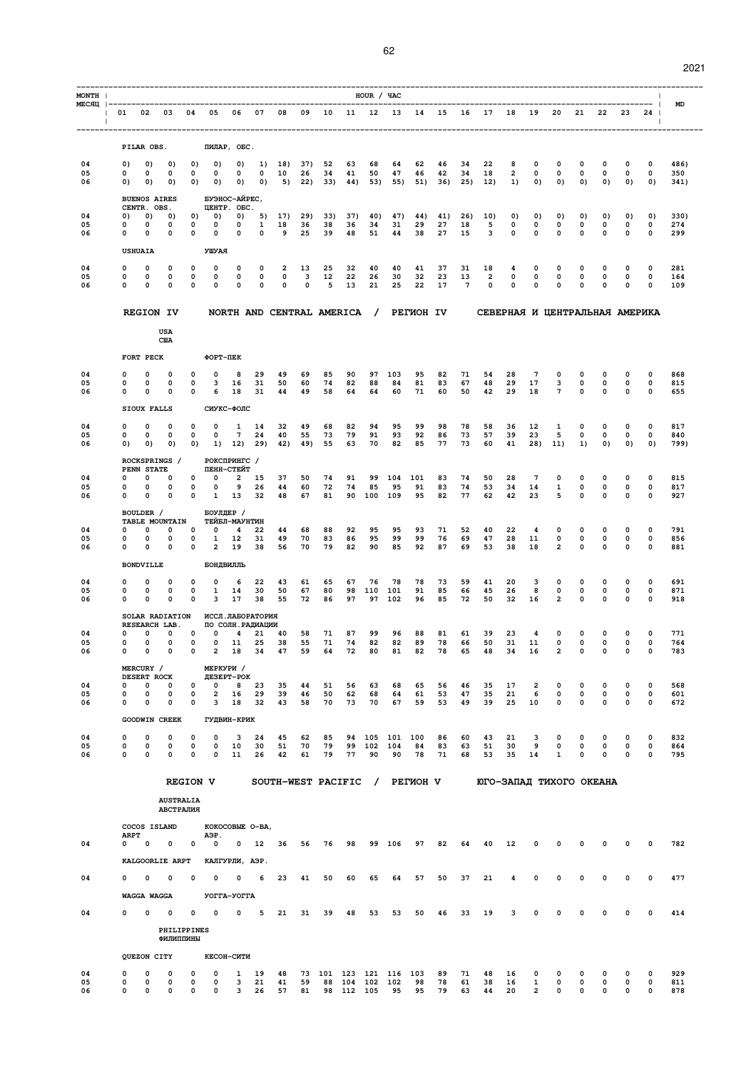| MONTH / МЕСЯЦ | 01 | 02 | 03 | 04 | 05 | 06 | 07 | 08 | 09 | 10 | 11 | 12 | 13 | 14 | 15 | 16 | 17 | 18 | 19 | 20 | 21 | 22 | 23 | 24 | MD |
|---|---|---|---|---|---|---|---|---|---|---|---|---|---|---|---|---|---|---|---|---|---|---|---|---|---|
| **PILAR OBS. / ПИЛАР, ОБС.** | | | | | | | | | | | | | | | | | | | | | | | | | |
| 04 | 0) | 0) | 0) | 0) | 0) | 0) | 1) | 18) | 37) | 52 | 63 | 68 | 64 | 62 | 46 | 34 | 22 | 8 | 0 | 0 | 0 | 0 | 0 | 0 | 486) |
| 05 | 0 | 0 | 0 | 0 | 0 | 0 | 0 | 10 | 26 | 34 | 41 | 50 | 47 | 46 | 42 | 34 | 18 | 2 | 0 | 0 | 0 | 0 | 0 | 0 | 350 |
| 06 | 0) | 0) | 0) | 0) | 0) | 0) | 0) | 5) | 22) | 33) | 44) | 53) | 55) | 51) | 36) | 25) | 12) | 1) | 0) | 0) | 0) | 0) | 0) | 0) | 341) |
| **BUENOS AIRES CENTR. OBS. / БУЭНОС-АЙРЕС, ЦЕНТР. ОБС.** | | | | | | | | | | | | | | | | | | | | | | | | | |
| 04 | 0) | 0) | 0) | 0) | 0) | 0) | 5) | 17) | 29) | 33) | 37) | 40) | 47) | 44) | 41) | 26) | 10) | 0) | 0) | 0) | 0) | 0) | 0) | 0) | 330) |
| 05 | 0 | 0 | 0 | 0 | 0 | 0 | 1 | 18 | 36 | 38 | 36 | 34 | 31 | 29 | 27 | 18 | 5 | 0 | 0 | 0 | 0 | 0 | 0 | 0 | 274 |
| 06 | 0 | 0 | 0 | 0 | 0 | 0 | 0 | 9 | 25 | 39 | 48 | 51 | 44 | 38 | 27 | 15 | 3 | 0 | 0 | 0 | 0 | 0 | 0 | 0 | 299 |
| **USHUAIA / УШУАЯ** | | | | | | | | | | | | | | | | | | | | | | | | | |
| 04 | 0 | 0 | 0 | 0 | 0 | 0 | 0 | 2 | 13 | 25 | 32 | 40 | 40 | 41 | 37 | 31 | 18 | 4 | 0 | 0 | 0 | 0 | 0 | 0 | 281 |
| 05 | 0 | 0 | 0 | 0 | 0 | 0 | 0 | 0 | 3 | 12 | 22 | 26 | 30 | 32 | 23 | 13 | 2 | 0 | 0 | 0 | 0 | 0 | 0 | 0 | 164 |
| 06 | 0 | 0 | 0 | 0 | 0 | 0 | 0 | 0 | 0 | 5 | 13 | 21 | 25 | 22 | 17 | 7 | 0 | 0 | 0 | 0 | 0 | 0 | 0 | 0 | 109 |
| **REGION IV NORTH AND CENTRAL AMERICA / РЕГИОН IV СЕВЕРНАЯ И ЦЕНТРАЛЬНАЯ АМЕРИКА** | | | | | | | | | | | | | | | | | | | | | | | | | |
| **USA / США** | | | | | | | | | | | | | | | | | | | | | | | | | |
| **FORT PECK / ФОРТ-ПЕК** | | | | | | | | | | | | | | | | | | | | | | | | | |
| 04 | 0 | 0 | 0 | 0 | 0 | 8 | 29 | 49 | 69 | 85 | 90 | 97 | 103 | 95 | 82 | 71 | 54 | 28 | 7 | 0 | 0 | 0 | 0 | 0 | 868 |
| 05 | 0 | 0 | 0 | 0 | 3 | 16 | 31 | 50 | 60 | 74 | 82 | 88 | 84 | 81 | 83 | 67 | 48 | 29 | 17 | 3 | 0 | 0 | 0 | 0 | 815 |
| 06 | 0 | 0 | 0 | 0 | 6 | 18 | 31 | 44 | 49 | 58 | 64 | 64 | 60 | 71 | 60 | 50 | 42 | 29 | 18 | 7 | 0 | 0 | 0 | 0 | 655 |
| **SIOUX FALLS / СИУКС-ФОЛС** | | | | | | | | | | | | | | | | | | | | | | | | | |
| 04 | 0 | 0 | 0 | 0 | 0 | 1 | 14 | 32 | 49 | 68 | 82 | 94 | 95 | 99 | 98 | 78 | 58 | 36 | 12 | 1 | 0 | 0 | 0 | 0 | 817 |
| 05 | 0 | 0 | 0 | 0 | 0 | 7 | 24 | 40 | 55 | 73 | 79 | 91 | 93 | 92 | 86 | 73 | 57 | 39 | 23 | 5 | 0 | 0 | 0 | 0 | 840 |
| 06 | 0) | 0) | 0) | 0) | 1) | 12) | 29) | 42) | 49) | 55 | 63 | 70 | 82 | 85 | 77 | 73 | 60 | 41 | 28) | 11) | 1) | 0) | 0) | 0) | 799) |
| **ROCKSPRINGS / PENN STATE / РОКСПРИНГС / ПЕНН-СТЕЙТ** | | | | | | | | | | | | | | | | | | | | | | | | | |
| 04 | 0 | 0 | 0 | 0 | 0 | 2 | 15 | 37 | 50 | 74 | 91 | 99 | 104 | 101 | 83 | 74 | 50 | 28 | 7 | 0 | 0 | 0 | 0 | 0 | 815 |
| 05 | 0 | 0 | 0 | 0 | 0 | 9 | 26 | 44 | 60 | 72 | 74 | 85 | 95 | 91 | 83 | 74 | 53 | 34 | 14 | 1 | 0 | 0 | 0 | 0 | 817 |
| 06 | 0 | 0 | 0 | 0 | 1 | 13 | 32 | 48 | 67 | 81 | 90 | 100 | 109 | 95 | 82 | 77 | 62 | 42 | 23 | 5 | 0 | 0 | 0 | 0 | 927 |
| **BOULDER / TABLE MOUNTAIN / БОУЛДЕР / ТЕЙБЛ-МАУНТИН** | | | | | | | | | | | | | | | | | | | | | | | | | |
| 04 | 0 | 0 | 0 | 0 | 0 | 4 | 22 | 44 | 68 | 88 | 92 | 95 | 95 | 93 | 71 | 52 | 40 | 22 | 4 | 0 | 0 | 0 | 0 | 0 | 791 |
| 05 | 0 | 0 | 0 | 0 | 1 | 12 | 31 | 49 | 70 | 83 | 86 | 95 | 99 | 99 | 76 | 69 | 47 | 28 | 11 | 0 | 0 | 0 | 0 | 0 | 856 |
| 06 | 0 | 0 | 0 | 0 | 2 | 19 | 38 | 56 | 70 | 79 | 82 | 90 | 85 | 92 | 87 | 69 | 53 | 38 | 18 | 2 | 0 | 0 | 0 | 0 | 881 |
| **BONDVILLE / БОНДВИЛЛЬ** | | | | | | | | | | | | | | | | | | | | | | | | | |
| 04 | 0 | 0 | 0 | 0 | 0 | 6 | 22 | 43 | 61 | 65 | 67 | 76 | 78 | 78 | 73 | 59 | 41 | 20 | 3 | 0 | 0 | 0 | 0 | 0 | 691 |
| 05 | 0 | 0 | 0 | 0 | 1 | 14 | 30 | 50 | 67 | 80 | 98 | 110 | 101 | 91 | 85 | 66 | 45 | 26 | 8 | 0 | 0 | 0 | 0 | 0 | 871 |
| 06 | 0 | 0 | 0 | 0 | 3 | 17 | 38 | 55 | 72 | 86 | 97 | 97 | 102 | 96 | 85 | 72 | 50 | 32 | 16 | 2 | 0 | 0 | 0 | 0 | 918 |
| **SOLAR RADIATION RESEARCH LAB. / ИССЛ.ЛАБОРАТОРИЯ ПО СОЛН.РАДИАЦИИ** | | | | | | | | | | | | | | | | | | | | | | | | | |
| 04 | 0 | 0 | 0 | 0 | 0 | 4 | 21 | 40 | 58 | 71 | 87 | 99 | 96 | 88 | 81 | 61 | 39 | 23 | 4 | 0 | 0 | 0 | 0 | 0 | 771 |
| 05 | 0 | 0 | 0 | 0 | 0 | 11 | 25 | 38 | 55 | 71 | 74 | 82 | 82 | 89 | 78 | 66 | 50 | 31 | 11 | 0 | 0 | 0 | 0 | 0 | 764 |
| 06 | 0 | 0 | 0 | 0 | 2 | 18 | 34 | 47 | 59 | 64 | 72 | 80 | 81 | 82 | 78 | 65 | 48 | 34 | 16 | 2 | 0 | 0 | 0 | 0 | 783 |
| **MERCURY / DESERT ROCK / МЕРКУРИ / ДЕЗЕРТ-РОК** | | | | | | | | | | | | | | | | | | | | | | | | | |
| 04 | 0 | 0 | 0 | 0 | 0 | 8 | 23 | 35 | 44 | 51 | 56 | 63 | 68 | 65 | 56 | 46 | 35 | 17 | 2 | 0 | 0 | 0 | 0 | 0 | 568 |
| 05 | 0 | 0 | 0 | 0 | 2 | 16 | 29 | 39 | 46 | 50 | 62 | 68 | 64 | 61 | 53 | 47 | 35 | 21 | 6 | 0 | 0 | 0 | 0 | 0 | 601 |
| 06 | 0 | 0 | 0 | 0 | 3 | 18 | 32 | 43 | 58 | 70 | 73 | 70 | 67 | 59 | 53 | 49 | 39 | 25 | 10 | 0 | 0 | 0 | 0 | 0 | 672 |
| **GOODWIN CREEK / ГУДВИН-КРИК** | | | | | | | | | | | | | | | | | | | | | | | | | |
| 04 | 0 | 0 | 0 | 0 | 0 | 3 | 24 | 45 | 62 | 85 | 94 | 105 | 101 | 100 | 86 | 60 | 43 | 21 | 3 | 0 | 0 | 0 | 0 | 0 | 832 |
| 05 | 0 | 0 | 0 | 0 | 0 | 10 | 30 | 51 | 70 | 79 | 99 | 102 | 104 | 84 | 83 | 63 | 51 | 30 | 9 | 0 | 0 | 0 | 0 | 0 | 864 |
| 06 | 0 | 0 | 0 | 0 | 0 | 11 | 26 | 42 | 61 | 79 | 77 | 90 | 90 | 78 | 71 | 68 | 53 | 35 | 14 | 1 | 0 | 0 | 0 | 0 | 795 |
| **REGION V SOUTH-WEST PACIFIC / РЕГИОН V ЮГО-ЗАПАД ТИХОГО ОКЕАНА** | | | | | | | | | | | | | | | | | | | | | | | | | |
| **AUSTRALIA / АВСТРАЛИЯ** | | | | | | | | | | | | | | | | | | | | | | | | | |
| **COCOS ISLAND ARPT / КОКОСОВЫЕ О-ВА, АЭР.** | | | | | | | | | | | | | | | | | | | | | | | | | |
| 04 | 0 | 0 | 0 | 0 | 0 | 0 | 12 | 36 | 56 | 76 | 98 | 99 | 106 | 97 | 82 | 64 | 40 | 12 | 0 | 0 | 0 | 0 | 0 | 0 | 782 |
| **KALGOORLIE ARPT / КАЛГУРЛИ, АЭР.** | | | | | | | | | | | | | | | | | | | | | | | | | |
| 04 | 0 | 0 | 0 | 0 | 0 | 0 | 6 | 23 | 41 | 50 | 60 | 65 | 64 | 57 | 50 | 37 | 21 | 4 | 0 | 0 | 0 | 0 | 0 | 0 | 477 |
| **WAGGA WAGGA / УОГГА-УОГГА** | | | | | | | | | | | | | | | | | | | | | | | | | |
| 04 | 0 | 0 | 0 | 0 | 0 | 0 | 5 | 21 | 31 | 39 | 48 | 53 | 53 | 50 | 46 | 33 | 19 | 3 | 0 | 0 | 0 | 0 | 0 | 0 | 414 |
| **PHILIPPINES / ФИЛИППИНЫ** | | | | | | | | | | | | | | | | | | | | | | | | | |
| **QUEZON CITY / КЕСОН-СИТИ** | | | | | | | | | | | | | | | | | | | | | | | | | |
| 04 | 0 | 0 | 0 | 0 | 0 | 1 | 19 | 48 | 73 | 101 | 123 | 121 | 116 | 103 | 89 | 71 | 48 | 16 | 0 | 0 | 0 | 0 | 0 | 0 | 929 |
| 05 | 0 | 0 | 0 | 0 | 0 | 3 | 21 | 41 | 59 | 88 | 104 | 102 | 102 | 98 | 78 | 61 | 38 | 16 | 1 | 0 | 0 | 0 | 0 | 0 | 811 |
| 06 | 0 | 0 | 0 | 0 | 0 | 3 | 26 | 57 | 81 | 98 | 112 | 105 | 95 | 95 | 79 | 63 | 44 | 20 | 2 | 0 | 0 | 0 | 0 | 0 | 878 |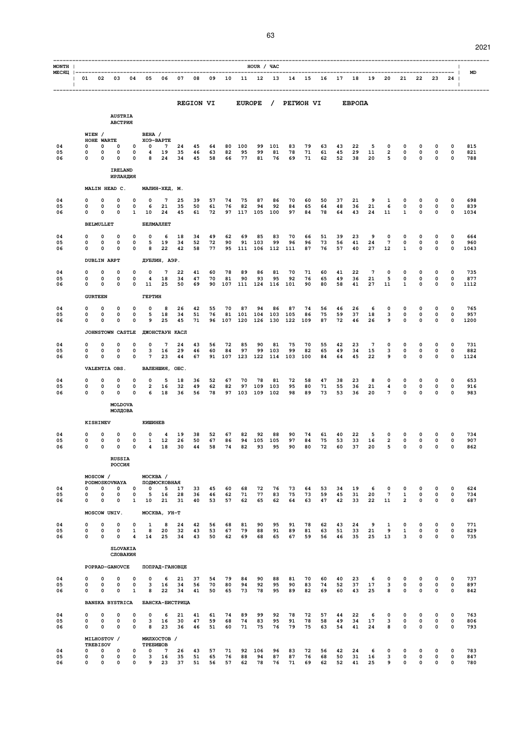## REGION VI EUROPE / РЕГИОН VI ЕВРОПА

| MONTH / МЕСЯЦ | 01 | 02 | 03 | 04 | 05 | 06 | 07 | 08 | 09 | 10 | 11 | 12 | 13 | 14 | 15 | 16 | 17 | 18 | 19 | 20 | 21 | 22 | 23 | 24 | MD |
|---|---|---|---|---|---|---|---|---|---|---|---|---|---|---|---|---|---|---|---|---|---|---|---|---|---|
| **AUSTRIA / АВСТРИЯ** | | | | | | | | | | | | | | | | | | | | | | | | | |
| WIEN / HOHE WARTE — ВЕНА / ХОЭ-ВАРТЕ | | | | | | | | | | | | | | | | | | | | | | | | | |
| 04 | 0 | 0 | 0 | 0 | 0 | 7 | 24 | 45 | 64 | 80 | 100 | 99 | 101 | 83 | 79 | 63 | 43 | 22 | 5 | 0 | 0 | 0 | 0 | 0 | 815 |
| 05 | 0 | 0 | 0 | 0 | 4 | 19 | 35 | 46 | 63 | 82 | 95 | 99 | 81 | 78 | 71 | 61 | 45 | 29 | 11 | 2 | 0 | 0 | 0 | 0 | 821 |
| 06 | 0 | 0 | 0 | 0 | 8 | 24 | 34 | 45 | 58 | 66 | 77 | 81 | 76 | 69 | 71 | 62 | 52 | 38 | 20 | 5 | 0 | 0 | 0 | 0 | 788 |
| **IRELAND / ИРЛАНДИЯ** | | | | | | | | | | | | | | | | | | | | | | | | | |
| MALIN HEAD C. — МАЛИН-ХЕД, М. | | | | | | | | | | | | | | | | | | | | | | | | | |
| 04 | 0 | 0 | 0 | 0 | 0 | 7 | 25 | 39 | 57 | 74 | 75 | 87 | 86 | 70 | 60 | 50 | 37 | 21 | 9 | 1 | 0 | 0 | 0 | 0 | 698 |
| 05 | 0 | 0 | 0 | 0 | 6 | 21 | 35 | 50 | 61 | 76 | 82 | 94 | 92 | 84 | 65 | 64 | 48 | 36 | 21 | 6 | 0 | 0 | 0 | 0 | 839 |
| 06 | 0 | 0 | 0 | 1 | 10 | 24 | 45 | 61 | 72 | 97 | 117 | 105 | 100 | 97 | 84 | 78 | 64 | 43 | 24 | 11 | 1 | 0 | 0 | 0 | 1034 |
| BELMULLET — БЕЛМАЛЛЕТ | | | | | | | | | | | | | | | | | | | | | | | | | |
| 04 | 0 | 0 | 0 | 0 | 0 | 6 | 18 | 34 | 49 | 62 | 69 | 85 | 83 | 70 | 66 | 51 | 39 | 23 | 9 | 0 | 0 | 0 | 0 | 0 | 664 |
| 05 | 0 | 0 | 0 | 0 | 5 | 19 | 34 | 52 | 72 | 90 | 91 | 103 | 99 | 96 | 96 | 73 | 56 | 41 | 24 | 7 | 0 | 0 | 0 | 0 | 960 |
| 06 | 0 | 0 | 0 | 0 | 8 | 22 | 42 | 58 | 77 | 95 | 111 | 106 | 112 | 111 | 87 | 76 | 57 | 40 | 27 | 12 | 1 | 0 | 0 | 0 | 1043 |
| DUBLIN ARPT — ДУБЛИН, АЭР. | | | | | | | | | | | | | | | | | | | | | | | | | |
| 04 | 0 | 0 | 0 | 0 | 0 | 7 | 22 | 41 | 60 | 78 | 89 | 86 | 81 | 70 | 71 | 60 | 41 | 22 | 7 | 0 | 0 | 0 | 0 | 0 | 735 |
| 05 | 0 | 0 | 0 | 0 | 4 | 18 | 34 | 47 | 70 | 81 | 90 | 93 | 95 | 92 | 76 | 65 | 49 | 36 | 21 | 5 | 0 | 0 | 0 | 0 | 877 |
| 06 | 0 | 0 | 0 | 0 | 11 | 25 | 50 | 69 | 90 | 107 | 111 | 124 | 116 | 101 | 90 | 80 | 58 | 41 | 27 | 11 | 1 | 0 | 0 | 0 | 1112 |
| GURTEEN — ГЕРТИН | | | | | | | | | | | | | | | | | | | | | | | | | |
| 04 | 0 | 0 | 0 | 0 | 0 | 8 | 26 | 42 | 55 | 70 | 87 | 94 | 86 | 87 | 74 | 56 | 46 | 26 | 6 | 0 | 0 | 0 | 0 | 0 | 765 |
| 05 | 0 | 0 | 0 | 0 | 5 | 18 | 34 | 51 | 76 | 81 | 101 | 104 | 103 | 105 | 86 | 75 | 59 | 37 | 18 | 3 | 0 | 0 | 0 | 0 | 957 |
| 06 | 0 | 0 | 0 | 0 | 9 | 25 | 45 | 71 | 96 | 107 | 120 | 126 | 130 | 122 | 109 | 87 | 72 | 46 | 26 | 9 | 0 | 0 | 0 | 0 | 1200 |
| JOHNSTOWN CASTLE — ДЖОНСТАУН КАСЛ | | | | | | | | | | | | | | | | | | | | | | | | | |
| 04 | 0 | 0 | 0 | 0 | 0 | 7 | 24 | 43 | 56 | 72 | 85 | 90 | 81 | 75 | 70 | 55 | 42 | 23 | 7 | 0 | 0 | 0 | 0 | 0 | 731 |
| 05 | 0 | 0 | 0 | 0 | 3 | 16 | 29 | 46 | 60 | 84 | 97 | 99 | 103 | 99 | 82 | 65 | 49 | 34 | 15 | 3 | 0 | 0 | 0 | 0 | 882 |
| 06 | 0 | 0 | 0 | 0 | 7 | 23 | 44 | 67 | 91 | 107 | 123 | 122 | 114 | 103 | 100 | 84 | 64 | 45 | 22 | 9 | 0 | 0 | 0 | 0 | 1124 |
| VALENTIA OBS. — ВАЛЕНШИЯ, ОБС. | | | | | | | | | | | | | | | | | | | | | | | | | |
| 04 | 0 | 0 | 0 | 0 | 0 | 5 | 18 | 36 | 52 | 67 | 70 | 78 | 81 | 72 | 58 | 47 | 38 | 23 | 8 | 0 | 0 | 0 | 0 | 0 | 653 |
| 05 | 0 | 0 | 0 | 0 | 2 | 16 | 32 | 49 | 62 | 82 | 97 | 109 | 103 | 95 | 80 | 71 | 55 | 36 | 21 | 4 | 0 | 0 | 0 | 0 | 916 |
| 06 | 0 | 0 | 0 | 0 | 6 | 18 | 36 | 56 | 78 | 97 | 103 | 109 | 102 | 98 | 89 | 73 | 53 | 36 | 20 | 7 | 0 | 0 | 0 | 0 | 983 |
| **MOLDOVA / МОЛДОВА** | | | | | | | | | | | | | | | | | | | | | | | | | |
| KISHINEV — КИШИНЕВ | | | | | | | | | | | | | | | | | | | | | | | | | |
| 04 | 0 | 0 | 0 | 0 | 0 | 4 | 19 | 38 | 52 | 67 | 82 | 92 | 88 | 90 | 74 | 61 | 40 | 22 | 5 | 0 | 0 | 0 | 0 | 0 | 734 |
| 05 | 0 | 0 | 0 | 0 | 1 | 12 | 26 | 50 | 67 | 86 | 94 | 105 | 105 | 97 | 84 | 75 | 53 | 33 | 16 | 2 | 0 | 0 | 0 | 0 | 907 |
| 06 | 0 | 0 | 0 | 0 | 4 | 18 | 30 | 44 | 58 | 74 | 82 | 93 | 95 | 90 | 80 | 72 | 60 | 37 | 20 | 5 | 0 | 0 | 0 | 0 | 862 |
| **RUSSIA / РОССИЯ** | | | | | | | | | | | | | | | | | | | | | | | | | |
| MOSCOW / PODMOSKOVNAYA — МОСКВА / ПОДМОСКОВНАЯ | | | | | | | | | | | | | | | | | | | | | | | | | |
| 04 | 0 | 0 | 0 | 0 | 0 | 5 | 17 | 33 | 45 | 60 | 68 | 72 | 76 | 73 | 64 | 53 | 34 | 19 | 6 | 0 | 0 | 0 | 0 | 0 | 624 |
| 05 | 0 | 0 | 0 | 0 | 5 | 16 | 28 | 36 | 46 | 62 | 71 | 77 | 83 | 75 | 73 | 59 | 45 | 31 | 20 | 7 | 1 | 0 | 0 | 0 | 734 |
| 06 | 0 | 0 | 0 | 1 | 10 | 21 | 31 | 40 | 53 | 57 | 62 | 65 | 62 | 64 | 63 | 47 | 42 | 33 | 22 | 11 | 2 | 0 | 0 | 0 | 687 |
| MOSCOW UNIV. — МОСКВА, УН-Т | | | | | | | | | | | | | | | | | | | | | | | | | |
| 04 | 0 | 0 | 0 | 0 | 1 | 8 | 24 | 42 | 56 | 68 | 81 | 90 | 95 | 91 | 78 | 62 | 43 | 24 | 9 | 1 | 0 | 0 | 0 | 0 | 771 |
| 05 | 0 | 0 | 0 | 1 | 8 | 20 | 32 | 43 | 53 | 67 | 79 | 88 | 91 | 89 | 81 | 63 | 51 | 33 | 21 | 9 | 1 | 0 | 0 | 0 | 829 |
| 06 | 0 | 0 | 0 | 4 | 14 | 25 | 34 | 43 | 50 | 62 | 69 | 68 | 65 | 67 | 59 | 56 | 46 | 35 | 25 | 13 | 3 | 0 | 0 | 0 | 735 |
| **SLOVAKIA / СЛОВАКИЯ** | | | | | | | | | | | | | | | | | | | | | | | | | |
| POPRAD-GANOVCE — ПОПРАД-ГАНОВЦЕ | | | | | | | | | | | | | | | | | | | | | | | | | |
| 04 | 0 | 0 | 0 | 0 | 0 | 6 | 21 | 37 | 54 | 79 | 84 | 90 | 88 | 81 | 70 | 60 | 40 | 23 | 6 | 0 | 0 | 0 | 0 | 0 | 737 |
| 05 | 0 | 0 | 0 | 0 | 3 | 16 | 34 | 56 | 70 | 80 | 94 | 92 | 95 | 90 | 83 | 74 | 52 | 37 | 17 | 3 | 0 | 0 | 0 | 0 | 897 |
| 06 | 0 | 0 | 0 | 1 | 8 | 22 | 34 | 41 | 50 | 65 | 73 | 78 | 95 | 89 | 82 | 69 | 60 | 43 | 25 | 8 | 0 | 0 | 0 | 0 | 842 |
| BANSKA BYSTRICA — БАНСКА-БИСТРИЦА | | | | | | | | | | | | | | | | | | | | | | | | | |
| 04 | 0 | 0 | 0 | 0 | 0 | 6 | 21 | 41 | 61 | 74 | 89 | 99 | 92 | 78 | 72 | 57 | 44 | 22 | 6 | 0 | 0 | 0 | 0 | 0 | 763 |
| 05 | 0 | 0 | 0 | 0 | 3 | 16 | 30 | 47 | 59 | 68 | 74 | 83 | 95 | 91 | 78 | 58 | 49 | 34 | 17 | 3 | 0 | 0 | 0 | 0 | 806 |
| 06 | 0 | 0 | 0 | 0 | 8 | 23 | 36 | 46 | 51 | 60 | 71 | 75 | 76 | 79 | 75 | 63 | 54 | 41 | 24 | 8 | 0 | 0 | 0 | 0 | 793 |
| MILHOSTOV / TREBISOV — МИЛХОСТОВ / ТРЕБИШОВ | | | | | | | | | | | | | | | | | | | | | | | | | |
| 04 | 0 | 0 | 0 | 0 | 0 | 7 | 26 | 43 | 57 | 71 | 92 | 106 | 96 | 83 | 72 | 56 | 42 | 24 | 6 | 0 | 0 | 0 | 0 | 0 | 783 |
| 05 | 0 | 0 | 0 | 0 | 3 | 16 | 35 | 51 | 65 | 76 | 88 | 94 | 87 | 87 | 76 | 68 | 50 | 31 | 16 | 3 | 0 | 0 | 0 | 0 | 847 |
| 06 | 0 | 0 | 0 | 0 | 9 | 23 | 37 | 51 | 56 | 57 | 62 | 78 | 76 | 71 | 69 | 62 | 52 | 41 | 25 | 9 | 0 | 0 | 0 | 0 | 780 |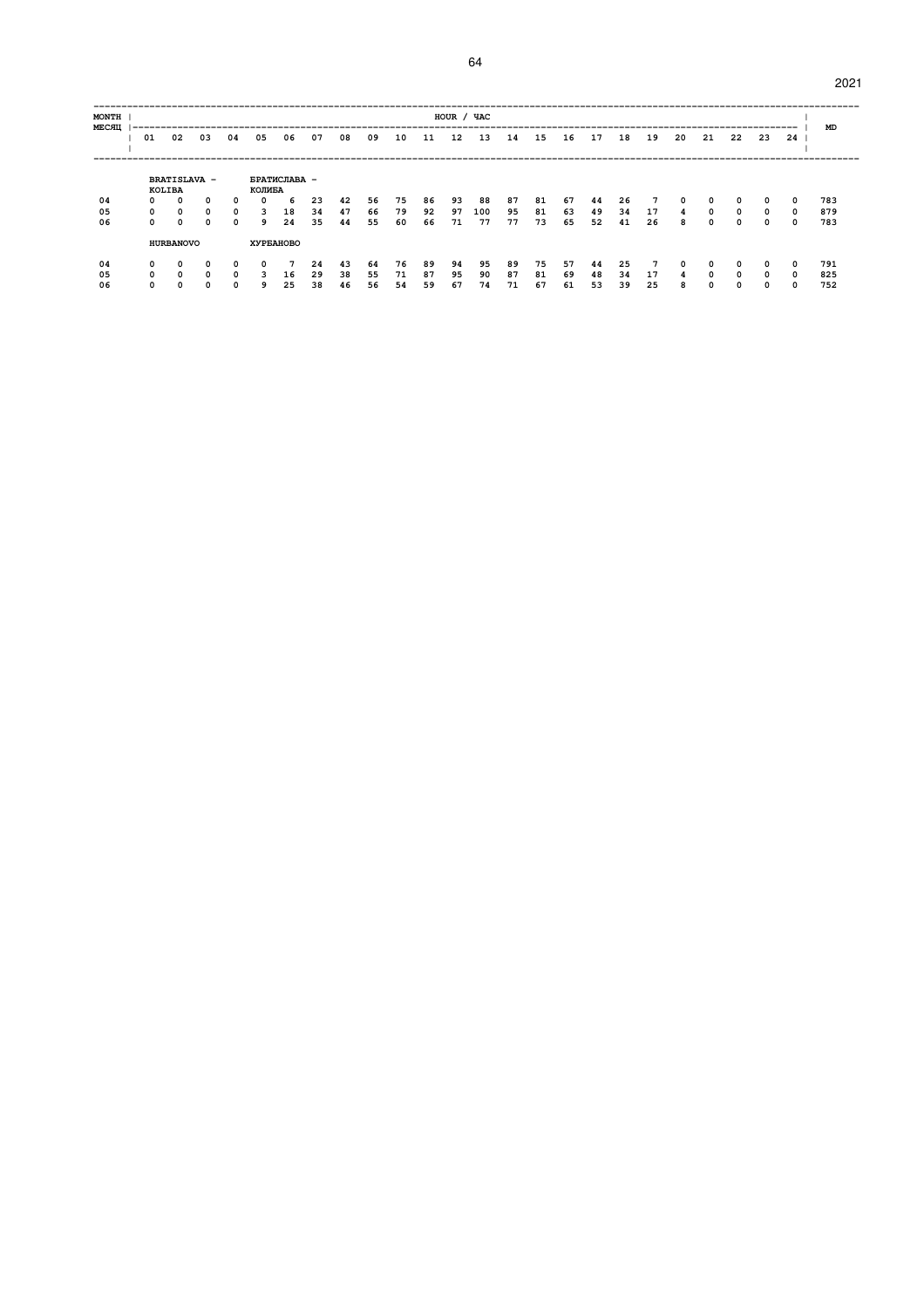| MONTH / МЕСЯЦ | HOUR / ЧАС | | | | | | | | | | | | | | | | | | | | | | | | MD |
|---|---|---|---|---|---|---|---|---|---|---|---|---|---|---|---|---|---|---|---|---|---|---|---|---|---|
| | 01 | 02 | 03 | 04 | 05 | 06 | 07 | 08 | 09 | 10 | 11 | 12 | 13 | 14 | 15 | 16 | 17 | 18 | 19 | 20 | 21 | 22 | 23 | 24 | |
| | **BRATISLAVA - KOLIBA** | | | | **БРАТИСЛАВА - КОЛИБА** | | | | | | | | | | | | | | | | | | | | |
| 04 | 0 | 0 | 0 | 0 | 0 | 6 | 23 | 42 | 56 | 75 | 86 | 93 | 88 | 87 | 81 | 67 | 44 | 26 | 7 | 0 | 0 | 0 | 0 | 0 | 783 |
| 05 | 0 | 0 | 0 | 0 | 3 | 18 | 34 | 47 | 66 | 79 | 92 | 97 | 100 | 95 | 81 | 63 | 49 | 34 | 17 | 4 | 0 | 0 | 0 | 0 | 879 |
| 06 | 0 | 0 | 0 | 0 | 9 | 24 | 35 | 44 | 55 | 60 | 66 | 71 | 77 | 77 | 73 | 65 | 52 | 41 | 26 | 8 | 0 | 0 | 0 | 0 | 783 |
| | **HURBANOVO** | | | | **ХУРБАНОВО** | | | | | | | | | | | | | | | | | | | | |
| 04 | 0 | 0 | 0 | 0 | 0 | 7 | 24 | 43 | 64 | 76 | 89 | 94 | 95 | 89 | 75 | 57 | 44 | 25 | 7 | 0 | 0 | 0 | 0 | 0 | 791 |
| 05 | 0 | 0 | 0 | 0 | 3 | 16 | 29 | 38 | 55 | 71 | 87 | 95 | 90 | 87 | 81 | 69 | 48 | 34 | 17 | 4 | 0 | 0 | 0 | 0 | 825 |
| 06 | 0 | 0 | 0 | 0 | 9 | 25 | 38 | 46 | 56 | 54 | 59 | 67 | 74 | 71 | 67 | 61 | 53 | 39 | 25 | 8 | 0 | 0 | 0 | 0 | 752 |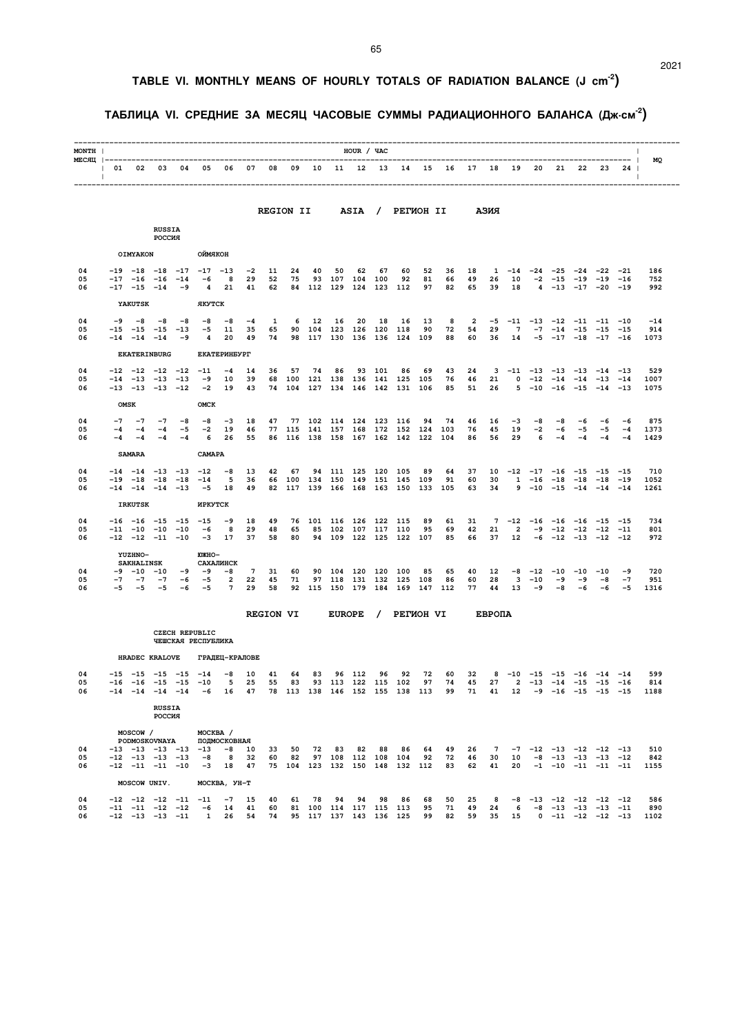# TABLE VI. MONTHLY MEANS OF HOURLY TOTALS OF RADIATION BALANCE (J cm$^{-2}$)

# ТАБЛИЦА VI. СРЕДНИЕ ЗА МЕСЯЦ ЧАСОВЫЕ СУММЫ РАДИАЦИОННОГО БАЛАНСА (Дж·см$^{-2}$)

| MONTH / МЕСЯЦ | 01 | 02 | 03 | 04 | 05 | 06 | 07 | 08 | 09 | 10 | 11 | 12 | 13 | 14 | 15 | 16 | 17 | 18 | 19 | 20 | 21 | 22 | 23 | 24 | MQ |
|---|---|---|---|---|---|---|---|---|---|---|---|---|---|---|---|---|---|---|---|---|---|---|---|---|---|
| **REGION II ASIA / РЕГИОН II АЗИЯ** | | | | | | | | | | | | | | | | | | | | | | | | | |
| **RUSSIA / РОССИЯ** | | | | | | | | | | | | | | | | | | | | | | | | | |
| **OIMYAKON / ОЙМЯКОН** | | | | | | | | | | | | | | | | | | | | | | | | | |
| 04 | -19 | -18 | -18 | -17 | -17 | -13 | -2 | 11 | 24 | 40 | 50 | 62 | 67 | 60 | 52 | 36 | 18 | 1 | -14 | -24 | -25 | -24 | -22 | -21 | 186 |
| 05 | -17 | -16 | -16 | -14 | -6 | 8 | 29 | 52 | 75 | 93 | 107 | 104 | 100 | 92 | 81 | 66 | 49 | 26 | 10 | -2 | -15 | -19 | -19 | -16 | 752 |
| 06 | -17 | -15 | -14 | -9 | 4 | 21 | 41 | 62 | 84 | 112 | 129 | 124 | 123 | 112 | 97 | 82 | 65 | 39 | 18 | 4 | -13 | -17 | -20 | -19 | 992 |
| **YAKUTSK / ЯКУТСК** | | | | | | | | | | | | | | | | | | | | | | | | | |
| 04 | -9 | -8 | -8 | -8 | -8 | -8 | -4 | 1 | 6 | 12 | 16 | 20 | 18 | 16 | 13 | 8 | 2 | -5 | -11 | -13 | -12 | -11 | -11 | -10 | -14 |
| 05 | -15 | -15 | -15 | -13 | -5 | 11 | 35 | 65 | 90 | 104 | 123 | 126 | 120 | 118 | 90 | 72 | 54 | 29 | 7 | -7 | -14 | -15 | -15 | -15 | 914 |
| 06 | -14 | -14 | -14 | -9 | 4 | 20 | 49 | 74 | 98 | 117 | 130 | 136 | 136 | 124 | 109 | 88 | 60 | 36 | 14 | -5 | -17 | -18 | -17 | -16 | 1073 |
| **EKATERINBURG / ЕКАТЕРИНБУРГ** | | | | | | | | | | | | | | | | | | | | | | | | | |
| 04 | -12 | -12 | -12 | -12 | -11 | -4 | 14 | 36 | 57 | 74 | 86 | 93 | 101 | 86 | 69 | 43 | 24 | 3 | -11 | -13 | -13 | -13 | -14 | -13 | 529 |
| 05 | -14 | -13 | -13 | -13 | -9 | 10 | 39 | 68 | 100 | 121 | 138 | 136 | 141 | 125 | 105 | 76 | 46 | 21 | 0 | -12 | -14 | -14 | -13 | -14 | 1007 |
| 06 | -13 | -13 | -13 | -12 | -2 | 19 | 43 | 74 | 104 | 127 | 134 | 146 | 142 | 131 | 106 | 85 | 51 | 26 | 5 | -10 | -16 | -15 | -14 | -13 | 1075 |
| **OMSK / ОМСК** | | | | | | | | | | | | | | | | | | | | | | | | | |
| 04 | -7 | -7 | -7 | -8 | -8 | -3 | 18 | 47 | 77 | 102 | 114 | 124 | 123 | 116 | 94 | 74 | 46 | 16 | -3 | -8 | -8 | -6 | -6 | -6 | 875 |
| 05 | -4 | -4 | -4 | -5 | -2 | 19 | 46 | 77 | 115 | 141 | 157 | 168 | 172 | 152 | 124 | 103 | 76 | 45 | 19 | -2 | -6 | -5 | -5 | -4 | 1373 |
| 06 | -4 | -4 | -4 | -4 | 6 | 26 | 55 | 86 | 116 | 138 | 158 | 167 | 162 | 142 | 122 | 104 | 86 | 56 | 29 | 6 | -4 | -4 | -4 | -4 | 1429 |
| **SAMARA / САМАРА** | | | | | | | | | | | | | | | | | | | | | | | | | |
| 04 | -14 | -14 | -13 | -13 | -12 | -8 | 13 | 42 | 67 | 94 | 111 | 125 | 120 | 105 | 89 | 64 | 37 | 10 | -12 | -17 | -16 | -15 | -15 | -15 | 710 |
| 05 | -19 | -18 | -18 | -18 | -14 | 5 | 36 | 66 | 100 | 134 | 150 | 149 | 151 | 145 | 109 | 91 | 60 | 30 | 1 | -16 | -18 | -18 | -18 | -19 | 1052 |
| 06 | -14 | -14 | -14 | -13 | -5 | 18 | 49 | 82 | 117 | 139 | 166 | 168 | 163 | 150 | 133 | 105 | 63 | 34 | 9 | -10 | -15 | -14 | -14 | -14 | 1261 |
| **IRKUTSK / ИРКУТСК** | | | | | | | | | | | | | | | | | | | | | | | | | |
| 04 | -16 | -16 | -15 | -15 | -15 | -9 | 18 | 49 | 76 | 101 | 116 | 126 | 122 | 115 | 89 | 61 | 31 | 7 | -12 | -16 | -16 | -16 | -15 | -15 | 734 |
| 05 | -11 | -10 | -10 | -10 | -6 | 8 | 29 | 48 | 65 | 85 | 102 | 107 | 117 | 110 | 95 | 69 | 42 | 21 | 2 | -9 | -12 | -12 | -12 | -11 | 801 |
| 06 | -12 | -12 | -11 | -10 | -3 | 17 | 37 | 58 | 80 | 94 | 109 | 122 | 125 | 122 | 107 | 85 | 66 | 37 | 12 | -6 | -12 | -13 | -12 | -12 | 972 |
| **YUZHNO-SAKHALINSK / ЮЖНО-САХАЛИНСК** | | | | | | | | | | | | | | | | | | | | | | | | | |
| 04 | -9 | -10 | -10 | -9 | -9 | -8 | 7 | 31 | 60 | 90 | 104 | 120 | 120 | 100 | 85 | 65 | 40 | 12 | -8 | -12 | -10 | -10 | -10 | -9 | 720 |
| 05 | -7 | -7 | -7 | -6 | -5 | 2 | 22 | 45 | 71 | 97 | 118 | 131 | 132 | 125 | 108 | 86 | 60 | 28 | 3 | -10 | -9 | -9 | -8 | -7 | 951 |
| 06 | -5 | -5 | -5 | -6 | -5 | 7 | 29 | 58 | 92 | 115 | 150 | 179 | 184 | 169 | 147 | 112 | 77 | 44 | 13 | -9 | -8 | -6 | -6 | -5 | 1316 |
| **REGION VI EUROPE / РЕГИОН VI ЕВРОПА** | | | | | | | | | | | | | | | | | | | | | | | | | |
| **CZECH REPUBLIC / ЧЕШСКАЯ РЕСПУБЛИКА** | | | | | | | | | | | | | | | | | | | | | | | | | |
| **HRADEC KRALOVE / ГРАДЕЦ-КРАЛОВЕ** | | | | | | | | | | | | | | | | | | | | | | | | | |
| 04 | -15 | -15 | -15 | -15 | -14 | -8 | 10 | 41 | 64 | 83 | 96 | 112 | 96 | 92 | 72 | 60 | 32 | 8 | -10 | -15 | -15 | -16 | -14 | -14 | 599 |
| 05 | -16 | -16 | -15 | -15 | -10 | 5 | 25 | 55 | 83 | 93 | 113 | 122 | 115 | 102 | 97 | 74 | 45 | 27 | 2 | -13 | -14 | -15 | -15 | -16 | 814 |
| 06 | -14 | -14 | -14 | -14 | -6 | 16 | 47 | 78 | 113 | 138 | 146 | 152 | 155 | 138 | 113 | 99 | 71 | 41 | 12 | -9 | -16 | -15 | -15 | -15 | 1188 |
| **RUSSIA / РОССИЯ** | | | | | | | | | | | | | | | | | | | | | | | | | |
| **MOSCOW / PODMOSKOVNAYA / МОСКВА / ПОДМОСКОВНАЯ** | | | | | | | | | | | | | | | | | | | | | | | | | |
| 04 | -13 | -13 | -13 | -13 | -13 | -8 | 10 | 33 | 50 | 72 | 83 | 82 | 88 | 86 | 64 | 49 | 26 | 7 | -7 | -12 | -13 | -12 | -12 | -13 | 510 |
| 05 | -12 | -13 | -13 | -13 | -8 | 8 | 32 | 60 | 82 | 97 | 108 | 112 | 108 | 104 | 92 | 72 | 46 | 30 | 10 | -8 | -13 | -13 | -13 | -12 | 842 |
| 06 | -12 | -11 | -11 | -10 | -3 | 18 | 47 | 75 | 104 | 123 | 132 | 150 | 148 | 132 | 112 | 83 | 62 | 41 | 20 | -1 | -10 | -11 | -11 | -11 | 1155 |
| **MOSCOW UNIV. / МОСКВА, УН-Т** | | | | | | | | | | | | | | | | | | | | | | | | | |
| 04 | -12 | -12 | -12 | -11 | -11 | -7 | 15 | 40 | 61 | 78 | 94 | 94 | 98 | 86 | 68 | 50 | 25 | 8 | -8 | -13 | -12 | -12 | -12 | -12 | 586 |
| 05 | -11 | -11 | -12 | -12 | -6 | 14 | 41 | 60 | 81 | 100 | 114 | 117 | 115 | 113 | 95 | 71 | 49 | 24 | 6 | -8 | -13 | -13 | -13 | -11 | 890 |
| 06 | -12 | -13 | -13 | -11 | 1 | 26 | 54 | 74 | 95 | 117 | 137 | 143 | 136 | 125 | 99 | 82 | 59 | 35 | 15 | 0 | -11 | -12 | -12 | -13 | 1102 |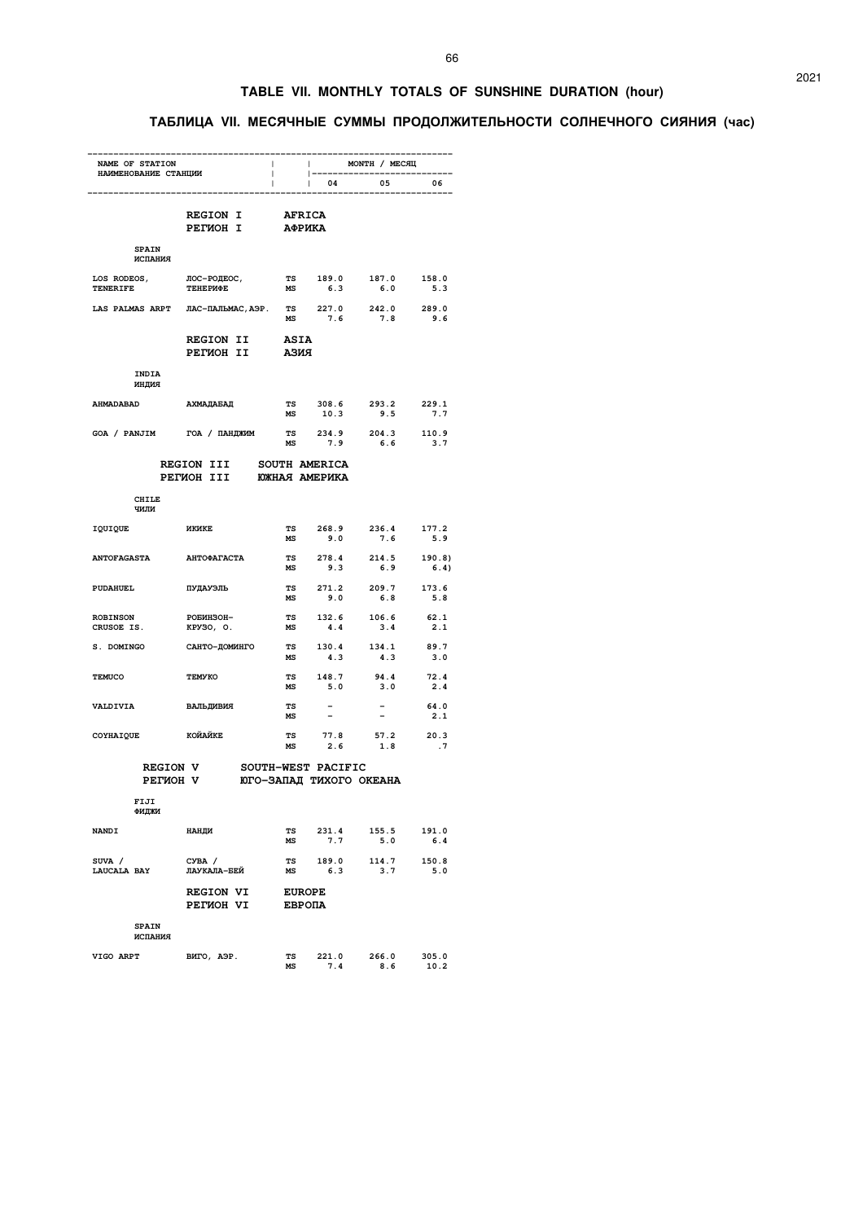# TABLE VII. MONTHLY TOTALS OF SUNSHINE DURATION (hour)

# ТАБЛИЦА VII. МЕСЯЧНЫЕ СУММЫ ПРОДОЛЖИТЕЛЬНОСТИ СОЛНЕЧНОГО СИЯНИЯ (час)

| NAME OF STATION | НАИМЕНОВАНИЕ СТАНЦИИ | | MONTH / МЕСЯЦ 04 | 05 | 06 |
|---|---|---|---|---|---|
| | **REGION I / РЕГИОН I** | **AFRICA / АФРИКА** | | | |
| **SPAIN / ИСПАНИЯ** | | | | | |
| LOS RODEOS, TENERIFE | ЛОС-РОДЕОС, ТЕНЕРИФЕ | TS | 189.0 | 187.0 | 158.0 |
| | | MS | 6.3 | 6.0 | 5.3 |
| LAS PALMAS ARPT | ЛАС-ПАЛЬМАС,АЭР. | TS | 227.0 | 242.0 | 289.0 |
| | | MS | 7.6 | 7.8 | 9.6 |
| | **REGION II / РЕГИОН II** | **ASIA / АЗИЯ** | | | |
| **INDIA / ИНДИЯ** | | | | | |
| AHMADABAD | АХМАДАБАД | TS | 308.6 | 293.2 | 229.1 |
| | | MS | 10.3 | 9.5 | 7.7 |
| GOA / PANJIM | ГОА / ПАНДЖИМ | TS | 234.9 | 204.3 | 110.9 |
| | | MS | 7.9 | 6.6 | 3.7 |
| | **REGION III / РЕГИОН III** | **SOUTH AMERICA / ЮЖНАЯ АМЕРИКА** | | | |
| **CHILE / ЧИЛИ** | | | | | |
| IQUIQUE | ИКИКЕ | TS | 268.9 | 236.4 | 177.2 |
| | | MS | 9.0 | 7.6 | 5.9 |
| ANTOFAGASTA | АНТОФАГАСТА | TS | 278.4 | 214.5 | 190.8) |
| | | MS | 9.3 | 6.9 | 6.4) |
| PUDAHUEL | ПУДАУЭЛЬ | TS | 271.2 | 209.7 | 173.6 |
| | | MS | 9.0 | 6.8 | 5.8 |
| ROBINSON CRUSOE IS. | РОБИНЗОН-КРУЗО, О. | TS | 132.6 | 106.6 | 62.1 |
| | | MS | 4.4 | 3.4 | 2.1 |
| S. DOMINGO | САНТО-ДОМИНГО | TS | 130.4 | 134.1 | 89.7 |
| | | MS | 4.3 | 4.3 | 3.0 |
| TEMUCO | ТЕМУКО | TS | 148.7 | 94.4 | 72.4 |
| | | MS | 5.0 | 3.0 | 2.4 |
| VALDIVIA | ВАЛЬДИВИЯ | TS | - | - | 64.0 |
| | | MS | - | - | 2.1 |
| COYHAIQUE | КОЙАЙКЕ | TS | 77.8 | 57.2 | 20.3 |
| | | MS | 2.6 | 1.8 | .7 |
| | **REGION V / РЕГИОН V** | **SOUTH-WEST PACIFIC / ЮГО-ЗАПАД ТИХОГО ОКЕАНА** | | | |
| **FIJI / ФИДЖИ** | | | | | |
| NANDI | НАНДИ | TS | 231.4 | 155.5 | 191.0 |
| | | MS | 7.7 | 5.0 | 6.4 |
| SUVA / LAUCALA BAY | СУВА / ЛАУКАЛА-БЕЙ | TS | 189.0 | 114.7 | 150.8 |
| | | MS | 6.3 | 3.7 | 5.0 |
| | **REGION VI / РЕГИОН VI** | **EUROPE / ЕВРОПА** | | | |
| **SPAIN / ИСПАНИЯ** | | | | | |
| VIGO ARPT | ВИГО, АЭР. | TS | 221.0 | 266.0 | 305.0 |
| | | MS | 7.4 | 8.6 | 10.2 |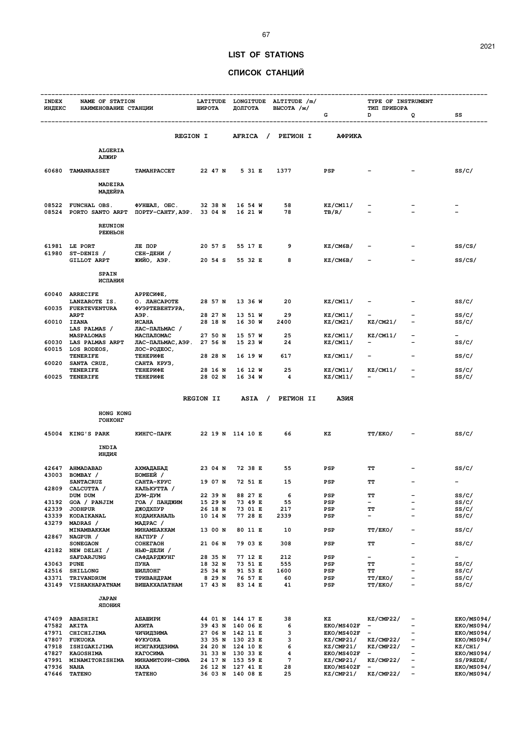# LIST OF STATIONS

# СПИСОК СТАНЦИЙ

| INDEX ИНДЕКС | NAME OF STATION | НАИМЕНОВАНИЕ СТАНЦИИ | LATITUDE ШИРОТА | LONGITUDE ДОЛГОТА | ALTITUDE /m/ ВЫСОТА /м/ | TYPE OF INSTRUMENT ТИП ПРИБОРА G | D | Q | SS |
|---|---|---|---|---|---|---|---|---|---|
| | | | | | | | | | |
| | **REGION I AFRICA / РЕГИОН I АФРИКА** | | | | | | | | |
| | **ALGERIA АЛЖИР** | | | | | | | | |
| 60680 | TAMANRASSET | ТАМАНРАССЕТ | 22 47 N | 5 31 E | 1377 | PSP | - | - | SS/C/ |
| | **MADEIRA МАДЕЙРА** | | | | | | | | |
| 08522 | FUNCHAL OBS. | ФУНШАЛ, ОБС. | 32 38 N | 16 54 W | 58 | KZ/CM11/ | - | - | - |
| 08524 | PORTO SANTO ARPT | ПОРТУ-САНТУ,АЭР. | 33 04 N | 16 21 W | 78 | TB/R/ | - | - | - |
| | **REUNION РЕЮНЬОН** | | | | | | | | |
| 61981 | LE PORT | ЛЕ ПОР | 20 57 S | 55 17 E | 9 | KZ/CM6B/ | - | - | SS/CS/ |
| 61980 | ST-DENIS / GILLOT ARPT | СЕН-ДЕНИ / ЖИЙО, АЭР. | 20 54 S | 55 32 E | 8 | KZ/CM6B/ | - | - | SS/CS/ |
| | **SPAIN ИСПАНИЯ** | | | | | | | | |
| 60040 | ARRECIFE LANZAROTE IS. | АРРЕСИФЕ, О. ЛАНСАРОТЕ | 28 57 N | 13 36 W | 20 | KZ/CM11/ | - | - | SS/C/ |
| 60035 | FUERTEVENTURA ARPT | ФУЭРТЕВЕНТУРА, АЭР. | 28 27 N | 13 51 W | 29 | KZ/CM11/ | - | - | SS/C/ |
| 60010 | IZANA | ИСАНА | 28 18 N | 16 30 W | 2400 | KZ/CM21/ | KZ/CM21/ | - | SS/C/ |
| | LAS PALMAS / MASPALOMAS | ЛАС-ПАЛЬМАС / МАСПАЛОМАС | 27 50 N | 15 57 W | 25 | KZ/CM11/ | KZ/CM11/ | - | - |
| 60030 | LAS PALMAS ARPT | ЛАС-ПАЛЬМАС,АЭР. | 27 56 N | 15 23 W | 24 | KZ/CM11/ | - | - | SS/C/ |
| 60015 | LOS RODEOS, TENERIFE | ЛОС-РОДЕОС, ТЕНЕРИФЕ | 28 28 N | 16 19 W | 617 | KZ/CM11/ | - | - | SS/C/ |
| 60020 | SANTA CRUZ, TENERIFE | САНТА КРУЗ, ТЕНЕРИФЕ | 28 16 N | 16 12 W | 25 | KZ/CM11/ | KZ/CM11/ | - | SS/C/ |
| 60025 | TENERIFE | ТЕНЕРИФЕ | 28 02 N | 16 34 W | 4 | KZ/CM11/ | - | - | SS/C/ |
| | **REGION II ASIA / РЕГИОН II АЗИЯ** | | | | | | | | |
| | **HONG KONG ГОНКОНГ** | | | | | | | | |
| 45004 | KING'S PARK | КИНГС-ПАРК | 22 19 N | 114 10 E | 66 | KZ | TT/EKO/ | - | SS/C/ |
| | **INDIA ИНДИЯ** | | | | | | | | |
| 42647 | AHMADABAD | АХМАДАБАД | 23 04 N | 72 38 E | 55 | PSP | TT | - | SS/C/ |
| 43003 | BOMBAY / SANTACRUZ | БОМБЕЙ / САНТА-КРУС | 19 07 N | 72 51 E | 15 | PSP | TT | - | - |
| 42809 | CALCUTTA / DUM DUM | КАЛЬКУТТА / ДУМ-ДУМ | 22 39 N | 88 27 E | 6 | PSP | TT | - | SS/C/ |
| 43192 | GOA / PANJIM | ГОА / ПАНДЖИМ | 15 29 N | 73 49 E | 55 | PSP | - | - | SS/C/ |
| 42339 | JODHPUR | ДЖОДХПУР | 26 18 N | 73 01 E | 217 | PSP | TT | - | SS/C/ |
| 43339 | KODAIKANAL | КОДАИКАНАЛЬ | 10 14 N | 77 28 E | 2339 | PSP | - | - | SS/C/ |
| 43279 | MADRAS / MINAMBAKKAM | МАДРАС / МИНАМБАККАМ | 13 00 N | 80 11 E | 10 | PSP | TT/EKO/ | - | SS/C/ |
| 42867 | NAGPUR / SONEGAON | НАГПУР / СОНЕГАОН | 21 06 N | 79 03 E | 308 | PSP | TT | - | SS/C/ |
| 42182 | NEW DELHI / SAFDARJUNG | НЬЮ-ДЕЛИ / САФДАРДЖУНГ | 28 35 N | 77 12 E | 212 | PSP | - | - | - |
| 43063 | PUNE | ПУНА | 18 32 N | 73 51 E | 555 | PSP | TT | - | SS/C/ |
| 42516 | SHILLONG | ШИЛЛОНГ | 25 34 N | 91 53 E | 1600 | PSP | TT | - | SS/C/ |
| 43371 | TRIVANDRUM | ТРИВАНДРАМ | 8 29 N | 76 57 E | 60 | PSP | TT/EKO/ | - | SS/C/ |
| 43149 | VISHAKHAPATNAM | ВИШАКХАПАТНАМ | 17 43 N | 83 14 E | 41 | PSP | TT/EKO/ | - | SS/C/ |
| | **JAPAN ЯПОНИЯ** | | | | | | | | |
| 47409 | ABASHIRI | АБАШИРИ | 44 01 N | 144 17 E | 38 | KZ | KZ/CMP22/ | - | EKO/MS094/ |
| 47582 | AKITA | АКИТА | 39 43 N | 140 06 E | 6 | EKO/MS402F | - | - | EKO/MS094/ |
| 47971 | CHICHIJIMA | ЧИЧИДЗИМА | 27 06 N | 142 11 E | 3 | EKO/MS402F | - | - | EKO/MS094/ |
| 47807 | FUKUOKA | ФУКУОКА | 33 35 N | 130 23 E | 3 | KZ/CMP21/ | KZ/CMP22/ | - | EKO/MS094/ |
| 47918 | ISHIGAKIJIMA | ИСИГАКИДЗИМА | 24 20 N | 124 10 E | 6 | KZ/CMP21/ | KZ/CMP22/ | - | KZ/CH1/ |
| 47827 | KAGOSHIMA | КАГОСИМА | 31 33 N | 130 33 E | 4 | EKO/MS402F | - | - | EKO/MS094/ |
| 47991 | MINAMITORISHIMA | МИНАМИТОРИ-СИМА | 24 17 N | 153 59 E | 7 | KZ/CMP21/ | KZ/CMP22/ | - | SS/PREDE/ |
| 47936 | NAHA | НАХА | 26 12 N | 127 41 E | 28 | EKO/MS402F | - | - | EKO/MS094/ |
| 47646 | TATENO | ТАТЕНО | 36 03 N | 140 08 E | 25 | KZ/CMP21/ | KZ/CMP22/ | - | EKO/MS094/ |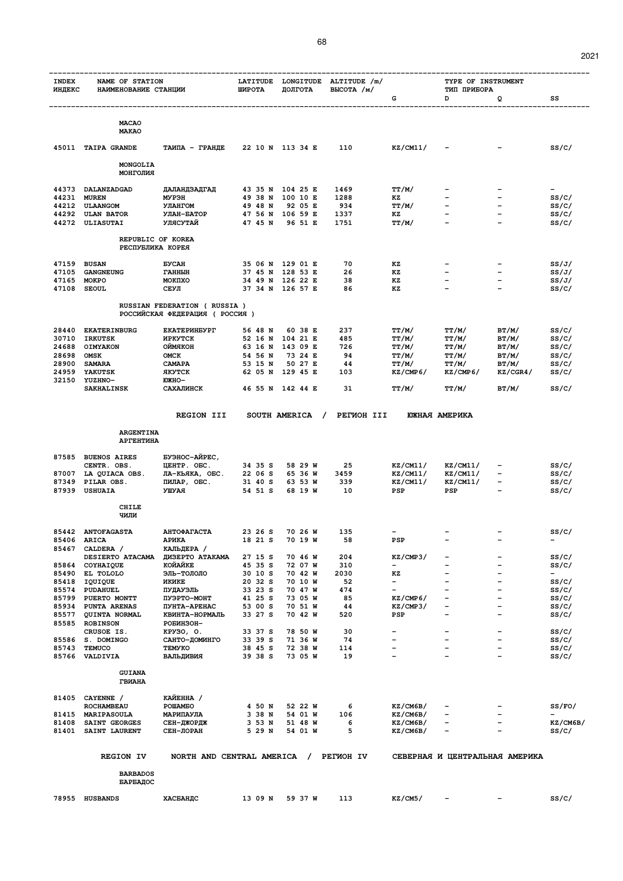| INDEX ИНДЕКС | NAME OF STATION НАИМЕНОВАНИЕ СТАНЦИИ | | LATITUDE ШИРОТА | LONGITUDE ДОЛГОТА | ALTITUDE /m/ ВЫСОТА /м/ | TYPE OF INSTRUMENT ТИП ПРИБОРА | | | |
|---|---|---|---|---|---|---|---|---|---|
| | | | | | | G | D | Q | SS |
| | **MACAO** **МАКАО** | | | | | | | | |
| 45011 | TAIPA GRANDE | ТАИПА - ГРАНДЕ | 22 10 N | 113 34 E | 110 | KZ/CM11/ | - | - | SS/C/ |
| | **MONGOLIA** **МОНГОЛИЯ** | | | | | | | | |
| 44373 | DALANZADGAD | ДАЛАНДЗАДГАД | 43 35 N | 104 25 E | 1469 | TT/M/ | - | - | - |
| 44231 | MUREN | МУРЭН | 49 38 N | 100 10 E | 1288 | KZ | - | - | SS/C/ |
| 44212 | ULAANGOM | УЛАНГОМ | 49 48 N | 92 05 E | 934 | TT/M/ | - | - | SS/C/ |
| 44292 | ULAN BATOR | УЛАН-БАТОР | 47 56 N | 106 59 E | 1337 | KZ | - | - | SS/C/ |
| 44272 | ULIASUTAI | УЛЯСУТАЙ | 47 45 N | 96 51 E | 1751 | TT/M/ | - | - | SS/C/ |
| | **REPUBLIC OF KOREA** **РЕСПУБЛИКА КОРЕЯ** | | | | | | | | |
| 47159 | BUSAN | БУСАН | 35 06 N | 129 01 E | 70 | KZ | - | - | SS/J/ |
| 47105 | GANGNEUNG | ГАННЫН | 37 45 N | 128 53 E | 26 | KZ | - | - | SS/J/ |
| 47165 | MOKPO | МОКПХО | 34 49 N | 126 22 E | 38 | KZ | - | - | SS/J/ |
| 47108 | SEOUL | СЕУЛ | 37 34 N | 126 57 E | 86 | KZ | - | - | SS/C/ |
| | **RUSSIAN FEDERATION ( RUSSIA )** **РОССИЙСКАЯ ФЕДЕРАЦИЯ ( РОССИЯ )** | | | | | | | | |
| 28440 | EKATERINBURG | ЕКАТЕРИНБУРГ | 56 48 N | 60 38 E | 237 | TT/M/ | TT/M/ | BT/M/ | SS/C/ |
| 30710 | IRKUTSK | ИРКУТСК | 52 16 N | 104 21 E | 485 | TT/M/ | TT/M/ | BT/M/ | SS/C/ |
| 24688 | OIMYAKON | ОЙМЯКОН | 63 16 N | 143 09 E | 726 | TT/M/ | TT/M/ | BT/M/ | SS/C/ |
| 28698 | OMSK | ОМСК | 54 56 N | 73 24 E | 94 | TT/M/ | TT/M/ | BT/M/ | SS/C/ |
| 28900 | SAMARA | САМАРА | 53 15 N | 50 27 E | 44 | TT/M/ | TT/M/ | BT/M/ | SS/C/ |
| 24959 | YAKUTSK | ЯКУТСК | 62 05 N | 129 45 E | 103 | KZ/CMP6/ | KZ/CMP6/ | KZ/CGR4/ | SS/C/ |
| 32150 | YUZHNO-SAKHALINSK | ЮЖНО-САХАЛИНСК | 46 55 N | 142 44 E | 31 | TT/M/ | TT/M/ | BT/M/ | SS/C/ |
| | **REGION III SOUTH AMERICA / РЕГИОН III ЮЖНАЯ АМЕРИКА** | | | | | | | | |
| | **ARGENTINA** **АРГЕНТИНА** | | | | | | | | |
| 87585 | BUENOS AIRES CENTR. OBS. | БУЭНОС-АЙРЕС, ЦЕНТР. ОБС. | 34 35 S | 58 29 W | 25 | KZ/CM11/ | KZ/CM11/ | - | SS/C/ |
| 87007 | LA QUIACA OBS. | ЛА-КЬЯКА, ОБС. | 22 06 S | 65 36 W | 3459 | KZ/CM11/ | KZ/CM11/ | - | SS/C/ |
| 87349 | PILAR OBS. | ПИЛАР, ОБС. | 31 40 S | 63 53 W | 339 | KZ/CM11/ | KZ/CM11/ | - | SS/C/ |
| 87939 | USHUAIA | УШУАЯ | 54 51 S | 68 19 W | 10 | PSP | PSP | - | SS/C/ |
| | **CHILE** **ЧИЛИ** | | | | | | | | |
| 85442 | ANTOFAGASTA | АНТОФАГАСТА | 23 26 S | 70 26 W | 135 | - | - | - | SS/C/ |
| 85406 | ARICA | АРИКА | 18 21 S | 70 19 W | 58 | PSP | - | - | - |
| 85467 | CALDERA / DESIERTO ATACAMA | КАЛЬДЕРА / ДИЗЕРТО АТАКАМА | 27 15 S | 70 46 W | 204 | KZ/CMP3/ | - | - | SS/C/ |
| 85864 | COYHAIQUE | КОЙАЙКЕ | 45 35 S | 72 07 W | 310 | - | - | - | SS/C/ |
| 85490 | EL TOLOLO | ЭЛЬ-ТОЛОЛО | 30 10 S | 70 42 W | 2030 | KZ | - | - | - |
| 85418 | IQUIQUE | ИКИКЕ | 20 32 S | 70 10 W | 52 | - | - | - | SS/C/ |
| 85574 | PUDAHUEL | ПУДАУЭЛЬ | 33 23 S | 70 47 W | 474 | - | - | - | SS/C/ |
| 85799 | PUERTO MONTT | ПУЭРТО-МОНТ | 41 25 S | 73 05 W | 85 | KZ/CMP6/ | - | - | SS/C/ |
| 85934 | PUNTA ARENAS | ПУНТА-АРЕНАС | 53 00 S | 70 51 W | 44 | KZ/CMP3/ | - | - | SS/C/ |
| 85577 | QUINTA NORMAL | КВИНТА-НОРМАЛЬ | 33 27 S | 70 42 W | 520 | PSP | - | - | SS/C/ |
| 85585 | ROBINSON CRUSOE IS. | РОБИНЗОН-КРУЗО, О. | 33 37 S | 78 50 W | 30 | - | - | - | SS/C/ |
| 85586 | S. DOMINGO | САНТО-ДОМИНГО | 33 39 S | 71 36 W | 74 | - | - | - | SS/C/ |
| 85743 | TEMUCO | ТЕМУКО | 38 45 S | 72 38 W | 114 | - | - | - | SS/C/ |
| 85766 | VALDIVIA | ВАЛЬДИВИЯ | 39 38 S | 73 05 W | 19 | - | - | - | SS/C/ |
| | **GUIANA** **ГВИАНА** | | | | | | | | |
| 81405 | CAYENNE / ROCHAMBEAU | КАЙЕННА / РОШАМБО | 4 50 N | 52 22 W | 6 | KZ/CM6B/ | - | - | SS/FO/ |
| 81415 | MARIPASOULA | МАРИПАУЛА | 3 38 N | 54 01 W | 106 | KZ/CM6B/ | - | - | - |
| 81408 | SAINT GEORGES | СЕН-ДЖОРДЖ | 3 53 N | 51 48 W | 6 | KZ/CM6B/ | - | - | KZ/CM6B/ |
| 81401 | SAINT LAURENT | СЕН-ЛОРАН | 5 29 N | 54 01 W | 5 | KZ/CM6B/ | - | - | SS/C/ |
| | **REGION IV NORTH AND CENTRAL AMERICA / РЕГИОН IV СЕВЕРНАЯ И ЦЕНТРАЛЬНАЯ АМЕРИКА** | | | | | | | | |
| | **BARBADOS** **БАРБАДОС** | | | | | | | | |
| 78955 | HUSBANDS | ХАСБАНДС | 13 09 N | 59 37 W | 113 | KZ/CM5/ | - | - | SS/C/ |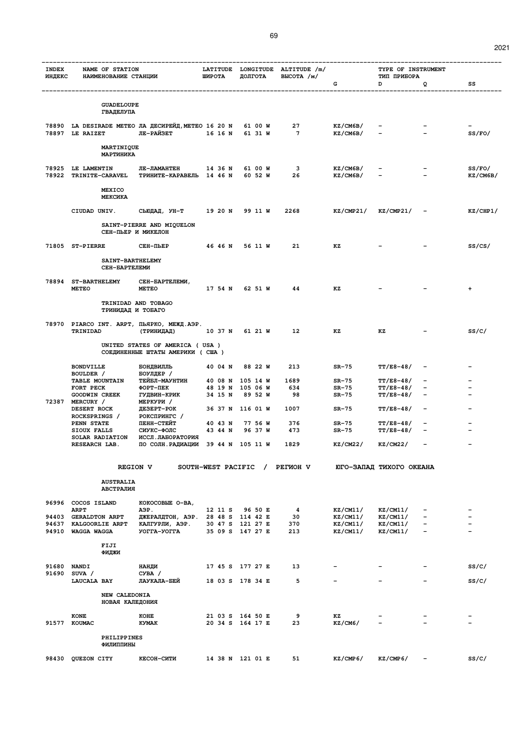| INDEX<br>ИНДЕКС | NAME OF STATION<br>НАИМЕНОВАНИЕ СТАНЦИИ | | LATITUDE<br>ШИРОТА | LONGITUDE<br>ДОЛГОТА | ALTITUDE /m/<br>ВЫСОТА /м/ | TYPE OF INSTRUMENT<br>ТИП ПРИБОРА<br>G | <br><br>D | <br><br>Q | <br><br>SS |
|---|---|---|---|---|---|---|---|---|---|
| | **GUADELOUPE**<br>**ГВАДЕЛУПА** | | | | | | | | |
| 78890 | LA DESIRADE METEO | ЛА ДЕСИРЕЙД,МЕТЕО | 16 20 N | 61 00 W | 27 | KZ/CM6B/ | - | - | - |
| 78897 | LE RAIZET | ЛЕ-РАЙЗЕТ | 16 16 N | 61 31 W | 7 | KZ/CM6B/ | - | - | SS/FO/ |
| | **MARTINIQUE**<br>**МАРТИНИКА** | | | | | | | | |
| 78925 | LE LAMENTIN | ЛЕ-ЛАМАНТЕН | 14 36 N | 61 00 W | 3 | KZ/CM6B/ | - | - | SS/FO/ |
| 78922 | TRINITE-CARAVEL | ТРИНИТЕ-КАРАВЕЛЬ | 14 46 N | 60 52 W | 26 | KZ/CM6B/ | - | - | KZ/CM6B/ |
| | **MEXICO**<br>**МЕКСИКА** | | | | | | | | |
| | CIUDAD UNIV. | СЬЮДАД, УН-Т | 19 20 N | 99 11 W | 2268 | KZ/CMP21/ | KZ/CMP21/ | - | KZ/CHP1/ |
| | **SAINT-PIERRE AND MIQUELON**<br>**СЕН-ПЬЕР И МИКЕЛОН** | | | | | | | | |
| 71805 | ST-PIERRE | СЕН-ПЬЕР | 46 46 N | 56 11 W | 21 | KZ | - | - | SS/CS/ |
| | **SAINT-BARTHELEMY**<br>**СЕН-БАРТЕЛЕМИ** | | | | | | | | |
| 78894 | ST-BARTHELEMY METEO | СЕН-БАРТЕЛЕМИ, МЕТЕО | 17 54 N | 62 51 W | 44 | KZ | - | - | + |
| | **TRINIDAD AND TOBAGO**<br>**ТРИНИДАД И ТОБАГО** | | | | | | | | |
| 78970 | PIARCO INT. ARPT, TRINIDAD | ПЬЯРКО, МЕЖД.АЭР. (ТРИНИДАД) | 10 37 N | 61 21 W | 12 | KZ | KZ | - | SS/C/ |
| | **UNITED STATES OF AMERICA ( USA )**<br>**СОЕДИНЕННЫЕ ШТАТЫ АМЕРИКИ ( США )** | | | | | | | | |
| | BONDVILLE | БОНДВИЛЛЬ | 40 04 N | 88 22 W | 213 | SR-75 | TT/E8-48/ | - | - |
| | BOULDER / TABLE MOUNTAIN | БОУЛДЕР / ТЕЙБЛ-МАУНТИН | 40 08 N | 105 14 W | 1689 | SR-75 | TT/E8-48/ | - | - |
| | FORT PECK | ФОРТ-ПЕК | 48 19 N | 105 06 W | 634 | SR-75 | TT/E8-48/ | - | - |
| | GOODWIN CREEK | ГУДВИН-КРИК | 34 15 N | 89 52 W | 98 | SR-75 | TT/E8-48/ | - | - |
| 72387 | MERCURY / DESERT ROCK | МЕРКУРИ / ДЕЗЕРТ-РОК | 36 37 N | 116 01 W | 1007 | SR-75 | TT/E8-48/ | - | - |
| | ROCKSPRINGS / PENN STATE | РОКСПРИНГС / ПЕНН-СТЕЙТ | 40 43 N | 77 56 W | 376 | SR-75 | TT/E8-48/ | - | - |
| | SIOUX FALLS | СИУКС-ФОЛС | 43 44 N | 96 37 W | 473 | SR-75 | TT/E8-48/ | - | - |
| | SOLAR RADIATION RESEARCH LAB. | ИССЛ.ЛАБОРАТОРИЯ ПО СОЛН.РАДИАЦИИ | 39 44 N | 105 11 W | 1829 | KZ/CM22/ | KZ/CM22/ | - | - |
| | **REGION V SOUTH-WEST PACIFIC / РЕГИОН V ЮГО-ЗАПАД ТИХОГО ОКЕАНА** | | | | | | | | |
| | **AUSTRALIA**<br>**АВСТРАЛИЯ** | | | | | | | | |
| 96996 | COCOS ISLAND ARPT | КОКОСОВЫЕ О-ВА, АЭР. | 12 11 S | 96 50 E | 4 | KZ/CM11/ | KZ/CM11/ | - | - |
| 94403 | GERALDTON ARPT | ДЖЕРАЛДТОН, АЭР. | 28 48 S | 114 42 E | 30 | KZ/CM11/ | KZ/CM11/ | - | - |
| 94637 | KALGOORLIE ARPT | КАЛГУРЛИ, АЭР. | 30 47 S | 121 27 E | 370 | KZ/CM11/ | KZ/CM11/ | - | - |
| 94910 | WAGGA WAGGA | УОГГА-УОГГА | 35 09 S | 147 27 E | 213 | KZ/CM11/ | KZ/CM11/ | - | - |
| | **FIJI**<br>**ФИДЖИ** | | | | | | | | |
| 91680 | NANDI | НАНДИ | 17 45 S | 177 27 E | 13 | - | - | - | SS/C/ |
| 91690 | SUVA / LAUCALA BAY | СУВА / ЛАУКАЛА-БЕЙ | 18 03 S | 178 34 E | 5 | - | - | - | SS/C/ |
| | **NEW CALEDONIA**<br>**НОВАЯ КАЛЕДОНИЯ** | | | | | | | | |
| | KONE | КОНЕ | 21 03 S | 164 50 E | 9 | KZ | - | - | - |
| 91577 | KOUMAC | КУМАК | 20 34 S | 164 17 E | 23 | KZ/CM6/ | - | - | - |
| | **PHILIPPINES**<br>**ФИЛИППИНЫ** | | | | | | | | |
| 98430 | QUEZON CITY | КЕСОН-СИТИ | 14 38 N | 121 01 E | 51 | KZ/CMP6/ | KZ/CMP6/ | - | SS/C/ |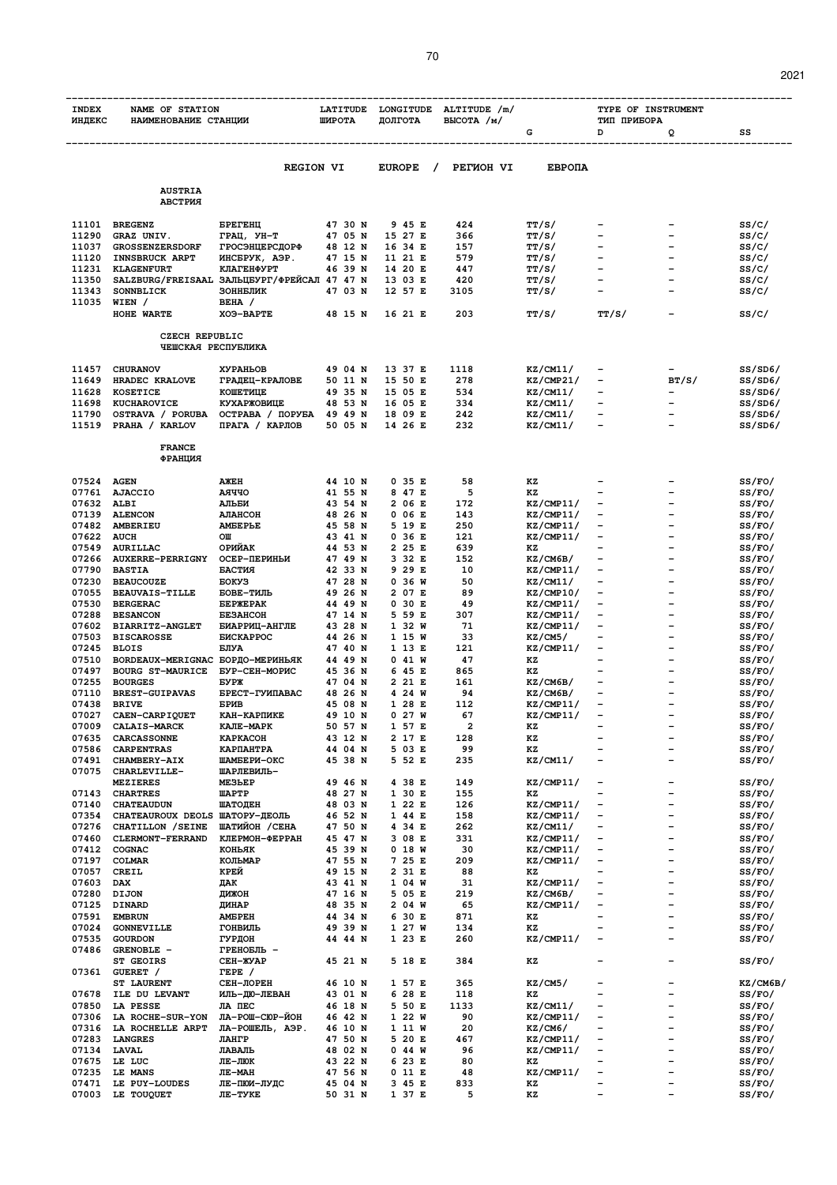| INDEX ИНДЕКС | NAME OF STATION НАИМЕНОВАНИЕ СТАНЦИИ | | LATITUDE ШИРОТА | LONGITUDE ДОЛГОТА | ALTITUDE /m/ ВЫСОТА /м/ | TYPE OF INSTRUMENT ТИП ПРИБОРА | | | |
|---|---|---|---|---|---|---|---|---|---|
| | | | | | | G | D | Q | SS |

## REGION VI EUROPE / РЕГИОН VI ЕВРОПА

### AUSTRIA АВСТРИЯ

| INDEX | NAME OF STATION | НАИМЕНОВАНИЕ СТАНЦИИ | LATITUDE | LONGITUDE | ALTITUDE | G | D | Q | SS |
|---|---|---|---|---|---|---|---|---|---|
| 11101 | BREGENZ | БРЕГЕНЦ | 47 30 N | 9 45 E | 424 | TT/S/ | - | - | SS/C/ |
| 11290 | GRAZ UNIV. | ГРАЦ, УН-Т | 47 05 N | 15 27 E | 366 | TT/S/ | - | - | SS/C/ |
| 11037 | GROSSENZERSDORF | ГРОСЭНЦЕРСДОРФ | 48 12 N | 16 34 E | 157 | TT/S/ | - | - | SS/C/ |
| 11120 | INNSBRUCK ARPT | ИНСБРУК, АЭР. | 47 15 N | 11 21 E | 579 | TT/S/ | - | - | SS/C/ |
| 11231 | KLAGENFURT | КЛАГЕНФУРТ | 46 39 N | 14 20 E | 447 | TT/S/ | - | - | SS/C/ |
| 11350 | SALZBURG/FREISAAL | ЗАЛЬЦБУРГ/ФРЕЙСАЛ | 47 47 N | 13 03 E | 420 | TT/S/ | - | - | SS/C/ |
| 11343 | SONNBLICK | ЗОННБЛИК | 47 03 N | 12 57 E | 3105 | TT/S/ | - | - | SS/C/ |
| 11035 | WIEN / HOHE WARTE | ВЕНА / ХОЭ-ВАРТЕ | 48 15 N | 16 21 E | 203 | TT/S/ | TT/S/ | - | SS/C/ |

### CZECH REPUBLIC ЧЕШСКАЯ РЕСПУБЛИКА

| INDEX | NAME OF STATION | НАИМЕНОВАНИЕ СТАНЦИИ | LATITUDE | LONGITUDE | ALTITUDE | G | D | Q | SS |
|---|---|---|---|---|---|---|---|---|---|
| 11457 | CHURANOV | ХУРАНЬОВ | 49 04 N | 13 37 E | 1118 | KZ/CM11/ | - | - | SS/SD6/ |
| 11649 | HRADEC KRALOVE | ГРАДЕЦ-КРАЛОВЕ | 50 11 N | 15 50 E | 278 | KZ/CMP21/ | - | BT/S/ | SS/SD6/ |
| 11628 | KOSETICE | КОШЕТИЦЕ | 49 35 N | 15 05 E | 534 | KZ/CM11/ | - | - | SS/SD6/ |
| 11698 | KUCHAROVICE | КУХАРЖОВИЦЕ | 48 53 N | 16 05 E | 334 | KZ/CM11/ | - | - | SS/SD6/ |
| 11790 | OSTRAVA / PORUBA | ОСТРАВА / ПОРУБА | 49 49 N | 18 09 E | 242 | KZ/CM11/ | - | - | SS/SD6/ |
| 11519 | PRAHA / KARLOV | ПРАГА / КАРЛОВ | 50 05 N | 14 26 E | 232 | KZ/CM11/ | - | - | SS/SD6/ |

### FRANCE ФРАНЦИЯ

| INDEX | NAME OF STATION | НАИМЕНОВАНИЕ СТАНЦИИ | LATITUDE | LONGITUDE | ALTITUDE | G | D | Q | SS |
|---|---|---|---|---|---|---|---|---|---|
| 07524 | AGEN | АЖЕН | 44 10 N | 0 35 E | 58 | KZ | - | - | SS/FO/ |
| 07761 | AJACCIO | АЯЧЧО | 41 55 N | 8 47 E | 5 | KZ | - | - | SS/FO/ |
| 07632 | ALBI | АЛЬБИ | 43 54 N | 2 06 E | 172 | KZ/CMP11/ | - | - | SS/FO/ |
| 07139 | ALENCON | АЛАНСОН | 48 26 N | 0 06 E | 143 | KZ/CMP11/ | - | - | SS/FO/ |
| 07482 | AMBERIEU | АМБЕРЬЕ | 45 58 N | 5 19 E | 250 | KZ/CMP11/ | - | - | SS/FO/ |
| 07622 | AUCH | ОШ | 43 41 N | 0 36 E | 121 | KZ/CMP11/ | - | - | SS/FO/ |
| 07549 | AURILLAC | ОРИЙАК | 44 53 N | 2 25 E | 639 | KZ | - | - | SS/FO/ |
| 07266 | AUXERRE-PERRIGNY | ОСЕР-ПЕРИНЬИ | 47 49 N | 3 32 E | 152 | KZ/CM6B/ | - | - | SS/FO/ |
| 07790 | BASTIA | БАСТИЯ | 42 33 N | 9 29 E | 10 | KZ/CMP11/ | - | - | SS/FO/ |
| 07230 | BEAUCOUZE | БОКУЗ | 47 28 N | 0 36 W | 50 | KZ/CM11/ | - | - | SS/FO/ |
| 07055 | BEAUVAIS-TILLE | БОВЕ-ТИЛЬ | 49 26 N | 2 07 E | 89 | KZ/CMP10/ | - | - | SS/FO/ |
| 07530 | BERGERAC | БЕРЖЕРАК | 44 49 N | 0 30 E | 49 | KZ/CMP11/ | - | - | SS/FO/ |
| 07288 | BESANCON | БЕЗАНСОН | 47 14 N | 5 59 E | 307 | KZ/CMP11/ | - | - | SS/FO/ |
| 07602 | BIARRITZ-ANGLET | БИАРРИЦ-АНГЛЕ | 43 28 N | 1 32 W | 71 | KZ/CMP11/ | - | - | SS/FO/ |
| 07503 | BISCAROSSE | БИСКАРРОС | 44 26 N | 1 15 W | 33 | KZ/CM5/ | - | - | SS/FO/ |
| 07245 | BLOIS | БЛУА | 47 40 N | 1 13 E | 121 | KZ/CMP11/ | - | - | SS/FO/ |
| 07510 | BORDEAUX-MERIGNAC | БОРДО-МЕРИНЬЯК | 44 49 N | 0 41 W | 47 | KZ | - | - | SS/FO/ |
| 07497 | BOURG ST-MAURICE | БУР-СЕН-МОРИС | 45 36 N | 6 45 E | 865 | KZ | - | - | SS/FO/ |
| 07255 | BOURGES | БУРЖ | 47 04 N | 2 21 E | 161 | KZ/CM6B/ | - | - | SS/FO/ |
| 07110 | BREST-GUIPAVAS | БРЕСТ-ГУИПАВАС | 48 26 N | 4 24 W | 94 | KZ/CM6B/ | - | - | SS/FO/ |
| 07438 | BRIVE | БРИВ | 45 08 N | 1 28 E | 112 | KZ/CMP11/ | - | - | SS/FO/ |
| 07027 | CAEN-CARPIQUET | КАН-КАРПИКЕ | 49 10 N | 0 27 W | 67 | KZ/CMP11/ | - | - | SS/FO/ |
| 07009 | CALAIS-MARCK | КАЛЕ-МАРК | 50 57 N | 1 57 E | 2 | KZ | - | - | SS/FO/ |
| 07635 | CARCASSONNE | КАРКАСОН | 43 12 N | 2 17 E | 128 | KZ | - | - | SS/FO/ |
| 07586 | CARPENTRAS | КАРПАНТРА | 44 04 N | 5 03 E | 99 | KZ | - | - | SS/FO/ |
| 07491 | CHAMBERY-AIX | ШАМБЕРИ-ОКС | 45 38 N | 5 52 E | 235 | KZ/CM11/ | - | - | SS/FO/ |
| 07075 | CHARLEVILLE-MEZIERES | ШАРЛЕВИЛЬ-МЕЗЬЕР | 49 46 N | 4 38 E | 149 | KZ/CMP11/ | - | - | SS/FO/ |
| 07143 | CHARTRES | ШАРТР | 48 27 N | 1 30 E | 155 | KZ | - | - | SS/FO/ |
| 07140 | CHATEAUDUN | ШАТОДЕН | 48 03 N | 1 22 E | 126 | KZ/CMP11/ | - | - | SS/FO/ |
| 07354 | CHATEAUROUX DEOLS | ШАТОРУ-ДЕОЛЬ | 46 52 N | 1 44 E | 158 | KZ/CMP11/ | - | - | SS/FO/ |
| 07276 | CHATILLON /SEINE | ШАТИЙОН /СЕНА | 47 50 N | 4 34 E | 262 | KZ/CM11/ | - | - | SS/FO/ |
| 07460 | CLERMONT-FERRAND | КЛЕРМОН-ФЕРРАН | 45 47 N | 3 08 E | 331 | KZ/CMP11/ | - | - | SS/FO/ |
| 07412 | COGNAC | КОНЬЯК | 45 39 N | 0 18 W | 30 | KZ/CMP11/ | - | - | SS/FO/ |
| 07197 | COLMAR | КОЛЬМАР | 47 55 N | 7 25 E | 209 | KZ/CMP11/ | - | - | SS/FO/ |
| 07057 | CREIL | КРЕЙ | 49 15 N | 2 31 E | 88 | KZ | - | - | SS/FO/ |
| 07603 | DAX | ДАК | 43 41 N | 1 04 W | 31 | KZ/CMP11/ | - | - | SS/FO/ |
| 07280 | DIJON | ДИЖОН | 47 16 N | 5 05 E | 219 | KZ/CM6B/ | - | - | SS/FO/ |
| 07125 | DINARD | ДИНАР | 48 35 N | 2 04 W | 65 | KZ/CMP11/ | - | - | SS/FO/ |
| 07591 | EMBRUN | АМБРЕН | 44 34 N | 6 30 E | 871 | KZ | - | - | SS/FO/ |
| 07024 | GONNEVILLE | ГОНВИЛЬ | 49 39 N | 1 27 W | 134 | KZ | - | - | SS/FO/ |
| 07535 | GOURDON | ГУРДОН | 44 44 N | 1 23 E | 260 | KZ/CMP11/ | - | - | SS/FO/ |
| 07486 | GRENOBLE - ST GEOIRS | ГРЕНОБЛЬ - СЕН-ЖУАР | 45 21 N | 5 18 E | 384 | KZ | - | - | SS/FO/ |
| 07361 | GUERET / ST LAURENT | ГЕРЕ / СЕН-ЛОРЕН | 46 10 N | 1 57 E | 365 | KZ/CM5/ | - | - | KZ/CM6B/ |
| 07678 | ILE DU LEVANT | ИЛЬ-ДЮ-ЛЕВАН | 43 01 N | 6 28 E | 118 | KZ | - | - | SS/FO/ |
| 07850 | LA PESSE | ЛА ПЕС | 46 18 N | 5 50 E | 1133 | KZ/CM11/ | - | - | SS/FO/ |
| 07306 | LA ROCHE-SUR-YON | ЛА-РОШ-СЮР-ЙОН | 46 42 N | 1 22 W | 90 | KZ/CMP11/ | - | - | SS/FO/ |
| 07316 | LA ROCHELLE ARPT | ЛА-РОШЕЛЬ, АЭР. | 46 10 N | 1 11 W | 20 | KZ/CM6/ | - | - | SS/FO/ |
| 07283 | LANGRES | ЛАНГР | 47 50 N | 5 20 E | 467 | KZ/CMP11/ | - | - | SS/FO/ |
| 07134 | LAVAL | ЛАВАЛЬ | 48 02 N | 0 44 W | 96 | KZ/CMP11/ | - | - | SS/FO/ |
| 07675 | LE LUC | ЛЕ-ЛЮК | 43 22 N | 6 23 E | 80 | KZ | - | - | SS/FO/ |
| 07235 | LE MANS | ЛЕ-МАН | 47 56 N | 0 11 E | 48 | KZ/CMP11/ | - | - | SS/FO/ |
| 07471 | LE PUY-LOUDES | ЛЕ-ПЮИ-ЛУДС | 45 04 N | 3 45 E | 833 | KZ | - | - | SS/FO/ |
| 07003 | LE TOUQUET | ЛЕ-ТУКЕ | 50 31 N | 1 37 E | 5 | KZ | - | - | SS/FO/ |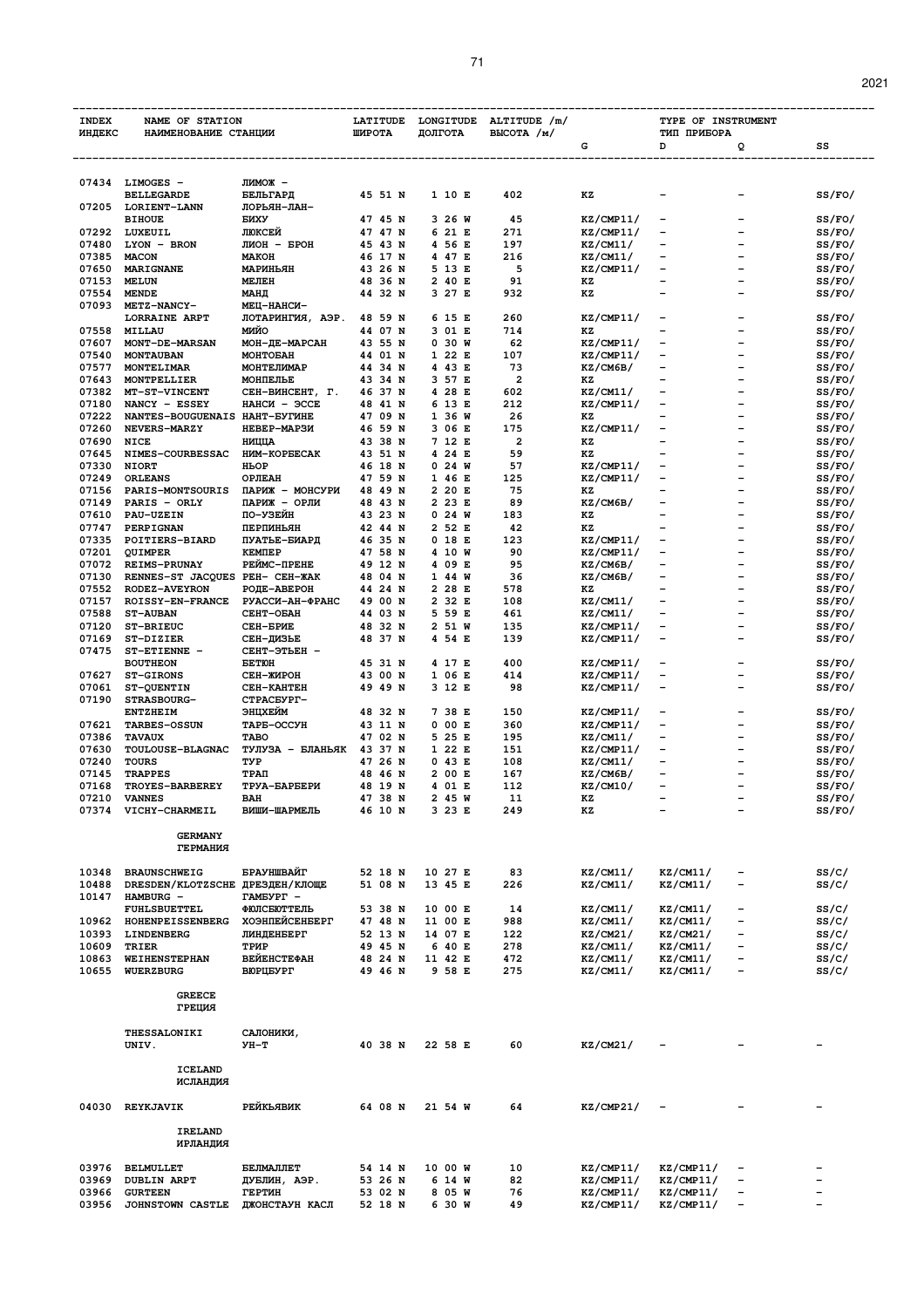| INDEX<br>ИНДЕКС | NAME OF STATION<br>НАИМЕНОВАНИЕ СТАНЦИИ | | LATITUDE<br>ШИРОТА | LONGITUDE<br>ДОЛГОТА | ALTITUDE /m/<br>ВЫСОТА /м/ | TYPE OF INSTRUMENT<br>ТИП ПРИБОРА<br>G | <br><br>D | <br><br>Q | <br><br>SS |
|---|---|---|---|---|---|---|---|---|---|
| 07434 | LIMOGES - BELLEGARDE | ЛИМОЖ - БЕЛЬГАРД | 45 51 N | 1 10 E | 402 | KZ | - | - | SS/FO/ |
| 07205 | LORIENT-LANN BIHOUE | ЛОРЬЯН-ЛАН-БИХУ | 47 45 N | 3 26 W | 45 | KZ/CMP11/ | - | - | SS/FO/ |
| 07292 | LUXEUIL | ЛЮКСЕЙ | 47 47 N | 6 21 E | 271 | KZ/CMP11/ | - | - | SS/FO/ |
| 07480 | LYON - BRON | ЛИОН - БРОН | 45 43 N | 4 56 E | 197 | KZ/CM11/ | - | - | SS/FO/ |
| 07385 | MACON | МАКОН | 46 17 N | 4 47 E | 216 | KZ/CM11/ | - | - | SS/FO/ |
| 07650 | MARIGNANE | МАРИНЬЯН | 43 26 N | 5 13 E | 5 | KZ/CMP11/ | - | - | SS/FO/ |
| 07153 | MELUN | МЕЛЕН | 48 36 N | 2 40 E | 91 | KZ | - | - | SS/FO/ |
| 07554 | MENDE | МАНД | 44 32 N | 3 27 E | 932 | KZ | - | - | SS/FO/ |
| 07093 | METZ-NANCY-LORRAINE ARPT | МЕЦ-НАНСИ-ЛОТАРИНГИЯ, АЭР. | 48 59 N | 6 15 E | 260 | KZ/CMP11/ | - | - | SS/FO/ |
| 07558 | MILLAU | МИЙО | 44 07 N | 3 01 E | 714 | KZ | - | - | SS/FO/ |
| 07607 | MONT-DE-MARSAN | МОН-ДЕ-МАРСАН | 43 55 N | 0 30 W | 62 | KZ/CMP11/ | - | - | SS/FO/ |
| 07540 | MONTAUBAN | МОНТОБАН | 44 01 N | 1 22 E | 107 | KZ/CMP11/ | - | - | SS/FO/ |
| 07577 | MONTELIMAR | МОНТЕЛИМАР | 44 34 N | 4 43 E | 73 | KZ/CM6B/ | - | - | SS/FO/ |
| 07643 | MONTPELLIER | МОНПЕЛЬЕ | 43 34 N | 3 57 E | 2 | KZ | - | - | SS/FO/ |
| 07382 | MT-ST-VINCENT | СЕН-ВИНСЕНТ, Г. | 46 37 N | 4 28 E | 602 | KZ/CM11/ | - | - | SS/FO/ |
| 07180 | NANCY - ESSEY | НАНСИ - ЭССЕ | 48 41 N | 6 13 E | 212 | KZ/CMP11/ | - | - | SS/FO/ |
| 07222 | NANTES-BOUGUENAIS | НАНТ-БУГИНЕ | 47 09 N | 1 36 W | 26 | KZ | - | - | SS/FO/ |
| 07260 | NEVERS-MARZY | НЕВЕР-МАРЗИ | 46 59 N | 3 06 E | 175 | KZ/CMP11/ | - | - | SS/FO/ |
| 07690 | NICE | НИЦЦА | 43 38 N | 7 12 E | 2 | KZ | - | - | SS/FO/ |
| 07645 | NIMES-COURBESSAC | НИМ-КОРБЕСАК | 43 51 N | 4 24 E | 59 | KZ | - | - | SS/FO/ |
| 07330 | NIORT | НЬОР | 46 18 N | 0 24 W | 57 | KZ/CMP11/ | - | - | SS/FO/ |
| 07249 | ORLEANS | ОРЛЕАН | 47 59 N | 1 46 E | 125 | KZ/CMP11/ | - | - | SS/FO/ |
| 07156 | PARIS-MONTSOURIS | ПАРИЖ - МОНСУРИ | 48 49 N | 2 20 E | 75 | KZ | - | - | SS/FO/ |
| 07149 | PARIS - ORLY | ПАРИЖ - ОРЛИ | 48 43 N | 2 23 E | 89 | KZ/CM6B/ | - | - | SS/FO/ |
| 07610 | PAU-UZEIN | ПО-УЗЕЙН | 43 23 N | 0 24 W | 183 | KZ | - | - | SS/FO/ |
| 07747 | PERPIGNAN | ПЕРПИНЬЯН | 42 44 N | 2 52 E | 42 | KZ | - | - | SS/FO/ |
| 07335 | POITIERS-BIARD | ПУАТЬЕ-БИАРД | 46 35 N | 0 18 E | 123 | KZ/CMP11/ | - | - | SS/FO/ |
| 07201 | QUIMPER | КЕМПЕР | 47 58 N | 4 10 W | 90 | KZ/CMP11/ | - | - | SS/FO/ |
| 07072 | REIMS-PRUNAY | РЕЙМС-ПРЕНЕ | 49 12 N | 4 09 E | 95 | KZ/CM6B/ | - | - | SS/FO/ |
| 07130 | RENNES-ST JACQUES | РЕН- СЕН-ЖАК | 48 04 N | 1 44 W | 36 | KZ/CM6B/ | - | - | SS/FO/ |
| 07552 | RODEZ-AVEYRON | РОДЕ-АВЕРОН | 44 24 N | 2 28 E | 578 | KZ | - | - | SS/FO/ |
| 07157 | ROISSY-EN-FRANCE | РУАССИ-АН-ФРАНС | 49 00 N | 2 32 E | 108 | KZ/CM11/ | - | - | SS/FO/ |
| 07588 | ST-AUBAN | СЕНТ-ОБАН | 44 03 N | 5 59 E | 461 | KZ/CM11/ | - | - | SS/FO/ |
| 07120 | ST-BRIEUC | СЕН-БРИЕ | 48 32 N | 2 51 W | 135 | KZ/CMP11/ | - | - | SS/FO/ |
| 07169 | ST-DIZIER | СЕН-ДИЗЬЕ | 48 37 N | 4 54 E | 139 | KZ/CMP11/ | - | - | SS/FO/ |
| 07475 | ST-ETIENNE - BOUTHEON | СЕНТ-ЭТЬЕН - БЕТЮН | 45 31 N | 4 17 E | 400 | KZ/CMP11/ | - | - | SS/FO/ |
| 07627 | ST-GIRONS | СЕН-ЖИРОН | 43 00 N | 1 06 E | 414 | KZ/CMP11/ | - | - | SS/FO/ |
| 07061 | ST-QUENTIN | СЕН-КАНТЕН | 49 49 N | 3 12 E | 98 | KZ/CMP11/ | - | - | SS/FO/ |
| 07190 | STRASBOURG-ENTZHEIM | СТРАСБУРГ-ЭНЦХЕЙМ | 48 32 N | 7 38 E | 150 | KZ/CMP11/ | - | - | SS/FO/ |
| 07621 | TARBES-OSSUN | ТАРБ-ОССУН | 43 11 N | 0 00 E | 360 | KZ/CMP11/ | - | - | SS/FO/ |
| 07386 | TAVAUX | ТАВО | 47 02 N | 5 25 E | 195 | KZ/CM11/ | - | - | SS/FO/ |
| 07630 | TOULOUSE-BLAGNAC | ТУЛУЗА - БЛАНЬЯК | 43 37 N | 1 22 E | 151 | KZ/CMP11/ | - | - | SS/FO/ |
| 07240 | TOURS | ТУР | 47 26 N | 0 43 E | 108 | KZ/CM11/ | - | - | SS/FO/ |
| 07145 | TRAPPES | ТРАП | 48 46 N | 2 00 E | 167 | KZ/CM6B/ | - | - | SS/FO/ |
| 07168 | TROYES-BARBEREY | ТРУА-БАРБЕРИ | 48 19 N | 4 01 E | 112 | KZ/CM10/ | - | - | SS/FO/ |
| 07210 | VANNES | ВАН | 47 38 N | 2 45 W | 11 | KZ | - | - | SS/FO/ |
| 07374 | VICHY-CHARMEIL | ВИШИ-ШАРМЕЛЬ | 46 10 N | 3 23 E | 249 | KZ | - | - | SS/FO/ |
| | **GERMANY** | **ГЕРМАНИЯ** | | | | | | | |
| 10348 | BRAUNSCHWEIG | БРАУНШВАЙГ | 52 18 N | 10 27 E | 83 | KZ/CM11/ | KZ/CM11/ | - | SS/C/ |
| 10488 | DRESDEN/KLOTZSCHE | ДРЕЗДЕН/КЛОЩЕ | 51 08 N | 13 45 E | 226 | KZ/CM11/ | KZ/CM11/ | - | SS/C/ |
| 10147 | HAMBURG - FUHLSBUETTEL | ГАМБУРГ - ФЮЛСБЮТТЕЛЬ | 53 38 N | 10 00 E | 14 | KZ/CM11/ | KZ/CM11/ | - | SS/C/ |
| 10962 | HOHENPEISSENBERG | ХОЭНПЕЙСЕНБЕРГ | 47 48 N | 11 00 E | 988 | KZ/CM11/ | KZ/CM11/ | - | SS/C/ |
| 10393 | LINDENBERG | ЛИНДЕНБЕРГ | 52 13 N | 14 07 E | 122 | KZ/CM21/ | KZ/CM21/ | - | SS/C/ |
| 10609 | TRIER | ТРИР | 49 45 N | 6 40 E | 278 | KZ/CM11/ | KZ/CM11/ | - | SS/C/ |
| 10863 | WEIHENSTEPHAN | ВЕЙЕНСТЕФАН | 48 24 N | 11 42 E | 472 | KZ/CM11/ | KZ/CM11/ | - | SS/C/ |
| 10655 | WUERZBURG | ВЮРЦБУРГ | 49 46 N | 9 58 E | 275 | KZ/CM11/ | KZ/CM11/ | - | SS/C/ |
| | **GREECE** | **ГРЕЦИЯ** | | | | | | | |
| | THESSALONIKI UNIV. | САЛОНИКИ, УН-Т | 40 38 N | 22 58 E | 60 | KZ/CM21/ | - | - | - |
| | **ICELAND** | **ИСЛАНДИЯ** | | | | | | | |
| 04030 | REYKJAVIK | РЕЙКЬЯВИК | 64 08 N | 21 54 W | 64 | KZ/CMP21/ | - | - | - |
| | **IRELAND** | **ИРЛАНДИЯ** | | | | | | | |
| 03976 | BELMULLET | БЕЛМАЛЛЕТ | 54 14 N | 10 00 W | 10 | KZ/CMP11/ | KZ/CMP11/ | - | - |
| 03969 | DUBLIN ARPT | ДУБЛИН, АЭР. | 53 26 N | 6 14 W | 82 | KZ/CMP11/ | KZ/CMP11/ | - | - |
| 03966 | GURTEEN | ГЕРТИН | 53 02 N | 8 05 W | 76 | KZ/CMP11/ | KZ/CMP11/ | - | - |
| 03956 | JOHNSTOWN CASTLE | ДЖОНСТАУН КАСЛ | 52 18 N | 6 30 W | 49 | KZ/CMP11/ | KZ/CMP11/ | - | - |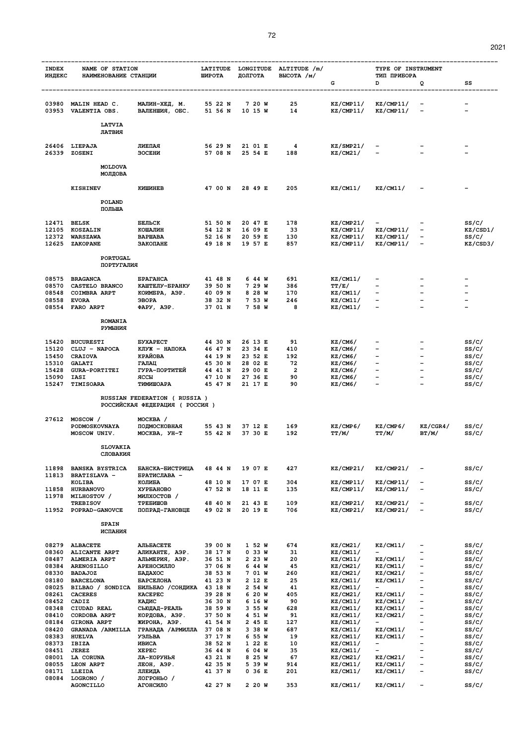| INDEX ИНДЕКС | NAME OF STATION НАИМЕНОВАНИЕ СТАНЦИИ | | LATITUDE ШИРОТА | LONGITUDE ДОЛГОТА | ALTITUDE /m/ ВЫСОТА /м/ | TYPE OF INSTRUMENT ТИП ПРИБОРА | | | |
|---|---|---|---|---|---|---|---|---|---|
| | | | | | | G | D | Q | SS |
| 03980 | MALIN HEAD C. | МАЛИН-ХЕД, М. | 55 22 N | 7 20 W | 25 | KZ/CMP11/ | KZ/CMP11/ | - | - |
| 03953 | VALENTIA OBS. | ВАЛЕНШИЯ, ОБС. | 51 56 N | 10 15 W | 14 | KZ/CMP11/ | KZ/CMP11/ | - | - |
| | **LATVIA** | **ЛАТВИЯ** | | | | | | | |
| 26406 | LIEPAJA | ЛИЕПАЯ | 56 29 N | 21 01 E | 4 | KZ/SMP21/ | - | - | - |
| 26339 | ZOSENI | ЗОСЕНИ | 57 08 N | 25 54 E | 188 | KZ/CM21/ | - | - | - |
| | **MOLDOVA** | **МОЛДОВА** | | | | | | | |
| | KISHINEV | КИШИНЕВ | 47 00 N | 28 49 E | 205 | KZ/CM11/ | KZ/CM11/ | - | - |
| | **POLAND** | **ПОЛЬША** | | | | | | | |
| 12471 | BELSK | БЕЛЬСК | 51 50 N | 20 47 E | 178 | KZ/CMP21/ | - | - | SS/C/ |
| 12105 | KOSZALIN | КОШАЛИН | 54 12 N | 16 09 E | 33 | KZ/CMP11/ | KZ/CMP11/ | - | KZ/CSD1/ |
| 12372 | WARSZAWA | ВАРШАВА | 52 16 N | 20 59 E | 130 | KZ/CMP11/ | KZ/CMP11/ | - | SS/C/ |
| 12625 | ZAKOPANE | ЗАКОПАНЕ | 49 18 N | 19 57 E | 857 | KZ/CMP11/ | KZ/CMP11/ | - | KZ/CSD3/ |
| | **PORTUGAL** | **ПОРТУГАЛИЯ** | | | | | | | |
| 08575 | BRAGANCA | БРАГАНСА | 41 48 N | 6 44 W | 691 | KZ/CM11/ | - | - | - |
| 08570 | CASTELO BRANCO | КАШТЕЛУ-БРАНКУ | 39 50 N | 7 29 W | 386 | TT/E/ | - | - | - |
| 08548 | COIMBRA ARPT | КОИМБРА, АЭР. | 40 09 N | 8 28 W | 170 | KZ/CM11/ | - | - | - |
| 08558 | EVORA | ЭВОРА | 38 32 N | 7 53 W | 246 | KZ/CM11/ | - | - | - |
| 08554 | FARO ARPT | ФАРУ, АЭР. | 37 01 N | 7 58 W | 8 | KZ/CM11/ | - | - | - |
| | **ROMANIA** | **РУМЫНИЯ** | | | | | | | |
| 15420 | BUCURESTI | БУХАРЕСТ | 44 30 N | 26 13 E | 91 | KZ/CM6/ | - | - | SS/C/ |
| 15120 | CLUJ - NAPOCA | КЛУЖ - НАПОКА | 46 47 N | 23 34 E | 410 | KZ/CM6/ | - | - | SS/C/ |
| 15450 | CRAIOVA | КРАЙОВА | 44 19 N | 23 52 E | 192 | KZ/CM6/ | - | - | SS/C/ |
| 15310 | GALATI | ГАЛАЦ | 45 30 N | 28 02 E | 72 | KZ/CM6/ | - | - | SS/C/ |
| 15428 | GURA-PORTITEI | ГУРА-ПОРТИТЕЙ | 44 41 N | 29 00 E | 2 | KZ/CM6/ | - | - | SS/C/ |
| 15090 | IASI | ЯССЫ | 47 10 N | 27 36 E | 90 | KZ/CM6/ | - | - | SS/C/ |
| 15247 | TIMISOARA | ТИМИШОАРА | 45 47 N | 21 17 E | 90 | KZ/CM6/ | - | - | SS/C/ |
| | **RUSSIAN FEDERATION ( RUSSIA )** | **РОССИЙСКАЯ ФЕДЕРАЦИЯ ( РОССИЯ )** | | | | | | | |
| 27612 | MOSCOW / PODMOSKOVNAYA | МОСКВА / ПОДМОСКОВНАЯ | 55 43 N | 37 12 E | 169 | KZ/CMP6/ | KZ/CMP6/ | KZ/CGR4/ | SS/C/ |
| | MOSCOW UNIV. | МОСКВА, УН-Т | 55 42 N | 37 30 E | 192 | TT/M/ | TT/M/ | BT/M/ | SS/C/ |
| | **SLOVAKIA** | **СЛОВАКИЯ** | | | | | | | |
| 11898 | BANSKA BYSTRICA | БАНСКА-БИСТРИЦА | 48 44 N | 19 07 E | 427 | KZ/CMP21/ | KZ/CMP21/ | - | SS/C/ |
| 11813 | BRATISLAVA - KOLIBA | БРАТИСЛАВА - КОЛИБА | 48 10 N | 17 07 E | 304 | KZ/CMP11/ | KZ/CMP11/ | - | SS/C/ |
| 11858 | HURBANOVO | ХУРБАНОВО | 47 52 N | 18 11 E | 135 | KZ/CMP11/ | KZ/CMP11/ | - | SS/C/ |
| 11978 | MILHOSTOV / TREBISOV | МИЛХОСТОВ / ТРЕБИШОВ | 48 40 N | 21 43 E | 109 | KZ/CMP21/ | KZ/CMP21/ | - | SS/C/ |
| 11952 | POPRAD-GANOVCE | ПОПРАД-ГАНОВЦЕ | 49 02 N | 20 19 E | 706 | KZ/CMP21/ | KZ/CMP21/ | - | SS/C/ |
| | **SPAIN** | **ИСПАНИЯ** | | | | | | | |
| 08279 | ALBACETE | АЛЬБАСЕТЕ | 39 00 N | 1 52 W | 674 | KZ/CM21/ | KZ/CM11/ | - | SS/C/ |
| 08360 | ALICANTE ARPT | АЛИКАНТЕ, АЭР. | 38 17 N | 0 33 W | 31 | KZ/CM11/ | - | - | SS/C/ |
| 08487 | ALMERIA ARPT | АЛЬМЕРИЯ, АЭР. | 36 51 N | 2 23 W | 20 | KZ/CM11/ | KZ/CM11/ | - | SS/C/ |
| 08384 | ARENOSILLO | АРЕНОСИЛЛО | 37 06 N | 6 44 W | 45 | KZ/CM21/ | KZ/CM11/ | - | SS/C/ |
| 08330 | BADAJOZ | БАДАХОС | 38 53 N | 7 01 W | 260 | KZ/CM21/ | KZ/CM21/ | - | SS/C/ |
| 08180 | BARCELONA | БАРСЕЛОНА | 41 23 N | 2 12 E | 25 | KZ/CM11/ | KZ/CM11/ | - | SS/C/ |
| 08025 | BILBAO / SONDICA | БИЛЬБАО /СОНДИКА | 43 18 N | 2 54 W | 41 | KZ/CM11/ | - | - | SS/C/ |
| 08261 | CACERES | КАСЕРЕС | 39 28 N | 6 20 W | 405 | KZ/CM21/ | KZ/CM11/ | - | SS/C/ |
| 08452 | CADIZ | КАДИС | 36 30 N | 6 16 W | 90 | KZ/CM11/ | KZ/CM11/ | - | SS/C/ |
| 08348 | CIUDAD REAL | СЬЮДАД-РЕАЛЬ | 38 59 N | 3 55 W | 628 | KZ/CM11/ | KZ/CM11/ | - | SS/C/ |
| 08410 | CORDOBA ARPT | КОРДОВА, АЭР. | 37 50 N | 4 51 W | 91 | KZ/CM11/ | KZ/CM21/ | - | SS/C/ |
| 08184 | GIRONA ARPT | ЖИРОНА, АЭР. | 41 54 N | 2 45 E | 127 | KZ/CM11/ | - | - | SS/C/ |
| 08420 | GRANADA /ARMILLA | ГРАНАДА /АРМИЛЛА | 37 08 N | 3 38 W | 687 | KZ/CM11/ | KZ/CM11/ | - | SS/C/ |
| 08383 | HUELVA | УЭЛЬВА | 37 17 N | 6 55 W | 19 | KZ/CM11/ | KZ/CM11/ | - | SS/C/ |
| 08373 | IBIZA | ИВИСА | 38 52 N | 1 22 E | 10 | KZ/CM11/ | - | - | SS/C/ |
| 08451 | JEREZ | ХЕРЕС | 36 44 N | 6 04 W | 35 | KZ/CM11/ | - | - | SS/C/ |
| 08001 | LA CORUNA | ЛА-КОРУНЬЯ | 43 21 N | 8 25 W | 67 | KZ/CM21/ | KZ/CM21/ | - | SS/C/ |
| 08055 | LEON ARPT | ЛЕОН, АЭР. | 42 35 N | 5 39 W | 914 | KZ/CM11/ | KZ/CM11/ | - | SS/C/ |
| 08171 | LLEIDA | ЛЛЕИДА | 41 37 N | 0 36 E | 201 | KZ/CM11/ | KZ/CM11/ | - | SS/C/ |
| 08084 | LOGRONO / AGONCILLO | ЛОГРОНЬО / АГОНСИЛО | 42 27 N | 2 20 W | 353 | KZ/CM11/ | KZ/CM11/ | - | SS/C/ |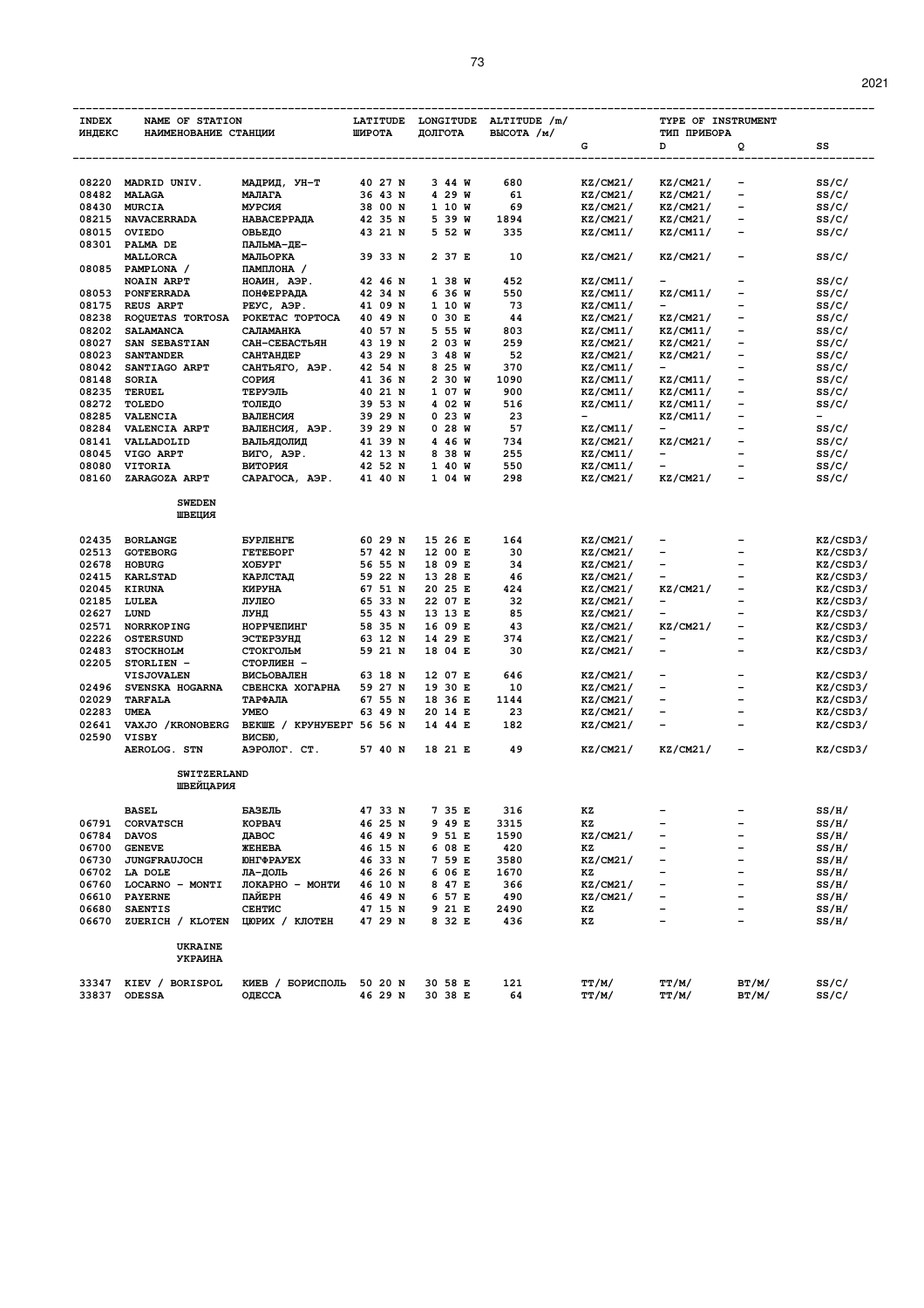| INDEX ИНДЕКС | NAME OF STATION НАИМЕНОВАНИЕ СТАНЦИИ | | LATITUDE ШИРОТА | LONGITUDE ДОЛГОТА | ALTITUDE /m/ ВЫСОТА /м/ | TYPE OF INSTRUMENT ТИП ПРИБОРА | | | |
|---|---|---|---|---|---|---|---|---|---|
| | | | | | | G | D | Q | SS |
| 08220 | MADRID UNIV. | МАДРИД, УН-Т | 40 27 N | 3 44 W | 680 | KZ/CM21/ | KZ/CM21/ | - | SS/C/ |
| 08482 | MALAGA | МАЛАГА | 36 43 N | 4 29 W | 61 | KZ/CM21/ | KZ/CM21/ | - | SS/C/ |
| 08430 | MURCIA | МУРСИЯ | 38 00 N | 1 10 W | 69 | KZ/CM21/ | KZ/CM21/ | - | SS/C/ |
| 08215 | NAVACERRADA | НАВАСЕРРАДА | 42 35 N | 5 39 W | 1894 | KZ/CM21/ | KZ/CM21/ | - | SS/C/ |
| 08015 | OVIEDO | ОВЬЕДО | 43 21 N | 5 52 W | 335 | KZ/CM11/ | KZ/CM11/ | - | SS/C/ |
| 08301 | PALMA DE MALLORCA | ПАЛЬМА-ДЕ-МАЛЬОРКА | 39 33 N | 2 37 E | 10 | KZ/CM21/ | KZ/CM21/ | - | SS/C/ |
| 08085 | PAMPLONA / NOAIN ARPT | ПАМПЛОНА / НОАИН, АЭР. | 42 46 N | 1 38 W | 452 | KZ/CM11/ | - | - | SS/C/ |
| 08053 | PONFERRADA | ПОНФЕРРАДА | 42 34 N | 6 36 W | 550 | KZ/CM11/ | KZ/CM11/ | - | SS/C/ |
| 08175 | REUS ARPT | РЕУС, АЭР. | 41 09 N | 1 10 W | 73 | KZ/CM11/ | - | - | SS/C/ |
| 08238 | ROQUETAS TORTOSA | РОКЕТАС ТОРТОСА | 40 49 N | 0 30 E | 44 | KZ/CM21/ | KZ/CM21/ | - | SS/C/ |
| 08202 | SALAMANCA | САЛАМАНКА | 40 57 N | 5 55 W | 803 | KZ/CM11/ | KZ/CM11/ | - | SS/C/ |
| 08027 | SAN SEBASTIAN | САН-СЕБАСТЬЯН | 43 19 N | 2 03 W | 259 | KZ/CM21/ | KZ/CM21/ | - | SS/C/ |
| 08023 | SANTANDER | САНТАНДЕР | 43 29 N | 3 48 W | 52 | KZ/CM21/ | KZ/CM21/ | - | SS/C/ |
| 08042 | SANTIAGO ARPT | САНТЬЯГО, АЭР. | 42 54 N | 8 25 W | 370 | KZ/CM11/ | - | - | SS/C/ |
| 08148 | SORIA | СОРИЯ | 41 36 N | 2 30 W | 1090 | KZ/CM11/ | KZ/CM11/ | - | SS/C/ |
| 08235 | TERUEL | ТЕРУЭЛЬ | 40 21 N | 1 07 W | 900 | KZ/CM11/ | KZ/CM11/ | - | SS/C/ |
| 08272 | TOLEDO | ТОЛЕДО | 39 53 N | 4 02 W | 516 | KZ/CM11/ | KZ/CM11/ | - | SS/C/ |
| 08285 | VALENCIA | ВАЛЕНСИЯ | 39 29 N | 0 23 W | 23 | - | KZ/CM11/ | - | - |
| 08284 | VALENCIA ARPT | ВАЛЕНСИЯ, АЭР. | 39 29 N | 0 28 W | 57 | KZ/CM11/ | - | - | SS/C/ |
| 08141 | VALLADOLID | ВАЛЬЯДОЛИД | 41 39 N | 4 46 W | 734 | KZ/CM21/ | KZ/CM21/ | - | SS/C/ |
| 08045 | VIGO ARPT | ВИГО, АЭР. | 42 13 N | 8 38 W | 255 | KZ/CM11/ | - | - | SS/C/ |
| 08080 | VITORIA | ВИТОРИЯ | 42 52 N | 1 40 W | 550 | KZ/CM11/ | - | - | SS/C/ |
| 08160 | ZARAGOZA ARPT | САРАГОСА, АЭР. | 41 40 N | 1 04 W | 298 | KZ/CM21/ | KZ/CM21/ | - | SS/C/ |
| | **SWEDEN ШВЕЦИЯ** | | | | | | | | |
| 02435 | BORLANGE | БУРЛЕНГЕ | 60 29 N | 15 26 E | 164 | KZ/CM21/ | - | - | KZ/CSD3/ |
| 02513 | GOTEBORG | ГЕТЕБОРГ | 57 42 N | 12 00 E | 30 | KZ/CM21/ | - | - | KZ/CSD3/ |
| 02678 | HOBURG | ХОБУРГ | 56 55 N | 18 09 E | 34 | KZ/CM21/ | - | - | KZ/CSD3/ |
| 02415 | KARLSTAD | КАРЛСТАД | 59 22 N | 13 28 E | 46 | KZ/CM21/ | - | - | KZ/CSD3/ |
| 02045 | KIRUNA | КИРУНА | 67 51 N | 20 25 E | 424 | KZ/CM21/ | KZ/CM21/ | - | KZ/CSD3/ |
| 02185 | LULEA | ЛУЛЕО | 65 33 N | 22 07 E | 32 | KZ/CM21/ | - | - | KZ/CSD3/ |
| 02627 | LUND | ЛУНД | 55 43 N | 13 13 E | 85 | KZ/CM21/ | - | - | KZ/CSD3/ |
| 02571 | NORRKOPING | НОРРЧЕПИНГ | 58 35 N | 16 09 E | 43 | KZ/CM21/ | KZ/CM21/ | - | KZ/CSD3/ |
| 02226 | OSTERSUND | ЭСТЕРЗУНД | 63 12 N | 14 29 E | 374 | KZ/CM21/ | - | - | KZ/CSD3/ |
| 02483 | STOCKHOLM | СТОКГОЛЬМ | 59 21 N | 18 04 E | 30 | KZ/CM21/ | - | - | KZ/CSD3/ |
| 02205 | STORLIEN - VISJOVALEN | СТОРЛИЕН - ВИСЬОВАЛЕН | 63 18 N | 12 07 E | 646 | KZ/CM21/ | - | - | KZ/CSD3/ |
| 02496 | SVENSKA HOGARNA | СВЕНСКА ХОГАРНА | 59 27 N | 19 30 E | 10 | KZ/CM21/ | - | - | KZ/CSD3/ |
| 02029 | TARFALA | ТАРФАЛА | 67 55 N | 18 36 E | 1144 | KZ/CM21/ | - | - | KZ/CSD3/ |
| 02283 | UMEA | УМЕО | 63 49 N | 20 14 E | 23 | KZ/CM21/ | - | - | KZ/CSD3/ |
| 02641 | VAXJO /KRONOBERG | ВЕКШЕ / КРУНУБЕРГ | 56 56 N | 14 44 E | 182 | KZ/CM21/ | - | - | KZ/CSD3/ |
| 02590 | VISBY AEROLOG. STN | ВИСБЮ, АЭРОЛОГ. СТ. | 57 40 N | 18 21 E | 49 | KZ/CM21/ | KZ/CM21/ | - | KZ/CSD3/ |
| | **SWITZERLAND ШВЕЙЦАРИЯ** | | | | | | | | |
| | BASEL | БАЗЕЛЬ | 47 33 N | 7 35 E | 316 | KZ | - | - | SS/H/ |
| 06791 | CORVATSCH | КОРВАЧ | 46 25 N | 9 49 E | 3315 | KZ | - | - | SS/H/ |
| 06784 | DAVOS | ДАВОС | 46 49 N | 9 51 E | 1590 | KZ/CM21/ | - | - | SS/H/ |
| 06700 | GENEVE | ЖЕНЕВА | 46 15 N | 6 08 E | 420 | KZ | - | - | SS/H/ |
| 06730 | JUNGFRAUJOCH | ЮНГФРАУЕХ | 46 33 N | 7 59 E | 3580 | KZ/CM21/ | - | - | SS/H/ |
| 06702 | LA DOLE | ЛА-ДОЛЬ | 46 26 N | 6 06 E | 1670 | KZ | - | - | SS/H/ |
| 06760 | LOCARNO - MONTI | ЛОКАРНО - МОНТИ | 46 10 N | 8 47 E | 366 | KZ/CM21/ | - | - | SS/H/ |
| 06610 | PAYERNE | ПАЙЕРН | 46 49 N | 6 57 E | 490 | KZ/CM21/ | - | - | SS/H/ |
| 06680 | SAENTIS | СЕНТИС | 47 15 N | 9 21 E | 2490 | KZ | - | - | SS/H/ |
| 06670 | ZUERICH / KLOTEN | ЦЮРИХ / КЛОТЕН | 47 29 N | 8 32 E | 436 | KZ | - | - | SS/H/ |
| | **UKRAINE УКРАИНА** | | | | | | | | |
| 33347 | KIEV / BORISPOL | КИЕВ / БОРИСПОЛЬ | 50 20 N | 30 58 E | 121 | TT/M/ | TT/M/ | BT/M/ | SS/C/ |
| 33837 | ODESSA | ОДЕССА | 46 29 N | 30 38 E | 64 | TT/M/ | TT/M/ | BT/M/ | SS/C/ |